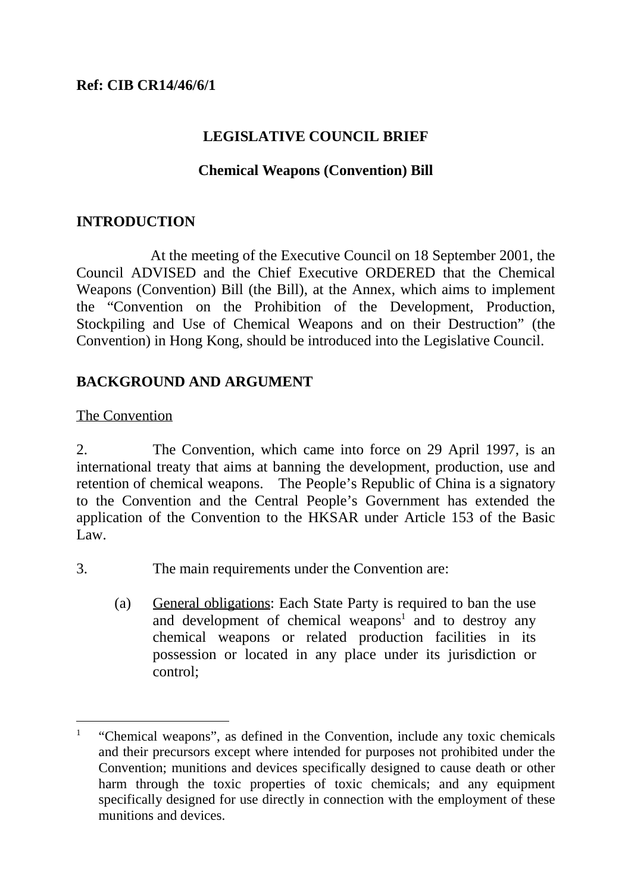**Ref: CIB CR14/46/6/1**

# LEGISLATIVE COUNCIL BRIEF

## Chemical Weapons (Convention) Bill

## INTRODUCTION

At the meeting of the Executive Council on 18 September 2001, the Council ADVISED and the Chief Executive ORDERED that the Chemical Weapons (Convention) Bill (the Bill), at the Annex, which aims to implement the "Convention on the Prohibition of the Development, Production, Stockpiling and Use of Chemical Weapons and on their Destruction" (the Convention) in Hong Kong, should be introduced into the Legislative Council.

## BACKGROUND AND ARGUMENT

The Convention

2. The Convention, which came into force on 29 April 1997, is an international treaty that aims at banning the development, production, use and retention of chemical weapons. The People's Republic of China is a signatory to the Convention and the Central People's Government has extended the application of the Convention to the HKSAR under Article 153 of the Basic Law.

3. The main requirements under the Convention are:

(a) General obligations: Each State Party is required to ban the use and development of chemical weapons[1] and to destroy any chemical weapons or related production facilities in its possession or located in any place under its jurisdiction or control;

---

[1] "Chemical weapons", as defined in the Convention, include any toxic chemicals and their precursors except where intended for purposes not prohibited under the Convention; munitions and devices specifically designed to cause death or other harm through the toxic properties of toxic chemicals; and any equipment specifically designed for use directly in connection with the employment of these munitions and devices.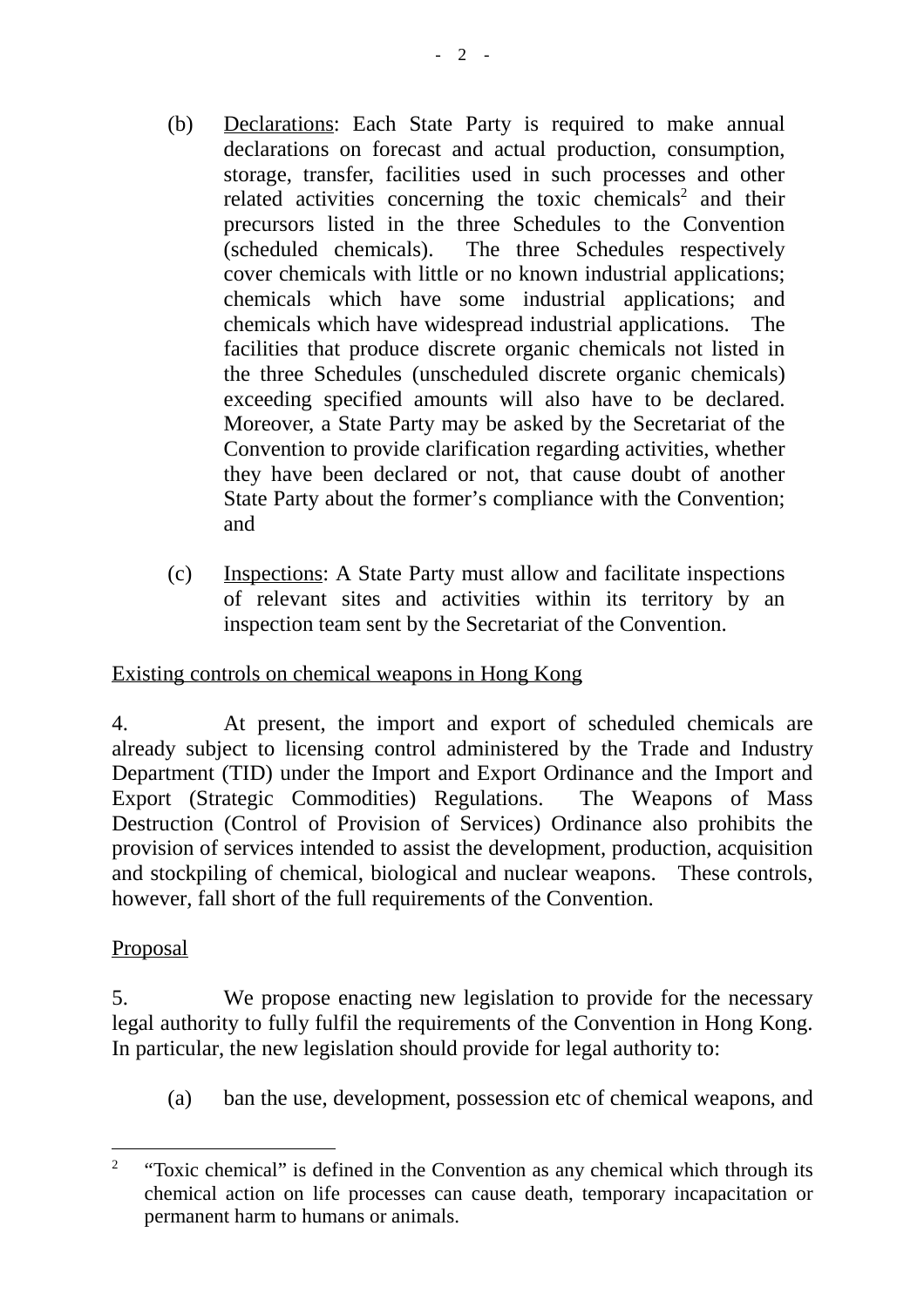(b) Declarations: Each State Party is required to make annual declarations on forecast and actual production, consumption, storage, transfer, facilities used in such processes and other related activities concerning the toxic chemicals[2] and their precursors listed in the three Schedules to the Convention (scheduled chemicals). The three Schedules respectively cover chemicals with little or no known industrial applications; chemicals which have some industrial applications; and chemicals which have widespread industrial applications. The facilities that produce discrete organic chemicals not listed in the three Schedules (unscheduled discrete organic chemicals) exceeding specified amounts will also have to be declared. Moreover, a State Party may be asked by the Secretariat of the Convention to provide clarification regarding activities, whether they have been declared or not, that cause doubt of another State Party about the former's compliance with the Convention; and

(c) Inspections: A State Party must allow and facilitate inspections of relevant sites and activities within its territory by an inspection team sent by the Secretariat of the Convention.

Existing controls on chemical weapons in Hong Kong

4. At present, the import and export of scheduled chemicals are already subject to licensing control administered by the Trade and Industry Department (TID) under the Import and Export Ordinance and the Import and Export (Strategic Commodities) Regulations. The Weapons of Mass Destruction (Control of Provision of Services) Ordinance also prohibits the provision of services intended to assist the development, production, acquisition and stockpiling of chemical, biological and nuclear weapons. These controls, however, fall short of the full requirements of the Convention.

Proposal

5. We propose enacting new legislation to provide for the necessary legal authority to fully fulfil the requirements of the Convention in Hong Kong. In particular, the new legislation should provide for legal authority to:

(a) ban the use, development, possession etc of chemical weapons, and

---

[2] "Toxic chemical" is defined in the Convention as any chemical which through its chemical action on life processes can cause death, temporary incapacitation or permanent harm to humans or animals.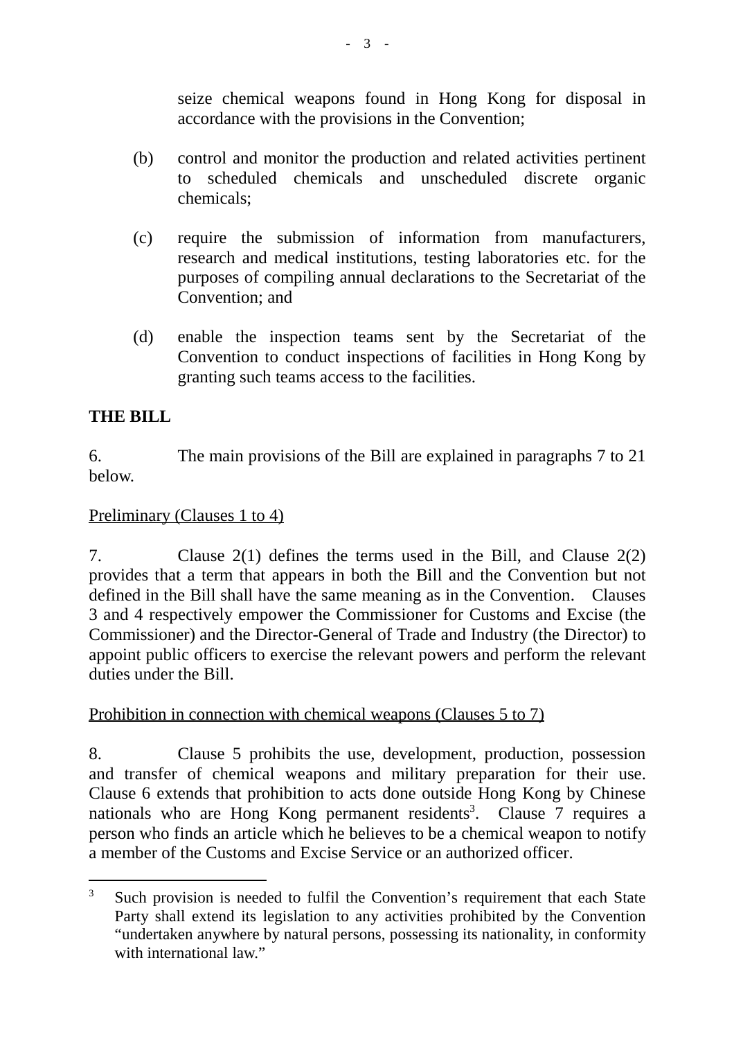seize chemical weapons found in Hong Kong for disposal in accordance with the provisions in the Convention;

(b) control and monitor the production and related activities pertinent to scheduled chemicals and unscheduled discrete organic chemicals;

(c) require the submission of information from manufacturers, research and medical institutions, testing laboratories etc. for the purposes of compiling annual declarations to the Secretariat of the Convention; and

(d) enable the inspection teams sent by the Secretariat of the Convention to conduct inspections of facilities in Hong Kong by granting such teams access to the facilities.

**THE BILL**

6. The main provisions of the Bill are explained in paragraphs 7 to 21 below.

Preliminary (Clauses 1 to 4)

7. Clause 2(1) defines the terms used in the Bill, and Clause 2(2) provides that a term that appears in both the Bill and the Convention but not defined in the Bill shall have the same meaning as in the Convention. Clauses 3 and 4 respectively empower the Commissioner for Customs and Excise (the Commissioner) and the Director-General of Trade and Industry (the Director) to appoint public officers to exercise the relevant powers and perform the relevant duties under the Bill.

Prohibition in connection with chemical weapons (Clauses 5 to 7)

8. Clause 5 prohibits the use, development, production, possession and transfer of chemical weapons and military preparation for their use. Clause 6 extends that prohibition to acts done outside Hong Kong by Chinese nationals who are Hong Kong permanent residents[3]. Clause 7 requires a person who finds an article which he believes to be a chemical weapon to notify a member of the Customs and Excise Service or an authorized officer.

---

[3] Such provision is needed to fulfil the Convention's requirement that each State Party shall extend its legislation to any activities prohibited by the Convention "undertaken anywhere by natural persons, possessing its nationality, in conformity with international law."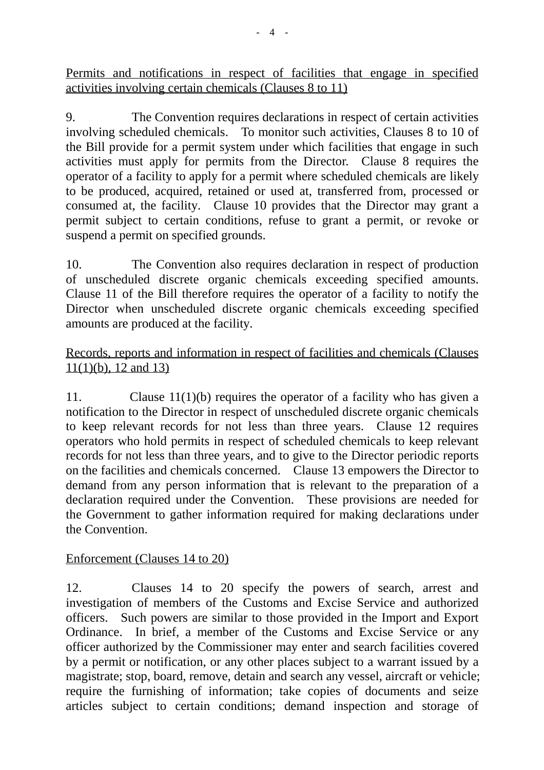Permits and notifications in respect of facilities that engage in specified activities involving certain chemicals (Clauses 8 to 11)

9. The Convention requires declarations in respect of certain activities involving scheduled chemicals. To monitor such activities, Clauses 8 to 10 of the Bill provide for a permit system under which facilities that engage in such activities must apply for permits from the Director. Clause 8 requires the operator of a facility to apply for a permit where scheduled chemicals are likely to be produced, acquired, retained or used at, transferred from, processed or consumed at, the facility. Clause 10 provides that the Director may grant a permit subject to certain conditions, refuse to grant a permit, or revoke or suspend a permit on specified grounds.

10. The Convention also requires declaration in respect of production of unscheduled discrete organic chemicals exceeding specified amounts. Clause 11 of the Bill therefore requires the operator of a facility to notify the Director when unscheduled discrete organic chemicals exceeding specified amounts are produced at the facility.

Records, reports and information in respect of facilities and chemicals (Clauses 11(1)(b), 12 and 13)

11. Clause 11(1)(b) requires the operator of a facility who has given a notification to the Director in respect of unscheduled discrete organic chemicals to keep relevant records for not less than three years. Clause 12 requires operators who hold permits in respect of scheduled chemicals to keep relevant records for not less than three years, and to give to the Director periodic reports on the facilities and chemicals concerned. Clause 13 empowers the Director to demand from any person information that is relevant to the preparation of a declaration required under the Convention. These provisions are needed for the Government to gather information required for making declarations under the Convention.

Enforcement (Clauses 14 to 20)

12. Clauses 14 to 20 specify the powers of search, arrest and investigation of members of the Customs and Excise Service and authorized officers. Such powers are similar to those provided in the Import and Export Ordinance. In brief, a member of the Customs and Excise Service or any officer authorized by the Commissioner may enter and search facilities covered by a permit or notification, or any other places subject to a warrant issued by a magistrate; stop, board, remove, detain and search any vessel, aircraft or vehicle; require the furnishing of information; take copies of documents and seize articles subject to certain conditions; demand inspection and storage of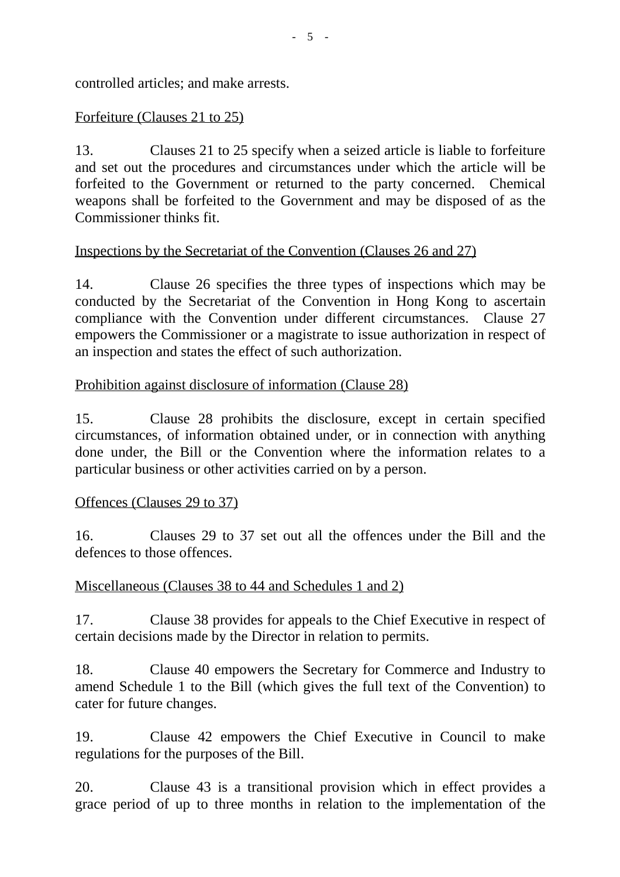controlled articles; and make arrests.

Forfeiture (Clauses 21 to 25)

13. Clauses 21 to 25 specify when a seized article is liable to forfeiture and set out the procedures and circumstances under which the article will be forfeited to the Government or returned to the party concerned. Chemical weapons shall be forfeited to the Government and may be disposed of as the Commissioner thinks fit.

Inspections by the Secretariat of the Convention (Clauses 26 and 27)

14. Clause 26 specifies the three types of inspections which may be conducted by the Secretariat of the Convention in Hong Kong to ascertain compliance with the Convention under different circumstances. Clause 27 empowers the Commissioner or a magistrate to issue authorization in respect of an inspection and states the effect of such authorization.

Prohibition against disclosure of information (Clause 28)

15. Clause 28 prohibits the disclosure, except in certain specified circumstances, of information obtained under, or in connection with anything done under, the Bill or the Convention where the information relates to a particular business or other activities carried on by a person.

Offences (Clauses 29 to 37)

16. Clauses 29 to 37 set out all the offences under the Bill and the defences to those offences.

Miscellaneous (Clauses 38 to 44 and Schedules 1 and 2)

17. Clause 38 provides for appeals to the Chief Executive in respect of certain decisions made by the Director in relation to permits.

18. Clause 40 empowers the Secretary for Commerce and Industry to amend Schedule 1 to the Bill (which gives the full text of the Convention) to cater for future changes.

19. Clause 42 empowers the Chief Executive in Council to make regulations for the purposes of the Bill.

20. Clause 43 is a transitional provision which in effect provides a grace period of up to three months in relation to the implementation of the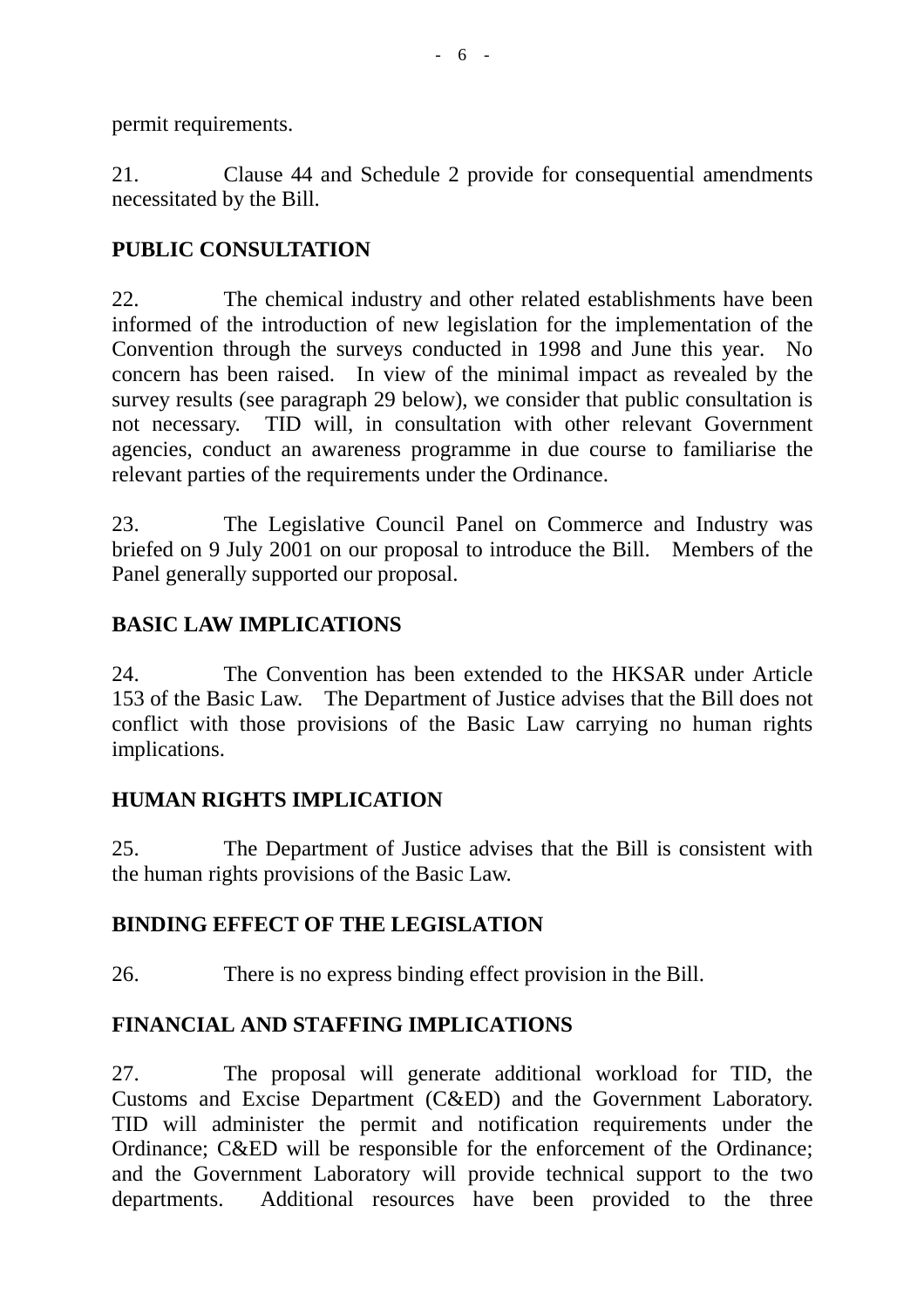permit requirements.

21. Clause 44 and Schedule 2 provide for consequential amendments necessitated by the Bill.

## PUBLIC CONSULTATION

22. The chemical industry and other related establishments have been informed of the introduction of new legislation for the implementation of the Convention through the surveys conducted in 1998 and June this year. No concern has been raised. In view of the minimal impact as revealed by the survey results (see paragraph 29 below), we consider that public consultation is not necessary. TID will, in consultation with other relevant Government agencies, conduct an awareness programme in due course to familiarise the relevant parties of the requirements under the Ordinance.

23. The Legislative Council Panel on Commerce and Industry was briefed on 9 July 2001 on our proposal to introduce the Bill. Members of the Panel generally supported our proposal.

## BASIC LAW IMPLICATIONS

24. The Convention has been extended to the HKSAR under Article 153 of the Basic Law. The Department of Justice advises that the Bill does not conflict with those provisions of the Basic Law carrying no human rights implications.

## HUMAN RIGHTS IMPLICATION

25. The Department of Justice advises that the Bill is consistent with the human rights provisions of the Basic Law.

## BINDING EFFECT OF THE LEGISLATION

26. There is no express binding effect provision in the Bill.

## FINANCIAL AND STAFFING IMPLICATIONS

27. The proposal will generate additional workload for TID, the Customs and Excise Department (C&ED) and the Government Laboratory. TID will administer the permit and notification requirements under the Ordinance; C&ED will be responsible for the enforcement of the Ordinance; and the Government Laboratory will provide technical support to the two departments. Additional resources have been provided to the three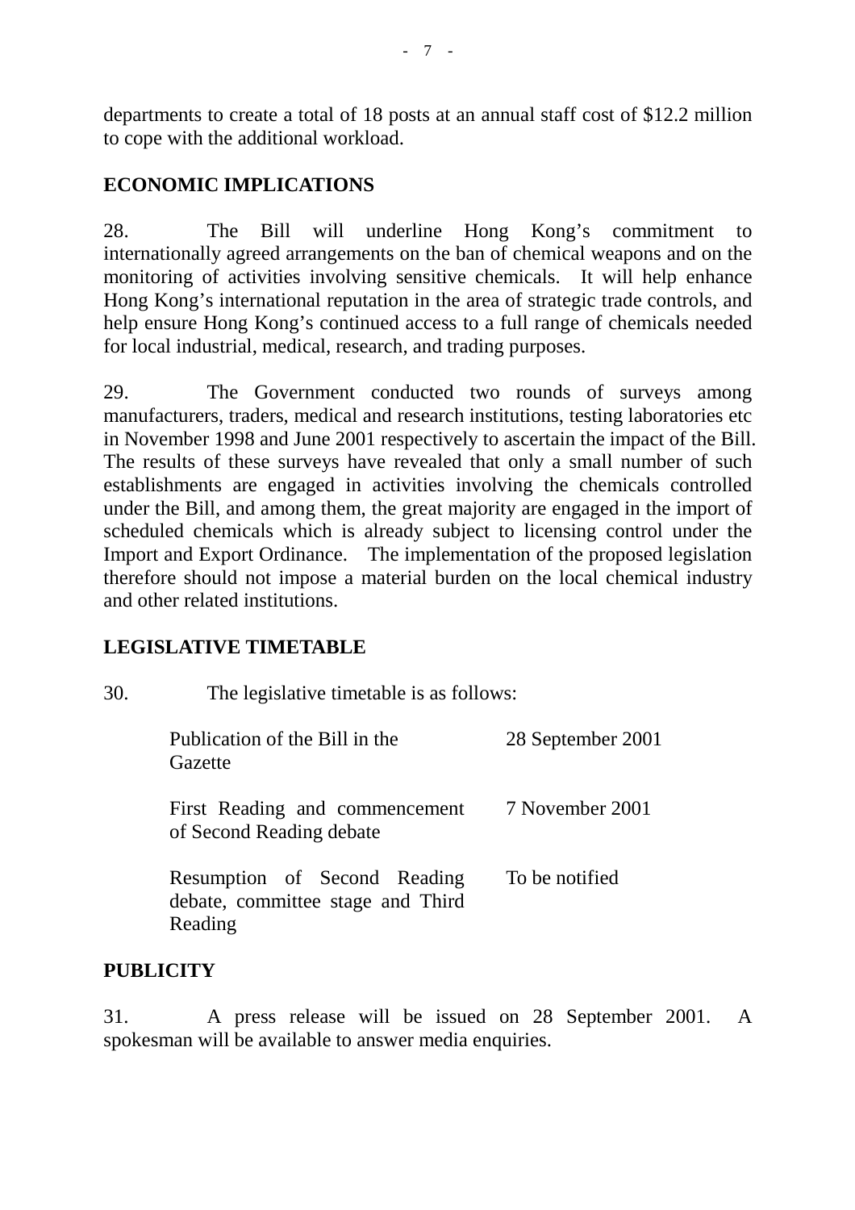departments to create a total of 18 posts at an annual staff cost of $12.2 million to cope with the additional workload.

## ECONOMIC IMPLICATIONS

28. The Bill will underline Hong Kong's commitment to internationally agreed arrangements on the ban of chemical weapons and on the monitoring of activities involving sensitive chemicals. It will help enhance Hong Kong's international reputation in the area of strategic trade controls, and help ensure Hong Kong's continued access to a full range of chemicals needed for local industrial, medical, research, and trading purposes.

29. The Government conducted two rounds of surveys among manufacturers, traders, medical and research institutions, testing laboratories etc in November 1998 and June 2001 respectively to ascertain the impact of the Bill. The results of these surveys have revealed that only a small number of such establishments are engaged in activities involving the chemicals controlled under the Bill, and among them, the great majority are engaged in the import of scheduled chemicals which is already subject to licensing control under the Import and Export Ordinance. The implementation of the proposed legislation therefore should not impose a material burden on the local chemical industry and other related institutions.

## LEGISLATIVE TIMETABLE

30. The legislative timetable is as follows:

| | |
|---|---|
| Publication of the Bill in the Gazette | 28 September 2001 |
| First Reading and commencement of Second Reading debate | 7 November 2001 |
| Resumption of Second Reading debate, committee stage and Third Reading | To be notified |

## PUBLICITY

31. A press release will be issued on 28 September 2001. A spokesman will be available to answer media enquiries.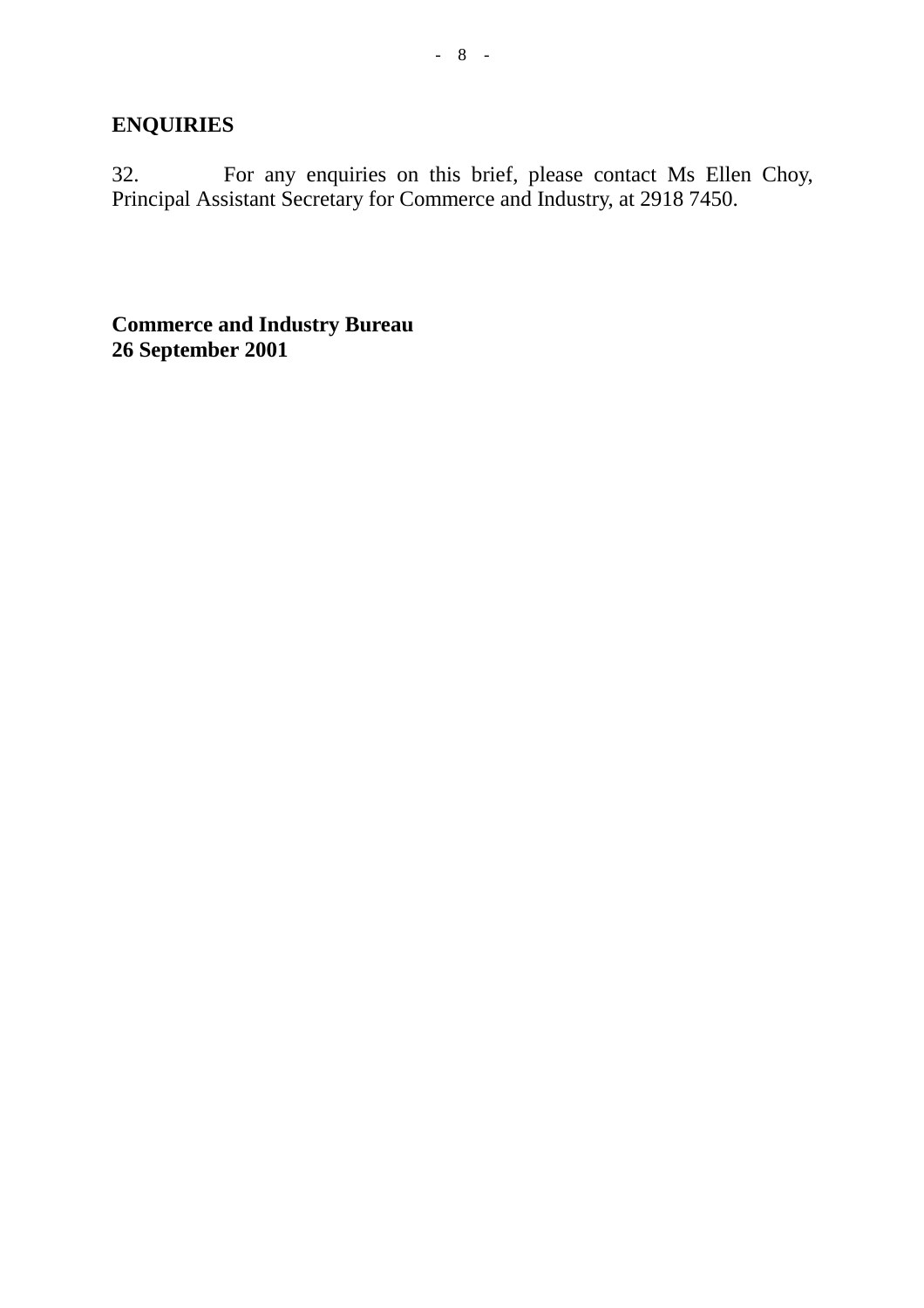**ENQUIRIES**

32. For any enquiries on this brief, please contact Ms Ellen Choy, Principal Assistant Secretary for Commerce and Industry, at 2918 7450.

**Commerce and Industry Bureau**
**26 September 2001**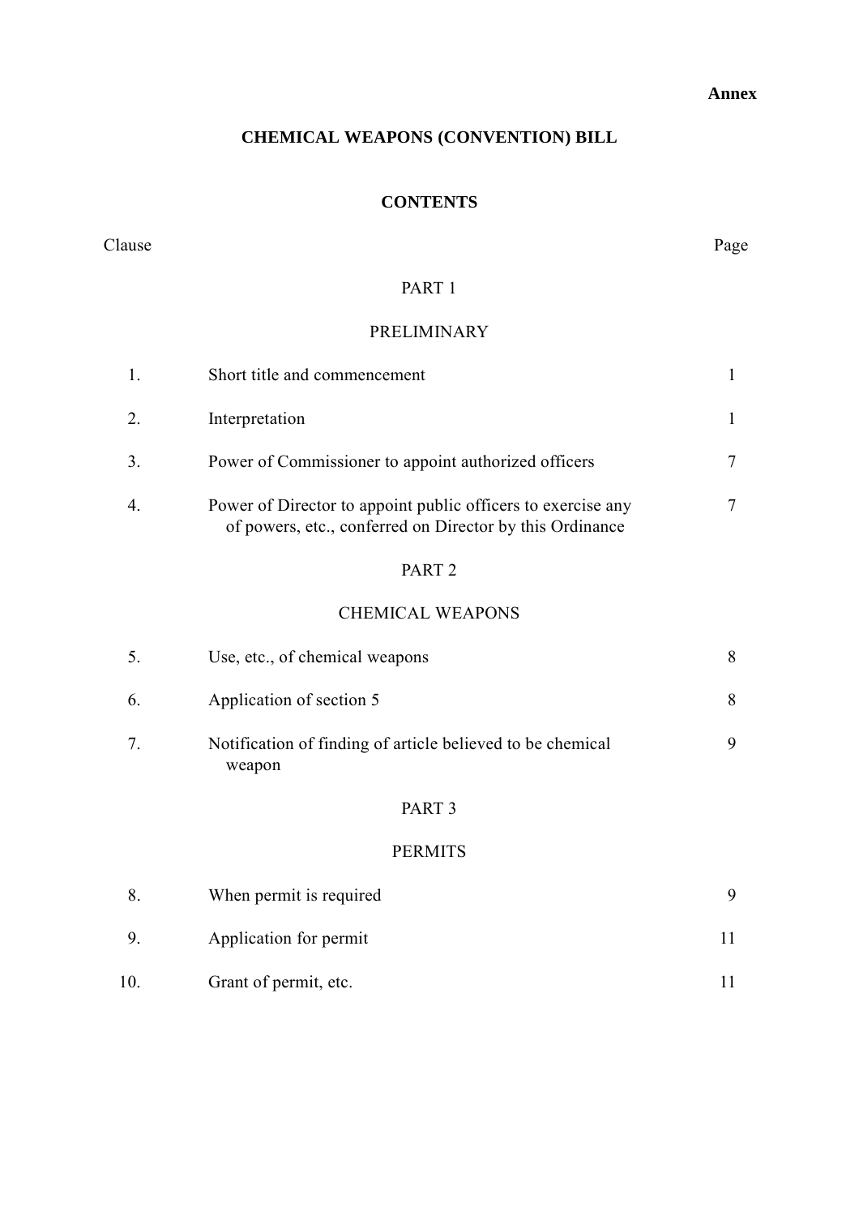**Annex**

# CHEMICAL WEAPONS (CONVENTION) BILL

## CONTENTS

| Clause | | Page |
|---|---|---|
| | PART 1 | |
| | PRELIMINARY | |
| 1. | Short title and commencement | 1 |
| 2. | Interpretation | 1 |
| 3. | Power of Commissioner to appoint authorized officers | 7 |
| 4. | Power of Director to appoint public officers to exercise any of powers, etc., conferred on Director by this Ordinance | 7 |
| | PART 2 | |
| | CHEMICAL WEAPONS | |
| 5. | Use, etc., of chemical weapons | 8 |
| 6. | Application of section 5 | 8 |
| 7. | Notification of finding of article believed to be chemical weapon | 9 |
| | PART 3 | |
| | PERMITS | |
| 8. | When permit is required | 9 |
| 9. | Application for permit | 11 |
| 10. | Grant of permit, etc. | 11 |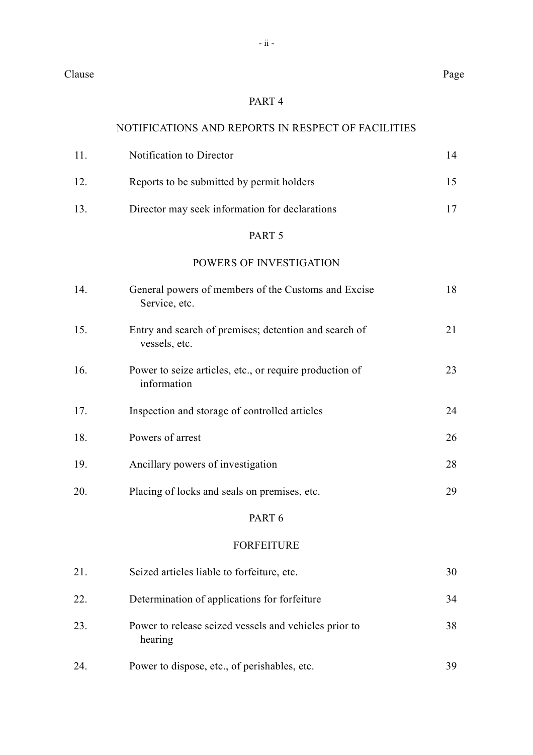| Clause | | Page |
|---|---|---|

PART 4

NOTIFICATIONS AND REPORTS IN RESPECT OF FACILITIES

| | | |
|---|---|---|
| 11. | Notification to Director | 14 |
| 12. | Reports to be submitted by permit holders | 15 |
| 13. | Director may seek information for declarations | 17 |

PART 5

POWERS OF INVESTIGATION

| | | |
|---|---|---|
| 14. | General powers of members of the Customs and Excise Service, etc. | 18 |
| 15. | Entry and search of premises; detention and search of vessels, etc. | 21 |
| 16. | Power to seize articles, etc., or require production of information | 23 |
| 17. | Inspection and storage of controlled articles | 24 |
| 18. | Powers of arrest | 26 |
| 19. | Ancillary powers of investigation | 28 |
| 20. | Placing of locks and seals on premises, etc. | 29 |

PART 6

FORFEITURE

| | | |
|---|---|---|
| 21. | Seized articles liable to forfeiture, etc. | 30 |
| 22. | Determination of applications for forfeiture | 34 |
| 23. | Power to release seized vessels and vehicles prior to hearing | 38 |
| 24. | Power to dispose, etc., of perishables, etc. | 39 |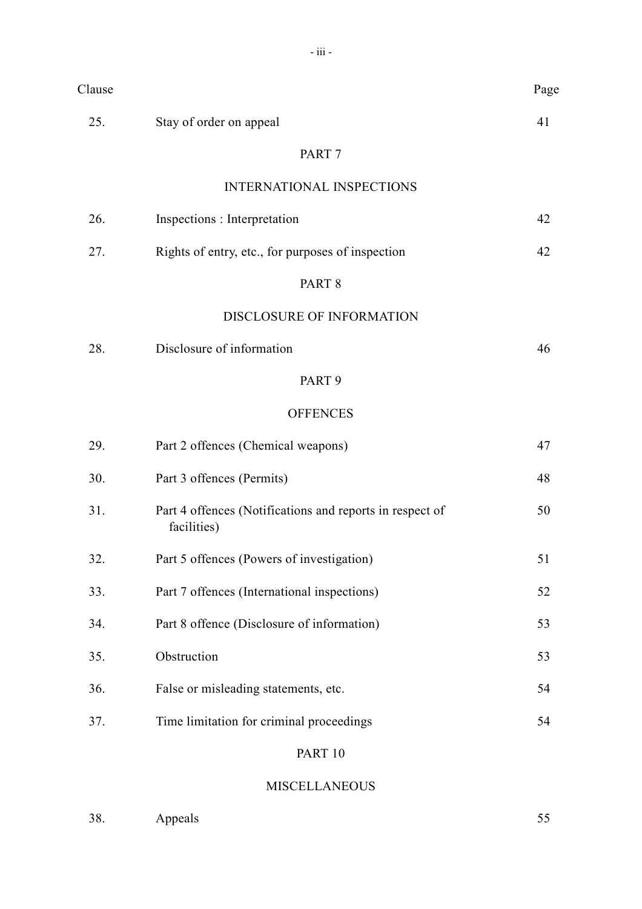| Clause | | Page |
|---|---|---|
| 25. | Stay of order on appeal | 41 |
| | **PART 7** | |
| | **INTERNATIONAL INSPECTIONS** | |
| 26. | Inspections : Interpretation | 42 |
| 27. | Rights of entry, etc., for purposes of inspection | 42 |
| | **PART 8** | |
| | **DISCLOSURE OF INFORMATION** | |
| 28. | Disclosure of information | 46 |
| | **PART 9** | |
| | **OFFENCES** | |
| 29. | Part 2 offences (Chemical weapons) | 47 |
| 30. | Part 3 offences (Permits) | 48 |
| 31. | Part 4 offences (Notifications and reports in respect of facilities) | 50 |
| 32. | Part 5 offences (Powers of investigation) | 51 |
| 33. | Part 7 offences (International inspections) | 52 |
| 34. | Part 8 offence (Disclosure of information) | 53 |
| 35. | Obstruction | 53 |
| 36. | False or misleading statements, etc. | 54 |
| 37. | Time limitation for criminal proceedings | 54 |
| | **PART 10** | |
| | **MISCELLANEOUS** | |
| 38. | Appeals | 55 |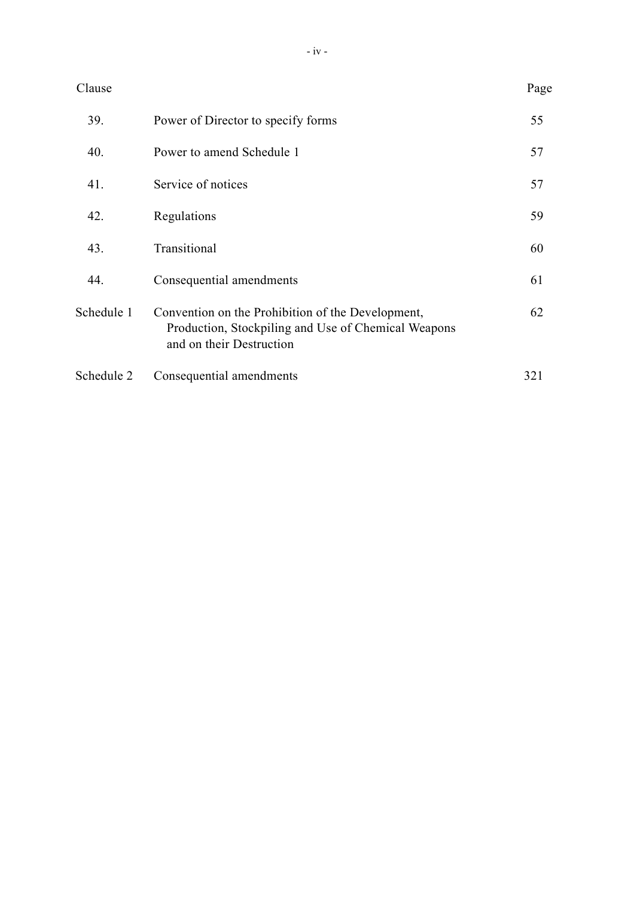| Clause | | Page |
|---|---|---|
| 39. | Power of Director to specify forms | 55 |
| 40. | Power to amend Schedule 1 | 57 |
| 41. | Service of notices | 57 |
| 42. | Regulations | 59 |
| 43. | Transitional | 60 |
| 44. | Consequential amendments | 61 |
| Schedule 1 | Convention on the Prohibition of the Development, Production, Stockpiling and Use of Chemical Weapons and on their Destruction | 62 |
| Schedule 2 | Consequential amendments | 321 |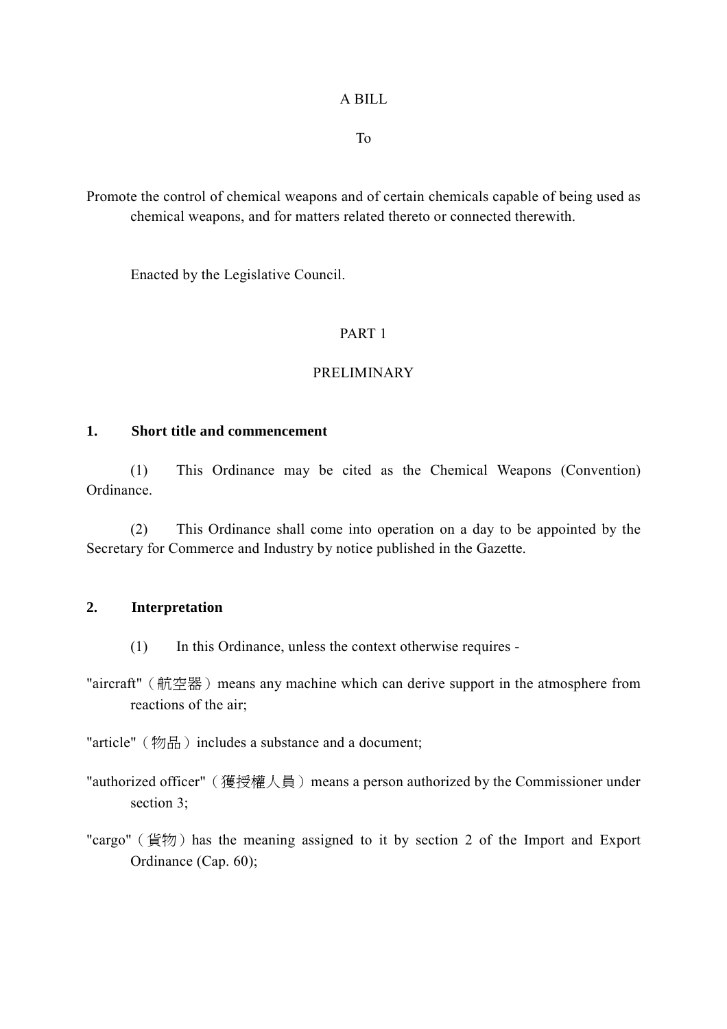A BILL

To

Promote the control of chemical weapons and of certain chemicals capable of being used as chemical weapons, and for matters related thereto or connected therewith.

Enacted by the Legislative Council.

PART 1

PRELIMINARY

**1. Short title and commencement**

(1) This Ordinance may be cited as the Chemical Weapons (Convention) Ordinance.

(2) This Ordinance shall come into operation on a day to be appointed by the Secretary for Commerce and Industry by notice published in the Gazette.

**2. Interpretation**

(1) In this Ordinance, unless the context otherwise requires -

"aircraft"（航空器）means any machine which can derive support in the atmosphere from reactions of the air;

"article"（物品）includes a substance and a document;

"authorized officer"（獲授權人員）means a person authorized by the Commissioner under section 3;

"cargo"（貨物）has the meaning assigned to it by section 2 of the Import and Export Ordinance (Cap. 60);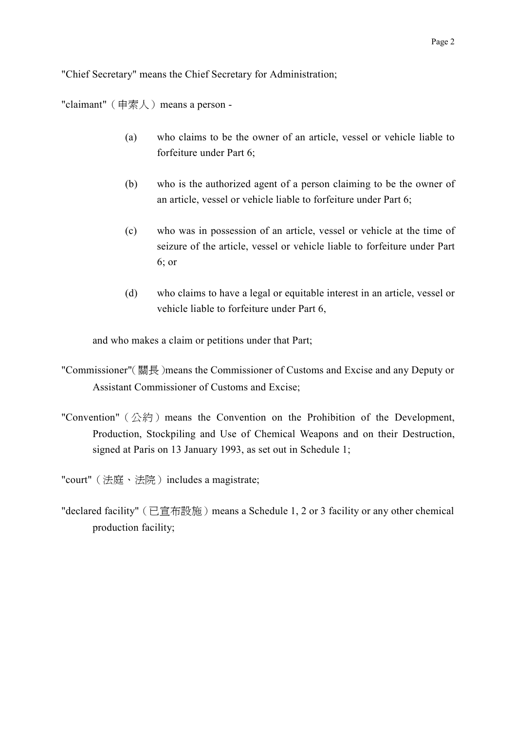"Chief Secretary" means the Chief Secretary for Administration;

"claimant"（申索人）means a person -

(a) who claims to be the owner of an article, vessel or vehicle liable to forfeiture under Part 6;

(b) who is the authorized agent of a person claiming to be the owner of an article, vessel or vehicle liable to forfeiture under Part 6;

(c) who was in possession of an article, vessel or vehicle at the time of seizure of the article, vessel or vehicle liable to forfeiture under Part 6; or

(d) who claims to have a legal or equitable interest in an article, vessel or vehicle liable to forfeiture under Part 6,

and who makes a claim or petitions under that Part;

"Commissioner"(關長)means the Commissioner of Customs and Excise and any Deputy or Assistant Commissioner of Customs and Excise;

"Convention"（公約）means the Convention on the Prohibition of the Development, Production, Stockpiling and Use of Chemical Weapons and on their Destruction, signed at Paris on 13 January 1993, as set out in Schedule 1;

"court"（法庭、法院）includes a magistrate;

"declared facility"（已宣布設施）means a Schedule 1, 2 or 3 facility or any other chemical production facility;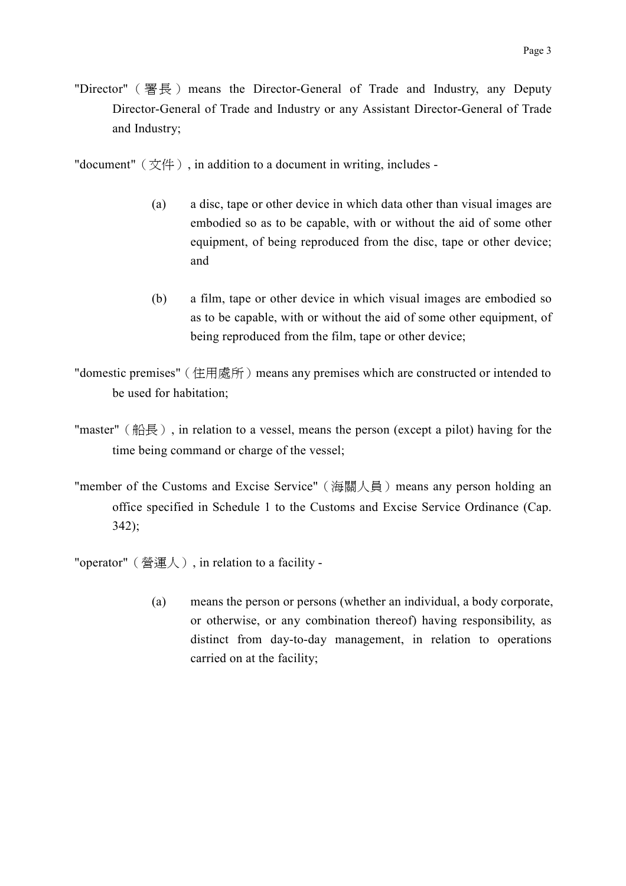"Director"（署長）means the Director-General of Trade and Industry, any Deputy Director-General of Trade and Industry or any Assistant Director-General of Trade and Industry;

"document"（文件）, in addition to a document in writing, includes -

(a) a disc, tape or other device in which data other than visual images are embodied so as to be capable, with or without the aid of some other equipment, of being reproduced from the disc, tape or other device; and

(b) a film, tape or other device in which visual images are embodied so as to be capable, with or without the aid of some other equipment, of being reproduced from the film, tape or other device;

"domestic premises"（住用處所）means any premises which are constructed or intended to be used for habitation;

"master"（船長）, in relation to a vessel, means the person (except a pilot) having for the time being command or charge of the vessel;

"member of the Customs and Excise Service"（海關人員）means any person holding an office specified in Schedule 1 to the Customs and Excise Service Ordinance (Cap. 342);

"operator"（營運人）, in relation to a facility -

(a) means the person or persons (whether an individual, a body corporate, or otherwise, or any combination thereof) having responsibility, as distinct from day-to-day management, in relation to operations carried on at the facility;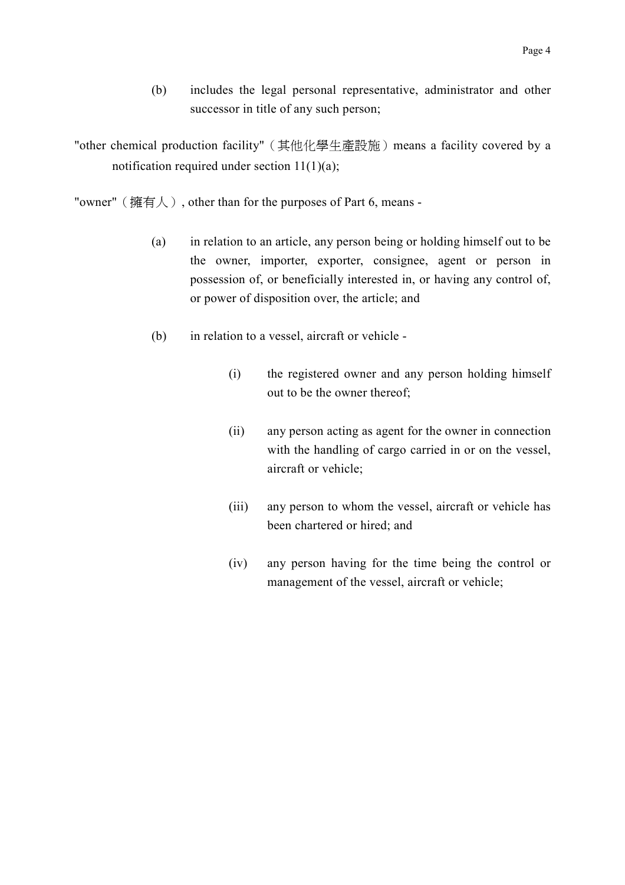(b) includes the legal personal representative, administrator and other successor in title of any such person;

"other chemical production facility"（其他化學生產設施）means a facility covered by a notification required under section 11(1)(a);

"owner"（擁有人）, other than for the purposes of Part 6, means -

(a) in relation to an article, any person being or holding himself out to be the owner, importer, exporter, consignee, agent or person in possession of, or beneficially interested in, or having any control of, or power of disposition over, the article; and

(b) in relation to a vessel, aircraft or vehicle -

(i) the registered owner and any person holding himself out to be the owner thereof;

(ii) any person acting as agent for the owner in connection with the handling of cargo carried in or on the vessel, aircraft or vehicle;

(iii) any person to whom the vessel, aircraft or vehicle has been chartered or hired; and

(iv) any person having for the time being the control or management of the vessel, aircraft or vehicle;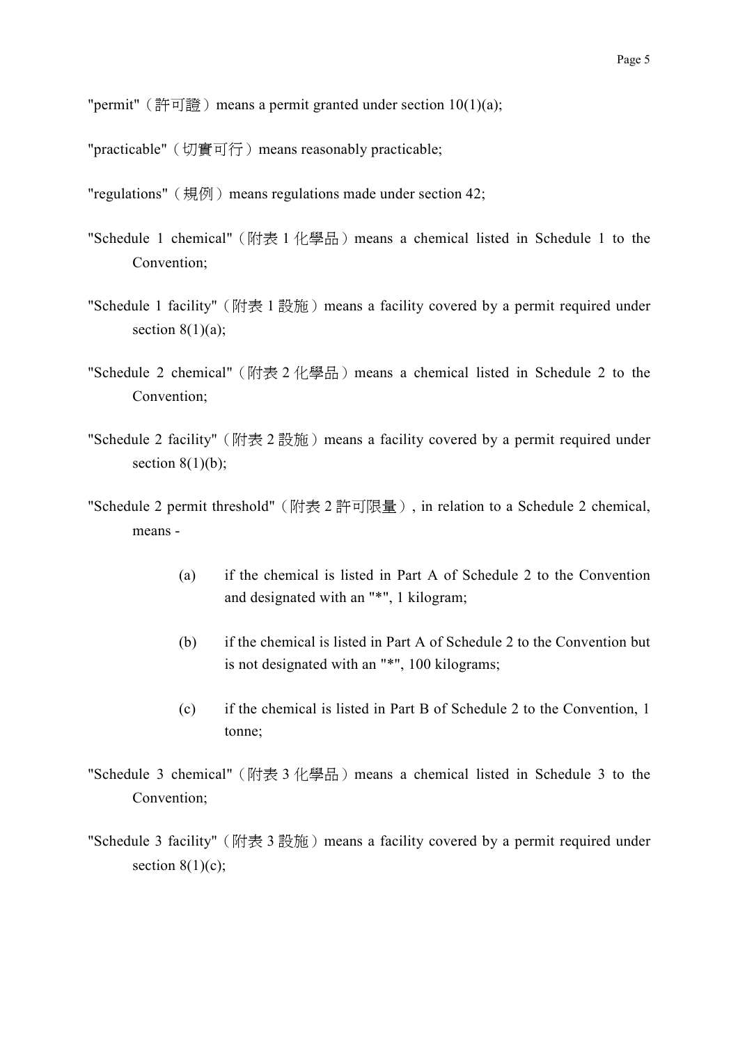"permit"（許可證）means a permit granted under section 10(1)(a);

"practicable"（切實可行）means reasonably practicable;

"regulations"（規例）means regulations made under section 42;

"Schedule 1 chemical"（附表 1 化學品）means a chemical listed in Schedule 1 to the Convention;

"Schedule 1 facility"（附表 1 設施）means a facility covered by a permit required under section 8(1)(a);

"Schedule 2 chemical"（附表 2 化學品）means a chemical listed in Schedule 2 to the Convention;

"Schedule 2 facility"（附表 2 設施）means a facility covered by a permit required under section 8(1)(b);

"Schedule 2 permit threshold"（附表 2 許可限量）, in relation to a Schedule 2 chemical, means -

(a) if the chemical is listed in Part A of Schedule 2 to the Convention and designated with an "*", 1 kilogram;

(b) if the chemical is listed in Part A of Schedule 2 to the Convention but is not designated with an "*", 100 kilograms;

(c) if the chemical is listed in Part B of Schedule 2 to the Convention, 1 tonne;

"Schedule 3 chemical"（附表 3 化學品）means a chemical listed in Schedule 3 to the Convention;

"Schedule 3 facility"（附表 3 設施）means a facility covered by a permit required under section 8(1)(c);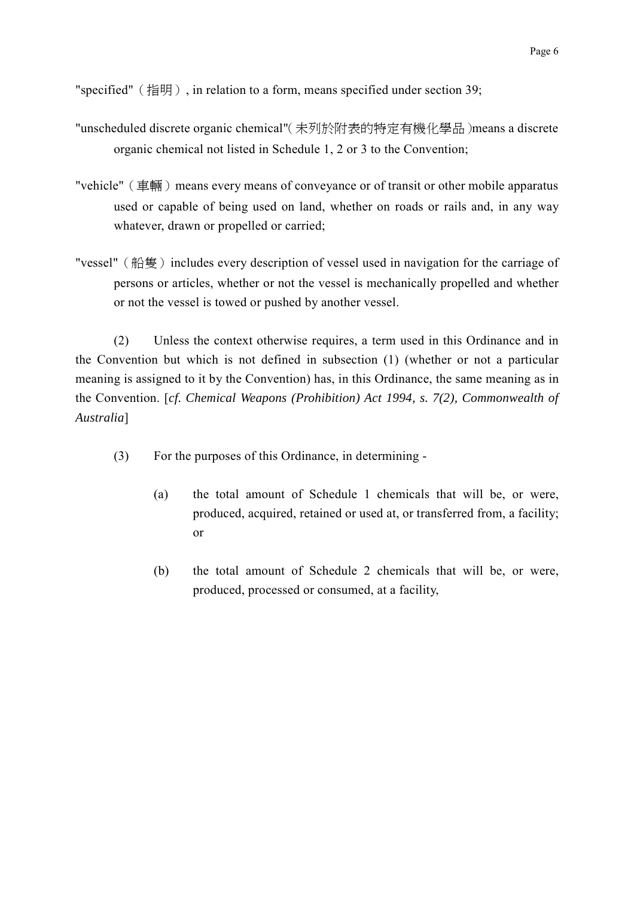"specified"（指明）, in relation to a form, means specified under section 39;

"unscheduled discrete organic chemical"(未列於附表的特定有機化學品)means a discrete organic chemical not listed in Schedule 1, 2 or 3 to the Convention;

"vehicle"（車輛）means every means of conveyance or of transit or other mobile apparatus used or capable of being used on land, whether on roads or rails and, in any way whatever, drawn or propelled or carried;

"vessel"（船隻）includes every description of vessel used in navigation for the carriage of persons or articles, whether or not the vessel is mechanically propelled and whether or not the vessel is towed or pushed by another vessel.

(2) Unless the context otherwise requires, a term used in this Ordinance and in the Convention but which is not defined in subsection (1) (whether or not a particular meaning is assigned to it by the Convention) has, in this Ordinance, the same meaning as in the Convention. [*cf. Chemical Weapons (Prohibition) Act 1994, s. 7(2), Commonwealth of Australia*]

(3) For the purposes of this Ordinance, in determining -

(a) the total amount of Schedule 1 chemicals that will be, or were, produced, acquired, retained or used at, or transferred from, a facility; or

(b) the total amount of Schedule 2 chemicals that will be, or were, produced, processed or consumed, at a facility,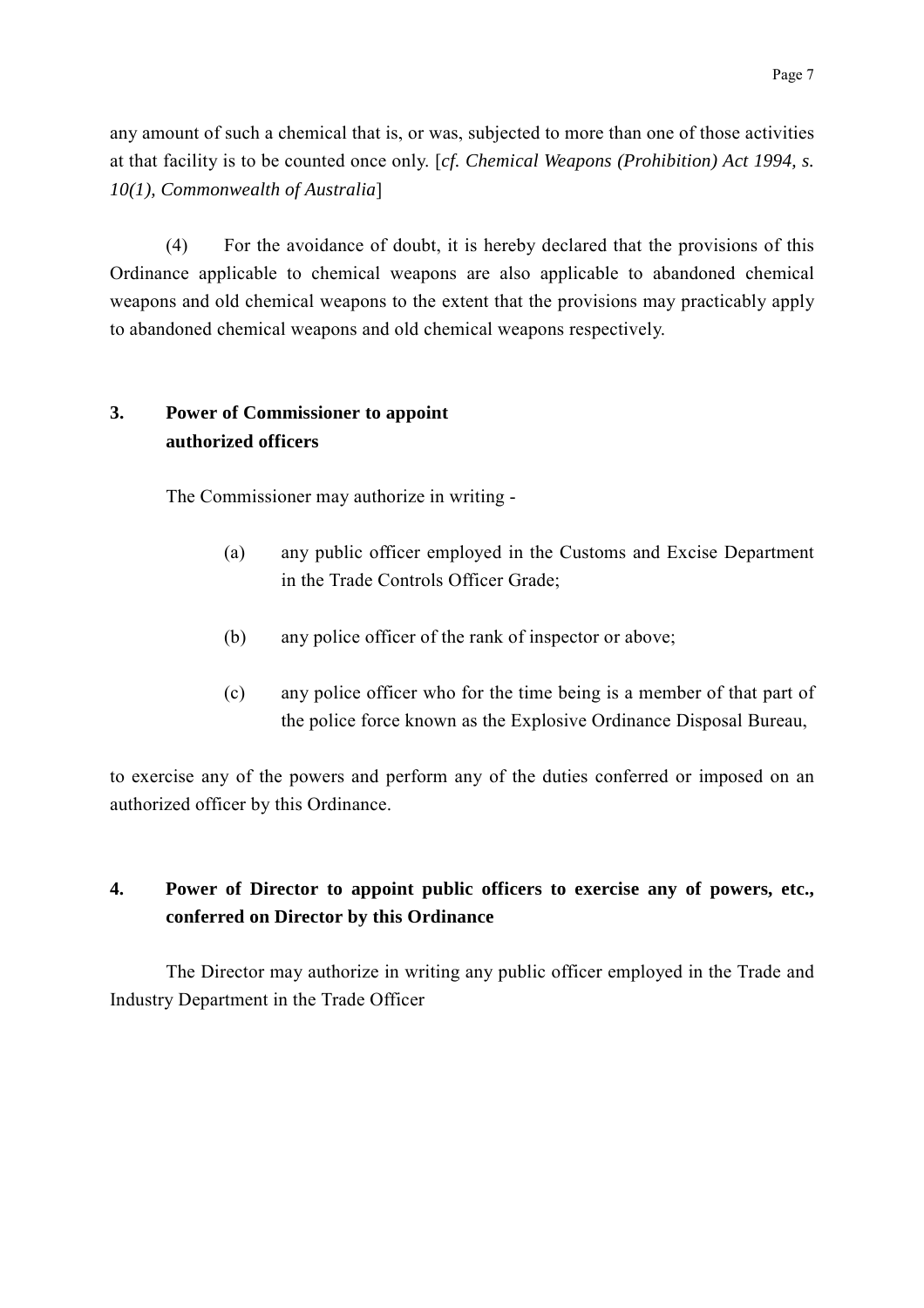any amount of such a chemical that is, or was, subjected to more than one of those activities at that facility is to be counted once only. [*cf. Chemical Weapons (Prohibition) Act 1994, s. 10(1), Commonwealth of Australia*]

(4) For the avoidance of doubt, it is hereby declared that the provisions of this Ordinance applicable to chemical weapons are also applicable to abandoned chemical weapons and old chemical weapons to the extent that the provisions may practicably apply to abandoned chemical weapons and old chemical weapons respectively.

**3. Power of Commissioner to appoint authorized officers**

The Commissioner may authorize in writing -

(a) any public officer employed in the Customs and Excise Department in the Trade Controls Officer Grade;

(b) any police officer of the rank of inspector or above;

(c) any police officer who for the time being is a member of that part of the police force known as the Explosive Ordinance Disposal Bureau,

to exercise any of the powers and perform any of the duties conferred or imposed on an authorized officer by this Ordinance.

**4. Power of Director to appoint public officers to exercise any of powers, etc., conferred on Director by this Ordinance**

The Director may authorize in writing any public officer employed in the Trade and Industry Department in the Trade Officer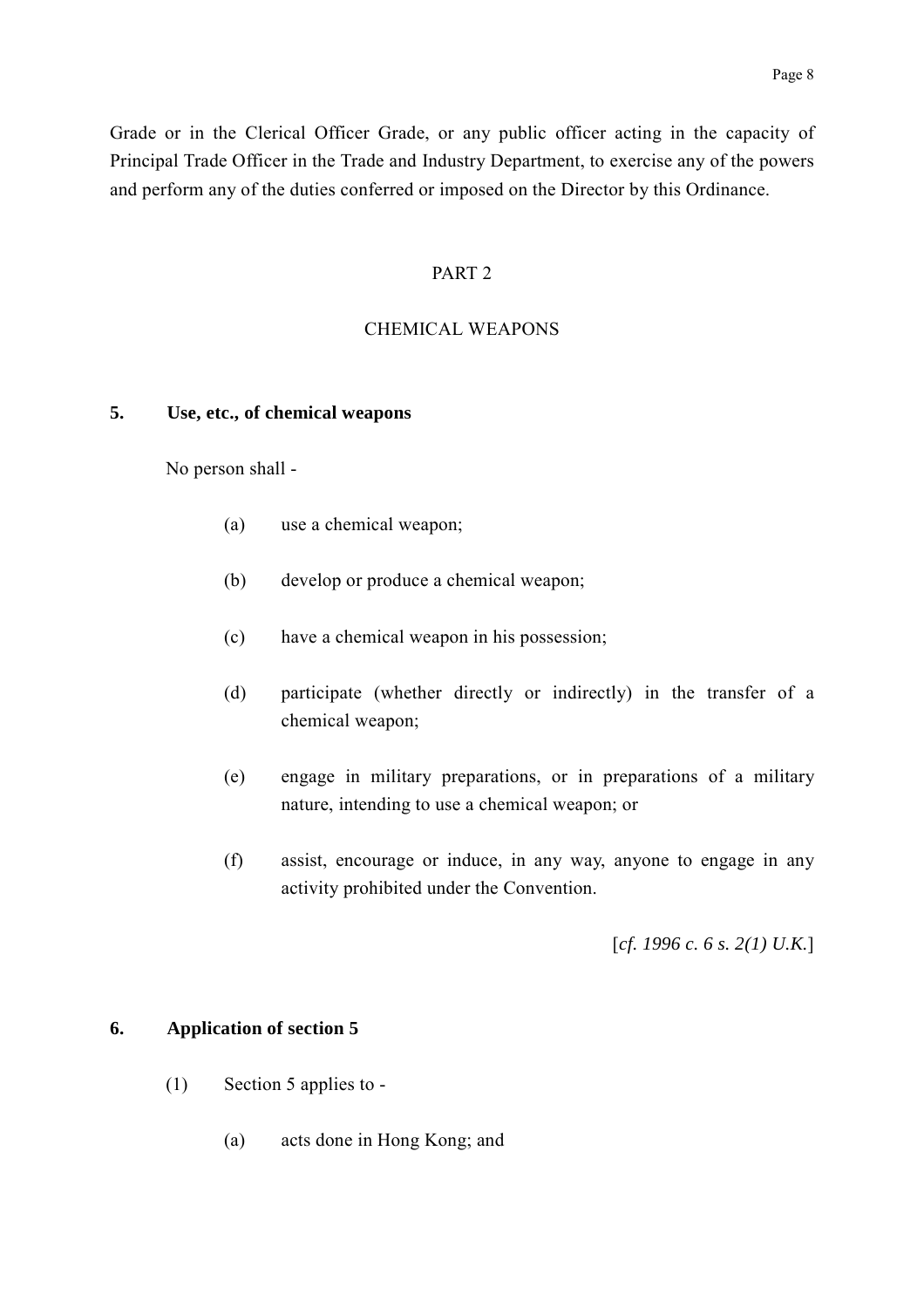Grade or in the Clerical Officer Grade, or any public officer acting in the capacity of Principal Trade Officer in the Trade and Industry Department, to exercise any of the powers and perform any of the duties conferred or imposed on the Director by this Ordinance.

## PART 2

## CHEMICAL WEAPONS

### 5. Use, etc., of chemical weapons

No person shall -

(a) use a chemical weapon;

(b) develop or produce a chemical weapon;

(c) have a chemical weapon in his possession;

(d) participate (whether directly or indirectly) in the transfer of a chemical weapon;

(e) engage in military preparations, or in preparations of a military nature, intending to use a chemical weapon; or

(f) assist, encourage or induce, in any way, anyone to engage in any activity prohibited under the Convention.

[*cf. 1996 c. 6 s. 2(1) U.K.*]

### 6. Application of section 5

(1) Section 5 applies to -

(a) acts done in Hong Kong; and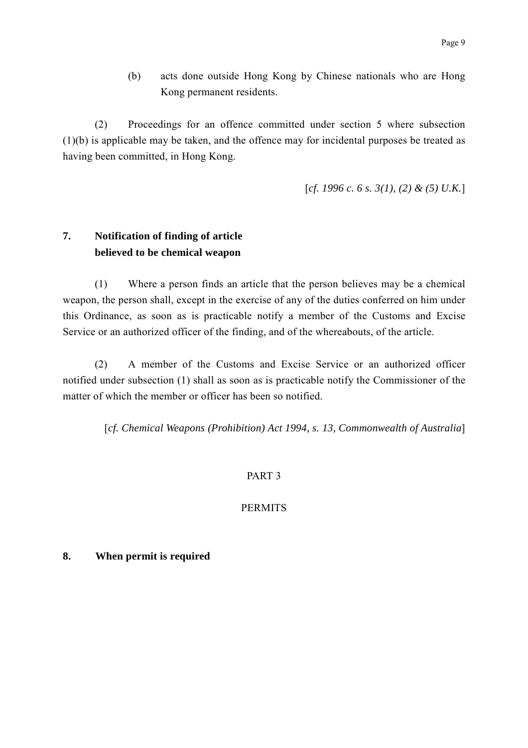(b) acts done outside Hong Kong by Chinese nationals who are Hong Kong permanent residents.

(2) Proceedings for an offence committed under section 5 where subsection (1)(b) is applicable may be taken, and the offence may for incidental purposes be treated as having been committed, in Hong Kong.

[*cf. 1996 c. 6 s. 3(1), (2) & (5) U.K.*]

**7. Notification of finding of article believed to be chemical weapon**

(1) Where a person finds an article that the person believes may be a chemical weapon, the person shall, except in the exercise of any of the duties conferred on him under this Ordinance, as soon as is practicable notify a member of the Customs and Excise Service or an authorized officer of the finding, and of the whereabouts, of the article.

(2) A member of the Customs and Excise Service or an authorized officer notified under subsection (1) shall as soon as is practicable notify the Commissioner of the matter of which the member or officer has been so notified.

[*cf. Chemical Weapons (Prohibition) Act 1994, s. 13, Commonwealth of Australia*]

PART 3

PERMITS

**8. When permit is required**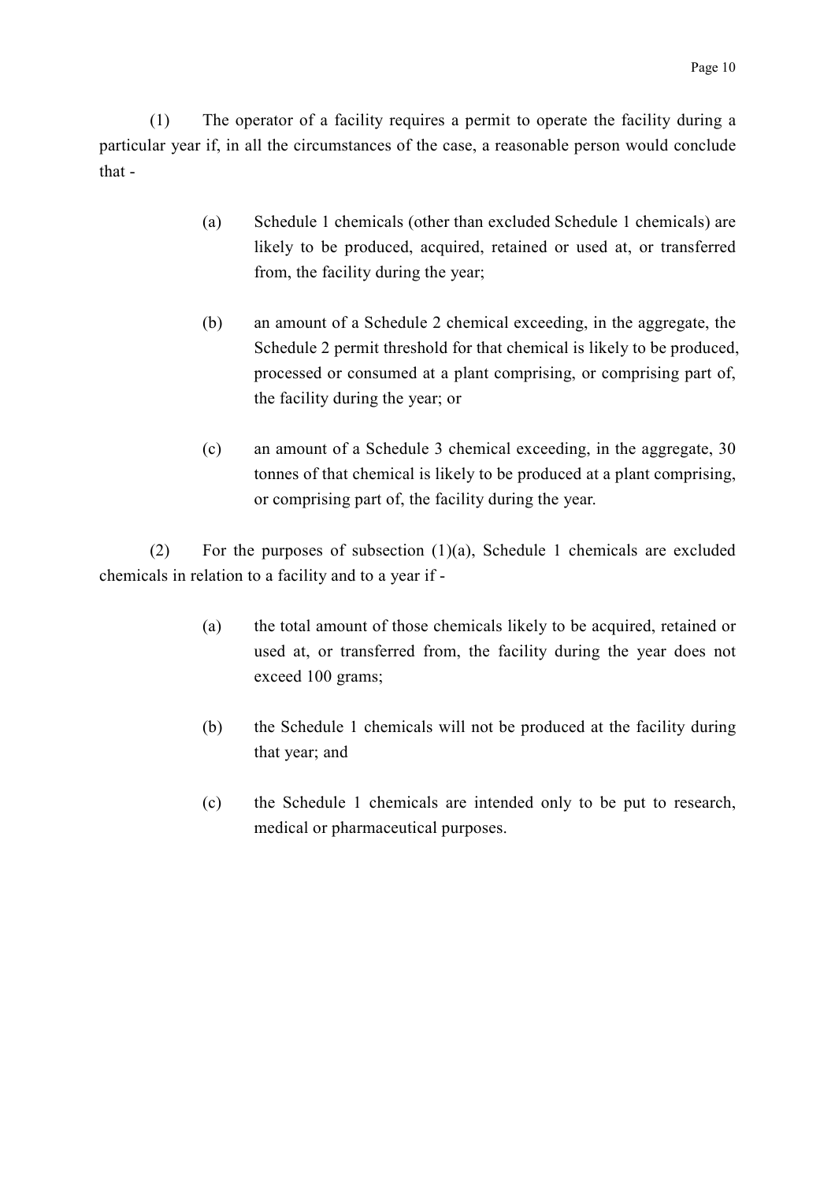(1) The operator of a facility requires a permit to operate the facility during a particular year if, in all the circumstances of the case, a reasonable person would conclude that -

> (a) Schedule 1 chemicals (other than excluded Schedule 1 chemicals) are likely to be produced, acquired, retained or used at, or transferred from, the facility during the year;
>
> (b) an amount of a Schedule 2 chemical exceeding, in the aggregate, the Schedule 2 permit threshold for that chemical is likely to be produced, processed or consumed at a plant comprising, or comprising part of, the facility during the year; or
>
> (c) an amount of a Schedule 3 chemical exceeding, in the aggregate, 30 tonnes of that chemical is likely to be produced at a plant comprising, or comprising part of, the facility during the year.

(2) For the purposes of subsection (1)(a), Schedule 1 chemicals are excluded chemicals in relation to a facility and to a year if -

> (a) the total amount of those chemicals likely to be acquired, retained or used at, or transferred from, the facility during the year does not exceed 100 grams;
>
> (b) the Schedule 1 chemicals will not be produced at the facility during that year; and
>
> (c) the Schedule 1 chemicals are intended only to be put to research, medical or pharmaceutical purposes.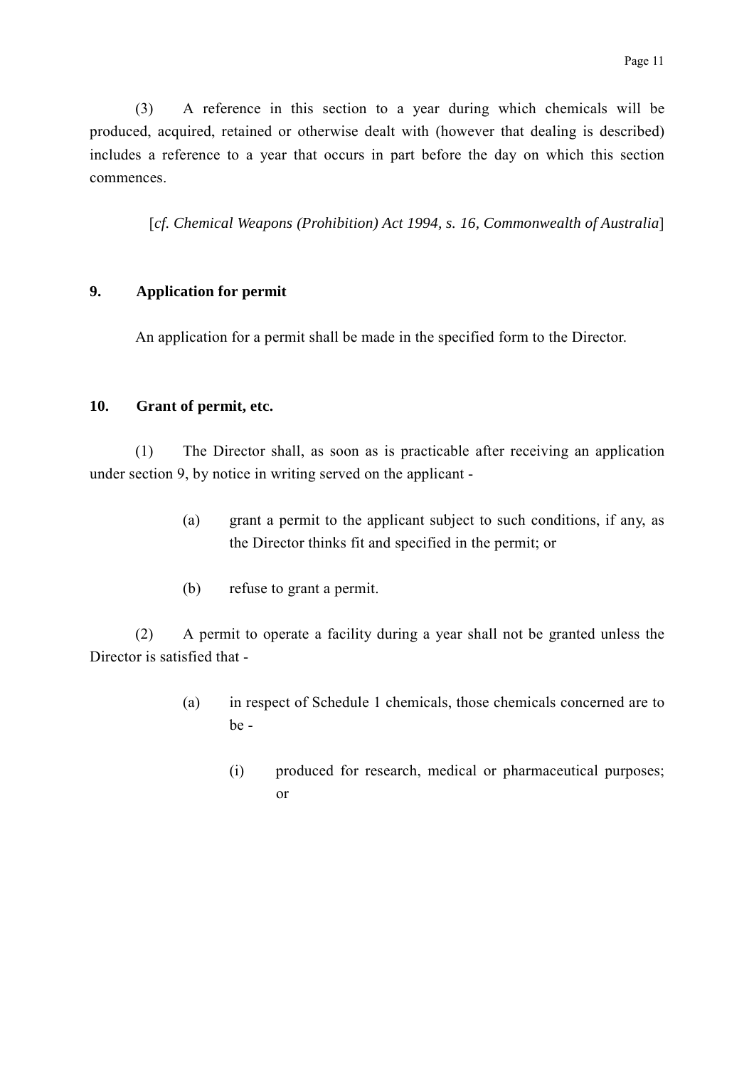(3) A reference in this section to a year during which chemicals will be produced, acquired, retained or otherwise dealt with (however that dealing is described) includes a reference to a year that occurs in part before the day on which this section commences.

[*cf. Chemical Weapons (Prohibition) Act 1994, s. 16, Commonwealth of Australia*]

**9. Application for permit**

An application for a permit shall be made in the specified form to the Director.

**10. Grant of permit, etc.**

(1) The Director shall, as soon as is practicable after receiving an application under section 9, by notice in writing served on the applicant -

- (a) grant a permit to the applicant subject to such conditions, if any, as the Director thinks fit and specified in the permit; or
- (b) refuse to grant a permit.

(2) A permit to operate a facility during a year shall not be granted unless the Director is satisfied that -

- (a) in respect of Schedule 1 chemicals, those chemicals concerned are to be -
  - (i) produced for research, medical or pharmaceutical purposes; or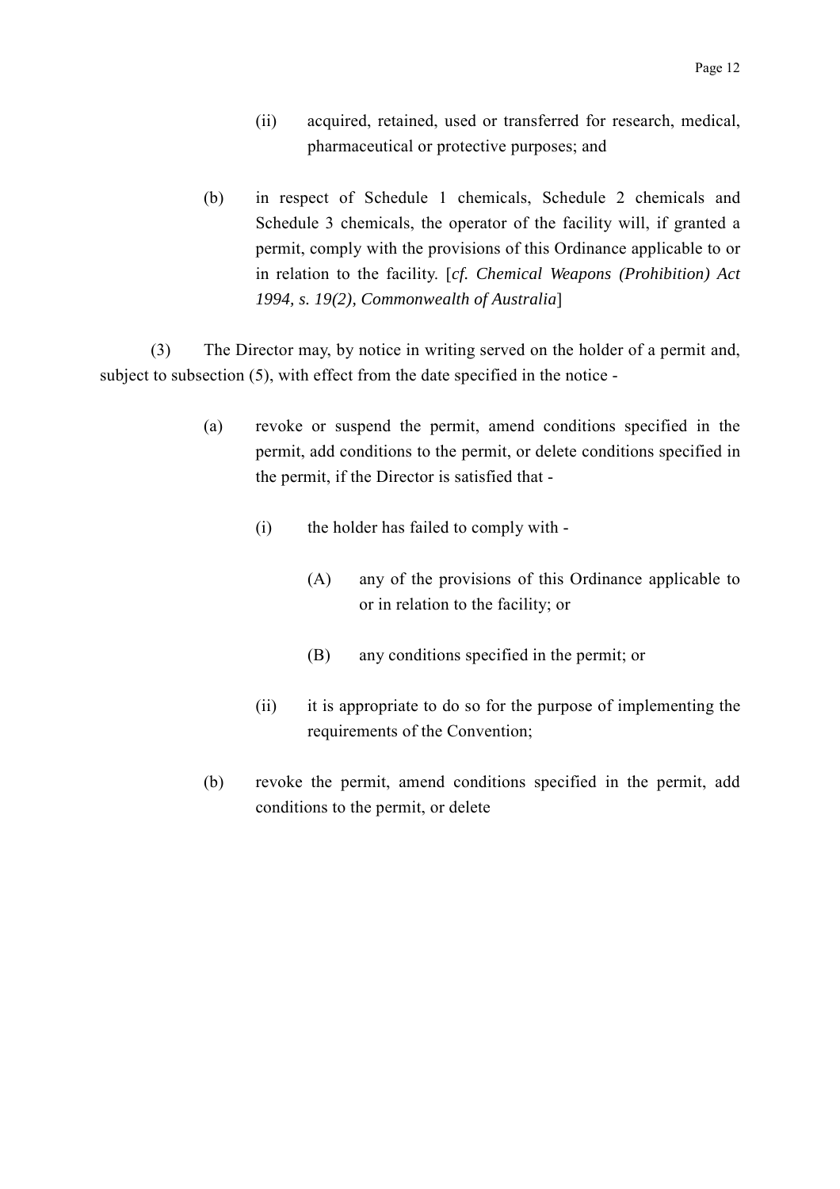(ii) acquired, retained, used or transferred for research, medical, pharmaceutical or protective purposes; and

(b) in respect of Schedule 1 chemicals, Schedule 2 chemicals and Schedule 3 chemicals, the operator of the facility will, if granted a permit, comply with the provisions of this Ordinance applicable to or in relation to the facility. [*cf. Chemical Weapons (Prohibition) Act 1994, s. 19(2), Commonwealth of Australia*]

(3) The Director may, by notice in writing served on the holder of a permit and, subject to subsection (5), with effect from the date specified in the notice -

(a) revoke or suspend the permit, amend conditions specified in the permit, add conditions to the permit, or delete conditions specified in the permit, if the Director is satisfied that -

(i) the holder has failed to comply with -

(A) any of the provisions of this Ordinance applicable to or in relation to the facility; or

(B) any conditions specified in the permit; or

(ii) it is appropriate to do so for the purpose of implementing the requirements of the Convention;

(b) revoke the permit, amend conditions specified in the permit, add conditions to the permit, or delete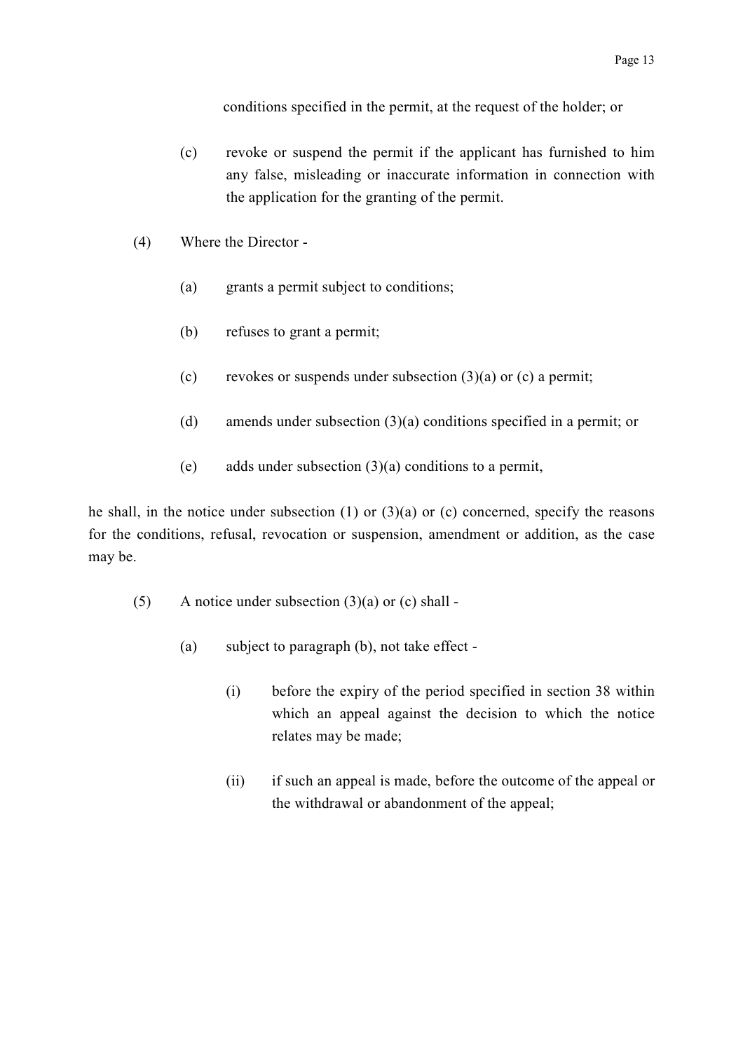conditions specified in the permit, at the request of the holder; or

(c) revoke or suspend the permit if the applicant has furnished to him any false, misleading or inaccurate information in connection with the application for the granting of the permit.

(4) Where the Director -

(a) grants a permit subject to conditions;

(b) refuses to grant a permit;

(c) revokes or suspends under subsection (3)(a) or (c) a permit;

(d) amends under subsection (3)(a) conditions specified in a permit; or

(e) adds under subsection (3)(a) conditions to a permit,

he shall, in the notice under subsection (1) or (3)(a) or (c) concerned, specify the reasons for the conditions, refusal, revocation or suspension, amendment or addition, as the case may be.

(5) A notice under subsection (3)(a) or (c) shall -

(a) subject to paragraph (b), not take effect -

(i) before the expiry of the period specified in section 38 within which an appeal against the decision to which the notice relates may be made;

(ii) if such an appeal is made, before the outcome of the appeal or the withdrawal or abandonment of the appeal;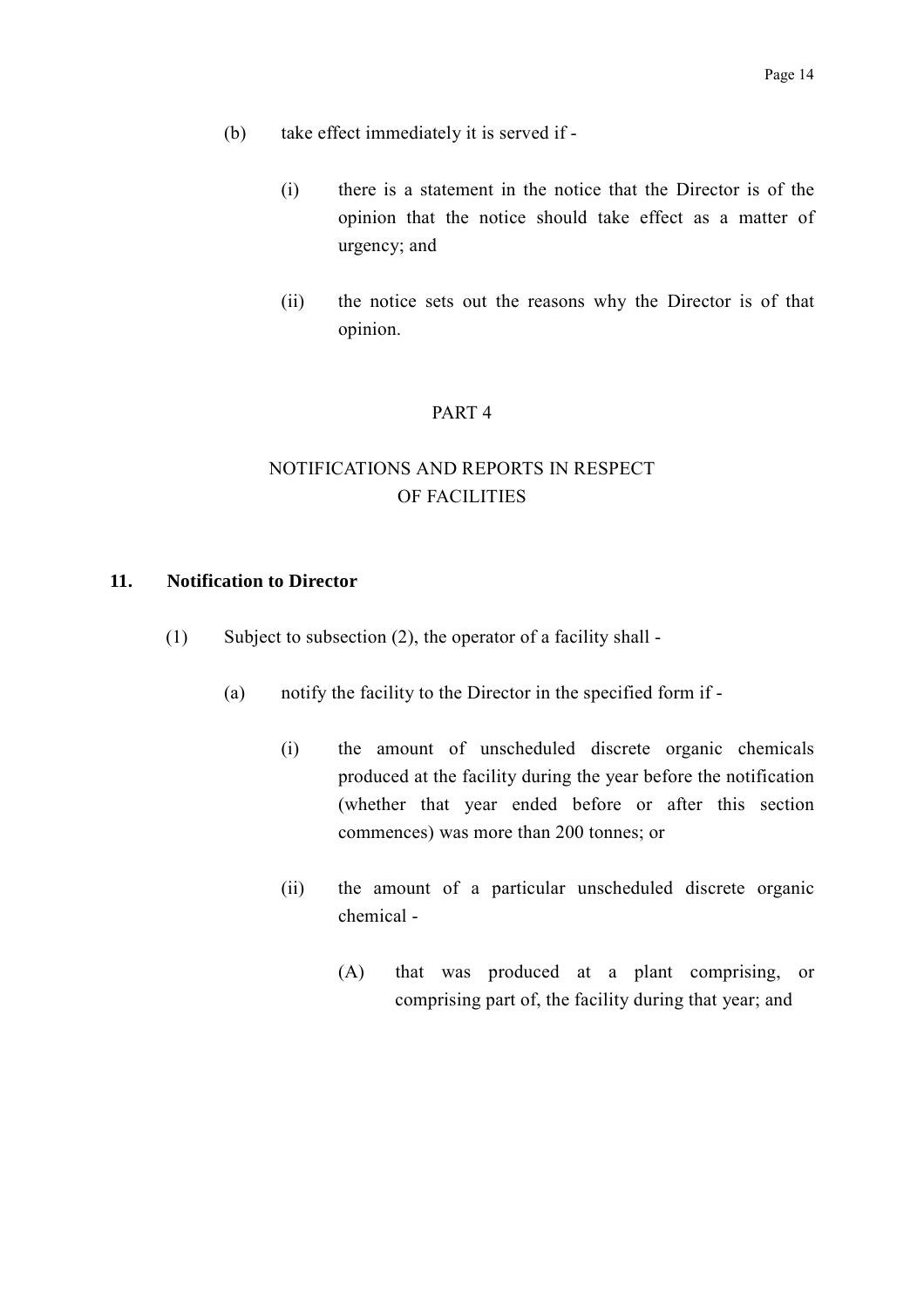(b) take effect immediately it is served if -

  (i) there is a statement in the notice that the Director is of the opinion that the notice should take effect as a matter of urgency; and

  (ii) the notice sets out the reasons why the Director is of that opinion.

## PART 4

## NOTIFICATIONS AND REPORTS IN RESPECT OF FACILITIES

### 11. Notification to Director

(1) Subject to subsection (2), the operator of a facility shall -

  (a) notify the facility to the Director in the specified form if -

    (i) the amount of unscheduled discrete organic chemicals produced at the facility during the year before the notification (whether that year ended before or after this section commences) was more than 200 tonnes; or

    (ii) the amount of a particular unscheduled discrete organic chemical -

      (A) that was produced at a plant comprising, or comprising part of, the facility during that year; and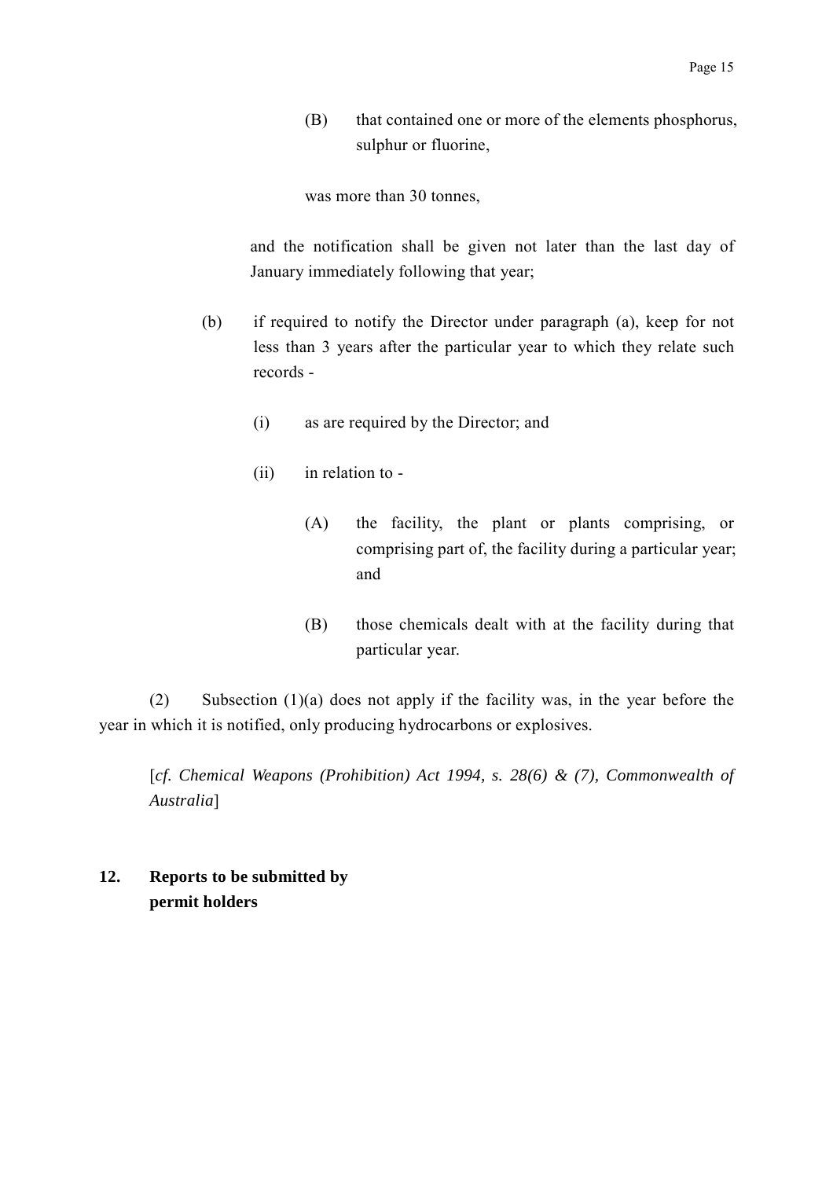(B) that contained one or more of the elements phosphorus, sulphur or fluorine,

was more than 30 tonnes,

and the notification shall be given not later than the last day of January immediately following that year;

(b) if required to notify the Director under paragraph (a), keep for not less than 3 years after the particular year to which they relate such records -

(i) as are required by the Director; and

(ii) in relation to -

(A) the facility, the plant or plants comprising, or comprising part of, the facility during a particular year; and

(B) those chemicals dealt with at the facility during that particular year.

(2) Subsection (1)(a) does not apply if the facility was, in the year before the year in which it is notified, only producing hydrocarbons or explosives.

[*cf. Chemical Weapons (Prohibition) Act 1994, s. 28(6) & (7), Commonwealth of Australia*]

**12. Reports to be submitted by permit holders**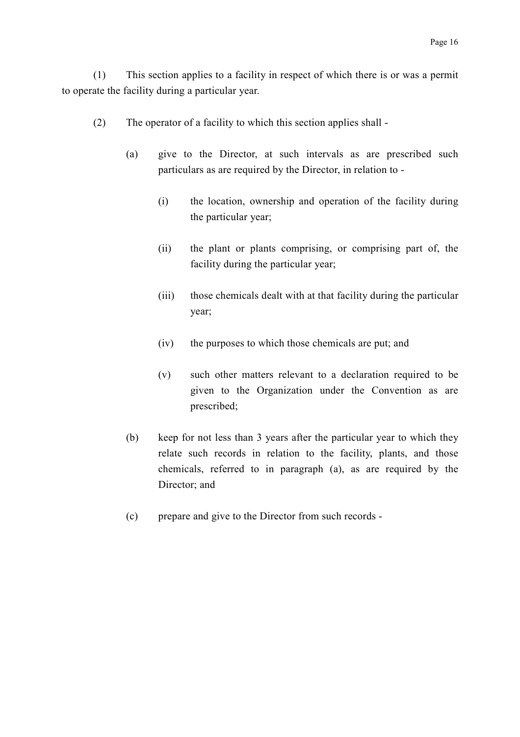(1) This section applies to a facility in respect of which there is or was a permit to operate the facility during a particular year.

(2) The operator of a facility to which this section applies shall -

(a) give to the Director, at such intervals as are prescribed such particulars as are required by the Director, in relation to -

(i) the location, ownership and operation of the facility during the particular year;

(ii) the plant or plants comprising, or comprising part of, the facility during the particular year;

(iii) those chemicals dealt with at that facility during the particular year;

(iv) the purposes to which those chemicals are put; and

(v) such other matters relevant to a declaration required to be given to the Organization under the Convention as are prescribed;

(b) keep for not less than 3 years after the particular year to which they relate such records in relation to the facility, plants, and those chemicals, referred to in paragraph (a), as are required by the Director; and

(c) prepare and give to the Director from such records -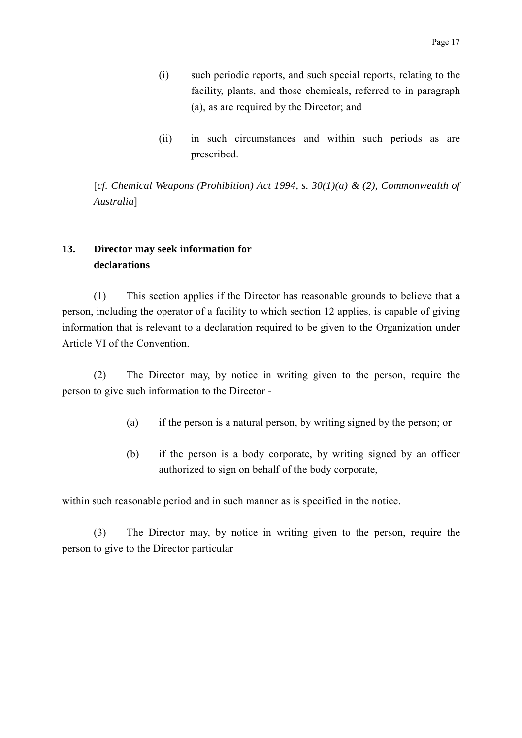(i) such periodic reports, and such special reports, relating to the facility, plants, and those chemicals, referred to in paragraph (a), as are required by the Director; and

(ii) in such circumstances and within such periods as are prescribed.

[*cf. Chemical Weapons (Prohibition) Act 1994, s. 30(1)(a) & (2), Commonwealth of Australia*]

**13. Director may seek information for declarations**

(1) This section applies if the Director has reasonable grounds to believe that a person, including the operator of a facility to which section 12 applies, is capable of giving information that is relevant to a declaration required to be given to the Organization under Article VI of the Convention.

(2) The Director may, by notice in writing given to the person, require the person to give such information to the Director -

(a) if the person is a natural person, by writing signed by the person; or

(b) if the person is a body corporate, by writing signed by an officer authorized to sign on behalf of the body corporate,

within such reasonable period and in such manner as is specified in the notice.

(3) The Director may, by notice in writing given to the person, require the person to give to the Director particular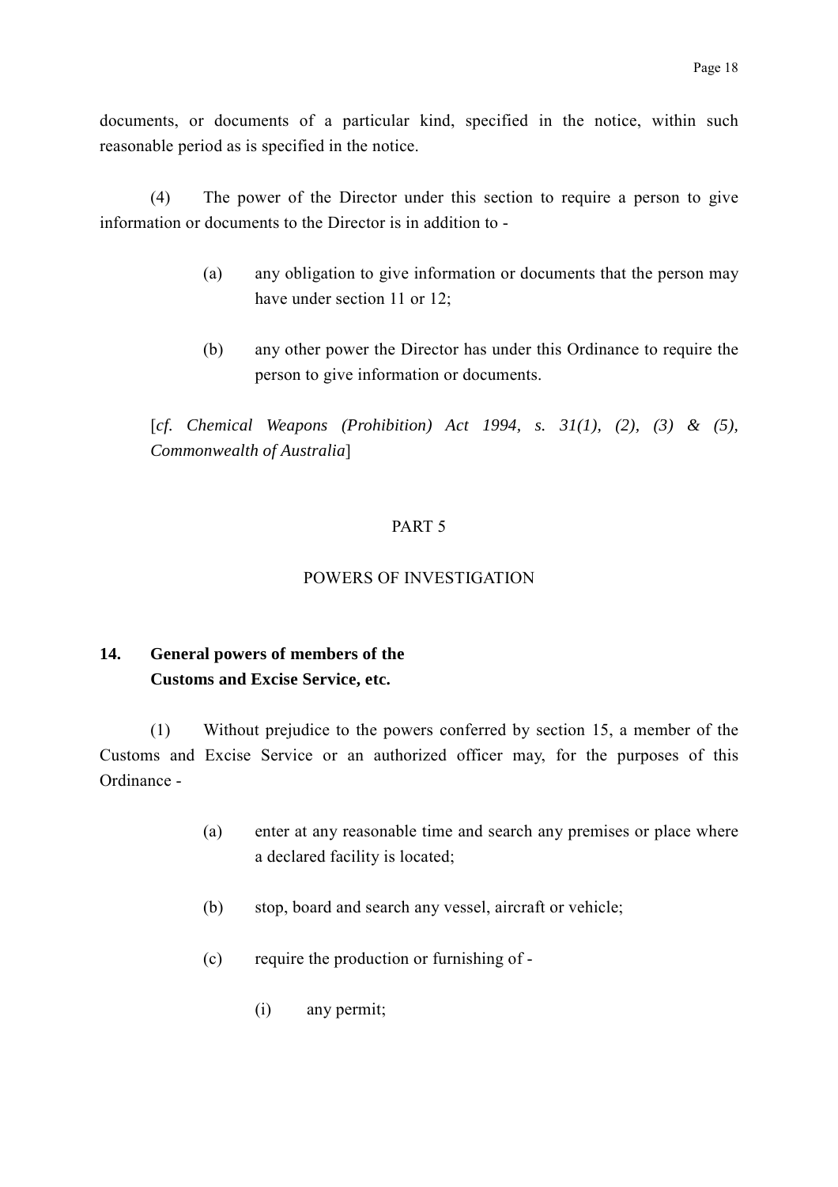documents, or documents of a particular kind, specified in the notice, within such reasonable period as is specified in the notice.

(4) The power of the Director under this section to require a person to give information or documents to the Director is in addition to -

(a) any obligation to give information or documents that the person may have under section 11 or 12;

(b) any other power the Director has under this Ordinance to require the person to give information or documents.

[*cf. Chemical Weapons (Prohibition) Act 1994, s. 31(1), (2), (3) & (5), Commonwealth of Australia*]

## PART 5

## POWERS OF INVESTIGATION

### 14. General powers of members of the Customs and Excise Service, etc.

(1) Without prejudice to the powers conferred by section 15, a member of the Customs and Excise Service or an authorized officer may, for the purposes of this Ordinance -

(a) enter at any reasonable time and search any premises or place where a declared facility is located;

(b) stop, board and search any vessel, aircraft or vehicle;

(c) require the production or furnishing of -

(i) any permit;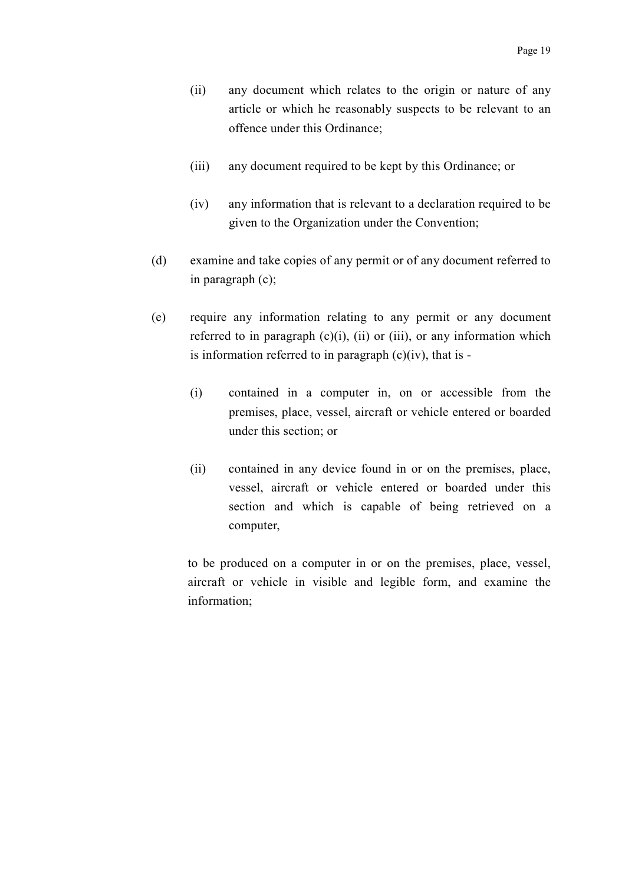(ii) any document which relates to the origin or nature of any article or which he reasonably suspects to be relevant to an offence under this Ordinance;

(iii) any document required to be kept by this Ordinance; or

(iv) any information that is relevant to a declaration required to be given to the Organization under the Convention;

(d) examine and take copies of any permit or of any document referred to in paragraph (c);

(e) require any information relating to any permit or any document referred to in paragraph (c)(i), (ii) or (iii), or any information which is information referred to in paragraph (c)(iv), that is -

(i) contained in a computer in, on or accessible from the premises, place, vessel, aircraft or vehicle entered or boarded under this section; or

(ii) contained in any device found in or on the premises, place, vessel, aircraft or vehicle entered or boarded under this section and which is capable of being retrieved on a computer,

to be produced on a computer in or on the premises, place, vessel, aircraft or vehicle in visible and legible form, and examine the information;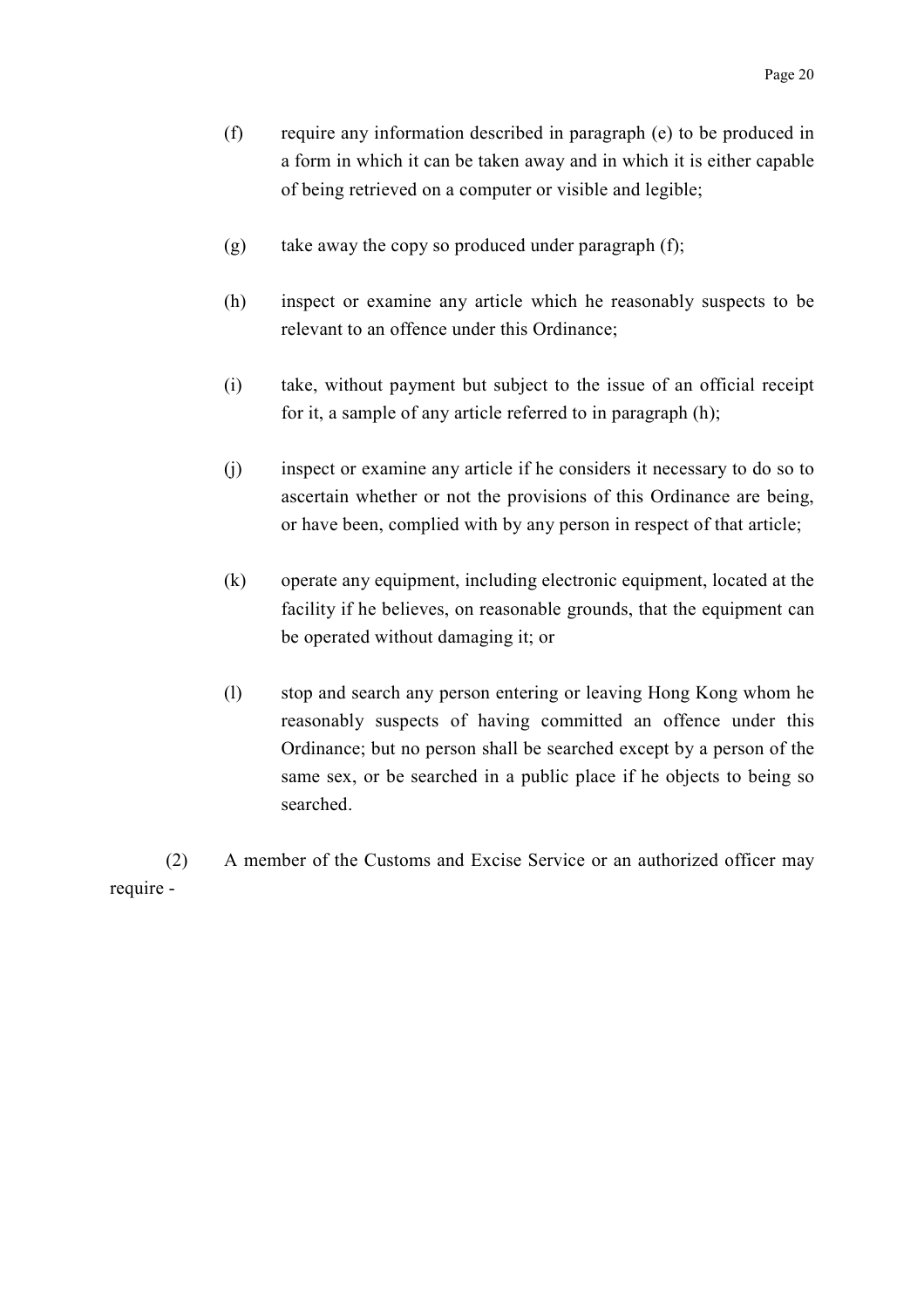(f) require any information described in paragraph (e) to be produced in a form in which it can be taken away and in which it is either capable of being retrieved on a computer or visible and legible;

(g) take away the copy so produced under paragraph (f);

(h) inspect or examine any article which he reasonably suspects to be relevant to an offence under this Ordinance;

(i) take, without payment but subject to the issue of an official receipt for it, a sample of any article referred to in paragraph (h);

(j) inspect or examine any article if he considers it necessary to do so to ascertain whether or not the provisions of this Ordinance are being, or have been, complied with by any person in respect of that article;

(k) operate any equipment, including electronic equipment, located at the facility if he believes, on reasonable grounds, that the equipment can be operated without damaging it; or

(l) stop and search any person entering or leaving Hong Kong whom he reasonably suspects of having committed an offence under this Ordinance; but no person shall be searched except by a person of the same sex, or be searched in a public place if he objects to being so searched.

(2) A member of the Customs and Excise Service or an authorized officer may require -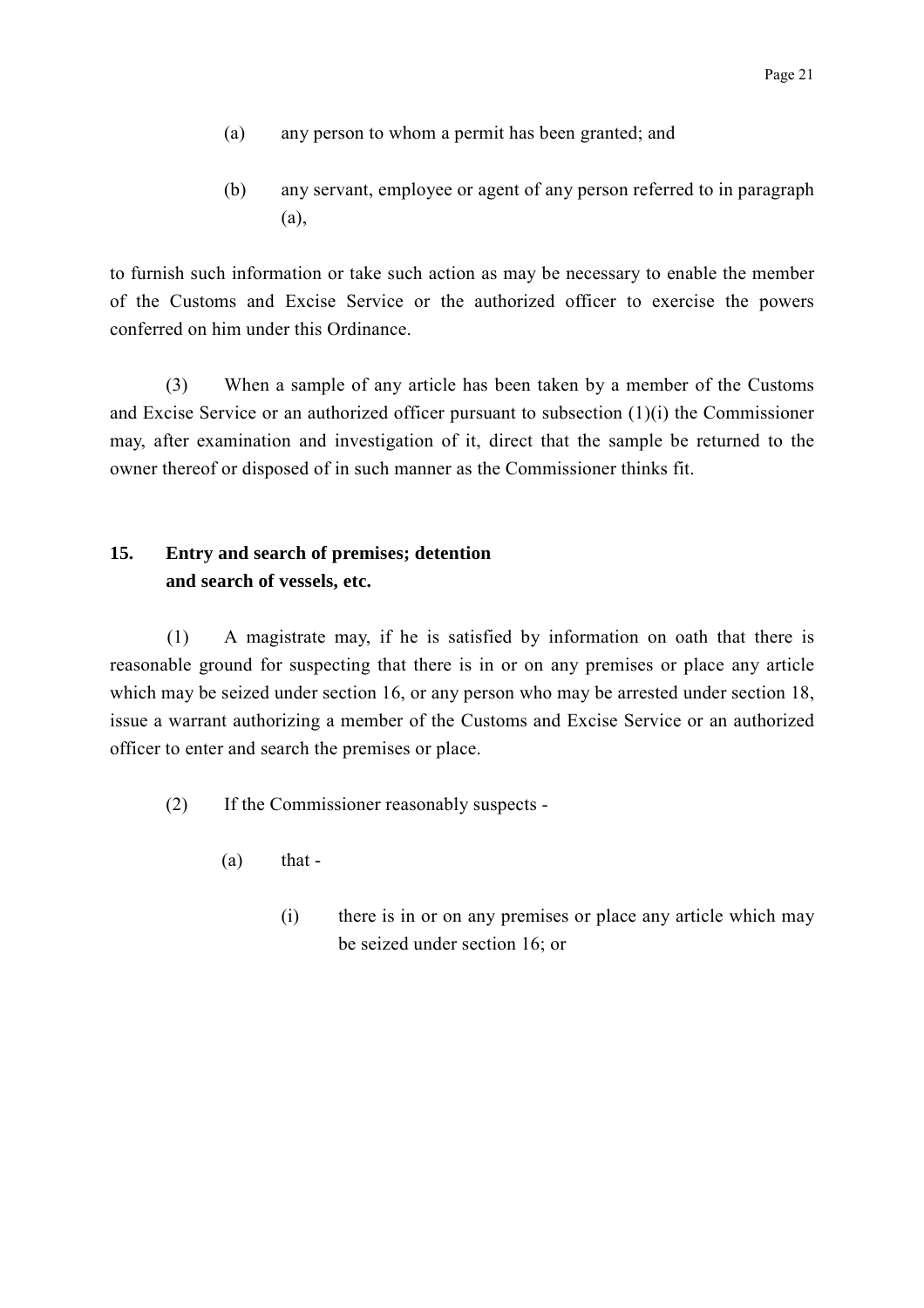(a) any person to whom a permit has been granted; and

(b) any servant, employee or agent of any person referred to in paragraph (a),

to furnish such information or take such action as may be necessary to enable the member of the Customs and Excise Service or the authorized officer to exercise the powers conferred on him under this Ordinance.

(3) When a sample of any article has been taken by a member of the Customs and Excise Service or an authorized officer pursuant to subsection (1)(i) the Commissioner may, after examination and investigation of it, direct that the sample be returned to the owner thereof or disposed of in such manner as the Commissioner thinks fit.

**15. Entry and search of premises; detention and search of vessels, etc.**

(1) A magistrate may, if he is satisfied by information on oath that there is reasonable ground for suspecting that there is in or on any premises or place any article which may be seized under section 16, or any person who may be arrested under section 18, issue a warrant authorizing a member of the Customs and Excise Service or an authorized officer to enter and search the premises or place.

(2) If the Commissioner reasonably suspects -

(a) that -

(i) there is in or on any premises or place any article which may be seized under section 16; or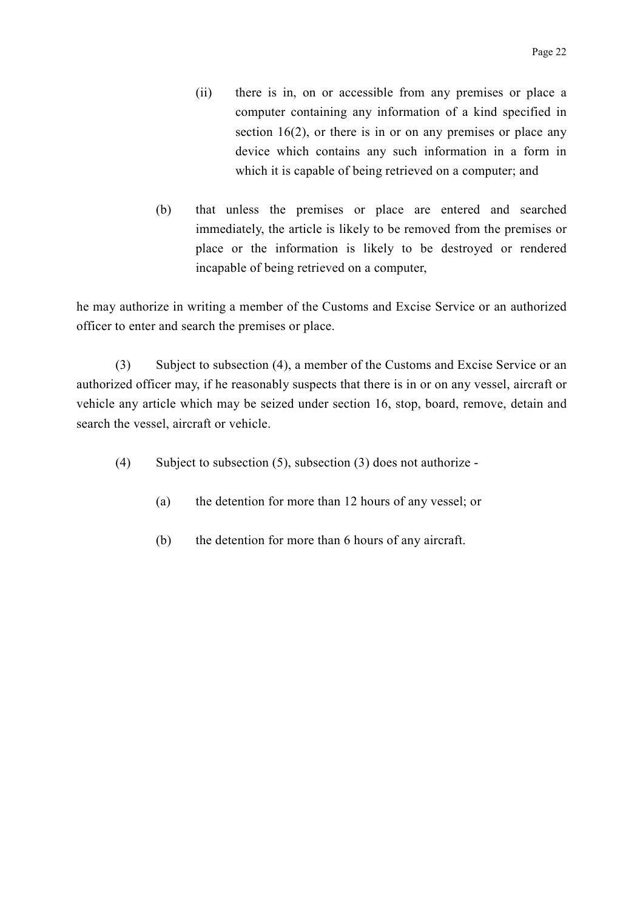(ii) there is in, on or accessible from any premises or place a computer containing any information of a kind specified in section 16(2), or there is in or on any premises or place any device which contains any such information in a form in which it is capable of being retrieved on a computer; and

(b) that unless the premises or place are entered and searched immediately, the article is likely to be removed from the premises or place or the information is likely to be destroyed or rendered incapable of being retrieved on a computer,

he may authorize in writing a member of the Customs and Excise Service or an authorized officer to enter and search the premises or place.

(3) Subject to subsection (4), a member of the Customs and Excise Service or an authorized officer may, if he reasonably suspects that there is in or on any vessel, aircraft or vehicle any article which may be seized under section 16, stop, board, remove, detain and search the vessel, aircraft or vehicle.

(4) Subject to subsection (5), subsection (3) does not authorize -

(a) the detention for more than 12 hours of any vessel; or

(b) the detention for more than 6 hours of any aircraft.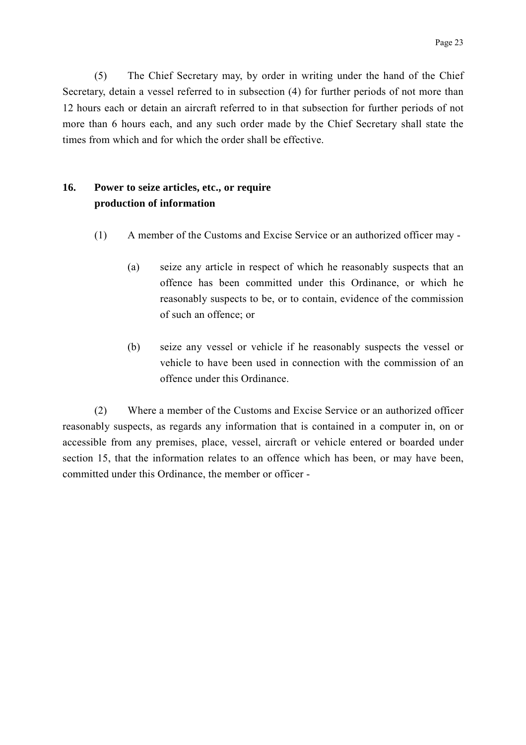(5) The Chief Secretary may, by order in writing under the hand of the Chief Secretary, detain a vessel referred to in subsection (4) for further periods of not more than 12 hours each or detain an aircraft referred to in that subsection for further periods of not more than 6 hours each, and any such order made by the Chief Secretary shall state the times from which and for which the order shall be effective.

### 16. Power to seize articles, etc., or require production of information

(1) A member of the Customs and Excise Service or an authorized officer may -

(a) seize any article in respect of which he reasonably suspects that an offence has been committed under this Ordinance, or which he reasonably suspects to be, or to contain, evidence of the commission of such an offence; or

(b) seize any vessel or vehicle if he reasonably suspects the vessel or vehicle to have been used in connection with the commission of an offence under this Ordinance.

(2) Where a member of the Customs and Excise Service or an authorized officer reasonably suspects, as regards any information that is contained in a computer in, on or accessible from any premises, place, vessel, aircraft or vehicle entered or boarded under section 15, that the information relates to an offence which has been, or may have been, committed under this Ordinance, the member or officer -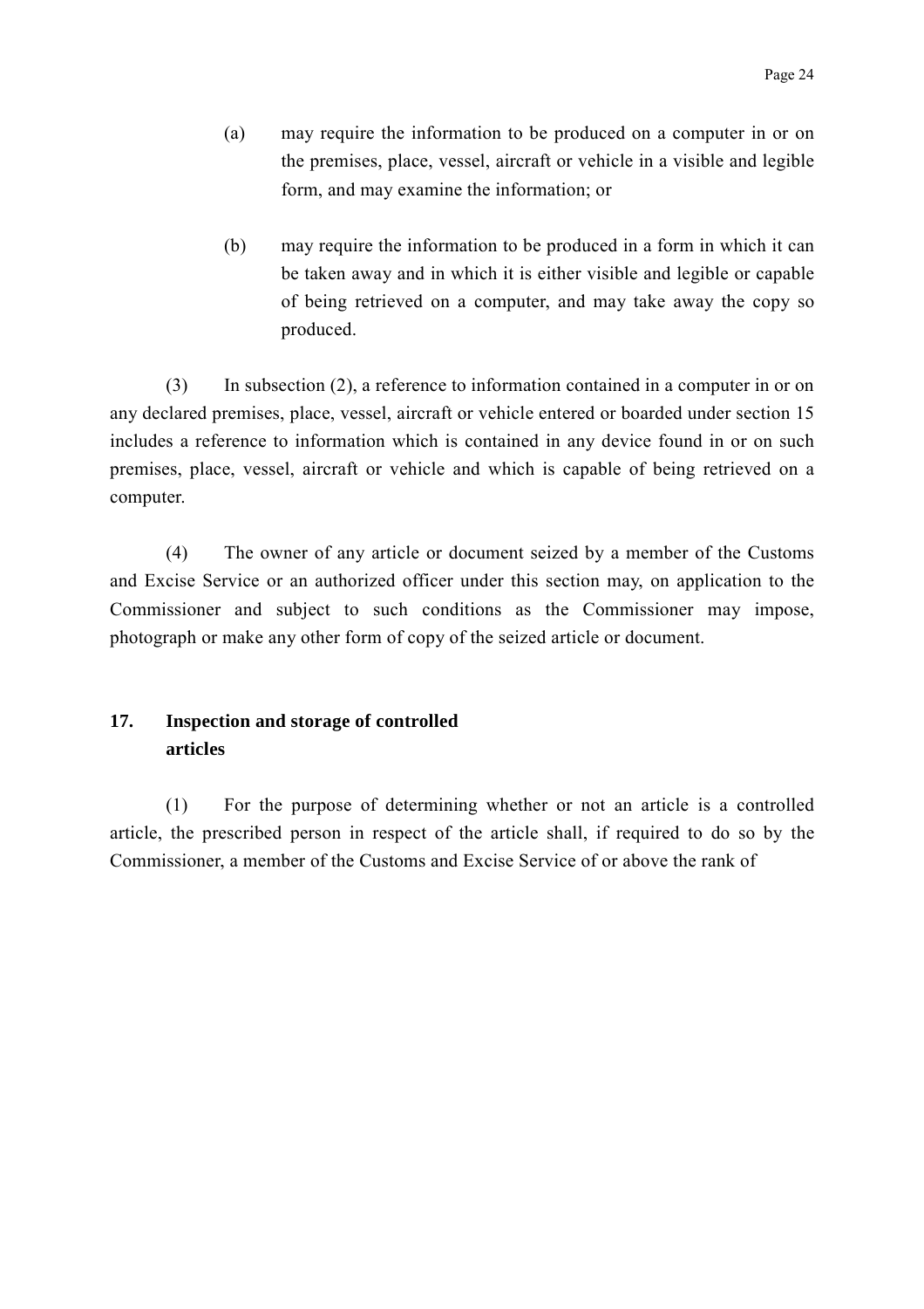(a) may require the information to be produced on a computer in or on the premises, place, vessel, aircraft or vehicle in a visible and legible form, and may examine the information; or

(b) may require the information to be produced in a form in which it can be taken away and in which it is either visible and legible or capable of being retrieved on a computer, and may take away the copy so produced.

(3) In subsection (2), a reference to information contained in a computer in or on any declared premises, place, vessel, aircraft or vehicle entered or boarded under section 15 includes a reference to information which is contained in any device found in or on such premises, place, vessel, aircraft or vehicle and which is capable of being retrieved on a computer.

(4) The owner of any article or document seized by a member of the Customs and Excise Service or an authorized officer under this section may, on application to the Commissioner and subject to such conditions as the Commissioner may impose, photograph or make any other form of copy of the seized article or document.

### 17. Inspection and storage of controlled articles

(1) For the purpose of determining whether or not an article is a controlled article, the prescribed person in respect of the article shall, if required to do so by the Commissioner, a member of the Customs and Excise Service of or above the rank of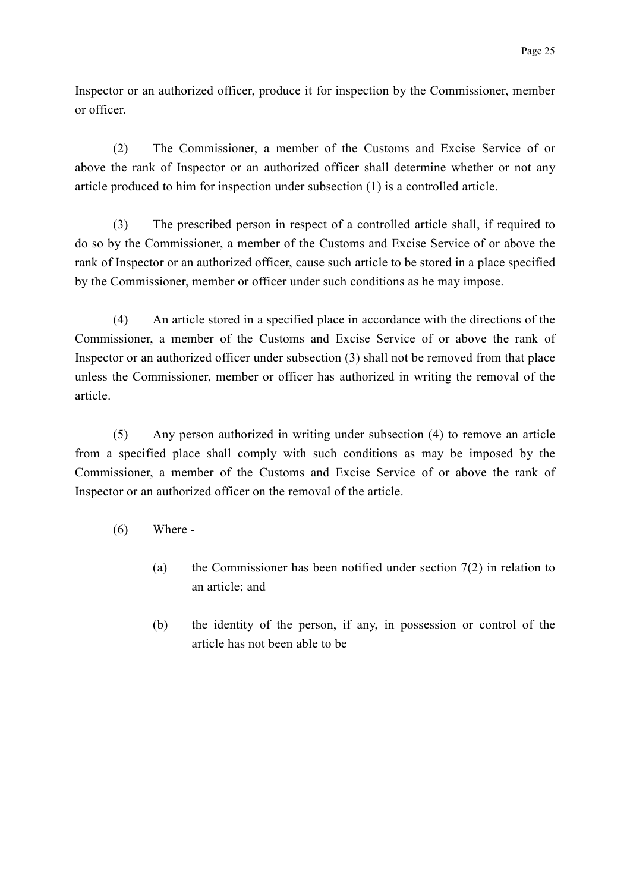Inspector or an authorized officer, produce it for inspection by the Commissioner, member or officer.

(2) The Commissioner, a member of the Customs and Excise Service of or above the rank of Inspector or an authorized officer shall determine whether or not any article produced to him for inspection under subsection (1) is a controlled article.

(3) The prescribed person in respect of a controlled article shall, if required to do so by the Commissioner, a member of the Customs and Excise Service of or above the rank of Inspector or an authorized officer, cause such article to be stored in a place specified by the Commissioner, member or officer under such conditions as he may impose.

(4) An article stored in a specified place in accordance with the directions of the Commissioner, a member of the Customs and Excise Service of or above the rank of Inspector or an authorized officer under subsection (3) shall not be removed from that place unless the Commissioner, member or officer has authorized in writing the removal of the article.

(5) Any person authorized in writing under subsection (4) to remove an article from a specified place shall comply with such conditions as may be imposed by the Commissioner, a member of the Customs and Excise Service of or above the rank of Inspector or an authorized officer on the removal of the article.

(6) Where -

- (a) the Commissioner has been notified under section 7(2) in relation to an article; and
- (b) the identity of the person, if any, in possession or control of the article has not been able to be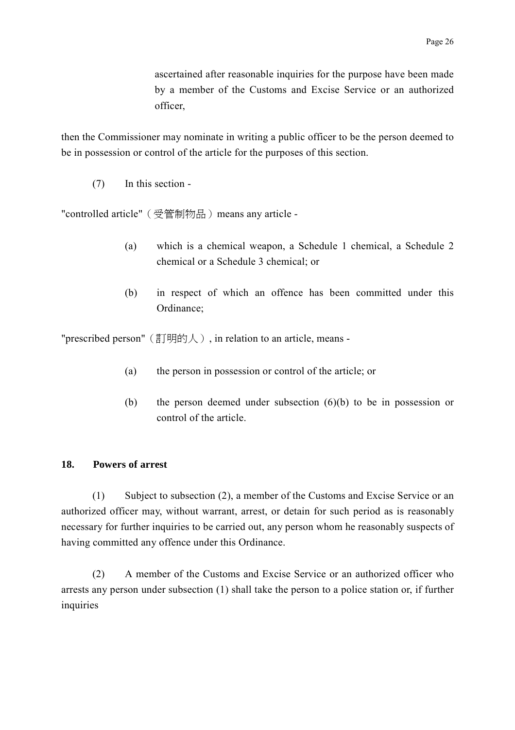ascertained after reasonable inquiries for the purpose have been made by a member of the Customs and Excise Service or an authorized officer,

then the Commissioner may nominate in writing a public officer to be the person deemed to be in possession or control of the article for the purposes of this section.

(7) In this section -

"controlled article"（受管制物品）means any article -

(a) which is a chemical weapon, a Schedule 1 chemical, a Schedule 2 chemical or a Schedule 3 chemical; or

(b) in respect of which an offence has been committed under this Ordinance;

"prescribed person"（訂明的人）, in relation to an article, means -

(a) the person in possession or control of the article; or

(b) the person deemed under subsection (6)(b) to be in possession or control of the article.

**18. Powers of arrest**

(1) Subject to subsection (2), a member of the Customs and Excise Service or an authorized officer may, without warrant, arrest, or detain for such period as is reasonably necessary for further inquiries to be carried out, any person whom he reasonably suspects of having committed any offence under this Ordinance.

(2) A member of the Customs and Excise Service or an authorized officer who arrests any person under subsection (1) shall take the person to a police station or, if further inquiries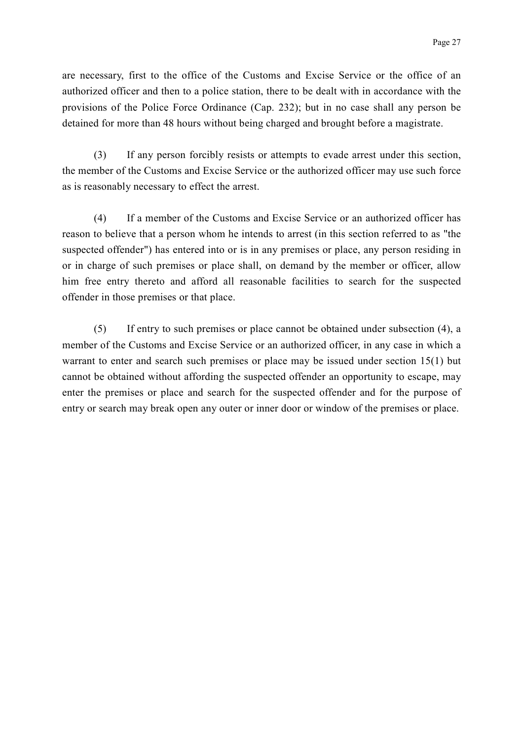are necessary, first to the office of the Customs and Excise Service or the office of an authorized officer and then to a police station, there to be dealt with in accordance with the provisions of the Police Force Ordinance (Cap. 232); but in no case shall any person be detained for more than 48 hours without being charged and brought before a magistrate.

(3) If any person forcibly resists or attempts to evade arrest under this section, the member of the Customs and Excise Service or the authorized officer may use such force as is reasonably necessary to effect the arrest.

(4) If a member of the Customs and Excise Service or an authorized officer has reason to believe that a person whom he intends to arrest (in this section referred to as "the suspected offender") has entered into or is in any premises or place, any person residing in or in charge of such premises or place shall, on demand by the member or officer, allow him free entry thereto and afford all reasonable facilities to search for the suspected offender in those premises or that place.

(5) If entry to such premises or place cannot be obtained under subsection (4), a member of the Customs and Excise Service or an authorized officer, in any case in which a warrant to enter and search such premises or place may be issued under section 15(1) but cannot be obtained without affording the suspected offender an opportunity to escape, may enter the premises or place and search for the suspected offender and for the purpose of entry or search may break open any outer or inner door or window of the premises or place.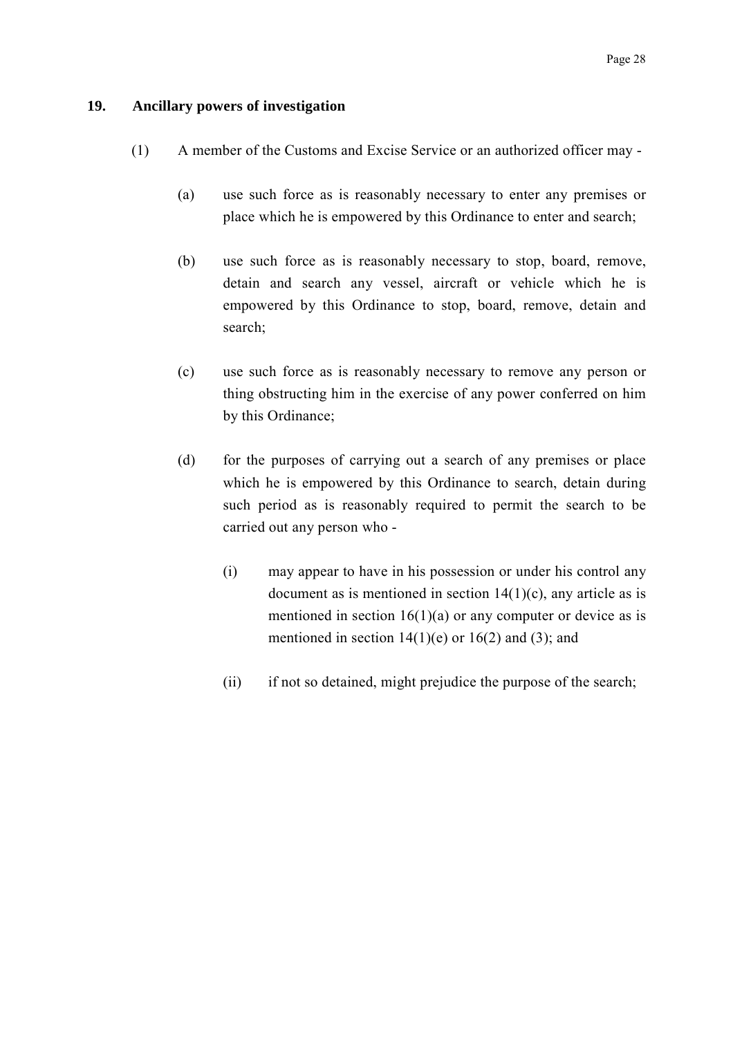**19. Ancillary powers of investigation**

(1) A member of the Customs and Excise Service or an authorized officer may -

(a) use such force as is reasonably necessary to enter any premises or place which he is empowered by this Ordinance to enter and search;

(b) use such force as is reasonably necessary to stop, board, remove, detain and search any vessel, aircraft or vehicle which he is empowered by this Ordinance to stop, board, remove, detain and search;

(c) use such force as is reasonably necessary to remove any person or thing obstructing him in the exercise of any power conferred on him by this Ordinance;

(d) for the purposes of carrying out a search of any premises or place which he is empowered by this Ordinance to search, detain during such period as is reasonably required to permit the search to be carried out any person who -

(i) may appear to have in his possession or under his control any document as is mentioned in section 14(1)(c), any article as is mentioned in section 16(1)(a) or any computer or device as is mentioned in section 14(1)(e) or 16(2) and (3); and

(ii) if not so detained, might prejudice the purpose of the search;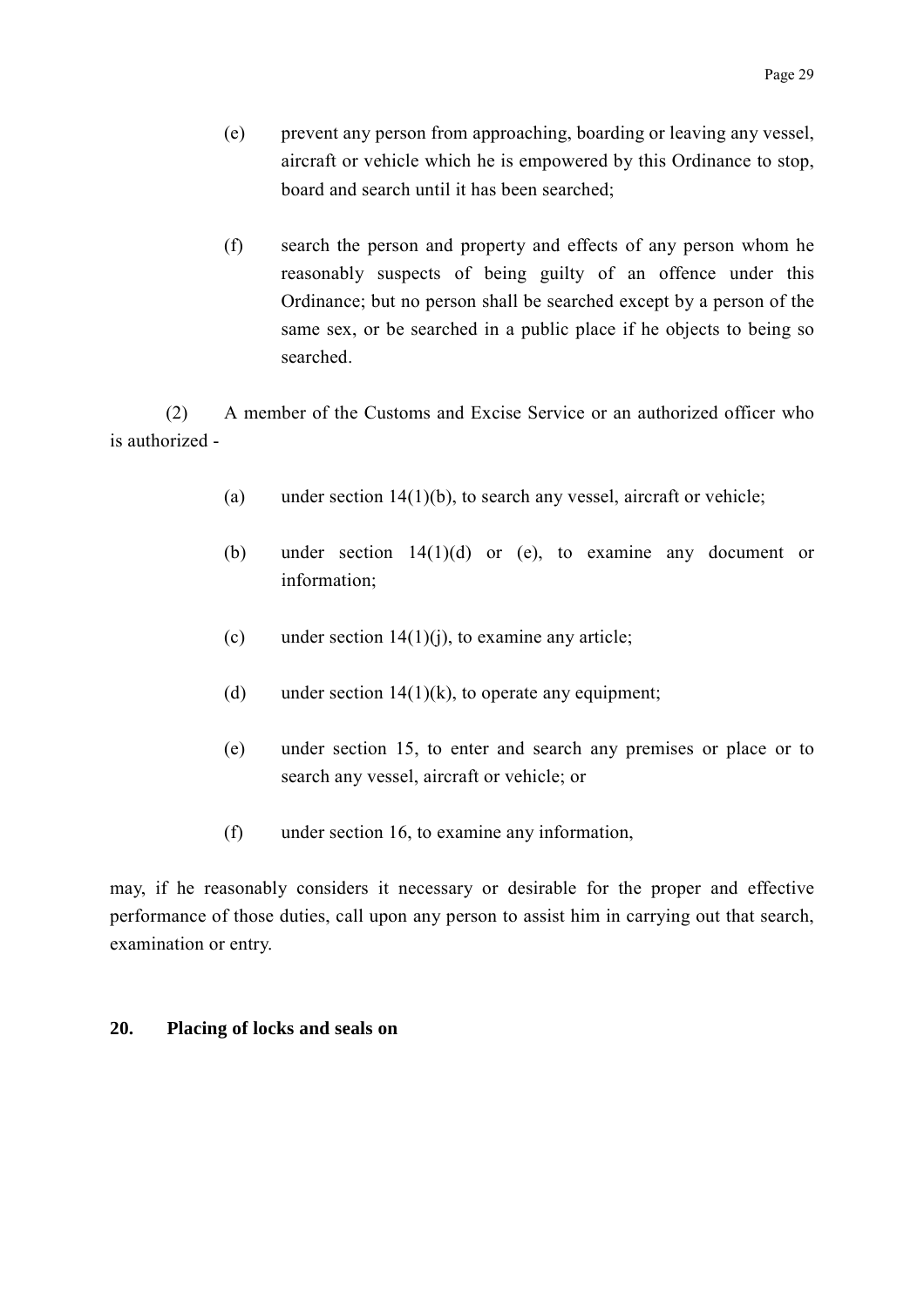(e) prevent any person from approaching, boarding or leaving any vessel, aircraft or vehicle which he is empowered by this Ordinance to stop, board and search until it has been searched;

(f) search the person and property and effects of any person whom he reasonably suspects of being guilty of an offence under this Ordinance; but no person shall be searched except by a person of the same sex, or be searched in a public place if he objects to being so searched.

(2) A member of the Customs and Excise Service or an authorized officer who is authorized -

(a) under section 14(1)(b), to search any vessel, aircraft or vehicle;

(b) under section 14(1)(d) or (e), to examine any document or information;

(c) under section 14(1)(j), to examine any article;

(d) under section 14(1)(k), to operate any equipment;

(e) under section 15, to enter and search any premises or place or to search any vessel, aircraft or vehicle; or

(f) under section 16, to examine any information,

may, if he reasonably considers it necessary or desirable for the proper and effective performance of those duties, call upon any person to assist him in carrying out that search, examination or entry.

**20. Placing of locks and seals on**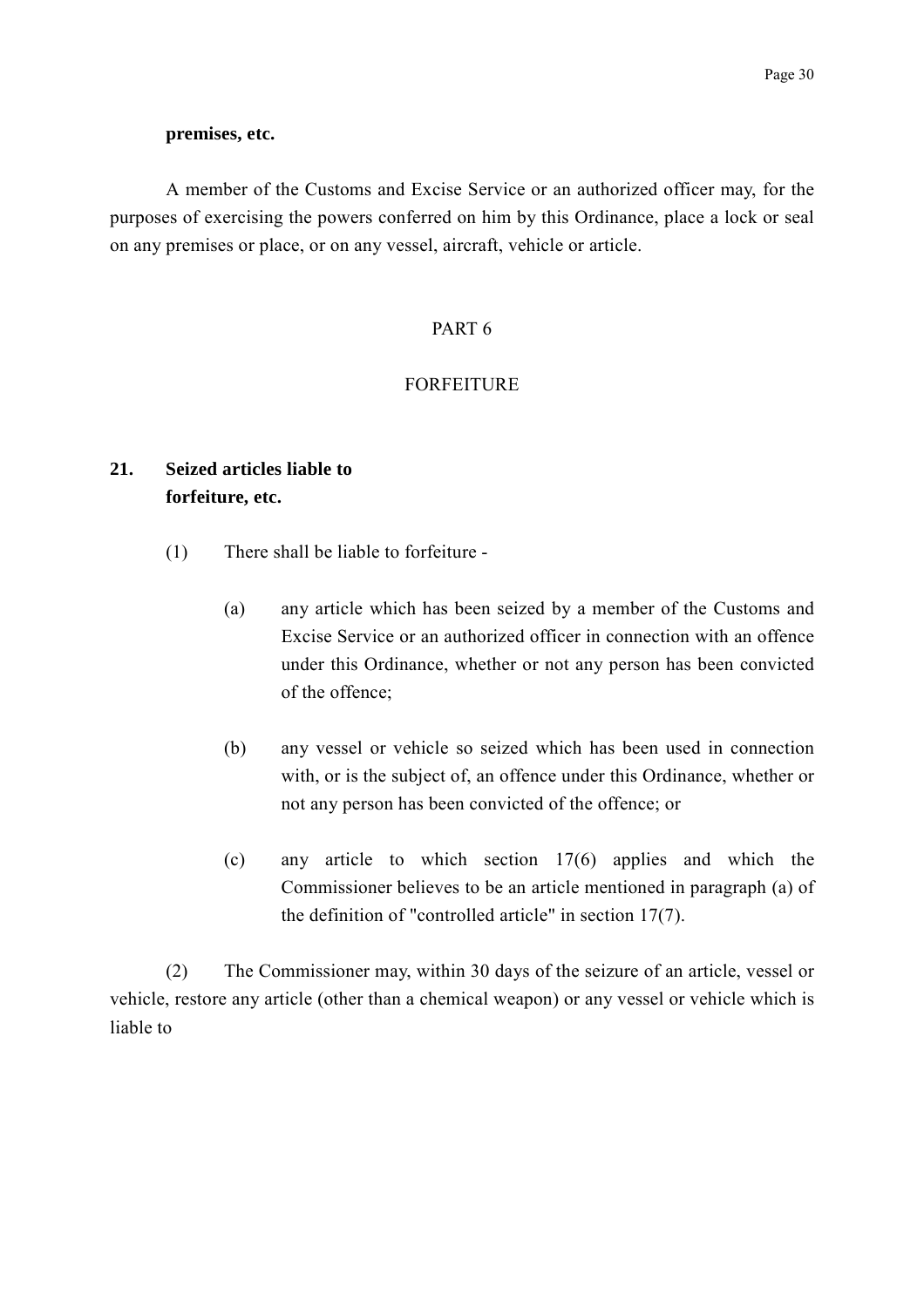**premises, etc.**

A member of the Customs and Excise Service or an authorized officer may, for the purposes of exercising the powers conferred on him by this Ordinance, place a lock or seal on any premises or place, or on any vessel, aircraft, vehicle or article.

PART 6

FORFEITURE

**21. Seized articles liable to forfeiture, etc.**

(1) There shall be liable to forfeiture -

(a) any article which has been seized by a member of the Customs and Excise Service or an authorized officer in connection with an offence under this Ordinance, whether or not any person has been convicted of the offence;

(b) any vessel or vehicle so seized which has been used in connection with, or is the subject of, an offence under this Ordinance, whether or not any person has been convicted of the offence; or

(c) any article to which section 17(6) applies and which the Commissioner believes to be an article mentioned in paragraph (a) of the definition of "controlled article" in section 17(7).

(2) The Commissioner may, within 30 days of the seizure of an article, vessel or vehicle, restore any article (other than a chemical weapon) or any vessel or vehicle which is liable to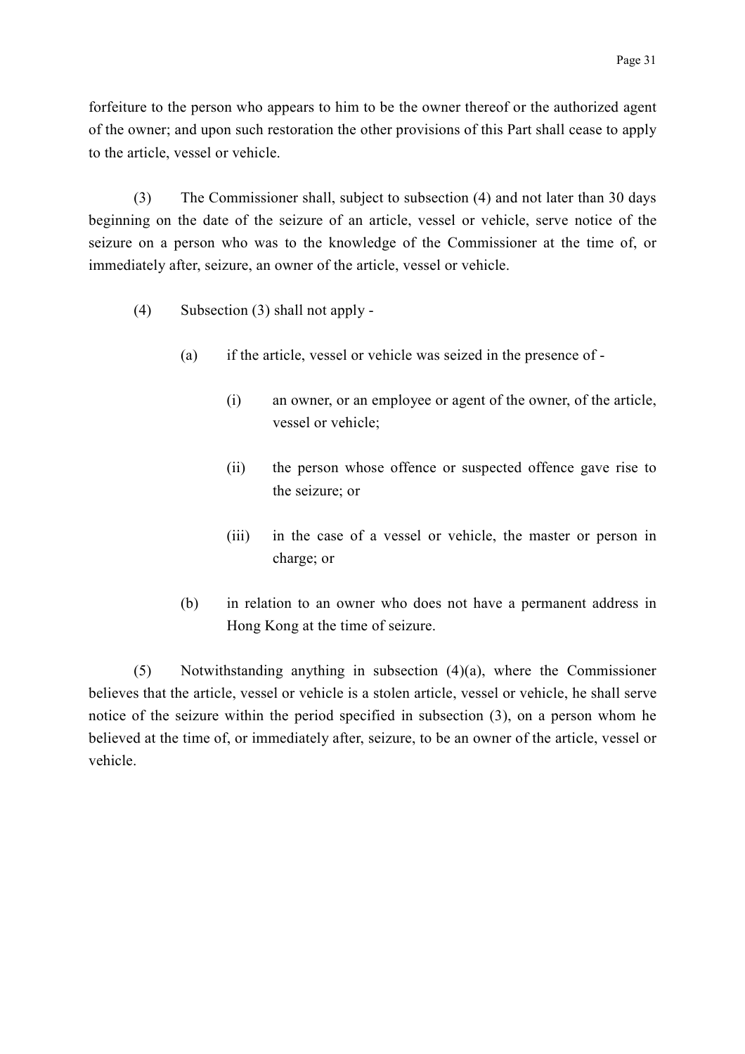forfeiture to the person who appears to him to be the owner thereof or the authorized agent of the owner; and upon such restoration the other provisions of this Part shall cease to apply to the article, vessel or vehicle.

(3) The Commissioner shall, subject to subsection (4) and not later than 30 days beginning on the date of the seizure of an article, vessel or vehicle, serve notice of the seizure on a person who was to the knowledge of the Commissioner at the time of, or immediately after, seizure, an owner of the article, vessel or vehicle.

(4) Subsection (3) shall not apply -

(a) if the article, vessel or vehicle was seized in the presence of -

(i) an owner, or an employee or agent of the owner, of the article, vessel or vehicle;

(ii) the person whose offence or suspected offence gave rise to the seizure; or

(iii) in the case of a vessel or vehicle, the master or person in charge; or

(b) in relation to an owner who does not have a permanent address in Hong Kong at the time of seizure.

(5) Notwithstanding anything in subsection (4)(a), where the Commissioner believes that the article, vessel or vehicle is a stolen article, vessel or vehicle, he shall serve notice of the seizure within the period specified in subsection (3), on a person whom he believed at the time of, or immediately after, seizure, to be an owner of the article, vessel or vehicle.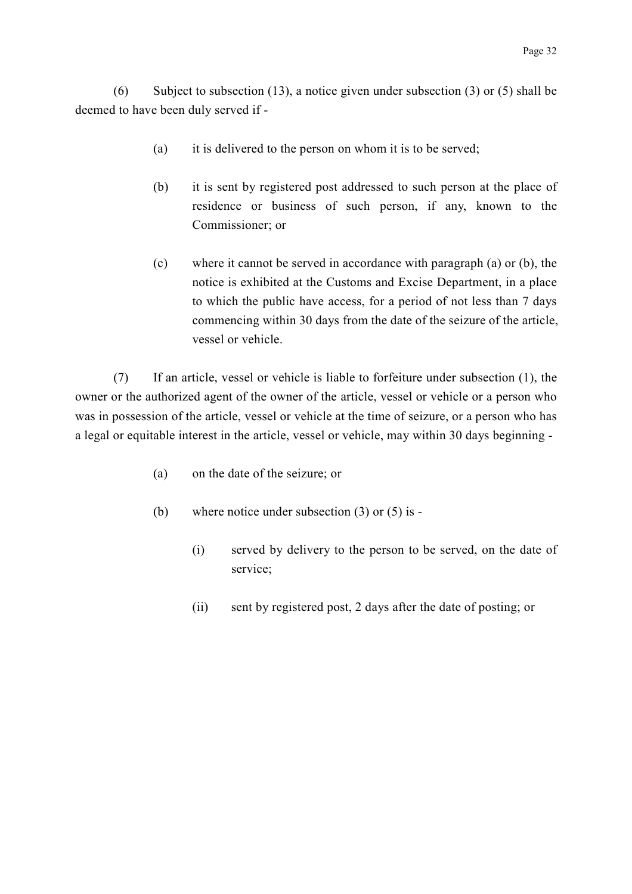(6) Subject to subsection (13), a notice given under subsection (3) or (5) shall be deemed to have been duly served if -

(a) it is delivered to the person on whom it is to be served;

(b) it is sent by registered post addressed to such person at the place of residence or business of such person, if any, known to the Commissioner; or

(c) where it cannot be served in accordance with paragraph (a) or (b), the notice is exhibited at the Customs and Excise Department, in a place to which the public have access, for a period of not less than 7 days commencing within 30 days from the date of the seizure of the article, vessel or vehicle.

(7) If an article, vessel or vehicle is liable to forfeiture under subsection (1), the owner or the authorized agent of the owner of the article, vessel or vehicle or a person who was in possession of the article, vessel or vehicle at the time of seizure, or a person who has a legal or equitable interest in the article, vessel or vehicle, may within 30 days beginning -

(a) on the date of the seizure; or

(b) where notice under subsection (3) or (5) is -

(i) served by delivery to the person to be served, on the date of service;

(ii) sent by registered post, 2 days after the date of posting; or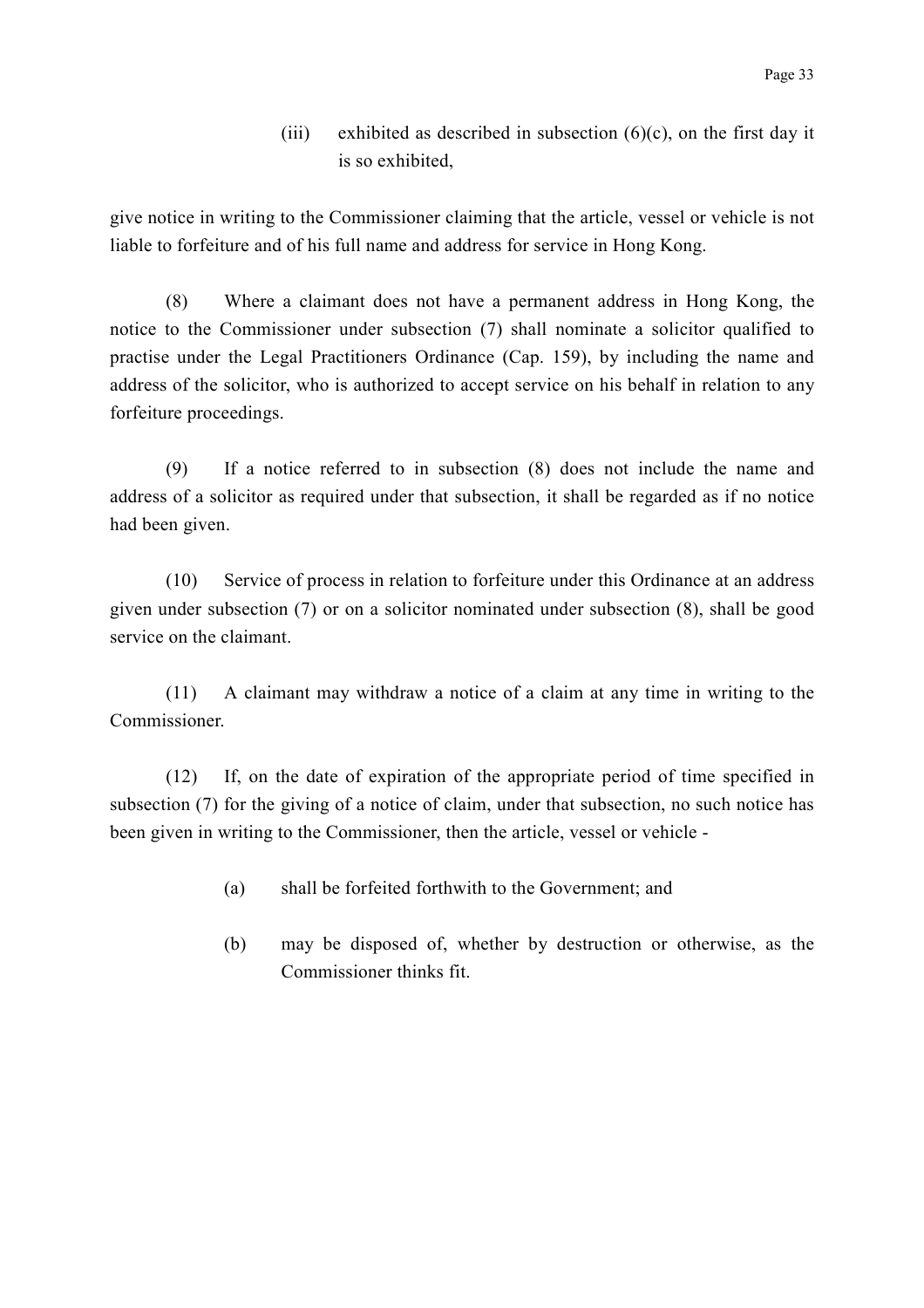(iii) exhibited as described in subsection (6)(c), on the first day it is so exhibited,

give notice in writing to the Commissioner claiming that the article, vessel or vehicle is not liable to forfeiture and of his full name and address for service in Hong Kong.

(8) Where a claimant does not have a permanent address in Hong Kong, the notice to the Commissioner under subsection (7) shall nominate a solicitor qualified to practise under the Legal Practitioners Ordinance (Cap. 159), by including the name and address of the solicitor, who is authorized to accept service on his behalf in relation to any forfeiture proceedings.

(9) If a notice referred to in subsection (8) does not include the name and address of a solicitor as required under that subsection, it shall be regarded as if no notice had been given.

(10) Service of process in relation to forfeiture under this Ordinance at an address given under subsection (7) or on a solicitor nominated under subsection (8), shall be good service on the claimant.

(11) A claimant may withdraw a notice of a claim at any time in writing to the Commissioner.

(12) If, on the date of expiration of the appropriate period of time specified in subsection (7) for the giving of a notice of claim, under that subsection, no such notice has been given in writing to the Commissioner, then the article, vessel or vehicle -

(a) shall be forfeited forthwith to the Government; and

(b) may be disposed of, whether by destruction or otherwise, as the Commissioner thinks fit.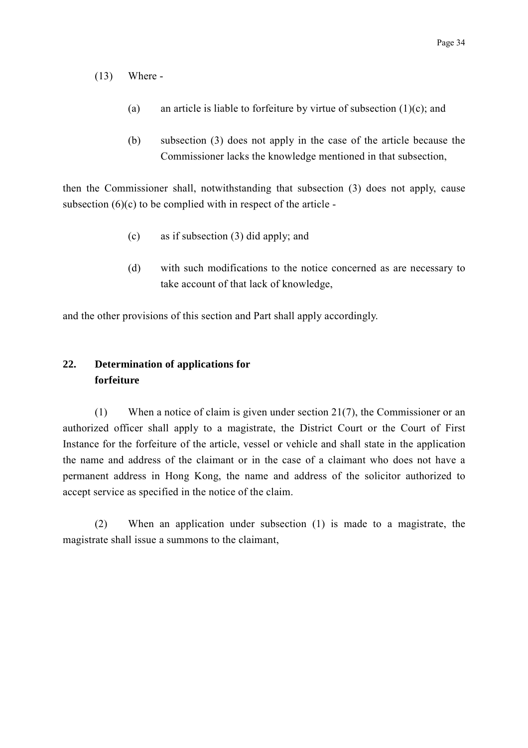(13) Where -

(a) an article is liable to forfeiture by virtue of subsection (1)(c); and

(b) subsection (3) does not apply in the case of the article because the Commissioner lacks the knowledge mentioned in that subsection,

then the Commissioner shall, notwithstanding that subsection (3) does not apply, cause subsection (6)(c) to be complied with in respect of the article -

(c) as if subsection (3) did apply; and

(d) with such modifications to the notice concerned as are necessary to take account of that lack of knowledge,

and the other provisions of this section and Part shall apply accordingly.

## 22. Determination of applications for forfeiture

(1) When a notice of claim is given under section 21(7), the Commissioner or an authorized officer shall apply to a magistrate, the District Court or the Court of First Instance for the forfeiture of the article, vessel or vehicle and shall state in the application the name and address of the claimant or in the case of a claimant who does not have a permanent address in Hong Kong, the name and address of the solicitor authorized to accept service as specified in the notice of the claim.

(2) When an application under subsection (1) is made to a magistrate, the magistrate shall issue a summons to the claimant,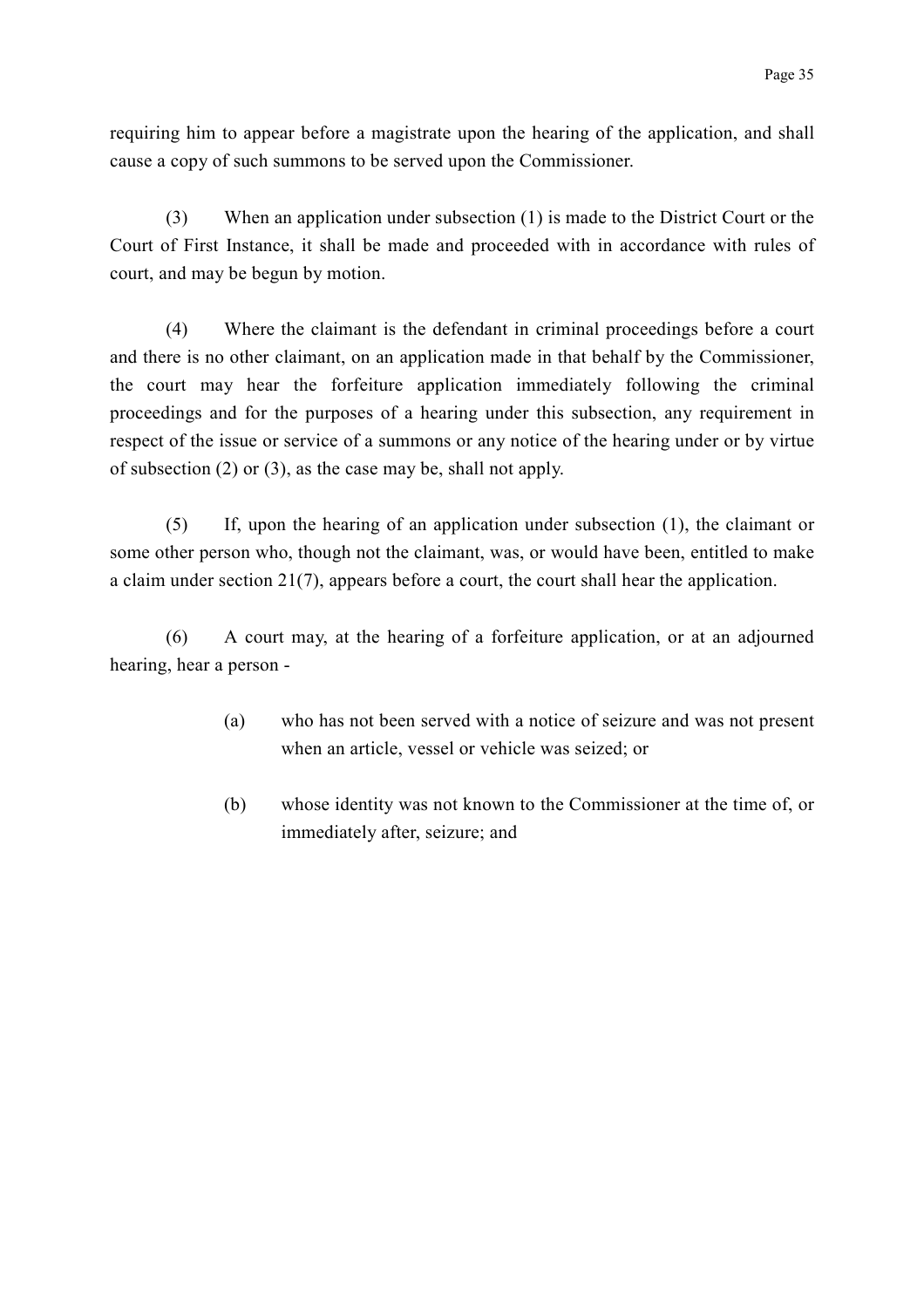requiring him to appear before a magistrate upon the hearing of the application, and shall cause a copy of such summons to be served upon the Commissioner.

(3) When an application under subsection (1) is made to the District Court or the Court of First Instance, it shall be made and proceeded with in accordance with rules of court, and may be begun by motion.

(4) Where the claimant is the defendant in criminal proceedings before a court and there is no other claimant, on an application made in that behalf by the Commissioner, the court may hear the forfeiture application immediately following the criminal proceedings and for the purposes of a hearing under this subsection, any requirement in respect of the issue or service of a summons or any notice of the hearing under or by virtue of subsection (2) or (3), as the case may be, shall not apply.

(5) If, upon the hearing of an application under subsection (1), the claimant or some other person who, though not the claimant, was, or would have been, entitled to make a claim under section 21(7), appears before a court, the court shall hear the application.

(6) A court may, at the hearing of a forfeiture application, or at an adjourned hearing, hear a person -

(a) who has not been served with a notice of seizure and was not present when an article, vessel or vehicle was seized; or

(b) whose identity was not known to the Commissioner at the time of, or immediately after, seizure; and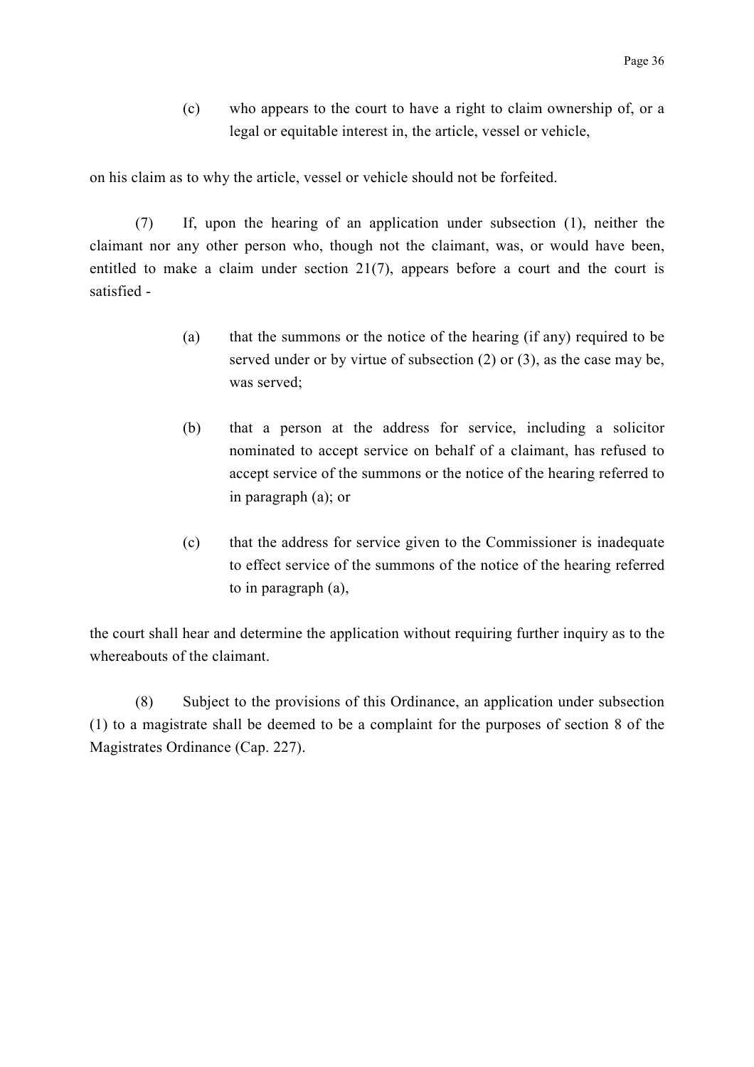(c) who appears to the court to have a right to claim ownership of, or a legal or equitable interest in, the article, vessel or vehicle,

on his claim as to why the article, vessel or vehicle should not be forfeited.

(7) If, upon the hearing of an application under subsection (1), neither the claimant nor any other person who, though not the claimant, was, or would have been, entitled to make a claim under section 21(7), appears before a court and the court is satisfied -

(a) that the summons or the notice of the hearing (if any) required to be served under or by virtue of subsection (2) or (3), as the case may be, was served;

(b) that a person at the address for service, including a solicitor nominated to accept service on behalf of a claimant, has refused to accept service of the summons or the notice of the hearing referred to in paragraph (a); or

(c) that the address for service given to the Commissioner is inadequate to effect service of the summons of the notice of the hearing referred to in paragraph (a),

the court shall hear and determine the application without requiring further inquiry as to the whereabouts of the claimant.

(8) Subject to the provisions of this Ordinance, an application under subsection (1) to a magistrate shall be deemed to be a complaint for the purposes of section 8 of the Magistrates Ordinance (Cap. 227).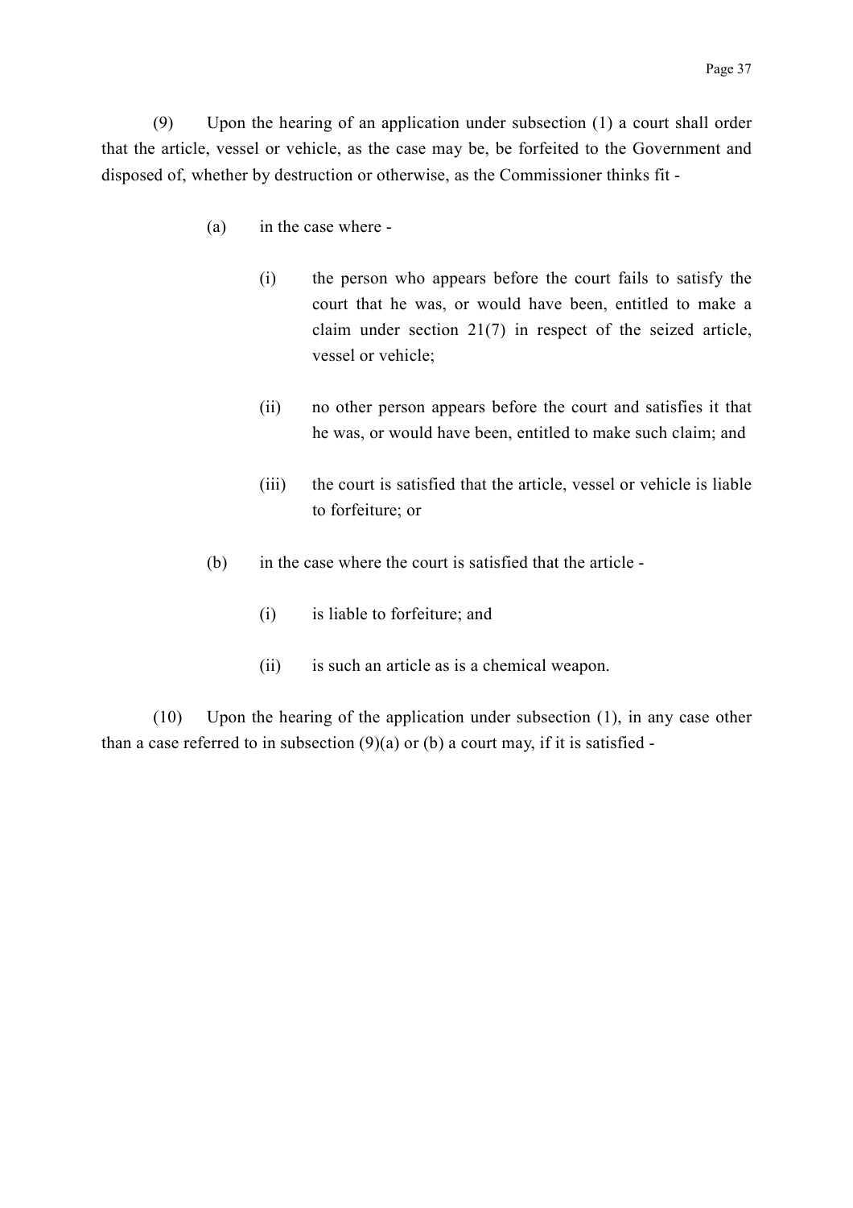(9) Upon the hearing of an application under subsection (1) a court shall order that the article, vessel or vehicle, as the case may be, be forfeited to the Government and disposed of, whether by destruction or otherwise, as the Commissioner thinks fit -

- (a) in the case where -
  - (i) the person who appears before the court fails to satisfy the court that he was, or would have been, entitled to make a claim under section 21(7) in respect of the seized article, vessel or vehicle;
  - (ii) no other person appears before the court and satisfies it that he was, or would have been, entitled to make such claim; and
  - (iii) the court is satisfied that the article, vessel or vehicle is liable to forfeiture; or
- (b) in the case where the court is satisfied that the article -
  - (i) is liable to forfeiture; and
  - (ii) is such an article as is a chemical weapon.

(10) Upon the hearing of the application under subsection (1), in any case other than a case referred to in subsection (9)(a) or (b) a court may, if it is satisfied -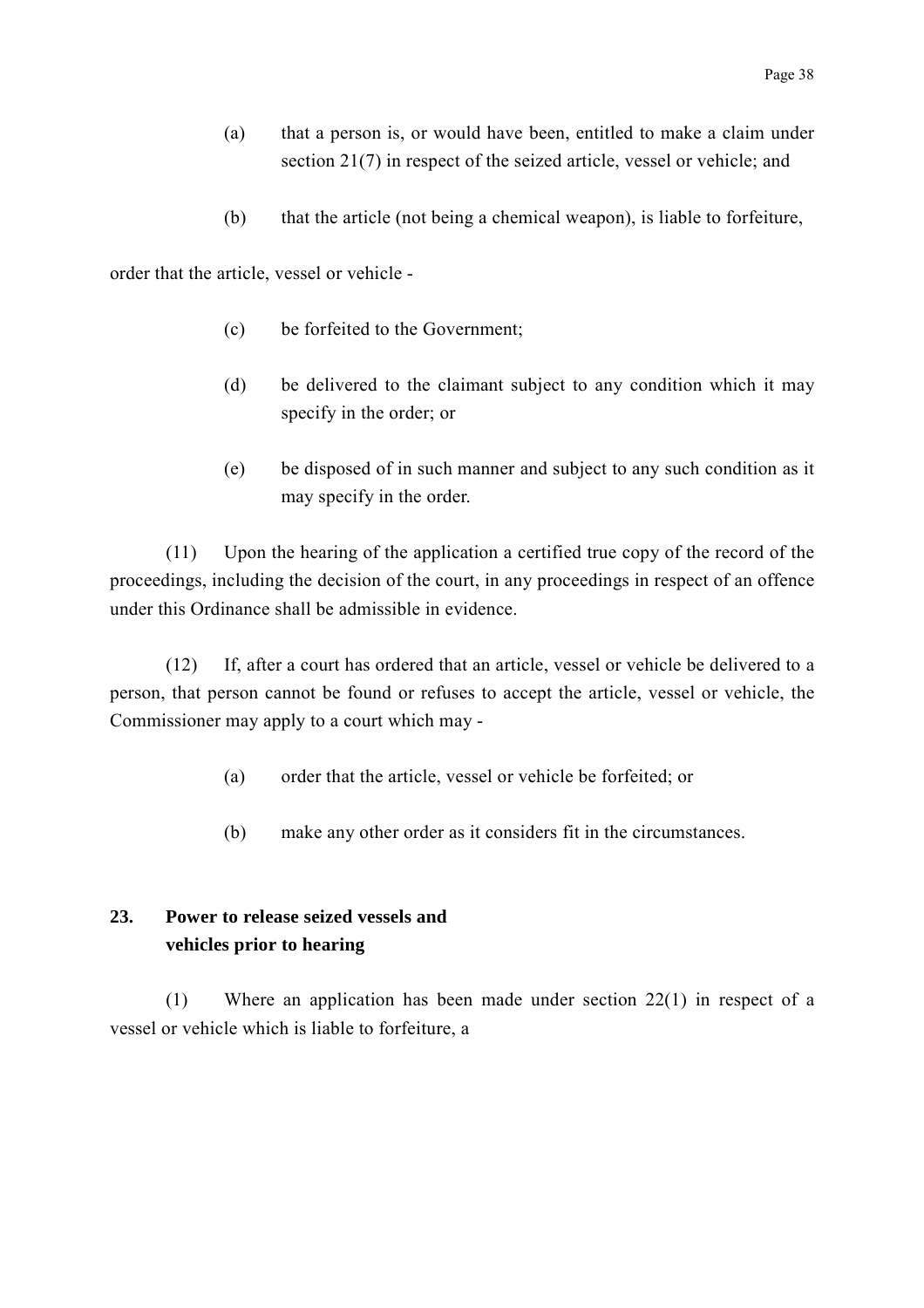(a) that a person is, or would have been, entitled to make a claim under section 21(7) in respect of the seized article, vessel or vehicle; and

(b) that the article (not being a chemical weapon), is liable to forfeiture,

order that the article, vessel or vehicle -

(c) be forfeited to the Government;

(d) be delivered to the claimant subject to any condition which it may specify in the order; or

(e) be disposed of in such manner and subject to any such condition as it may specify in the order.

(11) Upon the hearing of the application a certified true copy of the record of the proceedings, including the decision of the court, in any proceedings in respect of an offence under this Ordinance shall be admissible in evidence.

(12) If, after a court has ordered that an article, vessel or vehicle be delivered to a person, that person cannot be found or refuses to accept the article, vessel or vehicle, the Commissioner may apply to a court which may -

(a) order that the article, vessel or vehicle be forfeited; or

(b) make any other order as it considers fit in the circumstances.

### 23. Power to release seized vessels and vehicles prior to hearing

(1) Where an application has been made under section 22(1) in respect of a vessel or vehicle which is liable to forfeiture, a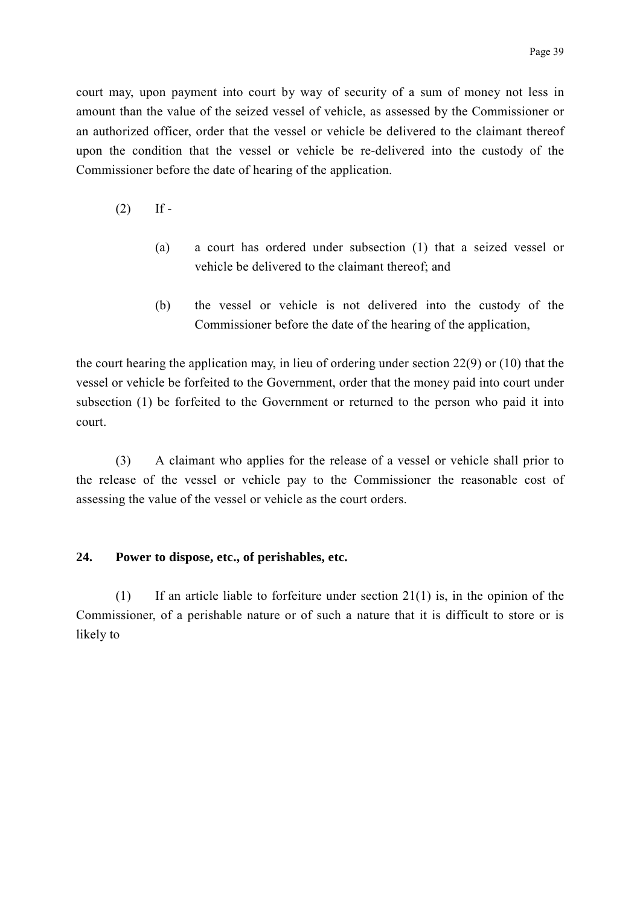court may, upon payment into court by way of security of a sum of money not less in amount than the value of the seized vessel of vehicle, as assessed by the Commissioner or an authorized officer, order that the vessel or vehicle be delivered to the claimant thereof upon the condition that the vessel or vehicle be re-delivered into the custody of the Commissioner before the date of hearing of the application.

(2) If -

(a) a court has ordered under subsection (1) that a seized vessel or vehicle be delivered to the claimant thereof; and

(b) the vessel or vehicle is not delivered into the custody of the Commissioner before the date of the hearing of the application,

the court hearing the application may, in lieu of ordering under section 22(9) or (10) that the vessel or vehicle be forfeited to the Government, order that the money paid into court under subsection (1) be forfeited to the Government or returned to the person who paid it into court.

(3) A claimant who applies for the release of a vessel or vehicle shall prior to the release of the vessel or vehicle pay to the Commissioner the reasonable cost of assessing the value of the vessel or vehicle as the court orders.

**24. Power to dispose, etc., of perishables, etc.**

(1) If an article liable to forfeiture under section 21(1) is, in the opinion of the Commissioner, of a perishable nature or of such a nature that it is difficult to store or is likely to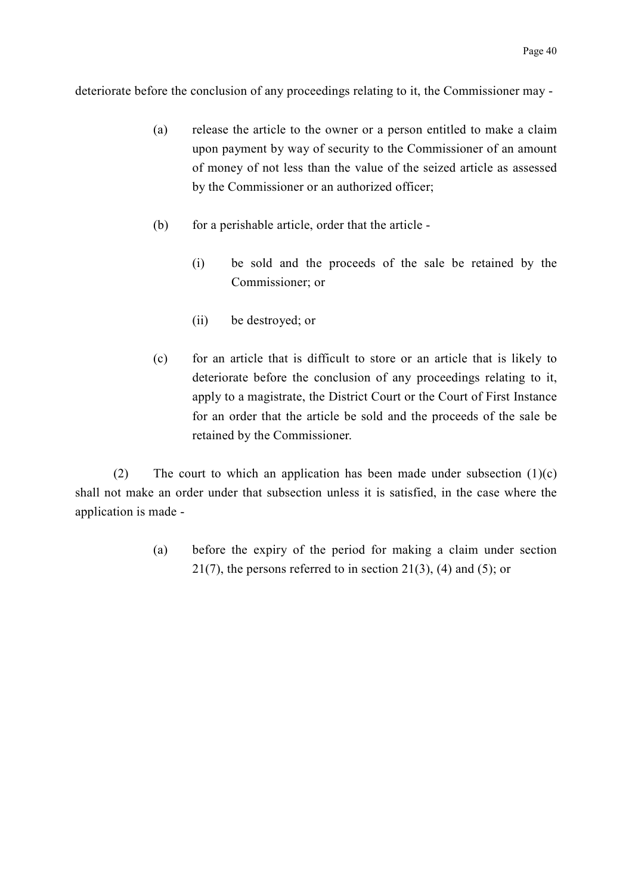deteriorate before the conclusion of any proceedings relating to it, the Commissioner may -

(a) release the article to the owner or a person entitled to make a claim upon payment by way of security to the Commissioner of an amount of money of not less than the value of the seized article as assessed by the Commissioner or an authorized officer;

(b) for a perishable article, order that the article -

(i) be sold and the proceeds of the sale be retained by the Commissioner; or

(ii) be destroyed; or

(c) for an article that is difficult to store or an article that is likely to deteriorate before the conclusion of any proceedings relating to it, apply to a magistrate, the District Court or the Court of First Instance for an order that the article be sold and the proceeds of the sale be retained by the Commissioner.

(2) The court to which an application has been made under subsection (1)(c) shall not make an order under that subsection unless it is satisfied, in the case where the application is made -

(a) before the expiry of the period for making a claim under section 21(7), the persons referred to in section 21(3), (4) and (5); or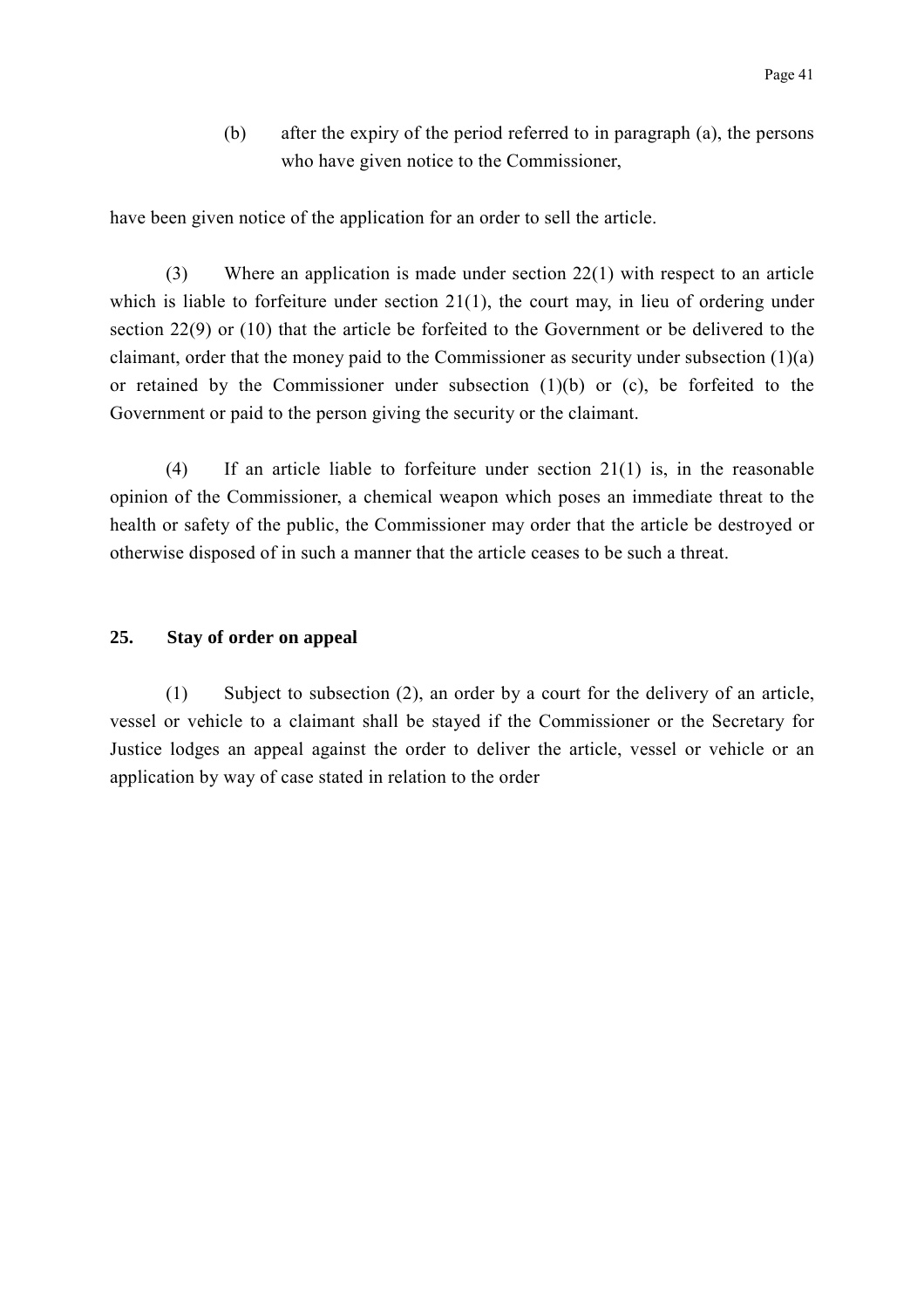(b) after the expiry of the period referred to in paragraph (a), the persons who have given notice to the Commissioner,

have been given notice of the application for an order to sell the article.

(3) Where an application is made under section 22(1) with respect to an article which is liable to forfeiture under section 21(1), the court may, in lieu of ordering under section 22(9) or (10) that the article be forfeited to the Government or be delivered to the claimant, order that the money paid to the Commissioner as security under subsection (1)(a) or retained by the Commissioner under subsection (1)(b) or (c), be forfeited to the Government or paid to the person giving the security or the claimant.

(4) If an article liable to forfeiture under section 21(1) is, in the reasonable opinion of the Commissioner, a chemical weapon which poses an immediate threat to the health or safety of the public, the Commissioner may order that the article be destroyed or otherwise disposed of in such a manner that the article ceases to be such a threat.

**25. Stay of order on appeal**

(1) Subject to subsection (2), an order by a court for the delivery of an article, vessel or vehicle to a claimant shall be stayed if the Commissioner or the Secretary for Justice lodges an appeal against the order to deliver the article, vessel or vehicle or an application by way of case stated in relation to the order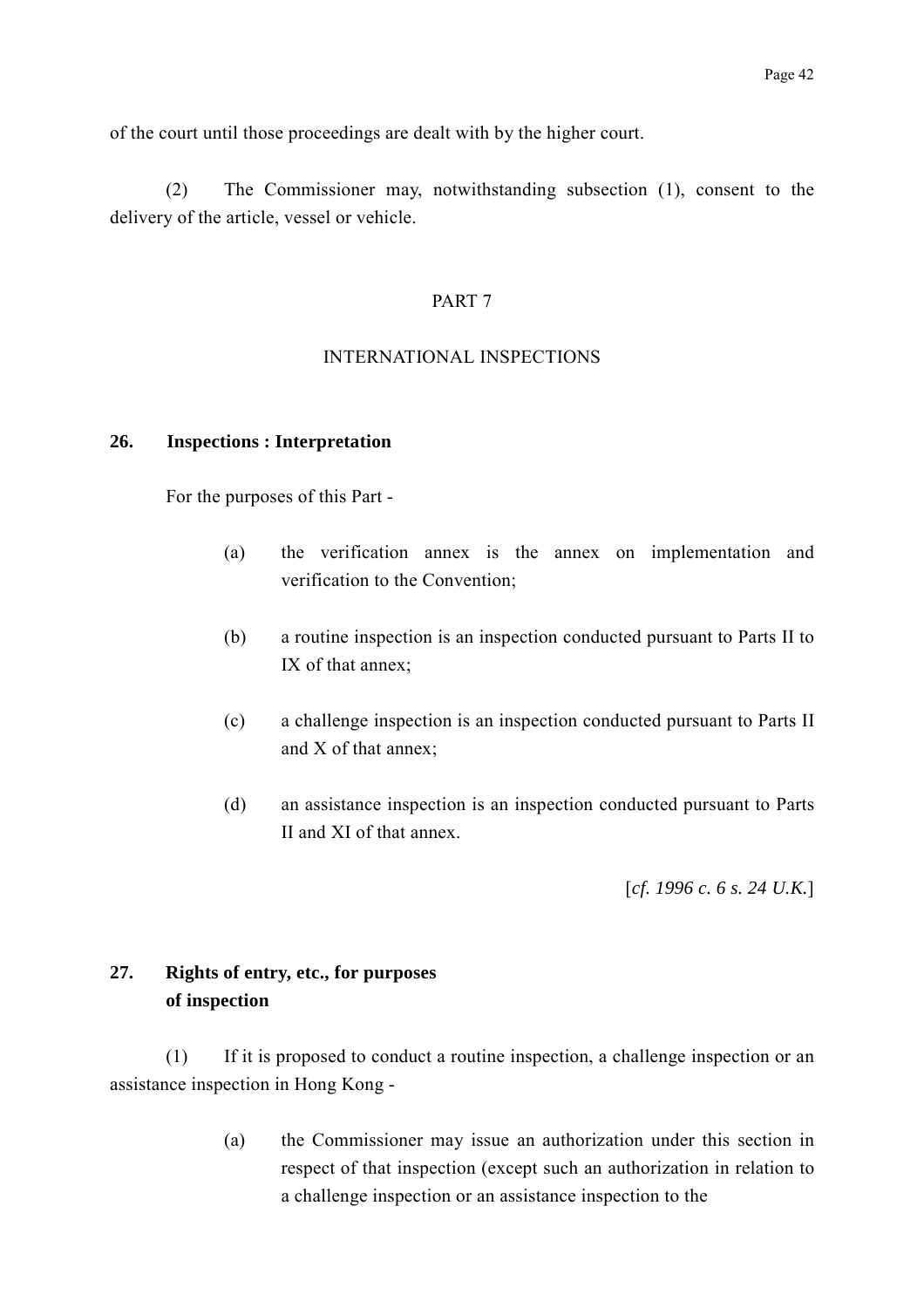of the court until those proceedings are dealt with by the higher court.

(2) The Commissioner may, notwithstanding subsection (1), consent to the delivery of the article, vessel or vehicle.

## PART 7

## INTERNATIONAL INSPECTIONS

### 26. Inspections : Interpretation

For the purposes of this Part -

(a) the verification annex is the annex on implementation and verification to the Convention;

(b) a routine inspection is an inspection conducted pursuant to Parts II to IX of that annex;

(c) a challenge inspection is an inspection conducted pursuant to Parts II and X of that annex;

(d) an assistance inspection is an inspection conducted pursuant to Parts II and XI of that annex.

[*cf. 1996 c. 6 s. 24 U.K.*]

### 27. Rights of entry, etc., for purposes of inspection

(1) If it is proposed to conduct a routine inspection, a challenge inspection or an assistance inspection in Hong Kong -

(a) the Commissioner may issue an authorization under this section in respect of that inspection (except such an authorization in relation to a challenge inspection or an assistance inspection to the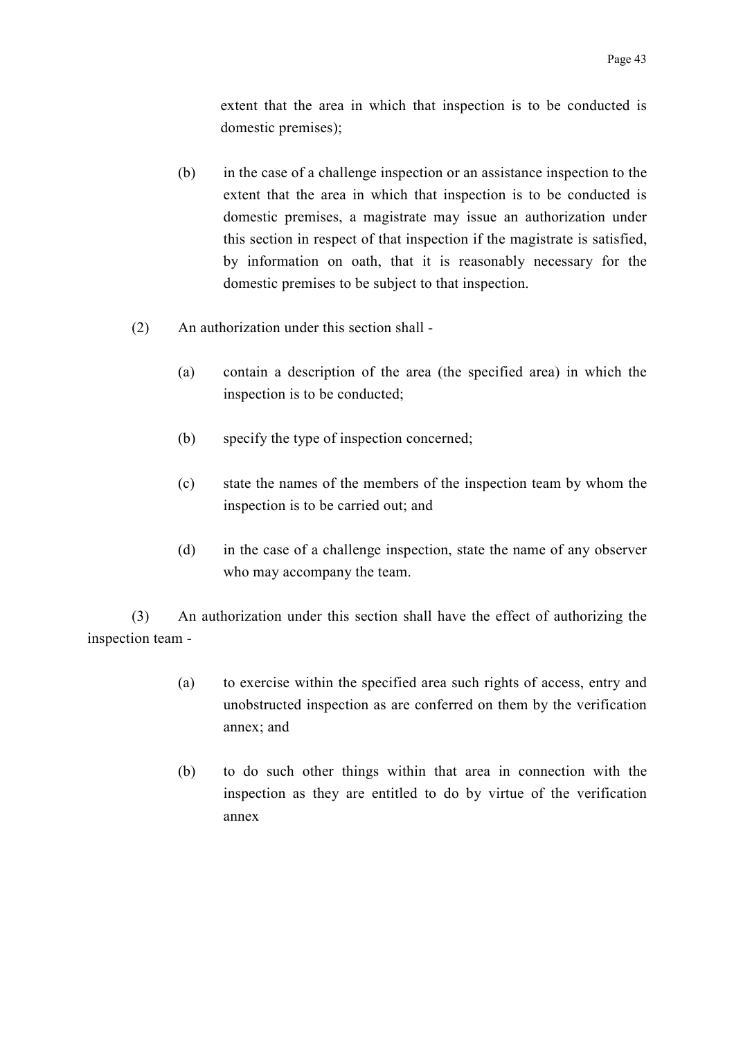extent that the area in which that inspection is to be conducted is domestic premises);

(b) in the case of a challenge inspection or an assistance inspection to the extent that the area in which that inspection is to be conducted is domestic premises, a magistrate may issue an authorization under this section in respect of that inspection if the magistrate is satisfied, by information on oath, that it is reasonably necessary for the domestic premises to be subject to that inspection.

(2) An authorization under this section shall -

(a) contain a description of the area (the specified area) in which the inspection is to be conducted;

(b) specify the type of inspection concerned;

(c) state the names of the members of the inspection team by whom the inspection is to be carried out; and

(d) in the case of a challenge inspection, state the name of any observer who may accompany the team.

(3) An authorization under this section shall have the effect of authorizing the inspection team -

(a) to exercise within the specified area such rights of access, entry and unobstructed inspection as are conferred on them by the verification annex; and

(b) to do such other things within that area in connection with the inspection as they are entitled to do by virtue of the verification annex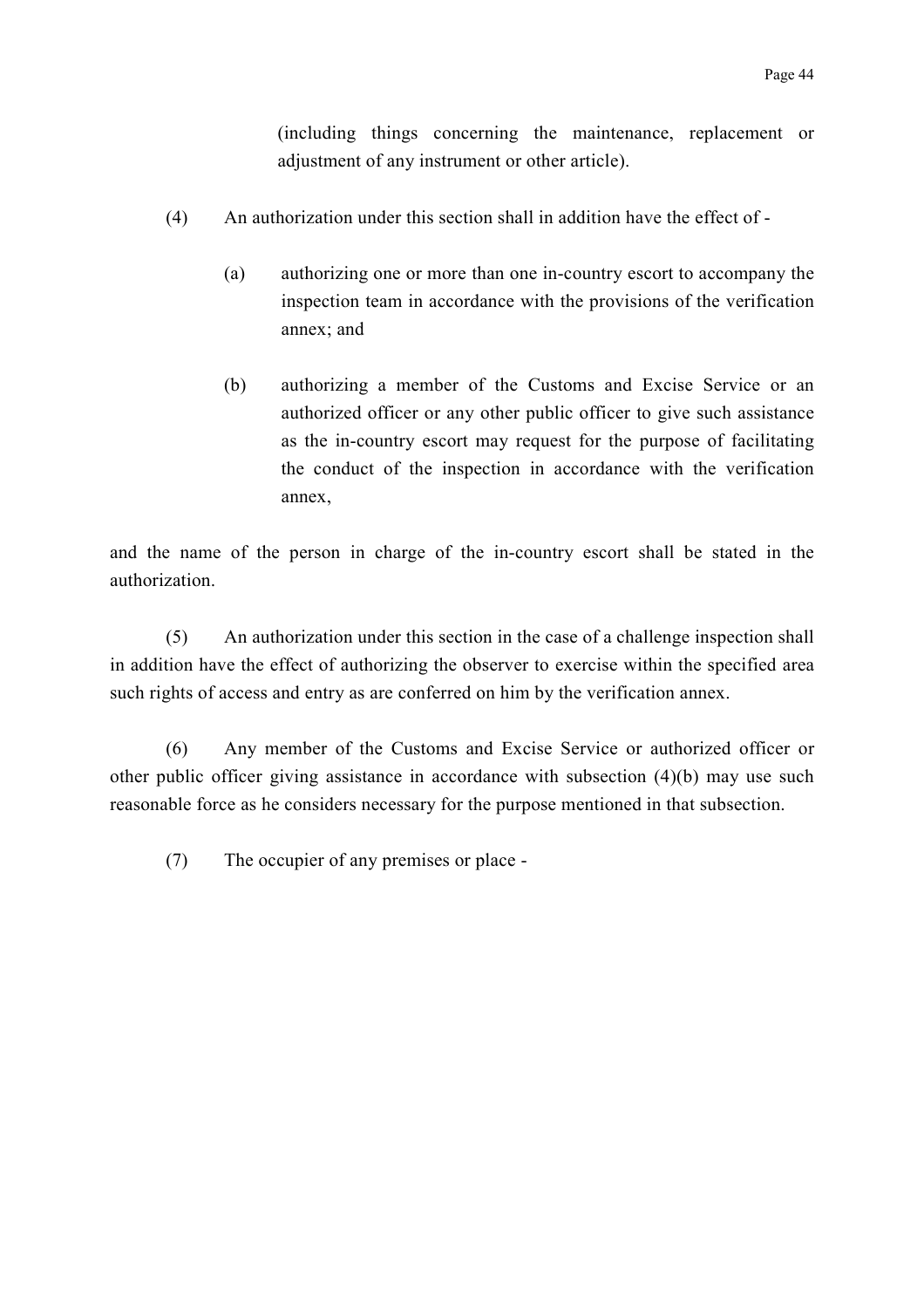(including things concerning the maintenance, replacement or adjustment of any instrument or other article).

(4) An authorization under this section shall in addition have the effect of -

(a) authorizing one or more than one in-country escort to accompany the inspection team in accordance with the provisions of the verification annex; and

(b) authorizing a member of the Customs and Excise Service or an authorized officer or any other public officer to give such assistance as the in-country escort may request for the purpose of facilitating the conduct of the inspection in accordance with the verification annex,

and the name of the person in charge of the in-country escort shall be stated in the authorization.

(5) An authorization under this section in the case of a challenge inspection shall in addition have the effect of authorizing the observer to exercise within the specified area such rights of access and entry as are conferred on him by the verification annex.

(6) Any member of the Customs and Excise Service or authorized officer or other public officer giving assistance in accordance with subsection (4)(b) may use such reasonable force as he considers necessary for the purpose mentioned in that subsection.

(7) The occupier of any premises or place -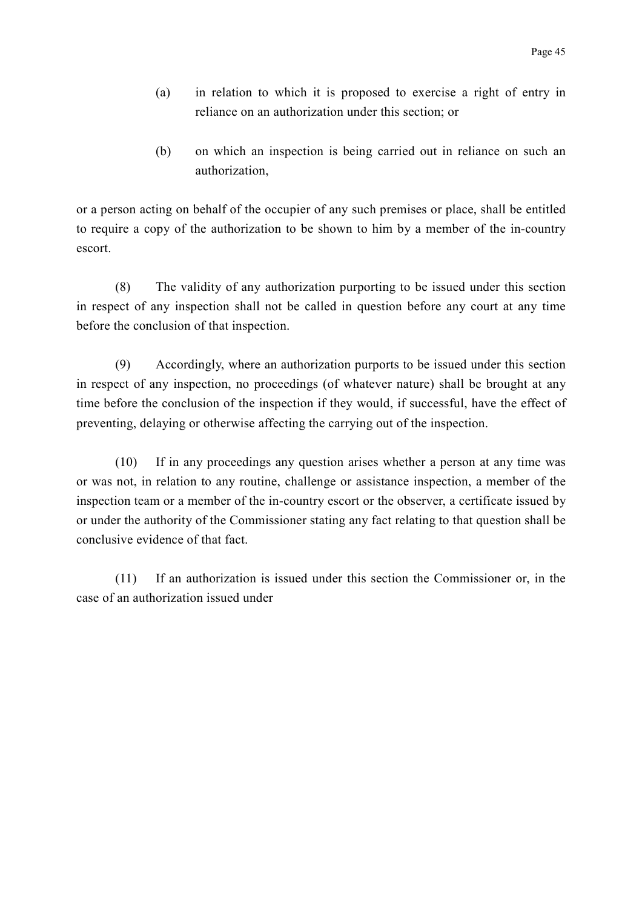(a) in relation to which it is proposed to exercise a right of entry in reliance on an authorization under this section; or

(b) on which an inspection is being carried out in reliance on such an authorization,

or a person acting on behalf of the occupier of any such premises or place, shall be entitled to require a copy of the authorization to be shown to him by a member of the in-country escort.

(8) The validity of any authorization purporting to be issued under this section in respect of any inspection shall not be called in question before any court at any time before the conclusion of that inspection.

(9) Accordingly, where an authorization purports to be issued under this section in respect of any inspection, no proceedings (of whatever nature) shall be brought at any time before the conclusion of the inspection if they would, if successful, have the effect of preventing, delaying or otherwise affecting the carrying out of the inspection.

(10) If in any proceedings any question arises whether a person at any time was or was not, in relation to any routine, challenge or assistance inspection, a member of the inspection team or a member of the in-country escort or the observer, a certificate issued by or under the authority of the Commissioner stating any fact relating to that question shall be conclusive evidence of that fact.

(11) If an authorization is issued under this section the Commissioner or, in the case of an authorization issued under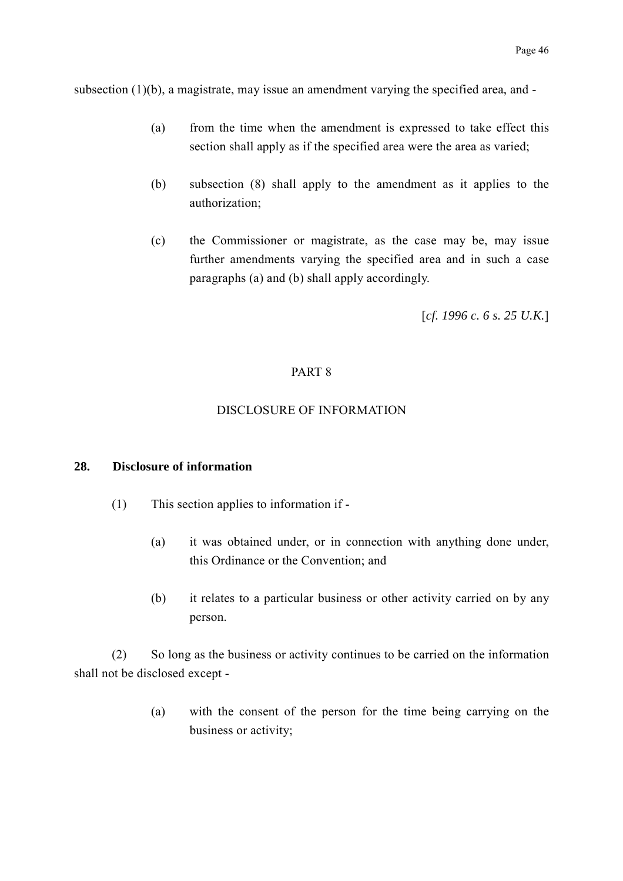subsection (1)(b), a magistrate, may issue an amendment varying the specified area, and -

(a) from the time when the amendment is expressed to take effect this section shall apply as if the specified area were the area as varied;

(b) subsection (8) shall apply to the amendment as it applies to the authorization;

(c) the Commissioner or magistrate, as the case may be, may issue further amendments varying the specified area and in such a case paragraphs (a) and (b) shall apply accordingly.

[*cf. 1996 c. 6 s. 25 U.K.*]

PART 8

DISCLOSURE OF INFORMATION

**28. Disclosure of information**

(1) This section applies to information if -

(a) it was obtained under, or in connection with anything done under, this Ordinance or the Convention; and

(b) it relates to a particular business or other activity carried on by any person.

(2) So long as the business or activity continues to be carried on the information shall not be disclosed except -

(a) with the consent of the person for the time being carrying on the business or activity;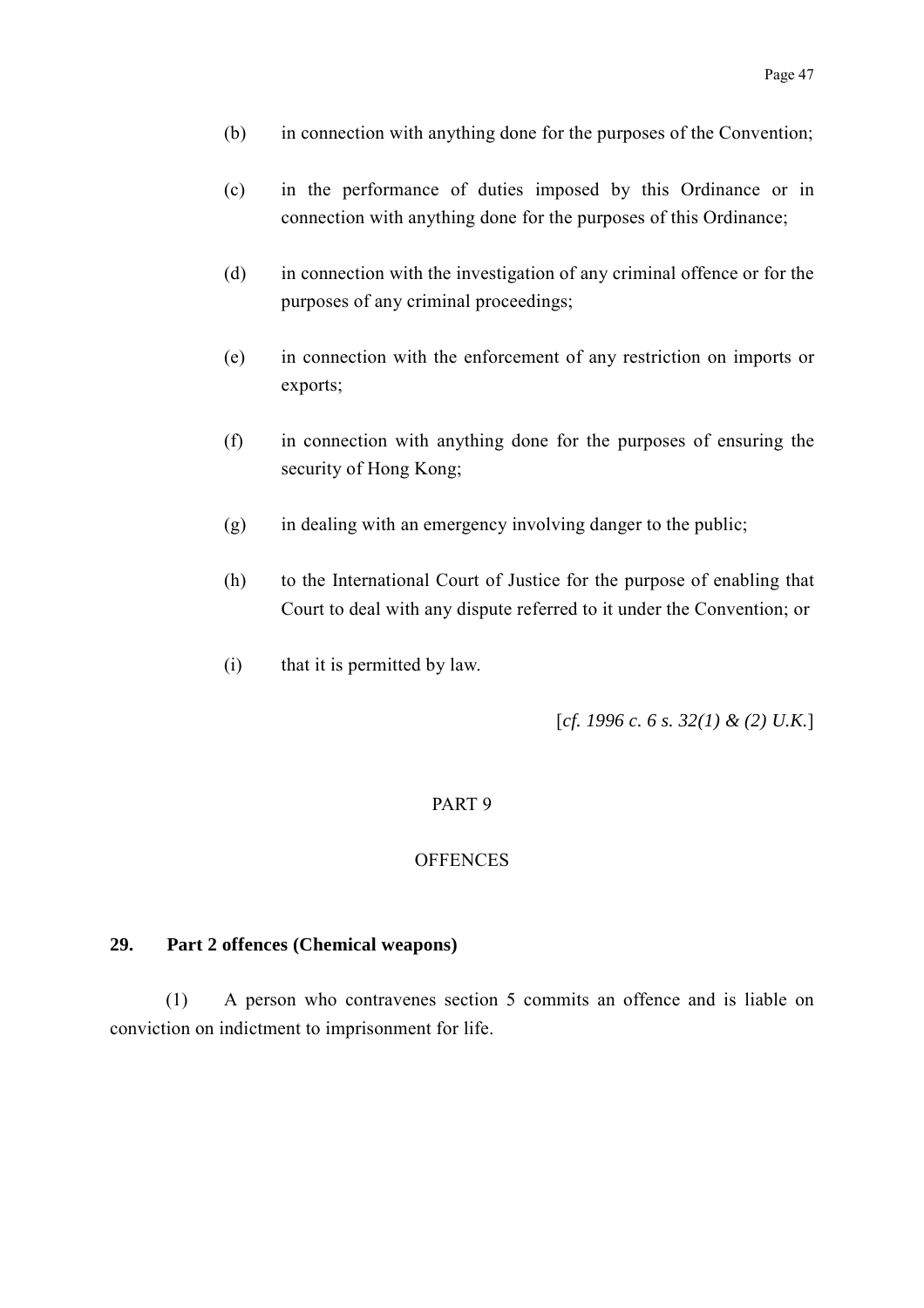(b) in connection with anything done for the purposes of the Convention;

(c) in the performance of duties imposed by this Ordinance or in connection with anything done for the purposes of this Ordinance;

(d) in connection with the investigation of any criminal offence or for the purposes of any criminal proceedings;

(e) in connection with the enforcement of any restriction on imports or exports;

(f) in connection with anything done for the purposes of ensuring the security of Hong Kong;

(g) in dealing with an emergency involving danger to the public;

(h) to the International Court of Justice for the purpose of enabling that Court to deal with any dispute referred to it under the Convention; or

(i) that it is permitted by law.

[*cf. 1996 c. 6 s. 32(1) & (2) U.K.*]

PART 9

OFFENCES

**29. Part 2 offences (Chemical weapons)**

(1) A person who contravenes section 5 commits an offence and is liable on conviction on indictment to imprisonment for life.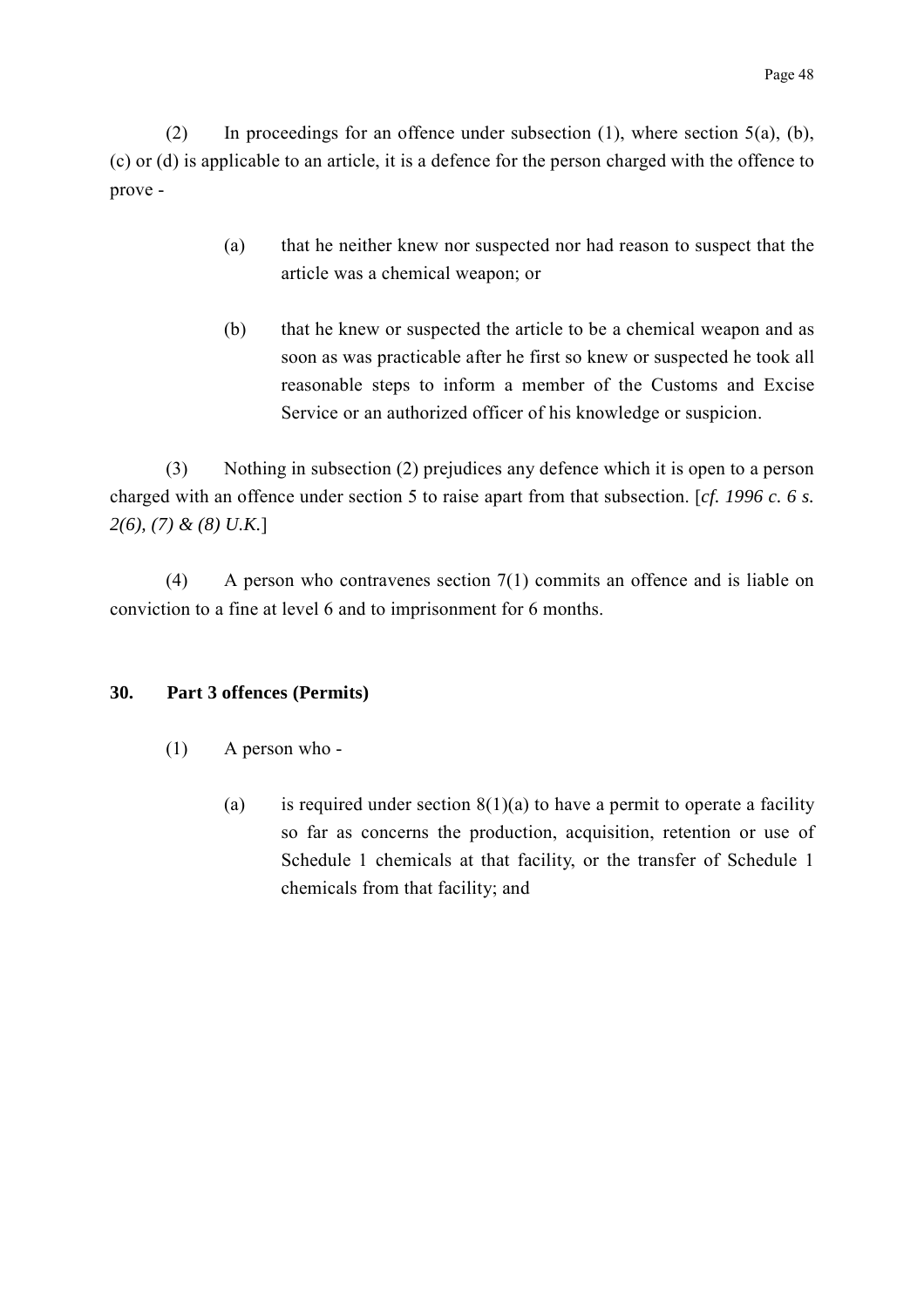(2) In proceedings for an offence under subsection (1), where section 5(a), (b), (c) or (d) is applicable to an article, it is a defence for the person charged with the offence to prove -

> (a) that he neither knew nor suspected nor had reason to suspect that the article was a chemical weapon; or
>
> (b) that he knew or suspected the article to be a chemical weapon and as soon as was practicable after he first so knew or suspected he took all reasonable steps to inform a member of the Customs and Excise Service or an authorized officer of his knowledge or suspicion.

(3) Nothing in subsection (2) prejudices any defence which it is open to a person charged with an offence under section 5 to raise apart from that subsection. [*cf. 1996 c. 6 s. 2(6), (7) & (8) U.K.*]

(4) A person who contravenes section 7(1) commits an offence and is liable on conviction to a fine at level 6 and to imprisonment for 6 months.

**30. Part 3 offences (Permits)**

(1) A person who -

> (a) is required under section 8(1)(a) to have a permit to operate a facility so far as concerns the production, acquisition, retention or use of Schedule 1 chemicals at that facility, or the transfer of Schedule 1 chemicals from that facility; and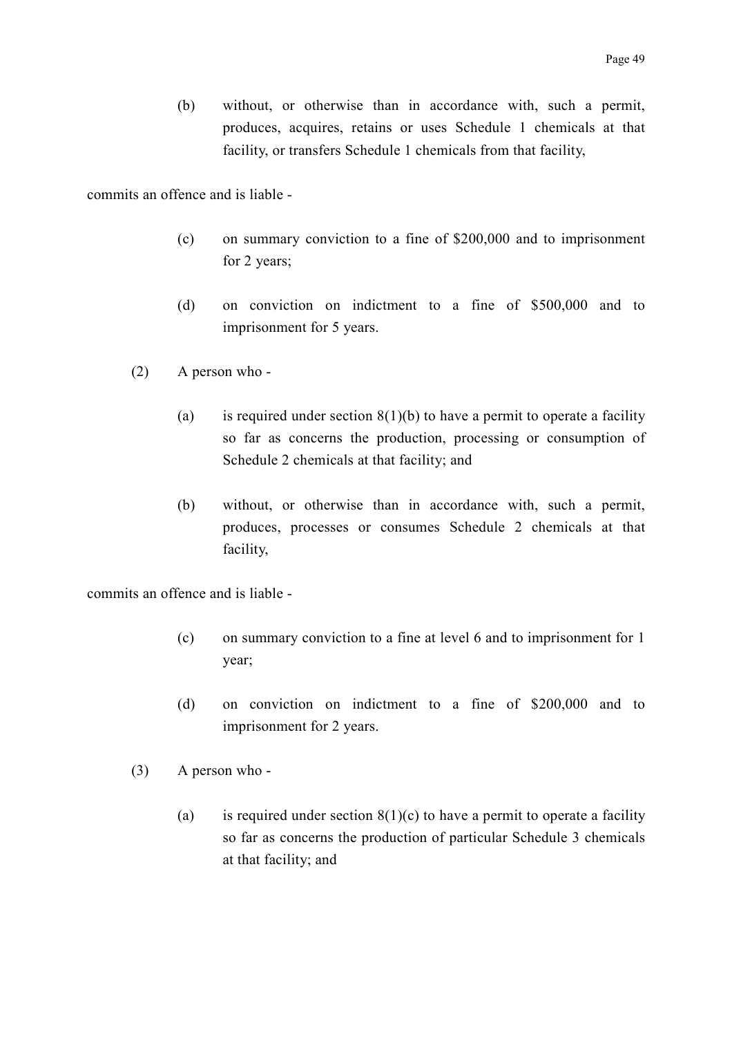(b) without, or otherwise than in accordance with, such a permit, produces, acquires, retains or uses Schedule 1 chemicals at that facility, or transfers Schedule 1 chemicals from that facility,

commits an offence and is liable -

(c) on summary conviction to a fine of $200,000 and to imprisonment for 2 years;

(d) on conviction on indictment to a fine of $500,000 and to imprisonment for 5 years.

(2) A person who -

(a) is required under section 8(1)(b) to have a permit to operate a facility so far as concerns the production, processing or consumption of Schedule 2 chemicals at that facility; and

(b) without, or otherwise than in accordance with, such a permit, produces, processes or consumes Schedule 2 chemicals at that facility,

commits an offence and is liable -

(c) on summary conviction to a fine at level 6 and to imprisonment for 1 year;

(d) on conviction on indictment to a fine of $200,000 and to imprisonment for 2 years.

(3) A person who -

(a) is required under section 8(1)(c) to have a permit to operate a facility so far as concerns the production of particular Schedule 3 chemicals at that facility; and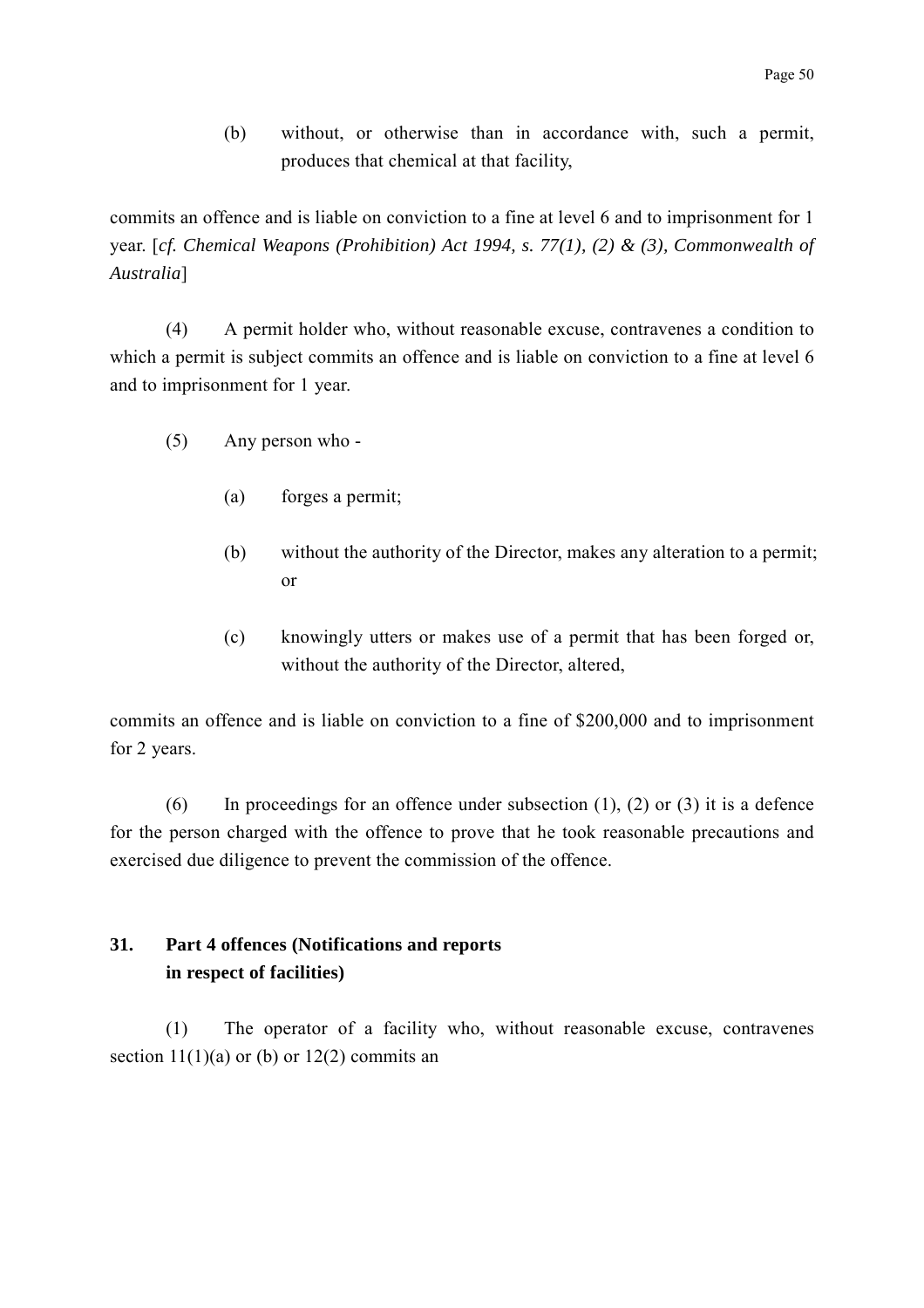(b) without, or otherwise than in accordance with, such a permit, produces that chemical at that facility,

commits an offence and is liable on conviction to a fine at level 6 and to imprisonment for 1 year. [*cf. Chemical Weapons (Prohibition) Act 1994, s. 77(1), (2) & (3), Commonwealth of Australia*]

(4) A permit holder who, without reasonable excuse, contravenes a condition to which a permit is subject commits an offence and is liable on conviction to a fine at level 6 and to imprisonment for 1 year.

(5) Any person who -

(a) forges a permit;

(b) without the authority of the Director, makes any alteration to a permit; or

(c) knowingly utters or makes use of a permit that has been forged or, without the authority of the Director, altered,

commits an offence and is liable on conviction to a fine of $200,000 and to imprisonment for 2 years.

(6) In proceedings for an offence under subsection (1), (2) or (3) it is a defence for the person charged with the offence to prove that he took reasonable precautions and exercised due diligence to prevent the commission of the offence.

**31. Part 4 offences (Notifications and reports in respect of facilities)**

(1) The operator of a facility who, without reasonable excuse, contravenes section 11(1)(a) or (b) or 12(2) commits an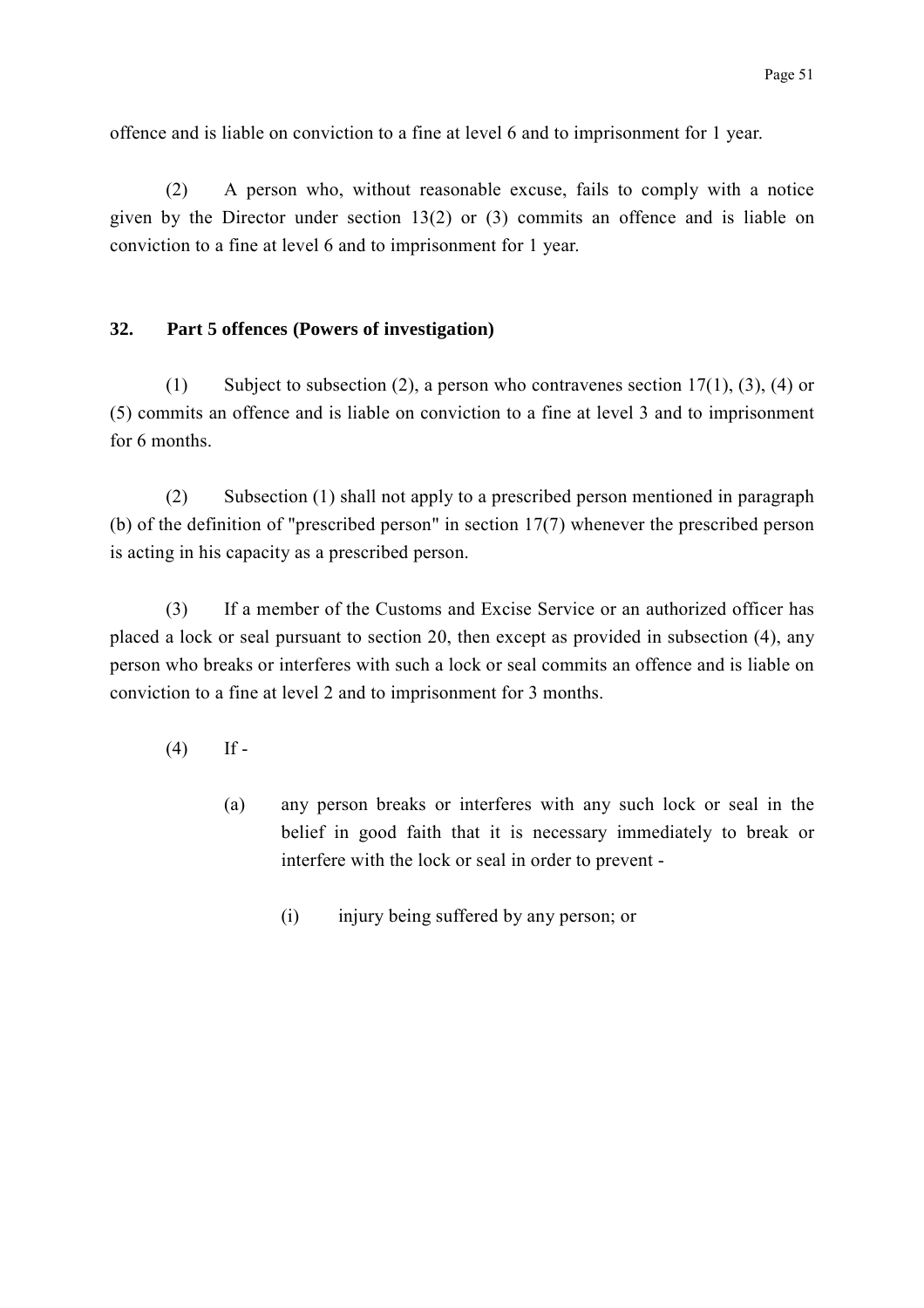offence and is liable on conviction to a fine at level 6 and to imprisonment for 1 year.

(2) A person who, without reasonable excuse, fails to comply with a notice given by the Director under section 13(2) or (3) commits an offence and is liable on conviction to a fine at level 6 and to imprisonment for 1 year.

**32. Part 5 offences (Powers of investigation)**

(1) Subject to subsection (2), a person who contravenes section 17(1), (3), (4) or (5) commits an offence and is liable on conviction to a fine at level 3 and to imprisonment for 6 months.

(2) Subsection (1) shall not apply to a prescribed person mentioned in paragraph (b) of the definition of "prescribed person" in section 17(7) whenever the prescribed person is acting in his capacity as a prescribed person.

(3) If a member of the Customs and Excise Service or an authorized officer has placed a lock or seal pursuant to section 20, then except as provided in subsection (4), any person who breaks or interferes with such a lock or seal commits an offence and is liable on conviction to a fine at level 2 and to imprisonment for 3 months.

(4) If -

(a) any person breaks or interferes with any such lock or seal in the belief in good faith that it is necessary immediately to break or interfere with the lock or seal in order to prevent -

(i) injury being suffered by any person; or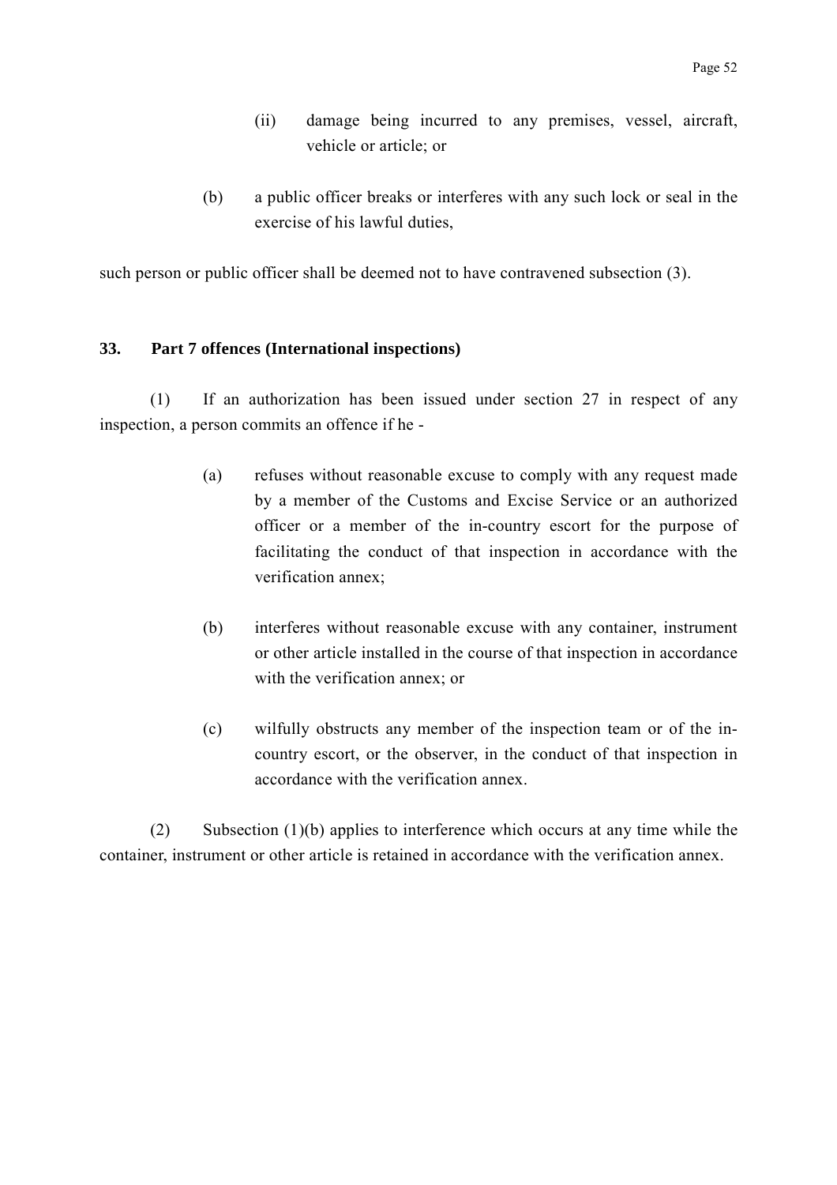(ii) damage being incurred to any premises, vessel, aircraft, vehicle or article; or

(b) a public officer breaks or interferes with any such lock or seal in the exercise of his lawful duties,

such person or public officer shall be deemed not to have contravened subsection (3).

**33. Part 7 offences (International inspections)**

(1) If an authorization has been issued under section 27 in respect of any inspection, a person commits an offence if he -

(a) refuses without reasonable excuse to comply with any request made by a member of the Customs and Excise Service or an authorized officer or a member of the in-country escort for the purpose of facilitating the conduct of that inspection in accordance with the verification annex;

(b) interferes without reasonable excuse with any container, instrument or other article installed in the course of that inspection in accordance with the verification annex; or

(c) wilfully obstructs any member of the inspection team or of the in-country escort, or the observer, in the conduct of that inspection in accordance with the verification annex.

(2) Subsection (1)(b) applies to interference which occurs at any time while the container, instrument or other article is retained in accordance with the verification annex.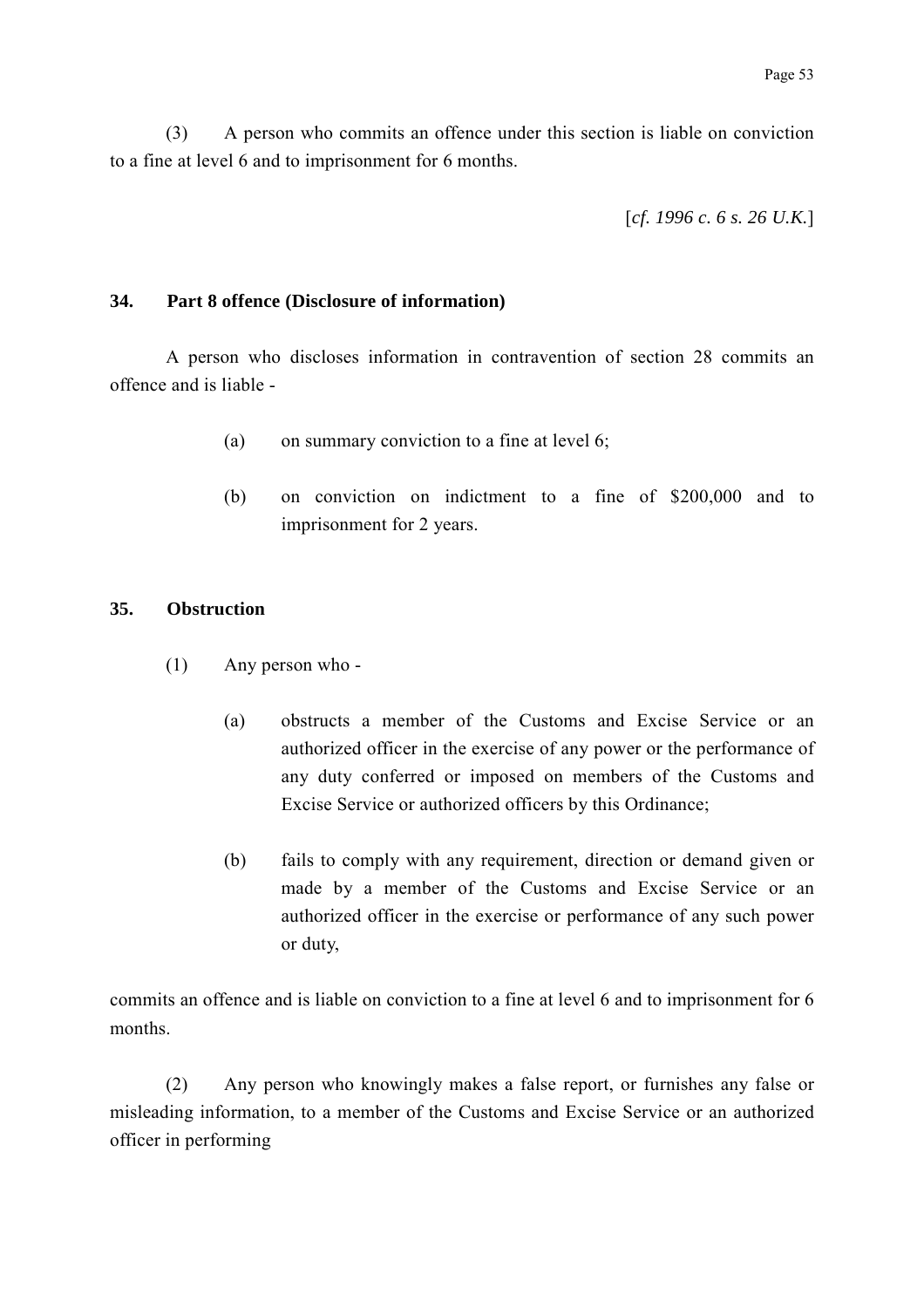(3) A person who commits an offence under this section is liable on conviction to a fine at level 6 and to imprisonment for 6 months.

[*cf. 1996 c. 6 s. 26 U.K.*]

### 34. Part 8 offence (Disclosure of information)

A person who discloses information in contravention of section 28 commits an offence and is liable -

(a) on summary conviction to a fine at level 6;

(b) on conviction on indictment to a fine of $200,000 and to imprisonment for 2 years.

### 35. Obstruction

(1) Any person who -

(a) obstructs a member of the Customs and Excise Service or an authorized officer in the exercise of any power or the performance of any duty conferred or imposed on members of the Customs and Excise Service or authorized officers by this Ordinance;

(b) fails to comply with any requirement, direction or demand given or made by a member of the Customs and Excise Service or an authorized officer in the exercise or performance of any such power or duty,

commits an offence and is liable on conviction to a fine at level 6 and to imprisonment for 6 months.

(2) Any person who knowingly makes a false report, or furnishes any false or misleading information, to a member of the Customs and Excise Service or an authorized officer in performing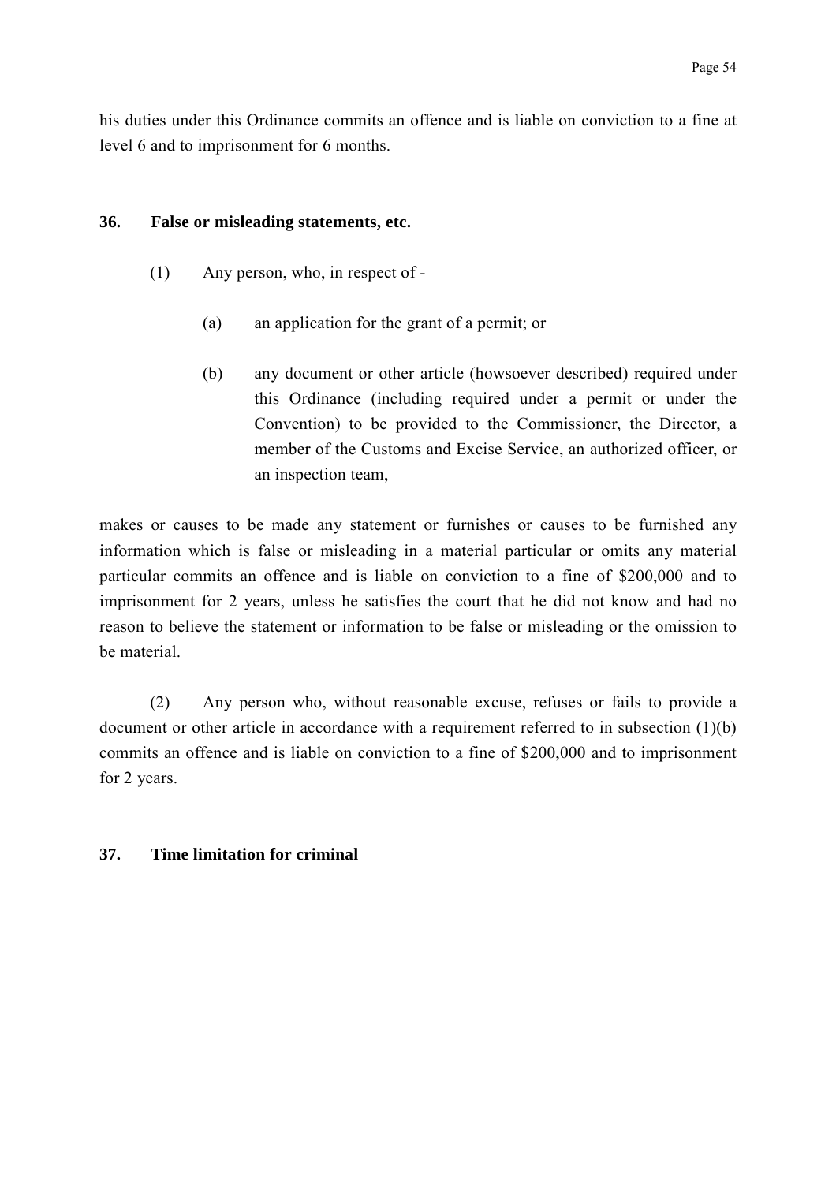his duties under this Ordinance commits an offence and is liable on conviction to a fine at level 6 and to imprisonment for 6 months.

**36. False or misleading statements, etc.**

(1) Any person, who, in respect of -

(a) an application for the grant of a permit; or

(b) any document or other article (howsoever described) required under this Ordinance (including required under a permit or under the Convention) to be provided to the Commissioner, the Director, a member of the Customs and Excise Service, an authorized officer, or an inspection team,

makes or causes to be made any statement or furnishes or causes to be furnished any information which is false or misleading in a material particular or omits any material particular commits an offence and is liable on conviction to a fine of $200,000 and to imprisonment for 2 years, unless he satisfies the court that he did not know and had no reason to believe the statement or information to be false or misleading or the omission to be material.

(2) Any person who, without reasonable excuse, refuses or fails to provide a document or other article in accordance with a requirement referred to in subsection (1)(b) commits an offence and is liable on conviction to a fine of $200,000 and to imprisonment for 2 years.

**37. Time limitation for criminal**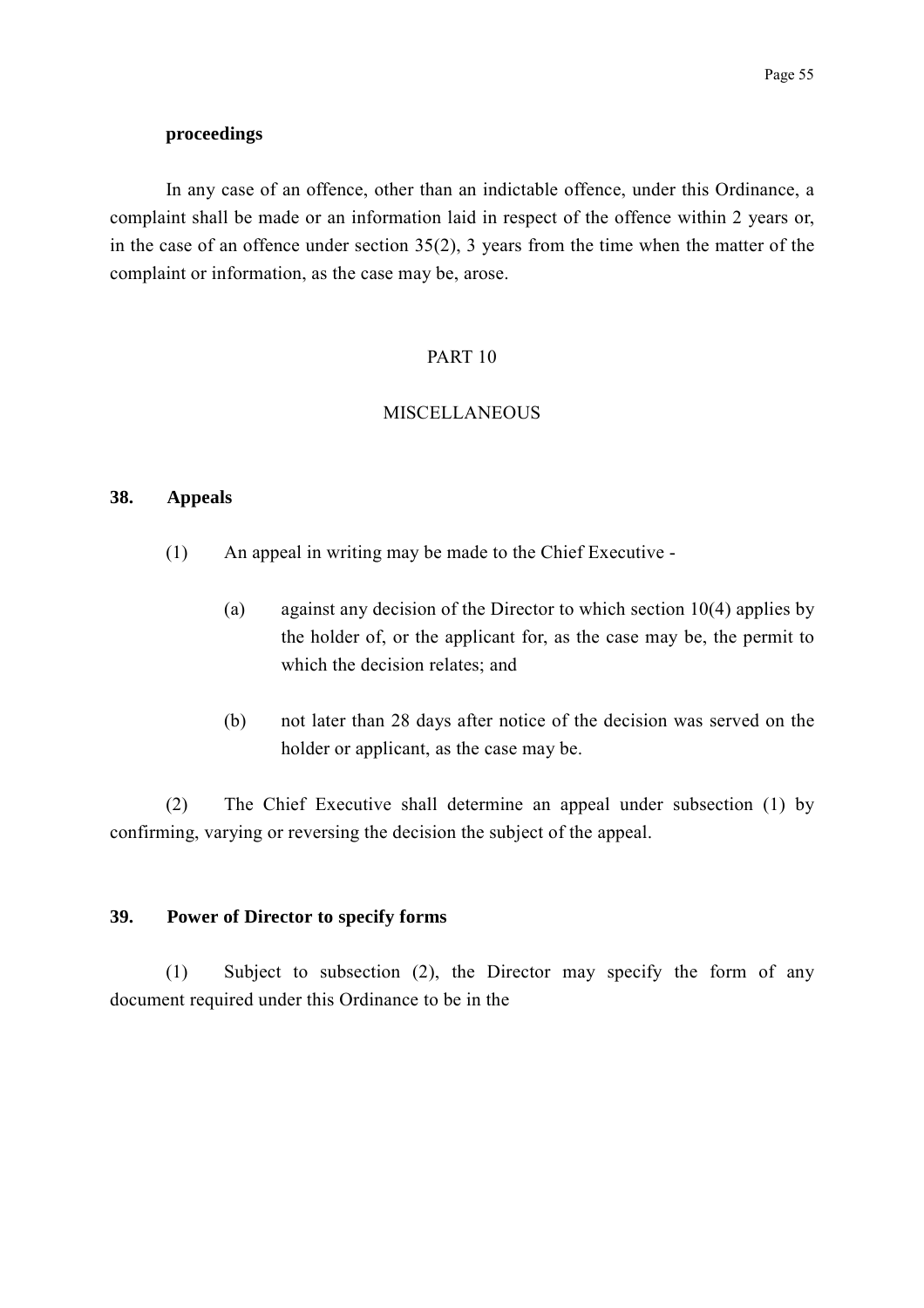**proceedings**

In any case of an offence, other than an indictable offence, under this Ordinance, a complaint shall be made or an information laid in respect of the offence within 2 years or, in the case of an offence under section 35(2), 3 years from the time when the matter of the complaint or information, as the case may be, arose.

## PART 10

## MISCELLANEOUS

### 38. Appeals

(1) An appeal in writing may be made to the Chief Executive -

(a) against any decision of the Director to which section 10(4) applies by the holder of, or the applicant for, as the case may be, the permit to which the decision relates; and

(b) not later than 28 days after notice of the decision was served on the holder or applicant, as the case may be.

(2) The Chief Executive shall determine an appeal under subsection (1) by confirming, varying or reversing the decision the subject of the appeal.

### 39. Power of Director to specify forms

(1) Subject to subsection (2), the Director may specify the form of any document required under this Ordinance to be in the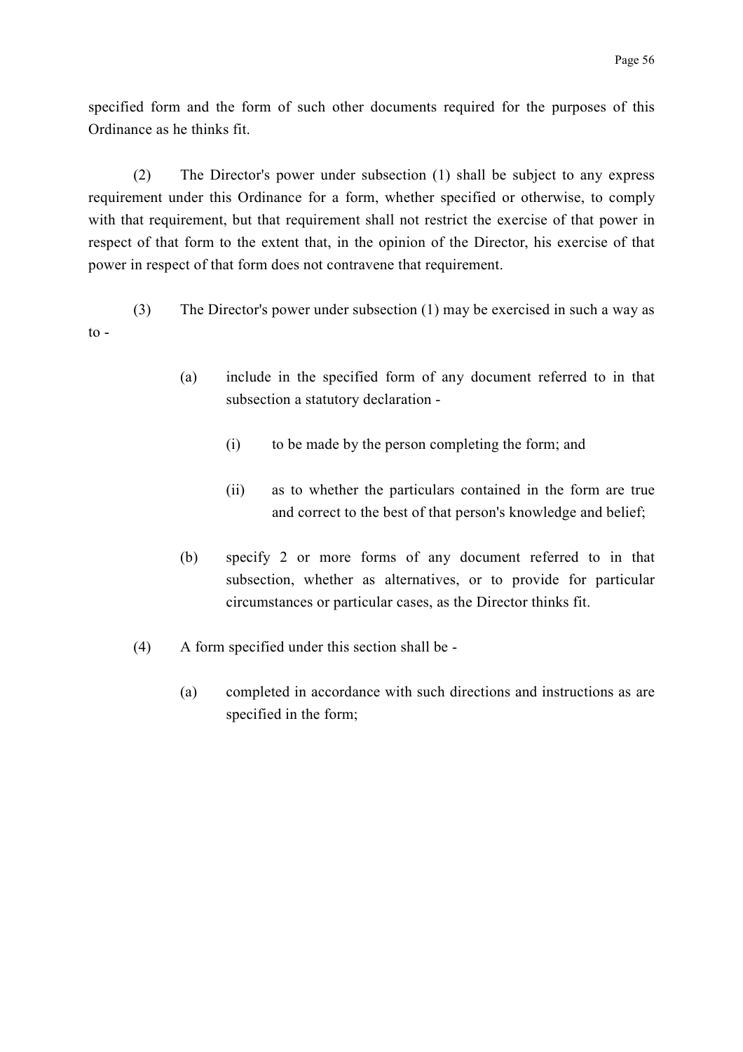specified form and the form of such other documents required for the purposes of this Ordinance as he thinks fit.

(2) The Director's power under subsection (1) shall be subject to any express requirement under this Ordinance for a form, whether specified or otherwise, to comply with that requirement, but that requirement shall not restrict the exercise of that power in respect of that form to the extent that, in the opinion of the Director, his exercise of that power in respect of that form does not contravene that requirement.

(3) The Director's power under subsection (1) may be exercised in such a way as to -

- (a) include in the specified form of any document referred to in that subsection a statutory declaration -
  - (i) to be made by the person completing the form; and
  - (ii) as to whether the particulars contained in the form are true and correct to the best of that person's knowledge and belief;
- (b) specify 2 or more forms of any document referred to in that subsection, whether as alternatives, or to provide for particular circumstances or particular cases, as the Director thinks fit.

(4) A form specified under this section shall be -

- (a) completed in accordance with such directions and instructions as are specified in the form;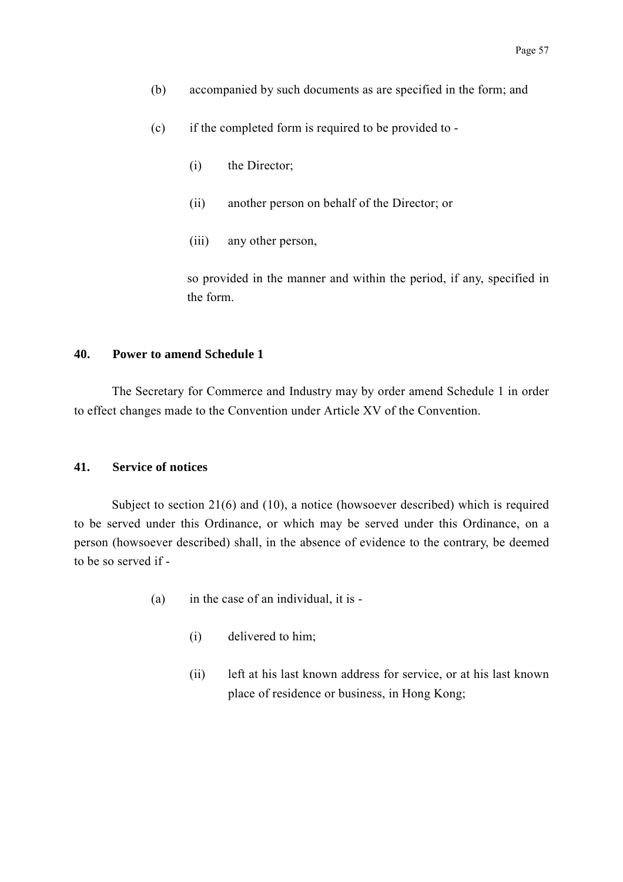(b) accompanied by such documents as are specified in the form; and

(c) if the completed form is required to be provided to -

   (i) the Director;

   (ii) another person on behalf of the Director; or

   (iii) any other person,

   so provided in the manner and within the period, if any, specified in the form.

### 40. Power to amend Schedule 1

The Secretary for Commerce and Industry may by order amend Schedule 1 in order to effect changes made to the Convention under Article XV of the Convention.

### 41. Service of notices

Subject to section 21(6) and (10), a notice (howsoever described) which is required to be served under this Ordinance, or which may be served under this Ordinance, on a person (howsoever described) shall, in the absence of evidence to the contrary, be deemed to be so served if -

(a) in the case of an individual, it is -

   (i) delivered to him;

   (ii) left at his last known address for service, or at his last known place of residence or business, in Hong Kong;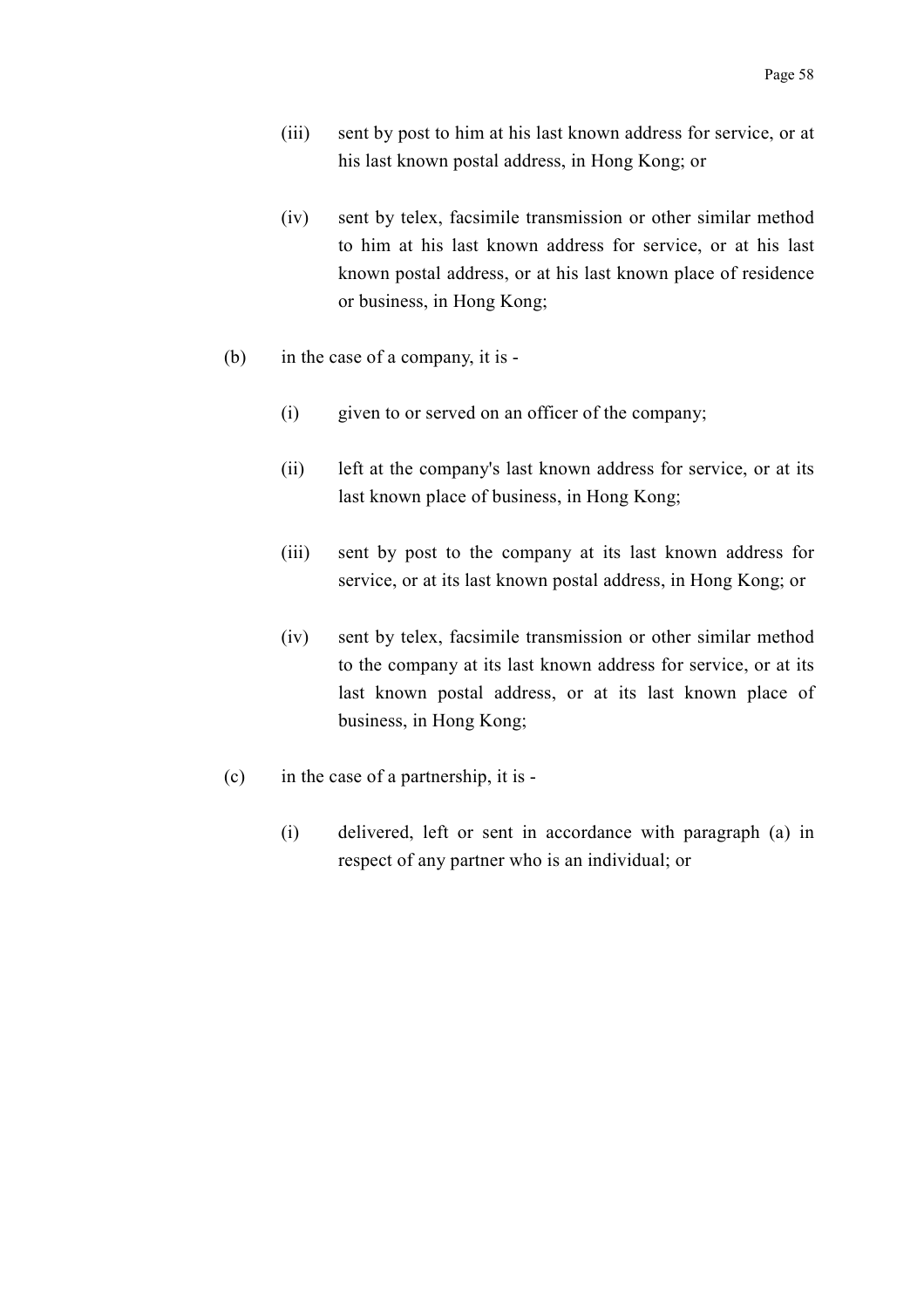(iii) sent by post to him at his last known address for service, or at his last known postal address, in Hong Kong; or

(iv) sent by telex, facsimile transmission or other similar method to him at his last known address for service, or at his last known postal address, or at his last known place of residence or business, in Hong Kong;

(b) in the case of a company, it is -

(i) given to or served on an officer of the company;

(ii) left at the company's last known address for service, or at its last known place of business, in Hong Kong;

(iii) sent by post to the company at its last known address for service, or at its last known postal address, in Hong Kong; or

(iv) sent by telex, facsimile transmission or other similar method to the company at its last known address for service, or at its last known postal address, or at its last known place of business, in Hong Kong;

(c) in the case of a partnership, it is -

(i) delivered, left or sent in accordance with paragraph (a) in respect of any partner who is an individual; or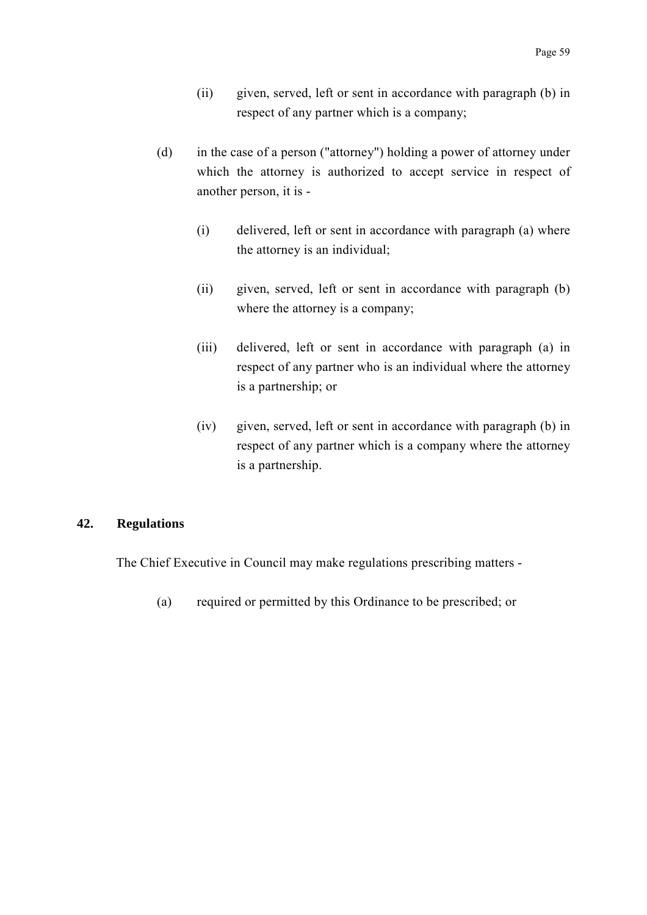(ii) given, served, left or sent in accordance with paragraph (b) in respect of any partner which is a company;

(d) in the case of a person ("attorney") holding a power of attorney under which the attorney is authorized to accept service in respect of another person, it is -

(i) delivered, left or sent in accordance with paragraph (a) where the attorney is an individual;

(ii) given, served, left or sent in accordance with paragraph (b) where the attorney is a company;

(iii) delivered, left or sent in accordance with paragraph (a) in respect of any partner who is an individual where the attorney is a partnership; or

(iv) given, served, left or sent in accordance with paragraph (b) in respect of any partner which is a company where the attorney is a partnership.

### 42. Regulations

The Chief Executive in Council may make regulations prescribing matters -

(a) required or permitted by this Ordinance to be prescribed; or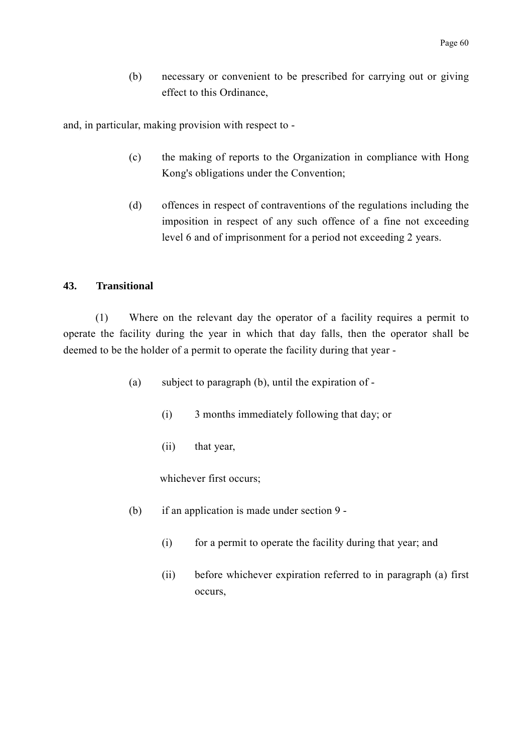(b) necessary or convenient to be prescribed for carrying out or giving effect to this Ordinance,

and, in particular, making provision with respect to -

(c) the making of reports to the Organization in compliance with Hong Kong's obligations under the Convention;

(d) offences in respect of contraventions of the regulations including the imposition in respect of any such offence of a fine not exceeding level 6 and of imprisonment for a period not exceeding 2 years.

**43. Transitional**

(1) Where on the relevant day the operator of a facility requires a permit to operate the facility during the year in which that day falls, then the operator shall be deemed to be the holder of a permit to operate the facility during that year -

(a) subject to paragraph (b), until the expiration of -

(i) 3 months immediately following that day; or

(ii) that year,

whichever first occurs;

(b) if an application is made under section 9 -

(i) for a permit to operate the facility during that year; and

(ii) before whichever expiration referred to in paragraph (a) first occurs,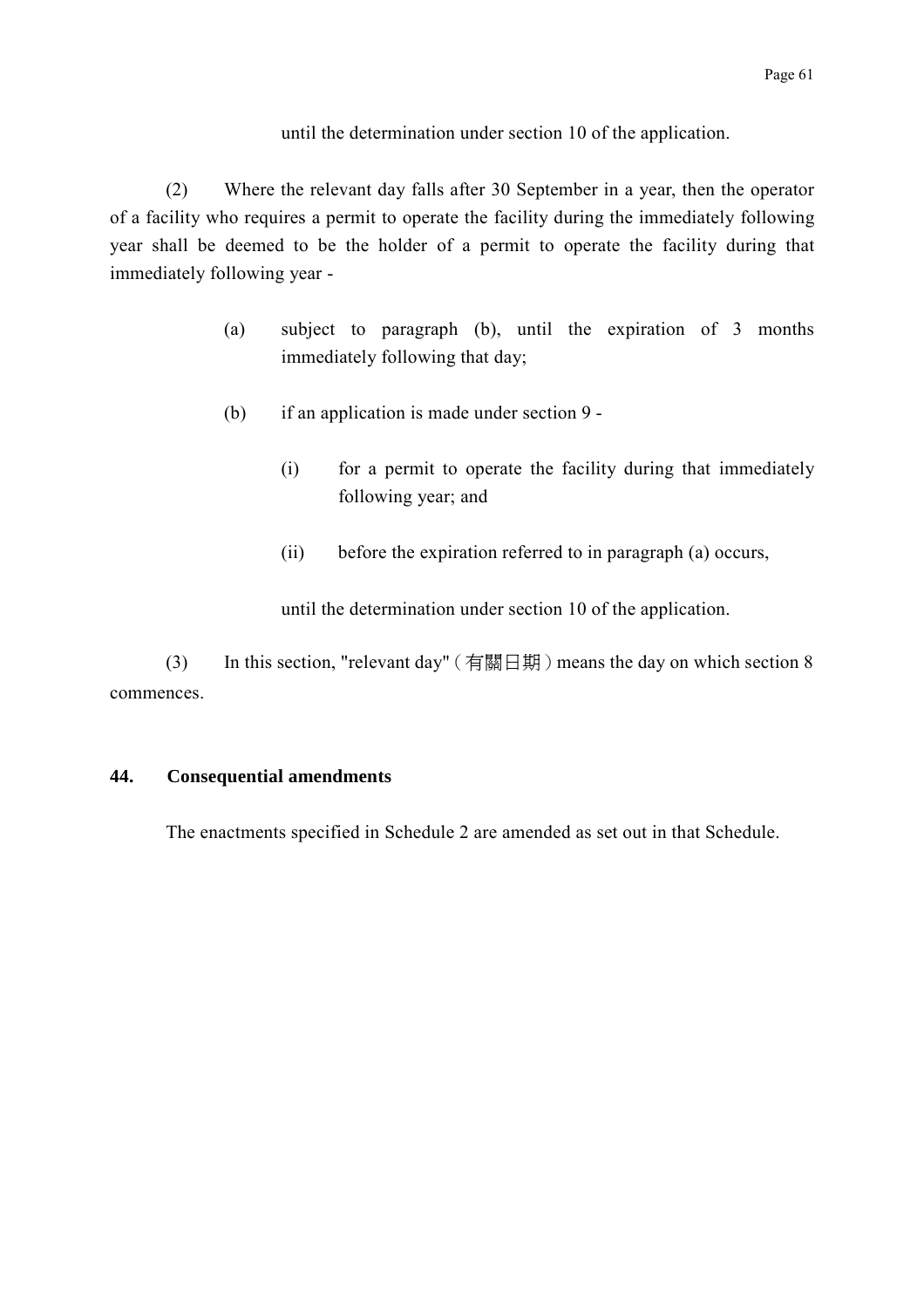until the determination under section 10 of the application.

(2) Where the relevant day falls after 30 September in a year, then the operator of a facility who requires a permit to operate the facility during the immediately following year shall be deemed to be the holder of a permit to operate the facility during that immediately following year -

(a) subject to paragraph (b), until the expiration of 3 months immediately following that day;

(b) if an application is made under section 9 -

(i) for a permit to operate the facility during that immediately following year; and

(ii) before the expiration referred to in paragraph (a) occurs,

until the determination under section 10 of the application.

(3) In this section, "relevant day" (有關日期) means the day on which section 8 commences.

**44. Consequential amendments**

The enactments specified in Schedule 2 are amended as set out in that Schedule.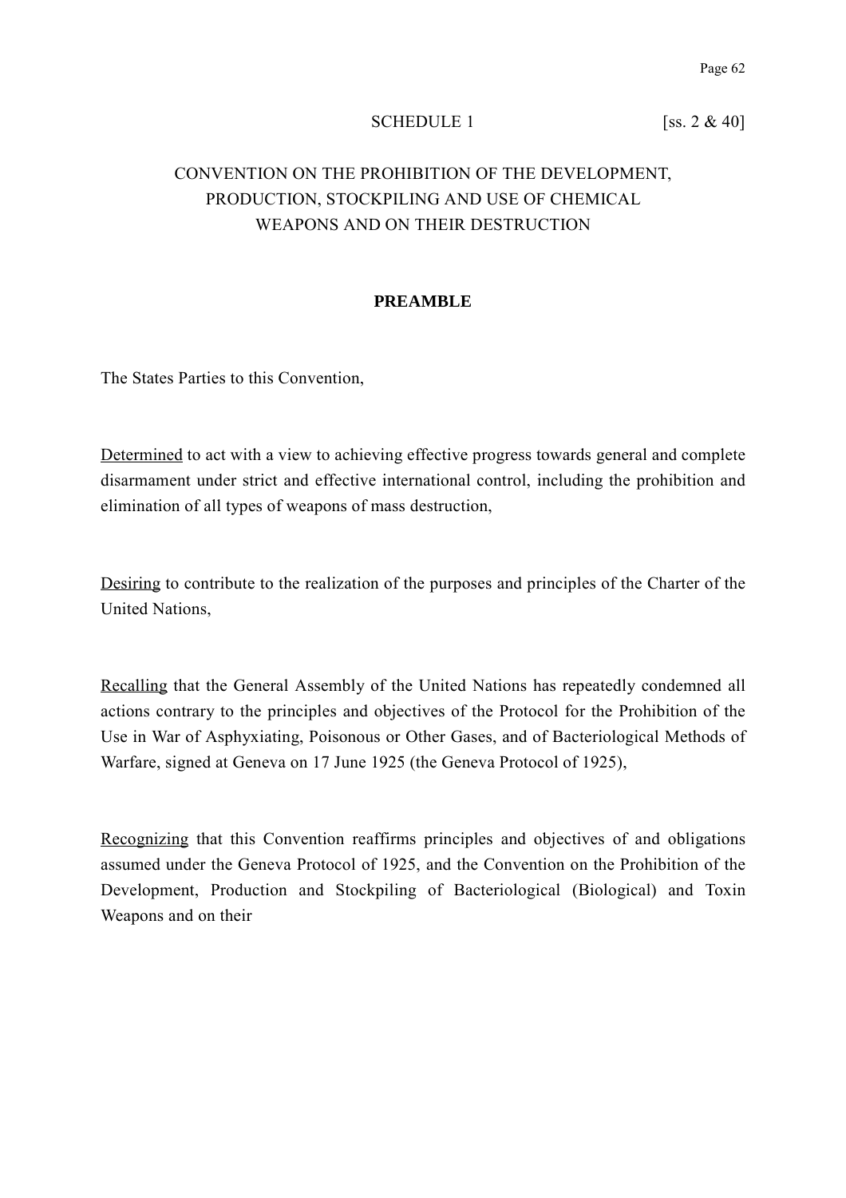SCHEDULE 1 [ss. 2 & 40]

# CONVENTION ON THE PROHIBITION OF THE DEVELOPMENT, PRODUCTION, STOCKPILING AND USE OF CHEMICAL WEAPONS AND ON THEIR DESTRUCTION

## PREAMBLE

The States Parties to this Convention,

Determined to act with a view to achieving effective progress towards general and complete disarmament under strict and effective international control, including the prohibition and elimination of all types of weapons of mass destruction,

Desiring to contribute to the realization of the purposes and principles of the Charter of the United Nations,

Recalling that the General Assembly of the United Nations has repeatedly condemned all actions contrary to the principles and objectives of the Protocol for the Prohibition of the Use in War of Asphyxiating, Poisonous or Other Gases, and of Bacteriological Methods of Warfare, signed at Geneva on 17 June 1925 (the Geneva Protocol of 1925),

Recognizing that this Convention reaffirms principles and objectives of and obligations assumed under the Geneva Protocol of 1925, and the Convention on the Prohibition of the Development, Production and Stockpiling of Bacteriological (Biological) and Toxin Weapons and on their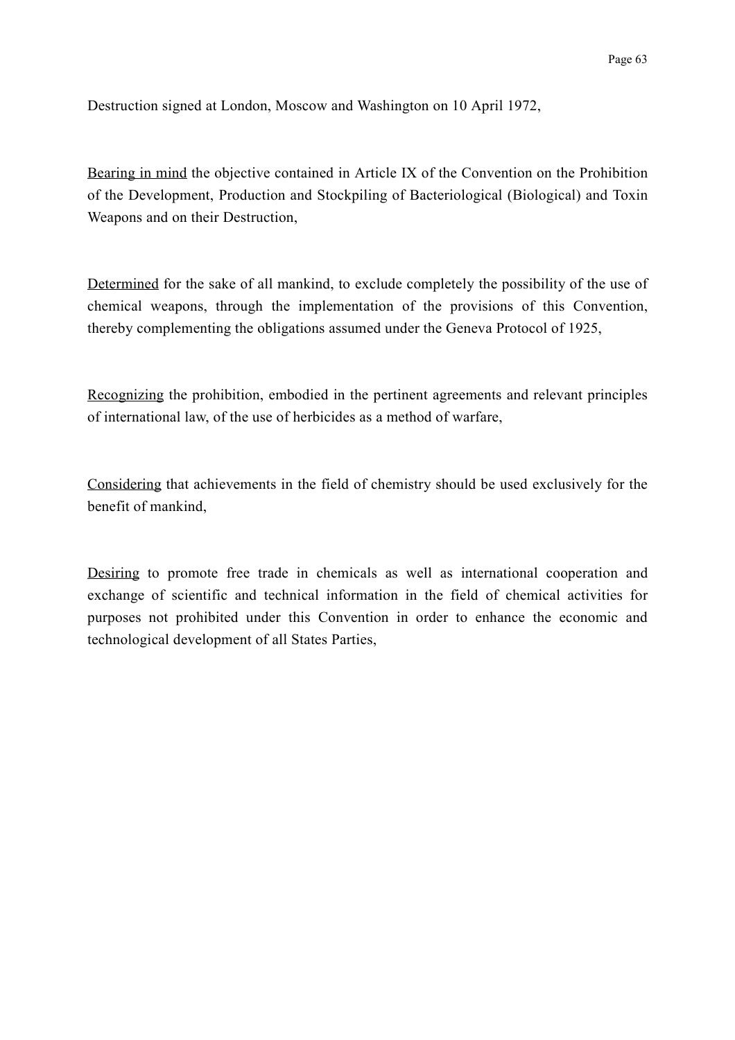Destruction signed at London, Moscow and Washington on 10 April 1972,

Bearing in mind the objective contained in Article IX of the Convention on the Prohibition of the Development, Production and Stockpiling of Bacteriological (Biological) and Toxin Weapons and on their Destruction,

Determined for the sake of all mankind, to exclude completely the possibility of the use of chemical weapons, through the implementation of the provisions of this Convention, thereby complementing the obligations assumed under the Geneva Protocol of 1925,

Recognizing the prohibition, embodied in the pertinent agreements and relevant principles of international law, of the use of herbicides as a method of warfare,

Considering that achievements in the field of chemistry should be used exclusively for the benefit of mankind,

Desiring to promote free trade in chemicals as well as international cooperation and exchange of scientific and technical information in the field of chemical activities for purposes not prohibited under this Convention in order to enhance the economic and technological development of all States Parties,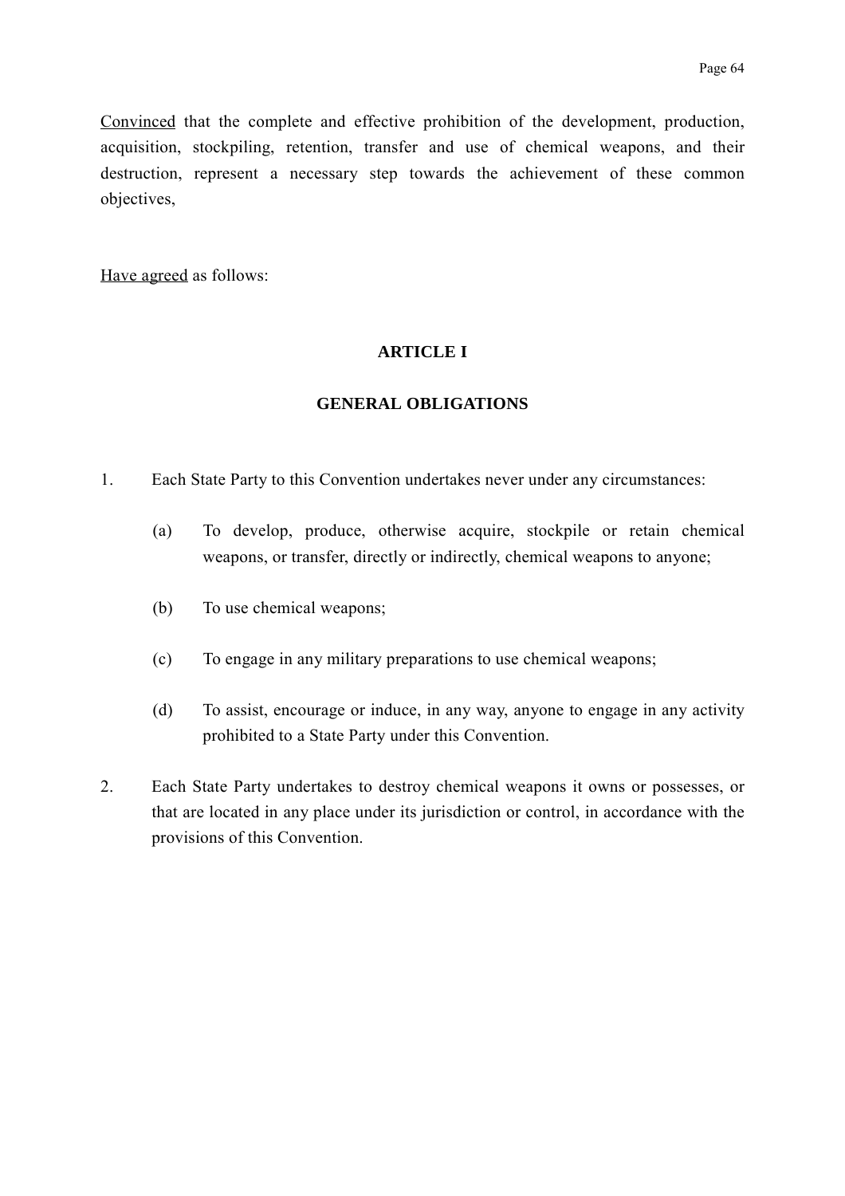Convinced that the complete and effective prohibition of the development, production, acquisition, stockpiling, retention, transfer and use of chemical weapons, and their destruction, represent a necessary step towards the achievement of these common objectives,

Have agreed as follows:

## ARTICLE I

## GENERAL OBLIGATIONS

1. Each State Party to this Convention undertakes never under any circumstances:

   (a) To develop, produce, otherwise acquire, stockpile or retain chemical weapons, or transfer, directly or indirectly, chemical weapons to anyone;

   (b) To use chemical weapons;

   (c) To engage in any military preparations to use chemical weapons;

   (d) To assist, encourage or induce, in any way, anyone to engage in any activity prohibited to a State Party under this Convention.

2. Each State Party undertakes to destroy chemical weapons it owns or possesses, or that are located in any place under its jurisdiction or control, in accordance with the provisions of this Convention.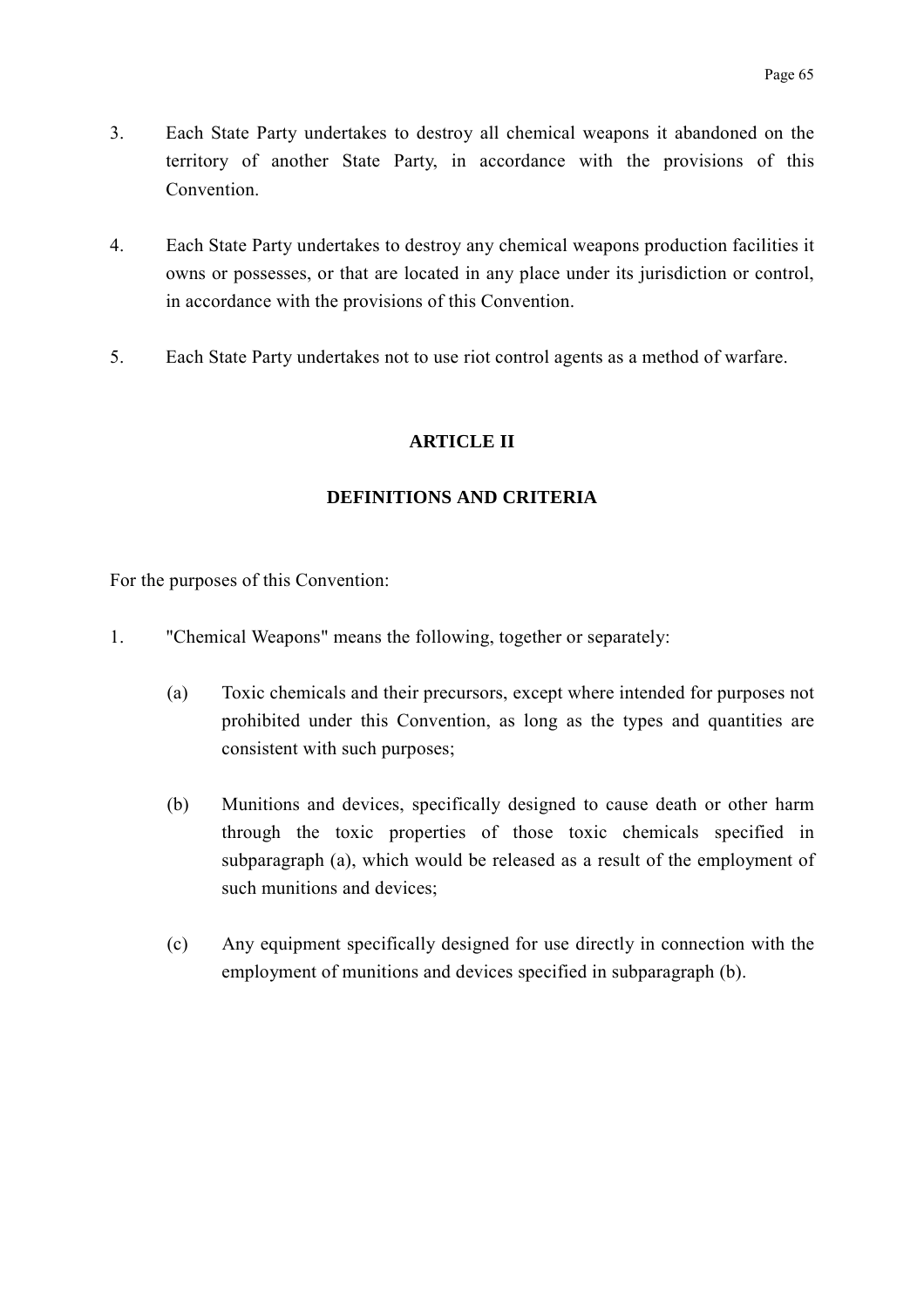3. Each State Party undertakes to destroy all chemical weapons it abandoned on the territory of another State Party, in accordance with the provisions of this Convention.

4. Each State Party undertakes to destroy any chemical weapons production facilities it owns or possesses, or that are located in any place under its jurisdiction or control, in accordance with the provisions of this Convention.

5. Each State Party undertakes not to use riot control agents as a method of warfare.

## ARTICLE II

## DEFINITIONS AND CRITERIA

For the purposes of this Convention:

1. "Chemical Weapons" means the following, together or separately:

   (a) Toxic chemicals and their precursors, except where intended for purposes not prohibited under this Convention, as long as the types and quantities are consistent with such purposes;

   (b) Munitions and devices, specifically designed to cause death or other harm through the toxic properties of those toxic chemicals specified in subparagraph (a), which would be released as a result of the employment of such munitions and devices;

   (c) Any equipment specifically designed for use directly in connection with the employment of munitions and devices specified in subparagraph (b).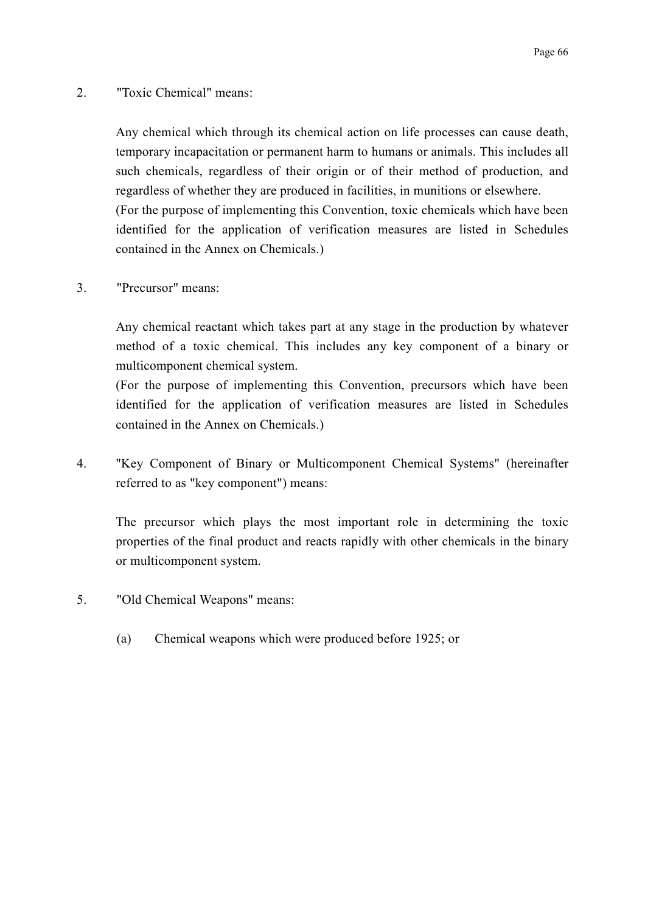2. "Toxic Chemical" means:

   Any chemical which through its chemical action on life processes can cause death, temporary incapacitation or permanent harm to humans or animals. This includes all such chemicals, regardless of their origin or of their method of production, and regardless of whether they are produced in facilities, in munitions or elsewhere.
   (For the purpose of implementing this Convention, toxic chemicals which have been identified for the application of verification measures are listed in Schedules contained in the Annex on Chemicals.)

3. "Precursor" means:

   Any chemical reactant which takes part at any stage in the production by whatever method of a toxic chemical. This includes any key component of a binary or multicomponent chemical system.
   (For the purpose of implementing this Convention, precursors which have been identified for the application of verification measures are listed in Schedules contained in the Annex on Chemicals.)

4. "Key Component of Binary or Multicomponent Chemical Systems" (hereinafter referred to as "key component") means:

   The precursor which plays the most important role in determining the toxic properties of the final product and reacts rapidly with other chemicals in the binary or multicomponent system.

5. "Old Chemical Weapons" means:

   (a) Chemical weapons which were produced before 1925; or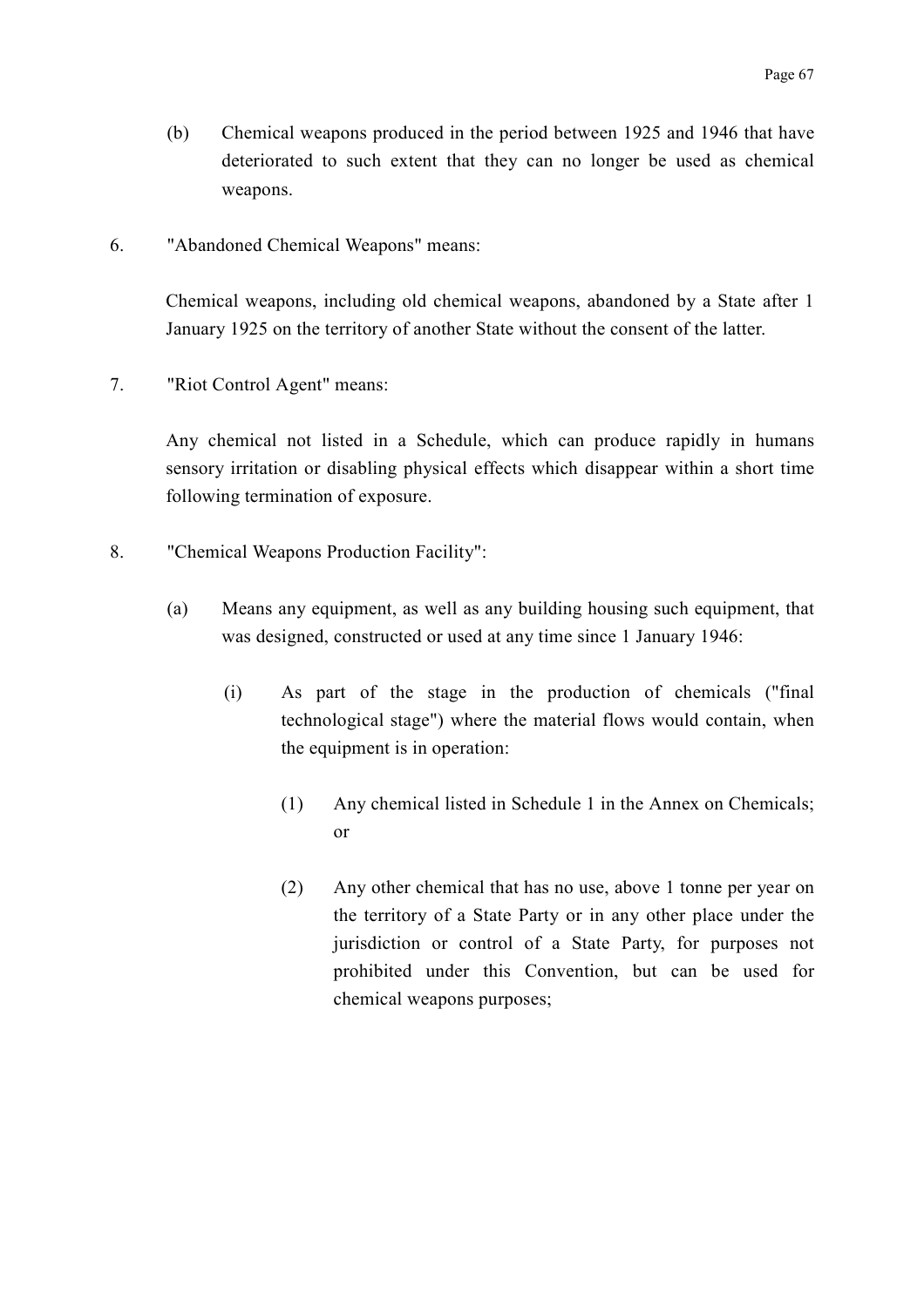(b) Chemical weapons produced in the period between 1925 and 1946 that have deteriorated to such extent that they can no longer be used as chemical weapons.

6. "Abandoned Chemical Weapons" means:

   Chemical weapons, including old chemical weapons, abandoned by a State after 1 January 1925 on the territory of another State without the consent of the latter.

7. "Riot Control Agent" means:

   Any chemical not listed in a Schedule, which can produce rapidly in humans sensory irritation or disabling physical effects which disappear within a short time following termination of exposure.

8. "Chemical Weapons Production Facility":

   (a) Means any equipment, as well as any building housing such equipment, that was designed, constructed or used at any time since 1 January 1946:

      (i) As part of the stage in the production of chemicals ("final technological stage") where the material flows would contain, when the equipment is in operation:

         (1) Any chemical listed in Schedule 1 in the Annex on Chemicals; or

         (2) Any other chemical that has no use, above 1 tonne per year on the territory of a State Party or in any other place under the jurisdiction or control of a State Party, for purposes not prohibited under this Convention, but can be used for chemical weapons purposes;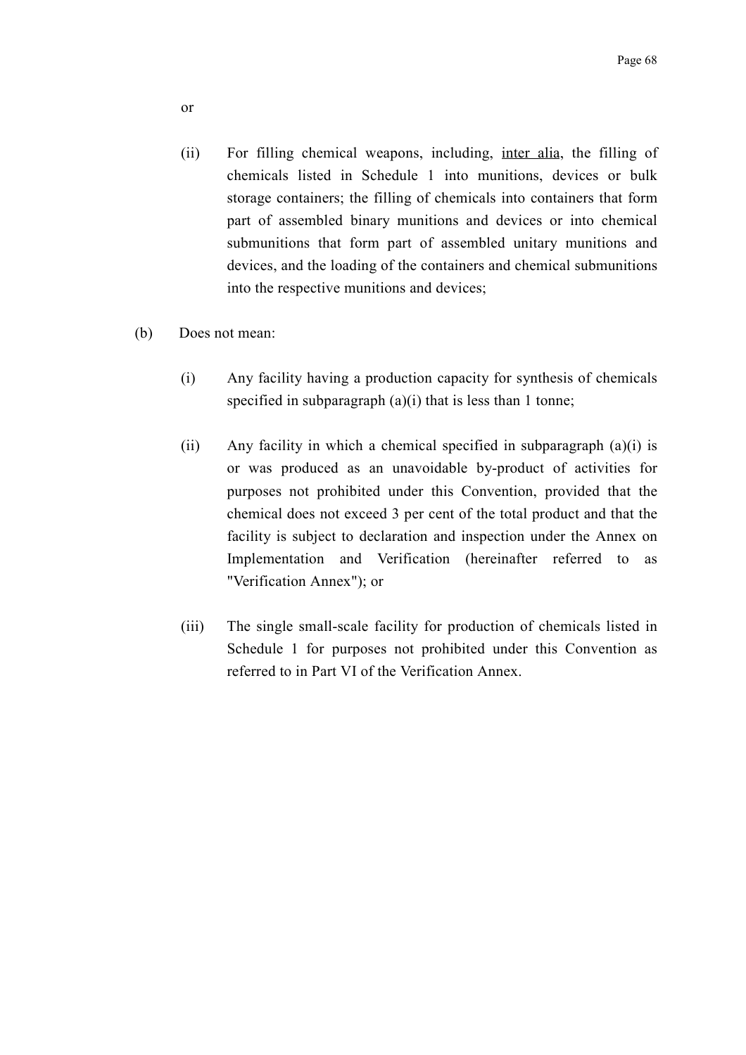or

(ii) For filling chemical weapons, including, inter alia, the filling of chemicals listed in Schedule 1 into munitions, devices or bulk storage containers; the filling of chemicals into containers that form part of assembled binary munitions and devices or into chemical submunitions that form part of assembled unitary munitions and devices, and the loading of the containers and chemical submunitions into the respective munitions and devices;

(b) Does not mean:

(i) Any facility having a production capacity for synthesis of chemicals specified in subparagraph (a)(i) that is less than 1 tonne;

(ii) Any facility in which a chemical specified in subparagraph (a)(i) is or was produced as an unavoidable by-product of activities for purposes not prohibited under this Convention, provided that the chemical does not exceed 3 per cent of the total product and that the facility is subject to declaration and inspection under the Annex on Implementation and Verification (hereinafter referred to as "Verification Annex"); or

(iii) The single small-scale facility for production of chemicals listed in Schedule 1 for purposes not prohibited under this Convention as referred to in Part VI of the Verification Annex.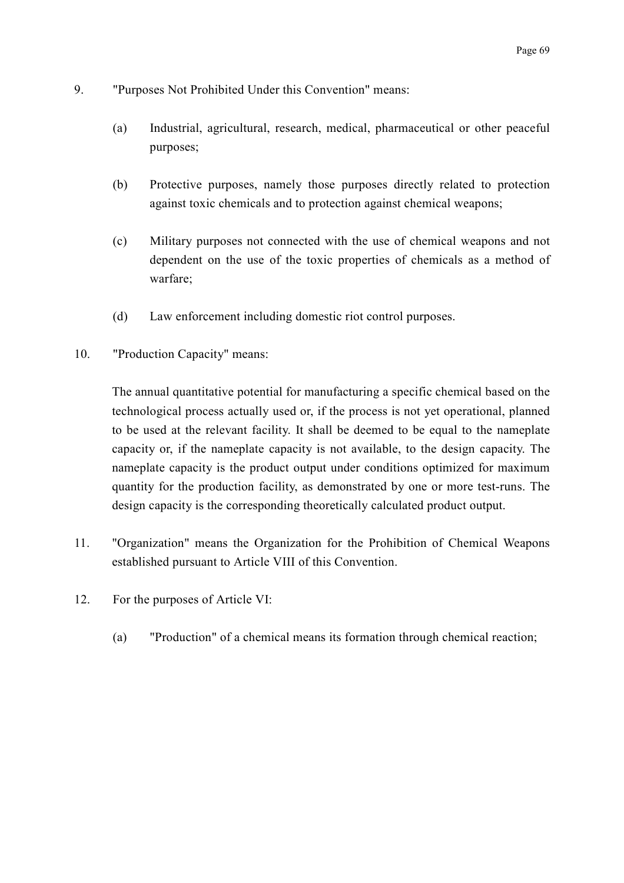9. "Purposes Not Prohibited Under this Convention" means:

   (a) Industrial, agricultural, research, medical, pharmaceutical or other peaceful purposes;

   (b) Protective purposes, namely those purposes directly related to protection against toxic chemicals and to protection against chemical weapons;

   (c) Military purposes not connected with the use of chemical weapons and not dependent on the use of the toxic properties of chemicals as a method of warfare;

   (d) Law enforcement including domestic riot control purposes.

10. "Production Capacity" means:

    The annual quantitative potential for manufacturing a specific chemical based on the technological process actually used or, if the process is not yet operational, planned to be used at the relevant facility. It shall be deemed to be equal to the nameplate capacity or, if the nameplate capacity is not available, to the design capacity. The nameplate capacity is the product output under conditions optimized for maximum quantity for the production facility, as demonstrated by one or more test-runs. The design capacity is the corresponding theoretically calculated product output.

11. "Organization" means the Organization for the Prohibition of Chemical Weapons established pursuant to Article VIII of this Convention.

12. For the purposes of Article VI:

    (a) "Production" of a chemical means its formation through chemical reaction;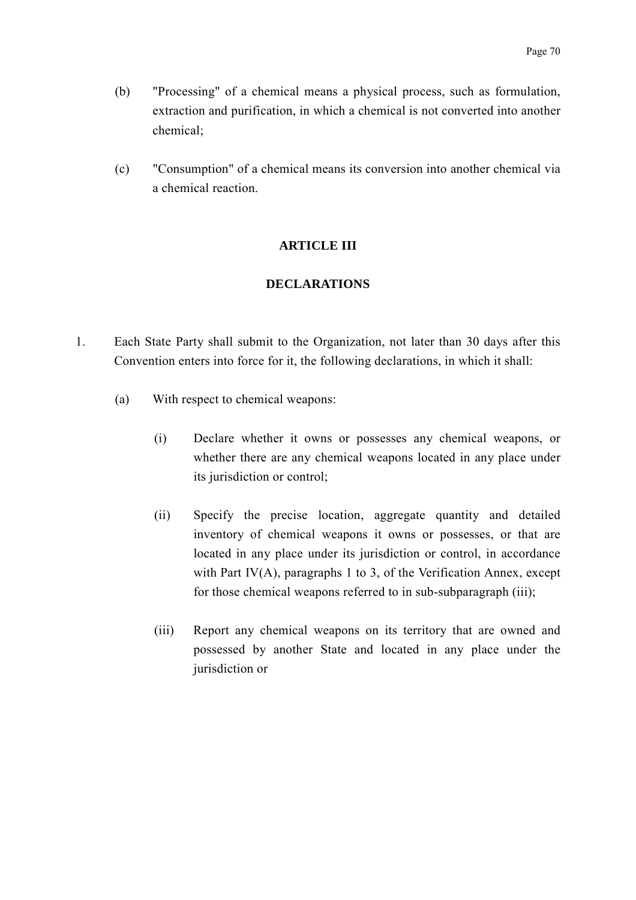(b) "Processing" of a chemical means a physical process, such as formulation, extraction and purification, in which a chemical is not converted into another chemical;

(c) "Consumption" of a chemical means its conversion into another chemical via a chemical reaction.

## ARTICLE III

## DECLARATIONS

1. Each State Party shall submit to the Organization, not later than 30 days after this Convention enters into force for it, the following declarations, in which it shall:

   (a) With respect to chemical weapons:

      (i) Declare whether it owns or possesses any chemical weapons, or whether there are any chemical weapons located in any place under its jurisdiction or control;

      (ii) Specify the precise location, aggregate quantity and detailed inventory of chemical weapons it owns or possesses, or that are located in any place under its jurisdiction or control, in accordance with Part IV(A), paragraphs 1 to 3, of the Verification Annex, except for those chemical weapons referred to in sub-subparagraph (iii);

      (iii) Report any chemical weapons on its territory that are owned and possessed by another State and located in any place under the jurisdiction or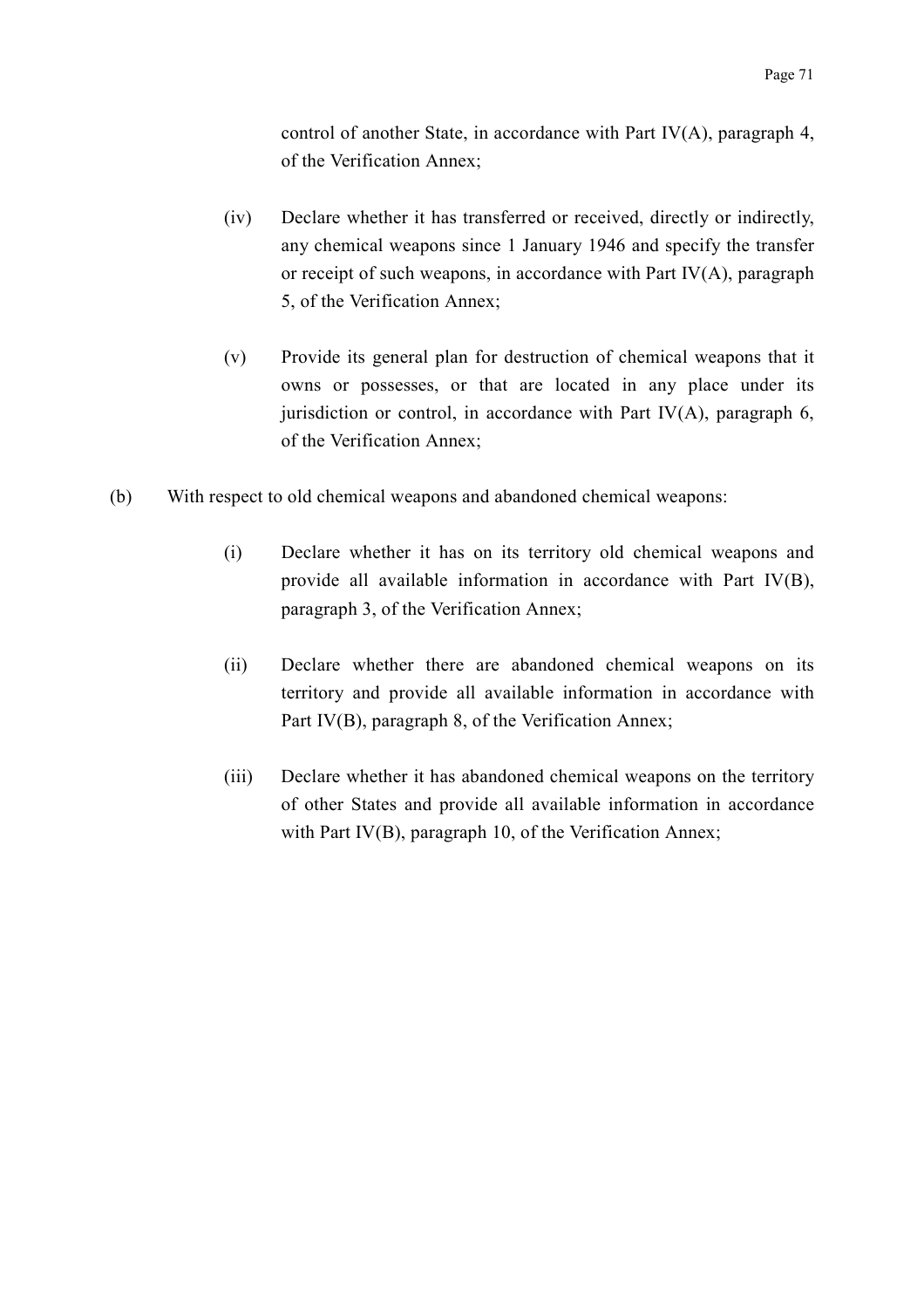control of another State, in accordance with Part IV(A), paragraph 4, of the Verification Annex;

(iv) Declare whether it has transferred or received, directly or indirectly, any chemical weapons since 1 January 1946 and specify the transfer or receipt of such weapons, in accordance with Part IV(A), paragraph 5, of the Verification Annex;

(v) Provide its general plan for destruction of chemical weapons that it owns or possesses, or that are located in any place under its jurisdiction or control, in accordance with Part IV(A), paragraph 6, of the Verification Annex;

(b) With respect to old chemical weapons and abandoned chemical weapons:

(i) Declare whether it has on its territory old chemical weapons and provide all available information in accordance with Part IV(B), paragraph 3, of the Verification Annex;

(ii) Declare whether there are abandoned chemical weapons on its territory and provide all available information in accordance with Part IV(B), paragraph 8, of the Verification Annex;

(iii) Declare whether it has abandoned chemical weapons on the territory of other States and provide all available information in accordance with Part IV(B), paragraph 10, of the Verification Annex;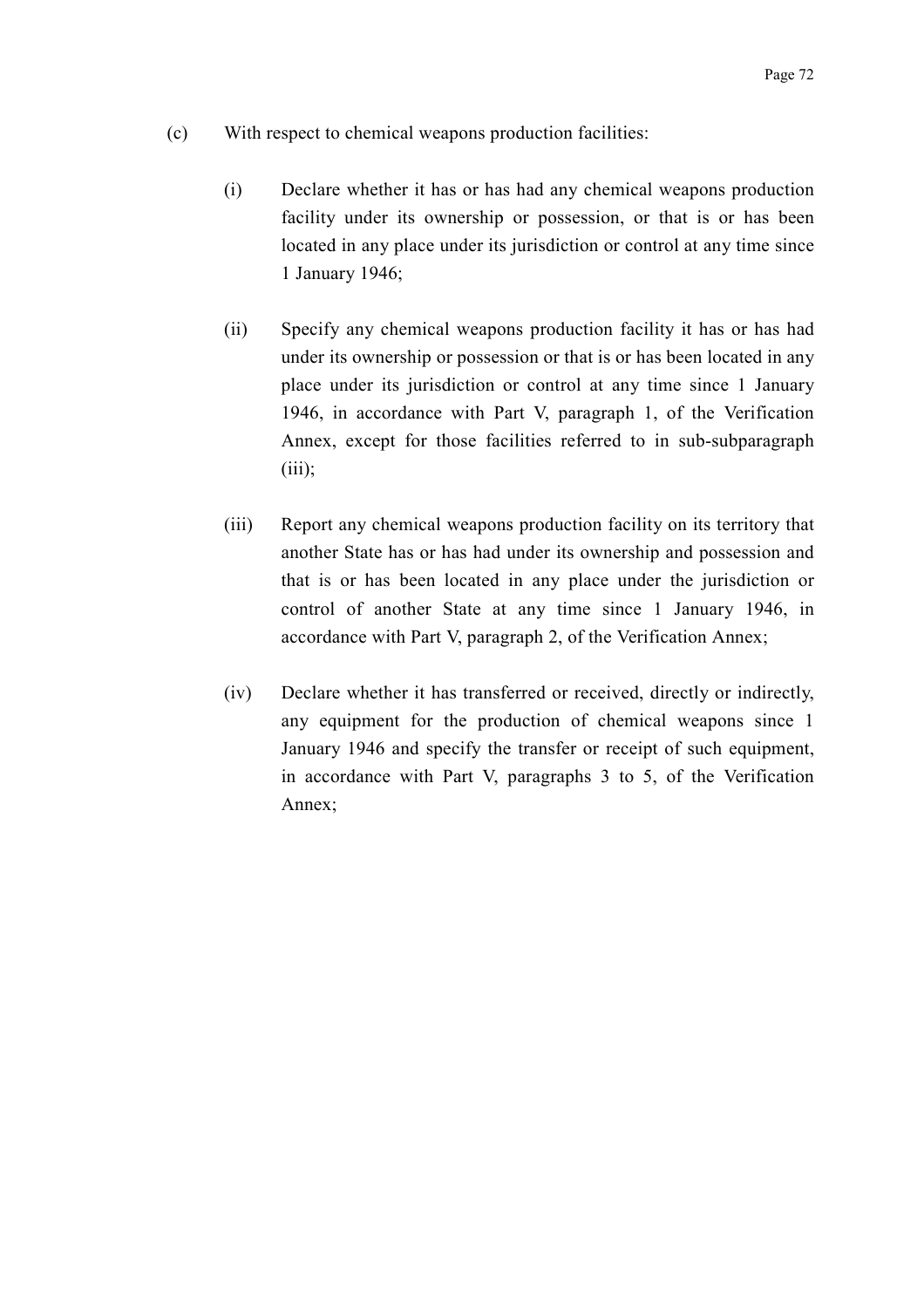(c) With respect to chemical weapons production facilities:

(i) Declare whether it has or has had any chemical weapons production facility under its ownership or possession, or that is or has been located in any place under its jurisdiction or control at any time since 1 January 1946;

(ii) Specify any chemical weapons production facility it has or has had under its ownership or possession or that is or has been located in any place under its jurisdiction or control at any time since 1 January 1946, in accordance with Part V, paragraph 1, of the Verification Annex, except for those facilities referred to in sub-subparagraph (iii);

(iii) Report any chemical weapons production facility on its territory that another State has or has had under its ownership and possession and that is or has been located in any place under the jurisdiction or control of another State at any time since 1 January 1946, in accordance with Part V, paragraph 2, of the Verification Annex;

(iv) Declare whether it has transferred or received, directly or indirectly, any equipment for the production of chemical weapons since 1 January 1946 and specify the transfer or receipt of such equipment, in accordance with Part V, paragraphs 3 to 5, of the Verification Annex;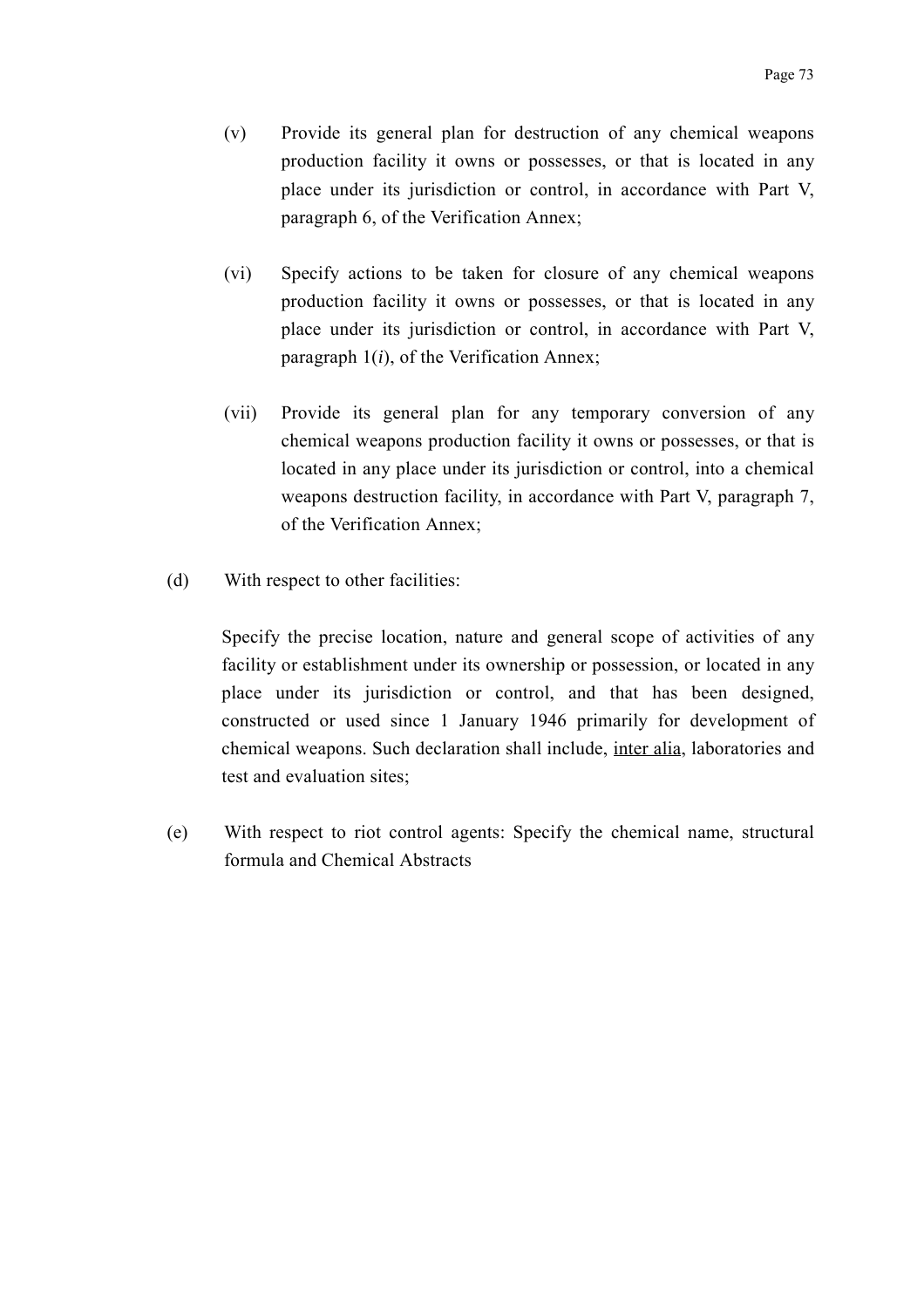(v) Provide its general plan for destruction of any chemical weapons production facility it owns or possesses, or that is located in any place under its jurisdiction or control, in accordance with Part V, paragraph 6, of the Verification Annex;

(vi) Specify actions to be taken for closure of any chemical weapons production facility it owns or possesses, or that is located in any place under its jurisdiction or control, in accordance with Part V, paragraph 1(*i*), of the Verification Annex;

(vii) Provide its general plan for any temporary conversion of any chemical weapons production facility it owns or possesses, or that is located in any place under its jurisdiction or control, into a chemical weapons destruction facility, in accordance with Part V, paragraph 7, of the Verification Annex;

(d) With respect to other facilities:

Specify the precise location, nature and general scope of activities of any facility or establishment under its ownership or possession, or located in any place under its jurisdiction or control, and that has been designed, constructed or used since 1 January 1946 primarily for development of chemical weapons. Such declaration shall include, inter alia, laboratories and test and evaluation sites;

(e) With respect to riot control agents: Specify the chemical name, structural formula and Chemical Abstracts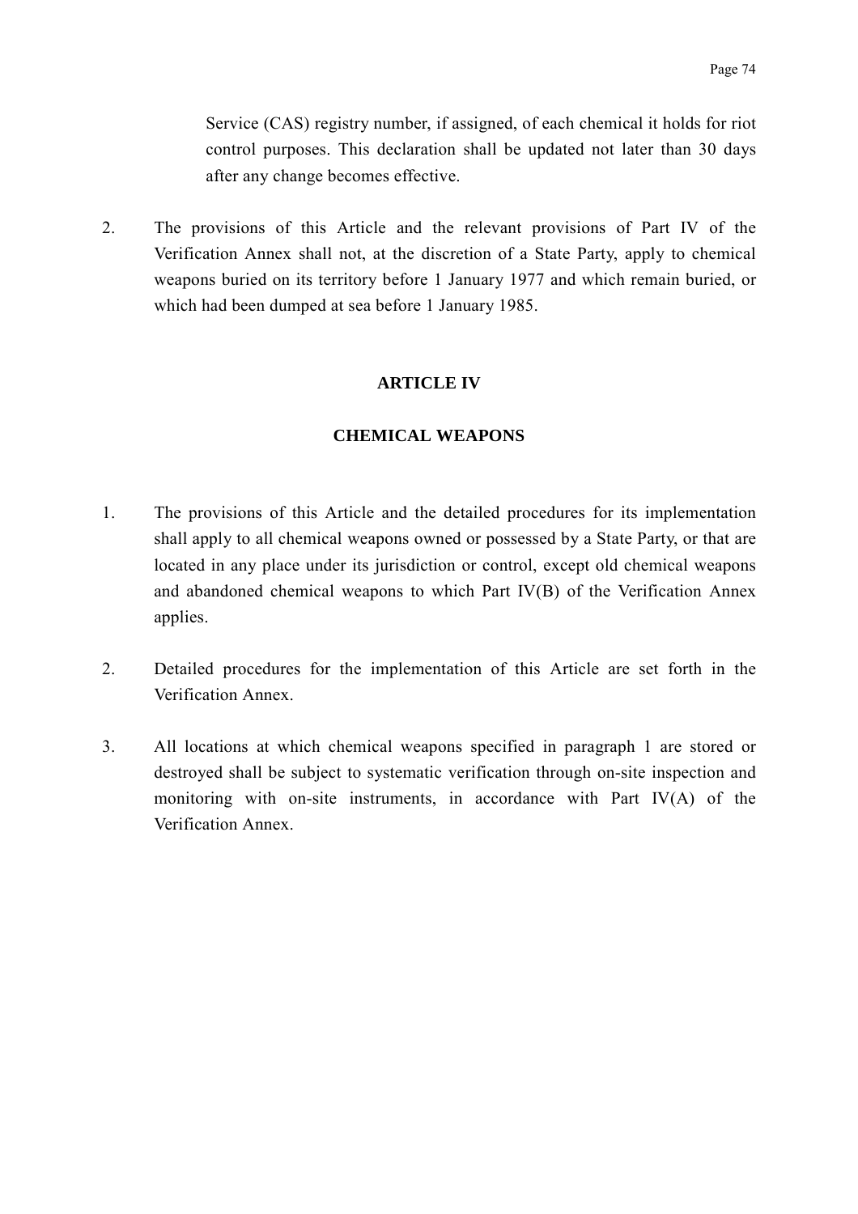Service (CAS) registry number, if assigned, of each chemical it holds for riot control purposes. This declaration shall be updated not later than 30 days after any change becomes effective.

2. The provisions of this Article and the relevant provisions of Part IV of the Verification Annex shall not, at the discretion of a State Party, apply to chemical weapons buried on its territory before 1 January 1977 and which remain buried, or which had been dumped at sea before 1 January 1985.

## ARTICLE IV

## CHEMICAL WEAPONS

1. The provisions of this Article and the detailed procedures for its implementation shall apply to all chemical weapons owned or possessed by a State Party, or that are located in any place under its jurisdiction or control, except old chemical weapons and abandoned chemical weapons to which Part IV(B) of the Verification Annex applies.

2. Detailed procedures for the implementation of this Article are set forth in the Verification Annex.

3. All locations at which chemical weapons specified in paragraph 1 are stored or destroyed shall be subject to systematic verification through on-site inspection and monitoring with on-site instruments, in accordance with Part IV(A) of the Verification Annex.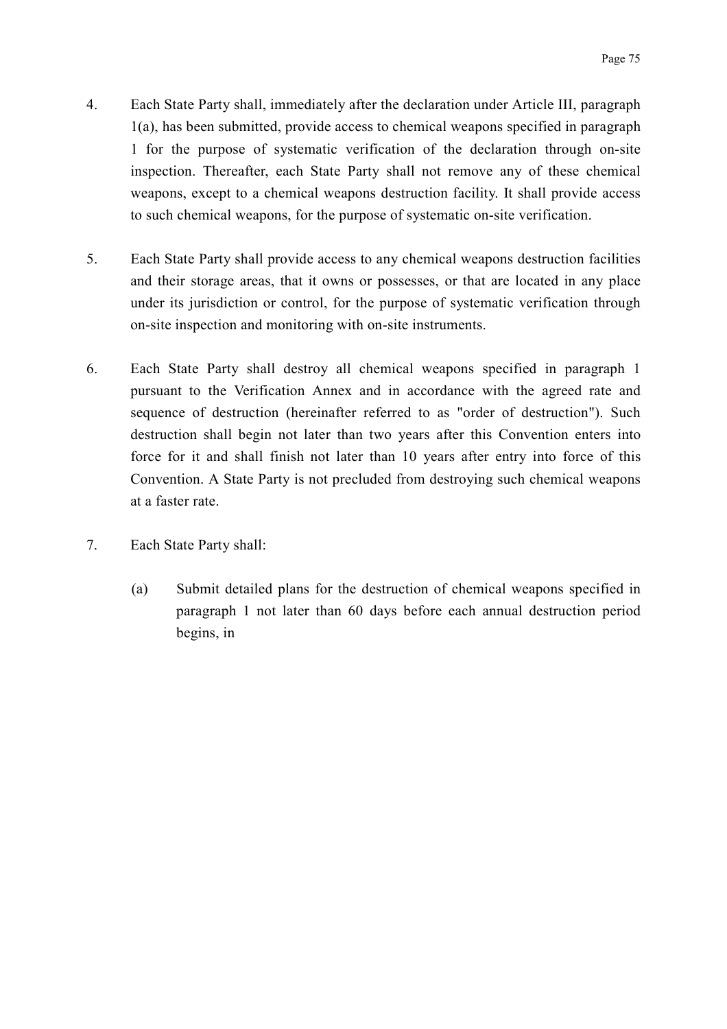4. Each State Party shall, immediately after the declaration under Article III, paragraph 1(a), has been submitted, provide access to chemical weapons specified in paragraph 1 for the purpose of systematic verification of the declaration through on-site inspection. Thereafter, each State Party shall not remove any of these chemical weapons, except to a chemical weapons destruction facility. It shall provide access to such chemical weapons, for the purpose of systematic on-site verification.

5. Each State Party shall provide access to any chemical weapons destruction facilities and their storage areas, that it owns or possesses, or that are located in any place under its jurisdiction or control, for the purpose of systematic verification through on-site inspection and monitoring with on-site instruments.

6. Each State Party shall destroy all chemical weapons specified in paragraph 1 pursuant to the Verification Annex and in accordance with the agreed rate and sequence of destruction (hereinafter referred to as "order of destruction"). Such destruction shall begin not later than two years after this Convention enters into force for it and shall finish not later than 10 years after entry into force of this Convention. A State Party is not precluded from destroying such chemical weapons at a faster rate.

7. Each State Party shall:

   (a) Submit detailed plans for the destruction of chemical weapons specified in paragraph 1 not later than 60 days before each annual destruction period begins, in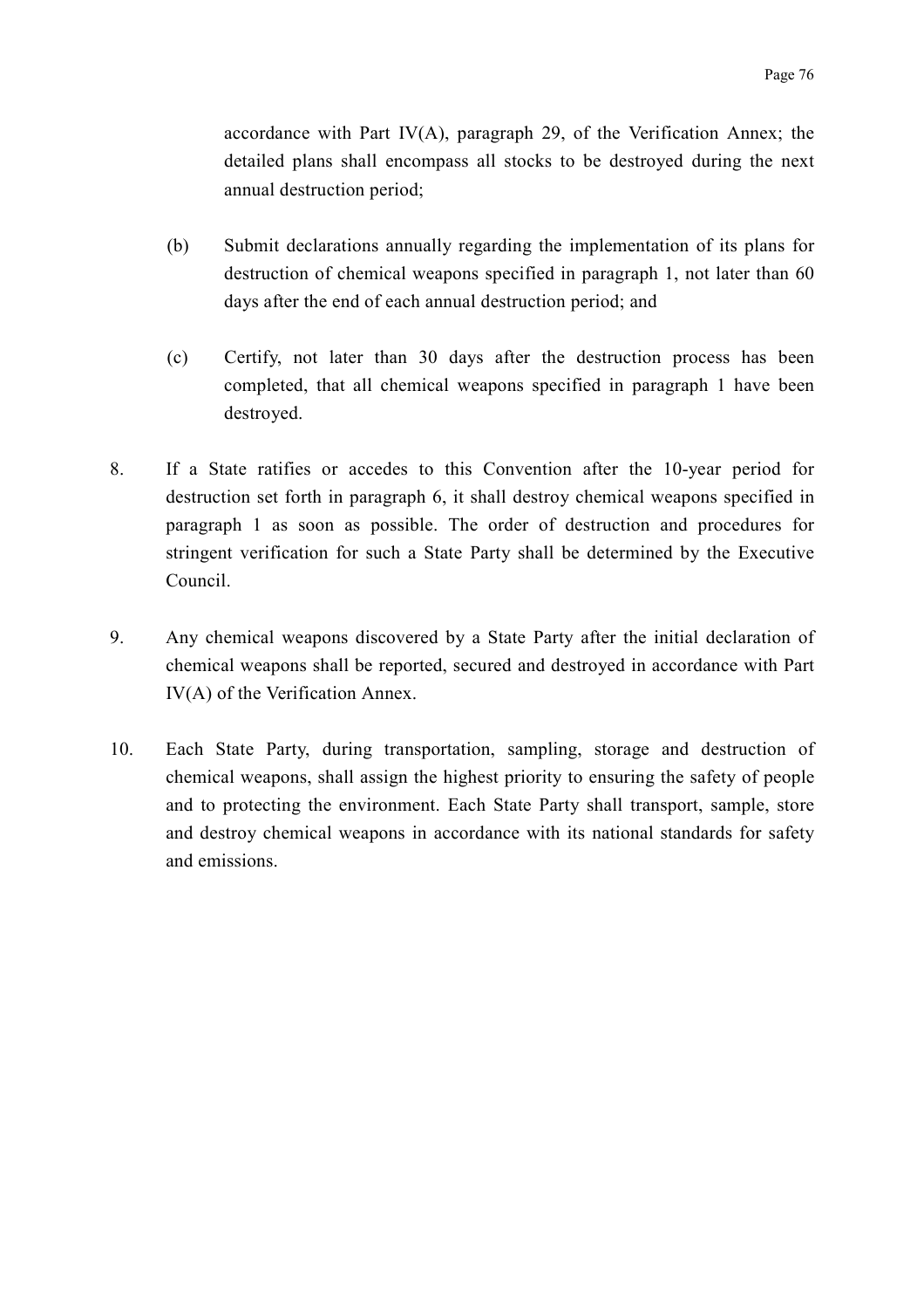accordance with Part IV(A), paragraph 29, of the Verification Annex; the detailed plans shall encompass all stocks to be destroyed during the next annual destruction period;

(b) Submit declarations annually regarding the implementation of its plans for destruction of chemical weapons specified in paragraph 1, not later than 60 days after the end of each annual destruction period; and

(c) Certify, not later than 30 days after the destruction process has been completed, that all chemical weapons specified in paragraph 1 have been destroyed.

8. If a State ratifies or accedes to this Convention after the 10-year period for destruction set forth in paragraph 6, it shall destroy chemical weapons specified in paragraph 1 as soon as possible. The order of destruction and procedures for stringent verification for such a State Party shall be determined by the Executive Council.

9. Any chemical weapons discovered by a State Party after the initial declaration of chemical weapons shall be reported, secured and destroyed in accordance with Part IV(A) of the Verification Annex.

10. Each State Party, during transportation, sampling, storage and destruction of chemical weapons, shall assign the highest priority to ensuring the safety of people and to protecting the environment. Each State Party shall transport, sample, store and destroy chemical weapons in accordance with its national standards for safety and emissions.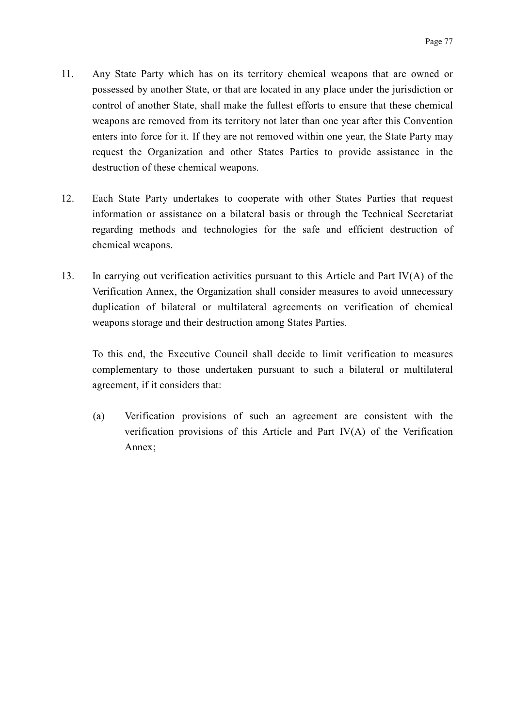11. Any State Party which has on its territory chemical weapons that are owned or possessed by another State, or that are located in any place under the jurisdiction or control of another State, shall make the fullest efforts to ensure that these chemical weapons are removed from its territory not later than one year after this Convention enters into force for it. If they are not removed within one year, the State Party may request the Organization and other States Parties to provide assistance in the destruction of these chemical weapons.

12. Each State Party undertakes to cooperate with other States Parties that request information or assistance on a bilateral basis or through the Technical Secretariat regarding methods and technologies for the safe and efficient destruction of chemical weapons.

13. In carrying out verification activities pursuant to this Article and Part IV(A) of the Verification Annex, the Organization shall consider measures to avoid unnecessary duplication of bilateral or multilateral agreements on verification of chemical weapons storage and their destruction among States Parties.

    To this end, the Executive Council shall decide to limit verification to measures complementary to those undertaken pursuant to such a bilateral or multilateral agreement, if it considers that:

    (a) Verification provisions of such an agreement are consistent with the verification provisions of this Article and Part IV(A) of the Verification Annex;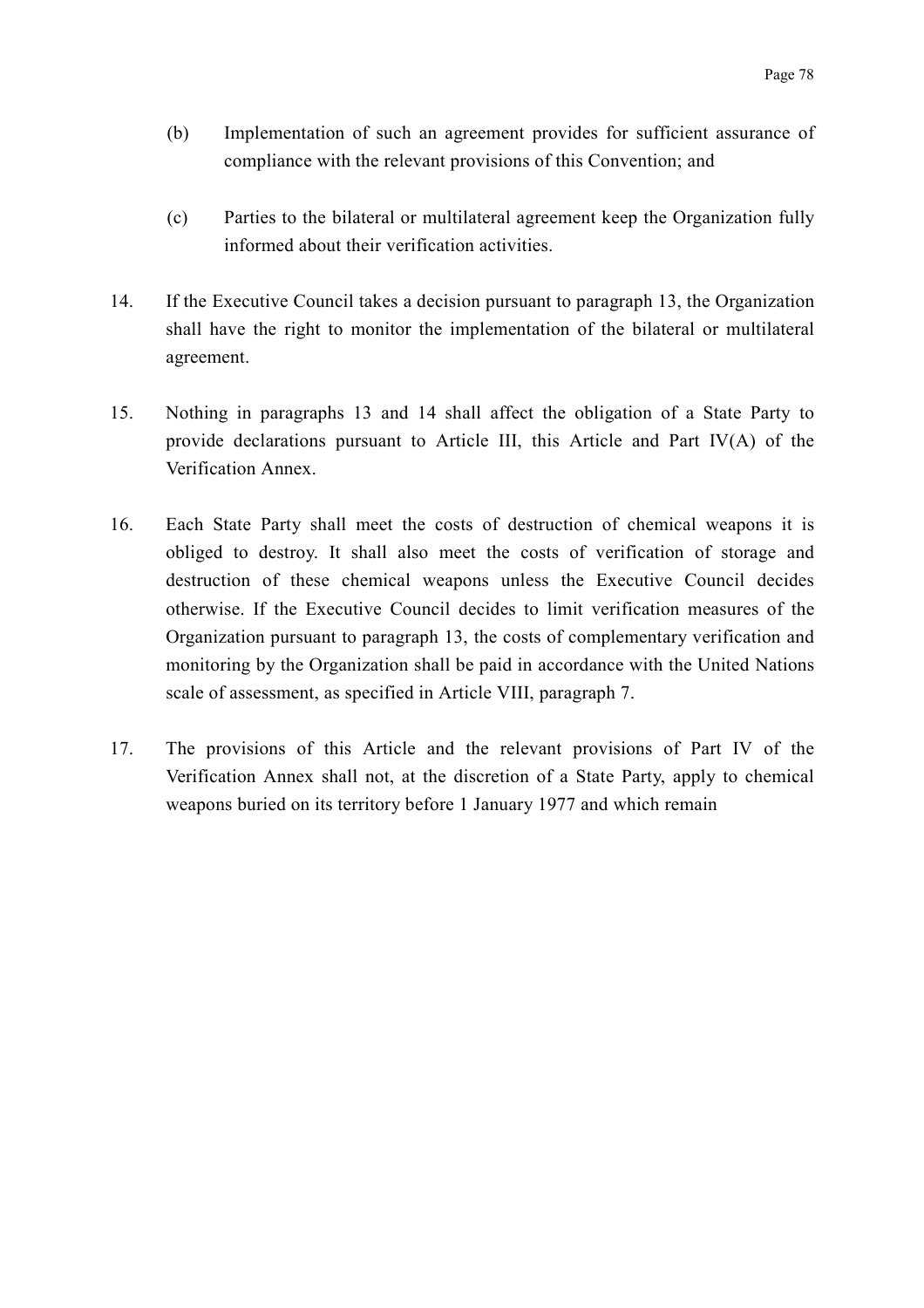(b) Implementation of such an agreement provides for sufficient assurance of compliance with the relevant provisions of this Convention; and

(c) Parties to the bilateral or multilateral agreement keep the Organization fully informed about their verification activities.

14. If the Executive Council takes a decision pursuant to paragraph 13, the Organization shall have the right to monitor the implementation of the bilateral or multilateral agreement.

15. Nothing in paragraphs 13 and 14 shall affect the obligation of a State Party to provide declarations pursuant to Article III, this Article and Part IV(A) of the Verification Annex.

16. Each State Party shall meet the costs of destruction of chemical weapons it is obliged to destroy. It shall also meet the costs of verification of storage and destruction of these chemical weapons unless the Executive Council decides otherwise. If the Executive Council decides to limit verification measures of the Organization pursuant to paragraph 13, the costs of complementary verification and monitoring by the Organization shall be paid in accordance with the United Nations scale of assessment, as specified in Article VIII, paragraph 7.

17. The provisions of this Article and the relevant provisions of Part IV of the Verification Annex shall not, at the discretion of a State Party, apply to chemical weapons buried on its territory before 1 January 1977 and which remain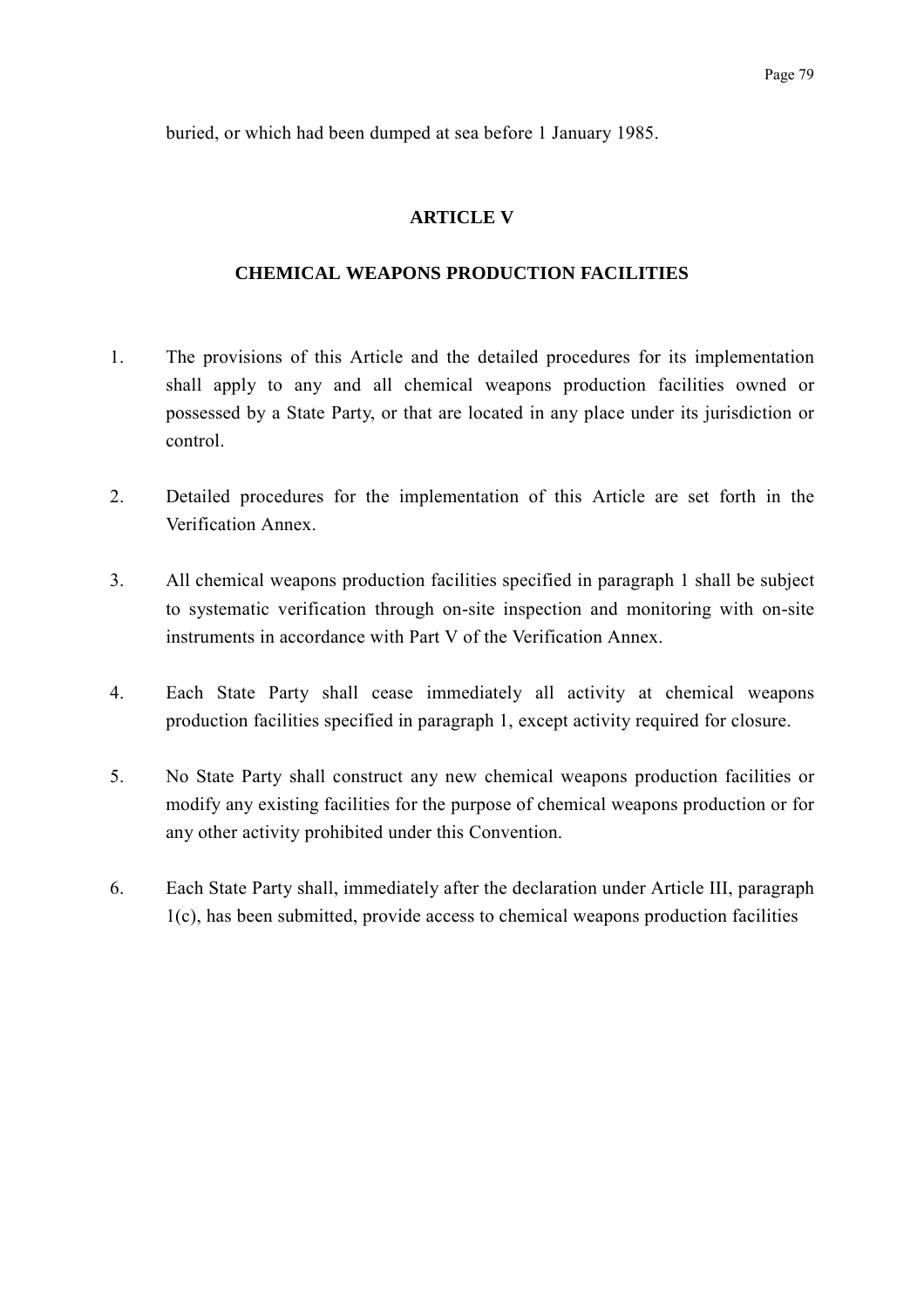buried, or which had been dumped at sea before 1 January 1985.

## ARTICLE V

## CHEMICAL WEAPONS PRODUCTION FACILITIES

1. The provisions of this Article and the detailed procedures for its implementation shall apply to any and all chemical weapons production facilities owned or possessed by a State Party, or that are located in any place under its jurisdiction or control.

2. Detailed procedures for the implementation of this Article are set forth in the Verification Annex.

3. All chemical weapons production facilities specified in paragraph 1 shall be subject to systematic verification through on-site inspection and monitoring with on-site instruments in accordance with Part V of the Verification Annex.

4. Each State Party shall cease immediately all activity at chemical weapons production facilities specified in paragraph 1, except activity required for closure.

5. No State Party shall construct any new chemical weapons production facilities or modify any existing facilities for the purpose of chemical weapons production or for any other activity prohibited under this Convention.

6. Each State Party shall, immediately after the declaration under Article III, paragraph 1(c), has been submitted, provide access to chemical weapons production facilities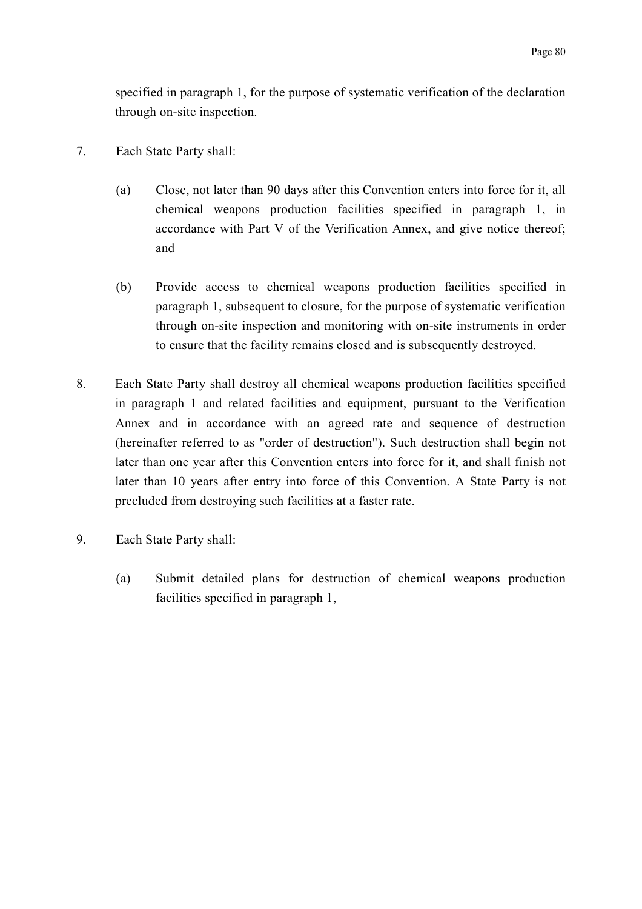specified in paragraph 1, for the purpose of systematic verification of the declaration through on-site inspection.

7. Each State Party shall:

   (a) Close, not later than 90 days after this Convention enters into force for it, all chemical weapons production facilities specified in paragraph 1, in accordance with Part V of the Verification Annex, and give notice thereof; and

   (b) Provide access to chemical weapons production facilities specified in paragraph 1, subsequent to closure, for the purpose of systematic verification through on-site inspection and monitoring with on-site instruments in order to ensure that the facility remains closed and is subsequently destroyed.

8. Each State Party shall destroy all chemical weapons production facilities specified in paragraph 1 and related facilities and equipment, pursuant to the Verification Annex and in accordance with an agreed rate and sequence of destruction (hereinafter referred to as "order of destruction"). Such destruction shall begin not later than one year after this Convention enters into force for it, and shall finish not later than 10 years after entry into force of this Convention. A State Party is not precluded from destroying such facilities at a faster rate.

9. Each State Party shall:

   (a) Submit detailed plans for destruction of chemical weapons production facilities specified in paragraph 1,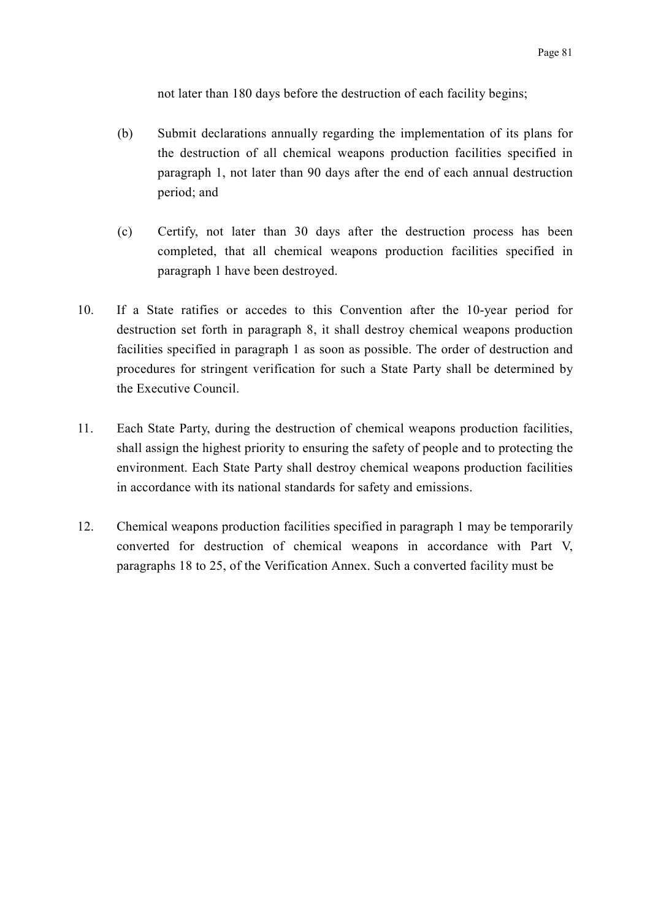not later than 180 days before the destruction of each facility begins;

(b) Submit declarations annually regarding the implementation of its plans for the destruction of all chemical weapons production facilities specified in paragraph 1, not later than 90 days after the end of each annual destruction period; and

(c) Certify, not later than 30 days after the destruction process has been completed, that all chemical weapons production facilities specified in paragraph 1 have been destroyed.

10. If a State ratifies or accedes to this Convention after the 10-year period for destruction set forth in paragraph 8, it shall destroy chemical weapons production facilities specified in paragraph 1 as soon as possible. The order of destruction and procedures for stringent verification for such a State Party shall be determined by the Executive Council.

11. Each State Party, during the destruction of chemical weapons production facilities, shall assign the highest priority to ensuring the safety of people and to protecting the environment. Each State Party shall destroy chemical weapons production facilities in accordance with its national standards for safety and emissions.

12. Chemical weapons production facilities specified in paragraph 1 may be temporarily converted for destruction of chemical weapons in accordance with Part V, paragraphs 18 to 25, of the Verification Annex. Such a converted facility must be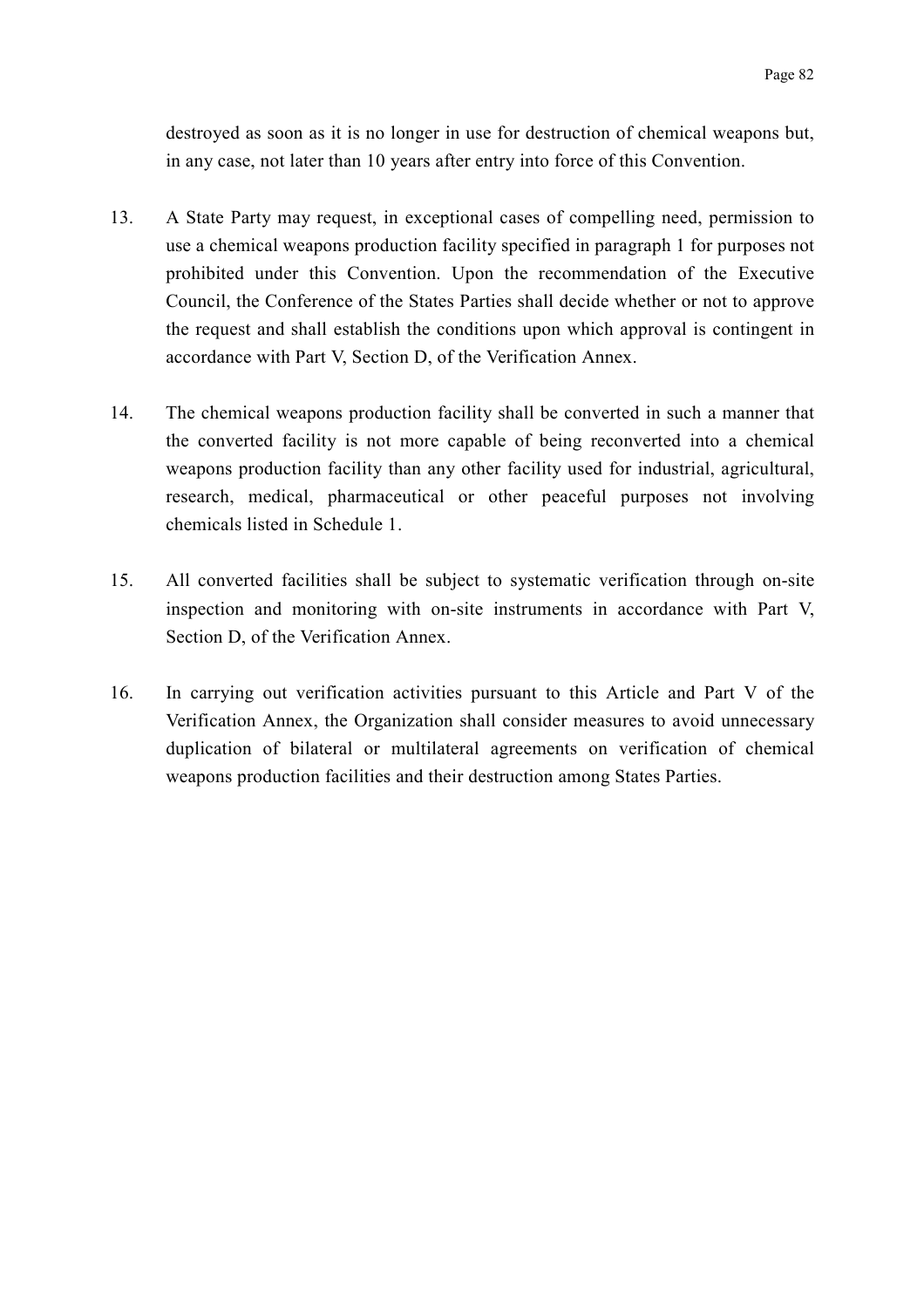destroyed as soon as it is no longer in use for destruction of chemical weapons but, in any case, not later than 10 years after entry into force of this Convention.

13. A State Party may request, in exceptional cases of compelling need, permission to use a chemical weapons production facility specified in paragraph 1 for purposes not prohibited under this Convention. Upon the recommendation of the Executive Council, the Conference of the States Parties shall decide whether or not to approve the request and shall establish the conditions upon which approval is contingent in accordance with Part V, Section D, of the Verification Annex.

14. The chemical weapons production facility shall be converted in such a manner that the converted facility is not more capable of being reconverted into a chemical weapons production facility than any other facility used for industrial, agricultural, research, medical, pharmaceutical or other peaceful purposes not involving chemicals listed in Schedule 1.

15. All converted facilities shall be subject to systematic verification through on-site inspection and monitoring with on-site instruments in accordance with Part V, Section D, of the Verification Annex.

16. In carrying out verification activities pursuant to this Article and Part V of the Verification Annex, the Organization shall consider measures to avoid unnecessary duplication of bilateral or multilateral agreements on verification of chemical weapons production facilities and their destruction among States Parties.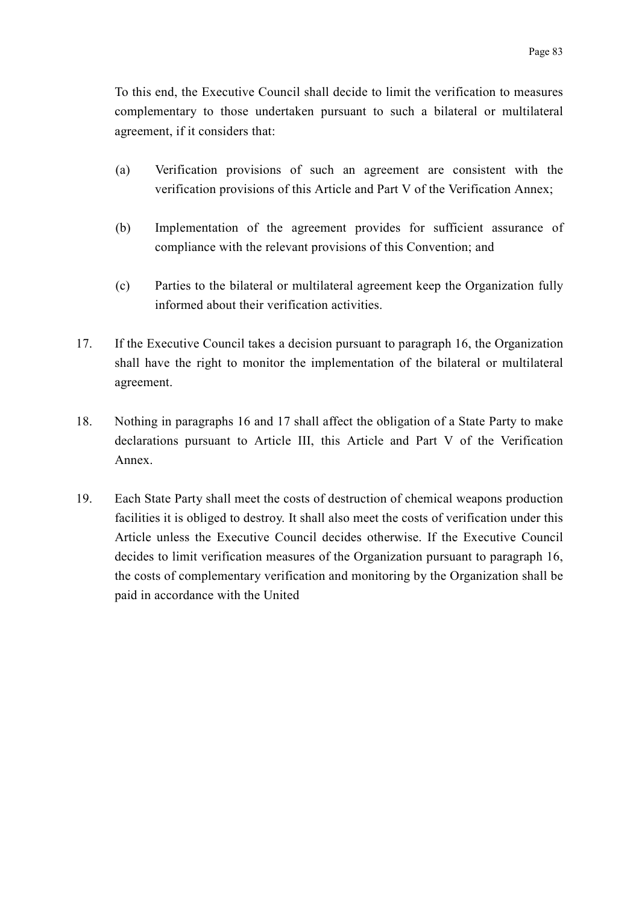To this end, the Executive Council shall decide to limit the verification to measures complementary to those undertaken pursuant to such a bilateral or multilateral agreement, if it considers that:

(a) Verification provisions of such an agreement are consistent with the verification provisions of this Article and Part V of the Verification Annex;

(b) Implementation of the agreement provides for sufficient assurance of compliance with the relevant provisions of this Convention; and

(c) Parties to the bilateral or multilateral agreement keep the Organization fully informed about their verification activities.

17. If the Executive Council takes a decision pursuant to paragraph 16, the Organization shall have the right to monitor the implementation of the bilateral or multilateral agreement.

18. Nothing in paragraphs 16 and 17 shall affect the obligation of a State Party to make declarations pursuant to Article III, this Article and Part V of the Verification Annex.

19. Each State Party shall meet the costs of destruction of chemical weapons production facilities it is obliged to destroy. It shall also meet the costs of verification under this Article unless the Executive Council decides otherwise. If the Executive Council decides to limit verification measures of the Organization pursuant to paragraph 16, the costs of complementary verification and monitoring by the Organization shall be paid in accordance with the United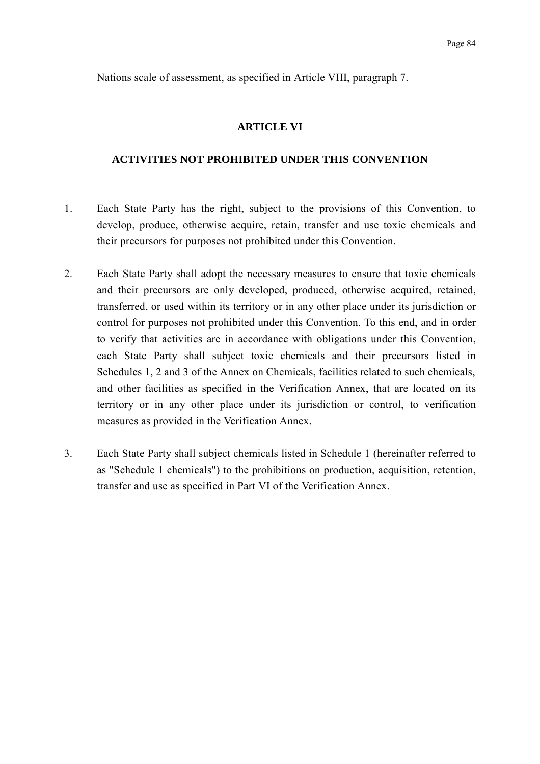Nations scale of assessment, as specified in Article VIII, paragraph 7.

## ARTICLE VI

## ACTIVITIES NOT PROHIBITED UNDER THIS CONVENTION

1. Each State Party has the right, subject to the provisions of this Convention, to develop, produce, otherwise acquire, retain, transfer and use toxic chemicals and their precursors for purposes not prohibited under this Convention.

2. Each State Party shall adopt the necessary measures to ensure that toxic chemicals and their precursors are only developed, produced, otherwise acquired, retained, transferred, or used within its territory or in any other place under its jurisdiction or control for purposes not prohibited under this Convention. To this end, and in order to verify that activities are in accordance with obligations under this Convention, each State Party shall subject toxic chemicals and their precursors listed in Schedules 1, 2 and 3 of the Annex on Chemicals, facilities related to such chemicals, and other facilities as specified in the Verification Annex, that are located on its territory or in any other place under its jurisdiction or control, to verification measures as provided in the Verification Annex.

3. Each State Party shall subject chemicals listed in Schedule 1 (hereinafter referred to as "Schedule 1 chemicals") to the prohibitions on production, acquisition, retention, transfer and use as specified in Part VI of the Verification Annex.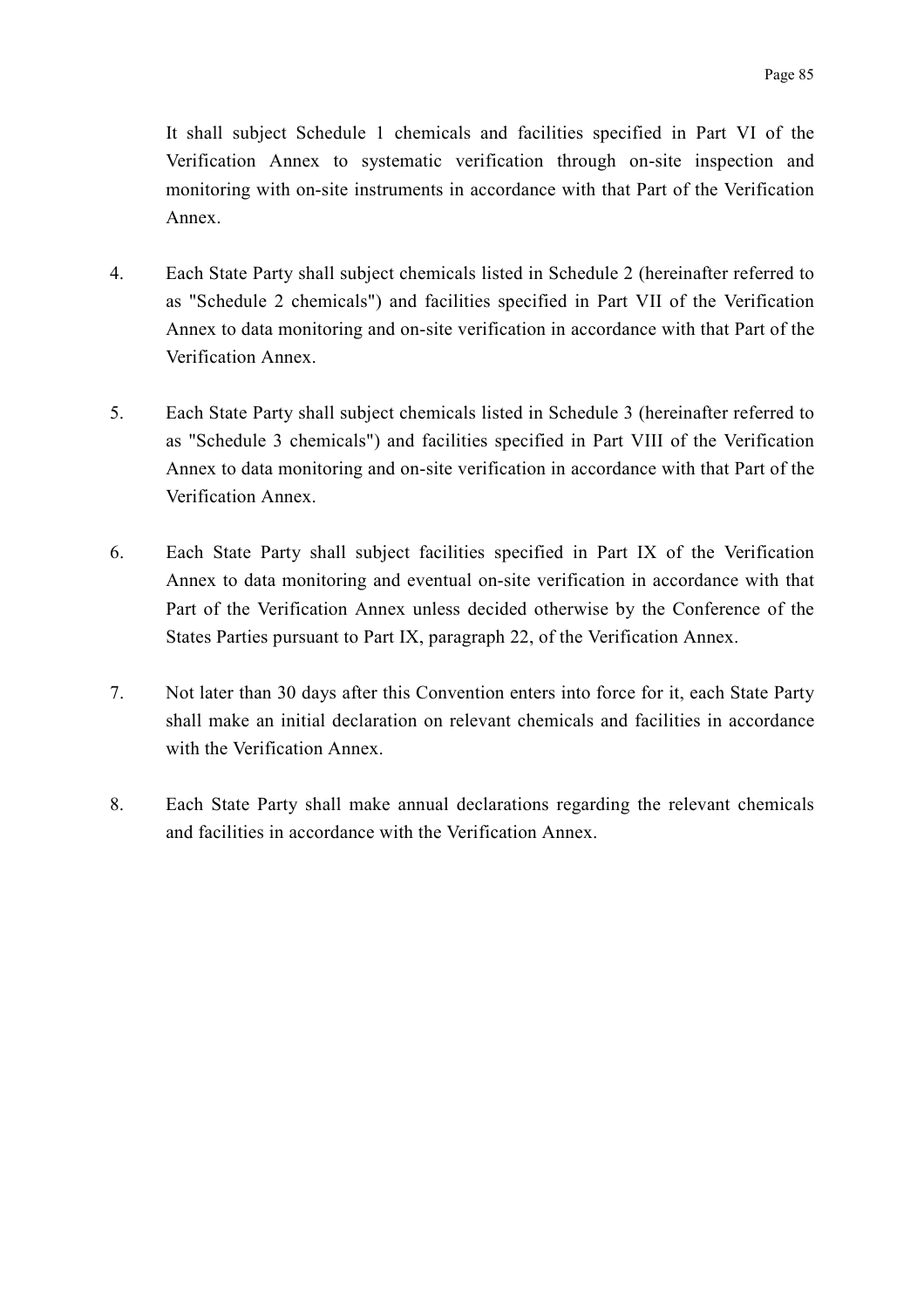It shall subject Schedule 1 chemicals and facilities specified in Part VI of the Verification Annex to systematic verification through on-site inspection and monitoring with on-site instruments in accordance with that Part of the Verification Annex.

4. Each State Party shall subject chemicals listed in Schedule 2 (hereinafter referred to as "Schedule 2 chemicals") and facilities specified in Part VII of the Verification Annex to data monitoring and on-site verification in accordance with that Part of the Verification Annex.

5. Each State Party shall subject chemicals listed in Schedule 3 (hereinafter referred to as "Schedule 3 chemicals") and facilities specified in Part VIII of the Verification Annex to data monitoring and on-site verification in accordance with that Part of the Verification Annex.

6. Each State Party shall subject facilities specified in Part IX of the Verification Annex to data monitoring and eventual on-site verification in accordance with that Part of the Verification Annex unless decided otherwise by the Conference of the States Parties pursuant to Part IX, paragraph 22, of the Verification Annex.

7. Not later than 30 days after this Convention enters into force for it, each State Party shall make an initial declaration on relevant chemicals and facilities in accordance with the Verification Annex.

8. Each State Party shall make annual declarations regarding the relevant chemicals and facilities in accordance with the Verification Annex.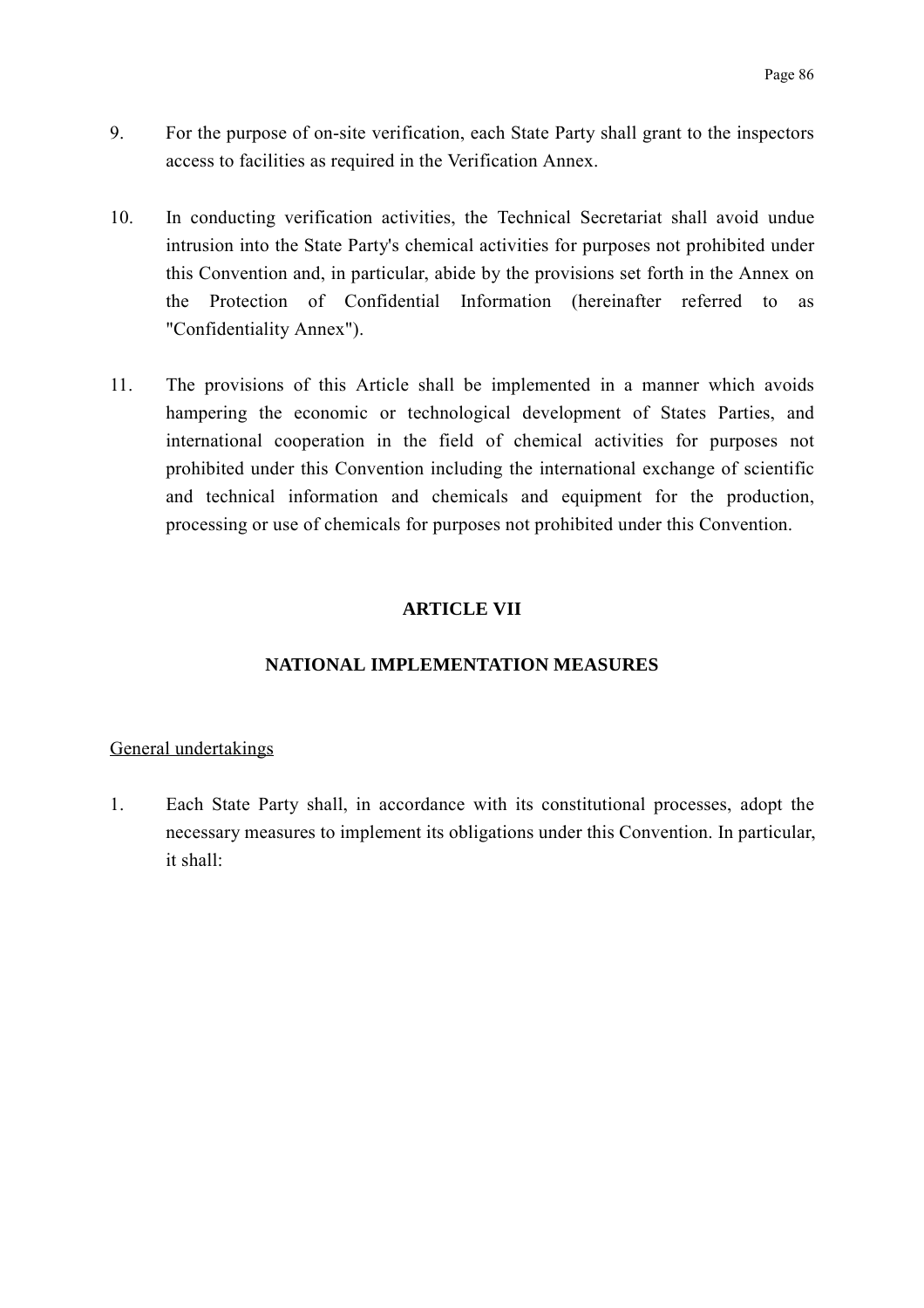9. For the purpose of on-site verification, each State Party shall grant to the inspectors access to facilities as required in the Verification Annex.

10. In conducting verification activities, the Technical Secretariat shall avoid undue intrusion into the State Party's chemical activities for purposes not prohibited under this Convention and, in particular, abide by the provisions set forth in the Annex on the Protection of Confidential Information (hereinafter referred to as "Confidentiality Annex").

11. The provisions of this Article shall be implemented in a manner which avoids hampering the economic or technological development of States Parties, and international cooperation in the field of chemical activities for purposes not prohibited under this Convention including the international exchange of scientific and technical information and chemicals and equipment for the production, processing or use of chemicals for purposes not prohibited under this Convention.

## ARTICLE VII

## NATIONAL IMPLEMENTATION MEASURES

General undertakings

1. Each State Party shall, in accordance with its constitutional processes, adopt the necessary measures to implement its obligations under this Convention. In particular, it shall: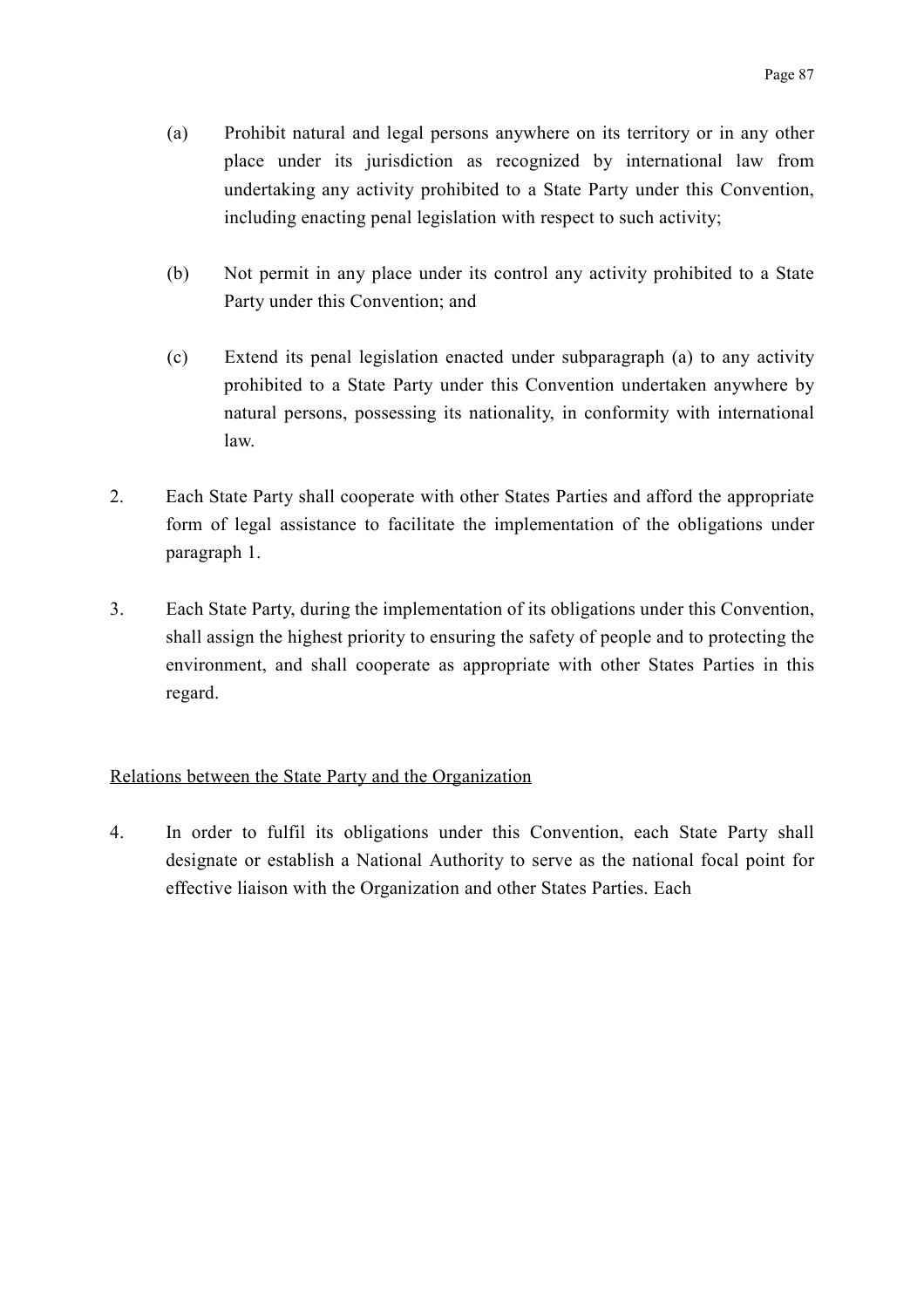(a) Prohibit natural and legal persons anywhere on its territory or in any other place under its jurisdiction as recognized by international law from undertaking any activity prohibited to a State Party under this Convention, including enacting penal legislation with respect to such activity;

(b) Not permit in any place under its control any activity prohibited to a State Party under this Convention; and

(c) Extend its penal legislation enacted under subparagraph (a) to any activity prohibited to a State Party under this Convention undertaken anywhere by natural persons, possessing its nationality, in conformity with international law.

2. Each State Party shall cooperate with other States Parties and afford the appropriate form of legal assistance to facilitate the implementation of the obligations under paragraph 1.

3. Each State Party, during the implementation of its obligations under this Convention, shall assign the highest priority to ensuring the safety of people and to protecting the environment, and shall cooperate as appropriate with other States Parties in this regard.

Relations between the State Party and the Organization

4. In order to fulfil its obligations under this Convention, each State Party shall designate or establish a National Authority to serve as the national focal point for effective liaison with the Organization and other States Parties. Each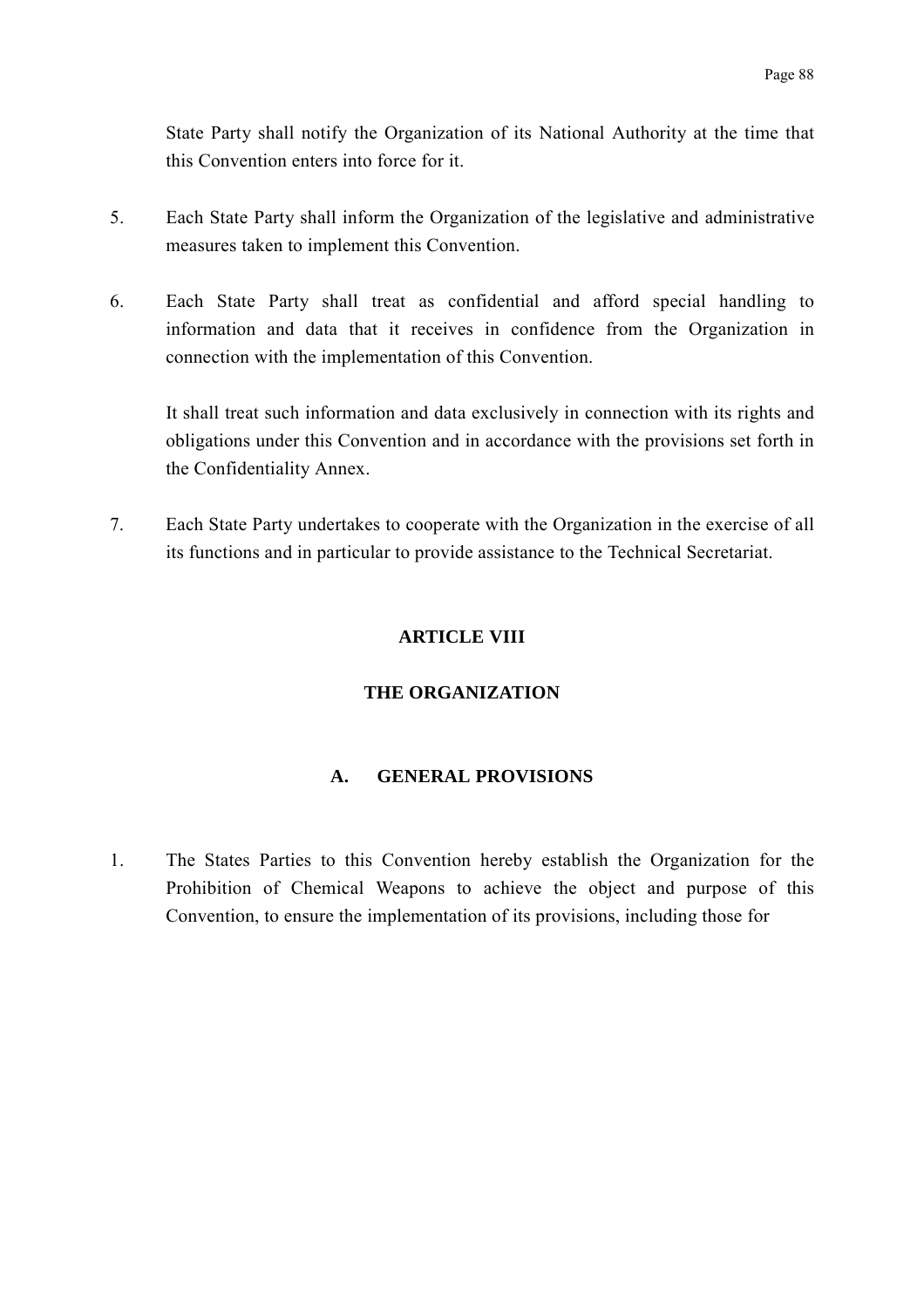State Party shall notify the Organization of its National Authority at the time that this Convention enters into force for it.

5. Each State Party shall inform the Organization of the legislative and administrative measures taken to implement this Convention.

6. Each State Party shall treat as confidential and afford special handling to information and data that it receives in confidence from the Organization in connection with the implementation of this Convention.

   It shall treat such information and data exclusively in connection with its rights and obligations under this Convention and in accordance with the provisions set forth in the Confidentiality Annex.

7. Each State Party undertakes to cooperate with the Organization in the exercise of all its functions and in particular to provide assistance to the Technical Secretariat.

## ARTICLE VIII

## THE ORGANIZATION

### A. GENERAL PROVISIONS

1. The States Parties to this Convention hereby establish the Organization for the Prohibition of Chemical Weapons to achieve the object and purpose of this Convention, to ensure the implementation of its provisions, including those for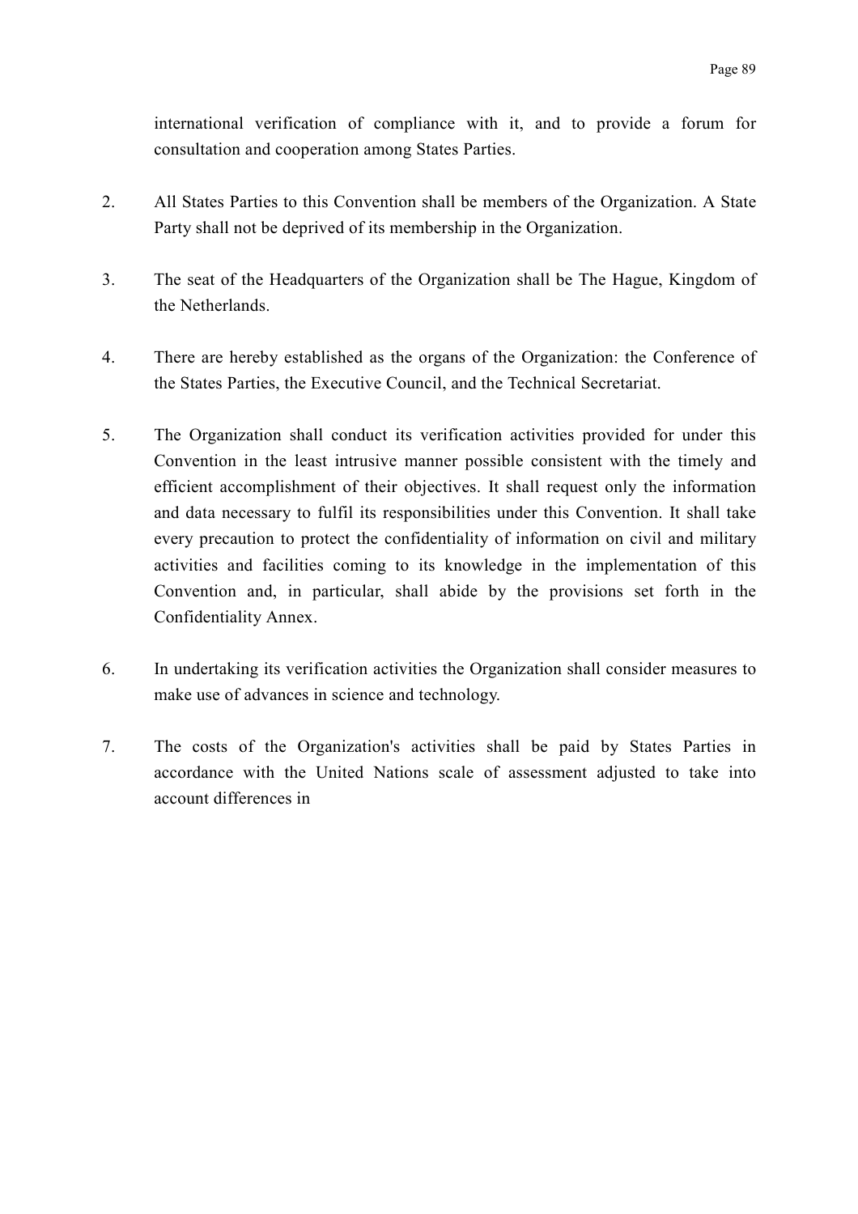international verification of compliance with it, and to provide a forum for consultation and cooperation among States Parties.

2. All States Parties to this Convention shall be members of the Organization. A State Party shall not be deprived of its membership in the Organization.

3. The seat of the Headquarters of the Organization shall be The Hague, Kingdom of the Netherlands.

4. There are hereby established as the organs of the Organization: the Conference of the States Parties, the Executive Council, and the Technical Secretariat.

5. The Organization shall conduct its verification activities provided for under this Convention in the least intrusive manner possible consistent with the timely and efficient accomplishment of their objectives. It shall request only the information and data necessary to fulfil its responsibilities under this Convention. It shall take every precaution to protect the confidentiality of information on civil and military activities and facilities coming to its knowledge in the implementation of this Convention and, in particular, shall abide by the provisions set forth in the Confidentiality Annex.

6. In undertaking its verification activities the Organization shall consider measures to make use of advances in science and technology.

7. The costs of the Organization's activities shall be paid by States Parties in accordance with the United Nations scale of assessment adjusted to take into account differences in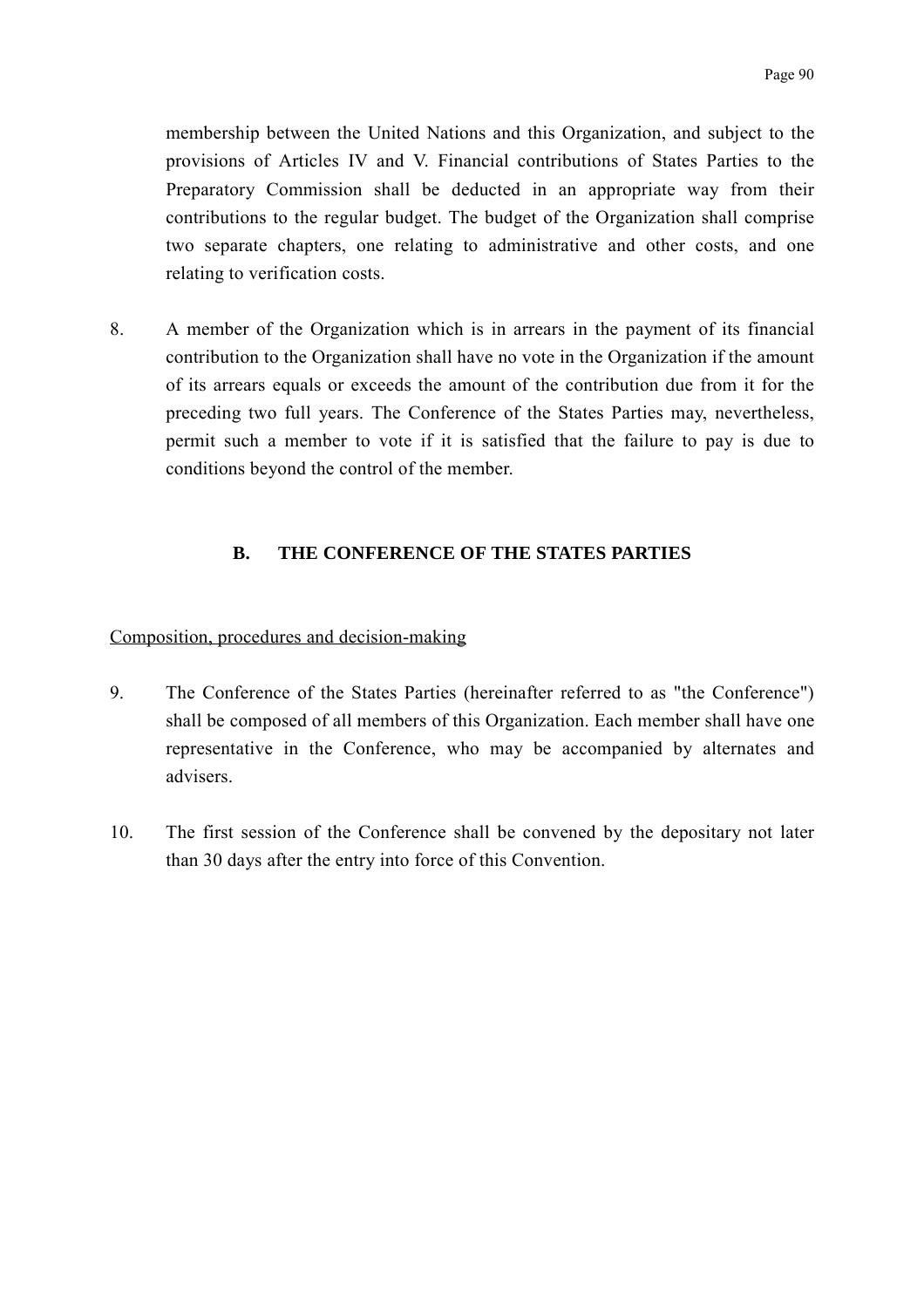membership between the United Nations and this Organization, and subject to the provisions of Articles IV and V. Financial contributions of States Parties to the Preparatory Commission shall be deducted in an appropriate way from their contributions to the regular budget. The budget of the Organization shall comprise two separate chapters, one relating to administrative and other costs, and one relating to verification costs.

8. A member of the Organization which is in arrears in the payment of its financial contribution to the Organization shall have no vote in the Organization if the amount of its arrears equals or exceeds the amount of the contribution due from it for the preceding two full years. The Conference of the States Parties may, nevertheless, permit such a member to vote if it is satisfied that the failure to pay is due to conditions beyond the control of the member.

## B. THE CONFERENCE OF THE STATES PARTIES

Composition, procedures and decision-making

9. The Conference of the States Parties (hereinafter referred to as "the Conference") shall be composed of all members of this Organization. Each member shall have one representative in the Conference, who may be accompanied by alternates and advisers.

10. The first session of the Conference shall be convened by the depositary not later than 30 days after the entry into force of this Convention.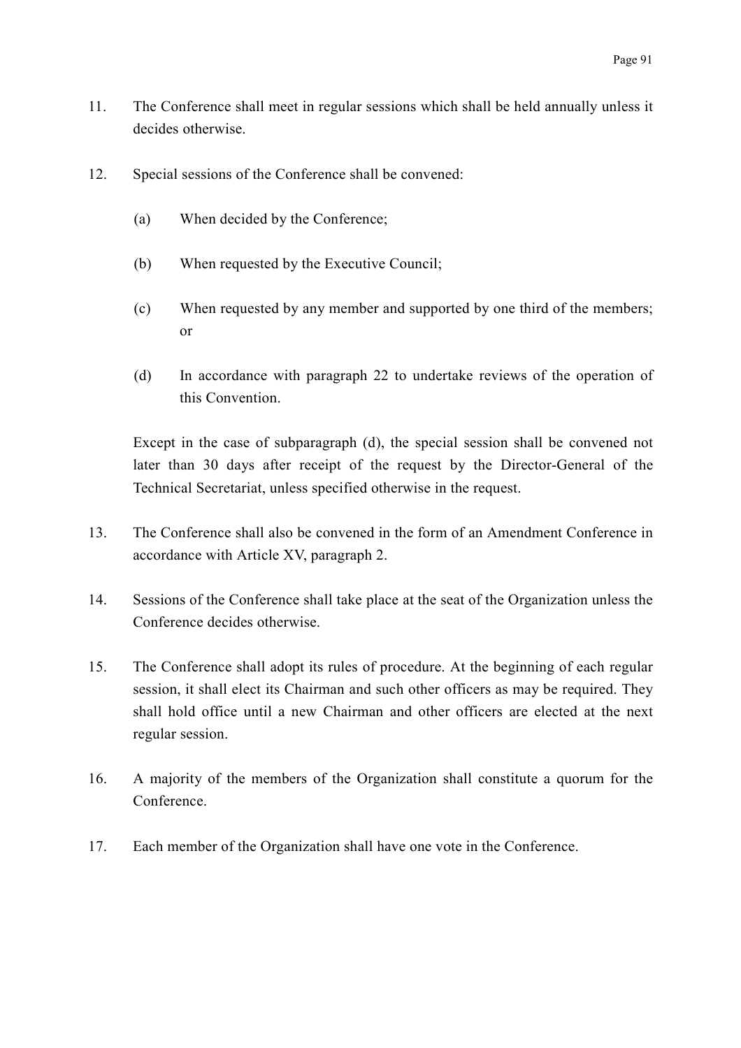11. The Conference shall meet in regular sessions which shall be held annually unless it decides otherwise.

12. Special sessions of the Conference shall be convened:

    (a) When decided by the Conference;

    (b) When requested by the Executive Council;

    (c) When requested by any member and supported by one third of the members; or

    (d) In accordance with paragraph 22 to undertake reviews of the operation of this Convention.

    Except in the case of subparagraph (d), the special session shall be convened not later than 30 days after receipt of the request by the Director-General of the Technical Secretariat, unless specified otherwise in the request.

13. The Conference shall also be convened in the form of an Amendment Conference in accordance with Article XV, paragraph 2.

14. Sessions of the Conference shall take place at the seat of the Organization unless the Conference decides otherwise.

15. The Conference shall adopt its rules of procedure. At the beginning of each regular session, it shall elect its Chairman and such other officers as may be required. They shall hold office until a new Chairman and other officers are elected at the next regular session.

16. A majority of the members of the Organization shall constitute a quorum for the Conference.

17. Each member of the Organization shall have one vote in the Conference.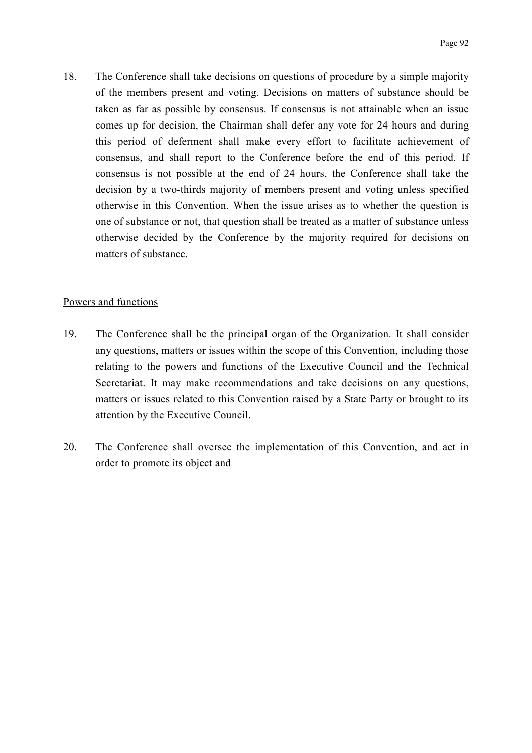18. The Conference shall take decisions on questions of procedure by a simple majority of the members present and voting. Decisions on matters of substance should be taken as far as possible by consensus. If consensus is not attainable when an issue comes up for decision, the Chairman shall defer any vote for 24 hours and during this period of deferment shall make every effort to facilitate achievement of consensus, and shall report to the Conference before the end of this period. If consensus is not possible at the end of 24 hours, the Conference shall take the decision by a two-thirds majority of members present and voting unless specified otherwise in this Convention. When the issue arises as to whether the question is one of substance or not, that question shall be treated as a matter of substance unless otherwise decided by the Conference by the majority required for decisions on matters of substance.

<u>Powers and functions</u>

19. The Conference shall be the principal organ of the Organization. It shall consider any questions, matters or issues within the scope of this Convention, including those relating to the powers and functions of the Executive Council and the Technical Secretariat. It may make recommendations and take decisions on any questions, matters or issues related to this Convention raised by a State Party or brought to its attention by the Executive Council.

20. The Conference shall oversee the implementation of this Convention, and act in order to promote its object and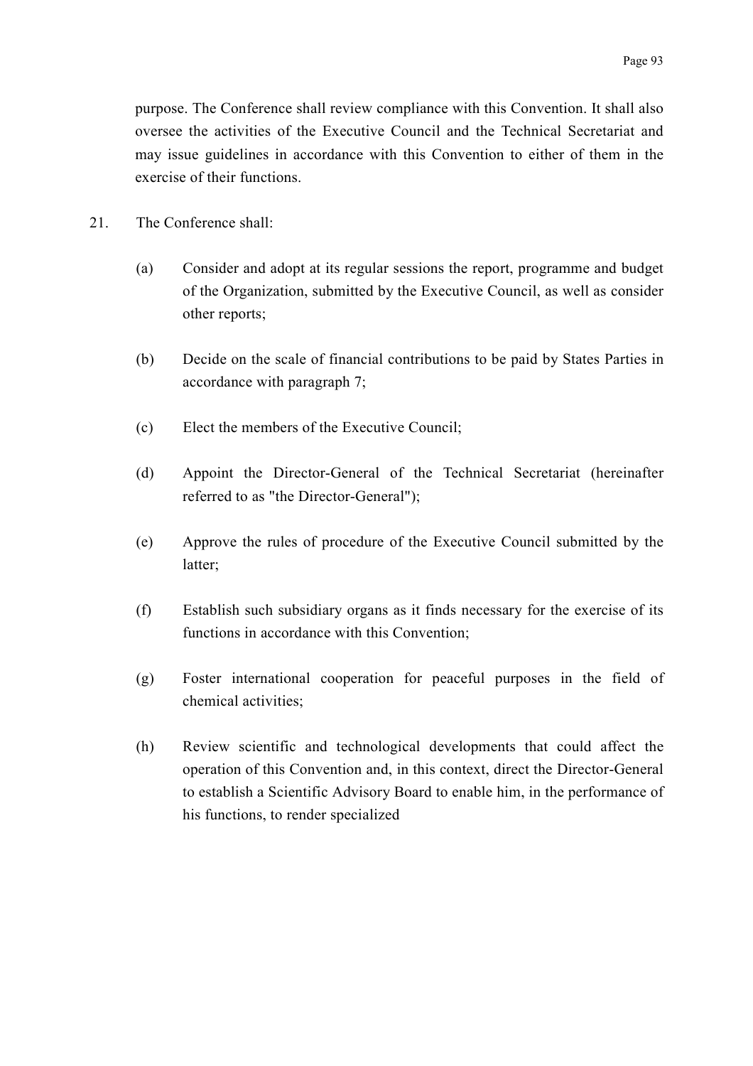purpose. The Conference shall review compliance with this Convention. It shall also oversee the activities of the Executive Council and the Technical Secretariat and may issue guidelines in accordance with this Convention to either of them in the exercise of their functions.

21. The Conference shall:

   (a) Consider and adopt at its regular sessions the report, programme and budget of the Organization, submitted by the Executive Council, as well as consider other reports;

   (b) Decide on the scale of financial contributions to be paid by States Parties in accordance with paragraph 7;

   (c) Elect the members of the Executive Council;

   (d) Appoint the Director-General of the Technical Secretariat (hereinafter referred to as "the Director-General");

   (e) Approve the rules of procedure of the Executive Council submitted by the latter;

   (f) Establish such subsidiary organs as it finds necessary for the exercise of its functions in accordance with this Convention;

   (g) Foster international cooperation for peaceful purposes in the field of chemical activities;

   (h) Review scientific and technological developments that could affect the operation of this Convention and, in this context, direct the Director-General to establish a Scientific Advisory Board to enable him, in the performance of his functions, to render specialized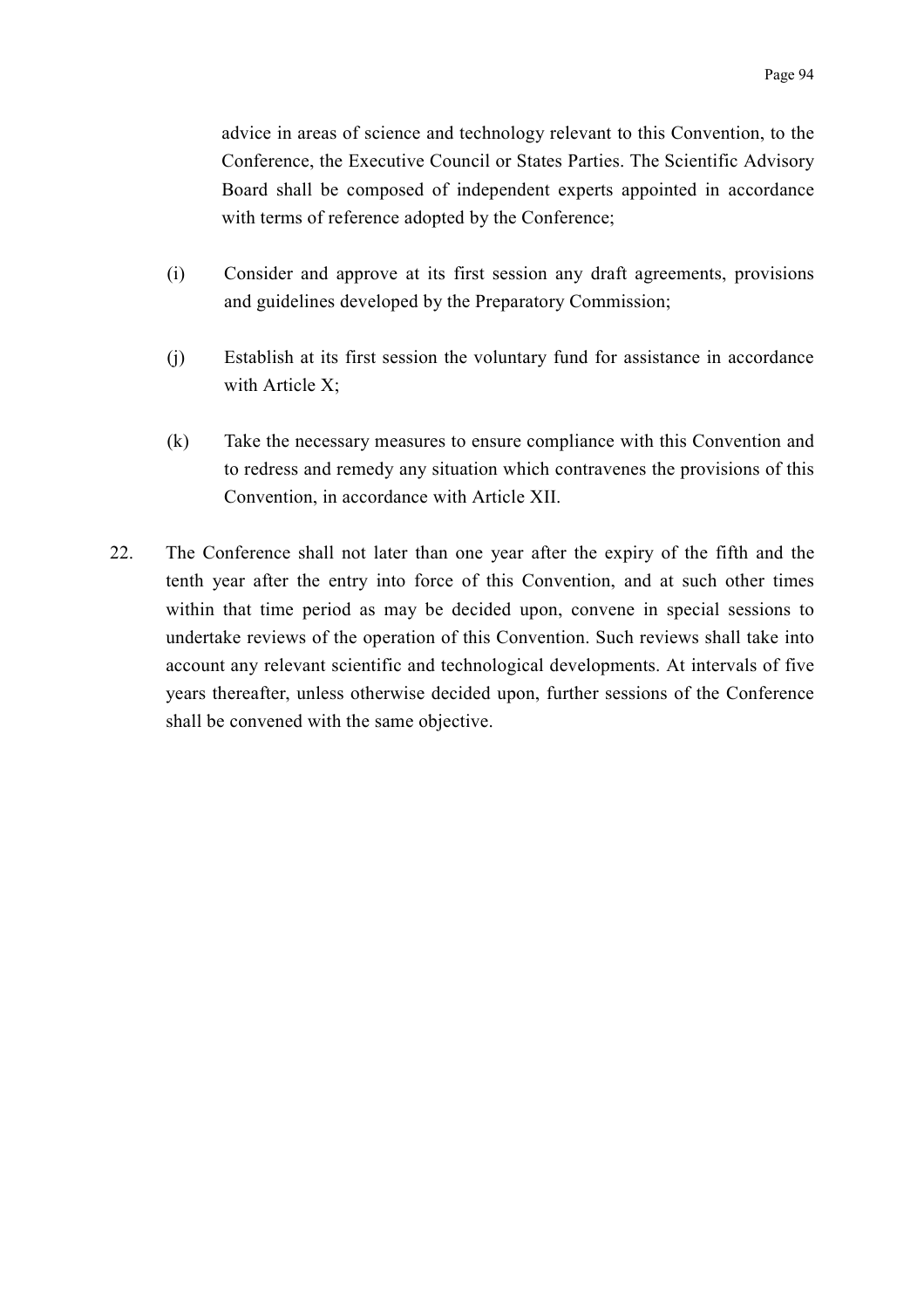advice in areas of science and technology relevant to this Convention, to the Conference, the Executive Council or States Parties. The Scientific Advisory Board shall be composed of independent experts appointed in accordance with terms of reference adopted by the Conference;

(i) Consider and approve at its first session any draft agreements, provisions and guidelines developed by the Preparatory Commission;

(j) Establish at its first session the voluntary fund for assistance in accordance with Article X;

(k) Take the necessary measures to ensure compliance with this Convention and to redress and remedy any situation which contravenes the provisions of this Convention, in accordance with Article XII.

22. The Conference shall not later than one year after the expiry of the fifth and the tenth year after the entry into force of this Convention, and at such other times within that time period as may be decided upon, convene in special sessions to undertake reviews of the operation of this Convention. Such reviews shall take into account any relevant scientific and technological developments. At intervals of five years thereafter, unless otherwise decided upon, further sessions of the Conference shall be convened with the same objective.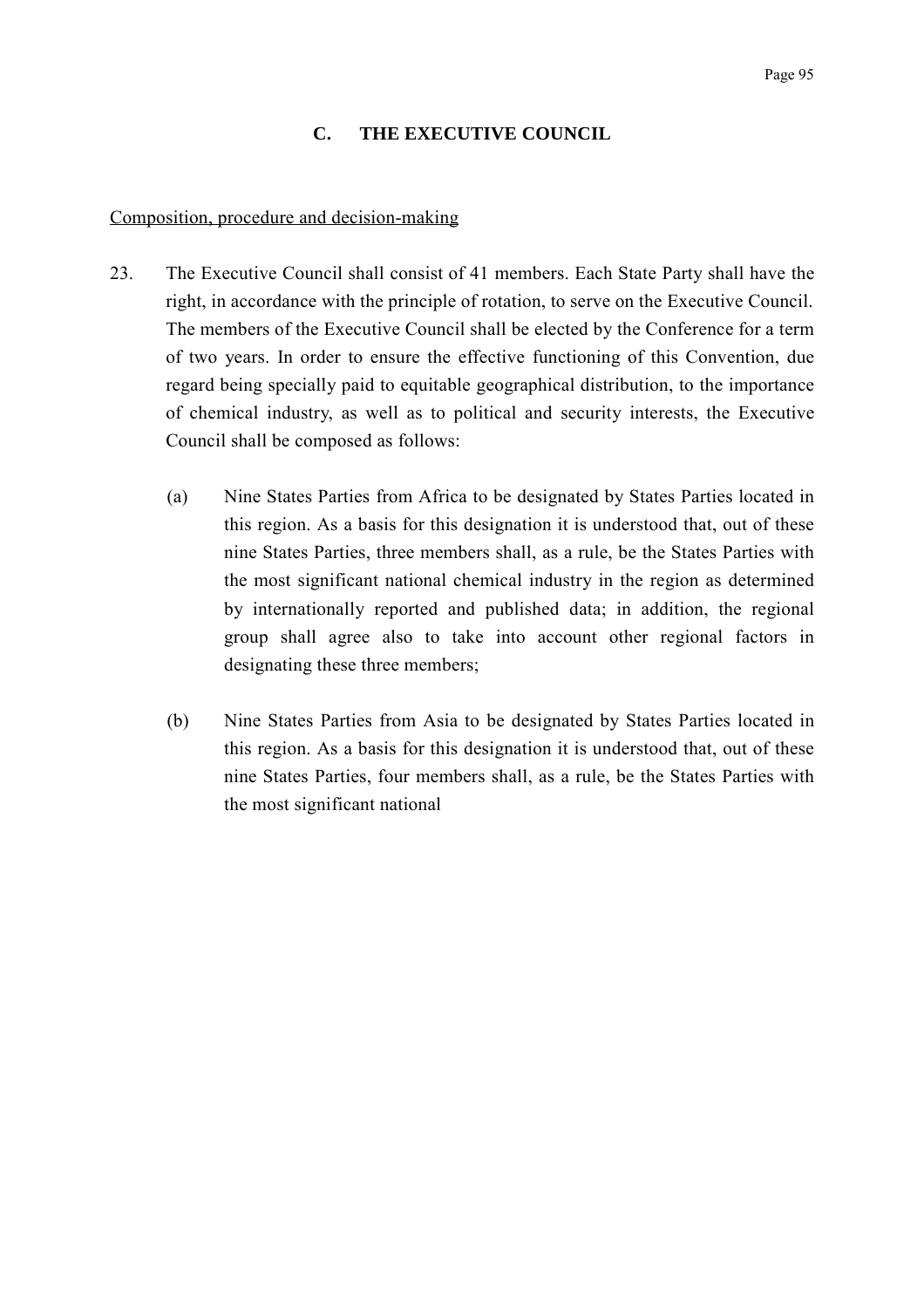## C. THE EXECUTIVE COUNCIL

<u>Composition, procedure and decision-making</u>

23. The Executive Council shall consist of 41 members. Each State Party shall have the right, in accordance with the principle of rotation, to serve on the Executive Council. The members of the Executive Council shall be elected by the Conference for a term of two years. In order to ensure the effective functioning of this Convention, due regard being specially paid to equitable geographical distribution, to the importance of chemical industry, as well as to political and security interests, the Executive Council shall be composed as follows:

    (a) Nine States Parties from Africa to be designated by States Parties located in this region. As a basis for this designation it is understood that, out of these nine States Parties, three members shall, as a rule, be the States Parties with the most significant national chemical industry in the region as determined by internationally reported and published data; in addition, the regional group shall agree also to take into account other regional factors in designating these three members;

    (b) Nine States Parties from Asia to be designated by States Parties located in this region. As a basis for this designation it is understood that, out of these nine States Parties, four members shall, as a rule, be the States Parties with the most significant national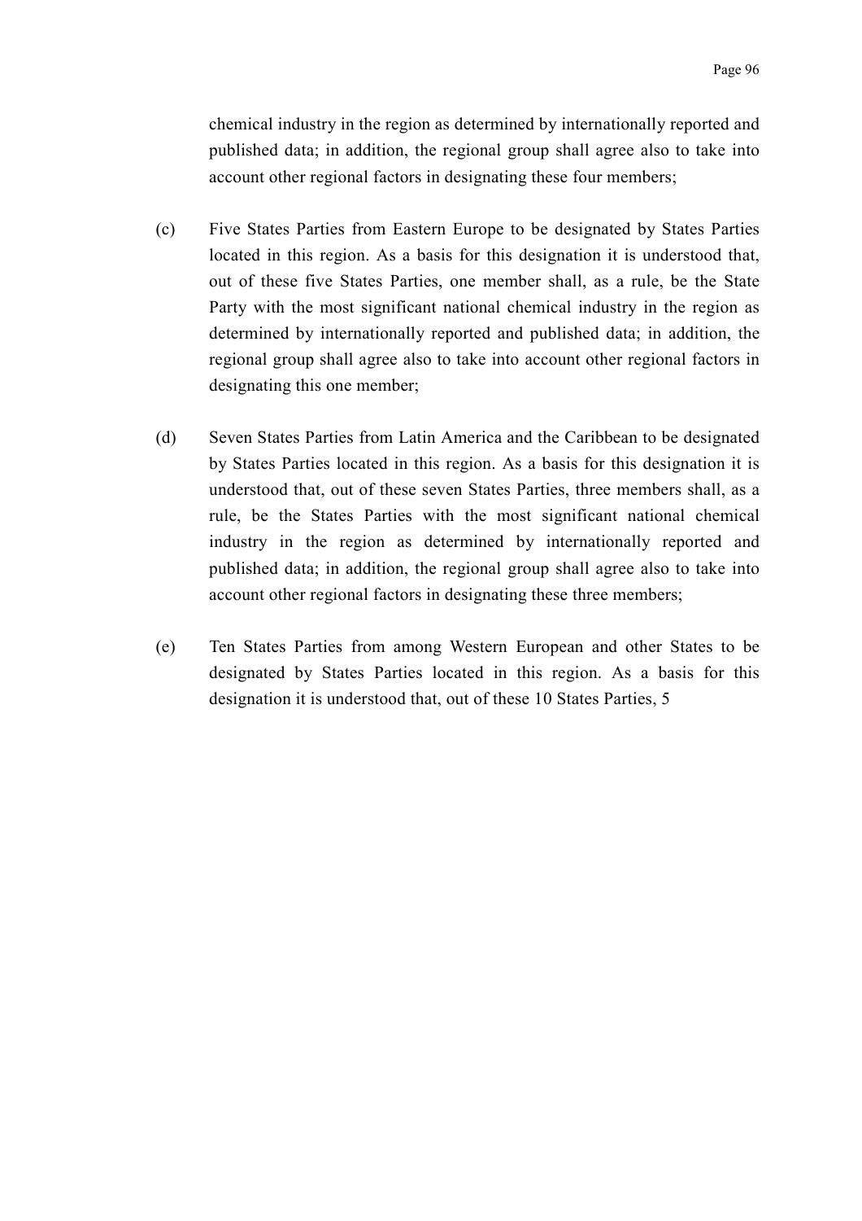chemical industry in the region as determined by internationally reported and published data; in addition, the regional group shall agree also to take into account other regional factors in designating these four members;

(c) Five States Parties from Eastern Europe to be designated by States Parties located in this region. As a basis for this designation it is understood that, out of these five States Parties, one member shall, as a rule, be the State Party with the most significant national chemical industry in the region as determined by internationally reported and published data; in addition, the regional group shall agree also to take into account other regional factors in designating this one member;

(d) Seven States Parties from Latin America and the Caribbean to be designated by States Parties located in this region. As a basis for this designation it is understood that, out of these seven States Parties, three members shall, as a rule, be the States Parties with the most significant national chemical industry in the region as determined by internationally reported and published data; in addition, the regional group shall agree also to take into account other regional factors in designating these three members;

(e) Ten States Parties from among Western European and other States to be designated by States Parties located in this region. As a basis for this designation it is understood that, out of these 10 States Parties, 5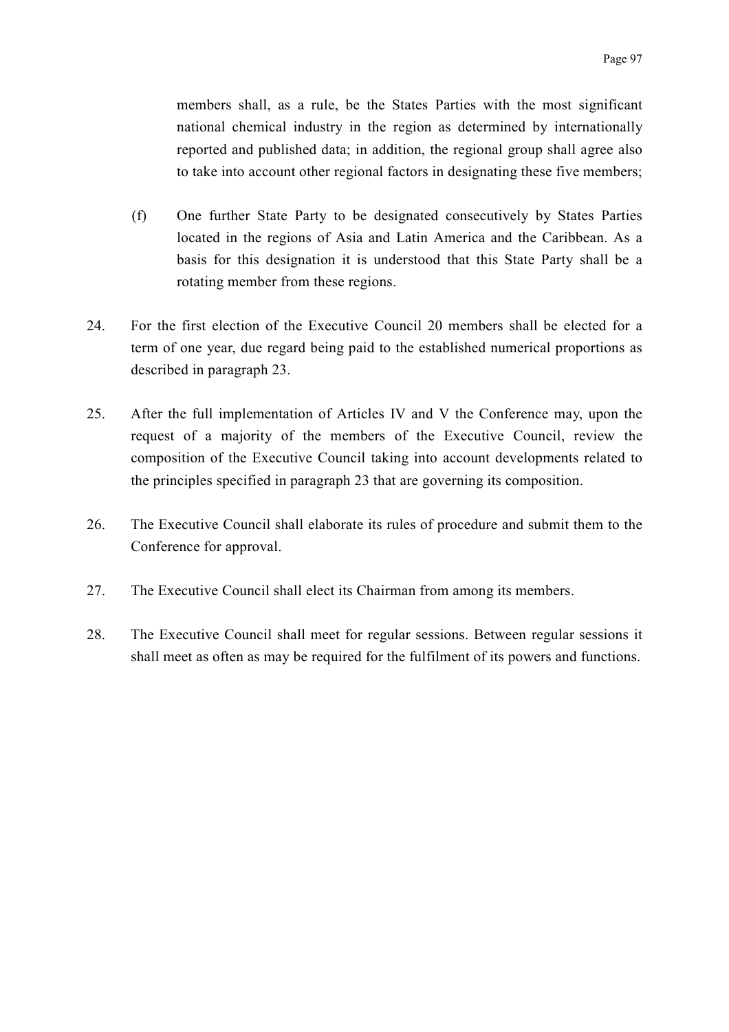members shall, as a rule, be the States Parties with the most significant national chemical industry in the region as determined by internationally reported and published data; in addition, the regional group shall agree also to take into account other regional factors in designating these five members;

(f) One further State Party to be designated consecutively by States Parties located in the regions of Asia and Latin America and the Caribbean. As a basis for this designation it is understood that this State Party shall be a rotating member from these regions.

24. For the first election of the Executive Council 20 members shall be elected for a term of one year, due regard being paid to the established numerical proportions as described in paragraph 23.

25. After the full implementation of Articles IV and V the Conference may, upon the request of a majority of the members of the Executive Council, review the composition of the Executive Council taking into account developments related to the principles specified in paragraph 23 that are governing its composition.

26. The Executive Council shall elaborate its rules of procedure and submit them to the Conference for approval.

27. The Executive Council shall elect its Chairman from among its members.

28. The Executive Council shall meet for regular sessions. Between regular sessions it shall meet as often as may be required for the fulfilment of its powers and functions.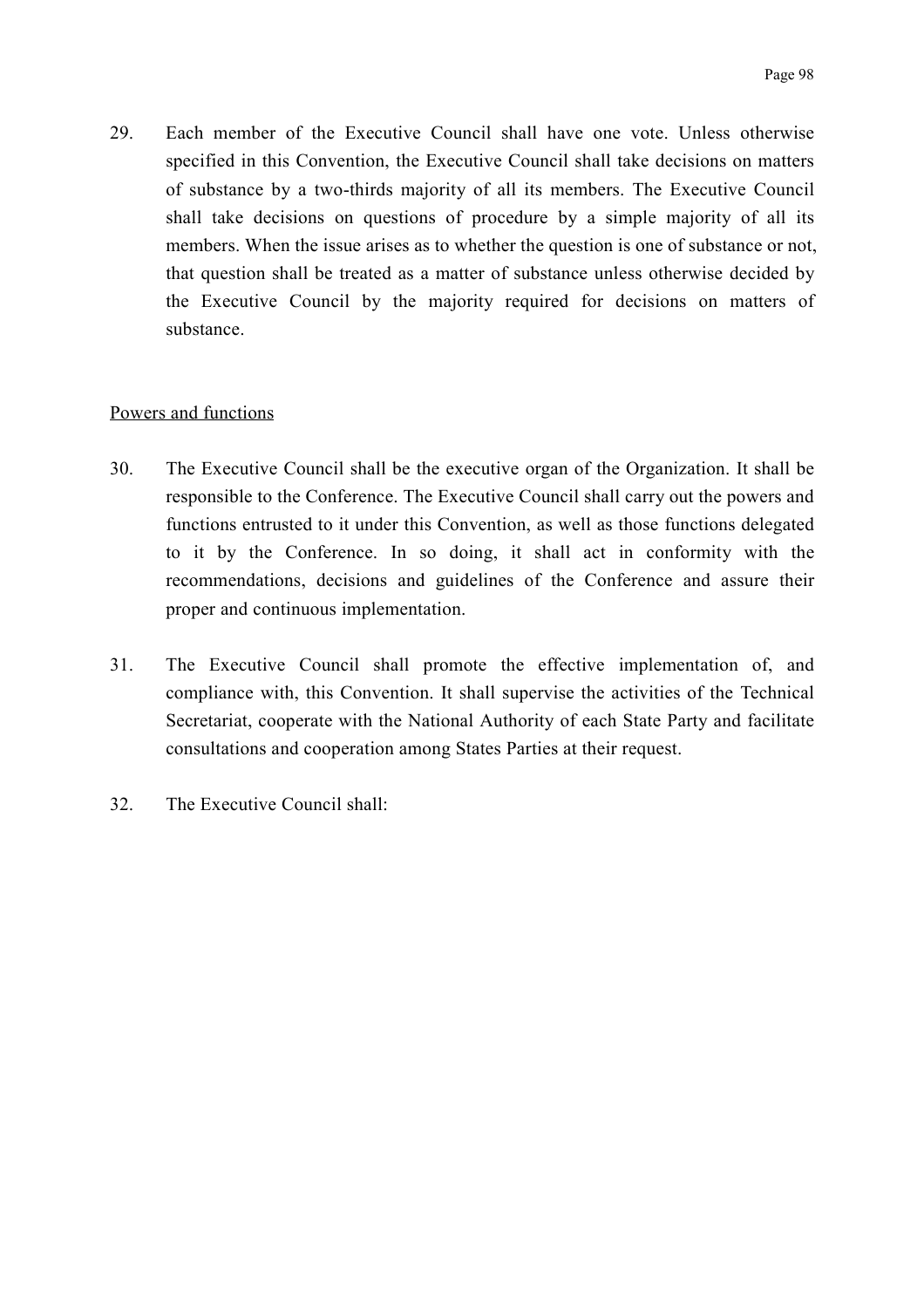29. Each member of the Executive Council shall have one vote. Unless otherwise specified in this Convention, the Executive Council shall take decisions on matters of substance by a two-thirds majority of all its members. The Executive Council shall take decisions on questions of procedure by a simple majority of all its members. When the issue arises as to whether the question is one of substance or not, that question shall be treated as a matter of substance unless otherwise decided by the Executive Council by the majority required for decisions on matters of substance.

Powers and functions

30. The Executive Council shall be the executive organ of the Organization. It shall be responsible to the Conference. The Executive Council shall carry out the powers and functions entrusted to it under this Convention, as well as those functions delegated to it by the Conference. In so doing, it shall act in conformity with the recommendations, decisions and guidelines of the Conference and assure their proper and continuous implementation.

31. The Executive Council shall promote the effective implementation of, and compliance with, this Convention. It shall supervise the activities of the Technical Secretariat, cooperate with the National Authority of each State Party and facilitate consultations and cooperation among States Parties at their request.

32. The Executive Council shall: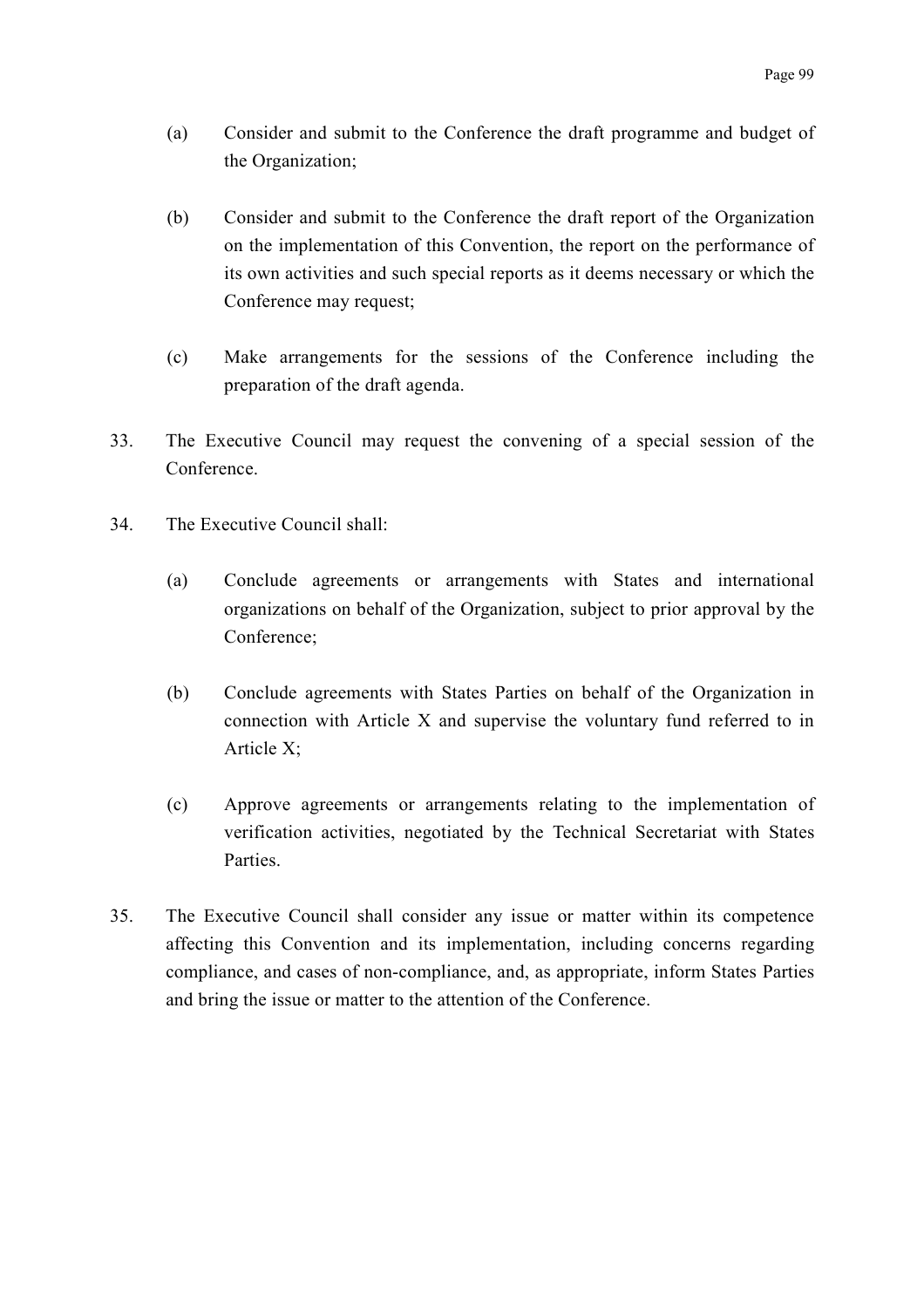(a) Consider and submit to the Conference the draft programme and budget of the Organization;

(b) Consider and submit to the Conference the draft report of the Organization on the implementation of this Convention, the report on the performance of its own activities and such special reports as it deems necessary or which the Conference may request;

(c) Make arrangements for the sessions of the Conference including the preparation of the draft agenda.

33. The Executive Council may request the convening of a special session of the Conference.

34. The Executive Council shall:

(a) Conclude agreements or arrangements with States and international organizations on behalf of the Organization, subject to prior approval by the Conference;

(b) Conclude agreements with States Parties on behalf of the Organization in connection with Article X and supervise the voluntary fund referred to in Article X;

(c) Approve agreements or arrangements relating to the implementation of verification activities, negotiated by the Technical Secretariat with States Parties.

35. The Executive Council shall consider any issue or matter within its competence affecting this Convention and its implementation, including concerns regarding compliance, and cases of non-compliance, and, as appropriate, inform States Parties and bring the issue or matter to the attention of the Conference.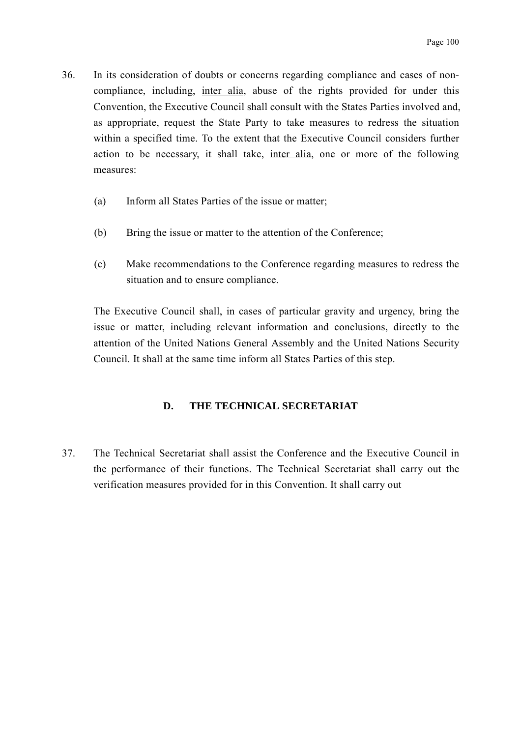36. In its consideration of doubts or concerns regarding compliance and cases of non-compliance, including, inter alia, abuse of the rights provided for under this Convention, the Executive Council shall consult with the States Parties involved and, as appropriate, request the State Party to take measures to redress the situation within a specified time. To the extent that the Executive Council considers further action to be necessary, it shall take, inter alia, one or more of the following measures:

   (a) Inform all States Parties of the issue or matter;

   (b) Bring the issue or matter to the attention of the Conference;

   (c) Make recommendations to the Conference regarding measures to redress the situation and to ensure compliance.

   The Executive Council shall, in cases of particular gravity and urgency, bring the issue or matter, including relevant information and conclusions, directly to the attention of the United Nations General Assembly and the United Nations Security Council. It shall at the same time inform all States Parties of this step.

### D. THE TECHNICAL SECRETARIAT

37. The Technical Secretariat shall assist the Conference and the Executive Council in the performance of their functions. The Technical Secretariat shall carry out the verification measures provided for in this Convention. It shall carry out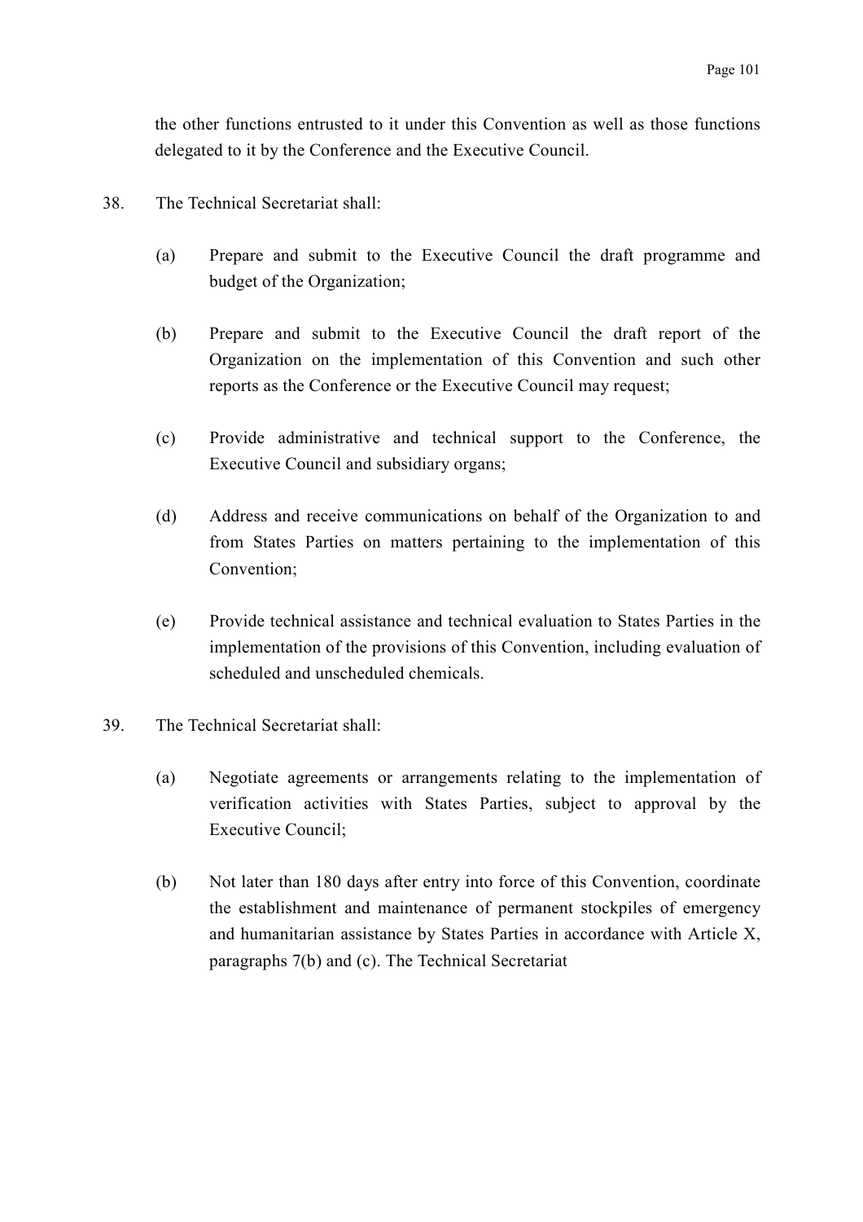the other functions entrusted to it under this Convention as well as those functions delegated to it by the Conference and the Executive Council.

38. The Technical Secretariat shall:

   (a) Prepare and submit to the Executive Council the draft programme and budget of the Organization;

   (b) Prepare and submit to the Executive Council the draft report of the Organization on the implementation of this Convention and such other reports as the Conference or the Executive Council may request;

   (c) Provide administrative and technical support to the Conference, the Executive Council and subsidiary organs;

   (d) Address and receive communications on behalf of the Organization to and from States Parties on matters pertaining to the implementation of this Convention;

   (e) Provide technical assistance and technical evaluation to States Parties in the implementation of the provisions of this Convention, including evaluation of scheduled and unscheduled chemicals.

39. The Technical Secretariat shall:

   (a) Negotiate agreements or arrangements relating to the implementation of verification activities with States Parties, subject to approval by the Executive Council;

   (b) Not later than 180 days after entry into force of this Convention, coordinate the establishment and maintenance of permanent stockpiles of emergency and humanitarian assistance by States Parties in accordance with Article X, paragraphs 7(b) and (c). The Technical Secretariat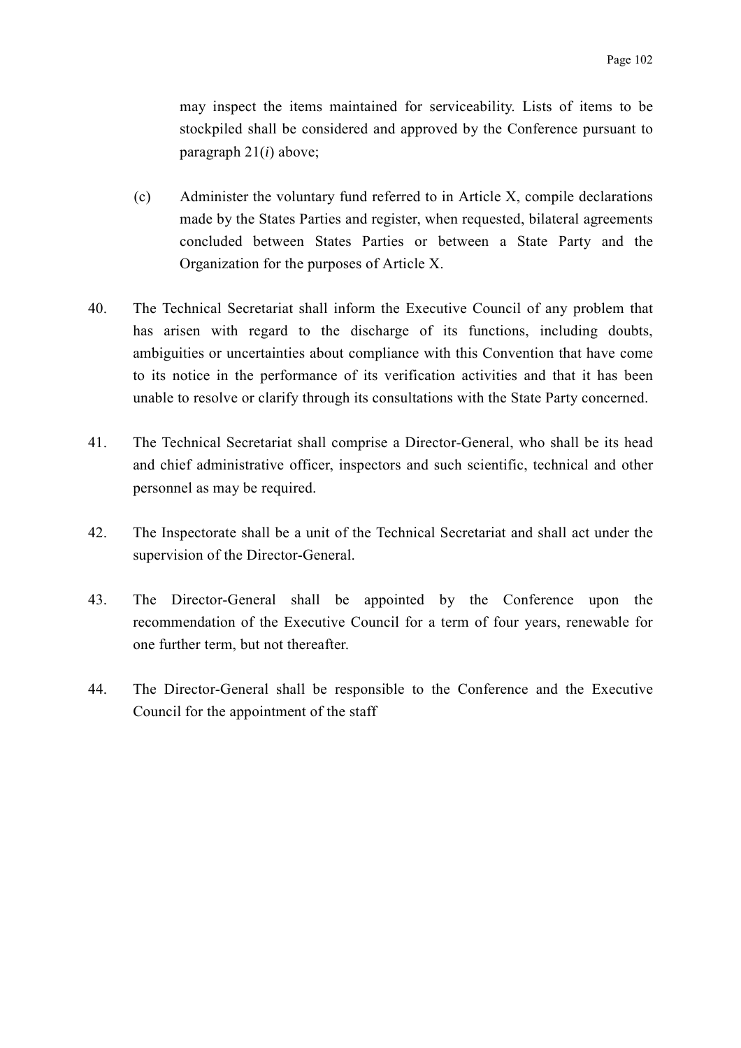may inspect the items maintained for serviceability. Lists of items to be stockpiled shall be considered and approved by the Conference pursuant to paragraph 21(*i*) above;

(c) Administer the voluntary fund referred to in Article X, compile declarations made by the States Parties and register, when requested, bilateral agreements concluded between States Parties or between a State Party and the Organization for the purposes of Article X.

40. The Technical Secretariat shall inform the Executive Council of any problem that has arisen with regard to the discharge of its functions, including doubts, ambiguities or uncertainties about compliance with this Convention that have come to its notice in the performance of its verification activities and that it has been unable to resolve or clarify through its consultations with the State Party concerned.

41. The Technical Secretariat shall comprise a Director-General, who shall be its head and chief administrative officer, inspectors and such scientific, technical and other personnel as may be required.

42. The Inspectorate shall be a unit of the Technical Secretariat and shall act under the supervision of the Director-General.

43. The Director-General shall be appointed by the Conference upon the recommendation of the Executive Council for a term of four years, renewable for one further term, but not thereafter.

44. The Director-General shall be responsible to the Conference and the Executive Council for the appointment of the staff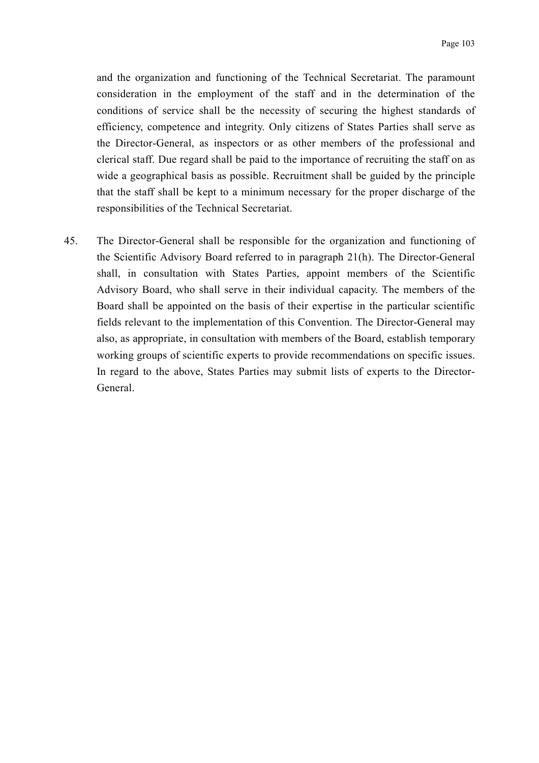and the organization and functioning of the Technical Secretariat. The paramount consideration in the employment of the staff and in the determination of the conditions of service shall be the necessity of securing the highest standards of efficiency, competence and integrity. Only citizens of States Parties shall serve as the Director-General, as inspectors or as other members of the professional and clerical staff. Due regard shall be paid to the importance of recruiting the staff on as wide a geographical basis as possible. Recruitment shall be guided by the principle that the staff shall be kept to a minimum necessary for the proper discharge of the responsibilities of the Technical Secretariat.

45. The Director-General shall be responsible for the organization and functioning of the Scientific Advisory Board referred to in paragraph 21(h). The Director-General shall, in consultation with States Parties, appoint members of the Scientific Advisory Board, who shall serve in their individual capacity. The members of the Board shall be appointed on the basis of their expertise in the particular scientific fields relevant to the implementation of this Convention. The Director-General may also, as appropriate, in consultation with members of the Board, establish temporary working groups of scientific experts to provide recommendations on specific issues. In regard to the above, States Parties may submit lists of experts to the Director-General.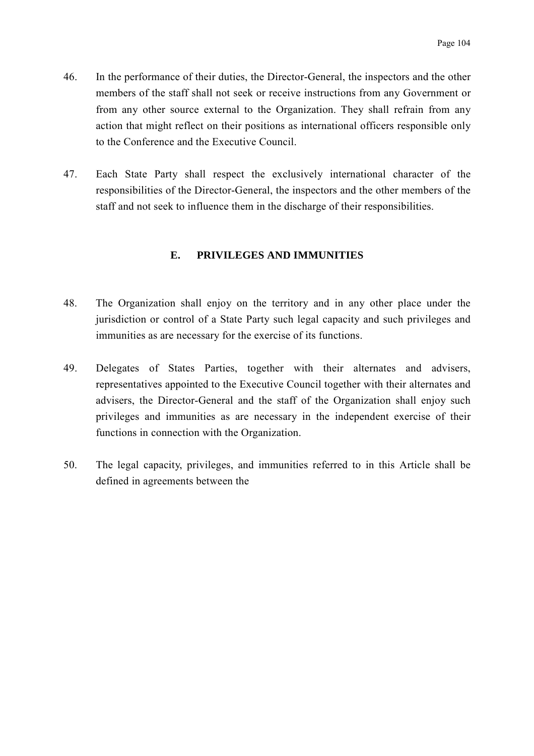46. In the performance of their duties, the Director-General, the inspectors and the other members of the staff shall not seek or receive instructions from any Government or from any other source external to the Organization. They shall refrain from any action that might reflect on their positions as international officers responsible only to the Conference and the Executive Council.

47. Each State Party shall respect the exclusively international character of the responsibilities of the Director-General, the inspectors and the other members of the staff and not seek to influence them in the discharge of their responsibilities.

## E. PRIVILEGES AND IMMUNITIES

48. The Organization shall enjoy on the territory and in any other place under the jurisdiction or control of a State Party such legal capacity and such privileges and immunities as are necessary for the exercise of its functions.

49. Delegates of States Parties, together with their alternates and advisers, representatives appointed to the Executive Council together with their alternates and advisers, the Director-General and the staff of the Organization shall enjoy such privileges and immunities as are necessary in the independent exercise of their functions in connection with the Organization.

50. The legal capacity, privileges, and immunities referred to in this Article shall be defined in agreements between the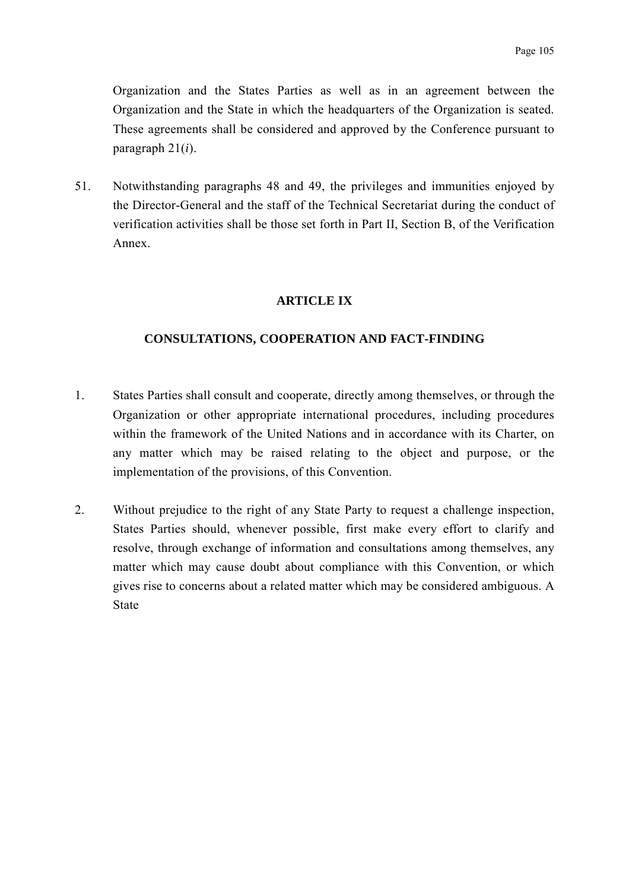Organization and the States Parties as well as in an agreement between the Organization and the State in which the headquarters of the Organization is seated. These agreements shall be considered and approved by the Conference pursuant to paragraph 21(*i*).

51. Notwithstanding paragraphs 48 and 49, the privileges and immunities enjoyed by the Director-General and the staff of the Technical Secretariat during the conduct of verification activities shall be those set forth in Part II, Section B, of the Verification Annex.

## ARTICLE IX

## CONSULTATIONS, COOPERATION AND FACT-FINDING

1. States Parties shall consult and cooperate, directly among themselves, or through the Organization or other appropriate international procedures, including procedures within the framework of the United Nations and in accordance with its Charter, on any matter which may be raised relating to the object and purpose, or the implementation of the provisions, of this Convention.

2. Without prejudice to the right of any State Party to request a challenge inspection, States Parties should, whenever possible, first make every effort to clarify and resolve, through exchange of information and consultations among themselves, any matter which may cause doubt about compliance with this Convention, or which gives rise to concerns about a related matter which may be considered ambiguous. A State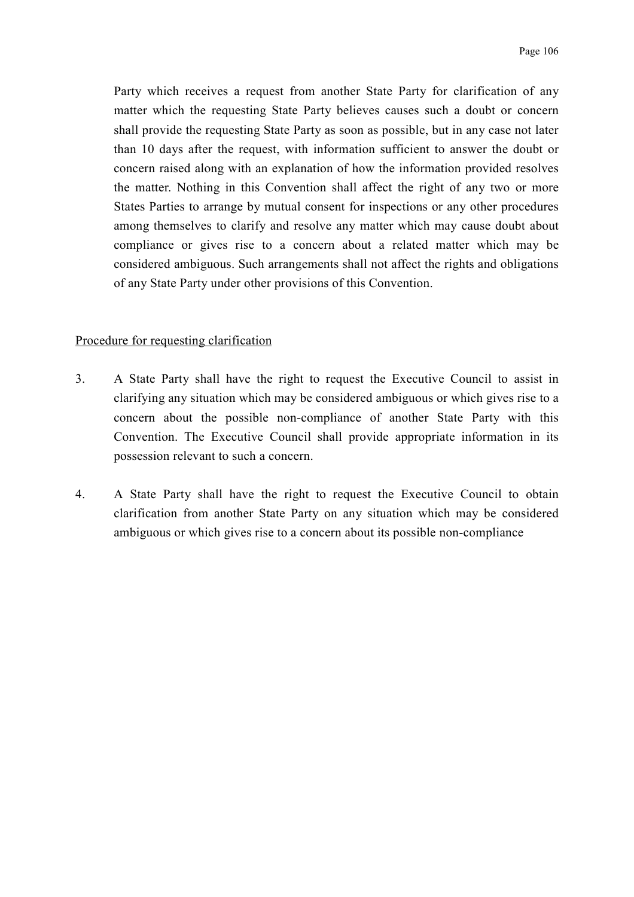Party which receives a request from another State Party for clarification of any matter which the requesting State Party believes causes such a doubt or concern shall provide the requesting State Party as soon as possible, but in any case not later than 10 days after the request, with information sufficient to answer the doubt or concern raised along with an explanation of how the information provided resolves the matter. Nothing in this Convention shall affect the right of any two or more States Parties to arrange by mutual consent for inspections or any other procedures among themselves to clarify and resolve any matter which may cause doubt about compliance or gives rise to a concern about a related matter which may be considered ambiguous. Such arrangements shall not affect the rights and obligations of any State Party under other provisions of this Convention.

<u>Procedure for requesting clarification</u>

3. A State Party shall have the right to request the Executive Council to assist in clarifying any situation which may be considered ambiguous or which gives rise to a concern about the possible non-compliance of another State Party with this Convention. The Executive Council shall provide appropriate information in its possession relevant to such a concern.

4. A State Party shall have the right to request the Executive Council to obtain clarification from another State Party on any situation which may be considered ambiguous or which gives rise to a concern about its possible non-compliance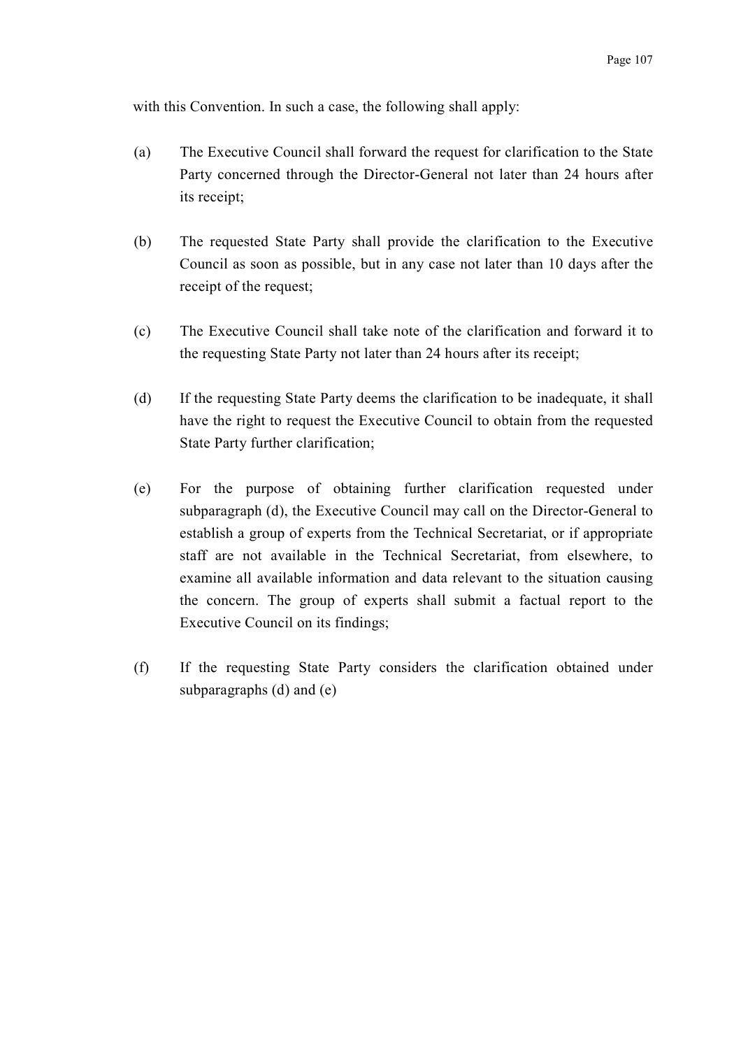with this Convention. In such a case, the following shall apply:

(a) The Executive Council shall forward the request for clarification to the State Party concerned through the Director-General not later than 24 hours after its receipt;

(b) The requested State Party shall provide the clarification to the Executive Council as soon as possible, but in any case not later than 10 days after the receipt of the request;

(c) The Executive Council shall take note of the clarification and forward it to the requesting State Party not later than 24 hours after its receipt;

(d) If the requesting State Party deems the clarification to be inadequate, it shall have the right to request the Executive Council to obtain from the requested State Party further clarification;

(e) For the purpose of obtaining further clarification requested under subparagraph (d), the Executive Council may call on the Director-General to establish a group of experts from the Technical Secretariat, or if appropriate staff are not available in the Technical Secretariat, from elsewhere, to examine all available information and data relevant to the situation causing the concern. The group of experts shall submit a factual report to the Executive Council on its findings;

(f) If the requesting State Party considers the clarification obtained under subparagraphs (d) and (e)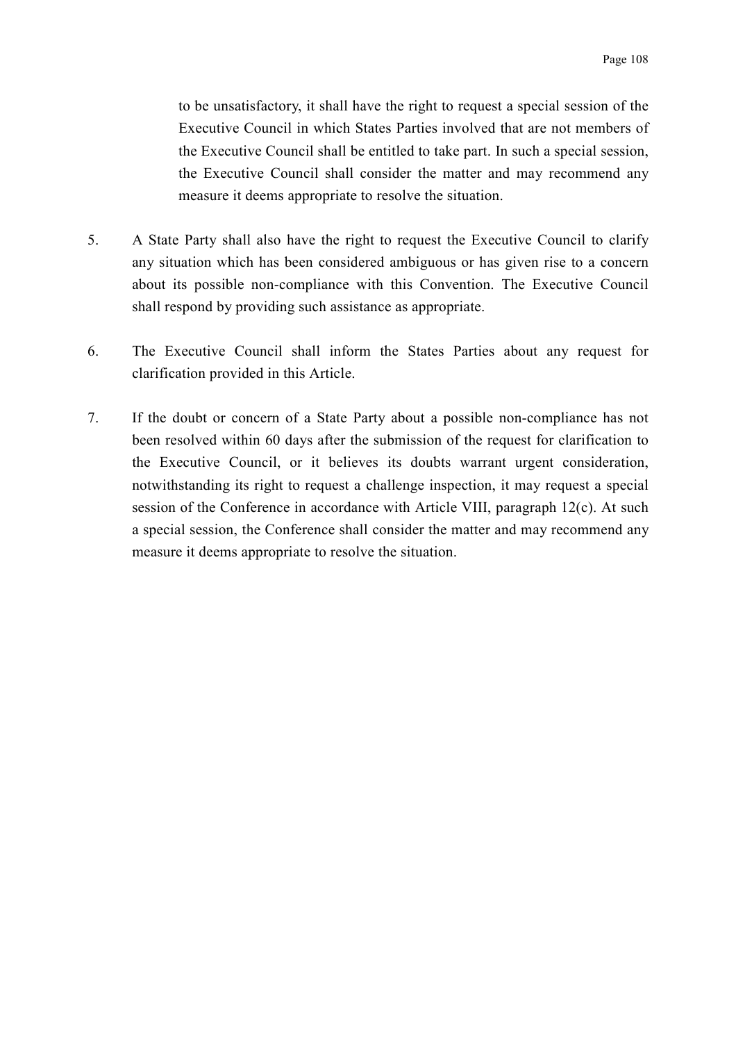to be unsatisfactory, it shall have the right to request a special session of the Executive Council in which States Parties involved that are not members of the Executive Council shall be entitled to take part. In such a special session, the Executive Council shall consider the matter and may recommend any measure it deems appropriate to resolve the situation.

5. A State Party shall also have the right to request the Executive Council to clarify any situation which has been considered ambiguous or has given rise to a concern about its possible non-compliance with this Convention. The Executive Council shall respond by providing such assistance as appropriate.

6. The Executive Council shall inform the States Parties about any request for clarification provided in this Article.

7. If the doubt or concern of a State Party about a possible non-compliance has not been resolved within 60 days after the submission of the request for clarification to the Executive Council, or it believes its doubts warrant urgent consideration, notwithstanding its right to request a challenge inspection, it may request a special session of the Conference in accordance with Article VIII, paragraph 12(c). At such a special session, the Conference shall consider the matter and may recommend any measure it deems appropriate to resolve the situation.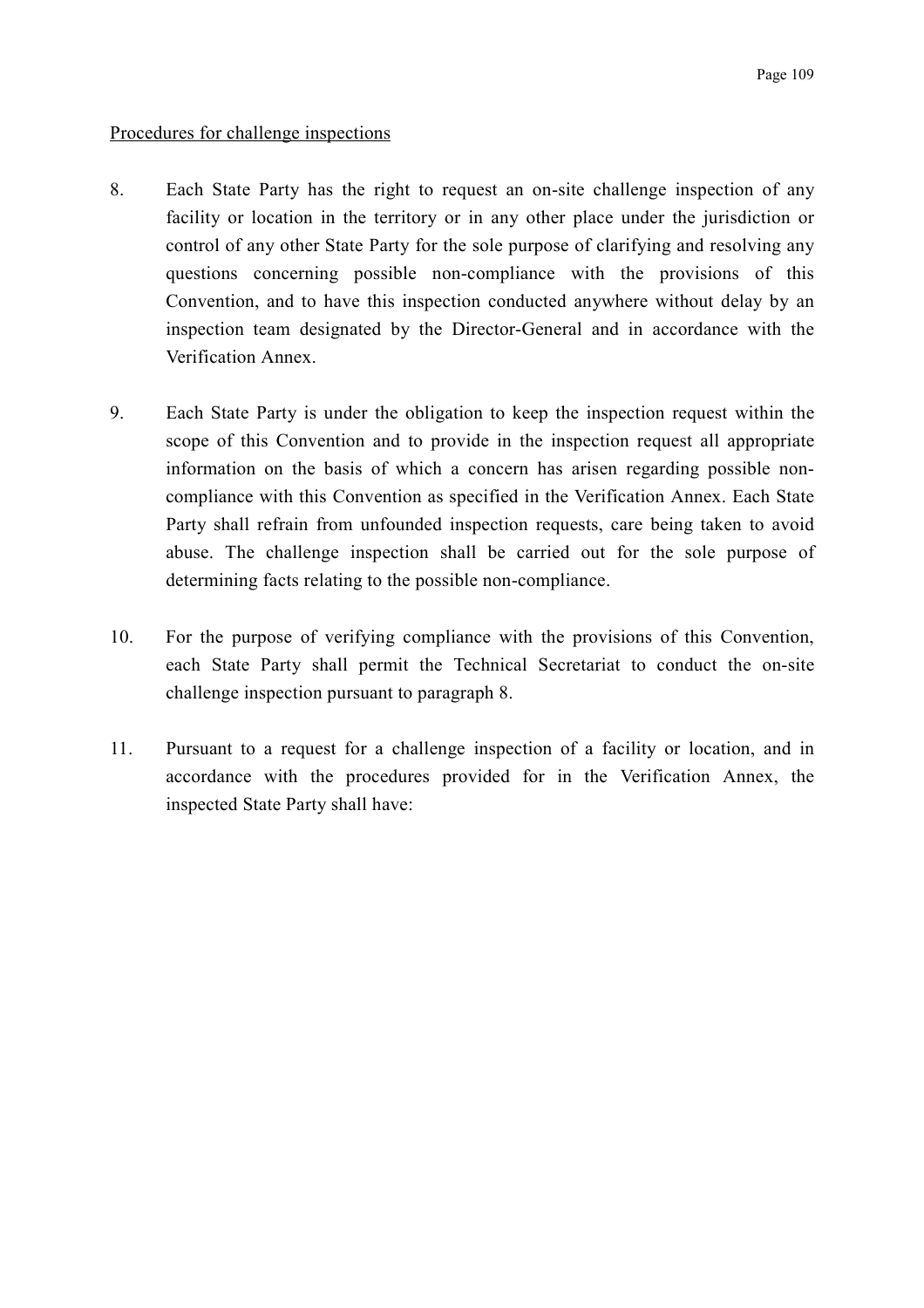Procedures for challenge inspections

8. Each State Party has the right to request an on-site challenge inspection of any facility or location in the territory or in any other place under the jurisdiction or control of any other State Party for the sole purpose of clarifying and resolving any questions concerning possible non-compliance with the provisions of this Convention, and to have this inspection conducted anywhere without delay by an inspection team designated by the Director-General and in accordance with the Verification Annex.

9. Each State Party is under the obligation to keep the inspection request within the scope of this Convention and to provide in the inspection request all appropriate information on the basis of which a concern has arisen regarding possible non-compliance with this Convention as specified in the Verification Annex. Each State Party shall refrain from unfounded inspection requests, care being taken to avoid abuse. The challenge inspection shall be carried out for the sole purpose of determining facts relating to the possible non-compliance.

10. For the purpose of verifying compliance with the provisions of this Convention, each State Party shall permit the Technical Secretariat to conduct the on-site challenge inspection pursuant to paragraph 8.

11. Pursuant to a request for a challenge inspection of a facility or location, and in accordance with the procedures provided for in the Verification Annex, the inspected State Party shall have: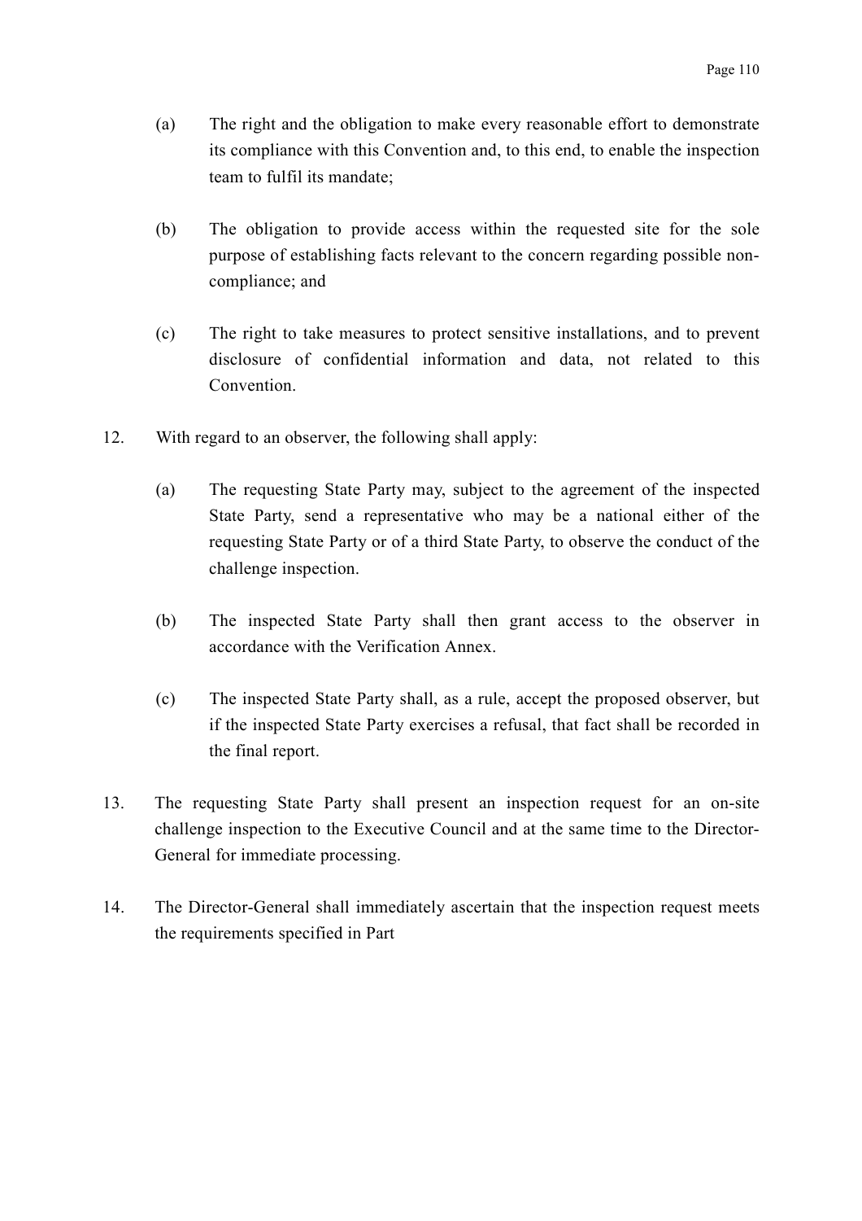(a) The right and the obligation to make every reasonable effort to demonstrate its compliance with this Convention and, to this end, to enable the inspection team to fulfil its mandate;

(b) The obligation to provide access within the requested site for the sole purpose of establishing facts relevant to the concern regarding possible non-compliance; and

(c) The right to take measures to protect sensitive installations, and to prevent disclosure of confidential information and data, not related to this Convention.

12. With regard to an observer, the following shall apply:

(a) The requesting State Party may, subject to the agreement of the inspected State Party, send a representative who may be a national either of the requesting State Party or of a third State Party, to observe the conduct of the challenge inspection.

(b) The inspected State Party shall then grant access to the observer in accordance with the Verification Annex.

(c) The inspected State Party shall, as a rule, accept the proposed observer, but if the inspected State Party exercises a refusal, that fact shall be recorded in the final report.

13. The requesting State Party shall present an inspection request for an on-site challenge inspection to the Executive Council and at the same time to the Director-General for immediate processing.

14. The Director-General shall immediately ascertain that the inspection request meets the requirements specified in Part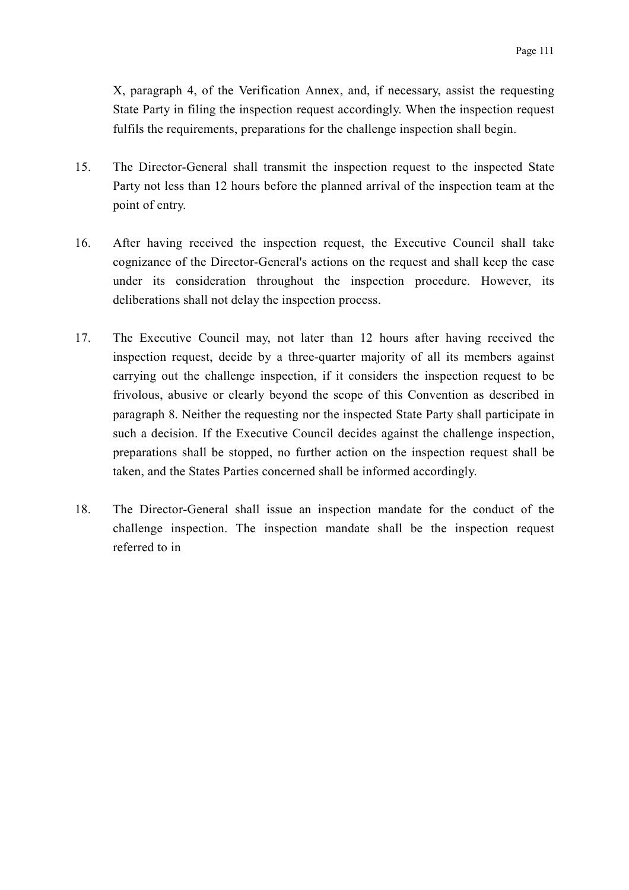X, paragraph 4, of the Verification Annex, and, if necessary, assist the requesting State Party in filing the inspection request accordingly. When the inspection request fulfils the requirements, preparations for the challenge inspection shall begin.

15. The Director-General shall transmit the inspection request to the inspected State Party not less than 12 hours before the planned arrival of the inspection team at the point of entry.

16. After having received the inspection request, the Executive Council shall take cognizance of the Director-General's actions on the request and shall keep the case under its consideration throughout the inspection procedure. However, its deliberations shall not delay the inspection process.

17. The Executive Council may, not later than 12 hours after having received the inspection request, decide by a three-quarter majority of all its members against carrying out the challenge inspection, if it considers the inspection request to be frivolous, abusive or clearly beyond the scope of this Convention as described in paragraph 8. Neither the requesting nor the inspected State Party shall participate in such a decision. If the Executive Council decides against the challenge inspection, preparations shall be stopped, no further action on the inspection request shall be taken, and the States Parties concerned shall be informed accordingly.

18. The Director-General shall issue an inspection mandate for the conduct of the challenge inspection. The inspection mandate shall be the inspection request referred to in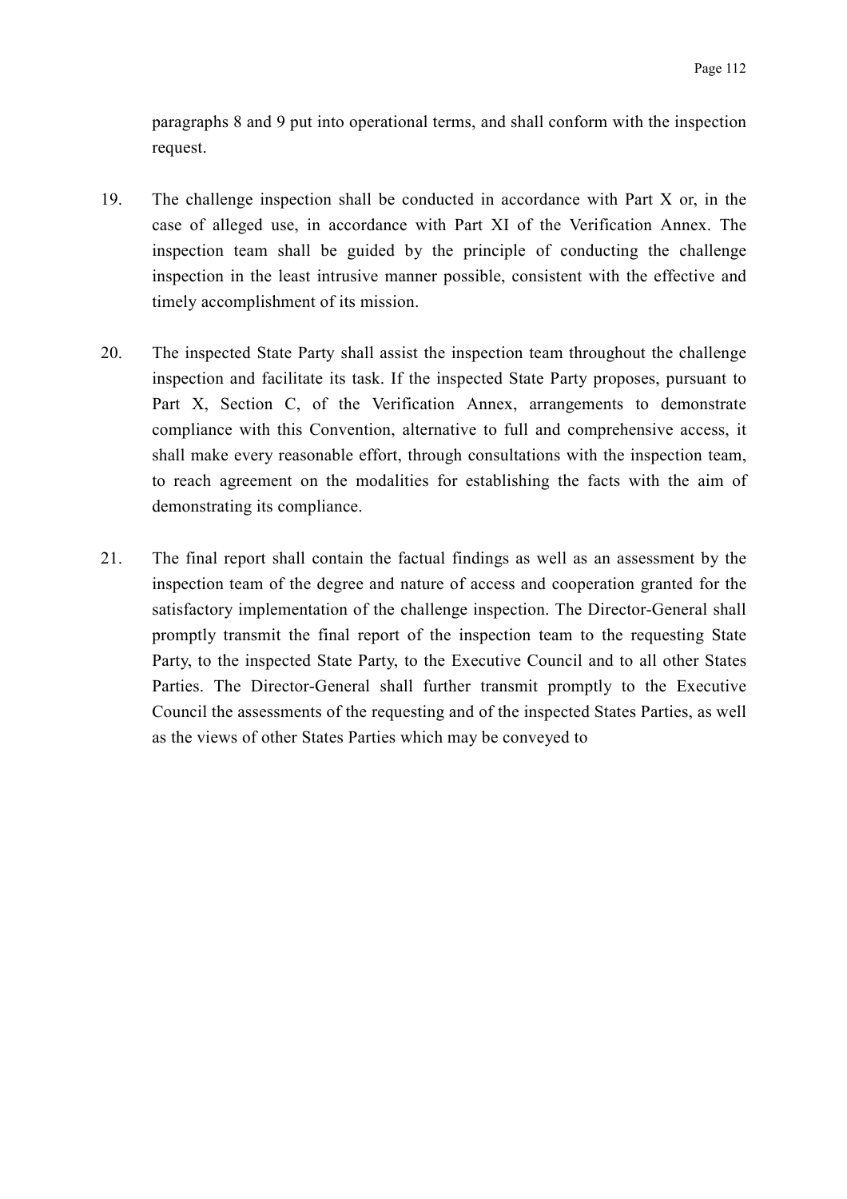paragraphs 8 and 9 put into operational terms, and shall conform with the inspection request.

19. The challenge inspection shall be conducted in accordance with Part X or, in the case of alleged use, in accordance with Part XI of the Verification Annex. The inspection team shall be guided by the principle of conducting the challenge inspection in the least intrusive manner possible, consistent with the effective and timely accomplishment of its mission.

20. The inspected State Party shall assist the inspection team throughout the challenge inspection and facilitate its task. If the inspected State Party proposes, pursuant to Part X, Section C, of the Verification Annex, arrangements to demonstrate compliance with this Convention, alternative to full and comprehensive access, it shall make every reasonable effort, through consultations with the inspection team, to reach agreement on the modalities for establishing the facts with the aim of demonstrating its compliance.

21. The final report shall contain the factual findings as well as an assessment by the inspection team of the degree and nature of access and cooperation granted for the satisfactory implementation of the challenge inspection. The Director-General shall promptly transmit the final report of the inspection team to the requesting State Party, to the inspected State Party, to the Executive Council and to all other States Parties. The Director-General shall further transmit promptly to the Executive Council the assessments of the requesting and of the inspected States Parties, as well as the views of other States Parties which may be conveyed to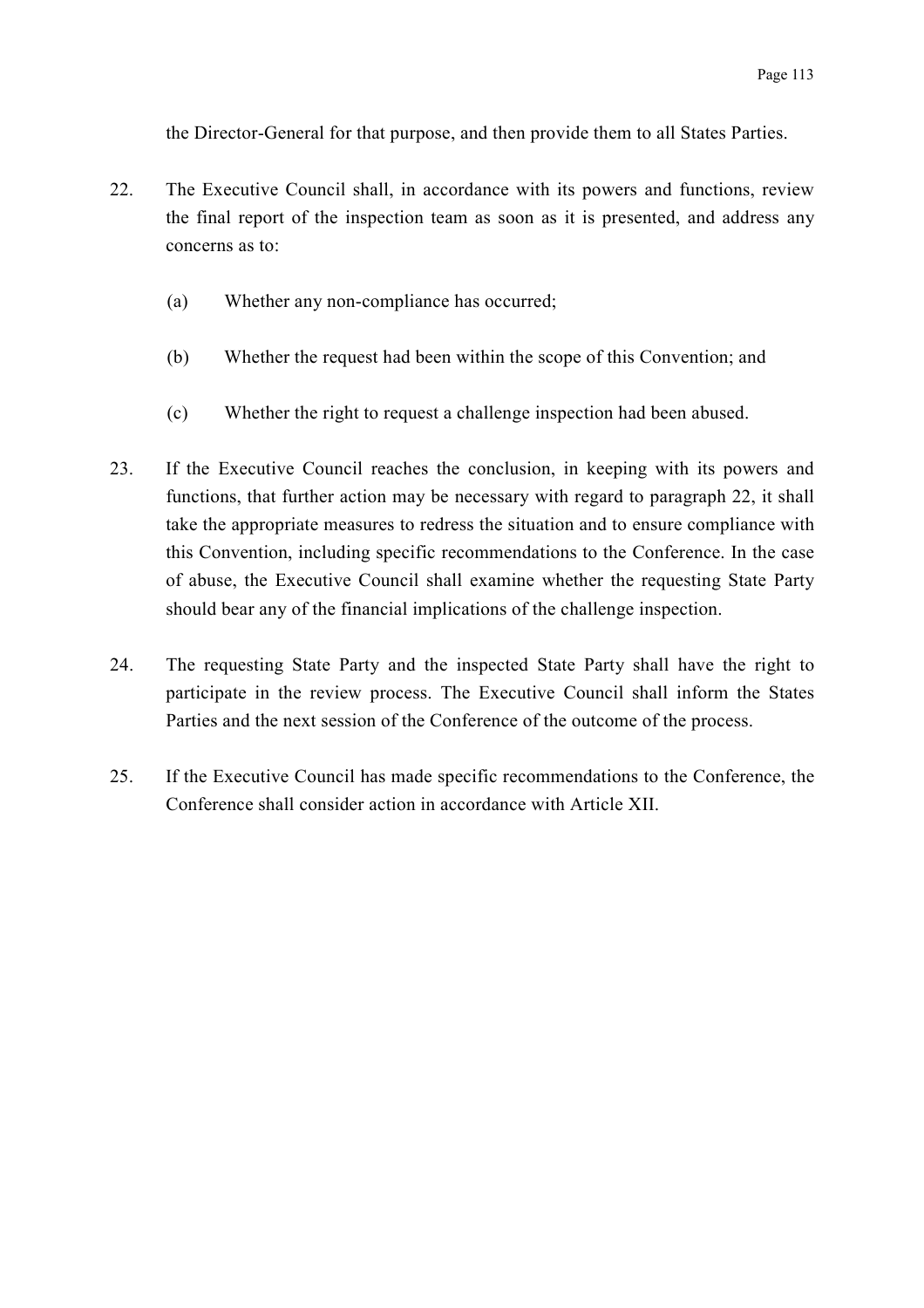the Director-General for that purpose, and then provide them to all States Parties.

22. The Executive Council shall, in accordance with its powers and functions, review the final report of the inspection team as soon as it is presented, and address any concerns as to:

    (a) Whether any non-compliance has occurred;

    (b) Whether the request had been within the scope of this Convention; and

    (c) Whether the right to request a challenge inspection had been abused.

23. If the Executive Council reaches the conclusion, in keeping with its powers and functions, that further action may be necessary with regard to paragraph 22, it shall take the appropriate measures to redress the situation and to ensure compliance with this Convention, including specific recommendations to the Conference. In the case of abuse, the Executive Council shall examine whether the requesting State Party should bear any of the financial implications of the challenge inspection.

24. The requesting State Party and the inspected State Party shall have the right to participate in the review process. The Executive Council shall inform the States Parties and the next session of the Conference of the outcome of the process.

25. If the Executive Council has made specific recommendations to the Conference, the Conference shall consider action in accordance with Article XII.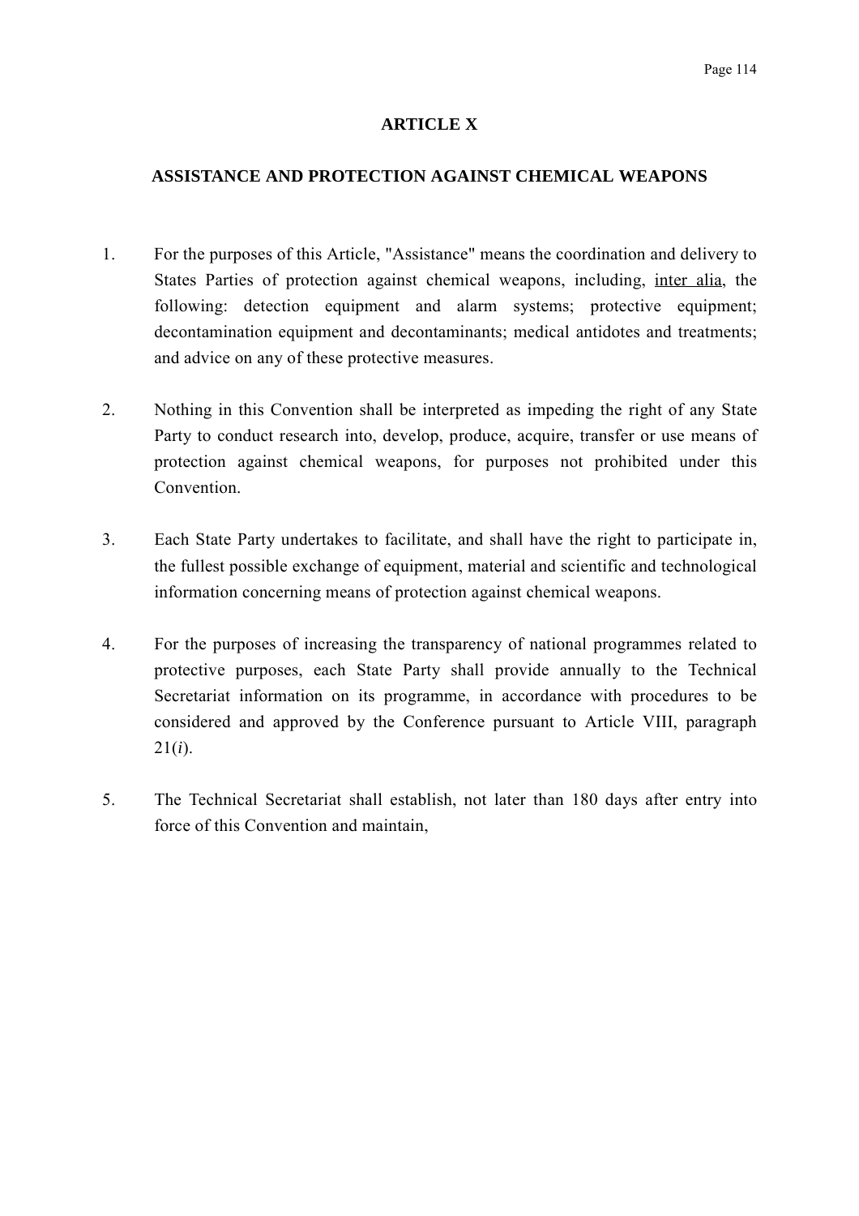## ARTICLE X

### ASSISTANCE AND PROTECTION AGAINST CHEMICAL WEAPONS

1. For the purposes of this Article, "Assistance" means the coordination and delivery to States Parties of protection against chemical weapons, including, inter alia, the following: detection equipment and alarm systems; protective equipment; decontamination equipment and decontaminants; medical antidotes and treatments; and advice on any of these protective measures.

2. Nothing in this Convention shall be interpreted as impeding the right of any State Party to conduct research into, develop, produce, acquire, transfer or use means of protection against chemical weapons, for purposes not prohibited under this Convention.

3. Each State Party undertakes to facilitate, and shall have the right to participate in, the fullest possible exchange of equipment, material and scientific and technological information concerning means of protection against chemical weapons.

4. For the purposes of increasing the transparency of national programmes related to protective purposes, each State Party shall provide annually to the Technical Secretariat information on its programme, in accordance with procedures to be considered and approved by the Conference pursuant to Article VIII, paragraph 21(*i*).

5. The Technical Secretariat shall establish, not later than 180 days after entry into force of this Convention and maintain,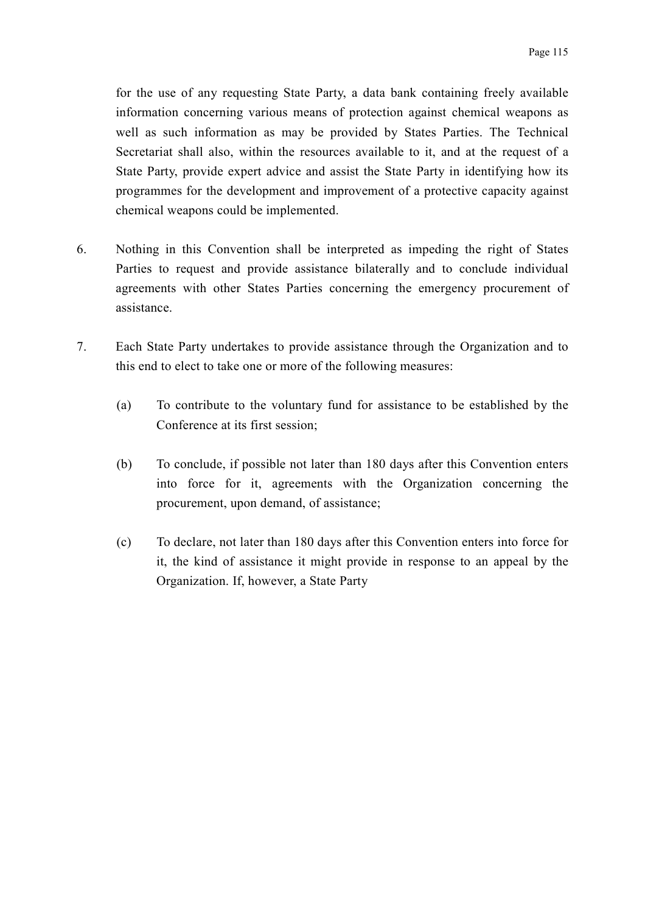for the use of any requesting State Party, a data bank containing freely available information concerning various means of protection against chemical weapons as well as such information as may be provided by States Parties. The Technical Secretariat shall also, within the resources available to it, and at the request of a State Party, provide expert advice and assist the State Party in identifying how its programmes for the development and improvement of a protective capacity against chemical weapons could be implemented.

6. Nothing in this Convention shall be interpreted as impeding the right of States Parties to request and provide assistance bilaterally and to conclude individual agreements with other States Parties concerning the emergency procurement of assistance.

7. Each State Party undertakes to provide assistance through the Organization and to this end to elect to take one or more of the following measures:

   (a) To contribute to the voluntary fund for assistance to be established by the Conference at its first session;

   (b) To conclude, if possible not later than 180 days after this Convention enters into force for it, agreements with the Organization concerning the procurement, upon demand, of assistance;

   (c) To declare, not later than 180 days after this Convention enters into force for it, the kind of assistance it might provide in response to an appeal by the Organization. If, however, a State Party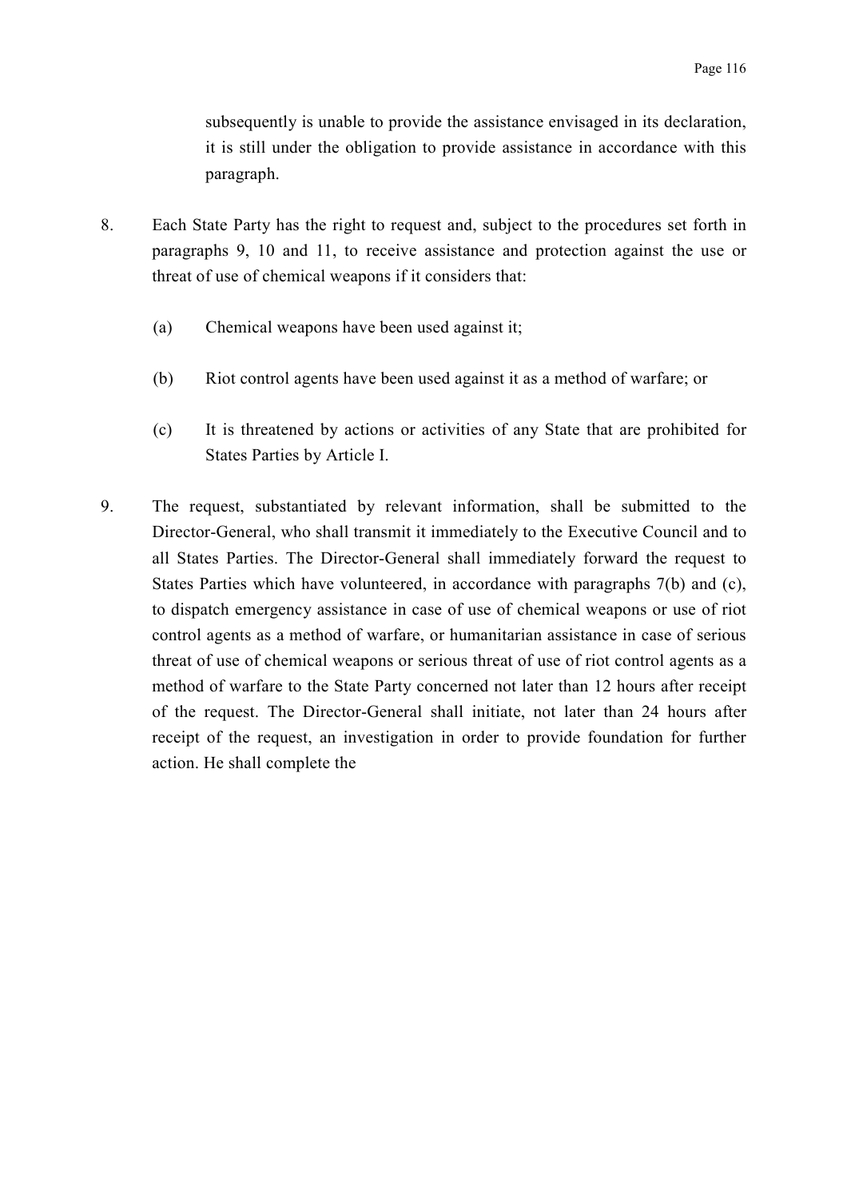subsequently is unable to provide the assistance envisaged in its declaration, it is still under the obligation to provide assistance in accordance with this paragraph.

8. Each State Party has the right to request and, subject to the procedures set forth in paragraphs 9, 10 and 11, to receive assistance and protection against the use or threat of use of chemical weapons if it considers that:

   (a) Chemical weapons have been used against it;

   (b) Riot control agents have been used against it as a method of warfare; or

   (c) It is threatened by actions or activities of any State that are prohibited for States Parties by Article I.

9. The request, substantiated by relevant information, shall be submitted to the Director-General, who shall transmit it immediately to the Executive Council and to all States Parties. The Director-General shall immediately forward the request to States Parties which have volunteered, in accordance with paragraphs 7(b) and (c), to dispatch emergency assistance in case of use of chemical weapons or use of riot control agents as a method of warfare, or humanitarian assistance in case of serious threat of use of chemical weapons or serious threat of use of riot control agents as a method of warfare to the State Party concerned not later than 12 hours after receipt of the request. The Director-General shall initiate, not later than 24 hours after receipt of the request, an investigation in order to provide foundation for further action. He shall complete the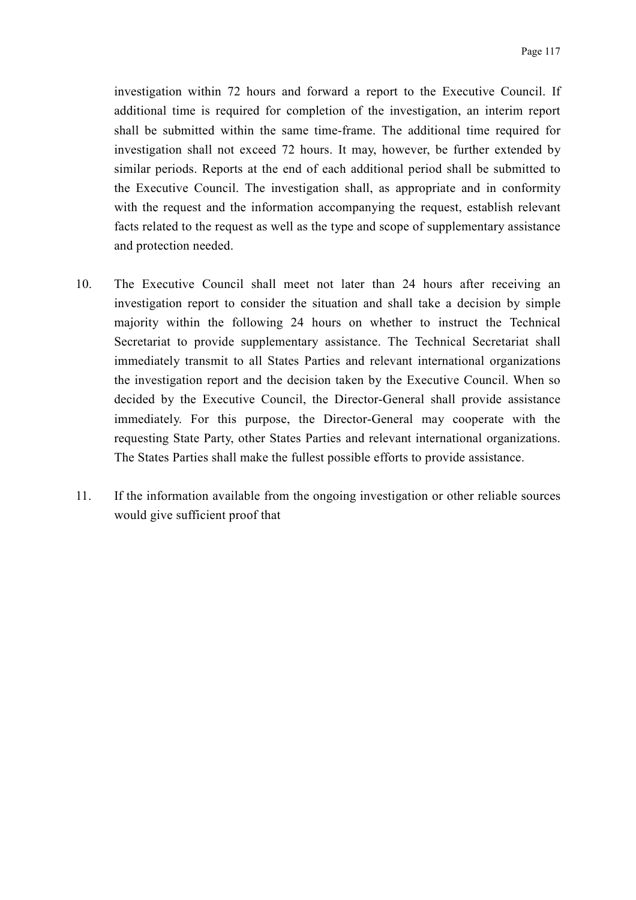investigation within 72 hours and forward a report to the Executive Council. If additional time is required for completion of the investigation, an interim report shall be submitted within the same time-frame. The additional time required for investigation shall not exceed 72 hours. It may, however, be further extended by similar periods. Reports at the end of each additional period shall be submitted to the Executive Council. The investigation shall, as appropriate and in conformity with the request and the information accompanying the request, establish relevant facts related to the request as well as the type and scope of supplementary assistance and protection needed.

10. The Executive Council shall meet not later than 24 hours after receiving an investigation report to consider the situation and shall take a decision by simple majority within the following 24 hours on whether to instruct the Technical Secretariat to provide supplementary assistance. The Technical Secretariat shall immediately transmit to all States Parties and relevant international organizations the investigation report and the decision taken by the Executive Council. When so decided by the Executive Council, the Director-General shall provide assistance immediately. For this purpose, the Director-General may cooperate with the requesting State Party, other States Parties and relevant international organizations. The States Parties shall make the fullest possible efforts to provide assistance.

11. If the information available from the ongoing investigation or other reliable sources would give sufficient proof that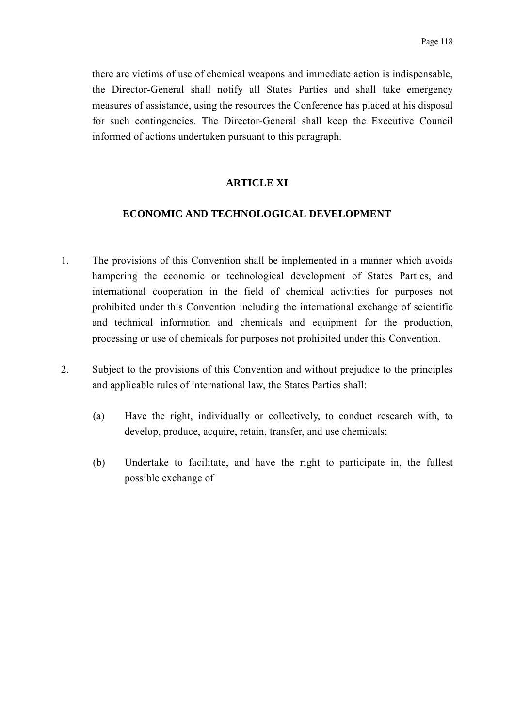there are victims of use of chemical weapons and immediate action is indispensable, the Director-General shall notify all States Parties and shall take emergency measures of assistance, using the resources the Conference has placed at his disposal for such contingencies. The Director-General shall keep the Executive Council informed of actions undertaken pursuant to this paragraph.

## ARTICLE XI

## ECONOMIC AND TECHNOLOGICAL DEVELOPMENT

1. The provisions of this Convention shall be implemented in a manner which avoids hampering the economic or technological development of States Parties, and international cooperation in the field of chemical activities for purposes not prohibited under this Convention including the international exchange of scientific and technical information and chemicals and equipment for the production, processing or use of chemicals for purposes not prohibited under this Convention.

2. Subject to the provisions of this Convention and without prejudice to the principles and applicable rules of international law, the States Parties shall:

   (a) Have the right, individually or collectively, to conduct research with, to develop, produce, acquire, retain, transfer, and use chemicals;

   (b) Undertake to facilitate, and have the right to participate in, the fullest possible exchange of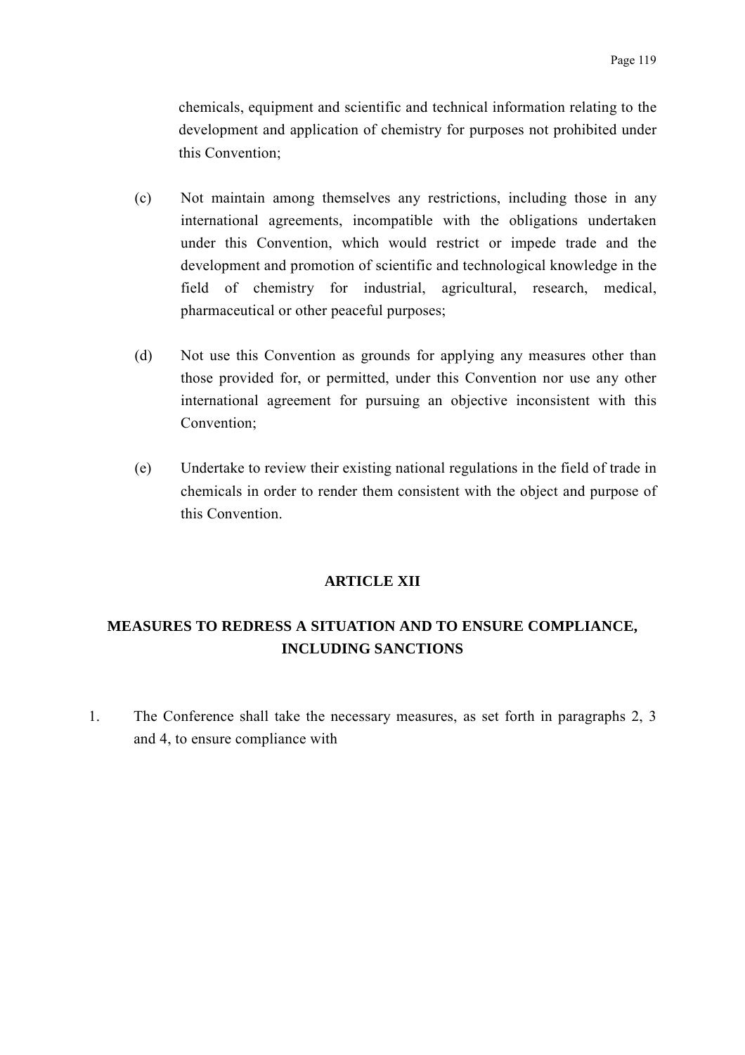chemicals, equipment and scientific and technical information relating to the development and application of chemistry for purposes not prohibited under this Convention;

(c) Not maintain among themselves any restrictions, including those in any international agreements, incompatible with the obligations undertaken under this Convention, which would restrict or impede trade and the development and promotion of scientific and technological knowledge in the field of chemistry for industrial, agricultural, research, medical, pharmaceutical or other peaceful purposes;

(d) Not use this Convention as grounds for applying any measures other than those provided for, or permitted, under this Convention nor use any other international agreement for pursuing an objective inconsistent with this Convention;

(e) Undertake to review their existing national regulations in the field of trade in chemicals in order to render them consistent with the object and purpose of this Convention.

## ARTICLE XII

## MEASURES TO REDRESS A SITUATION AND TO ENSURE COMPLIANCE, INCLUDING SANCTIONS

1. The Conference shall take the necessary measures, as set forth in paragraphs 2, 3 and 4, to ensure compliance with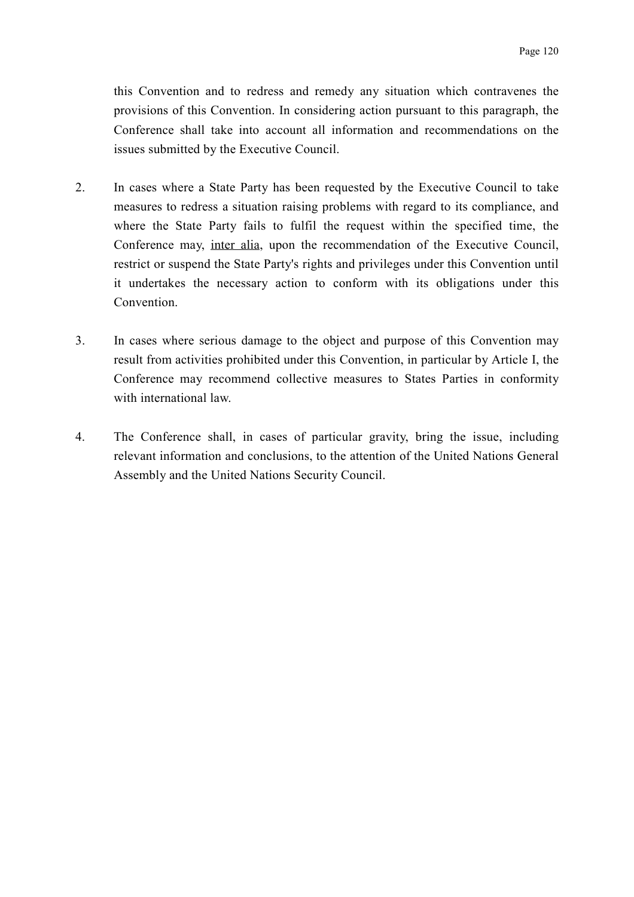this Convention and to redress and remedy any situation which contravenes the provisions of this Convention. In considering action pursuant to this paragraph, the Conference shall take into account all information and recommendations on the issues submitted by the Executive Council.

2. In cases where a State Party has been requested by the Executive Council to take measures to redress a situation raising problems with regard to its compliance, and where the State Party fails to fulfil the request within the specified time, the Conference may, inter alia, upon the recommendation of the Executive Council, restrict or suspend the State Party's rights and privileges under this Convention until it undertakes the necessary action to conform with its obligations under this Convention.

3. In cases where serious damage to the object and purpose of this Convention may result from activities prohibited under this Convention, in particular by Article I, the Conference may recommend collective measures to States Parties in conformity with international law.

4. The Conference shall, in cases of particular gravity, bring the issue, including relevant information and conclusions, to the attention of the United Nations General Assembly and the United Nations Security Council.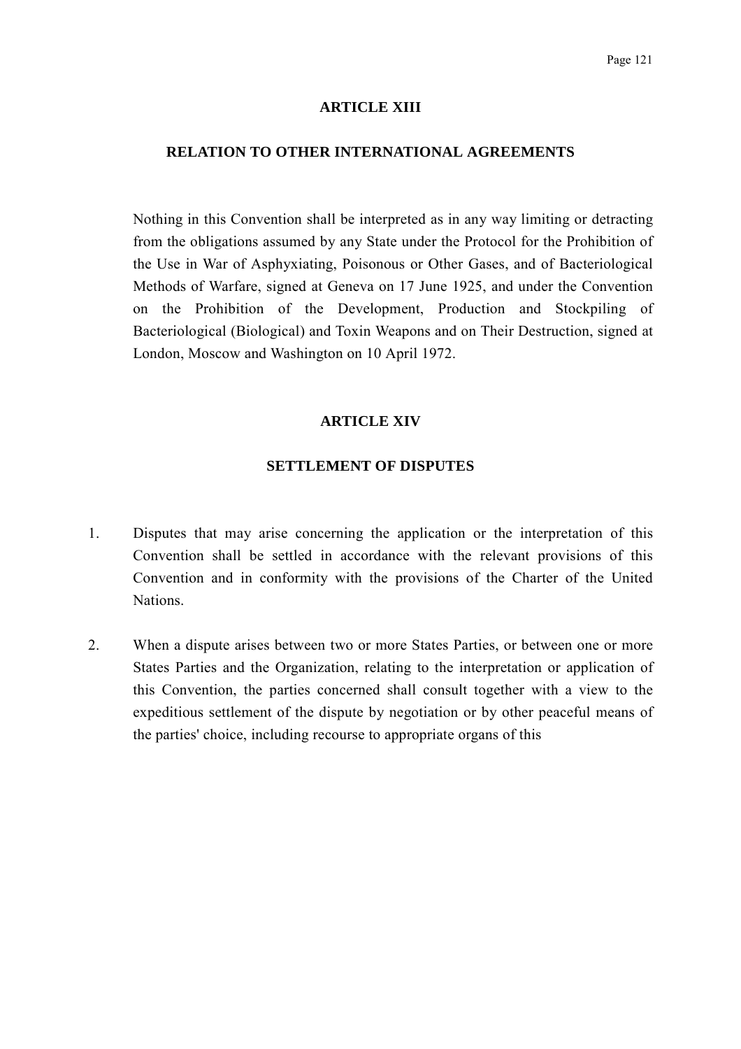## ARTICLE XIII

## RELATION TO OTHER INTERNATIONAL AGREEMENTS

Nothing in this Convention shall be interpreted as in any way limiting or detracting from the obligations assumed by any State under the Protocol for the Prohibition of the Use in War of Asphyxiating, Poisonous or Other Gases, and of Bacteriological Methods of Warfare, signed at Geneva on 17 June 1925, and under the Convention on the Prohibition of the Development, Production and Stockpiling of Bacteriological (Biological) and Toxin Weapons and on Their Destruction, signed at London, Moscow and Washington on 10 April 1972.

## ARTICLE XIV

## SETTLEMENT OF DISPUTES

1. Disputes that may arise concerning the application or the interpretation of this Convention shall be settled in accordance with the relevant provisions of this Convention and in conformity with the provisions of the Charter of the United Nations.

2. When a dispute arises between two or more States Parties, or between one or more States Parties and the Organization, relating to the interpretation or application of this Convention, the parties concerned shall consult together with a view to the expeditious settlement of the dispute by negotiation or by other peaceful means of the parties' choice, including recourse to appropriate organs of this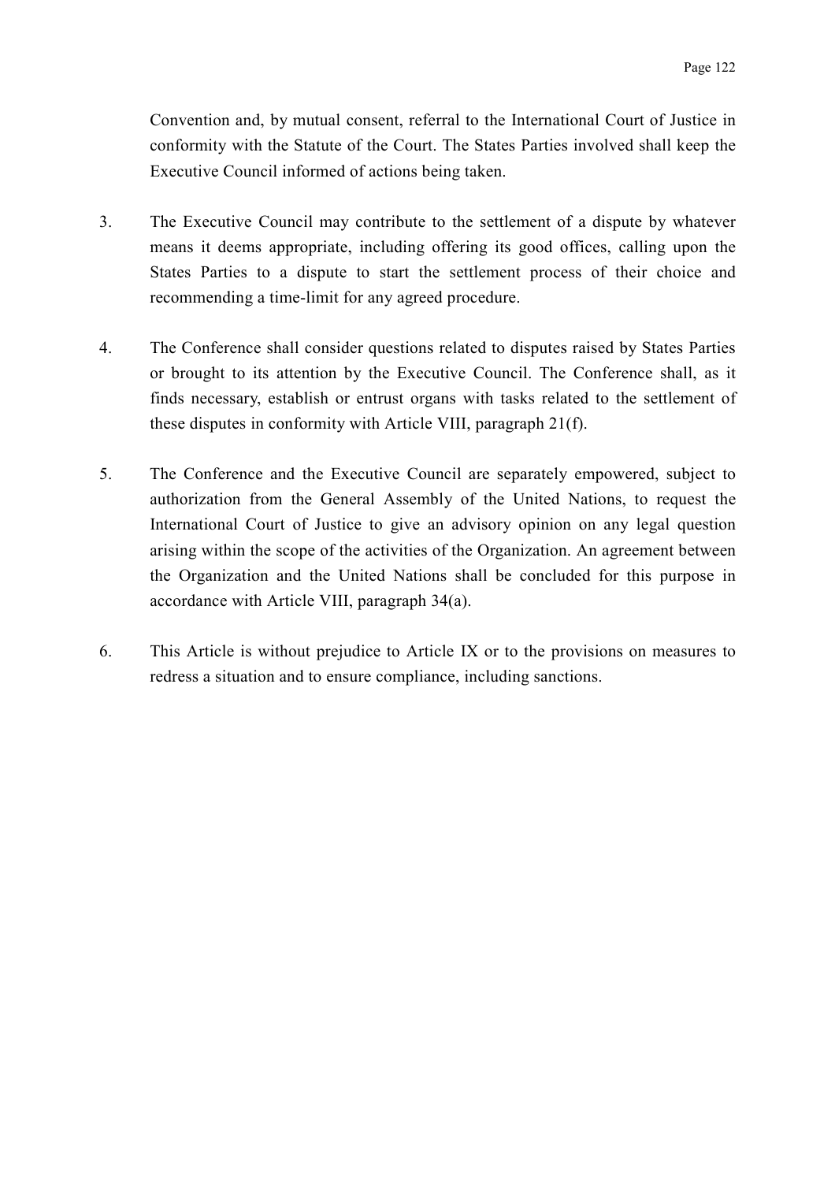Convention and, by mutual consent, referral to the International Court of Justice in conformity with the Statute of the Court. The States Parties involved shall keep the Executive Council informed of actions being taken.

3. The Executive Council may contribute to the settlement of a dispute by whatever means it deems appropriate, including offering its good offices, calling upon the States Parties to a dispute to start the settlement process of their choice and recommending a time-limit for any agreed procedure.

4. The Conference shall consider questions related to disputes raised by States Parties or brought to its attention by the Executive Council. The Conference shall, as it finds necessary, establish or entrust organs with tasks related to the settlement of these disputes in conformity with Article VIII, paragraph 21(f).

5. The Conference and the Executive Council are separately empowered, subject to authorization from the General Assembly of the United Nations, to request the International Court of Justice to give an advisory opinion on any legal question arising within the scope of the activities of the Organization. An agreement between the Organization and the United Nations shall be concluded for this purpose in accordance with Article VIII, paragraph 34(a).

6. This Article is without prejudice to Article IX or to the provisions on measures to redress a situation and to ensure compliance, including sanctions.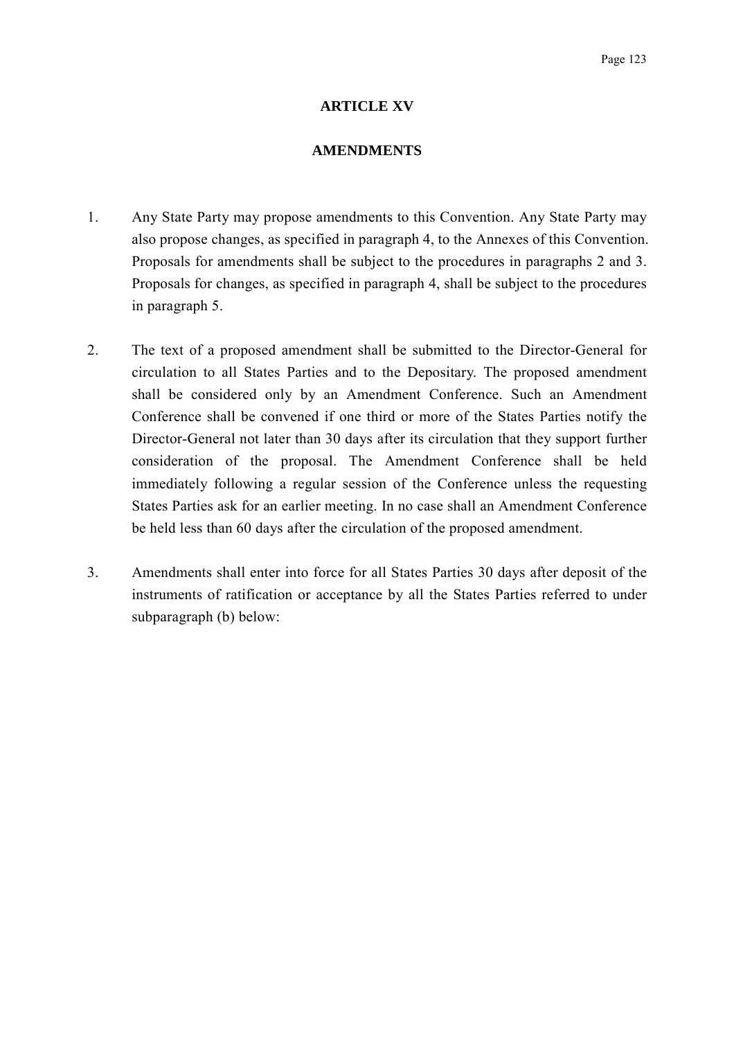## ARTICLE XV

## AMENDMENTS

1. Any State Party may propose amendments to this Convention. Any State Party may also propose changes, as specified in paragraph 4, to the Annexes of this Convention. Proposals for amendments shall be subject to the procedures in paragraphs 2 and 3. Proposals for changes, as specified in paragraph 4, shall be subject to the procedures in paragraph 5.

2. The text of a proposed amendment shall be submitted to the Director-General for circulation to all States Parties and to the Depositary. The proposed amendment shall be considered only by an Amendment Conference. Such an Amendment Conference shall be convened if one third or more of the States Parties notify the Director-General not later than 30 days after its circulation that they support further consideration of the proposal. The Amendment Conference shall be held immediately following a regular session of the Conference unless the requesting States Parties ask for an earlier meeting. In no case shall an Amendment Conference be held less than 60 days after the circulation of the proposed amendment.

3. Amendments shall enter into force for all States Parties 30 days after deposit of the instruments of ratification or acceptance by all the States Parties referred to under subparagraph (b) below: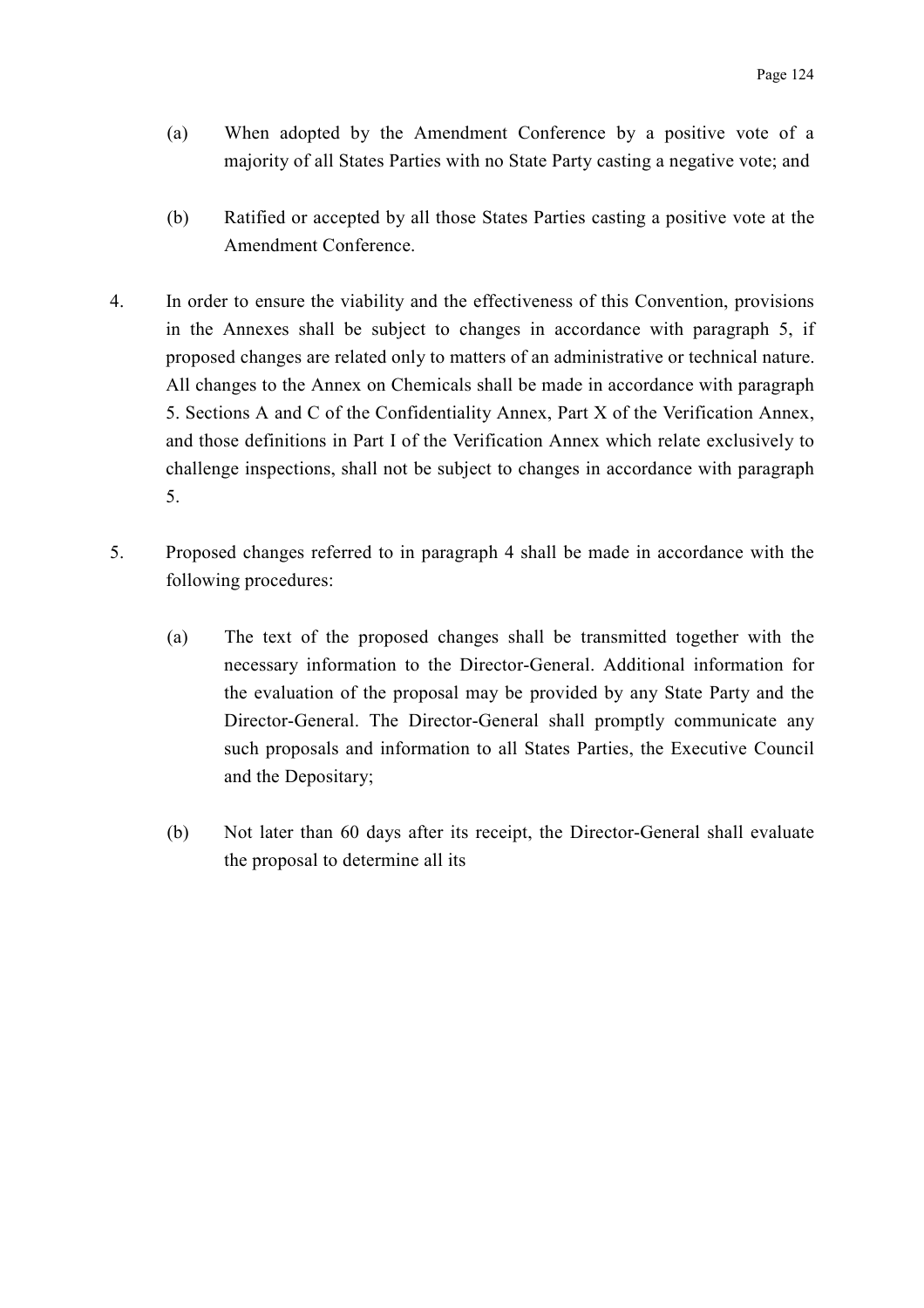(a) When adopted by the Amendment Conference by a positive vote of a majority of all States Parties with no State Party casting a negative vote; and

(b) Ratified or accepted by all those States Parties casting a positive vote at the Amendment Conference.

4. In order to ensure the viability and the effectiveness of this Convention, provisions in the Annexes shall be subject to changes in accordance with paragraph 5, if proposed changes are related only to matters of an administrative or technical nature. All changes to the Annex on Chemicals shall be made in accordance with paragraph 5. Sections A and C of the Confidentiality Annex, Part X of the Verification Annex, and those definitions in Part I of the Verification Annex which relate exclusively to challenge inspections, shall not be subject to changes in accordance with paragraph 5.

5. Proposed changes referred to in paragraph 4 shall be made in accordance with the following procedures:

(a) The text of the proposed changes shall be transmitted together with the necessary information to the Director-General. Additional information for the evaluation of the proposal may be provided by any State Party and the Director-General. The Director-General shall promptly communicate any such proposals and information to all States Parties, the Executive Council and the Depositary;

(b) Not later than 60 days after its receipt, the Director-General shall evaluate the proposal to determine all its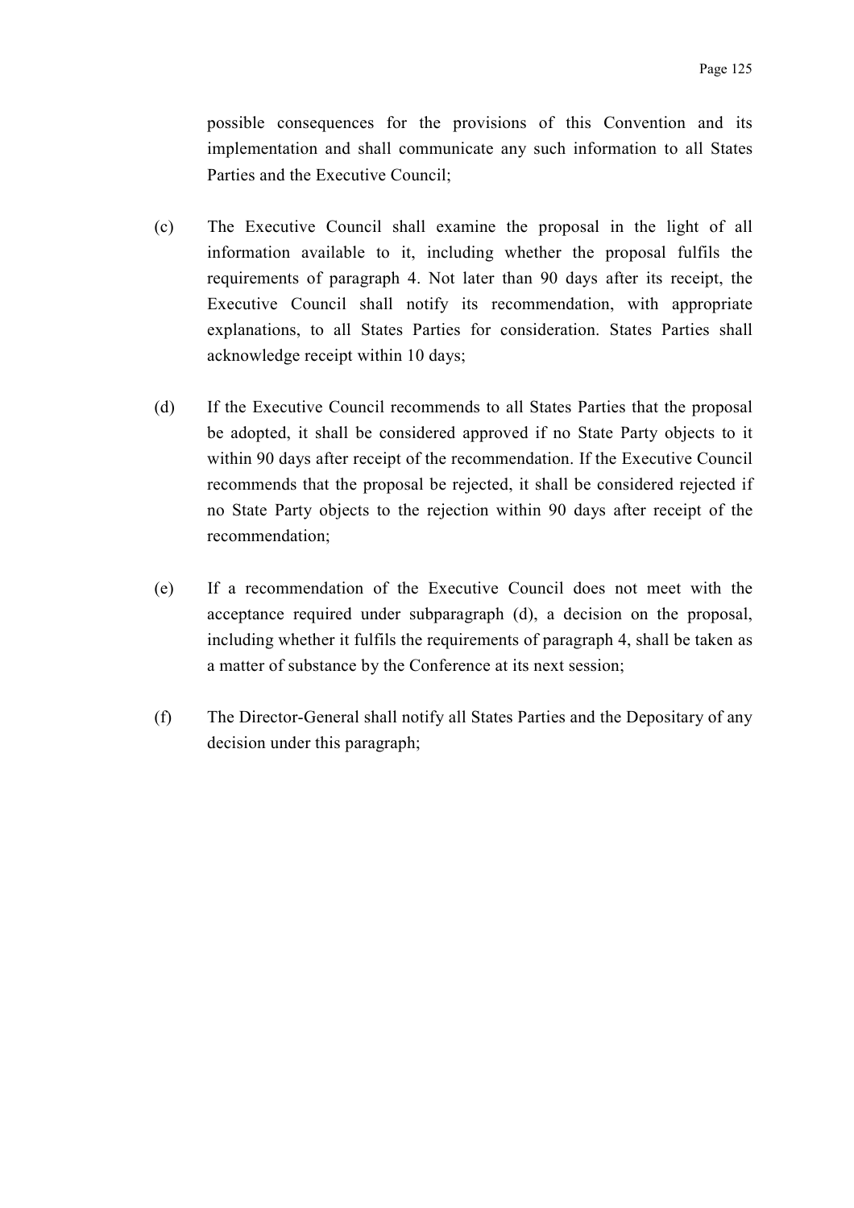possible consequences for the provisions of this Convention and its implementation and shall communicate any such information to all States Parties and the Executive Council;

(c) The Executive Council shall examine the proposal in the light of all information available to it, including whether the proposal fulfils the requirements of paragraph 4. Not later than 90 days after its receipt, the Executive Council shall notify its recommendation, with appropriate explanations, to all States Parties for consideration. States Parties shall acknowledge receipt within 10 days;

(d) If the Executive Council recommends to all States Parties that the proposal be adopted, it shall be considered approved if no State Party objects to it within 90 days after receipt of the recommendation. If the Executive Council recommends that the proposal be rejected, it shall be considered rejected if no State Party objects to the rejection within 90 days after receipt of the recommendation;

(e) If a recommendation of the Executive Council does not meet with the acceptance required under subparagraph (d), a decision on the proposal, including whether it fulfils the requirements of paragraph 4, shall be taken as a matter of substance by the Conference at its next session;

(f) The Director-General shall notify all States Parties and the Depositary of any decision under this paragraph;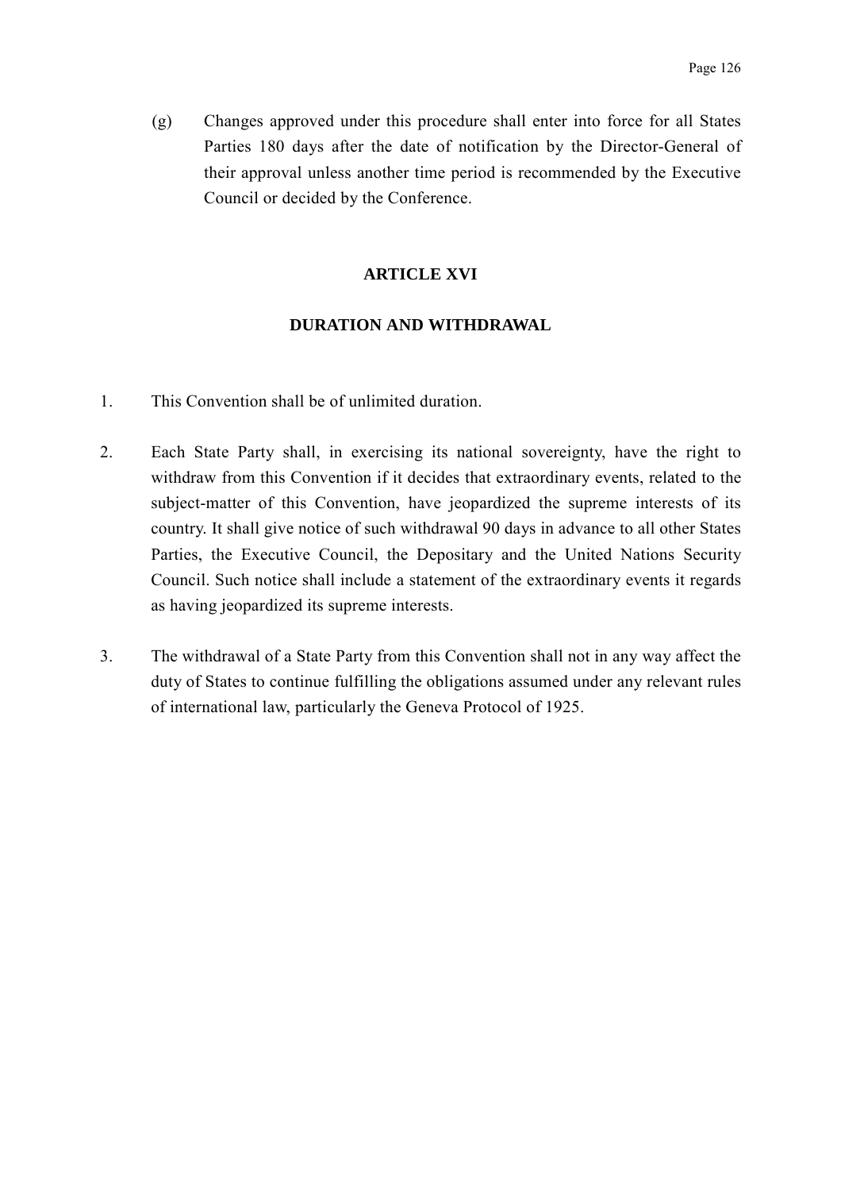(g) Changes approved under this procedure shall enter into force for all States Parties 180 days after the date of notification by the Director-General of their approval unless another time period is recommended by the Executive Council or decided by the Conference.

## ARTICLE XVI

## DURATION AND WITHDRAWAL

1. This Convention shall be of unlimited duration.

2. Each State Party shall, in exercising its national sovereignty, have the right to withdraw from this Convention if it decides that extraordinary events, related to the subject-matter of this Convention, have jeopardized the supreme interests of its country. It shall give notice of such withdrawal 90 days in advance to all other States Parties, the Executive Council, the Depositary and the United Nations Security Council. Such notice shall include a statement of the extraordinary events it regards as having jeopardized its supreme interests.

3. The withdrawal of a State Party from this Convention shall not in any way affect the duty of States to continue fulfilling the obligations assumed under any relevant rules of international law, particularly the Geneva Protocol of 1925.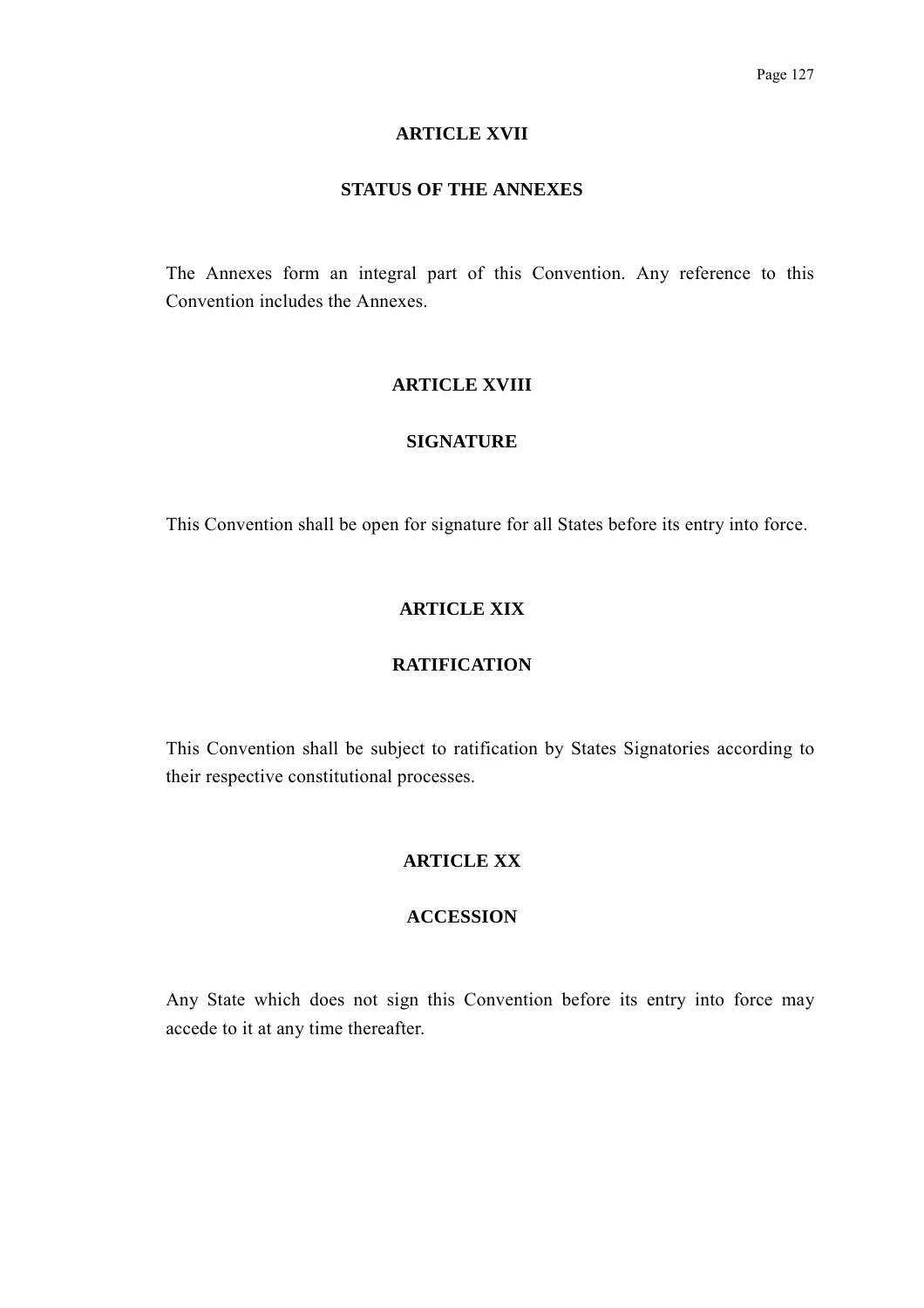## ARTICLE XVII

## STATUS OF THE ANNEXES

The Annexes form an integral part of this Convention. Any reference to this Convention includes the Annexes.

## ARTICLE XVIII

## SIGNATURE

This Convention shall be open for signature for all States before its entry into force.

## ARTICLE XIX

## RATIFICATION

This Convention shall be subject to ratification by States Signatories according to their respective constitutional processes.

## ARTICLE XX

## ACCESSION

Any State which does not sign this Convention before its entry into force may accede to it at any time thereafter.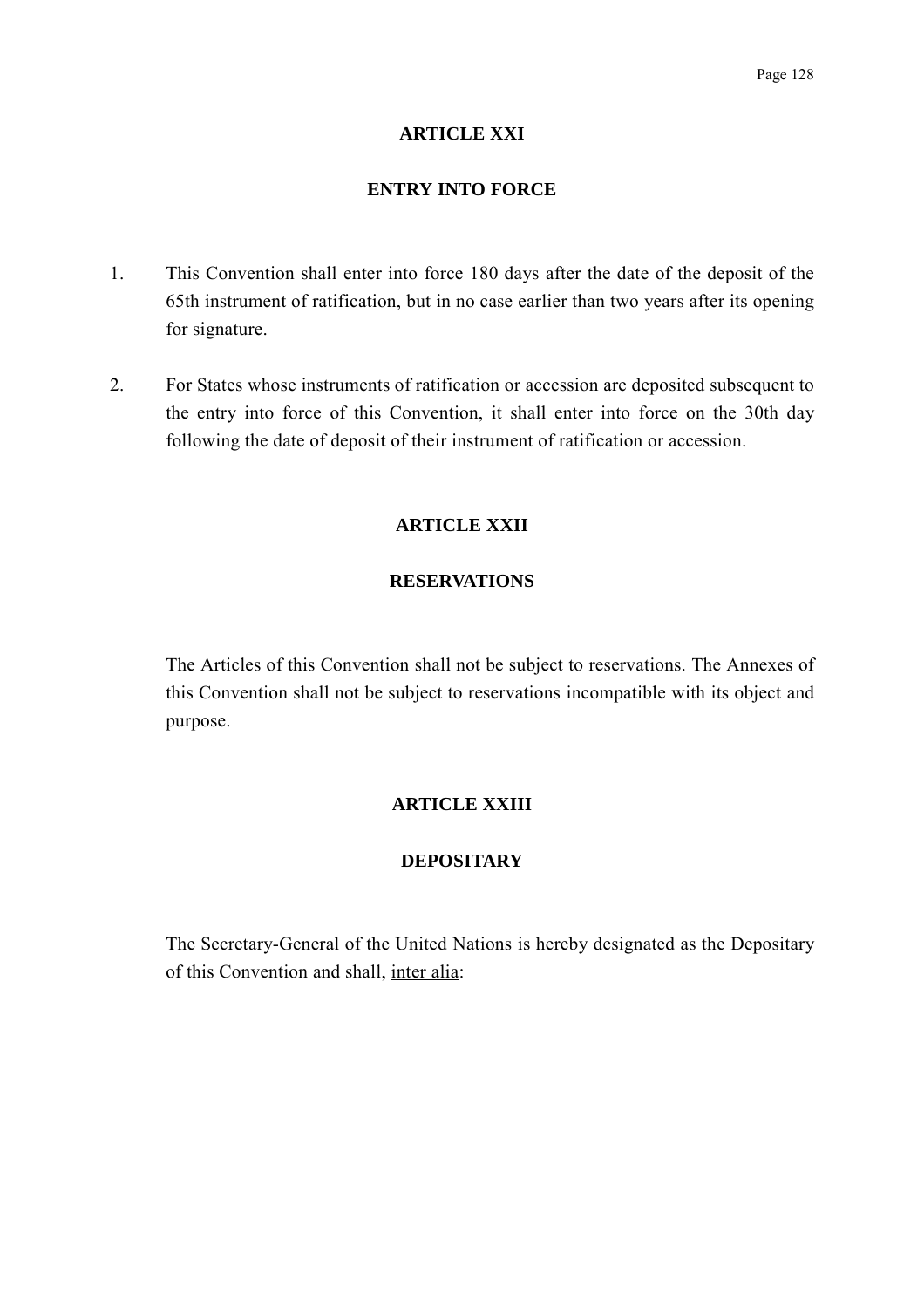## ARTICLE XXI

## ENTRY INTO FORCE

1. This Convention shall enter into force 180 days after the date of the deposit of the 65th instrument of ratification, but in no case earlier than two years after its opening for signature.

2. For States whose instruments of ratification or accession are deposited subsequent to the entry into force of this Convention, it shall enter into force on the 30th day following the date of deposit of their instrument of ratification or accession.

## ARTICLE XXII

## RESERVATIONS

The Articles of this Convention shall not be subject to reservations. The Annexes of this Convention shall not be subject to reservations incompatible with its object and purpose.

## ARTICLE XXIII

## DEPOSITARY

The Secretary-General of the United Nations is hereby designated as the Depositary of this Convention and shall, inter alia: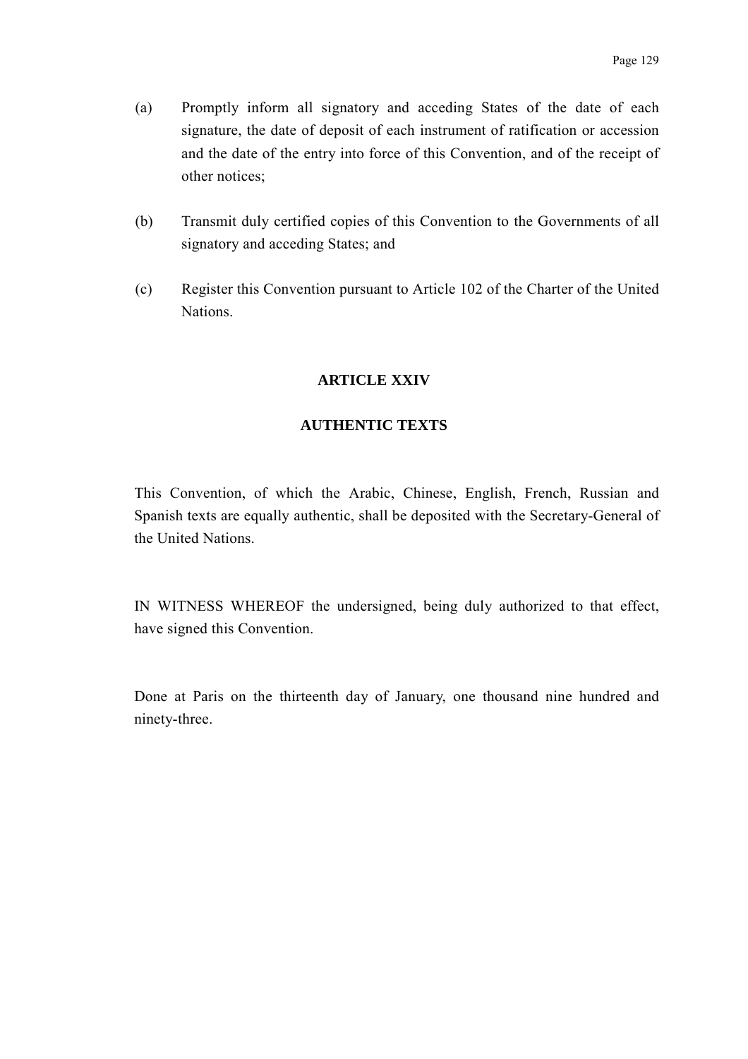(a) Promptly inform all signatory and acceding States of the date of each signature, the date of deposit of each instrument of ratification or accession and the date of the entry into force of this Convention, and of the receipt of other notices;

(b) Transmit duly certified copies of this Convention to the Governments of all signatory and acceding States; and

(c) Register this Convention pursuant to Article 102 of the Charter of the United Nations.

## ARTICLE XXIV

## AUTHENTIC TEXTS

This Convention, of which the Arabic, Chinese, English, French, Russian and Spanish texts are equally authentic, shall be deposited with the Secretary-General of the United Nations.

IN WITNESS WHEREOF the undersigned, being duly authorized to that effect, have signed this Convention.

Done at Paris on the thirteenth day of January, one thousand nine hundred and ninety-three.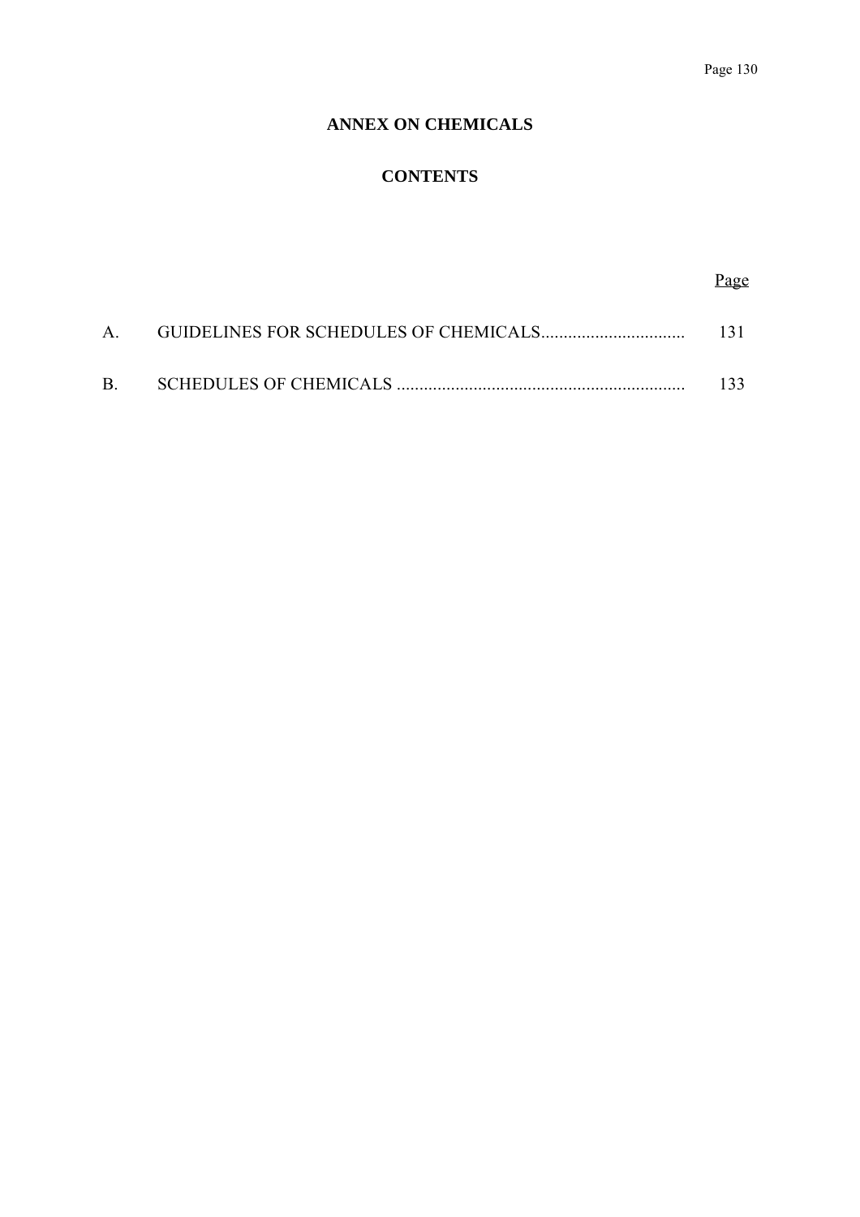# ANNEX ON CHEMICALS

## CONTENTS

| | | Page |
| --- | --- | --- |
| A. | GUIDELINES FOR SCHEDULES OF CHEMICALS................................ | 131 |
| B. | SCHEDULES OF CHEMICALS ................................................................ | 133 |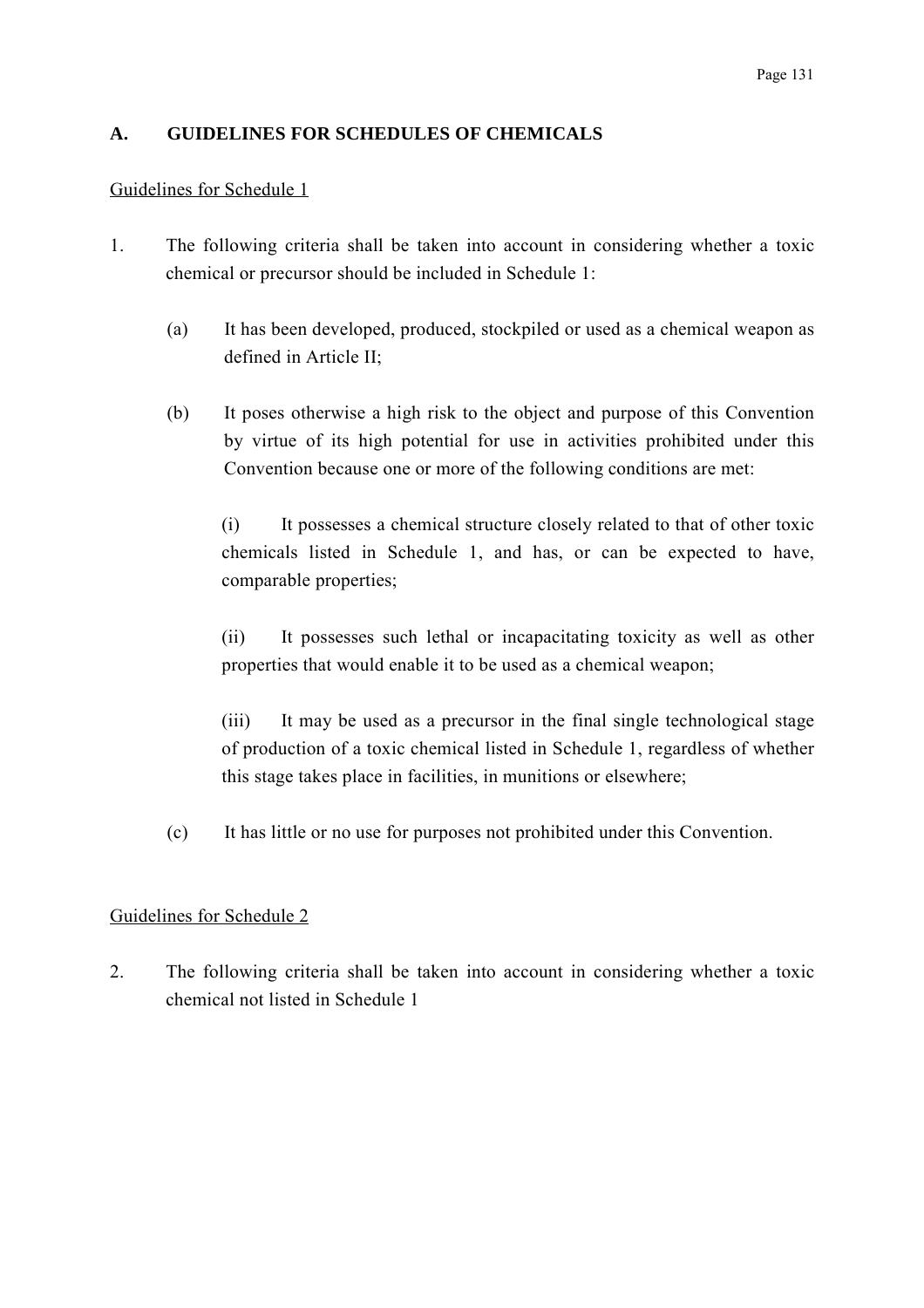## A. GUIDELINES FOR SCHEDULES OF CHEMICALS

<u>Guidelines for Schedule 1</u>

1. The following criteria shall be taken into account in considering whether a toxic chemical or precursor should be included in Schedule 1:

   (a) It has been developed, produced, stockpiled or used as a chemical weapon as defined in Article II;

   (b) It poses otherwise a high risk to the object and purpose of this Convention by virtue of its high potential for use in activities prohibited under this Convention because one or more of the following conditions are met:

      (i) It possesses a chemical structure closely related to that of other toxic chemicals listed in Schedule 1, and has, or can be expected to have, comparable properties;

      (ii) It possesses such lethal or incapacitating toxicity as well as other properties that would enable it to be used as a chemical weapon;

      (iii) It may be used as a precursor in the final single technological stage of production of a toxic chemical listed in Schedule 1, regardless of whether this stage takes place in facilities, in munitions or elsewhere;

   (c) It has little or no use for purposes not prohibited under this Convention.

<u>Guidelines for Schedule 2</u>

2. The following criteria shall be taken into account in considering whether a toxic chemical not listed in Schedule 1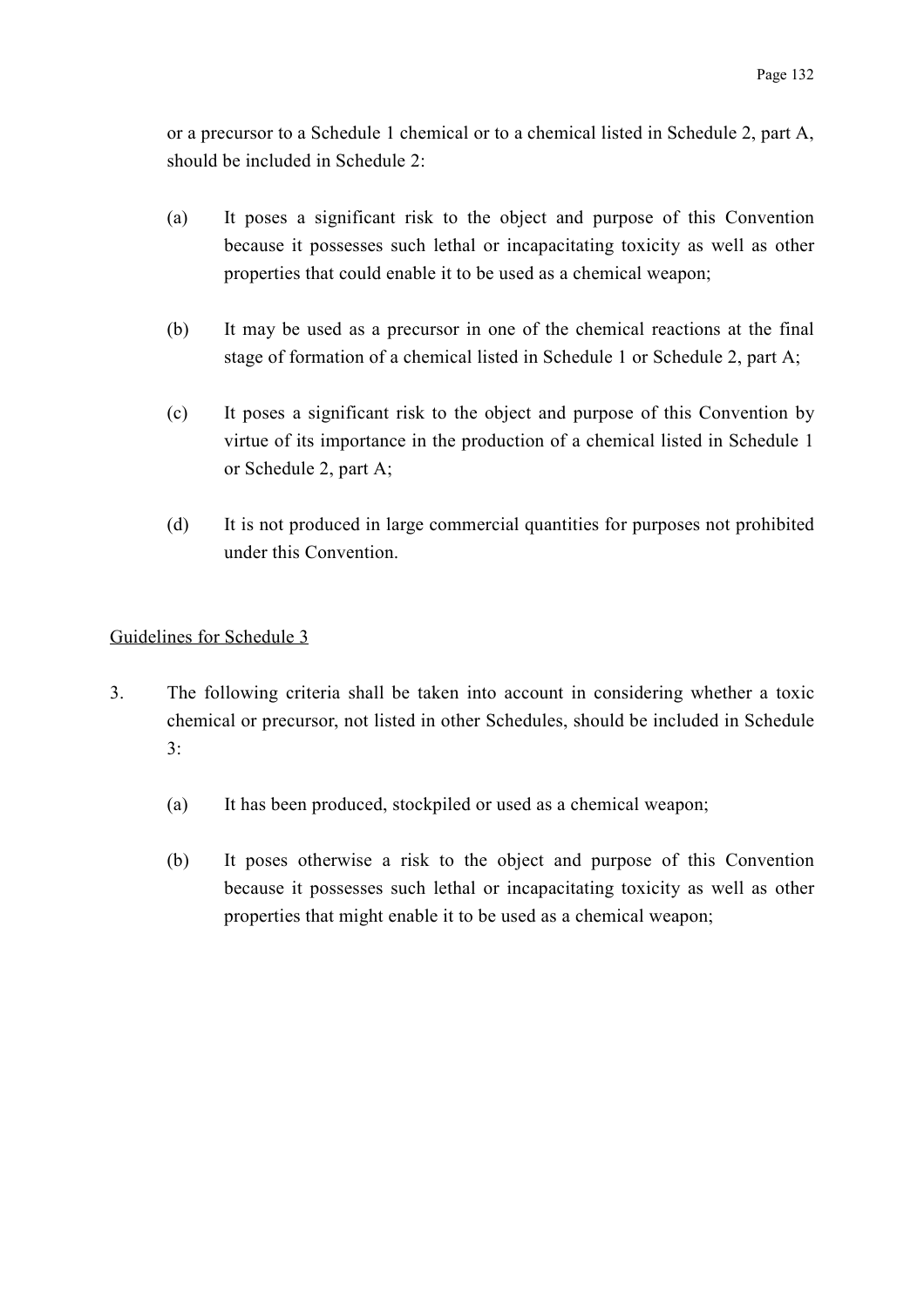or a precursor to a Schedule 1 chemical or to a chemical listed in Schedule 2, part A, should be included in Schedule 2:

(a) It poses a significant risk to the object and purpose of this Convention because it possesses such lethal or incapacitating toxicity as well as other properties that could enable it to be used as a chemical weapon;

(b) It may be used as a precursor in one of the chemical reactions at the final stage of formation of a chemical listed in Schedule 1 or Schedule 2, part A;

(c) It poses a significant risk to the object and purpose of this Convention by virtue of its importance in the production of a chemical listed in Schedule 1 or Schedule 2, part A;

(d) It is not produced in large commercial quantities for purposes not prohibited under this Convention.

Guidelines for Schedule 3

3. The following criteria shall be taken into account in considering whether a toxic chemical or precursor, not listed in other Schedules, should be included in Schedule 3:

(a) It has been produced, stockpiled or used as a chemical weapon;

(b) It poses otherwise a risk to the object and purpose of this Convention because it possesses such lethal or incapacitating toxicity as well as other properties that might enable it to be used as a chemical weapon;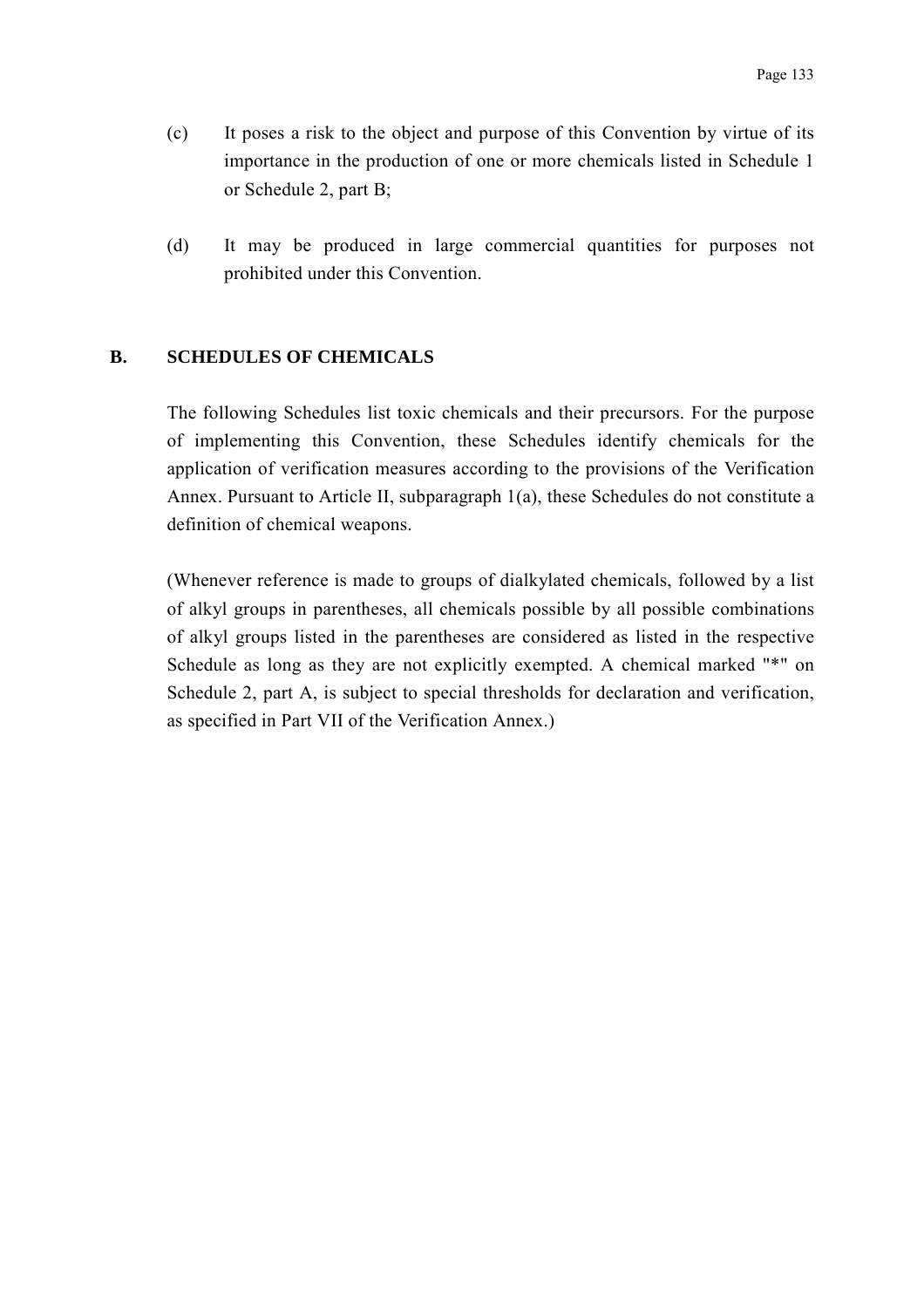(c) It poses a risk to the object and purpose of this Convention by virtue of its importance in the production of one or more chemicals listed in Schedule 1 or Schedule 2, part B;

(d) It may be produced in large commercial quantities for purposes not prohibited under this Convention.

## B. SCHEDULES OF CHEMICALS

The following Schedules list toxic chemicals and their precursors. For the purpose of implementing this Convention, these Schedules identify chemicals for the application of verification measures according to the provisions of the Verification Annex. Pursuant to Article II, subparagraph 1(a), these Schedules do not constitute a definition of chemical weapons.

(Whenever reference is made to groups of dialkylated chemicals, followed by a list of alkyl groups in parentheses, all chemicals possible by all possible combinations of alkyl groups listed in the parentheses are considered as listed in the respective Schedule as long as they are not explicitly exempted. A chemical marked "*" on Schedule 2, part A, is subject to special thresholds for declaration and verification, as specified in Part VII of the Verification Annex.)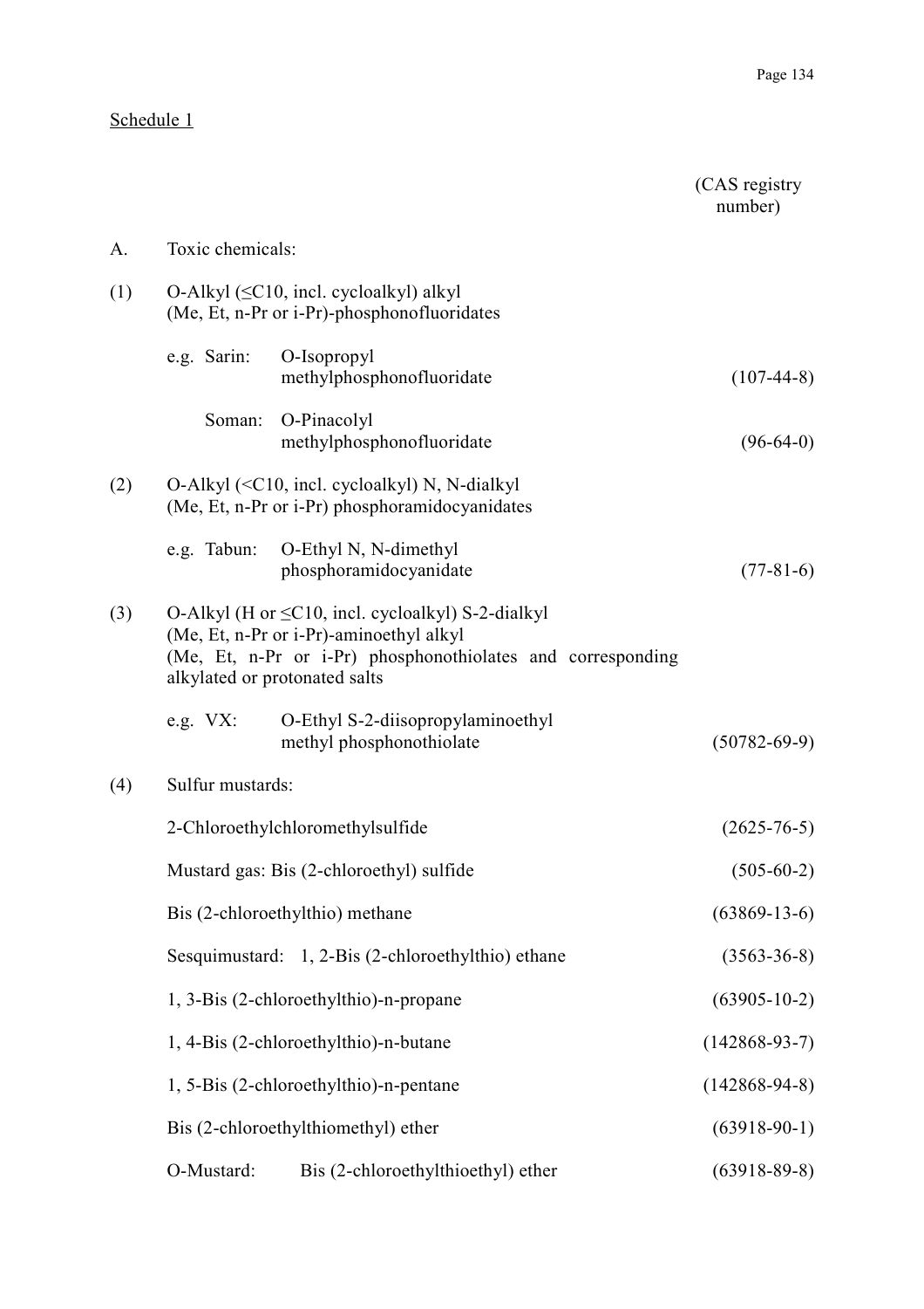Schedule 1

(CAS registry number)

A. Toxic chemicals:

(1) O-Alkyl (≤C10, incl. cycloalkyl) alkyl (Me, Et, n-Pr or i-Pr)-phosphonofluoridates

| | | |
|---|---|---|
| e.g. Sarin: | O-Isopropyl methylphosphonofluoridate | (107-44-8) |
| Soman: | O-Pinacolyl methylphosphonofluoridate | (96-64-0) |

(2) O-Alkyl (<C10, incl. cycloalkyl) N, N-dialkyl (Me, Et, n-Pr or i-Pr) phosphoramidocyanidates

| | | |
|---|---|---|
| e.g. Tabun: | O-Ethyl N, N-dimethyl phosphoramidocyanidate | (77-81-6) |

(3) O-Alkyl (H or ≤C10, incl. cycloalkyl) S-2-dialkyl (Me, Et, n-Pr or i-Pr)-aminoethyl alkyl (Me, Et, n-Pr or i-Pr) phosphonothiolates and corresponding alkylated or protonated salts

| | | |
|---|---|---|
| e.g. VX: | O-Ethyl S-2-diisopropylaminoethyl methyl phosphonothiolate | (50782-69-9) |

(4) Sulfur mustards:

| | |
|---|---|
| 2-Chloroethylchloromethylsulfide | (2625-76-5) |
| Mustard gas: Bis (2-chloroethyl) sulfide | (505-60-2) |
| Bis (2-chloroethylthio) methane | (63869-13-6) |
| Sesquimustard: 1, 2-Bis (2-chloroethylthio) ethane | (3563-36-8) |
| 1, 3-Bis (2-chloroethylthio)-n-propane | (63905-10-2) |
| 1, 4-Bis (2-chloroethylthio)-n-butane | (142868-93-7) |
| 1, 5-Bis (2-chloroethylthio)-n-pentane | (142868-94-8) |
| Bis (2-chloroethylthiomethyl) ether | (63918-90-1) |
| O-Mustard: Bis (2-chloroethylthioethyl) ether | (63918-89-8) |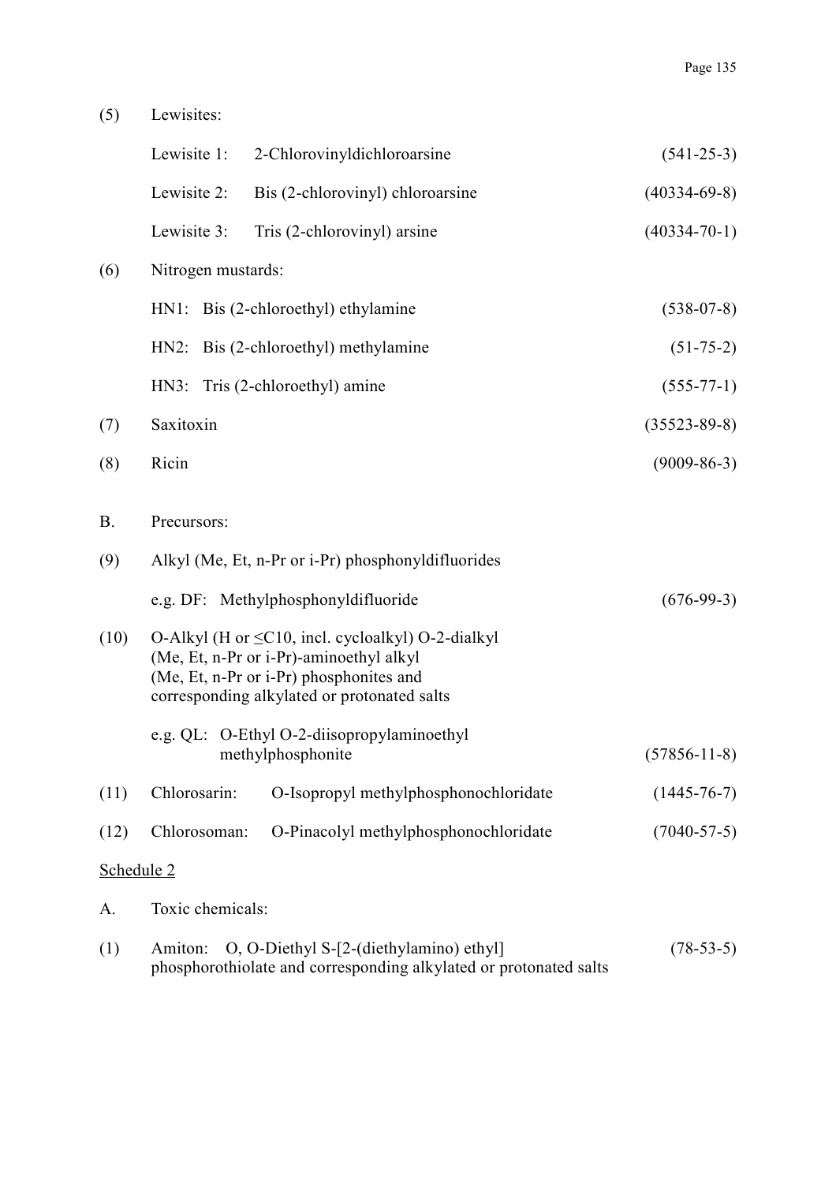(5) Lewisites:

| | | | |
|---|---|---|---|
| | Lewisite 1: | 2-Chlorovinyldichloroarsine | (541-25-3) |
| | Lewisite 2: | Bis (2-chlorovinyl) chloroarsine | (40334-69-8) |
| | Lewisite 3: | Tris (2-chlorovinyl) arsine | (40334-70-1) |

(6) Nitrogen mustards:

| | | | |
|---|---|---|---|
| | HN1: | Bis (2-chloroethyl) ethylamine | (538-07-8) |
| | HN2: | Bis (2-chloroethyl) methylamine | (51-75-2) |
| | HN3: | Tris (2-chloroethyl) amine | (555-77-1) |

(7) Saxitoxin (35523-89-8)

(8) Ricin (9009-86-3)

B. Precursors:

(9) Alkyl (Me, Et, n-Pr or i-Pr) phosphonyldifluorides

e.g. DF: Methylphosphonyldifluoride (676-99-3)

(10) O-Alkyl (H or ≤C10, incl. cycloalkyl) O-2-dialkyl (Me, Et, n-Pr or i-Pr)-aminoethyl alkyl (Me, Et, n-Pr or i-Pr) phosphonites and corresponding alkylated or protonated salts

e.g. QL: O-Ethyl O-2-diisopropylaminoethyl methylphosphonite (57856-11-8)

(11) Chlorosarin: O-Isopropyl methylphosphonochloridate (1445-76-7)

(12) Chlorosoman: O-Pinacolyl methylphosphonochloridate (7040-57-5)

Schedule 2

A. Toxic chemicals:

(1) Amiton: O, O-Diethyl S-[2-(diethylamino) ethyl] phosphorothiolate and corresponding alkylated or protonated salts (78-53-5)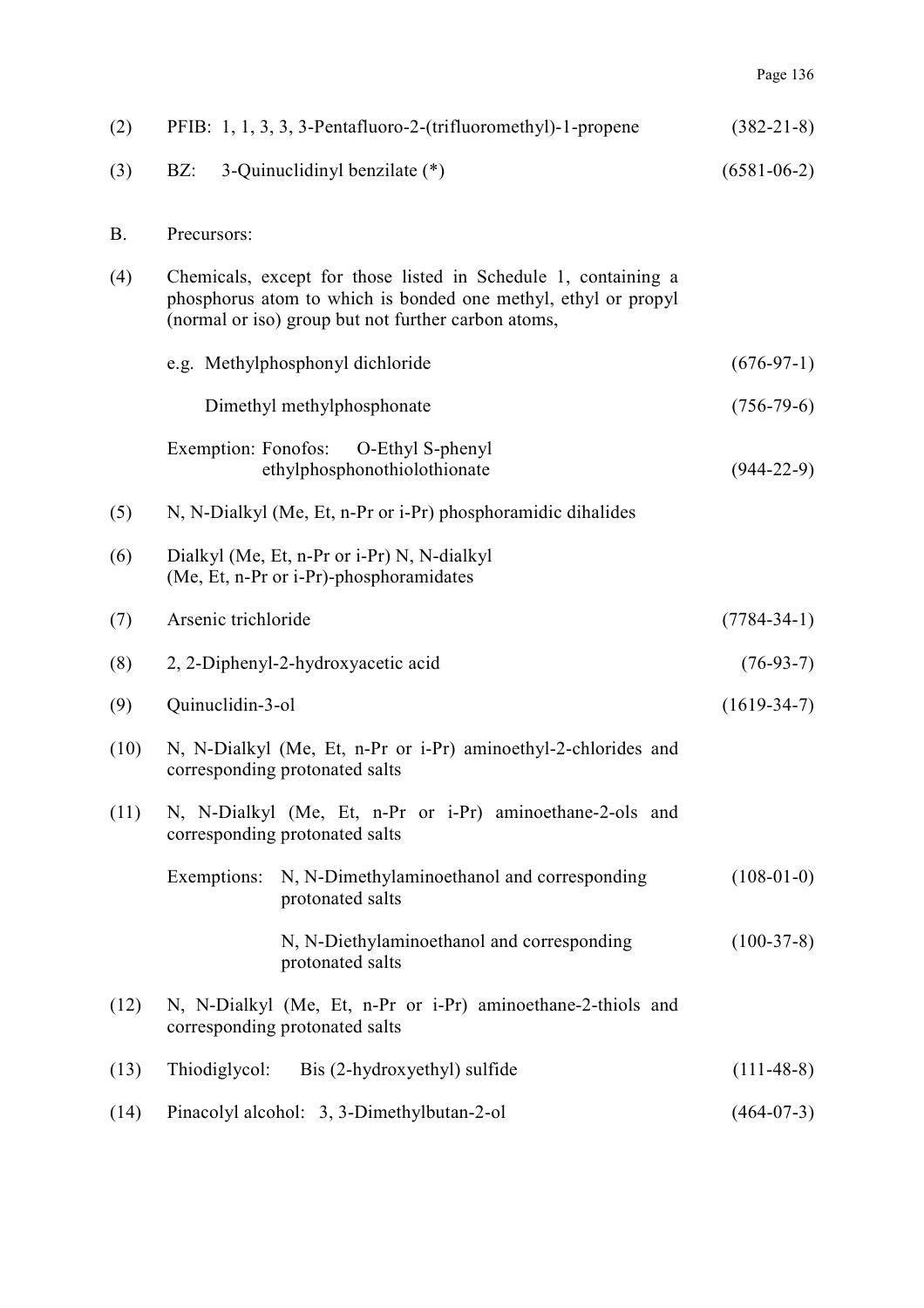| | | |
|---|---|---|
| (2) | PFIB: 1, 1, 3, 3, 3-Pentafluoro-2-(trifluoromethyl)-1-propene | (382-21-8) |
| (3) | BZ: 3-Quinuclidinyl benzilate (*) | (6581-06-2) |

B. Precursors:

| | | |
|---|---|---|
| (4) | Chemicals, except for those listed in Schedule 1, containing a phosphorus atom to which is bonded one methyl, ethyl or propyl (normal or iso) group but not further carbon atoms, | |
| | e.g. Methylphosphonyl dichloride | (676-97-1) |
| | Dimethyl methylphosphonate | (756-79-6) |
| | Exemption: Fonofos: O-Ethyl S-phenyl ethylphosphonothiolothionate | (944-22-9) |
| (5) | N, N-Dialkyl (Me, Et, n-Pr or i-Pr) phosphoramidic dihalides | |
| (6) | Dialkyl (Me, Et, n-Pr or i-Pr) N, N-dialkyl (Me, Et, n-Pr or i-Pr)-phosphoramidates | |
| (7) | Arsenic trichloride | (7784-34-1) |
| (8) | 2, 2-Diphenyl-2-hydroxyacetic acid | (76-93-7) |
| (9) | Quinuclidin-3-ol | (1619-34-7) |
| (10) | N, N-Dialkyl (Me, Et, n-Pr or i-Pr) aminoethyl-2-chlorides and corresponding protonated salts | |
| (11) | N, N-Dialkyl (Me, Et, n-Pr or i-Pr) aminoethane-2-ols and corresponding protonated salts | |
| | Exemptions: N, N-Dimethylaminoethanol and corresponding protonated salts | (108-01-0) |
| | N, N-Diethylaminoethanol and corresponding protonated salts | (100-37-8) |
| (12) | N, N-Dialkyl (Me, Et, n-Pr or i-Pr) aminoethane-2-thiols and corresponding protonated salts | |
| (13) | Thiodiglycol: Bis (2-hydroxyethyl) sulfide | (111-48-8) |
| (14) | Pinacolyl alcohol: 3, 3-Dimethylbutan-2-ol | (464-07-3) |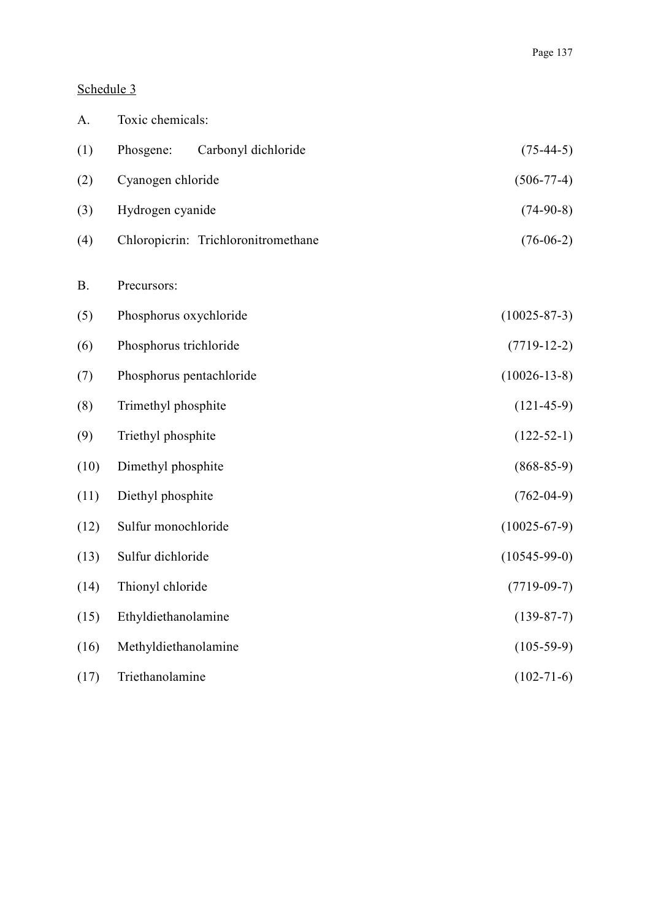Schedule 3

| | | |
|---|---|---|
| A. | Toxic chemicals: | |
| (1) | Phosgene: Carbonyl dichloride | (75-44-5) |
| (2) | Cyanogen chloride | (506-77-4) |
| (3) | Hydrogen cyanide | (74-90-8) |
| (4) | Chloropicrin: Trichloronitromethane | (76-06-2) |
| B. | Precursors: | |
| (5) | Phosphorus oxychloride | (10025-87-3) |
| (6) | Phosphorus trichloride | (7719-12-2) |
| (7) | Phosphorus pentachloride | (10026-13-8) |
| (8) | Trimethyl phosphite | (121-45-9) |
| (9) | Triethyl phosphite | (122-52-1) |
| (10) | Dimethyl phosphite | (868-85-9) |
| (11) | Diethyl phosphite | (762-04-9) |
| (12) | Sulfur monochloride | (10025-67-9) |
| (13) | Sulfur dichloride | (10545-99-0) |
| (14) | Thionyl chloride | (7719-09-7) |
| (15) | Ethyldiethanolamine | (139-87-7) |
| (16) | Methyldiethanolamine | (105-59-9) |
| (17) | Triethanolamine | (102-71-6) |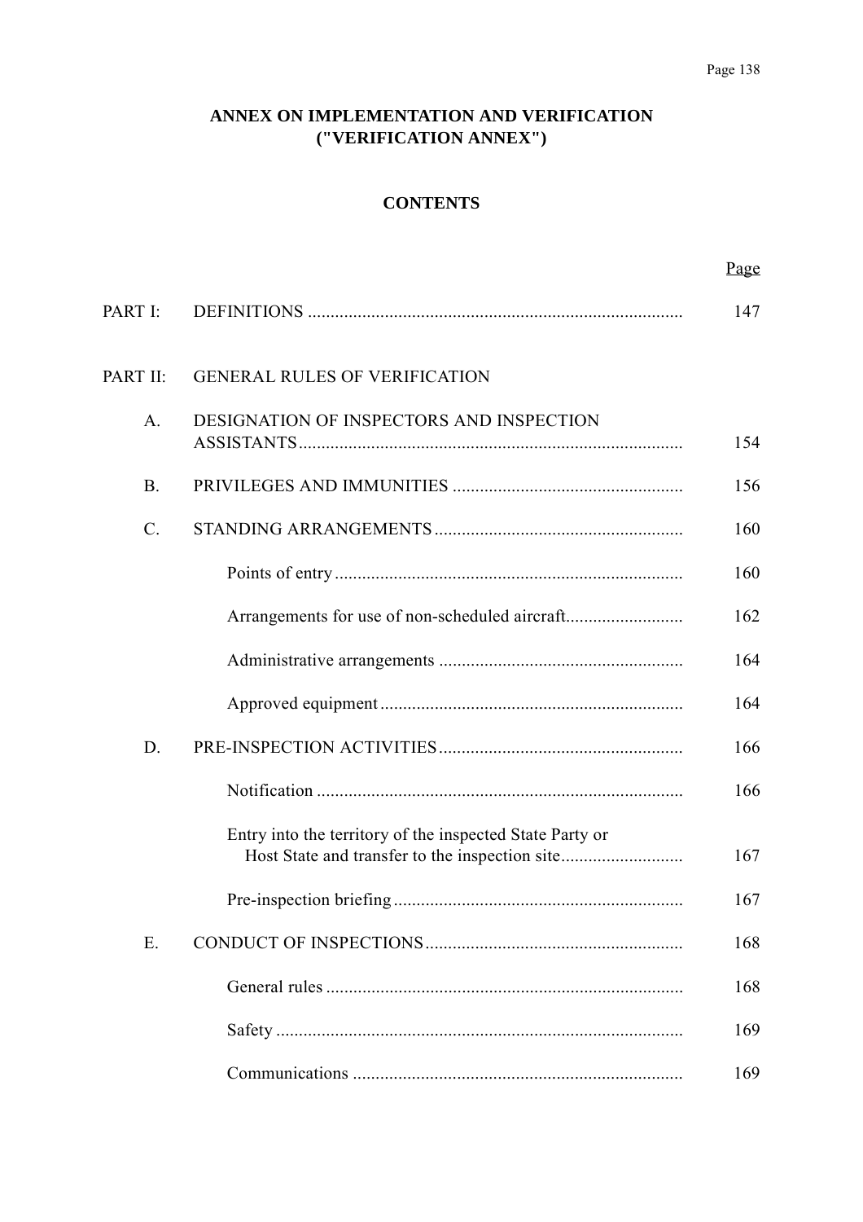# ANNEX ON IMPLEMENTATION AND VERIFICATION ("VERIFICATION ANNEX")

## CONTENTS

| | | Page |
|---|---|---|
| PART I: | DEFINITIONS | 147 |
| PART II: | GENERAL RULES OF VERIFICATION | |
| A. | DESIGNATION OF INSPECTORS AND INSPECTION ASSISTANTS | 154 |
| B. | PRIVILEGES AND IMMUNITIES | 156 |
| C. | STANDING ARRANGEMENTS | 160 |
| | Points of entry | 160 |
| | Arrangements for use of non-scheduled aircraft | 162 |
| | Administrative arrangements | 164 |
| | Approved equipment | 164 |
| D. | PRE-INSPECTION ACTIVITIES | 166 |
| | Notification | 166 |
| | Entry into the territory of the inspected State Party or Host State and transfer to the inspection site | 167 |
| | Pre-inspection briefing | 167 |
| E. | CONDUCT OF INSPECTIONS | 168 |
| | General rules | 168 |
| | Safety | 169 |
| | Communications | 169 |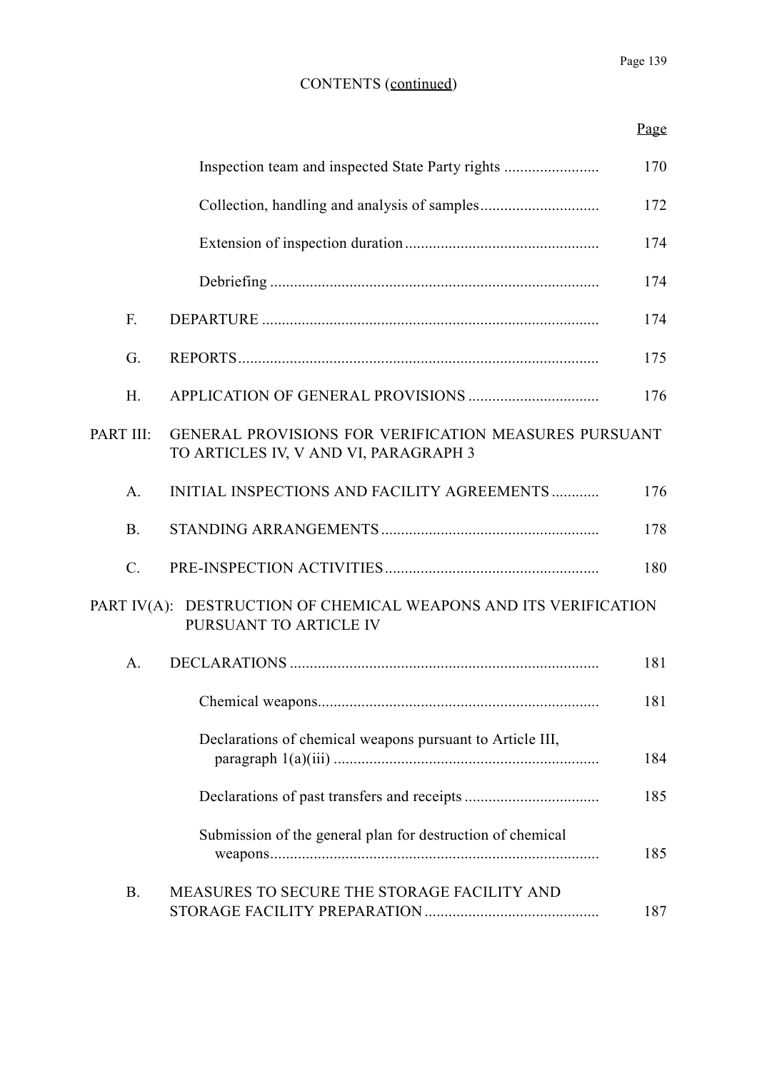CONTENTS (continued)

| | | Page |
|---|---|---|
| | Inspection team and inspected State Party rights | 170 |
| | Collection, handling and analysis of samples | 172 |
| | Extension of inspection duration | 174 |
| | Debriefing | 174 |
| F. | DEPARTURE | 174 |
| G. | REPORTS | 175 |
| H. | APPLICATION OF GENERAL PROVISIONS | 176 |
| PART III: | GENERAL PROVISIONS FOR VERIFICATION MEASURES PURSUANT TO ARTICLES IV, V AND VI, PARAGRAPH 3 | |
| A. | INITIAL INSPECTIONS AND FACILITY AGREEMENTS | 176 |
| B. | STANDING ARRANGEMENTS | 178 |
| C. | PRE-INSPECTION ACTIVITIES | 180 |
| PART IV(A): | DESTRUCTION OF CHEMICAL WEAPONS AND ITS VERIFICATION PURSUANT TO ARTICLE IV | |
| A. | DECLARATIONS | 181 |
| | Chemical weapons | 181 |
| | Declarations of chemical weapons pursuant to Article III, paragraph 1(a)(iii) | 184 |
| | Declarations of past transfers and receipts | 185 |
| | Submission of the general plan for destruction of chemical weapons | 185 |
| B. | MEASURES TO SECURE THE STORAGE FACILITY AND STORAGE FACILITY PREPARATION | 187 |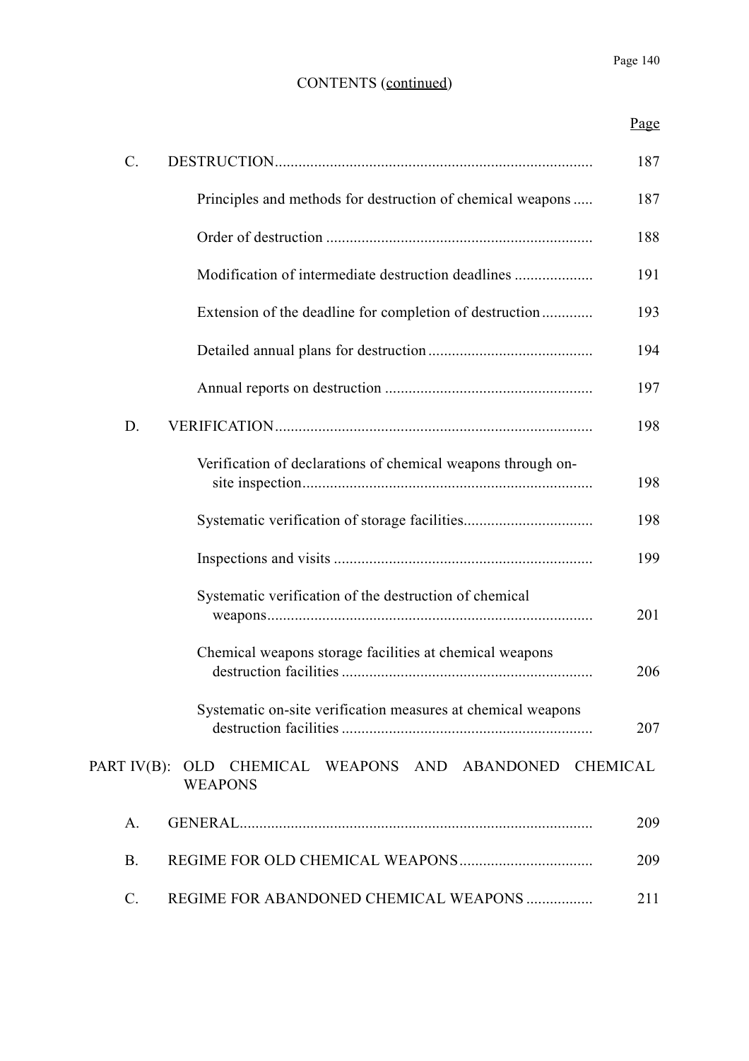CONTENTS (continued)

| | | Page |
|---|---|---|
| C. | DESTRUCTION | 187 |
| | Principles and methods for destruction of chemical weapons | 187 |
| | Order of destruction | 188 |
| | Modification of intermediate destruction deadlines | 191 |
| | Extension of the deadline for completion of destruction | 193 |
| | Detailed annual plans for destruction | 194 |
| | Annual reports on destruction | 197 |
| D. | VERIFICATION | 198 |
| | Verification of declarations of chemical weapons through on-site inspection | 198 |
| | Systematic verification of storage facilities | 198 |
| | Inspections and visits | 199 |
| | Systematic verification of the destruction of chemical weapons | 201 |
| | Chemical weapons storage facilities at chemical weapons destruction facilities | 206 |
| | Systematic on-site verification measures at chemical weapons destruction facilities | 207 |

PART IV(B): OLD CHEMICAL WEAPONS AND ABANDONED CHEMICAL WEAPONS

| | | Page |
|---|---|---|
| A. | GENERAL | 209 |
| B. | REGIME FOR OLD CHEMICAL WEAPONS | 209 |
| C. | REGIME FOR ABANDONED CHEMICAL WEAPONS | 211 |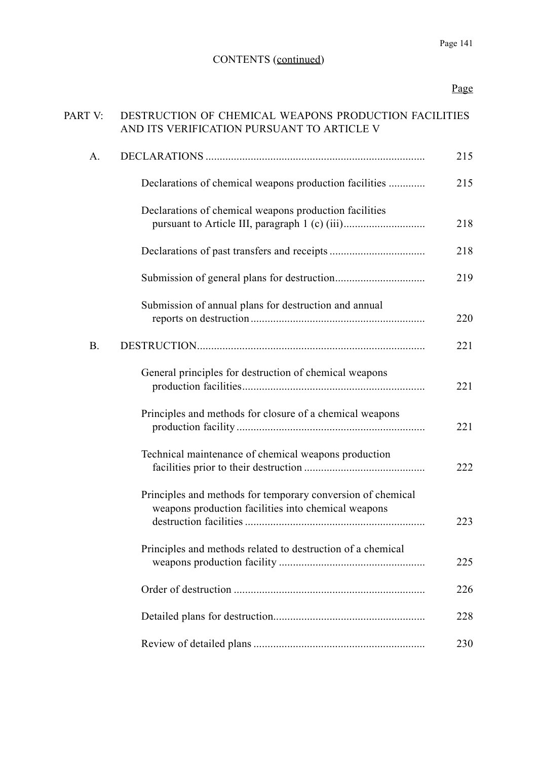CONTENTS (continued)

| | | Page |
|---|---|---|
| PART V: | DESTRUCTION OF CHEMICAL WEAPONS PRODUCTION FACILITIES AND ITS VERIFICATION PURSUANT TO ARTICLE V | |
| A. | DECLARATIONS | 215 |
| | Declarations of chemical weapons production facilities | 215 |
| | Declarations of chemical weapons production facilities pursuant to Article III, paragraph 1 (c) (iii) | 218 |
| | Declarations of past transfers and receipts | 218 |
| | Submission of general plans for destruction | 219 |
| | Submission of annual plans for destruction and annual reports on destruction | 220 |
| B. | DESTRUCTION | 221 |
| | General principles for destruction of chemical weapons production facilities | 221 |
| | Principles and methods for closure of a chemical weapons production facility | 221 |
| | Technical maintenance of chemical weapons production facilities prior to their destruction | 222 |
| | Principles and methods for temporary conversion of chemical weapons production facilities into chemical weapons destruction facilities | 223 |
| | Principles and methods related to destruction of a chemical weapons production facility | 225 |
| | Order of destruction | 226 |
| | Detailed plans for destruction | 228 |
| | Review of detailed plans | 230 |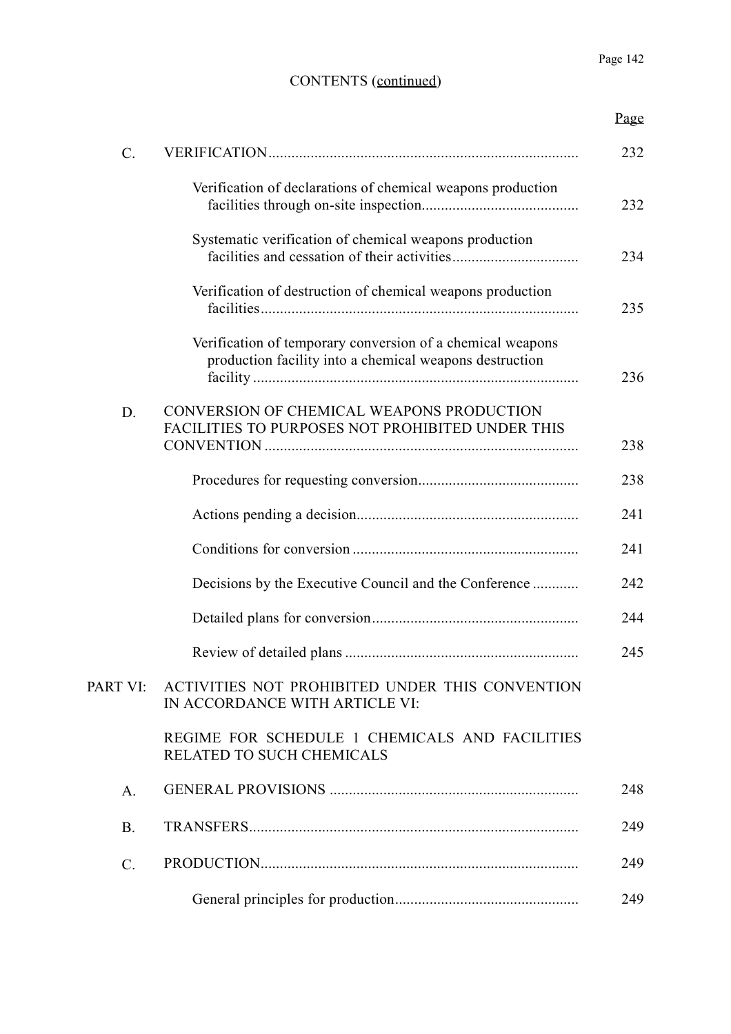CONTENTS (continued)

| | | Page |
|---|---|---|
| C. | VERIFICATION | 232 |
| | Verification of declarations of chemical weapons production facilities through on-site inspection | 232 |
| | Systematic verification of chemical weapons production facilities and cessation of their activities | 234 |
| | Verification of destruction of chemical weapons production facilities | 235 |
| | Verification of temporary conversion of a chemical weapons production facility into a chemical weapons destruction facility | 236 |
| D. | CONVERSION OF CHEMICAL WEAPONS PRODUCTION FACILITIES TO PURPOSES NOT PROHIBITED UNDER THIS CONVENTION | 238 |
| | Procedures for requesting conversion | 238 |
| | Actions pending a decision | 241 |
| | Conditions for conversion | 241 |
| | Decisions by the Executive Council and the Conference | 242 |
| | Detailed plans for conversion | 244 |
| | Review of detailed plans | 245 |
| PART VI: | ACTIVITIES NOT PROHIBITED UNDER THIS CONVENTION IN ACCORDANCE WITH ARTICLE VI: REGIME FOR SCHEDULE 1 CHEMICALS AND FACILITIES RELATED TO SUCH CHEMICALS | |
| A. | GENERAL PROVISIONS | 248 |
| B. | TRANSFERS | 249 |
| C. | PRODUCTION | 249 |
| | General principles for production | 249 |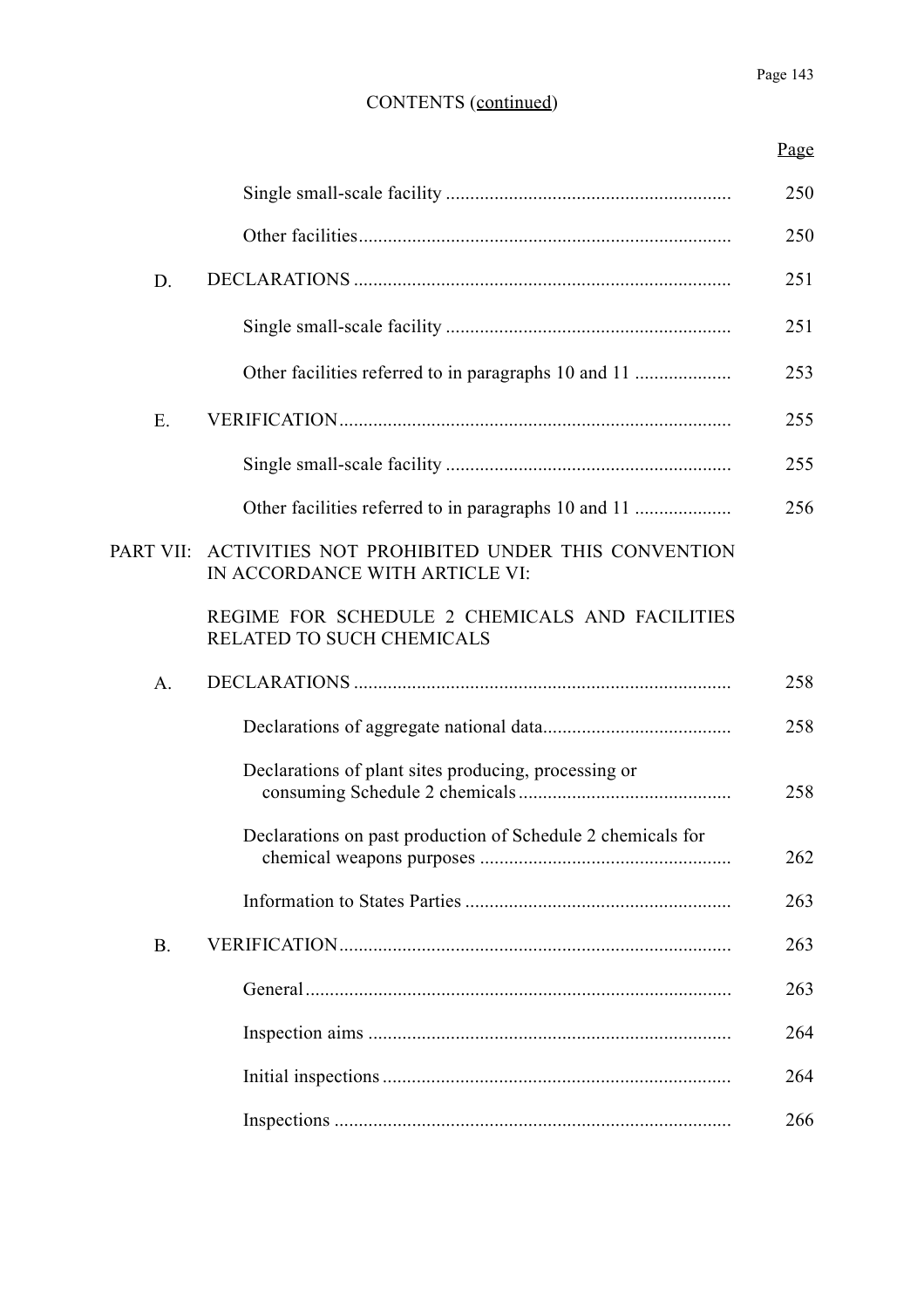CONTENTS (continued)

| | | Page |
|---|---|---|
| | Single small-scale facility | 250 |
| | Other facilities | 250 |
| D. | DECLARATIONS | 251 |
| | Single small-scale facility | 251 |
| | Other facilities referred to in paragraphs 10 and 11 | 253 |
| E. | VERIFICATION | 255 |
| | Single small-scale facility | 255 |
| | Other facilities referred to in paragraphs 10 and 11 | 256 |
| PART VII: | ACTIVITIES NOT PROHIBITED UNDER THIS CONVENTION IN ACCORDANCE WITH ARTICLE VI: | |
| | REGIME FOR SCHEDULE 2 CHEMICALS AND FACILITIES RELATED TO SUCH CHEMICALS | |
| A. | DECLARATIONS | 258 |
| | Declarations of aggregate national data | 258 |
| | Declarations of plant sites producing, processing or consuming Schedule 2 chemicals | 258 |
| | Declarations on past production of Schedule 2 chemicals for chemical weapons purposes | 262 |
| | Information to States Parties | 263 |
| B. | VERIFICATION | 263 |
| | General | 263 |
| | Inspection aims | 264 |
| | Initial inspections | 264 |
| | Inspections | 266 |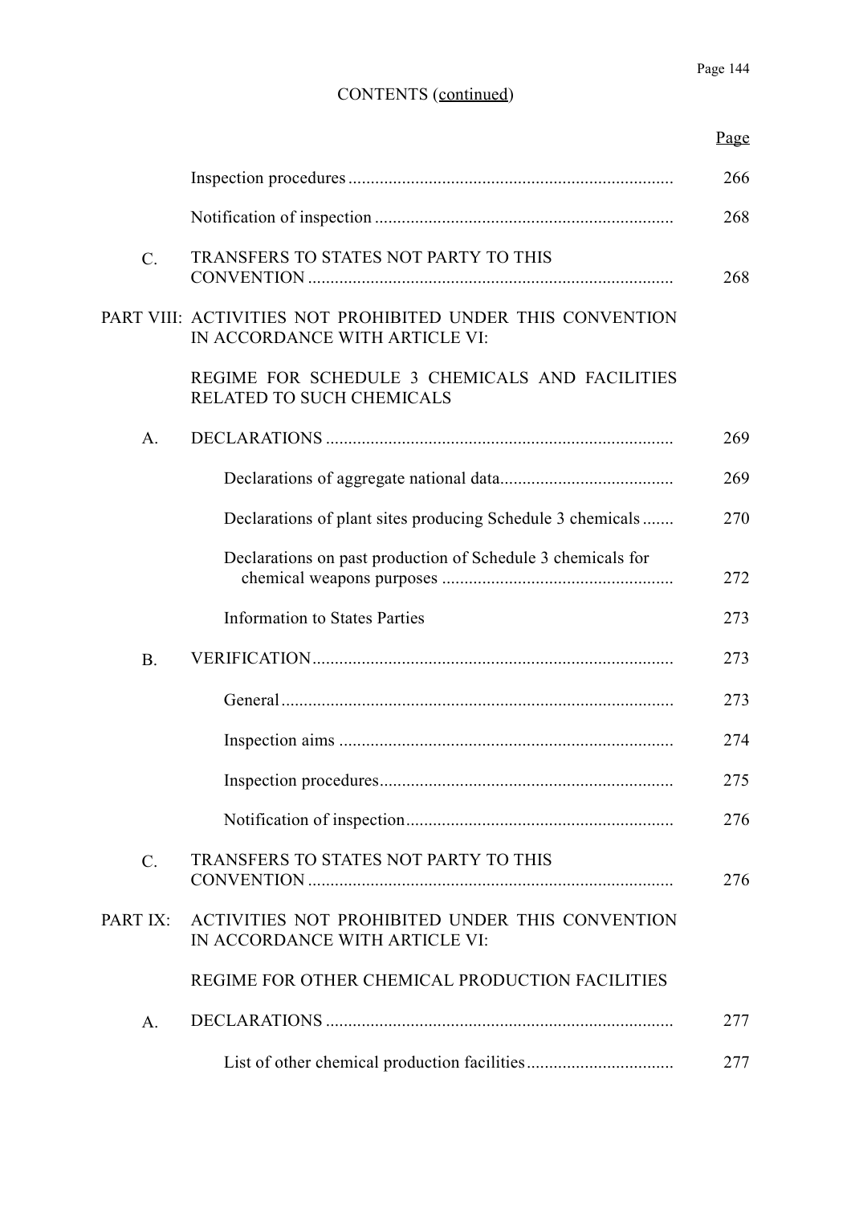CONTENTS (continued)

| | | Page |
|---|---|---|
| | Inspection procedures | 266 |
| | Notification of inspection | 268 |
| C. | TRANSFERS TO STATES NOT PARTY TO THIS CONVENTION | 268 |
| PART VIII: | ACTIVITIES NOT PROHIBITED UNDER THIS CONVENTION IN ACCORDANCE WITH ARTICLE VI: | |
| | REGIME FOR SCHEDULE 3 CHEMICALS AND FACILITIES RELATED TO SUCH CHEMICALS | |
| A. | DECLARATIONS | 269 |
| | Declarations of aggregate national data | 269 |
| | Declarations of plant sites producing Schedule 3 chemicals | 270 |
| | Declarations on past production of Schedule 3 chemicals for chemical weapons purposes | 272 |
| | Information to States Parties | 273 |
| B. | VERIFICATION | 273 |
| | General | 273 |
| | Inspection aims | 274 |
| | Inspection procedures | 275 |
| | Notification of inspection | 276 |
| C. | TRANSFERS TO STATES NOT PARTY TO THIS CONVENTION | 276 |
| PART IX: | ACTIVITIES NOT PROHIBITED UNDER THIS CONVENTION IN ACCORDANCE WITH ARTICLE VI: | |
| | REGIME FOR OTHER CHEMICAL PRODUCTION FACILITIES | |
| A. | DECLARATIONS | 277 |
| | List of other chemical production facilities | 277 |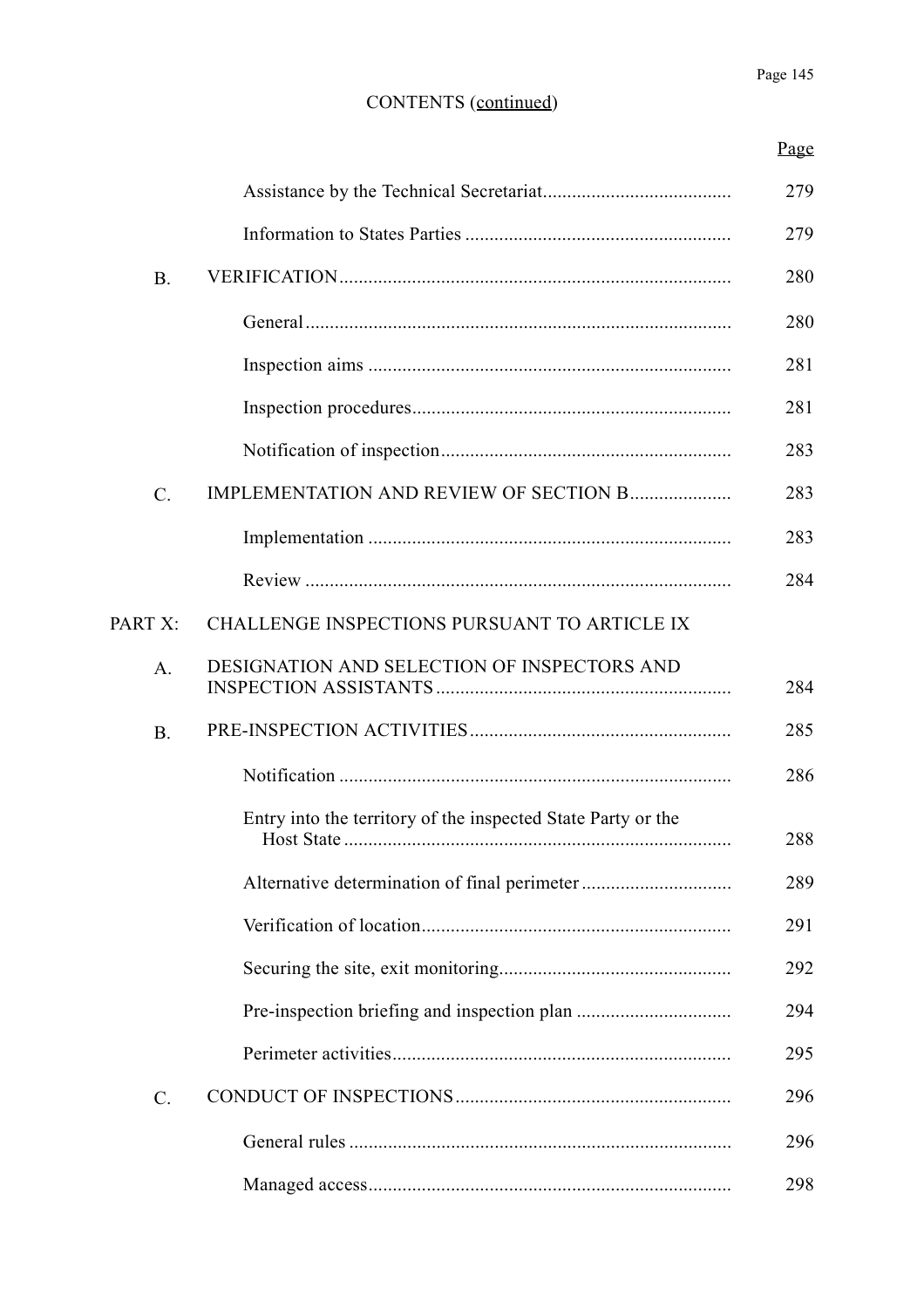CONTENTS (continued)

| | | Page |
|---|---|---|
| | Assistance by the Technical Secretariat | 279 |
| | Information to States Parties | 279 |
| B. | VERIFICATION | 280 |
| | General | 280 |
| | Inspection aims | 281 |
| | Inspection procedures | 281 |
| | Notification of inspection | 283 |
| C. | IMPLEMENTATION AND REVIEW OF SECTION B | 283 |
| | Implementation | 283 |
| | Review | 284 |
| PART X: | CHALLENGE INSPECTIONS PURSUANT TO ARTICLE IX | |
| A. | DESIGNATION AND SELECTION OF INSPECTORS AND INSPECTION ASSISTANTS | 284 |
| B. | PRE-INSPECTION ACTIVITIES | 285 |
| | Notification | 286 |
| | Entry into the territory of the inspected State Party or the Host State | 288 |
| | Alternative determination of final perimeter | 289 |
| | Verification of location | 291 |
| | Securing the site, exit monitoring | 292 |
| | Pre-inspection briefing and inspection plan | 294 |
| | Perimeter activities | 295 |
| C. | CONDUCT OF INSPECTIONS | 296 |
| | General rules | 296 |
| | Managed access | 298 |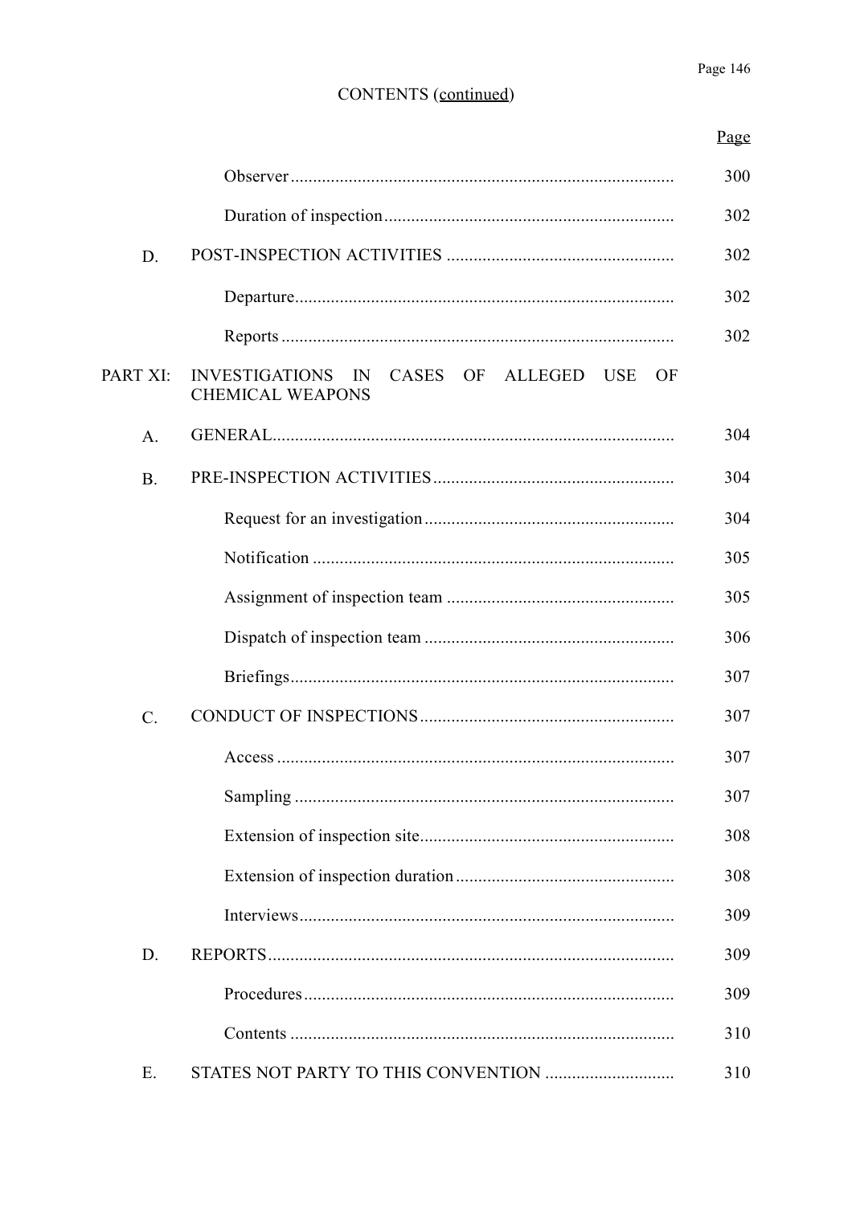CONTENTS (continued)

| | | Page |
|---|---|---|
| | Observer | 300 |
| | Duration of inspection | 302 |
| D. | POST-INSPECTION ACTIVITIES | 302 |
| | Departure | 302 |
| | Reports | 302 |
| PART XI: | INVESTIGATIONS IN CASES OF ALLEGED USE OF CHEMICAL WEAPONS | |
| A. | GENERAL | 304 |
| B. | PRE-INSPECTION ACTIVITIES | 304 |
| | Request for an investigation | 304 |
| | Notification | 305 |
| | Assignment of inspection team | 305 |
| | Dispatch of inspection team | 306 |
| | Briefings | 307 |
| C. | CONDUCT OF INSPECTIONS | 307 |
| | Access | 307 |
| | Sampling | 307 |
| | Extension of inspection site | 308 |
| | Extension of inspection duration | 308 |
| | Interviews | 309 |
| D. | REPORTS | 309 |
| | Procedures | 309 |
| | Contents | 310 |
| E. | STATES NOT PARTY TO THIS CONVENTION | 310 |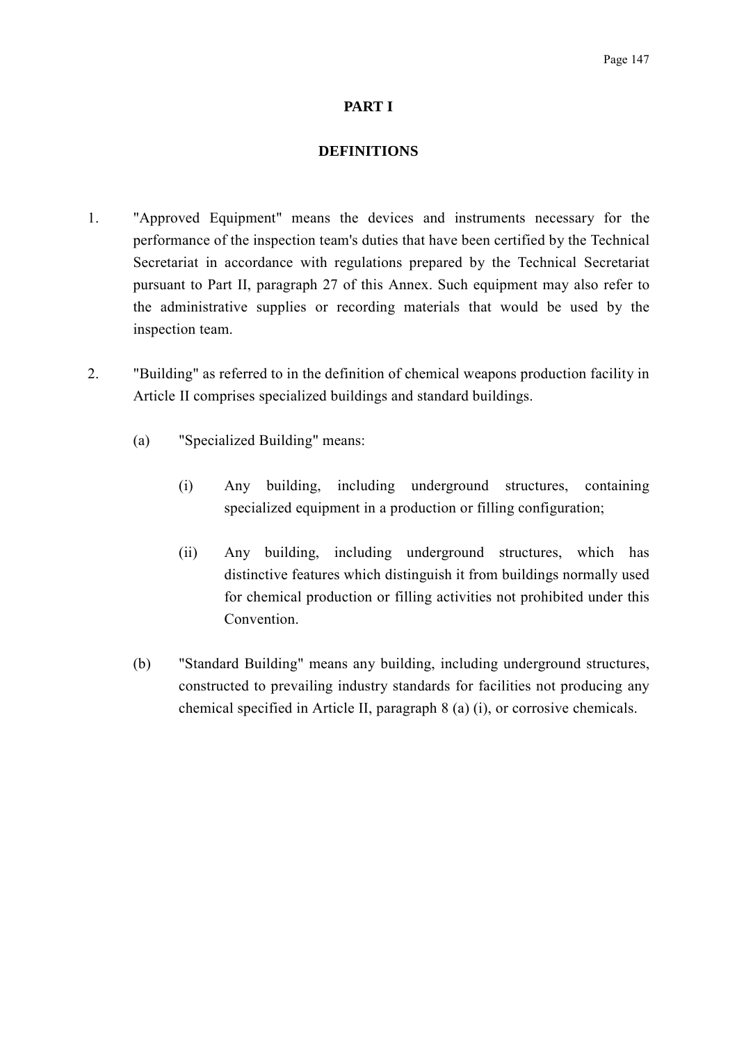## PART I

## DEFINITIONS

1. "Approved Equipment" means the devices and instruments necessary for the performance of the inspection team's duties that have been certified by the Technical Secretariat in accordance with regulations prepared by the Technical Secretariat pursuant to Part II, paragraph 27 of this Annex. Such equipment may also refer to the administrative supplies or recording materials that would be used by the inspection team.

2. "Building" as referred to in the definition of chemical weapons production facility in Article II comprises specialized buildings and standard buildings.

   (a) "Specialized Building" means:

      (i) Any building, including underground structures, containing specialized equipment in a production or filling configuration;

      (ii) Any building, including underground structures, which has distinctive features which distinguish it from buildings normally used for chemical production or filling activities not prohibited under this Convention.

   (b) "Standard Building" means any building, including underground structures, constructed to prevailing industry standards for facilities not producing any chemical specified in Article II, paragraph 8 (a) (i), or corrosive chemicals.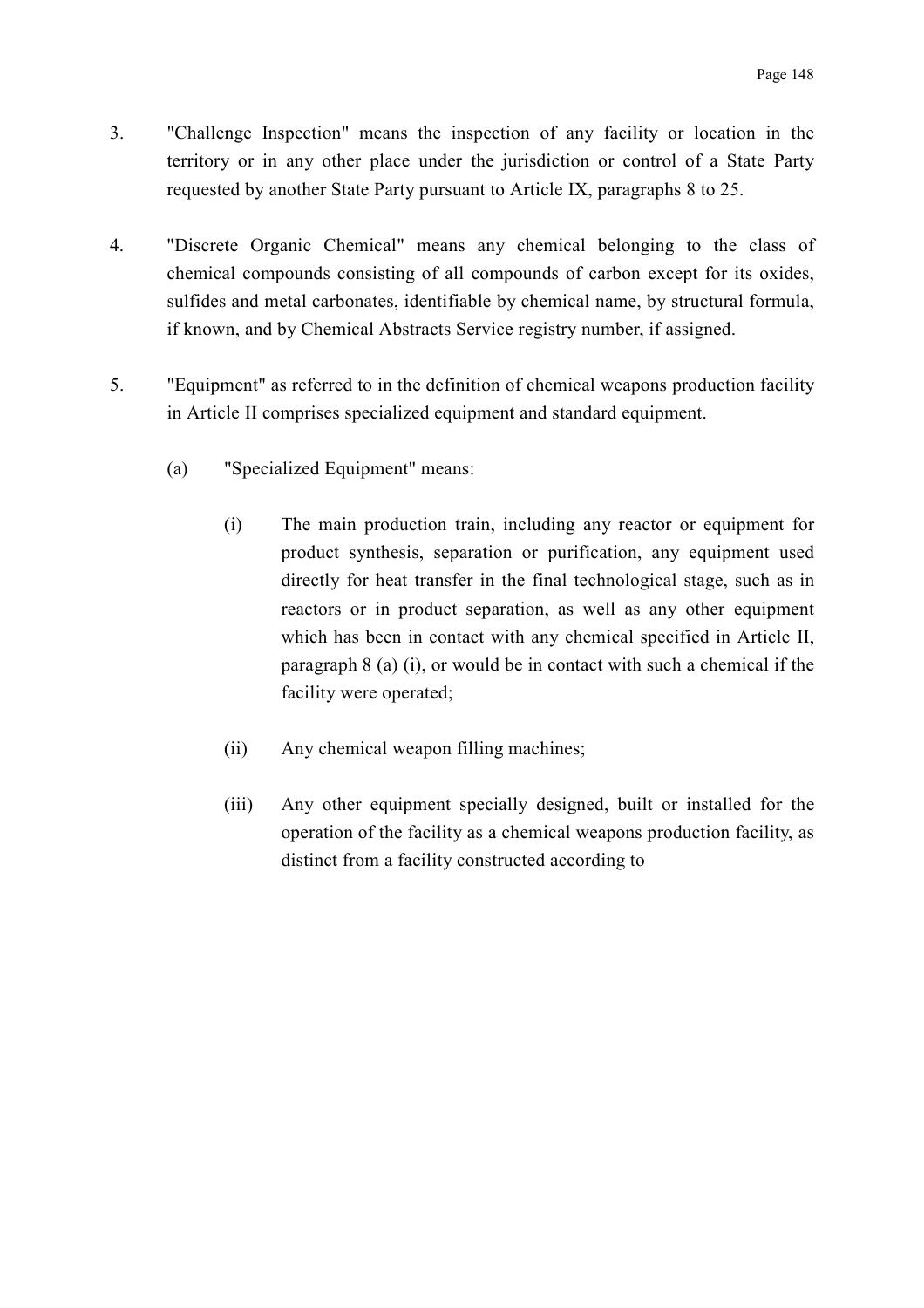3. "Challenge Inspection" means the inspection of any facility or location in the territory or in any other place under the jurisdiction or control of a State Party requested by another State Party pursuant to Article IX, paragraphs 8 to 25.

4. "Discrete Organic Chemical" means any chemical belonging to the class of chemical compounds consisting of all compounds of carbon except for its oxides, sulfides and metal carbonates, identifiable by chemical name, by structural formula, if known, and by Chemical Abstracts Service registry number, if assigned.

5. "Equipment" as referred to in the definition of chemical weapons production facility in Article II comprises specialized equipment and standard equipment.

   (a) "Specialized Equipment" means:

      (i) The main production train, including any reactor or equipment for product synthesis, separation or purification, any equipment used directly for heat transfer in the final technological stage, such as in reactors or in product separation, as well as any other equipment which has been in contact with any chemical specified in Article II, paragraph 8 (a) (i), or would be in contact with such a chemical if the facility were operated;

      (ii) Any chemical weapon filling machines;

      (iii) Any other equipment specially designed, built or installed for the operation of the facility as a chemical weapons production facility, as distinct from a facility constructed according to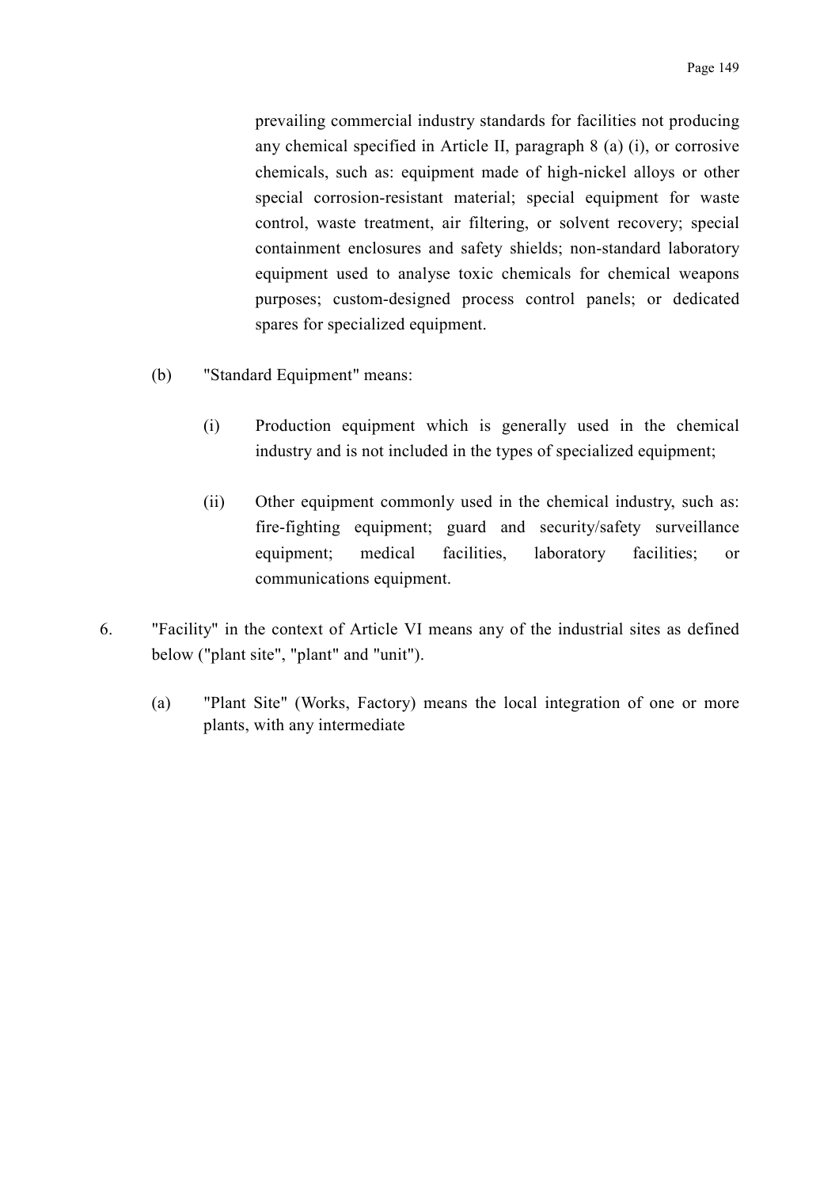prevailing commercial industry standards for facilities not producing any chemical specified in Article II, paragraph 8 (a) (i), or corrosive chemicals, such as: equipment made of high-nickel alloys or other special corrosion-resistant material; special equipment for waste control, waste treatment, air filtering, or solvent recovery; special containment enclosures and safety shields; non-standard laboratory equipment used to analyse toxic chemicals for chemical weapons purposes; custom-designed process control panels; or dedicated spares for specialized equipment.

(b) "Standard Equipment" means:

(i) Production equipment which is generally used in the chemical industry and is not included in the types of specialized equipment;

(ii) Other equipment commonly used in the chemical industry, such as: fire-fighting equipment; guard and security/safety surveillance equipment; medical facilities, laboratory facilities; or communications equipment.

6. "Facility" in the context of Article VI means any of the industrial sites as defined below ("plant site", "plant" and "unit").

(a) "Plant Site" (Works, Factory) means the local integration of one or more plants, with any intermediate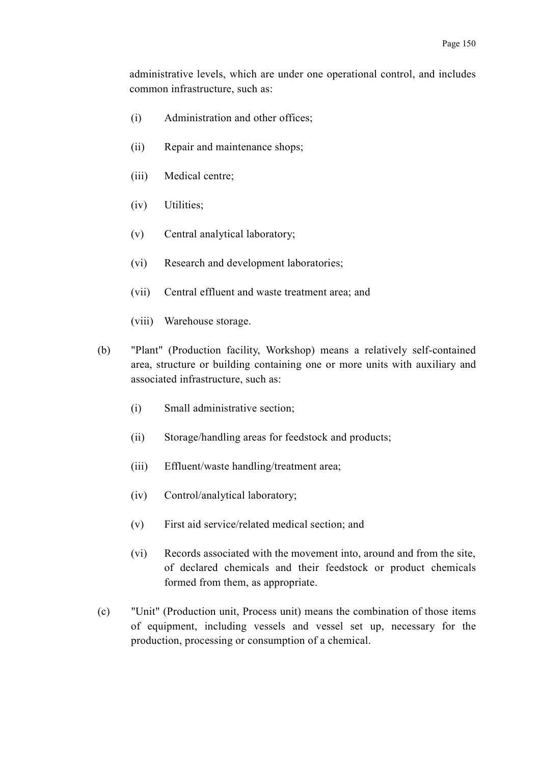administrative levels, which are under one operational control, and includes common infrastructure, such as:

(i) Administration and other offices;

(ii) Repair and maintenance shops;

(iii) Medical centre;

(iv) Utilities;

(v) Central analytical laboratory;

(vi) Research and development laboratories;

(vii) Central effluent and waste treatment area; and

(viii) Warehouse storage.

(b) "Plant" (Production facility, Workshop) means a relatively self-contained area, structure or building containing one or more units with auxiliary and associated infrastructure, such as:

(i) Small administrative section;

(ii) Storage/handling areas for feedstock and products;

(iii) Effluent/waste handling/treatment area;

(iv) Control/analytical laboratory;

(v) First aid service/related medical section; and

(vi) Records associated with the movement into, around and from the site, of declared chemicals and their feedstock or product chemicals formed from them, as appropriate.

(c) "Unit" (Production unit, Process unit) means the combination of those items of equipment, including vessels and vessel set up, necessary for the production, processing or consumption of a chemical.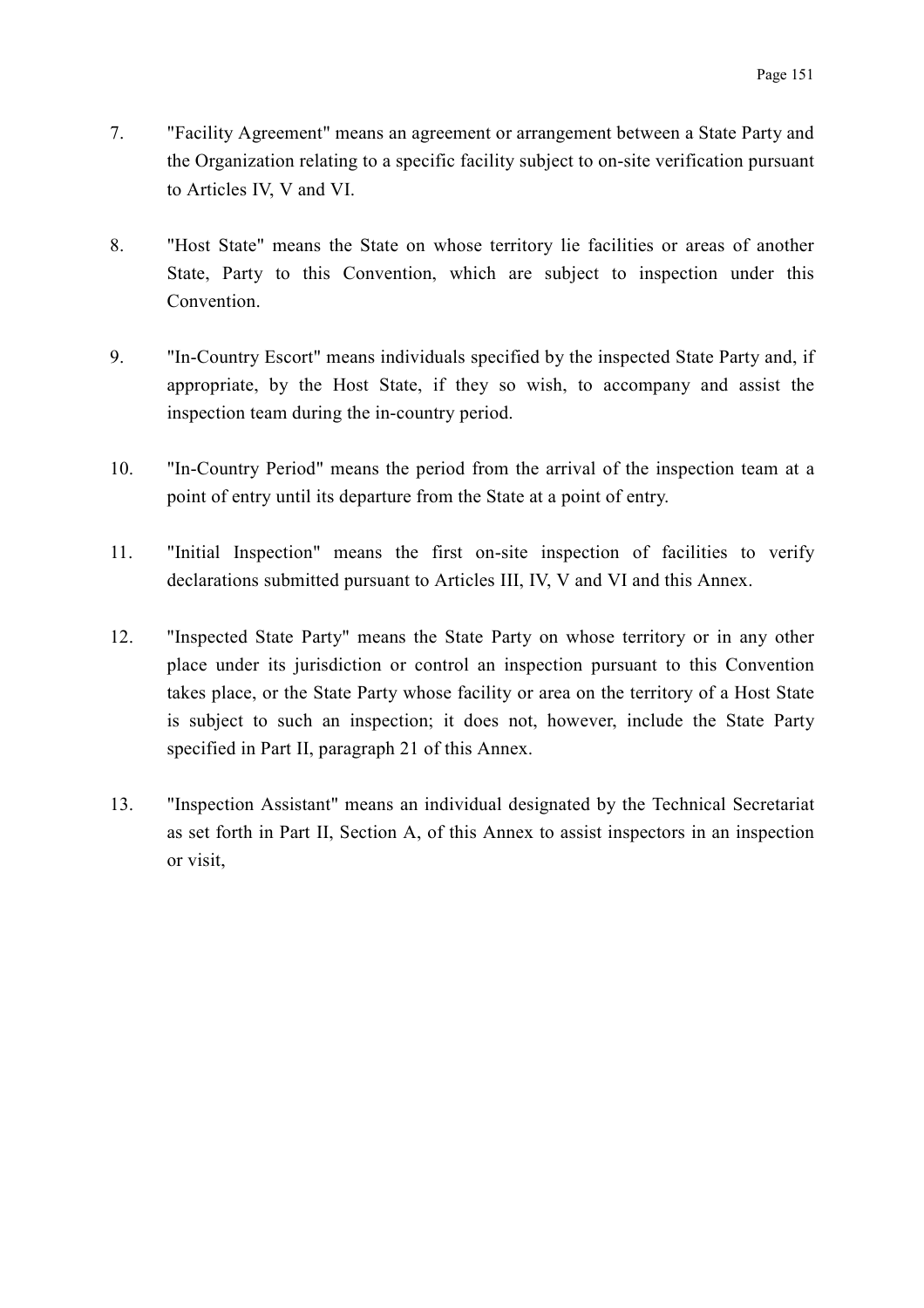7. "Facility Agreement" means an agreement or arrangement between a State Party and the Organization relating to a specific facility subject to on-site verification pursuant to Articles IV, V and VI.

8. "Host State" means the State on whose territory lie facilities or areas of another State, Party to this Convention, which are subject to inspection under this Convention.

9. "In-Country Escort" means individuals specified by the inspected State Party and, if appropriate, by the Host State, if they so wish, to accompany and assist the inspection team during the in-country period.

10. "In-Country Period" means the period from the arrival of the inspection team at a point of entry until its departure from the State at a point of entry.

11. "Initial Inspection" means the first on-site inspection of facilities to verify declarations submitted pursuant to Articles III, IV, V and VI and this Annex.

12. "Inspected State Party" means the State Party on whose territory or in any other place under its jurisdiction or control an inspection pursuant to this Convention takes place, or the State Party whose facility or area on the territory of a Host State is subject to such an inspection; it does not, however, include the State Party specified in Part II, paragraph 21 of this Annex.

13. "Inspection Assistant" means an individual designated by the Technical Secretariat as set forth in Part II, Section A, of this Annex to assist inspectors in an inspection or visit,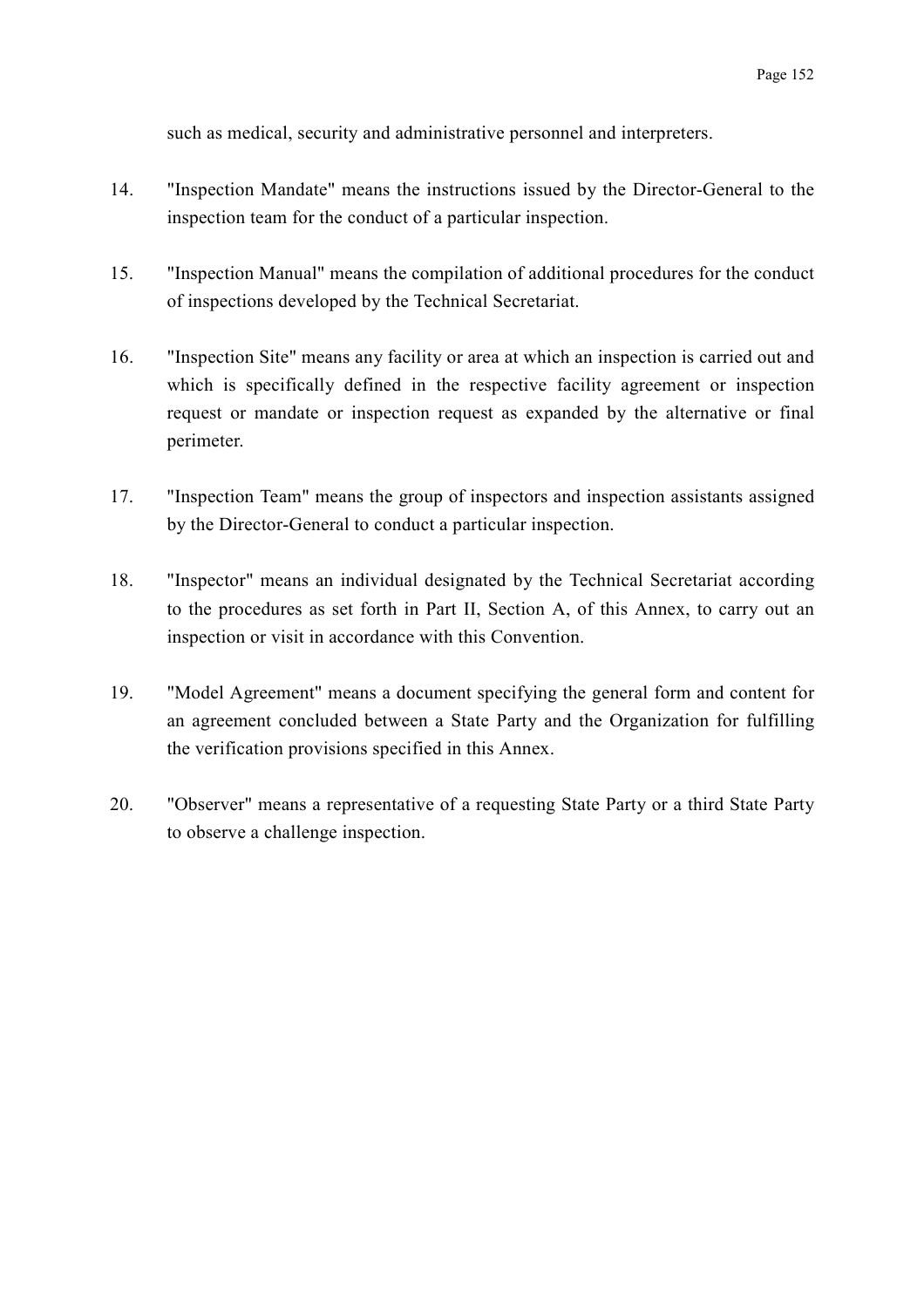such as medical, security and administrative personnel and interpreters.

14. "Inspection Mandate" means the instructions issued by the Director-General to the inspection team for the conduct of a particular inspection.

15. "Inspection Manual" means the compilation of additional procedures for the conduct of inspections developed by the Technical Secretariat.

16. "Inspection Site" means any facility or area at which an inspection is carried out and which is specifically defined in the respective facility agreement or inspection request or mandate or inspection request as expanded by the alternative or final perimeter.

17. "Inspection Team" means the group of inspectors and inspection assistants assigned by the Director-General to conduct a particular inspection.

18. "Inspector" means an individual designated by the Technical Secretariat according to the procedures as set forth in Part II, Section A, of this Annex, to carry out an inspection or visit in accordance with this Convention.

19. "Model Agreement" means a document specifying the general form and content for an agreement concluded between a State Party and the Organization for fulfilling the verification provisions specified in this Annex.

20. "Observer" means a representative of a requesting State Party or a third State Party to observe a challenge inspection.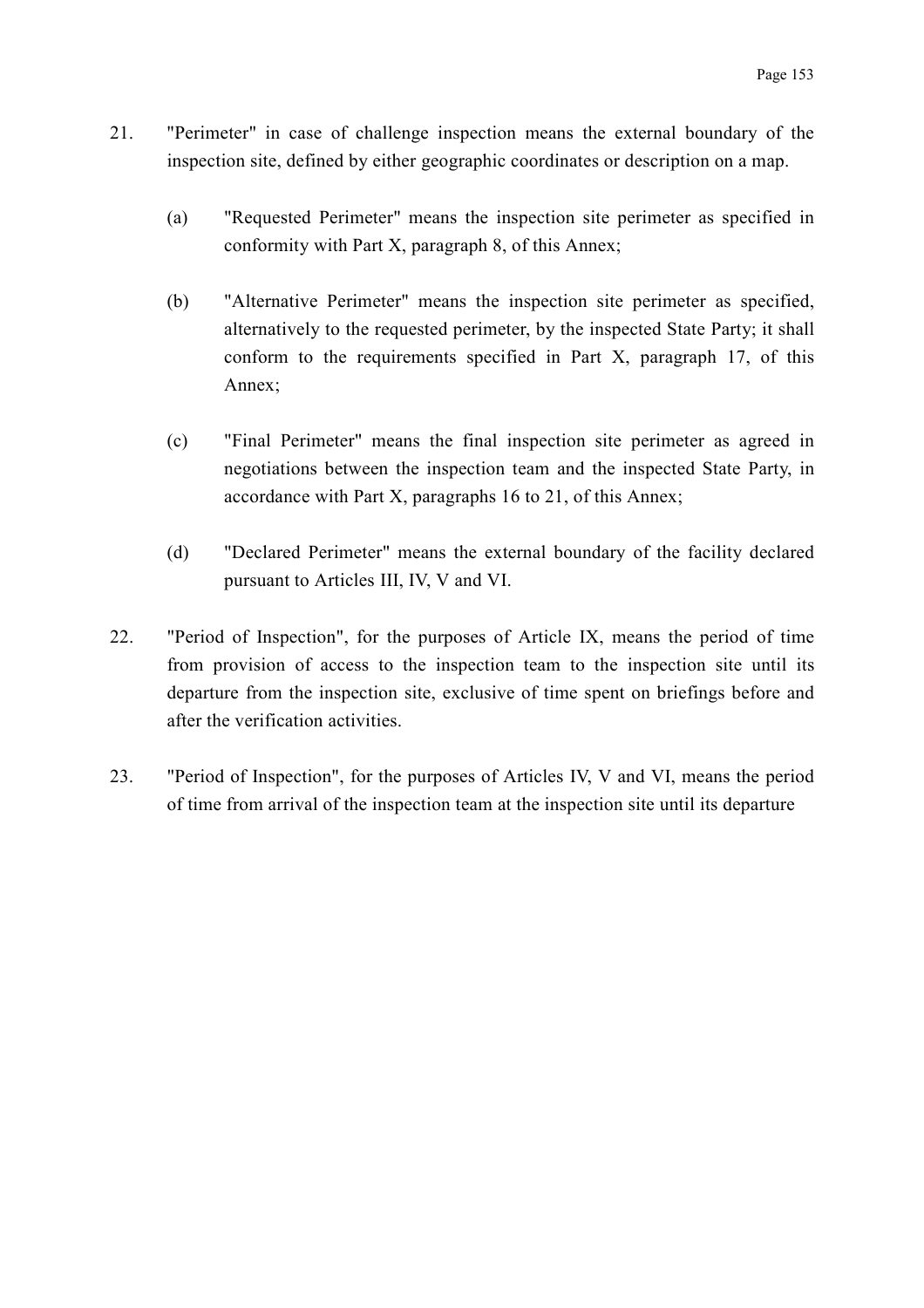21. "Perimeter" in case of challenge inspection means the external boundary of the inspection site, defined by either geographic coordinates or description on a map.

    (a) "Requested Perimeter" means the inspection site perimeter as specified in conformity with Part X, paragraph 8, of this Annex;

    (b) "Alternative Perimeter" means the inspection site perimeter as specified, alternatively to the requested perimeter, by the inspected State Party; it shall conform to the requirements specified in Part X, paragraph 17, of this Annex;

    (c) "Final Perimeter" means the final inspection site perimeter as agreed in negotiations between the inspection team and the inspected State Party, in accordance with Part X, paragraphs 16 to 21, of this Annex;

    (d) "Declared Perimeter" means the external boundary of the facility declared pursuant to Articles III, IV, V and VI.

22. "Period of Inspection", for the purposes of Article IX, means the period of time from provision of access to the inspection team to the inspection site until its departure from the inspection site, exclusive of time spent on briefings before and after the verification activities.

23. "Period of Inspection", for the purposes of Articles IV, V and VI, means the period of time from arrival of the inspection team at the inspection site until its departure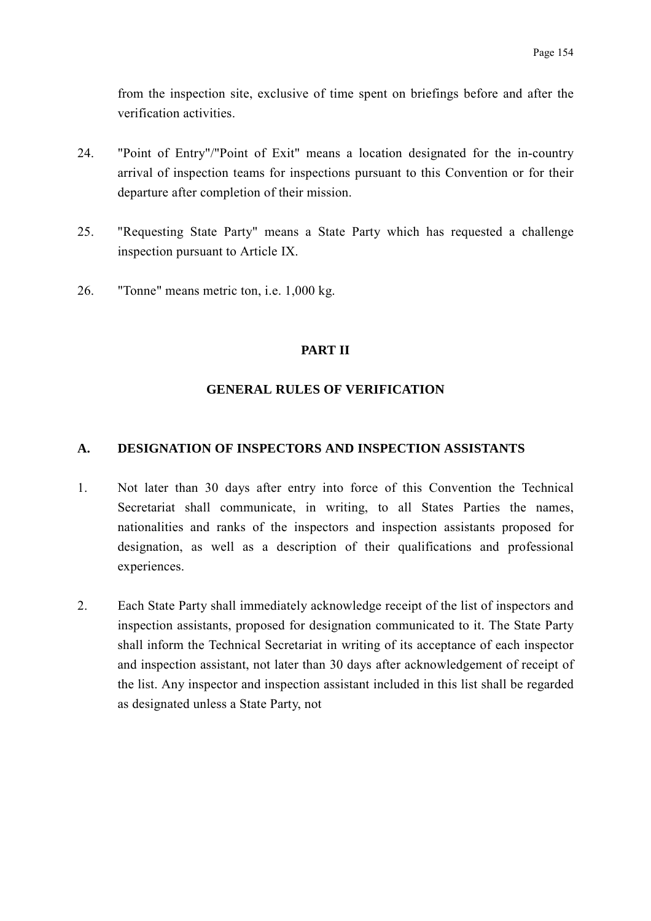from the inspection site, exclusive of time spent on briefings before and after the verification activities.

24. "Point of Entry"/"Point of Exit" means a location designated for the in-country arrival of inspection teams for inspections pursuant to this Convention or for their departure after completion of their mission.

25. "Requesting State Party" means a State Party which has requested a challenge inspection pursuant to Article IX.

26. "Tonne" means metric ton, i.e. 1,000 kg.

## PART II

## GENERAL RULES OF VERIFICATION

### A. DESIGNATION OF INSPECTORS AND INSPECTION ASSISTANTS

1. Not later than 30 days after entry into force of this Convention the Technical Secretariat shall communicate, in writing, to all States Parties the names, nationalities and ranks of the inspectors and inspection assistants proposed for designation, as well as a description of their qualifications and professional experiences.

2. Each State Party shall immediately acknowledge receipt of the list of inspectors and inspection assistants, proposed for designation communicated to it. The State Party shall inform the Technical Secretariat in writing of its acceptance of each inspector and inspection assistant, not later than 30 days after acknowledgement of receipt of the list. Any inspector and inspection assistant included in this list shall be regarded as designated unless a State Party, not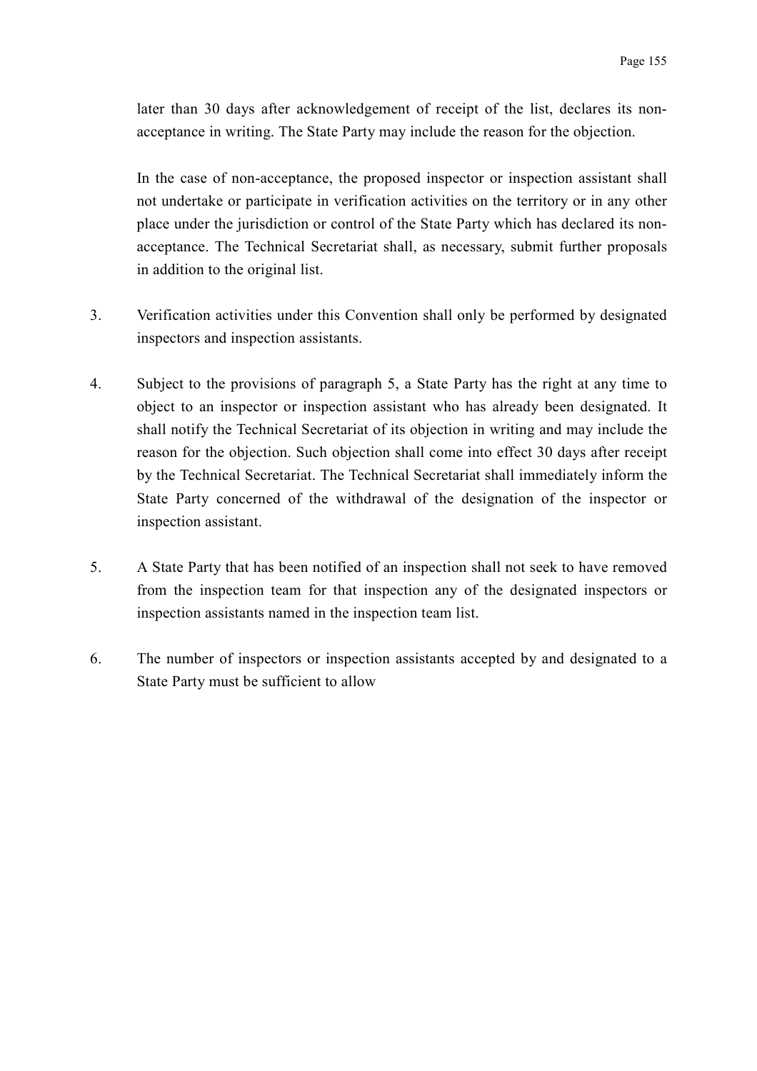later than 30 days after acknowledgement of receipt of the list, declares its non-acceptance in writing. The State Party may include the reason for the objection.

In the case of non-acceptance, the proposed inspector or inspection assistant shall not undertake or participate in verification activities on the territory or in any other place under the jurisdiction or control of the State Party which has declared its non-acceptance. The Technical Secretariat shall, as necessary, submit further proposals in addition to the original list.

3. Verification activities under this Convention shall only be performed by designated inspectors and inspection assistants.

4. Subject to the provisions of paragraph 5, a State Party has the right at any time to object to an inspector or inspection assistant who has already been designated. It shall notify the Technical Secretariat of its objection in writing and may include the reason for the objection. Such objection shall come into effect 30 days after receipt by the Technical Secretariat. The Technical Secretariat shall immediately inform the State Party concerned of the withdrawal of the designation of the inspector or inspection assistant.

5. A State Party that has been notified of an inspection shall not seek to have removed from the inspection team for that inspection any of the designated inspectors or inspection assistants named in the inspection team list.

6. The number of inspectors or inspection assistants accepted by and designated to a State Party must be sufficient to allow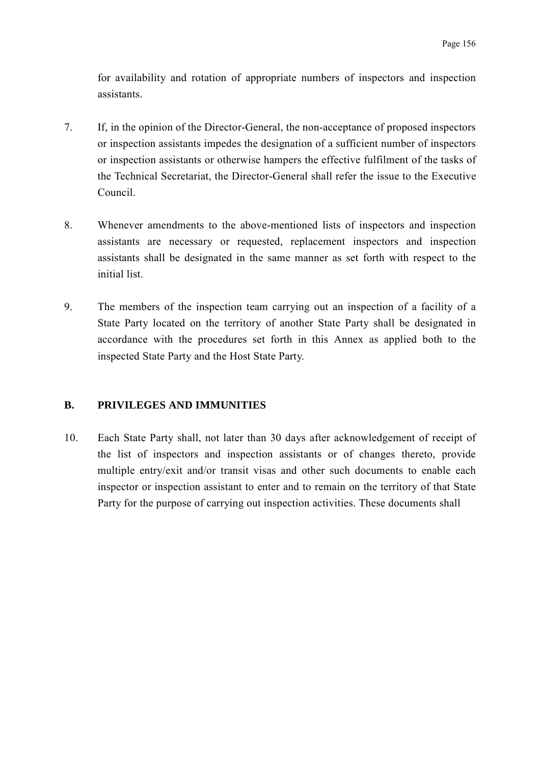for availability and rotation of appropriate numbers of inspectors and inspection assistants.

7. If, in the opinion of the Director-General, the non-acceptance of proposed inspectors or inspection assistants impedes the designation of a sufficient number of inspectors or inspection assistants or otherwise hampers the effective fulfilment of the tasks of the Technical Secretariat, the Director-General shall refer the issue to the Executive Council.

8. Whenever amendments to the above-mentioned lists of inspectors and inspection assistants are necessary or requested, replacement inspectors and inspection assistants shall be designated in the same manner as set forth with respect to the initial list.

9. The members of the inspection team carrying out an inspection of a facility of a State Party located on the territory of another State Party shall be designated in accordance with the procedures set forth in this Annex as applied both to the inspected State Party and the Host State Party.

## B. PRIVILEGES AND IMMUNITIES

10. Each State Party shall, not later than 30 days after acknowledgement of receipt of the list of inspectors and inspection assistants or of changes thereto, provide multiple entry/exit and/or transit visas and other such documents to enable each inspector or inspection assistant to enter and to remain on the territory of that State Party for the purpose of carrying out inspection activities. These documents shall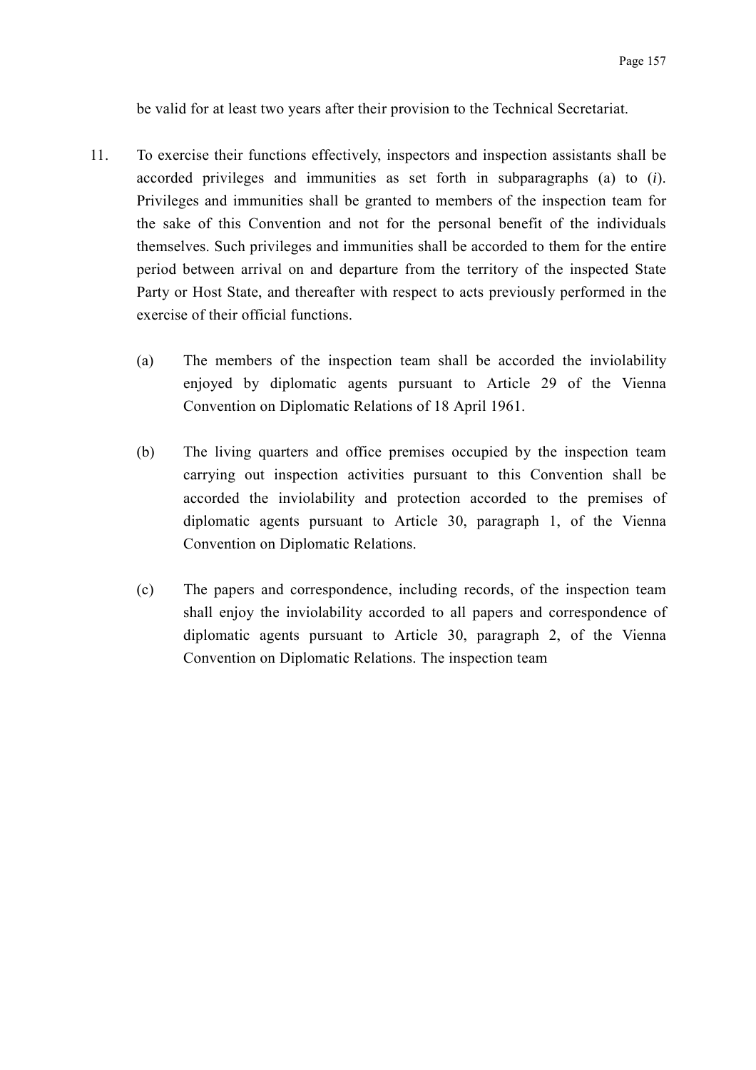be valid for at least two years after their provision to the Technical Secretariat.

11. To exercise their functions effectively, inspectors and inspection assistants shall be accorded privileges and immunities as set forth in subparagraphs (a) to (*i*). Privileges and immunities shall be granted to members of the inspection team for the sake of this Convention and not for the personal benefit of the individuals themselves. Such privileges and immunities shall be accorded to them for the entire period between arrival on and departure from the territory of the inspected State Party or Host State, and thereafter with respect to acts previously performed in the exercise of their official functions.

    (a) The members of the inspection team shall be accorded the inviolability enjoyed by diplomatic agents pursuant to Article 29 of the Vienna Convention on Diplomatic Relations of 18 April 1961.

    (b) The living quarters and office premises occupied by the inspection team carrying out inspection activities pursuant to this Convention shall be accorded the inviolability and protection accorded to the premises of diplomatic agents pursuant to Article 30, paragraph 1, of the Vienna Convention on Diplomatic Relations.

    (c) The papers and correspondence, including records, of the inspection team shall enjoy the inviolability accorded to all papers and correspondence of diplomatic agents pursuant to Article 30, paragraph 2, of the Vienna Convention on Diplomatic Relations. The inspection team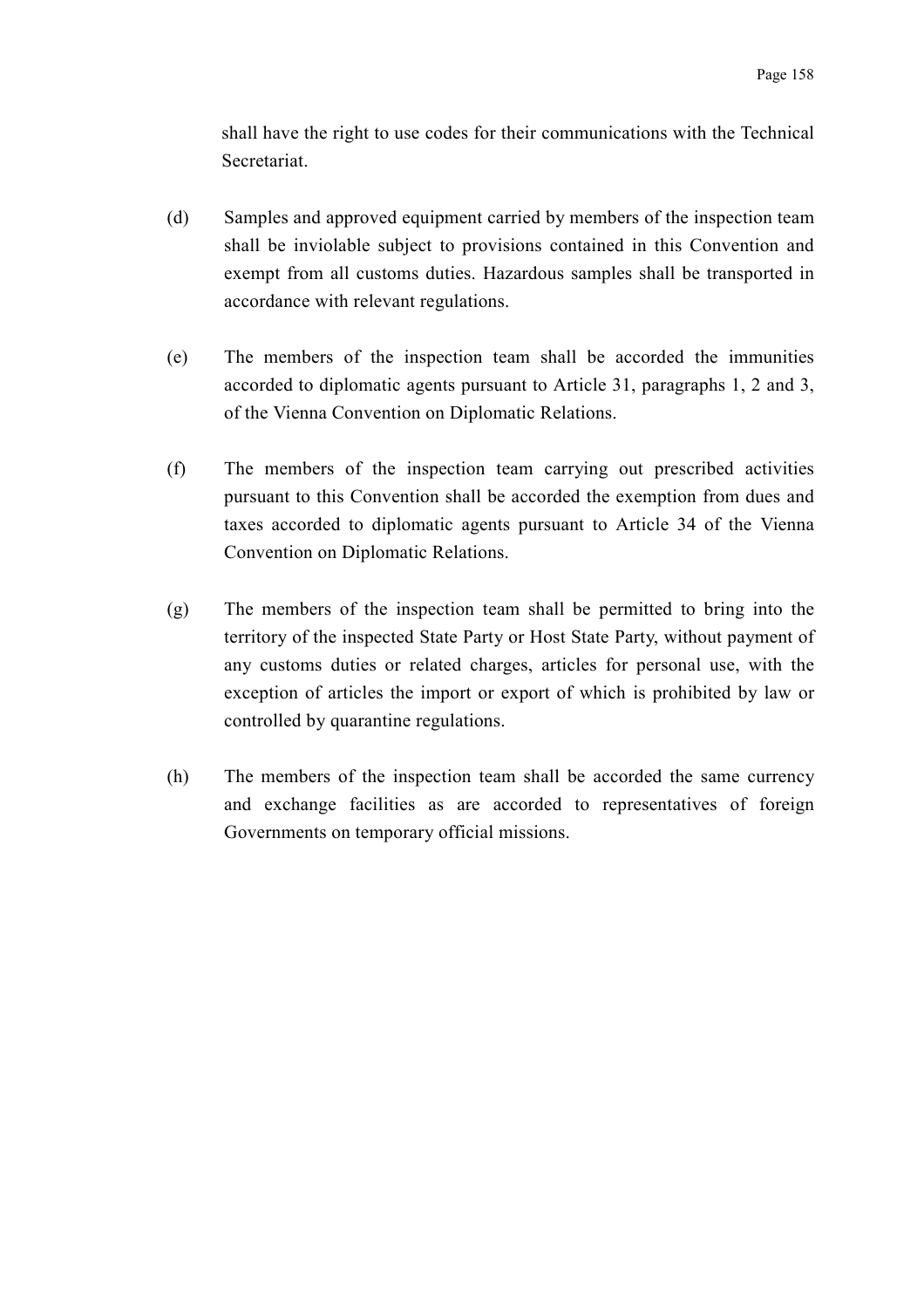shall have the right to use codes for their communications with the Technical Secretariat.

(d) Samples and approved equipment carried by members of the inspection team shall be inviolable subject to provisions contained in this Convention and exempt from all customs duties. Hazardous samples shall be transported in accordance with relevant regulations.

(e) The members of the inspection team shall be accorded the immunities accorded to diplomatic agents pursuant to Article 31, paragraphs 1, 2 and 3, of the Vienna Convention on Diplomatic Relations.

(f) The members of the inspection team carrying out prescribed activities pursuant to this Convention shall be accorded the exemption from dues and taxes accorded to diplomatic agents pursuant to Article 34 of the Vienna Convention on Diplomatic Relations.

(g) The members of the inspection team shall be permitted to bring into the territory of the inspected State Party or Host State Party, without payment of any customs duties or related charges, articles for personal use, with the exception of articles the import or export of which is prohibited by law or controlled by quarantine regulations.

(h) The members of the inspection team shall be accorded the same currency and exchange facilities as are accorded to representatives of foreign Governments on temporary official missions.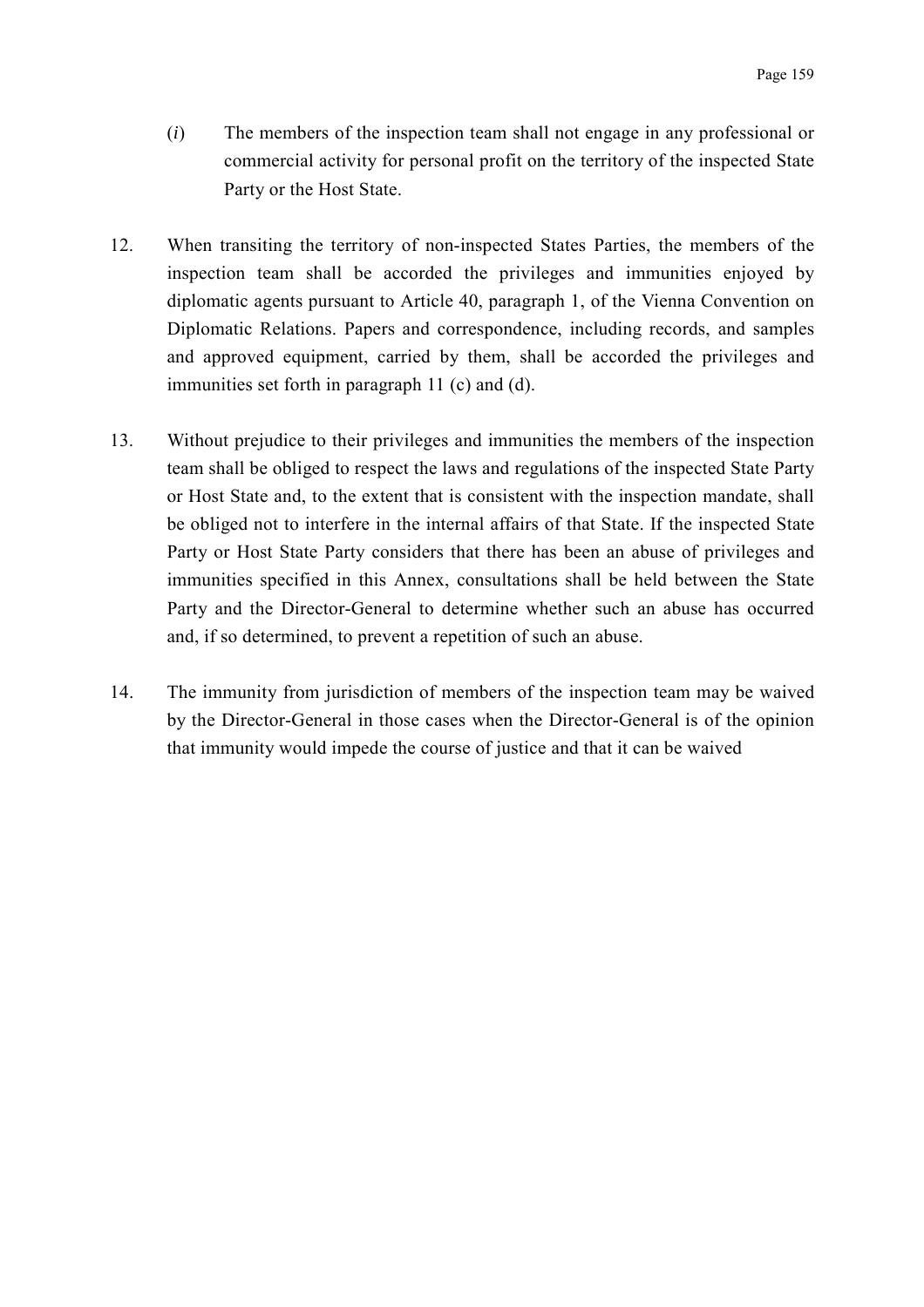(*i*) The members of the inspection team shall not engage in any professional or commercial activity for personal profit on the territory of the inspected State Party or the Host State.

12. When transiting the territory of non-inspected States Parties, the members of the inspection team shall be accorded the privileges and immunities enjoyed by diplomatic agents pursuant to Article 40, paragraph 1, of the Vienna Convention on Diplomatic Relations. Papers and correspondence, including records, and samples and approved equipment, carried by them, shall be accorded the privileges and immunities set forth in paragraph 11 (c) and (d).

13. Without prejudice to their privileges and immunities the members of the inspection team shall be obliged to respect the laws and regulations of the inspected State Party or Host State and, to the extent that is consistent with the inspection mandate, shall be obliged not to interfere in the internal affairs of that State. If the inspected State Party or Host State Party considers that there has been an abuse of privileges and immunities specified in this Annex, consultations shall be held between the State Party and the Director-General to determine whether such an abuse has occurred and, if so determined, to prevent a repetition of such an abuse.

14. The immunity from jurisdiction of members of the inspection team may be waived by the Director-General in those cases when the Director-General is of the opinion that immunity would impede the course of justice and that it can be waived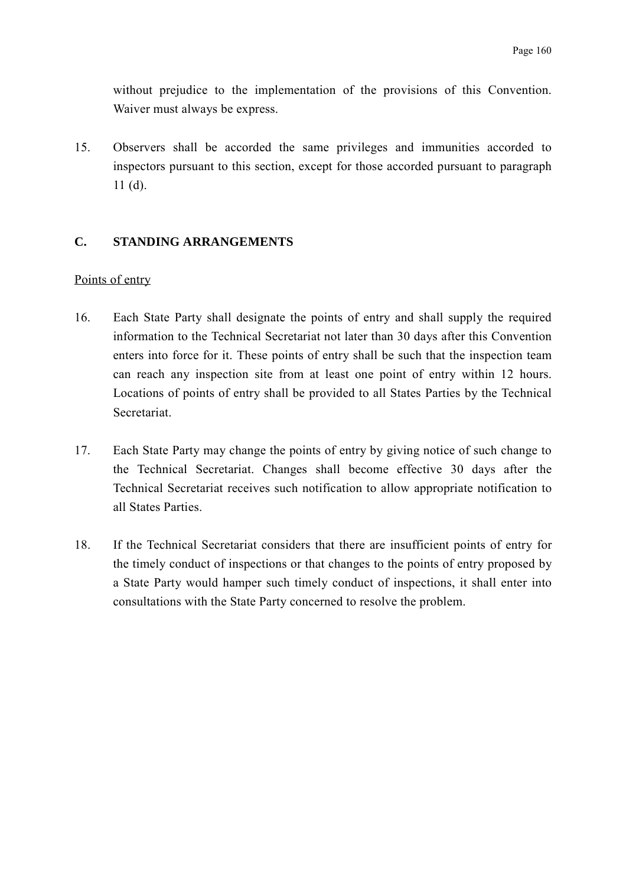without prejudice to the implementation of the provisions of this Convention. Waiver must always be express.

15. Observers shall be accorded the same privileges and immunities accorded to inspectors pursuant to this section, except for those accorded pursuant to paragraph 11 (d).

## C. STANDING ARRANGEMENTS

Points of entry

16. Each State Party shall designate the points of entry and shall supply the required information to the Technical Secretariat not later than 30 days after this Convention enters into force for it. These points of entry shall be such that the inspection team can reach any inspection site from at least one point of entry within 12 hours. Locations of points of entry shall be provided to all States Parties by the Technical Secretariat.

17. Each State Party may change the points of entry by giving notice of such change to the Technical Secretariat. Changes shall become effective 30 days after the Technical Secretariat receives such notification to allow appropriate notification to all States Parties.

18. If the Technical Secretariat considers that there are insufficient points of entry for the timely conduct of inspections or that changes to the points of entry proposed by a State Party would hamper such timely conduct of inspections, it shall enter into consultations with the State Party concerned to resolve the problem.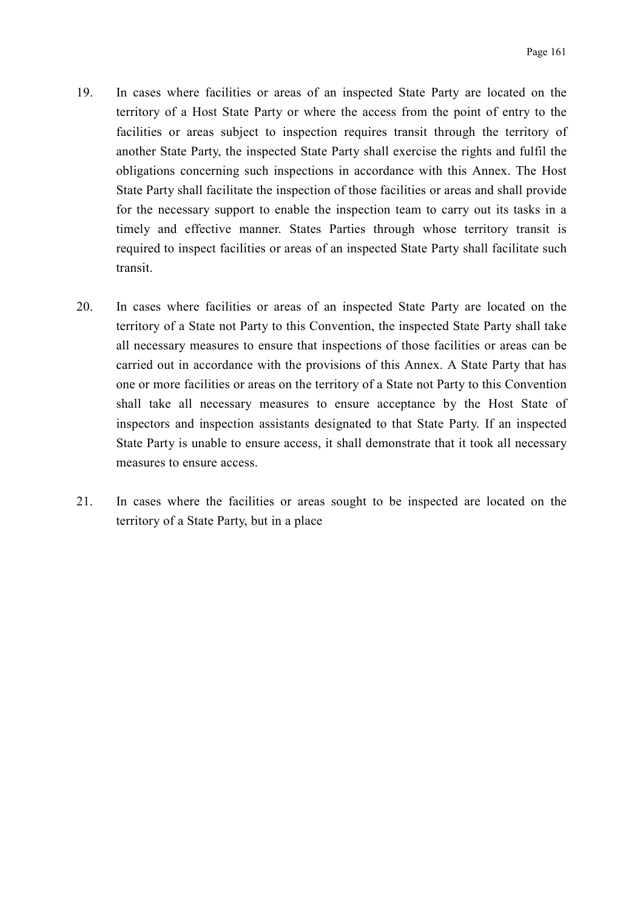19. In cases where facilities or areas of an inspected State Party are located on the territory of a Host State Party or where the access from the point of entry to the facilities or areas subject to inspection requires transit through the territory of another State Party, the inspected State Party shall exercise the rights and fulfil the obligations concerning such inspections in accordance with this Annex. The Host State Party shall facilitate the inspection of those facilities or areas and shall provide for the necessary support to enable the inspection team to carry out its tasks in a timely and effective manner. States Parties through whose territory transit is required to inspect facilities or areas of an inspected State Party shall facilitate such transit.

20. In cases where facilities or areas of an inspected State Party are located on the territory of a State not Party to this Convention, the inspected State Party shall take all necessary measures to ensure that inspections of those facilities or areas can be carried out in accordance with the provisions of this Annex. A State Party that has one or more facilities or areas on the territory of a State not Party to this Convention shall take all necessary measures to ensure acceptance by the Host State of inspectors and inspection assistants designated to that State Party. If an inspected State Party is unable to ensure access, it shall demonstrate that it took all necessary measures to ensure access.

21. In cases where the facilities or areas sought to be inspected are located on the territory of a State Party, but in a place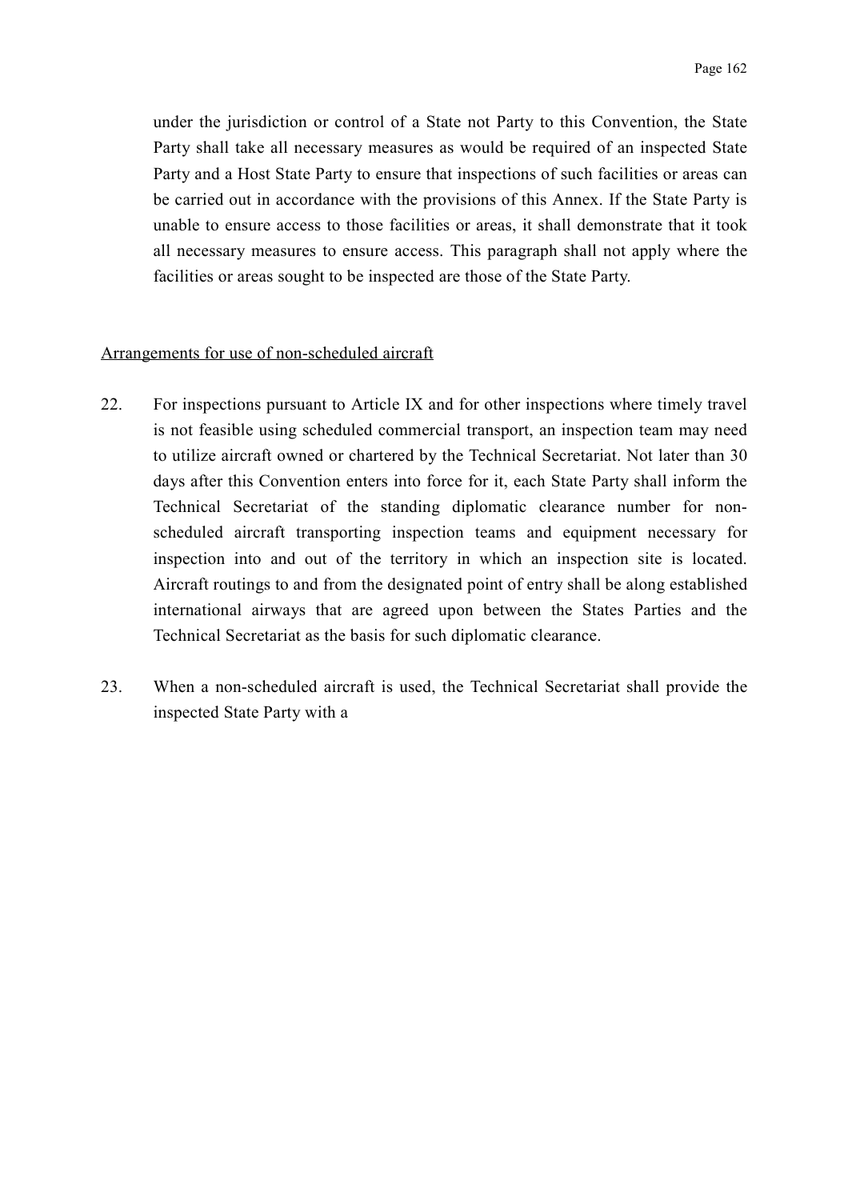under the jurisdiction or control of a State not Party to this Convention, the State Party shall take all necessary measures as would be required of an inspected State Party and a Host State Party to ensure that inspections of such facilities or areas can be carried out in accordance with the provisions of this Annex. If the State Party is unable to ensure access to those facilities or areas, it shall demonstrate that it took all necessary measures to ensure access. This paragraph shall not apply where the facilities or areas sought to be inspected are those of the State Party.

<u>Arrangements for use of non-scheduled aircraft</u>

22. For inspections pursuant to Article IX and for other inspections where timely travel is not feasible using scheduled commercial transport, an inspection team may need to utilize aircraft owned or chartered by the Technical Secretariat. Not later than 30 days after this Convention enters into force for it, each State Party shall inform the Technical Secretariat of the standing diplomatic clearance number for non-scheduled aircraft transporting inspection teams and equipment necessary for inspection into and out of the territory in which an inspection site is located. Aircraft routings to and from the designated point of entry shall be along established international airways that are agreed upon between the States Parties and the Technical Secretariat as the basis for such diplomatic clearance.

23. When a non-scheduled aircraft is used, the Technical Secretariat shall provide the inspected State Party with a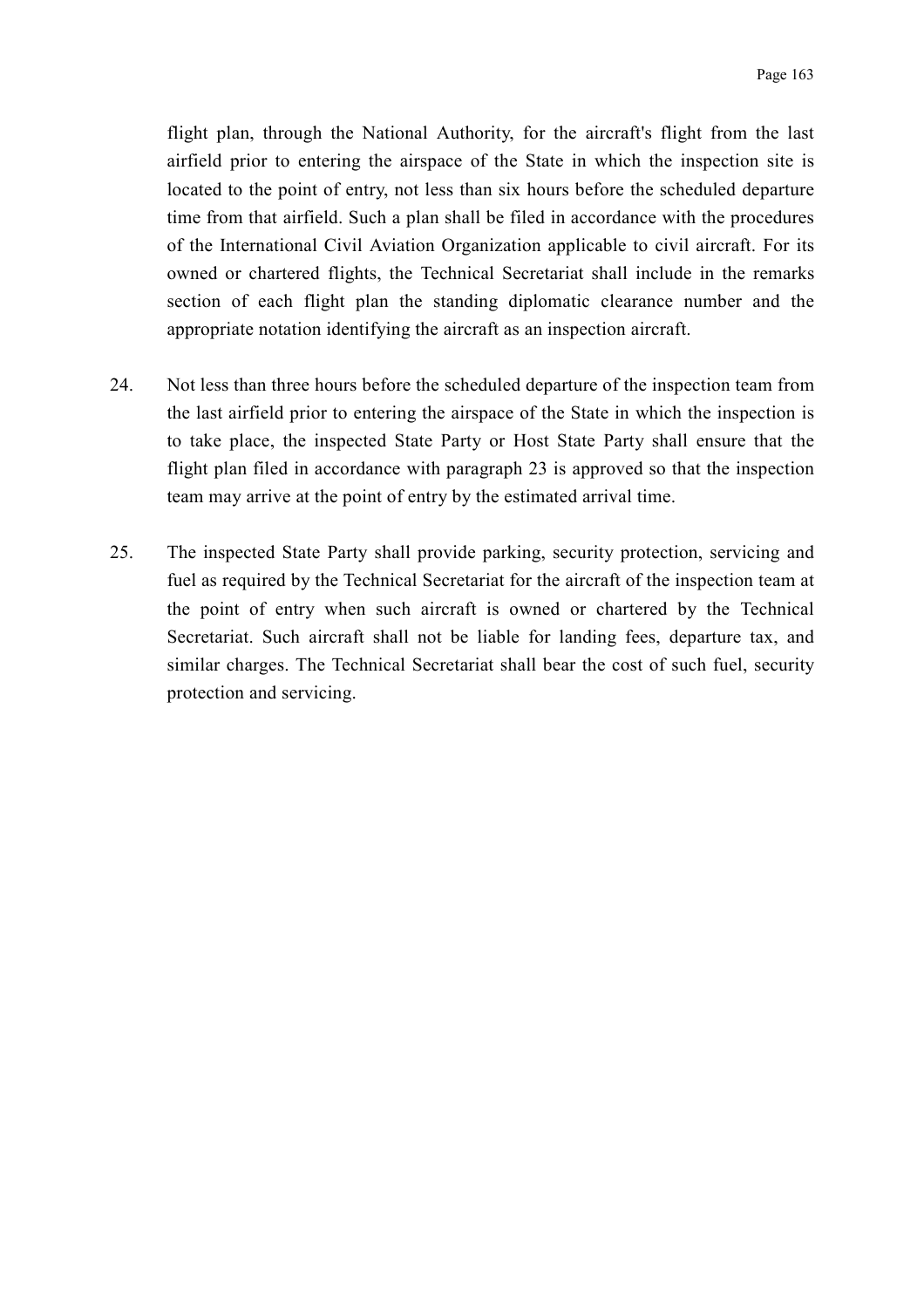flight plan, through the National Authority, for the aircraft's flight from the last airfield prior to entering the airspace of the State in which the inspection site is located to the point of entry, not less than six hours before the scheduled departure time from that airfield. Such a plan shall be filed in accordance with the procedures of the International Civil Aviation Organization applicable to civil aircraft. For its owned or chartered flights, the Technical Secretariat shall include in the remarks section of each flight plan the standing diplomatic clearance number and the appropriate notation identifying the aircraft as an inspection aircraft.

24. Not less than three hours before the scheduled departure of the inspection team from the last airfield prior to entering the airspace of the State in which the inspection is to take place, the inspected State Party or Host State Party shall ensure that the flight plan filed in accordance with paragraph 23 is approved so that the inspection team may arrive at the point of entry by the estimated arrival time.

25. The inspected State Party shall provide parking, security protection, servicing and fuel as required by the Technical Secretariat for the aircraft of the inspection team at the point of entry when such aircraft is owned or chartered by the Technical Secretariat. Such aircraft shall not be liable for landing fees, departure tax, and similar charges. The Technical Secretariat shall bear the cost of such fuel, security protection and servicing.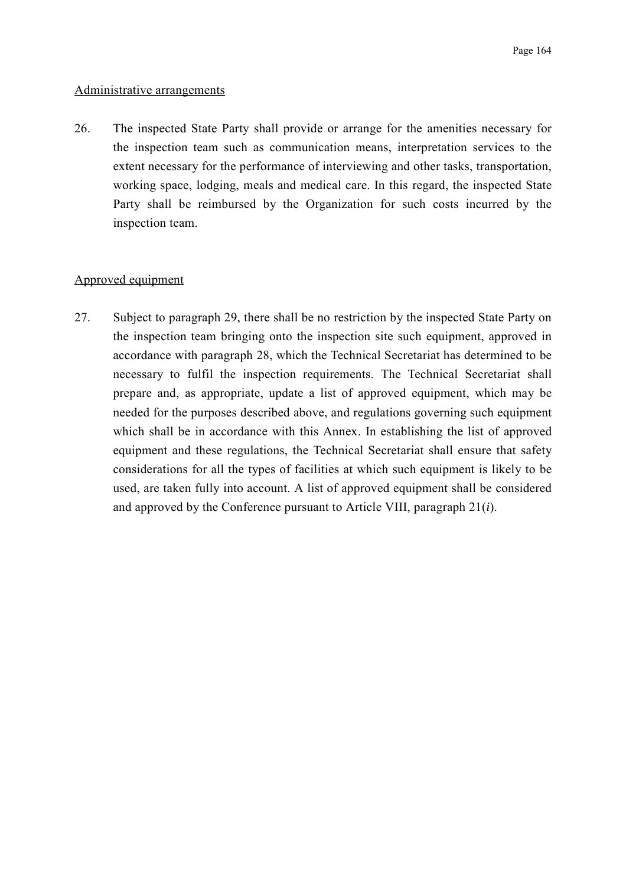Administrative arrangements

26. The inspected State Party shall provide or arrange for the amenities necessary for the inspection team such as communication means, interpretation services to the extent necessary for the performance of interviewing and other tasks, transportation, working space, lodging, meals and medical care. In this regard, the inspected State Party shall be reimbursed by the Organization for such costs incurred by the inspection team.

Approved equipment

27. Subject to paragraph 29, there shall be no restriction by the inspected State Party on the inspection team bringing onto the inspection site such equipment, approved in accordance with paragraph 28, which the Technical Secretariat has determined to be necessary to fulfil the inspection requirements. The Technical Secretariat shall prepare and, as appropriate, update a list of approved equipment, which may be needed for the purposes described above, and regulations governing such equipment which shall be in accordance with this Annex. In establishing the list of approved equipment and these regulations, the Technical Secretariat shall ensure that safety considerations for all the types of facilities at which such equipment is likely to be used, are taken fully into account. A list of approved equipment shall be considered and approved by the Conference pursuant to Article VIII, paragraph 21(*i*).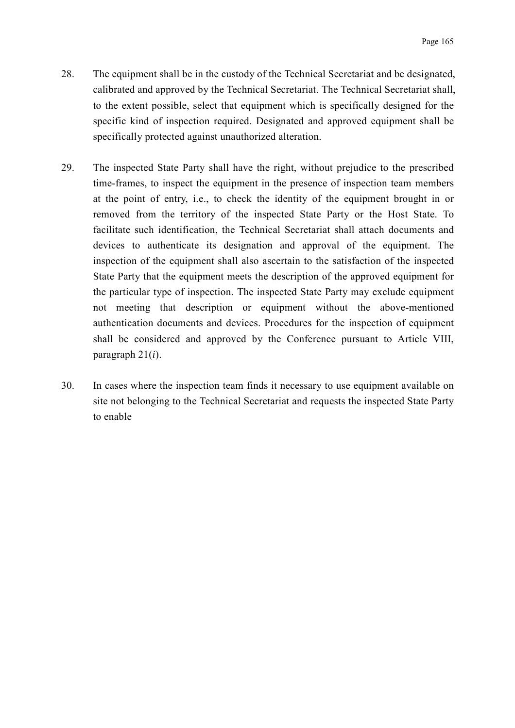28. The equipment shall be in the custody of the Technical Secretariat and be designated, calibrated and approved by the Technical Secretariat. The Technical Secretariat shall, to the extent possible, select that equipment which is specifically designed for the specific kind of inspection required. Designated and approved equipment shall be specifically protected against unauthorized alteration.

29. The inspected State Party shall have the right, without prejudice to the prescribed time-frames, to inspect the equipment in the presence of inspection team members at the point of entry, i.e., to check the identity of the equipment brought in or removed from the territory of the inspected State Party or the Host State. To facilitate such identification, the Technical Secretariat shall attach documents and devices to authenticate its designation and approval of the equipment. The inspection of the equipment shall also ascertain to the satisfaction of the inspected State Party that the equipment meets the description of the approved equipment for the particular type of inspection. The inspected State Party may exclude equipment not meeting that description or equipment without the above-mentioned authentication documents and devices. Procedures for the inspection of equipment shall be considered and approved by the Conference pursuant to Article VIII, paragraph 21(*i*).

30. In cases where the inspection team finds it necessary to use equipment available on site not belonging to the Technical Secretariat and requests the inspected State Party to enable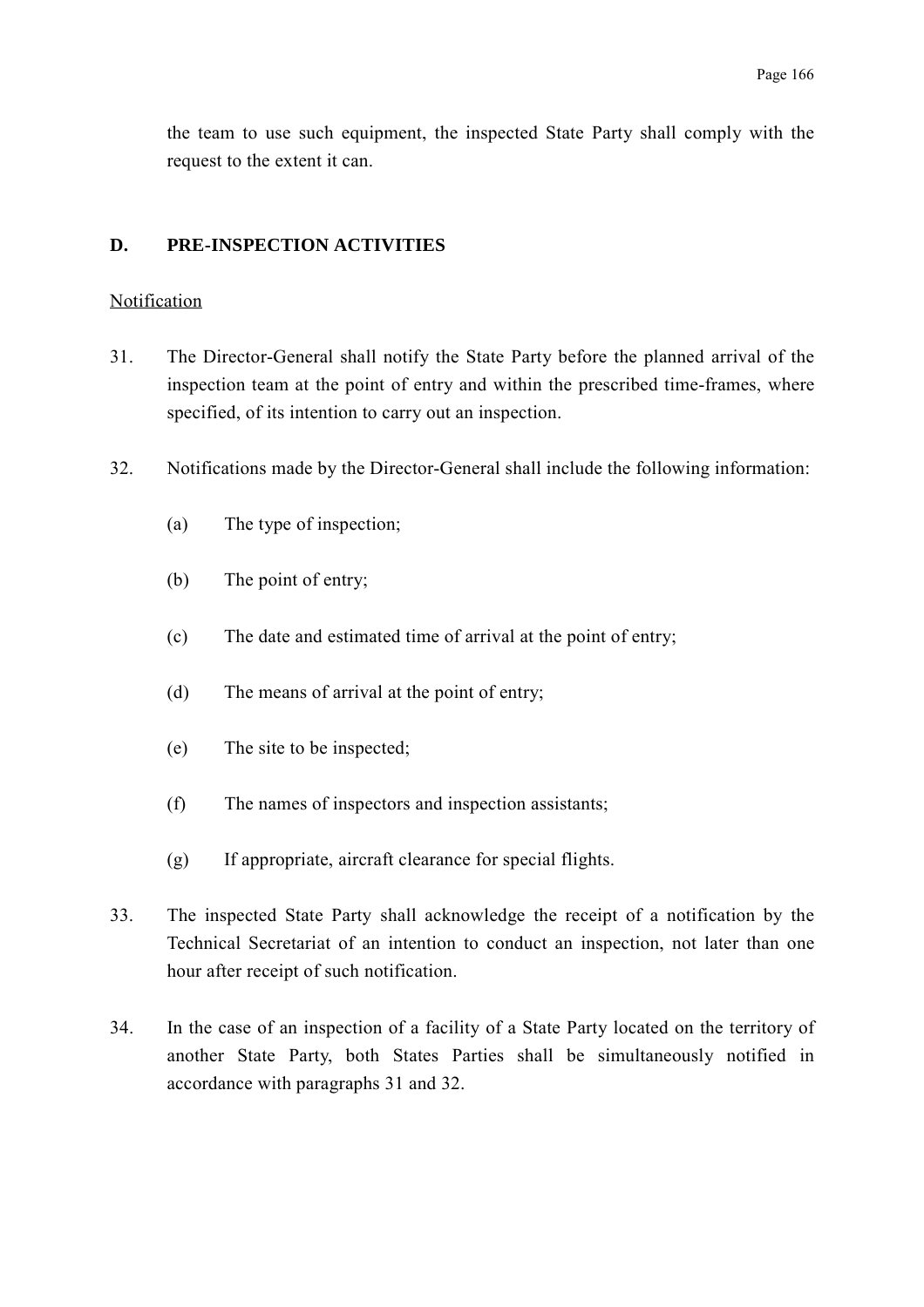the team to use such equipment, the inspected State Party shall comply with the request to the extent it can.

## D. PRE-INSPECTION ACTIVITIES

Notification

31. The Director-General shall notify the State Party before the planned arrival of the inspection team at the point of entry and within the prescribed time-frames, where specified, of its intention to carry out an inspection.

32. Notifications made by the Director-General shall include the following information:

    (a) The type of inspection;

    (b) The point of entry;

    (c) The date and estimated time of arrival at the point of entry;

    (d) The means of arrival at the point of entry;

    (e) The site to be inspected;

    (f) The names of inspectors and inspection assistants;

    (g) If appropriate, aircraft clearance for special flights.

33. The inspected State Party shall acknowledge the receipt of a notification by the Technical Secretariat of an intention to conduct an inspection, not later than one hour after receipt of such notification.

34. In the case of an inspection of a facility of a State Party located on the territory of another State Party, both States Parties shall be simultaneously notified in accordance with paragraphs 31 and 32.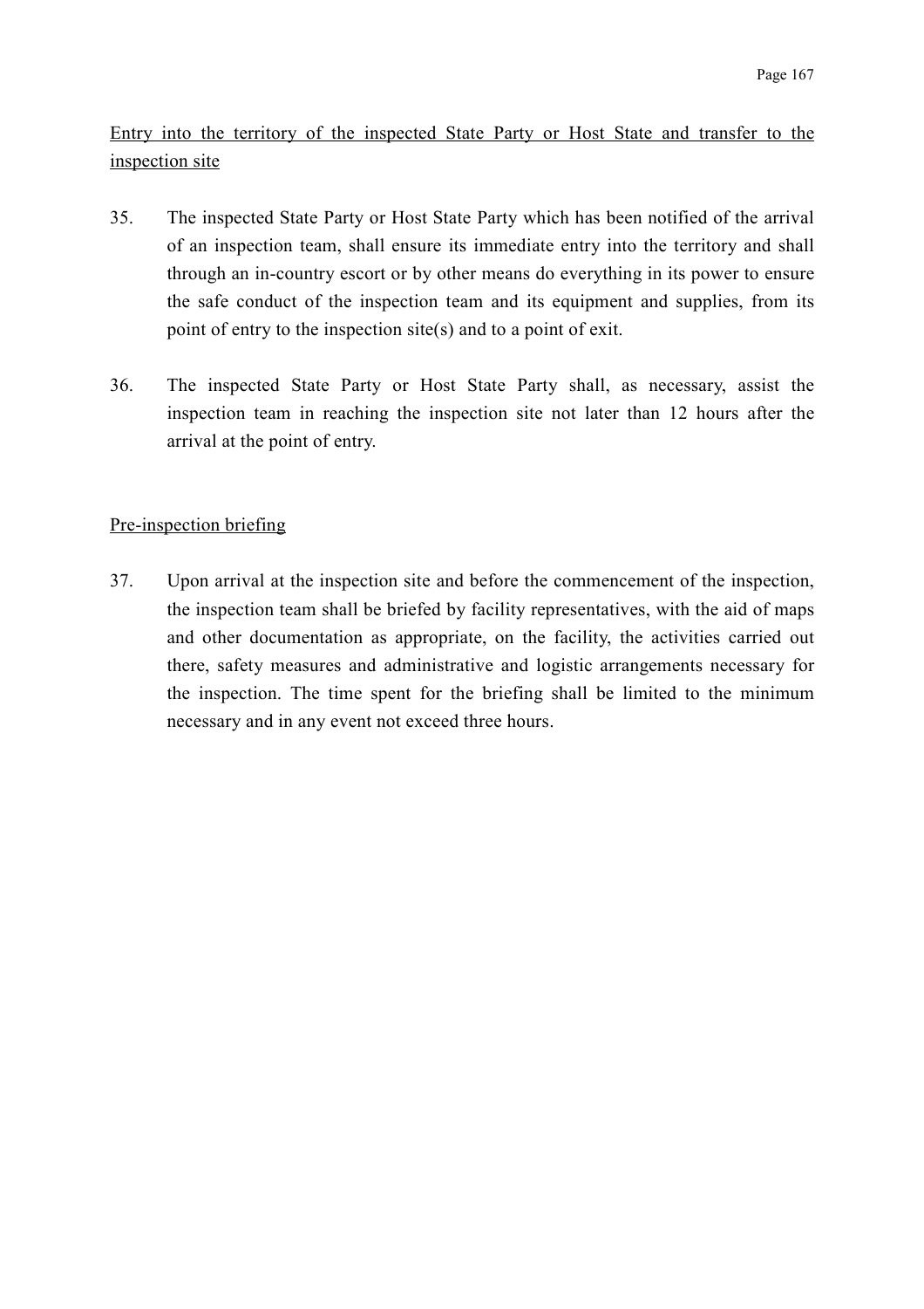Entry into the territory of the inspected State Party or Host State and transfer to the inspection site

35. The inspected State Party or Host State Party which has been notified of the arrival of an inspection team, shall ensure its immediate entry into the territory and shall through an in-country escort or by other means do everything in its power to ensure the safe conduct of the inspection team and its equipment and supplies, from its point of entry to the inspection site(s) and to a point of exit.

36. The inspected State Party or Host State Party shall, as necessary, assist the inspection team in reaching the inspection site not later than 12 hours after the arrival at the point of entry.

Pre-inspection briefing

37. Upon arrival at the inspection site and before the commencement of the inspection, the inspection team shall be briefed by facility representatives, with the aid of maps and other documentation as appropriate, on the facility, the activities carried out there, safety measures and administrative and logistic arrangements necessary for the inspection. The time spent for the briefing shall be limited to the minimum necessary and in any event not exceed three hours.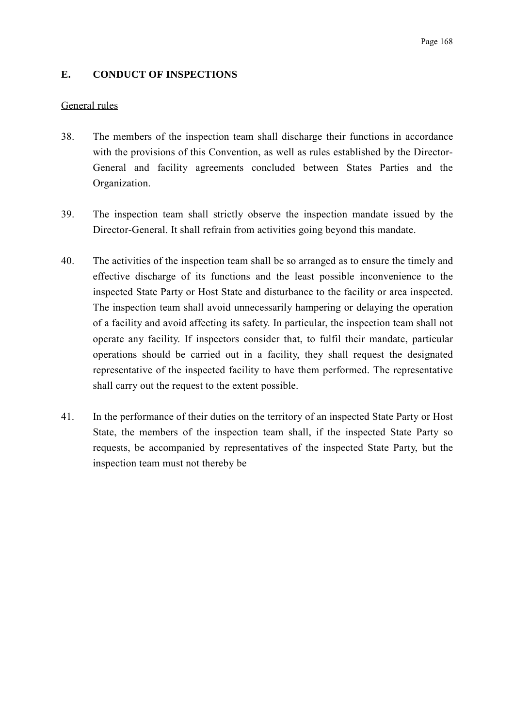## E. CONDUCT OF INSPECTIONS

General rules

38. The members of the inspection team shall discharge their functions in accordance with the provisions of this Convention, as well as rules established by the Director-General and facility agreements concluded between States Parties and the Organization.

39. The inspection team shall strictly observe the inspection mandate issued by the Director-General. It shall refrain from activities going beyond this mandate.

40. The activities of the inspection team shall be so arranged as to ensure the timely and effective discharge of its functions and the least possible inconvenience to the inspected State Party or Host State and disturbance to the facility or area inspected. The inspection team shall avoid unnecessarily hampering or delaying the operation of a facility and avoid affecting its safety. In particular, the inspection team shall not operate any facility. If inspectors consider that, to fulfil their mandate, particular operations should be carried out in a facility, they shall request the designated representative of the inspected facility to have them performed. The representative shall carry out the request to the extent possible.

41. In the performance of their duties on the territory of an inspected State Party or Host State, the members of the inspection team shall, if the inspected State Party so requests, be accompanied by representatives of the inspected State Party, but the inspection team must not thereby be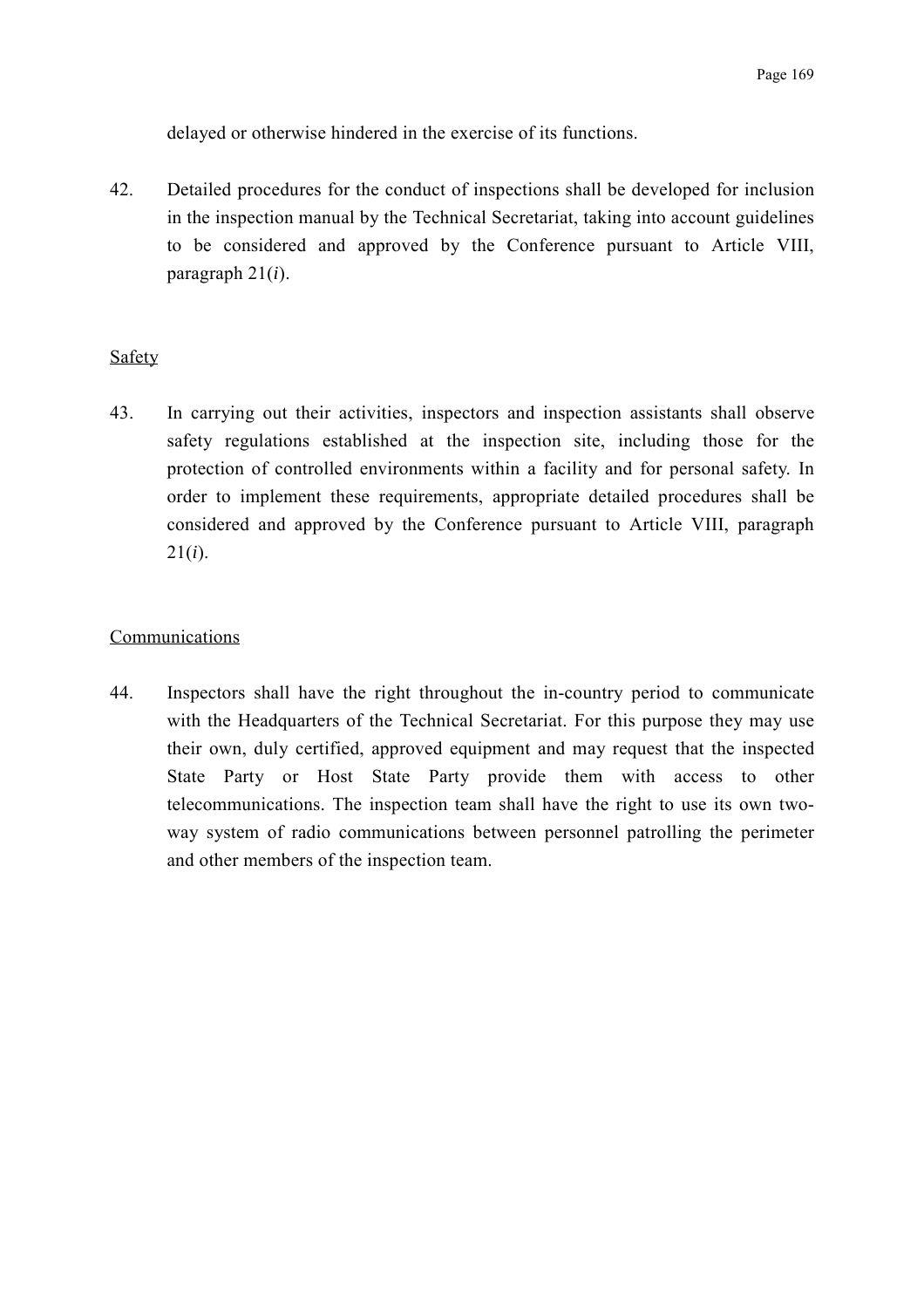delayed or otherwise hindered in the exercise of its functions.

42. Detailed procedures for the conduct of inspections shall be developed for inclusion in the inspection manual by the Technical Secretariat, taking into account guidelines to be considered and approved by the Conference pursuant to Article VIII, paragraph 21(*i*).

Safety

43. In carrying out their activities, inspectors and inspection assistants shall observe safety regulations established at the inspection site, including those for the protection of controlled environments within a facility and for personal safety. In order to implement these requirements, appropriate detailed procedures shall be considered and approved by the Conference pursuant to Article VIII, paragraph 21(*i*).

Communications

44. Inspectors shall have the right throughout the in-country period to communicate with the Headquarters of the Technical Secretariat. For this purpose they may use their own, duly certified, approved equipment and may request that the inspected State Party or Host State Party provide them with access to other telecommunications. The inspection team shall have the right to use its own two-way system of radio communications between personnel patrolling the perimeter and other members of the inspection team.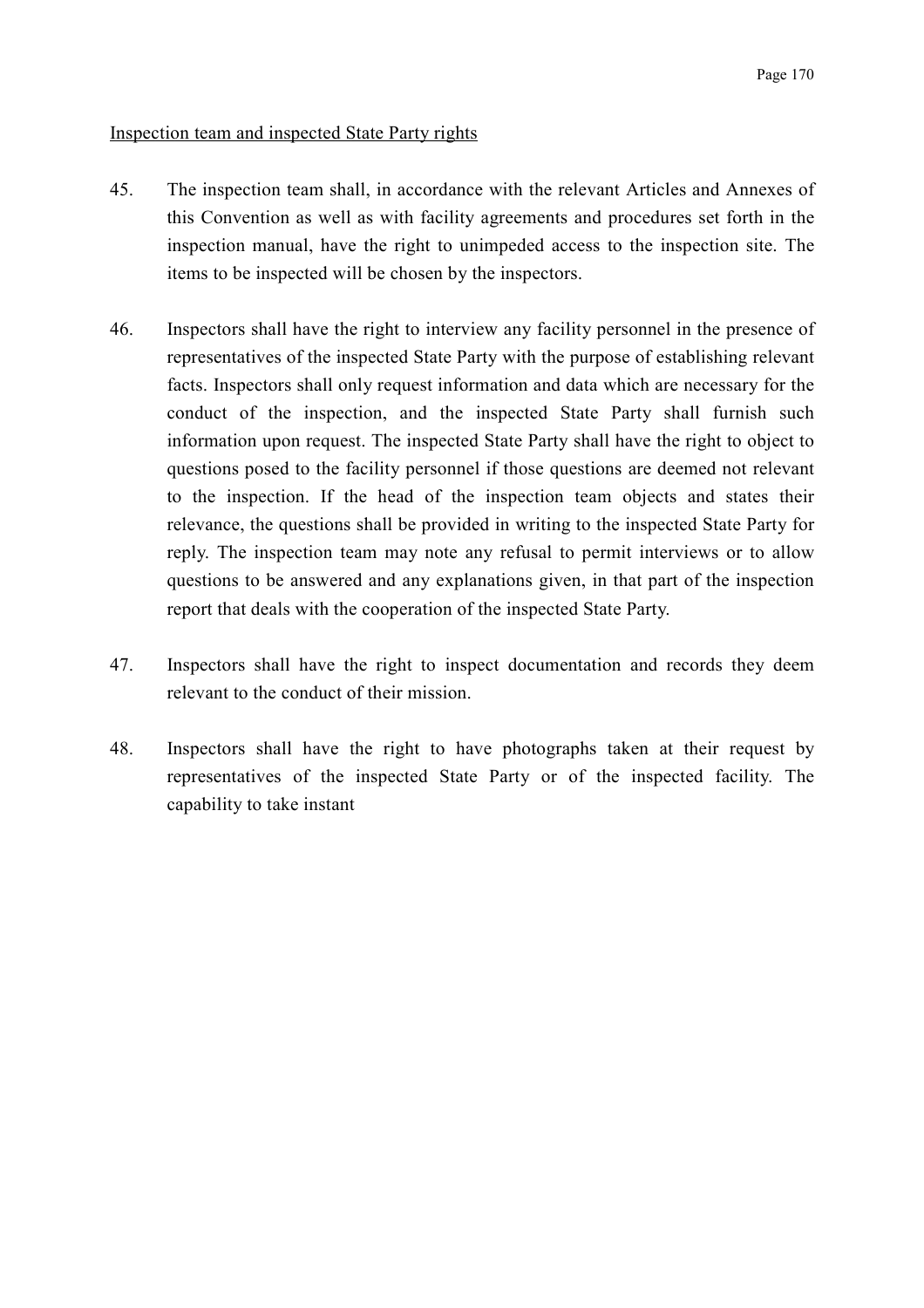Inspection team and inspected State Party rights

45. The inspection team shall, in accordance with the relevant Articles and Annexes of this Convention as well as with facility agreements and procedures set forth in the inspection manual, have the right to unimpeded access to the inspection site. The items to be inspected will be chosen by the inspectors.

46. Inspectors shall have the right to interview any facility personnel in the presence of representatives of the inspected State Party with the purpose of establishing relevant facts. Inspectors shall only request information and data which are necessary for the conduct of the inspection, and the inspected State Party shall furnish such information upon request. The inspected State Party shall have the right to object to questions posed to the facility personnel if those questions are deemed not relevant to the inspection. If the head of the inspection team objects and states their relevance, the questions shall be provided in writing to the inspected State Party for reply. The inspection team may note any refusal to permit interviews or to allow questions to be answered and any explanations given, in that part of the inspection report that deals with the cooperation of the inspected State Party.

47. Inspectors shall have the right to inspect documentation and records they deem relevant to the conduct of their mission.

48. Inspectors shall have the right to have photographs taken at their request by representatives of the inspected State Party or of the inspected facility. The capability to take instant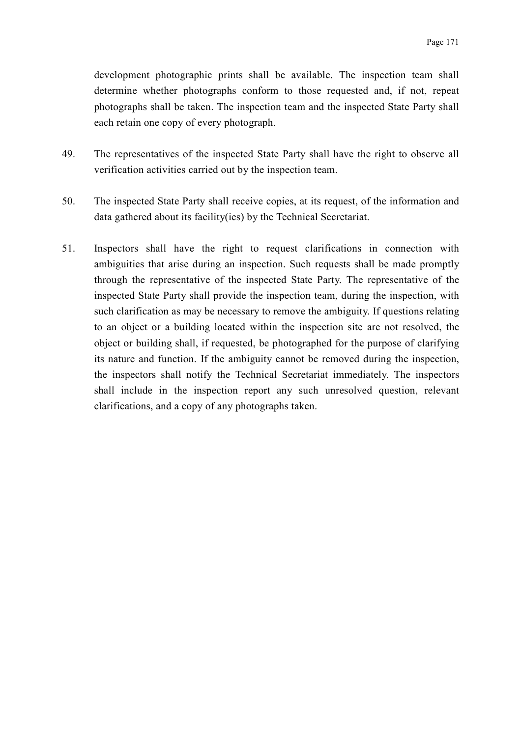development photographic prints shall be available. The inspection team shall determine whether photographs conform to those requested and, if not, repeat photographs shall be taken. The inspection team and the inspected State Party shall each retain one copy of every photograph.

49. The representatives of the inspected State Party shall have the right to observe all verification activities carried out by the inspection team.

50. The inspected State Party shall receive copies, at its request, of the information and data gathered about its facility(ies) by the Technical Secretariat.

51. Inspectors shall have the right to request clarifications in connection with ambiguities that arise during an inspection. Such requests shall be made promptly through the representative of the inspected State Party. The representative of the inspected State Party shall provide the inspection team, during the inspection, with such clarification as may be necessary to remove the ambiguity. If questions relating to an object or a building located within the inspection site are not resolved, the object or building shall, if requested, be photographed for the purpose of clarifying its nature and function. If the ambiguity cannot be removed during the inspection, the inspectors shall notify the Technical Secretariat immediately. The inspectors shall include in the inspection report any such unresolved question, relevant clarifications, and a copy of any photographs taken.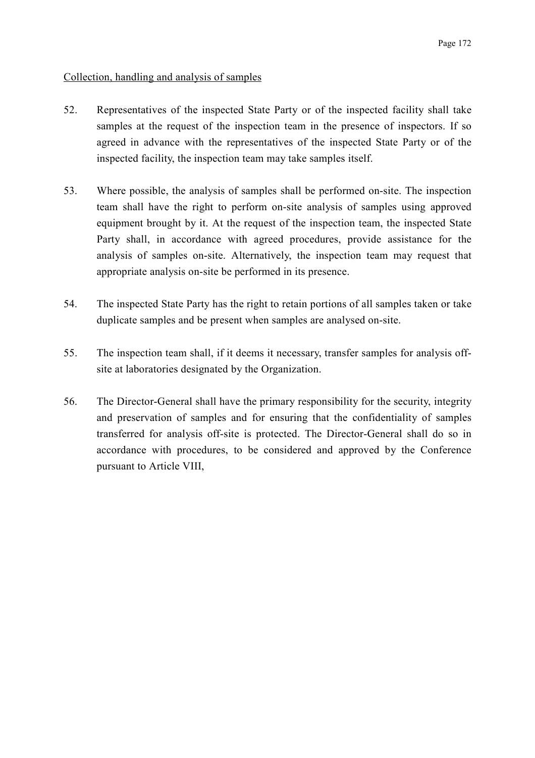Collection, handling and analysis of samples

52. Representatives of the inspected State Party or of the inspected facility shall take samples at the request of the inspection team in the presence of inspectors. If so agreed in advance with the representatives of the inspected State Party or of the inspected facility, the inspection team may take samples itself.

53. Where possible, the analysis of samples shall be performed on-site. The inspection team shall have the right to perform on-site analysis of samples using approved equipment brought by it. At the request of the inspection team, the inspected State Party shall, in accordance with agreed procedures, provide assistance for the analysis of samples on-site. Alternatively, the inspection team may request that appropriate analysis on-site be performed in its presence.

54. The inspected State Party has the right to retain portions of all samples taken or take duplicate samples and be present when samples are analysed on-site.

55. The inspection team shall, if it deems it necessary, transfer samples for analysis off-site at laboratories designated by the Organization.

56. The Director-General shall have the primary responsibility for the security, integrity and preservation of samples and for ensuring that the confidentiality of samples transferred for analysis off-site is protected. The Director-General shall do so in accordance with procedures, to be considered and approved by the Conference pursuant to Article VIII,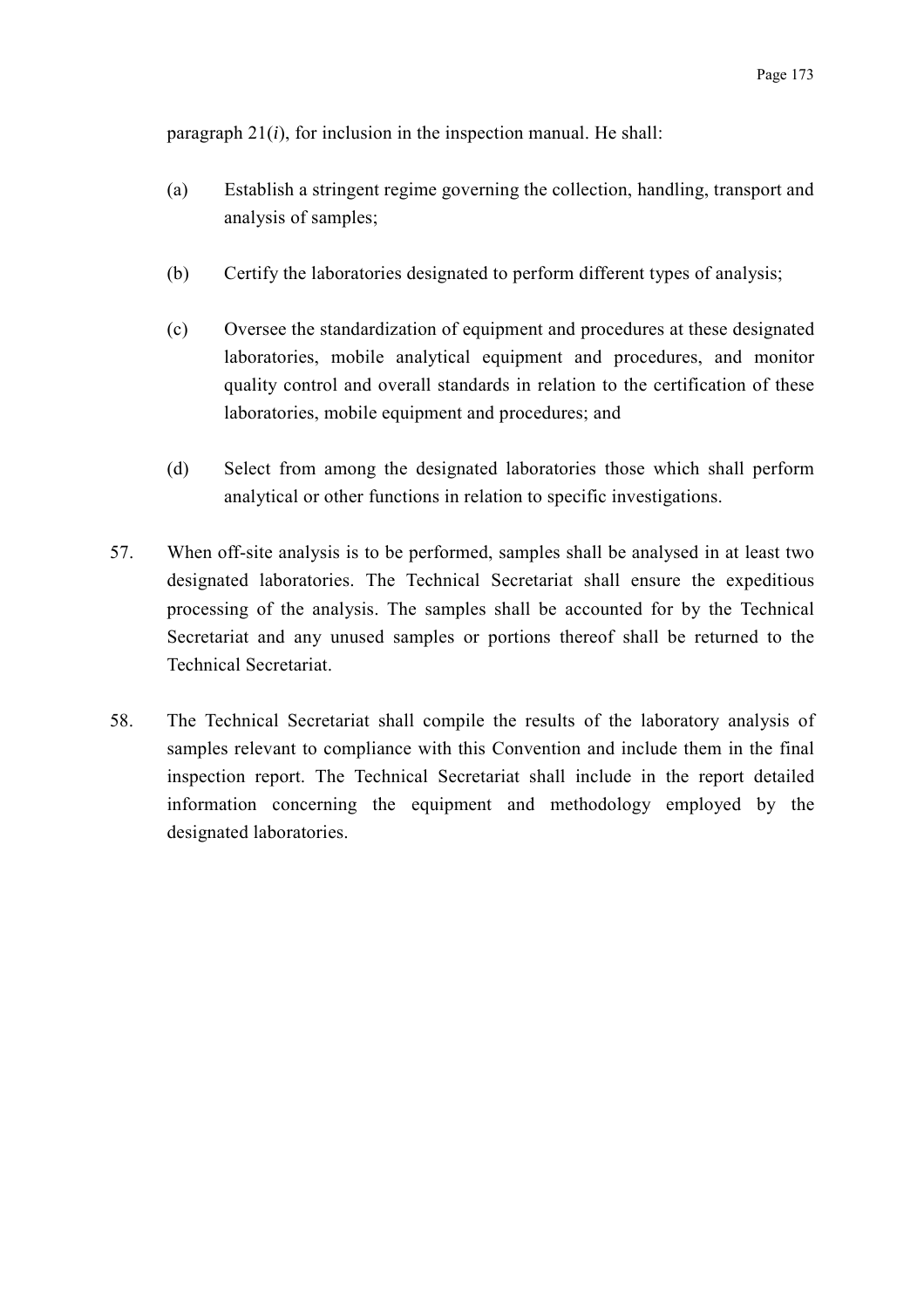paragraph 21(*i*), for inclusion in the inspection manual. He shall:

(a) Establish a stringent regime governing the collection, handling, transport and analysis of samples;

(b) Certify the laboratories designated to perform different types of analysis;

(c) Oversee the standardization of equipment and procedures at these designated laboratories, mobile analytical equipment and procedures, and monitor quality control and overall standards in relation to the certification of these laboratories, mobile equipment and procedures; and

(d) Select from among the designated laboratories those which shall perform analytical or other functions in relation to specific investigations.

57. When off-site analysis is to be performed, samples shall be analysed in at least two designated laboratories. The Technical Secretariat shall ensure the expeditious processing of the analysis. The samples shall be accounted for by the Technical Secretariat and any unused samples or portions thereof shall be returned to the Technical Secretariat.

58. The Technical Secretariat shall compile the results of the laboratory analysis of samples relevant to compliance with this Convention and include them in the final inspection report. The Technical Secretariat shall include in the report detailed information concerning the equipment and methodology employed by the designated laboratories.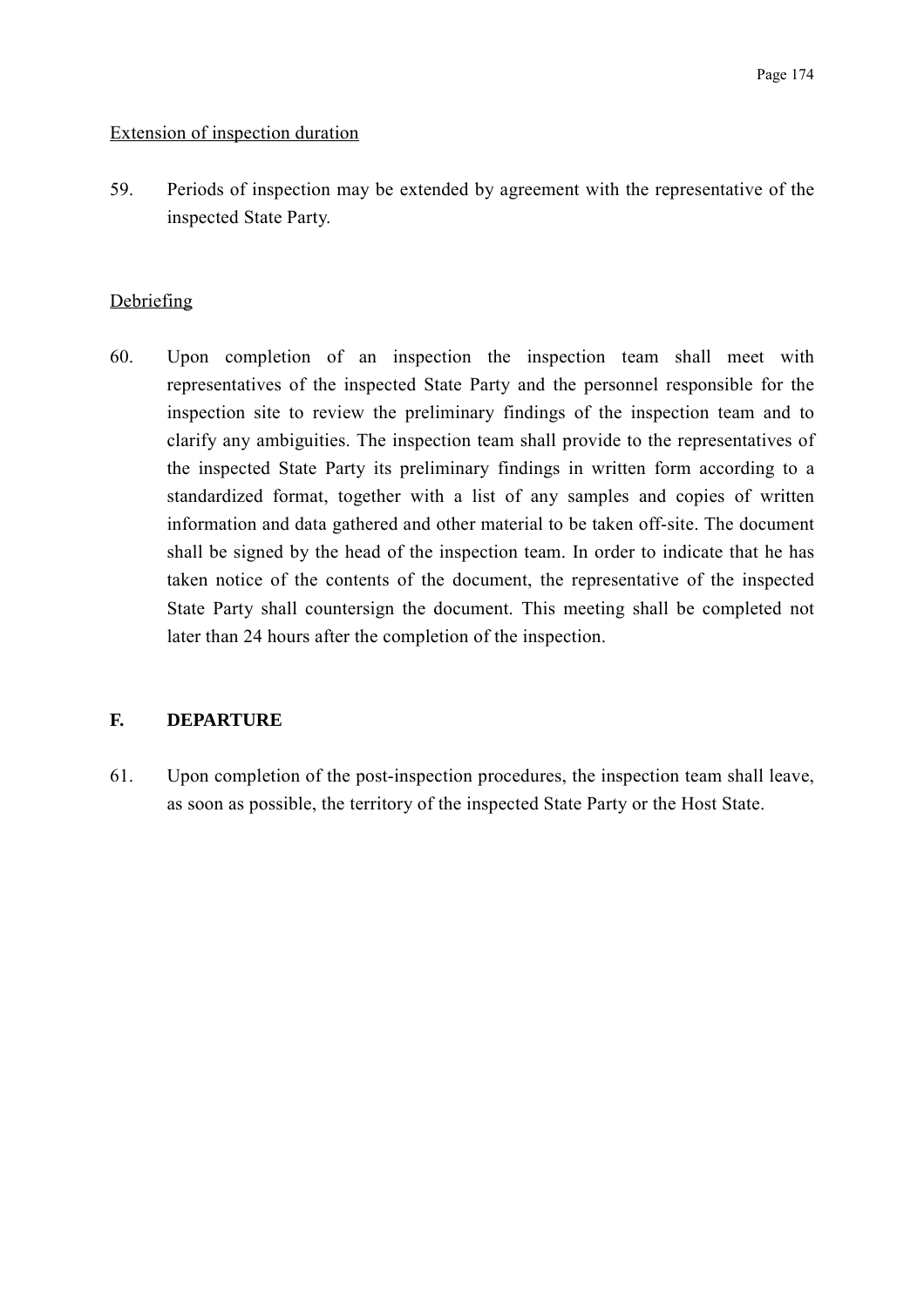Extension of inspection duration

59. Periods of inspection may be extended by agreement with the representative of the inspected State Party.

Debriefing

60. Upon completion of an inspection the inspection team shall meet with representatives of the inspected State Party and the personnel responsible for the inspection site to review the preliminary findings of the inspection team and to clarify any ambiguities. The inspection team shall provide to the representatives of the inspected State Party its preliminary findings in written form according to a standardized format, together with a list of any samples and copies of written information and data gathered and other material to be taken off-site. The document shall be signed by the head of the inspection team. In order to indicate that he has taken notice of the contents of the document, the representative of the inspected State Party shall countersign the document. This meeting shall be completed not later than 24 hours after the completion of the inspection.

## F. DEPARTURE

61. Upon completion of the post-inspection procedures, the inspection team shall leave, as soon as possible, the territory of the inspected State Party or the Host State.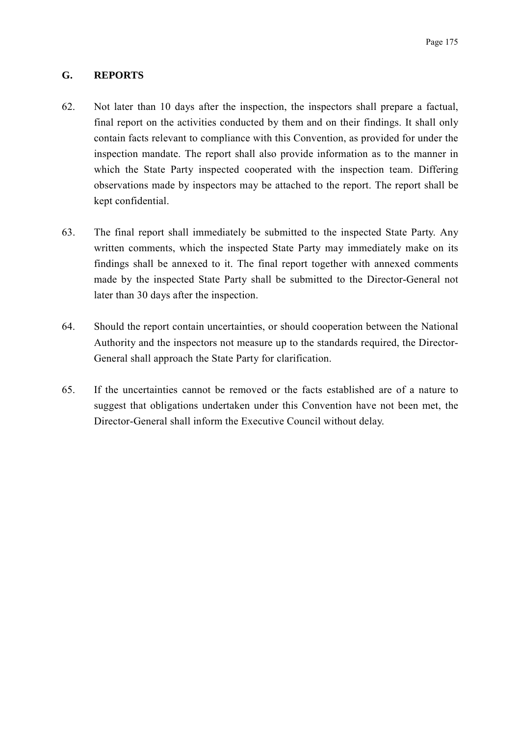## G. REPORTS

62. Not later than 10 days after the inspection, the inspectors shall prepare a factual, final report on the activities conducted by them and on their findings. It shall only contain facts relevant to compliance with this Convention, as provided for under the inspection mandate. The report shall also provide information as to the manner in which the State Party inspected cooperated with the inspection team. Differing observations made by inspectors may be attached to the report. The report shall be kept confidential.

63. The final report shall immediately be submitted to the inspected State Party. Any written comments, which the inspected State Party may immediately make on its findings shall be annexed to it. The final report together with annexed comments made by the inspected State Party shall be submitted to the Director-General not later than 30 days after the inspection.

64. Should the report contain uncertainties, or should cooperation between the National Authority and the inspectors not measure up to the standards required, the Director-General shall approach the State Party for clarification.

65. If the uncertainties cannot be removed or the facts established are of a nature to suggest that obligations undertaken under this Convention have not been met, the Director-General shall inform the Executive Council without delay.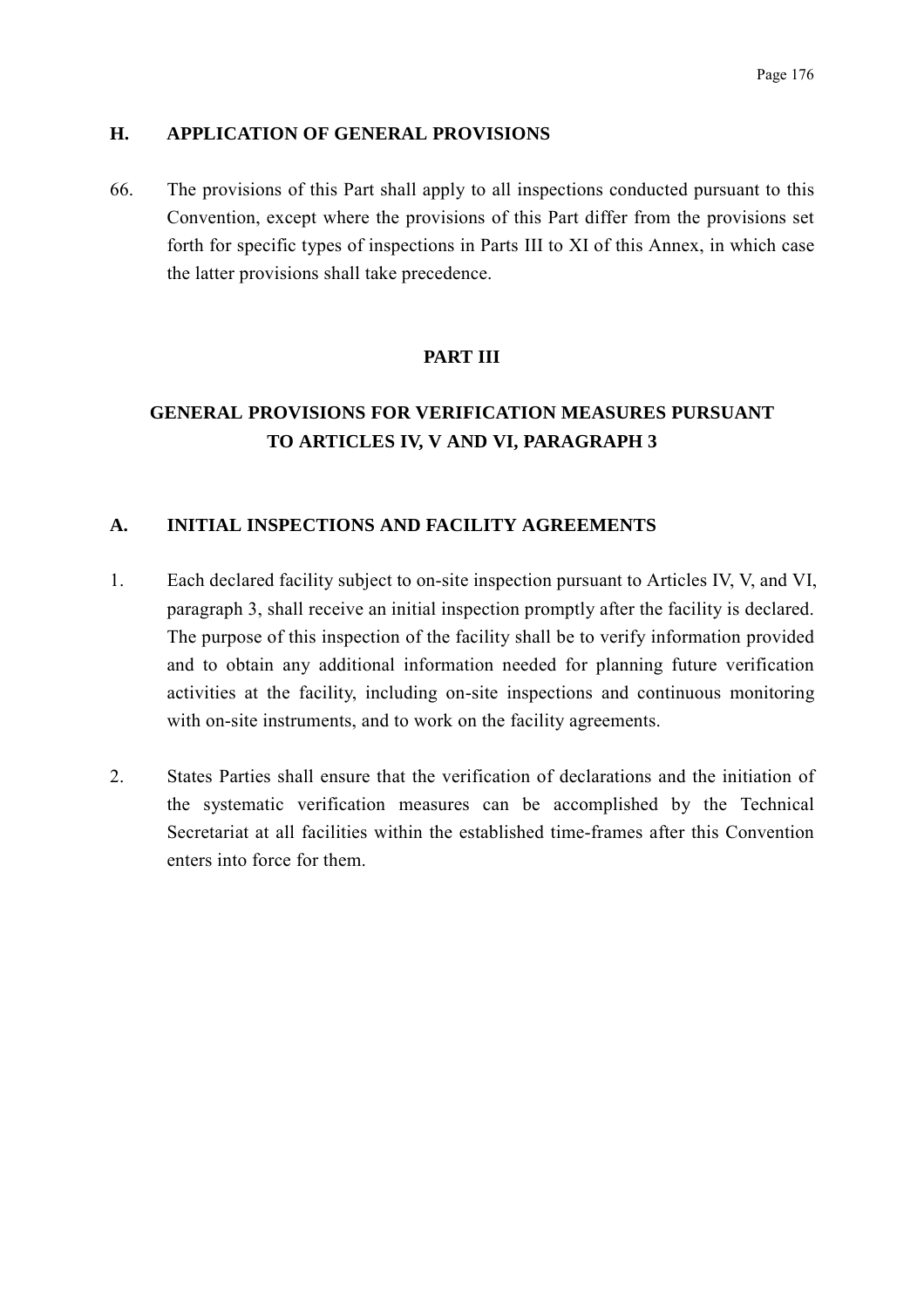### H. APPLICATION OF GENERAL PROVISIONS

66. The provisions of this Part shall apply to all inspections conducted pursuant to this Convention, except where the provisions of this Part differ from the provisions set forth for specific types of inspections in Parts III to XI of this Annex, in which case the latter provisions shall take precedence.

## PART III

## GENERAL PROVISIONS FOR VERIFICATION MEASURES PURSUANT TO ARTICLES IV, V AND VI, PARAGRAPH 3

### A. INITIAL INSPECTIONS AND FACILITY AGREEMENTS

1. Each declared facility subject to on-site inspection pursuant to Articles IV, V, and VI, paragraph 3, shall receive an initial inspection promptly after the facility is declared. The purpose of this inspection of the facility shall be to verify information provided and to obtain any additional information needed for planning future verification activities at the facility, including on-site inspections and continuous monitoring with on-site instruments, and to work on the facility agreements.

2. States Parties shall ensure that the verification of declarations and the initiation of the systematic verification measures can be accomplished by the Technical Secretariat at all facilities within the established time-frames after this Convention enters into force for them.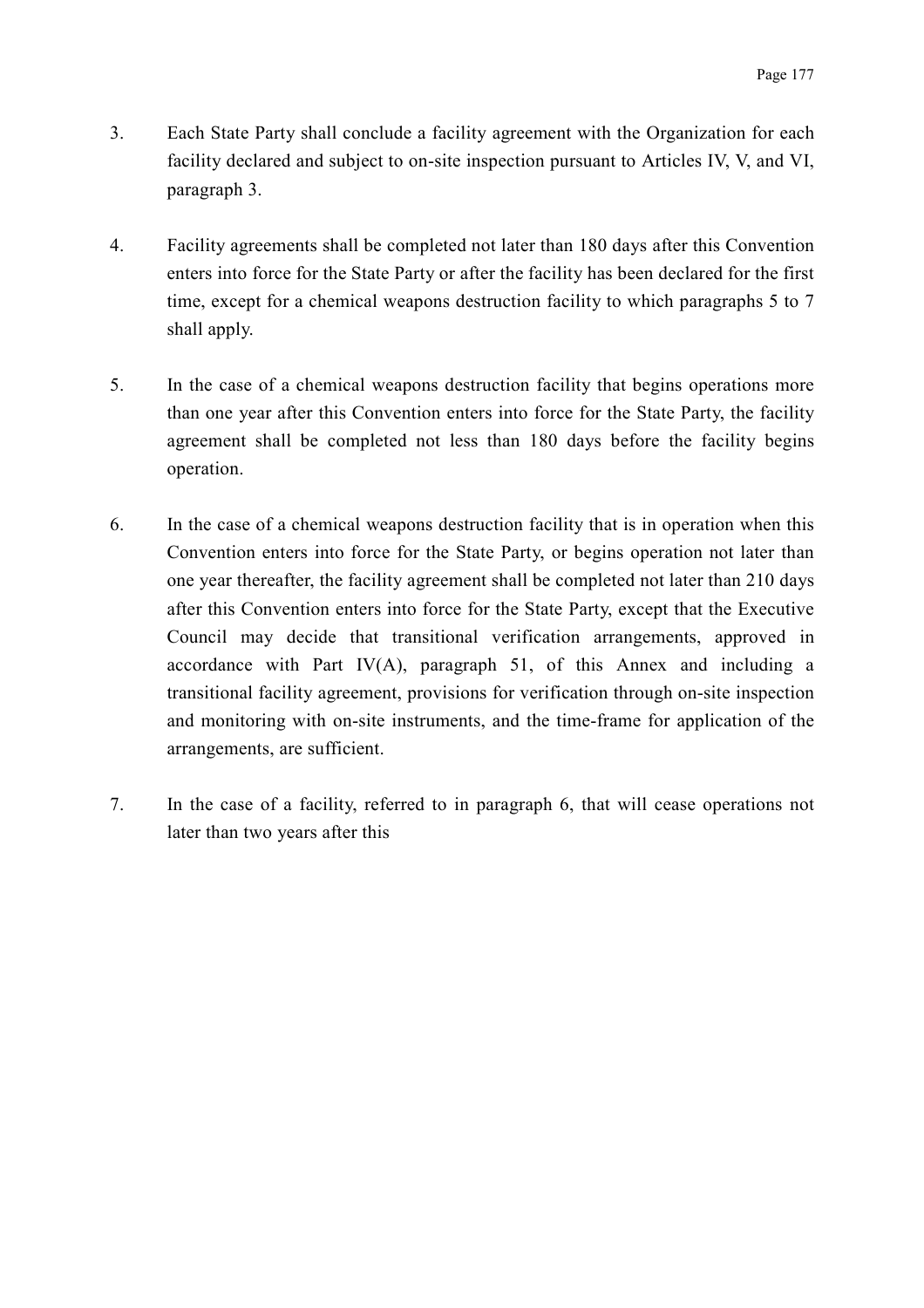3. Each State Party shall conclude a facility agreement with the Organization for each facility declared and subject to on-site inspection pursuant to Articles IV, V, and VI, paragraph 3.

4. Facility agreements shall be completed not later than 180 days after this Convention enters into force for the State Party or after the facility has been declared for the first time, except for a chemical weapons destruction facility to which paragraphs 5 to 7 shall apply.

5. In the case of a chemical weapons destruction facility that begins operations more than one year after this Convention enters into force for the State Party, the facility agreement shall be completed not less than 180 days before the facility begins operation.

6. In the case of a chemical weapons destruction facility that is in operation when this Convention enters into force for the State Party, or begins operation not later than one year thereafter, the facility agreement shall be completed not later than 210 days after this Convention enters into force for the State Party, except that the Executive Council may decide that transitional verification arrangements, approved in accordance with Part IV(A), paragraph 51, of this Annex and including a transitional facility agreement, provisions for verification through on-site inspection and monitoring with on-site instruments, and the time-frame for application of the arrangements, are sufficient.

7. In the case of a facility, referred to in paragraph 6, that will cease operations not later than two years after this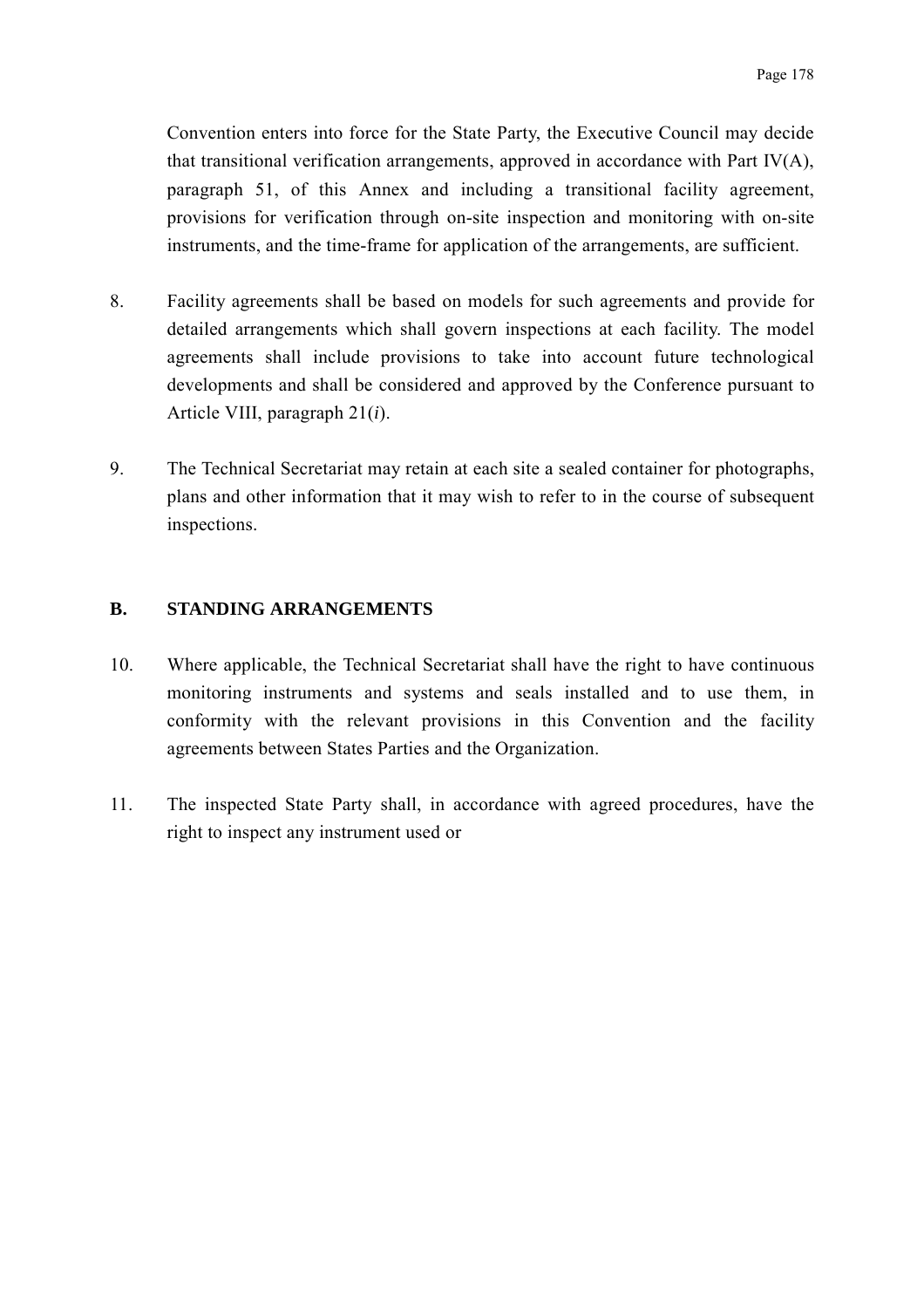Convention enters into force for the State Party, the Executive Council may decide that transitional verification arrangements, approved in accordance with Part IV(A), paragraph 51, of this Annex and including a transitional facility agreement, provisions for verification through on-site inspection and monitoring with on-site instruments, and the time-frame for application of the arrangements, are sufficient.

8. Facility agreements shall be based on models for such agreements and provide for detailed arrangements which shall govern inspections at each facility. The model agreements shall include provisions to take into account future technological developments and shall be considered and approved by the Conference pursuant to Article VIII, paragraph 21(*i*).

9. The Technical Secretariat may retain at each site a sealed container for photographs, plans and other information that it may wish to refer to in the course of subsequent inspections.

## B. STANDING ARRANGEMENTS

10. Where applicable, the Technical Secretariat shall have the right to have continuous monitoring instruments and systems and seals installed and to use them, in conformity with the relevant provisions in this Convention and the facility agreements between States Parties and the Organization.

11. The inspected State Party shall, in accordance with agreed procedures, have the right to inspect any instrument used or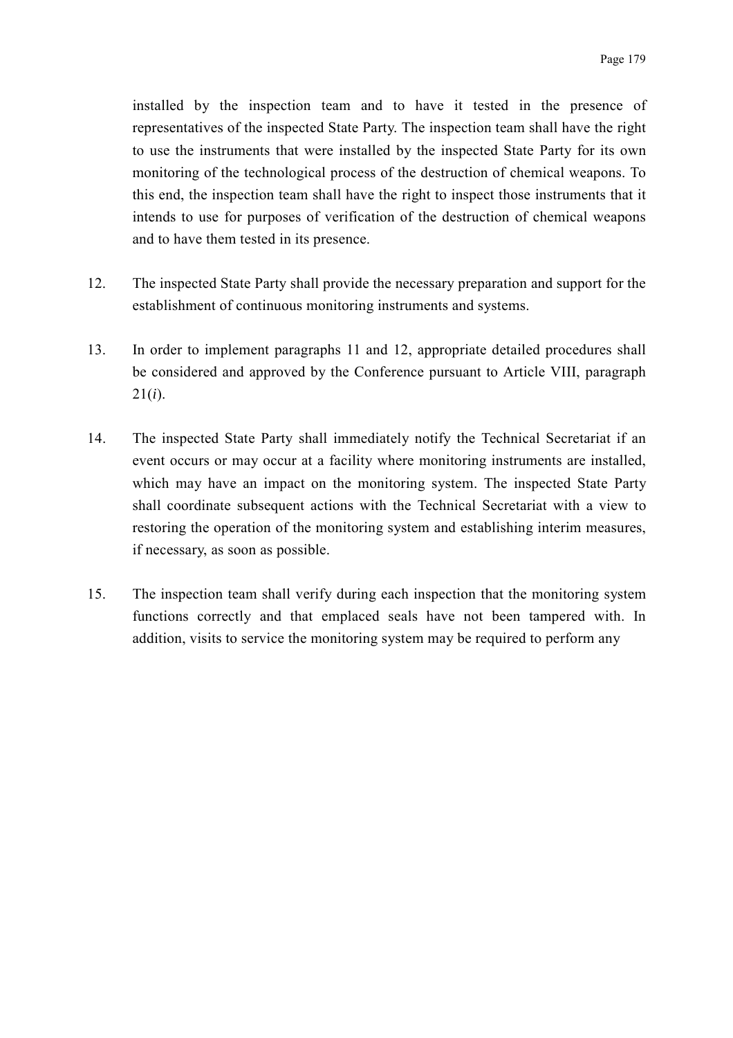installed by the inspection team and to have it tested in the presence of representatives of the inspected State Party. The inspection team shall have the right to use the instruments that were installed by the inspected State Party for its own monitoring of the technological process of the destruction of chemical weapons. To this end, the inspection team shall have the right to inspect those instruments that it intends to use for purposes of verification of the destruction of chemical weapons and to have them tested in its presence.

12. The inspected State Party shall provide the necessary preparation and support for the establishment of continuous monitoring instruments and systems.

13. In order to implement paragraphs 11 and 12, appropriate detailed procedures shall be considered and approved by the Conference pursuant to Article VIII, paragraph 21(*i*).

14. The inspected State Party shall immediately notify the Technical Secretariat if an event occurs or may occur at a facility where monitoring instruments are installed, which may have an impact on the monitoring system. The inspected State Party shall coordinate subsequent actions with the Technical Secretariat with a view to restoring the operation of the monitoring system and establishing interim measures, if necessary, as soon as possible.

15. The inspection team shall verify during each inspection that the monitoring system functions correctly and that emplaced seals have not been tampered with. In addition, visits to service the monitoring system may be required to perform any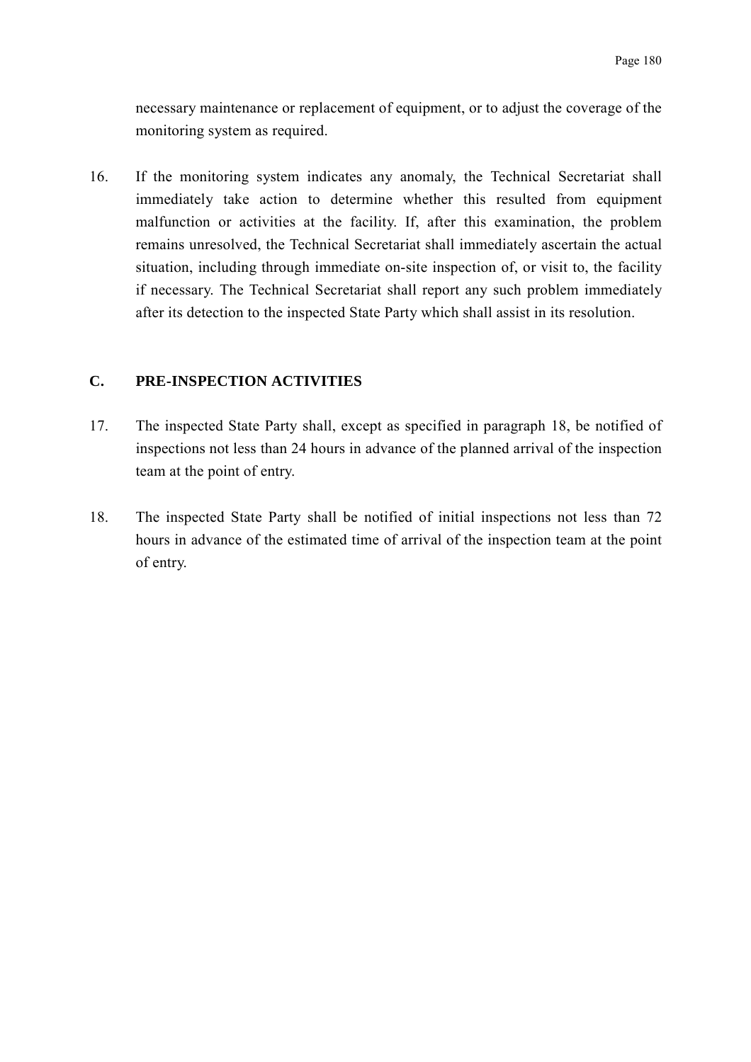necessary maintenance or replacement of equipment, or to adjust the coverage of the monitoring system as required.

16. If the monitoring system indicates any anomaly, the Technical Secretariat shall immediately take action to determine whether this resulted from equipment malfunction or activities at the facility. If, after this examination, the problem remains unresolved, the Technical Secretariat shall immediately ascertain the actual situation, including through immediate on-site inspection of, or visit to, the facility if necessary. The Technical Secretariat shall report any such problem immediately after its detection to the inspected State Party which shall assist in its resolution.

## C. PRE-INSPECTION ACTIVITIES

17. The inspected State Party shall, except as specified in paragraph 18, be notified of inspections not less than 24 hours in advance of the planned arrival of the inspection team at the point of entry.

18. The inspected State Party shall be notified of initial inspections not less than 72 hours in advance of the estimated time of arrival of the inspection team at the point of entry.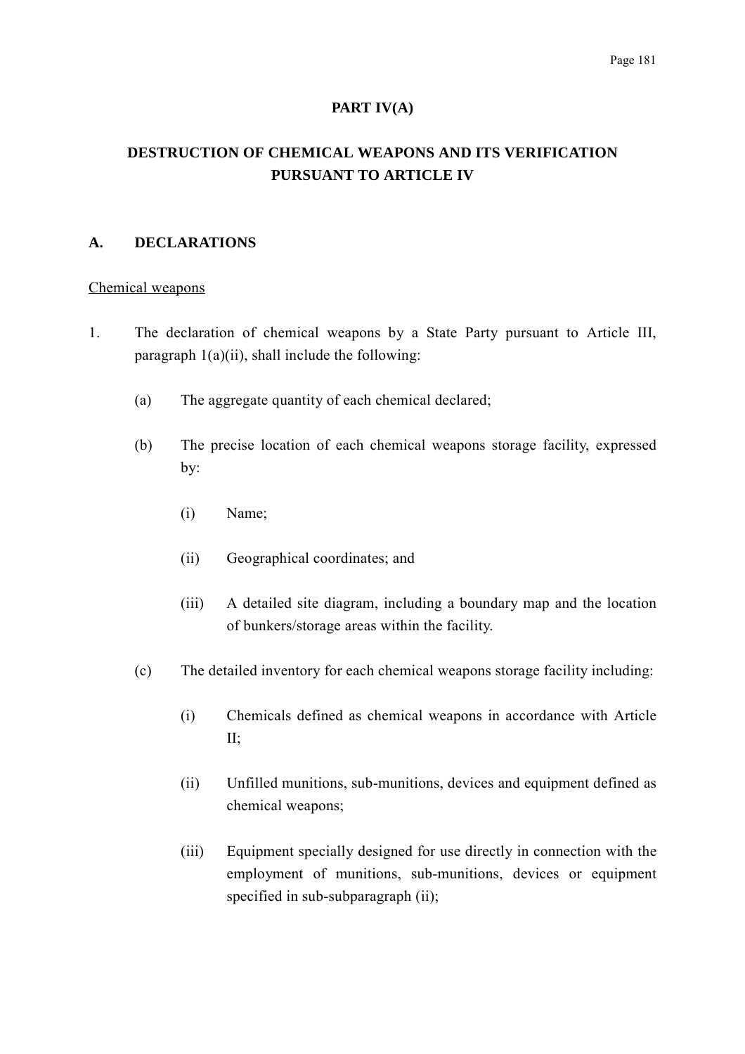# PART IV(A)

## DESTRUCTION OF CHEMICAL WEAPONS AND ITS VERIFICATION PURSUANT TO ARTICLE IV

### A. DECLARATIONS

Chemical weapons

1. The declaration of chemical weapons by a State Party pursuant to Article III, paragraph 1(a)(ii), shall include the following:

   (a) The aggregate quantity of each chemical declared;

   (b) The precise location of each chemical weapons storage facility, expressed by:

      (i) Name;

      (ii) Geographical coordinates; and

      (iii) A detailed site diagram, including a boundary map and the location of bunkers/storage areas within the facility.

   (c) The detailed inventory for each chemical weapons storage facility including:

      (i) Chemicals defined as chemical weapons in accordance with Article II;

      (ii) Unfilled munitions, sub-munitions, devices and equipment defined as chemical weapons;

      (iii) Equipment specially designed for use directly in connection with the employment of munitions, sub-munitions, devices or equipment specified in sub-subparagraph (ii);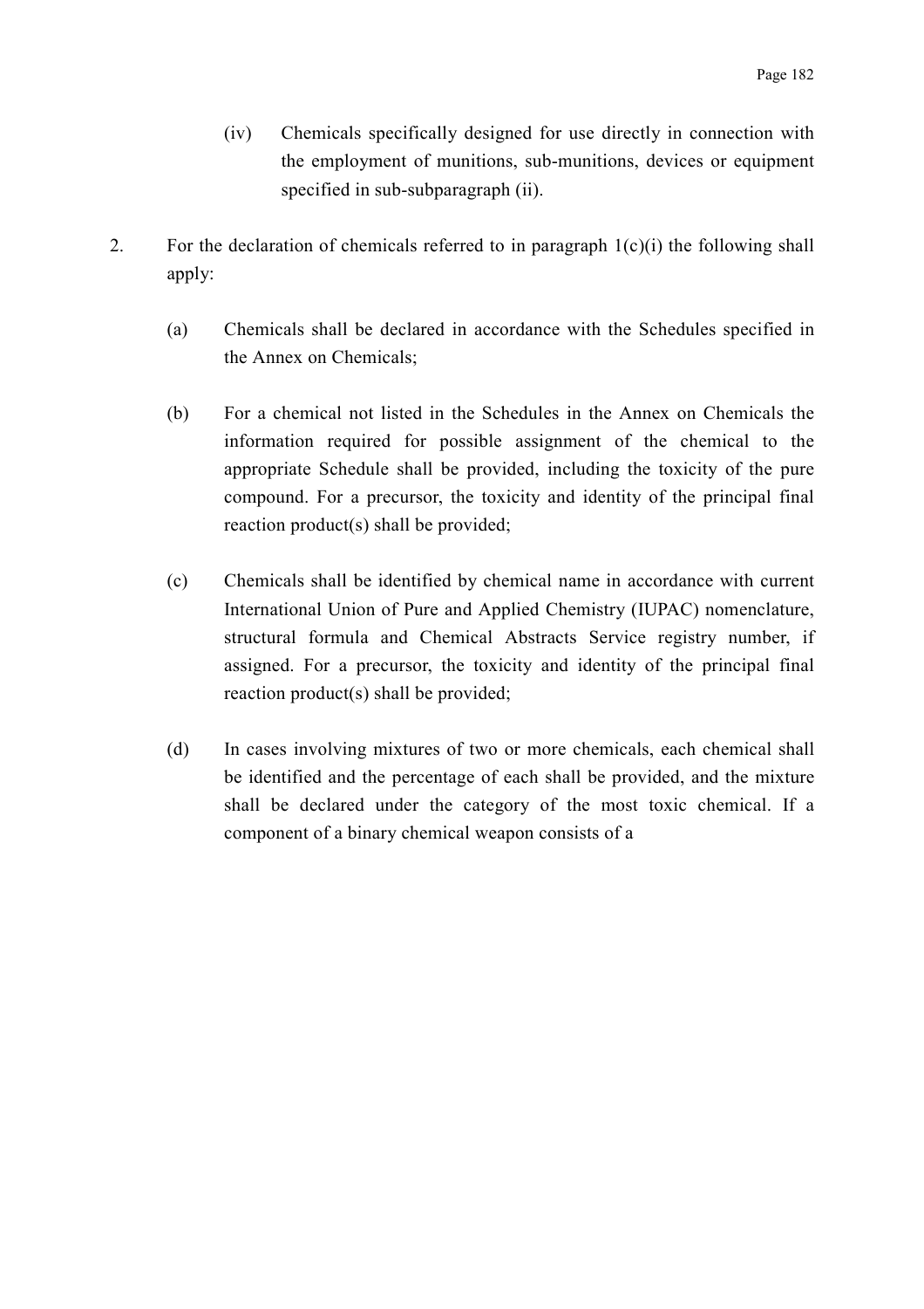(iv) Chemicals specifically designed for use directly in connection with the employment of munitions, sub-munitions, devices or equipment specified in sub-subparagraph (ii).

2. For the declaration of chemicals referred to in paragraph 1(c)(i) the following shall apply:

   (a) Chemicals shall be declared in accordance with the Schedules specified in the Annex on Chemicals;

   (b) For a chemical not listed in the Schedules in the Annex on Chemicals the information required for possible assignment of the chemical to the appropriate Schedule shall be provided, including the toxicity of the pure compound. For a precursor, the toxicity and identity of the principal final reaction product(s) shall be provided;

   (c) Chemicals shall be identified by chemical name in accordance with current International Union of Pure and Applied Chemistry (IUPAC) nomenclature, structural formula and Chemical Abstracts Service registry number, if assigned. For a precursor, the toxicity and identity of the principal final reaction product(s) shall be provided;

   (d) In cases involving mixtures of two or more chemicals, each chemical shall be identified and the percentage of each shall be provided, and the mixture shall be declared under the category of the most toxic chemical. If a component of a binary chemical weapon consists of a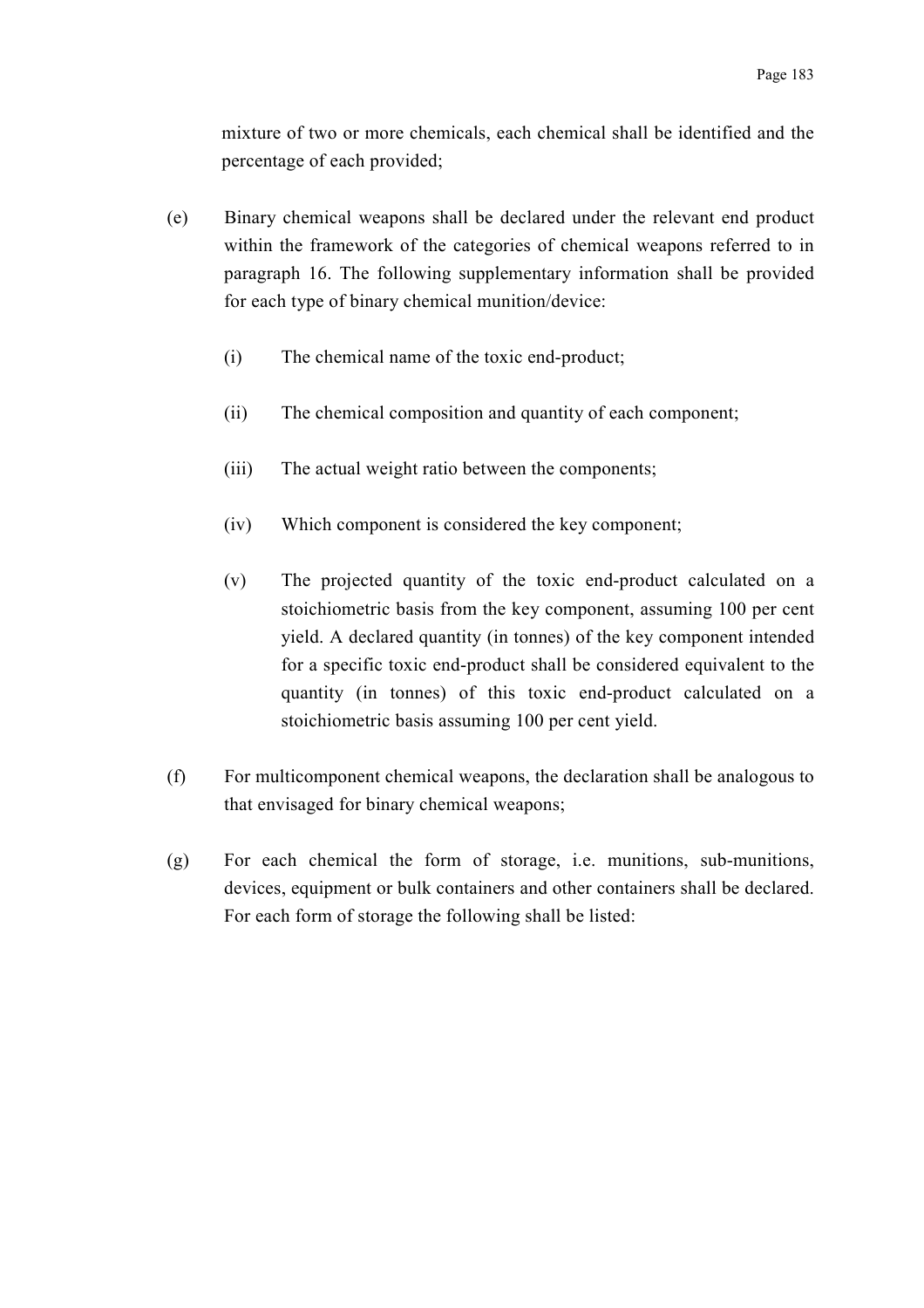mixture of two or more chemicals, each chemical shall be identified and the percentage of each provided;

(e) Binary chemical weapons shall be declared under the relevant end product within the framework of the categories of chemical weapons referred to in paragraph 16. The following supplementary information shall be provided for each type of binary chemical munition/device:

  (i) The chemical name of the toxic end-product;

  (ii) The chemical composition and quantity of each component;

  (iii) The actual weight ratio between the components;

  (iv) Which component is considered the key component;

  (v) The projected quantity of the toxic end-product calculated on a stoichiometric basis from the key component, assuming 100 per cent yield. A declared quantity (in tonnes) of the key component intended for a specific toxic end-product shall be considered equivalent to the quantity (in tonnes) of this toxic end-product calculated on a stoichiometric basis assuming 100 per cent yield.

(f) For multicomponent chemical weapons, the declaration shall be analogous to that envisaged for binary chemical weapons;

(g) For each chemical the form of storage, i.e. munitions, sub-munitions, devices, equipment or bulk containers and other containers shall be declared. For each form of storage the following shall be listed: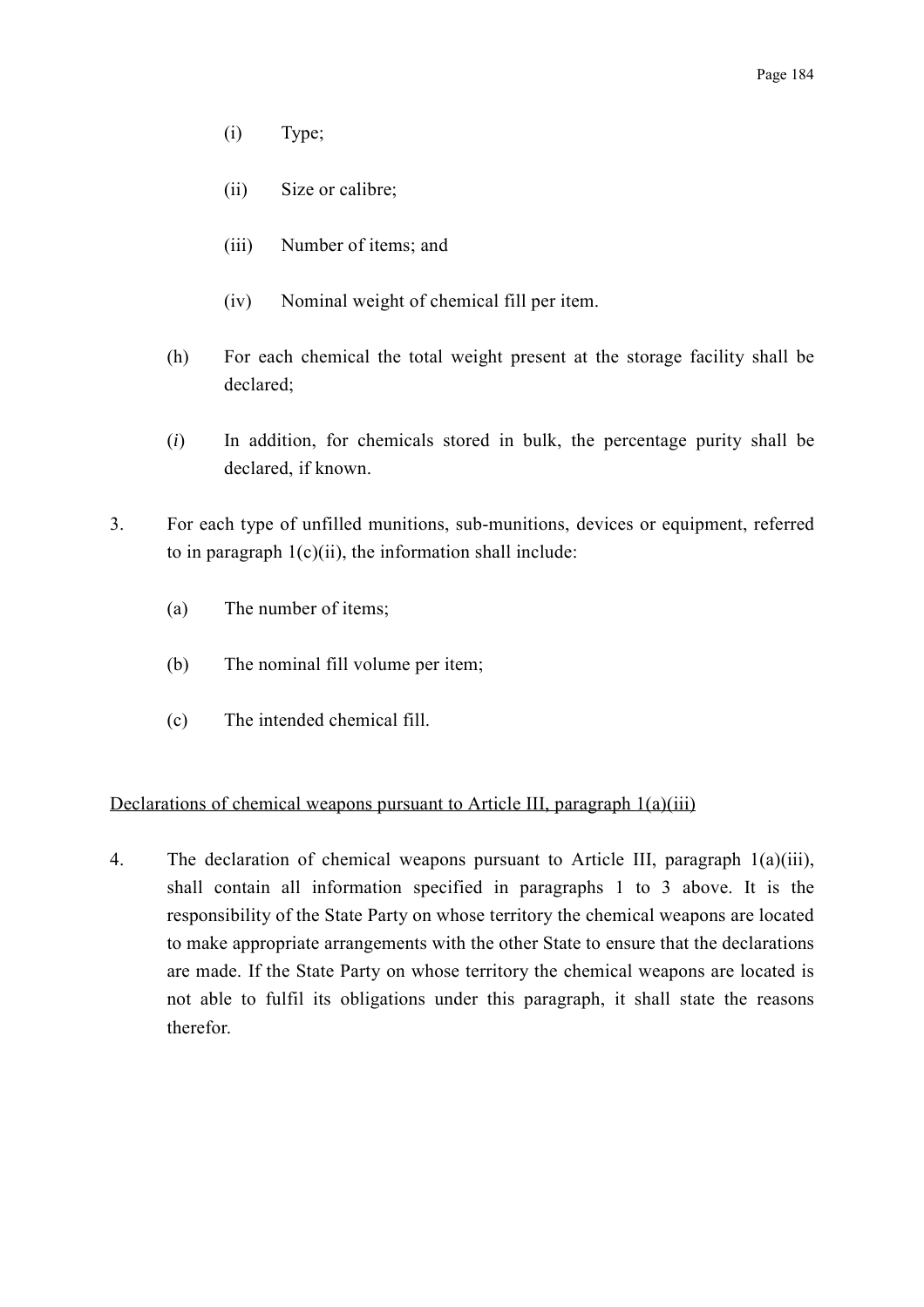(i) Type;

(ii) Size or calibre;

(iii) Number of items; and

(iv) Nominal weight of chemical fill per item.

(h) For each chemical the total weight present at the storage facility shall be declared;

(*i*) In addition, for chemicals stored in bulk, the percentage purity shall be declared, if known.

3. For each type of unfilled munitions, sub-munitions, devices or equipment, referred to in paragraph 1(c)(ii), the information shall include:

(a) The number of items;

(b) The nominal fill volume per item;

(c) The intended chemical fill.

<u>Declarations of chemical weapons pursuant to Article III, paragraph 1(a)(iii)</u>

4. The declaration of chemical weapons pursuant to Article III, paragraph 1(a)(iii), shall contain all information specified in paragraphs 1 to 3 above. It is the responsibility of the State Party on whose territory the chemical weapons are located to make appropriate arrangements with the other State to ensure that the declarations are made. If the State Party on whose territory the chemical weapons are located is not able to fulfil its obligations under this paragraph, it shall state the reasons therefor.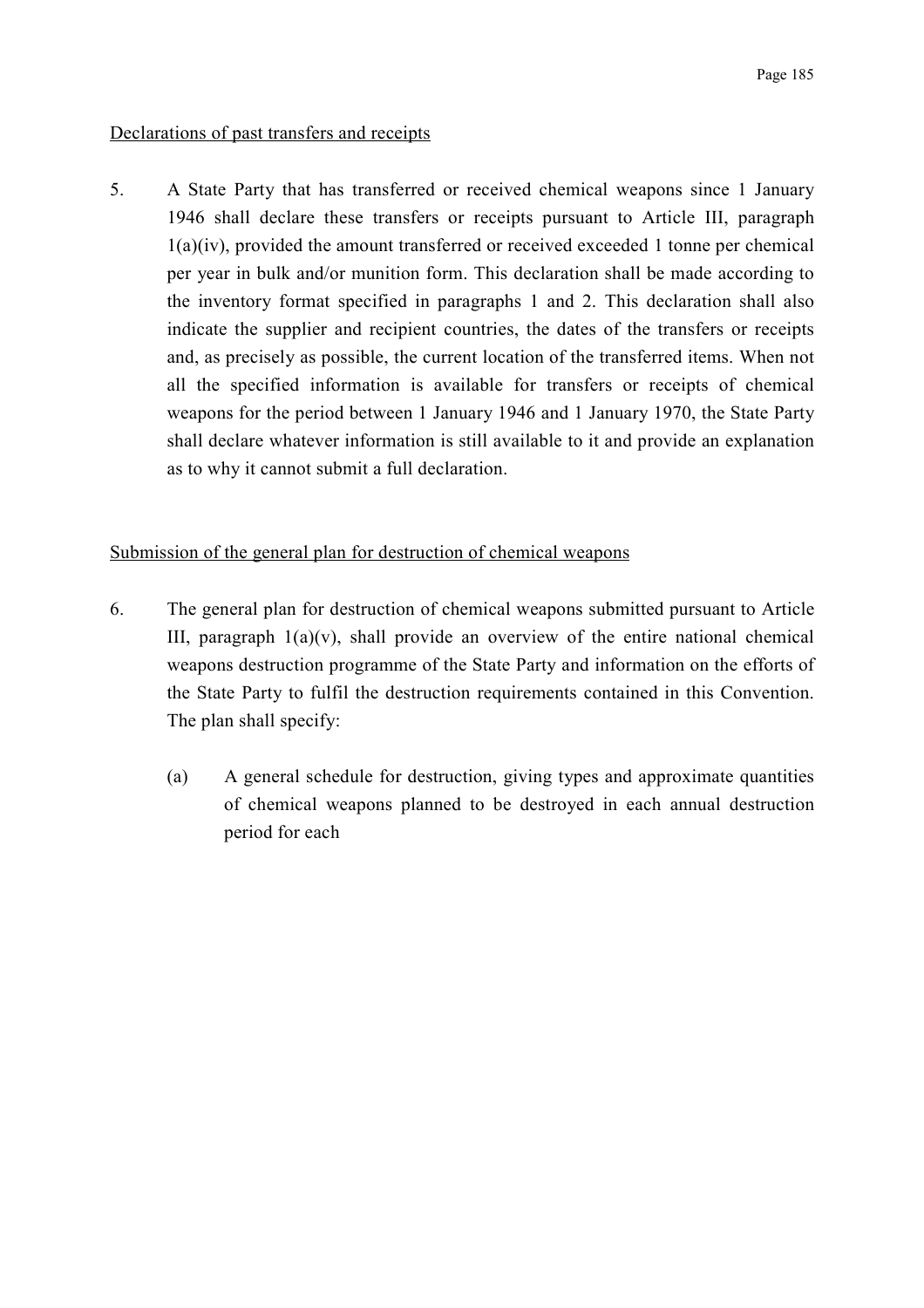Declarations of past transfers and receipts

5. A State Party that has transferred or received chemical weapons since 1 January 1946 shall declare these transfers or receipts pursuant to Article III, paragraph 1(a)(iv), provided the amount transferred or received exceeded 1 tonne per chemical per year in bulk and/or munition form. This declaration shall be made according to the inventory format specified in paragraphs 1 and 2. This declaration shall also indicate the supplier and recipient countries, the dates of the transfers or receipts and, as precisely as possible, the current location of the transferred items. When not all the specified information is available for transfers or receipts of chemical weapons for the period between 1 January 1946 and 1 January 1970, the State Party shall declare whatever information is still available to it and provide an explanation as to why it cannot submit a full declaration.

Submission of the general plan for destruction of chemical weapons

6. The general plan for destruction of chemical weapons submitted pursuant to Article III, paragraph 1(a)(v), shall provide an overview of the entire national chemical weapons destruction programme of the State Party and information on the efforts of the State Party to fulfil the destruction requirements contained in this Convention. The plan shall specify:

   (a) A general schedule for destruction, giving types and approximate quantities of chemical weapons planned to be destroyed in each annual destruction period for each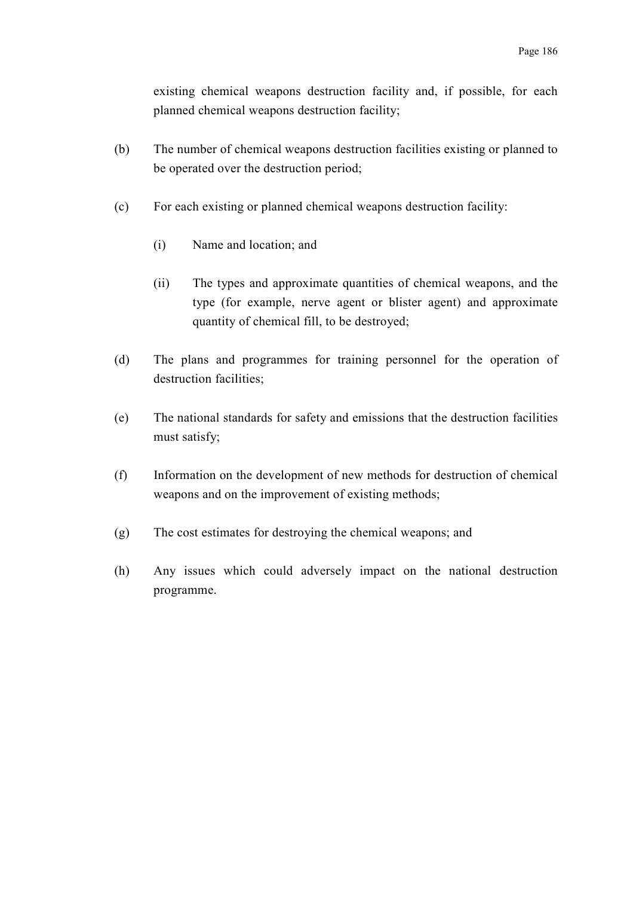existing chemical weapons destruction facility and, if possible, for each planned chemical weapons destruction facility;

(b) The number of chemical weapons destruction facilities existing or planned to be operated over the destruction period;

(c) For each existing or planned chemical weapons destruction facility:

  (i) Name and location; and

  (ii) The types and approximate quantities of chemical weapons, and the type (for example, nerve agent or blister agent) and approximate quantity of chemical fill, to be destroyed;

(d) The plans and programmes for training personnel for the operation of destruction facilities;

(e) The national standards for safety and emissions that the destruction facilities must satisfy;

(f) Information on the development of new methods for destruction of chemical weapons and on the improvement of existing methods;

(g) The cost estimates for destroying the chemical weapons; and

(h) Any issues which could adversely impact on the national destruction programme.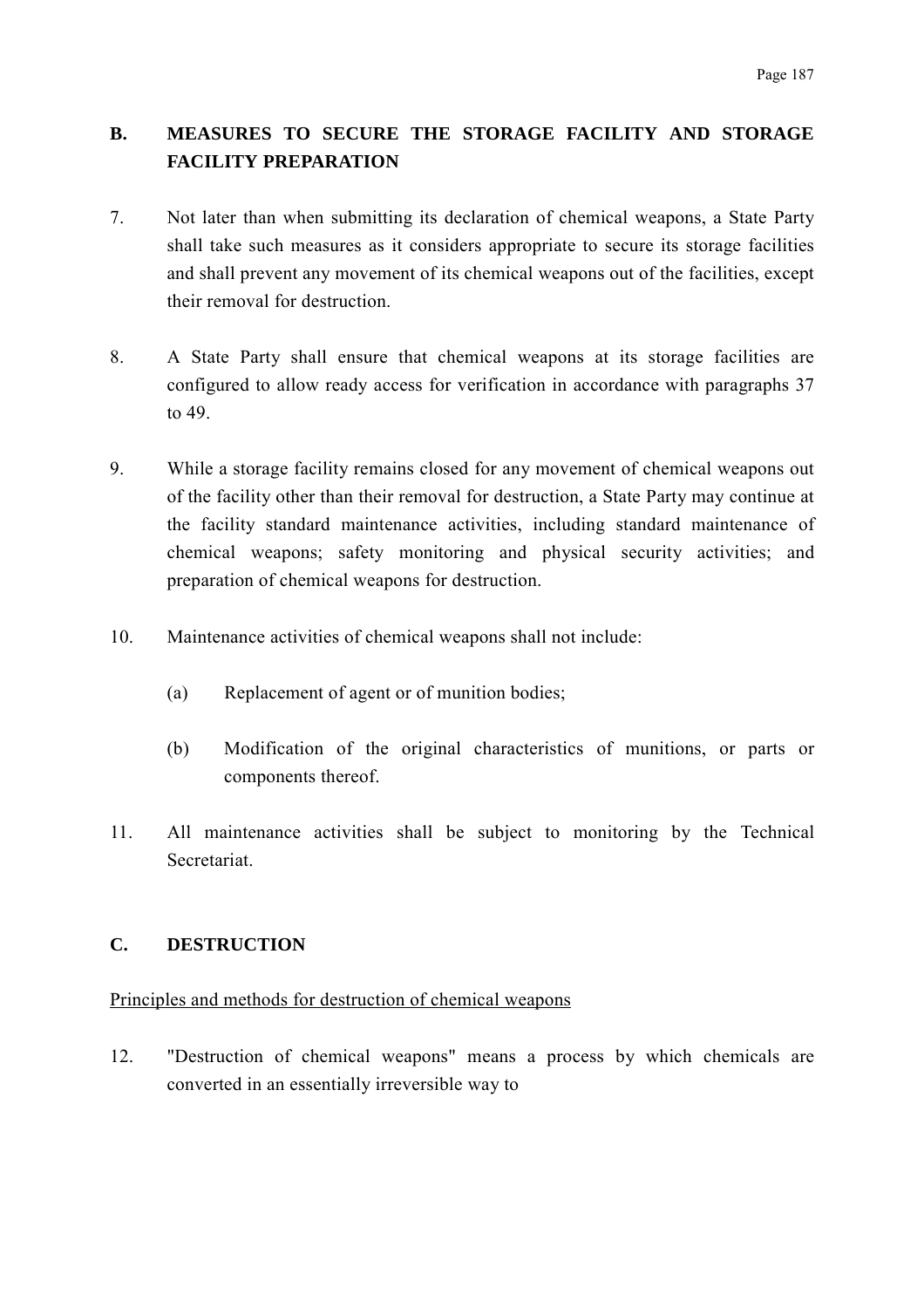## B. MEASURES TO SECURE THE STORAGE FACILITY AND STORAGE FACILITY PREPARATION

7. Not later than when submitting its declaration of chemical weapons, a State Party shall take such measures as it considers appropriate to secure its storage facilities and shall prevent any movement of its chemical weapons out of the facilities, except their removal for destruction.

8. A State Party shall ensure that chemical weapons at its storage facilities are configured to allow ready access for verification in accordance with paragraphs 37 to 49.

9. While a storage facility remains closed for any movement of chemical weapons out of the facility other than their removal for destruction, a State Party may continue at the facility standard maintenance activities, including standard maintenance of chemical weapons; safety monitoring and physical security activities; and preparation of chemical weapons for destruction.

10. Maintenance activities of chemical weapons shall not include:

    (a) Replacement of agent or of munition bodies;

    (b) Modification of the original characteristics of munitions, or parts or components thereof.

11. All maintenance activities shall be subject to monitoring by the Technical Secretariat.

## C. DESTRUCTION

Principles and methods for destruction of chemical weapons

12. "Destruction of chemical weapons" means a process by which chemicals are converted in an essentially irreversible way to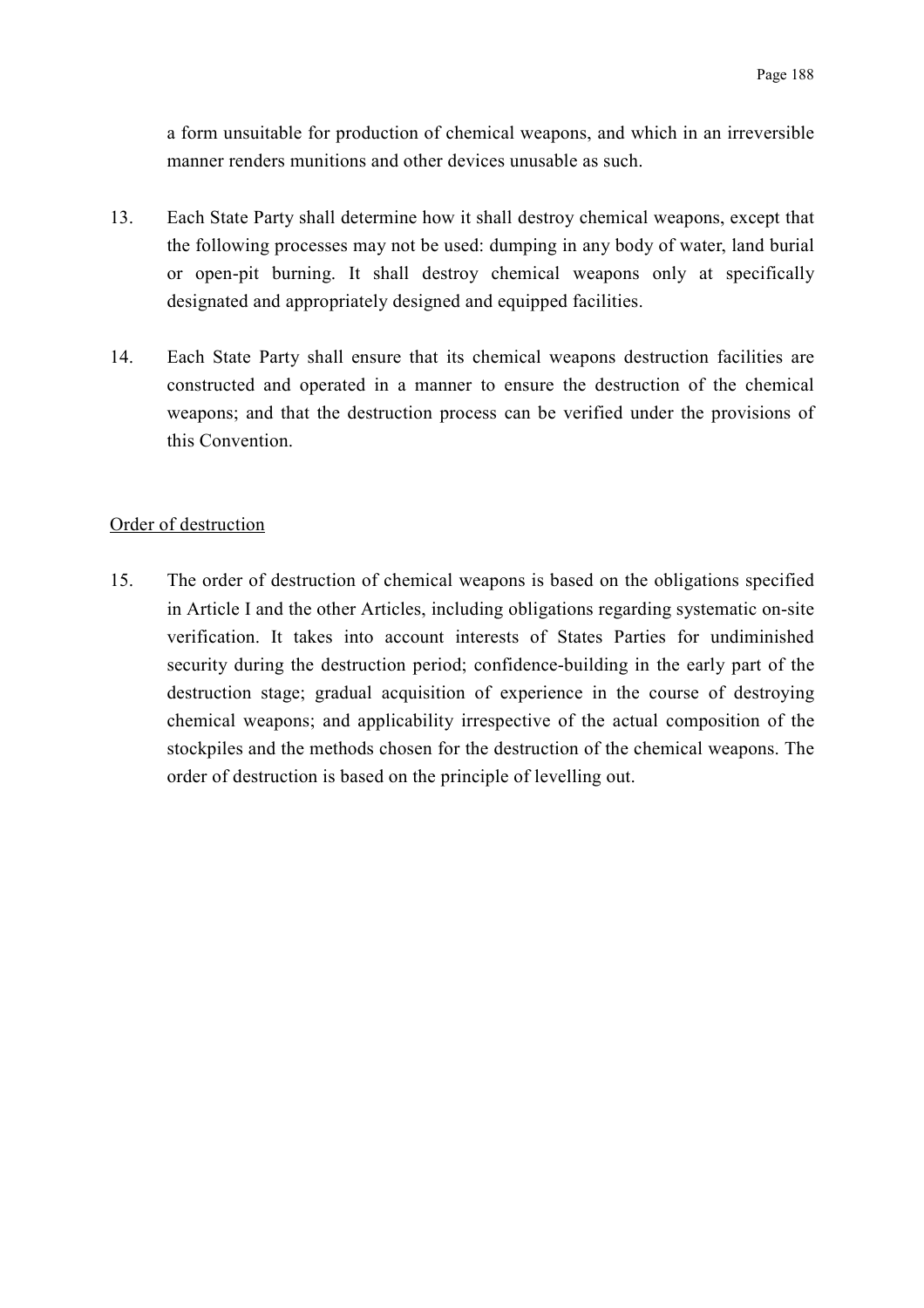a form unsuitable for production of chemical weapons, and which in an irreversible manner renders munitions and other devices unusable as such.

13. Each State Party shall determine how it shall destroy chemical weapons, except that the following processes may not be used: dumping in any body of water, land burial or open-pit burning. It shall destroy chemical weapons only at specifically designated and appropriately designed and equipped facilities.

14. Each State Party shall ensure that its chemical weapons destruction facilities are constructed and operated in a manner to ensure the destruction of the chemical weapons; and that the destruction process can be verified under the provisions of this Convention.

<u>Order of destruction</u>

15. The order of destruction of chemical weapons is based on the obligations specified in Article I and the other Articles, including obligations regarding systematic on-site verification. It takes into account interests of States Parties for undiminished security during the destruction period; confidence-building in the early part of the destruction stage; gradual acquisition of experience in the course of destroying chemical weapons; and applicability irrespective of the actual composition of the stockpiles and the methods chosen for the destruction of the chemical weapons. The order of destruction is based on the principle of levelling out.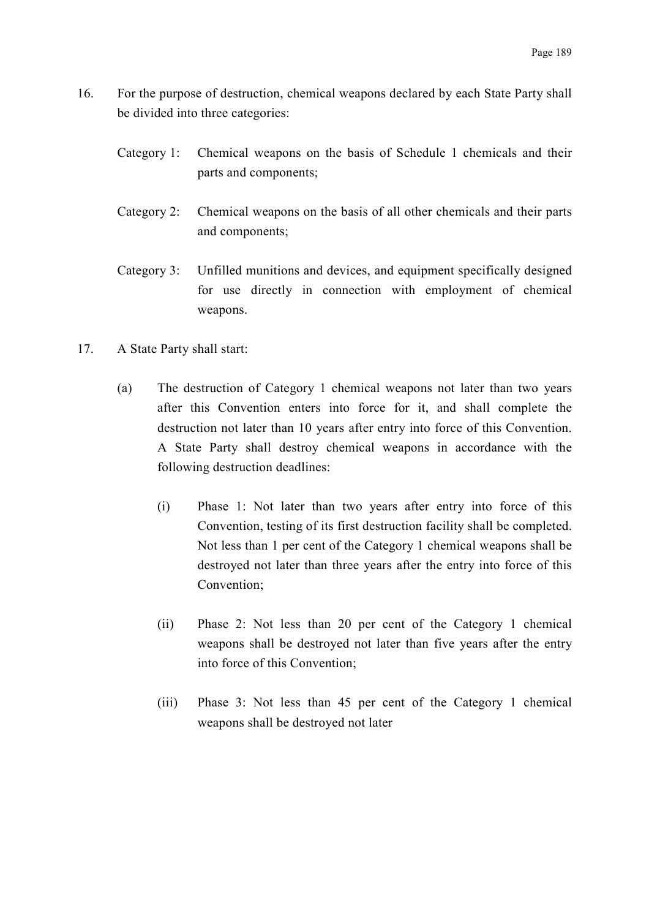16. For the purpose of destruction, chemical weapons declared by each State Party shall be divided into three categories:

    Category 1: Chemical weapons on the basis of Schedule 1 chemicals and their parts and components;

    Category 2: Chemical weapons on the basis of all other chemicals and their parts and components;

    Category 3: Unfilled munitions and devices, and equipment specifically designed for use directly in connection with employment of chemical weapons.

17. A State Party shall start:

    (a) The destruction of Category 1 chemical weapons not later than two years after this Convention enters into force for it, and shall complete the destruction not later than 10 years after entry into force of this Convention. A State Party shall destroy chemical weapons in accordance with the following destruction deadlines:

        (i) Phase 1: Not later than two years after entry into force of this Convention, testing of its first destruction facility shall be completed. Not less than 1 per cent of the Category 1 chemical weapons shall be destroyed not later than three years after the entry into force of this Convention;

        (ii) Phase 2: Not less than 20 per cent of the Category 1 chemical weapons shall be destroyed not later than five years after the entry into force of this Convention;

        (iii) Phase 3: Not less than 45 per cent of the Category 1 chemical weapons shall be destroyed not later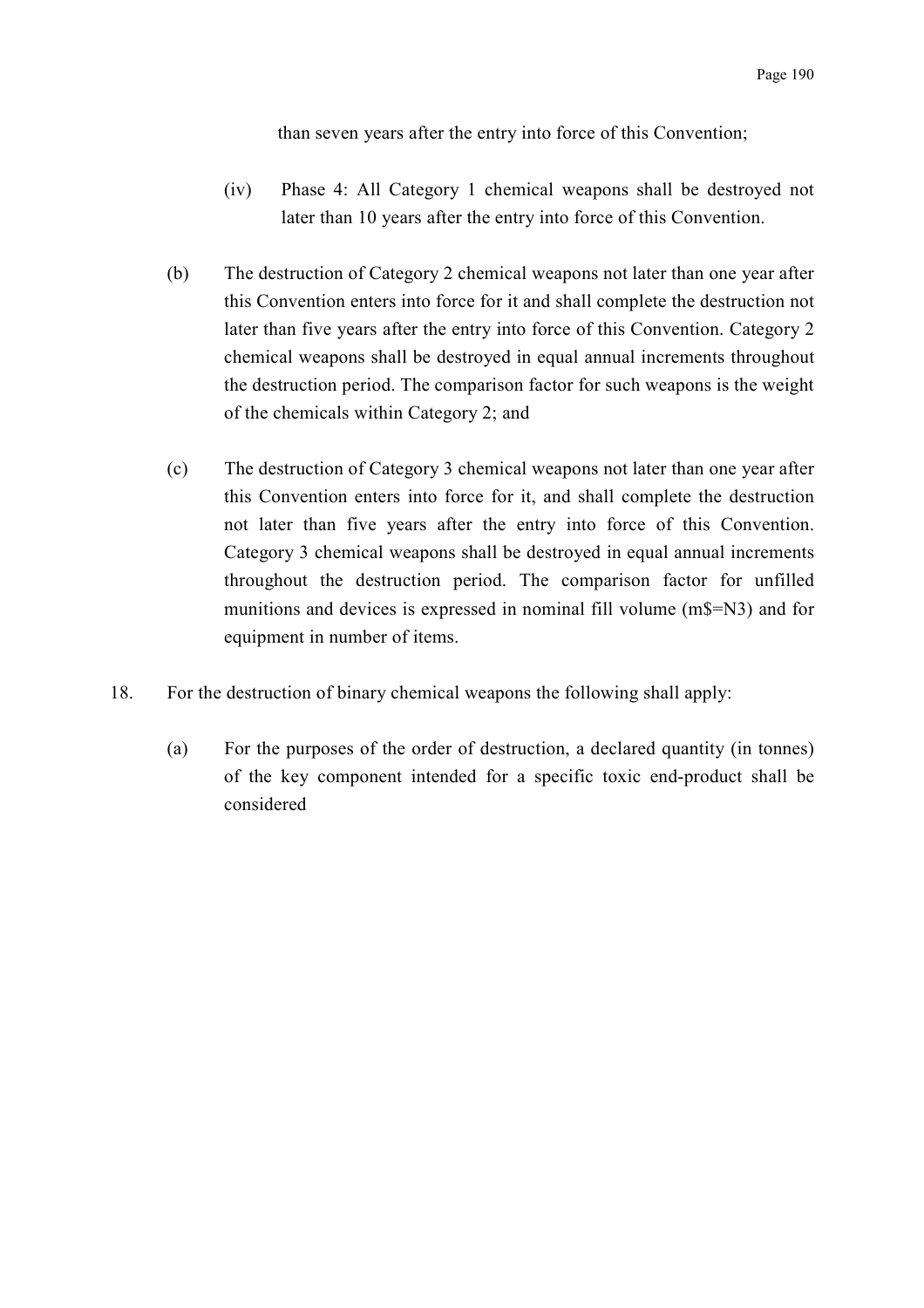than seven years after the entry into force of this Convention;

(iv) Phase 4: All Category 1 chemical weapons shall be destroyed not later than 10 years after the entry into force of this Convention.

(b) The destruction of Category 2 chemical weapons not later than one year after this Convention enters into force for it and shall complete the destruction not later than five years after the entry into force of this Convention. Category 2 chemical weapons shall be destroyed in equal annual increments throughout the destruction period. The comparison factor for such weapons is the weight of the chemicals within Category 2; and

(c) The destruction of Category 3 chemical weapons not later than one year after this Convention enters into force for it, and shall complete the destruction not later than five years after the entry into force of this Convention. Category 3 chemical weapons shall be destroyed in equal annual increments throughout the destruction period. The comparison factor for unfilled munitions and devices is expressed in nominal fill volume (m$=N3) and for equipment in number of items.

18. For the destruction of binary chemical weapons the following shall apply:

(a) For the purposes of the order of destruction, a declared quantity (in tonnes) of the key component intended for a specific toxic end-product shall be considered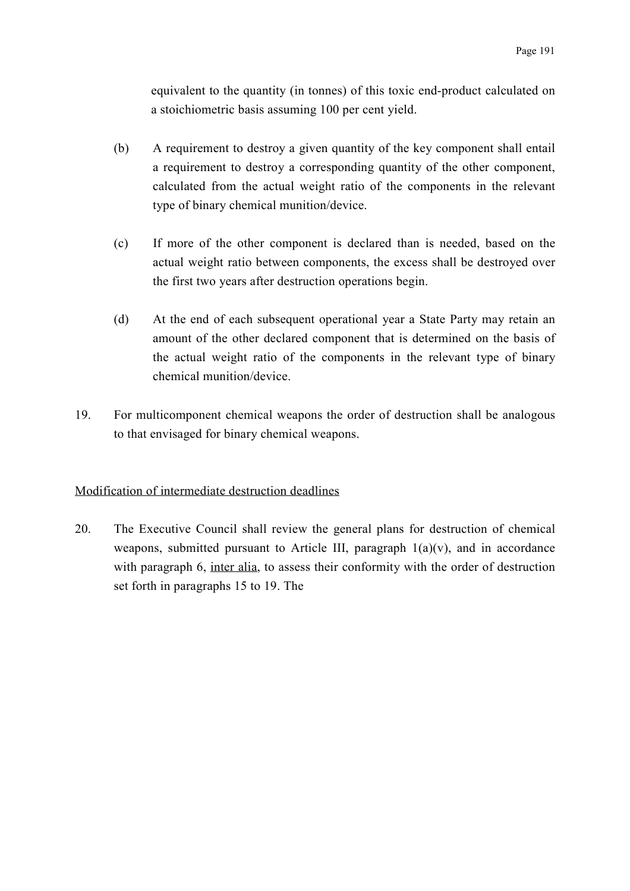equivalent to the quantity (in tonnes) of this toxic end-product calculated on a stoichiometric basis assuming 100 per cent yield.

(b) A requirement to destroy a given quantity of the key component shall entail a requirement to destroy a corresponding quantity of the other component, calculated from the actual weight ratio of the components in the relevant type of binary chemical munition/device.

(c) If more of the other component is declared than is needed, based on the actual weight ratio between components, the excess shall be destroyed over the first two years after destruction operations begin.

(d) At the end of each subsequent operational year a State Party may retain an amount of the other declared component that is determined on the basis of the actual weight ratio of the components in the relevant type of binary chemical munition/device.

19. For multicomponent chemical weapons the order of destruction shall be analogous to that envisaged for binary chemical weapons.

Modification of intermediate destruction deadlines

20. The Executive Council shall review the general plans for destruction of chemical weapons, submitted pursuant to Article III, paragraph 1(a)(v), and in accordance with paragraph 6, inter alia, to assess their conformity with the order of destruction set forth in paragraphs 15 to 19. The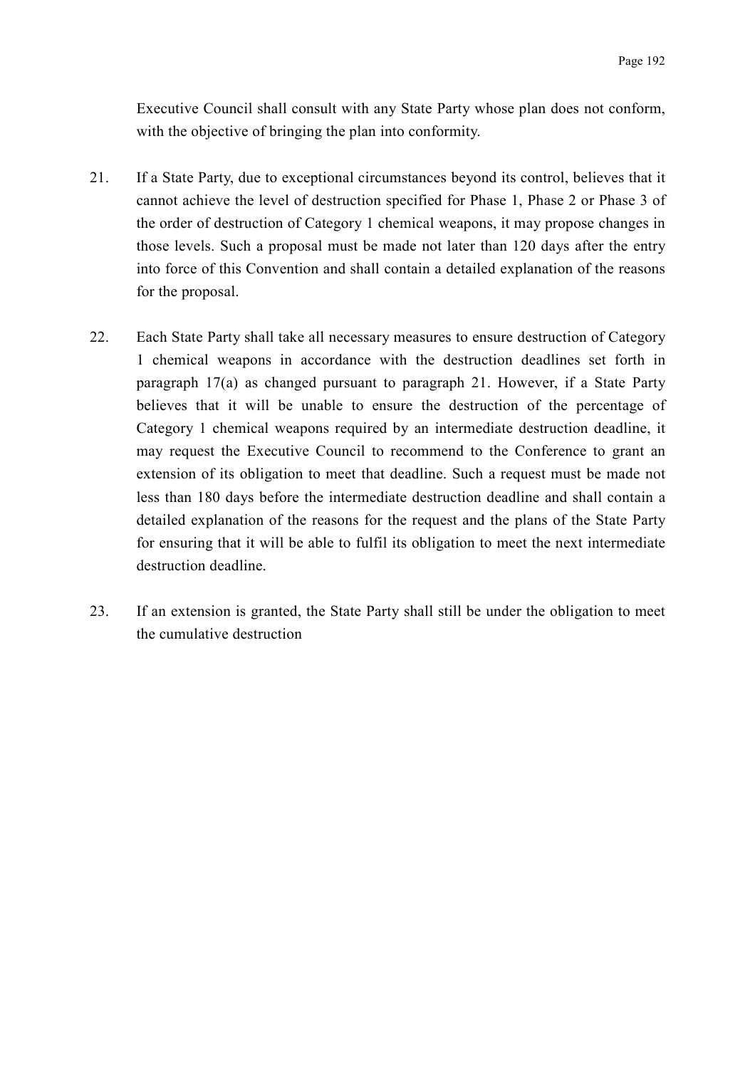Executive Council shall consult with any State Party whose plan does not conform, with the objective of bringing the plan into conformity.

21. If a State Party, due to exceptional circumstances beyond its control, believes that it cannot achieve the level of destruction specified for Phase 1, Phase 2 or Phase 3 of the order of destruction of Category 1 chemical weapons, it may propose changes in those levels. Such a proposal must be made not later than 120 days after the entry into force of this Convention and shall contain a detailed explanation of the reasons for the proposal.

22. Each State Party shall take all necessary measures to ensure destruction of Category 1 chemical weapons in accordance with the destruction deadlines set forth in paragraph 17(a) as changed pursuant to paragraph 21. However, if a State Party believes that it will be unable to ensure the destruction of the percentage of Category 1 chemical weapons required by an intermediate destruction deadline, it may request the Executive Council to recommend to the Conference to grant an extension of its obligation to meet that deadline. Such a request must be made not less than 180 days before the intermediate destruction deadline and shall contain a detailed explanation of the reasons for the request and the plans of the State Party for ensuring that it will be able to fulfil its obligation to meet the next intermediate destruction deadline.

23. If an extension is granted, the State Party shall still be under the obligation to meet the cumulative destruction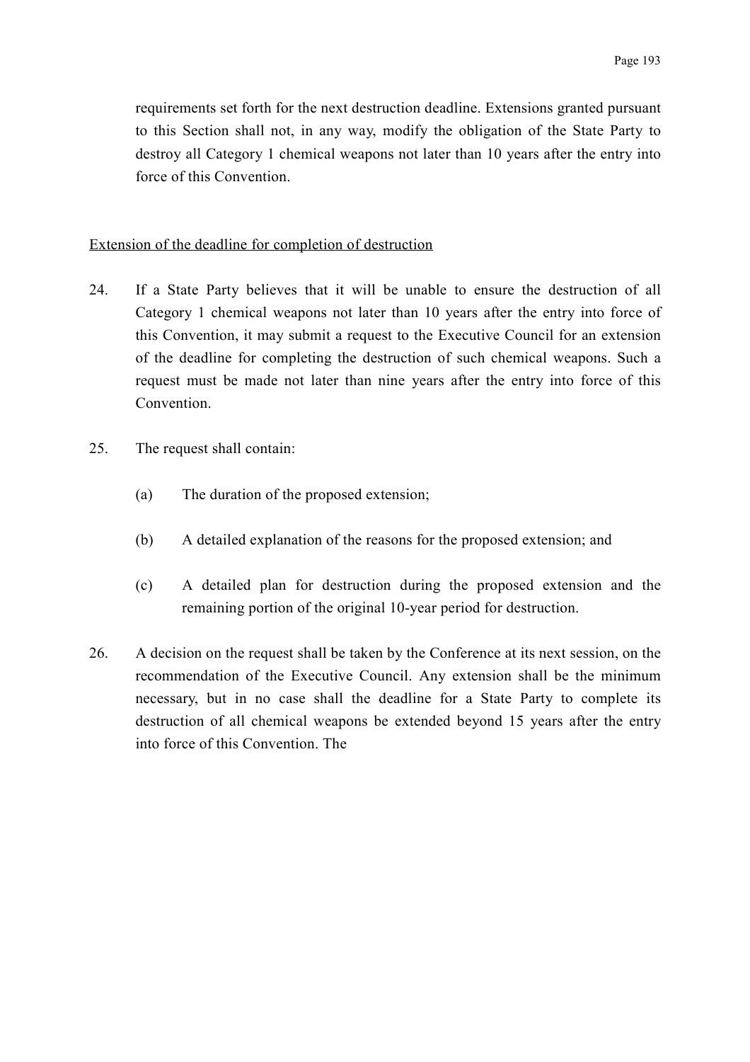requirements set forth for the next destruction deadline. Extensions granted pursuant to this Section shall not, in any way, modify the obligation of the State Party to destroy all Category 1 chemical weapons not later than 10 years after the entry into force of this Convention.

Extension of the deadline for completion of destruction

24. If a State Party believes that it will be unable to ensure the destruction of all Category 1 chemical weapons not later than 10 years after the entry into force of this Convention, it may submit a request to the Executive Council for an extension of the deadline for completing the destruction of such chemical weapons. Such a request must be made not later than nine years after the entry into force of this Convention.

25. The request shall contain:

    (a) The duration of the proposed extension;

    (b) A detailed explanation of the reasons for the proposed extension; and

    (c) A detailed plan for destruction during the proposed extension and the remaining portion of the original 10-year period for destruction.

26. A decision on the request shall be taken by the Conference at its next session, on the recommendation of the Executive Council. Any extension shall be the minimum necessary, but in no case shall the deadline for a State Party to complete its destruction of all chemical weapons be extended beyond 15 years after the entry into force of this Convention. The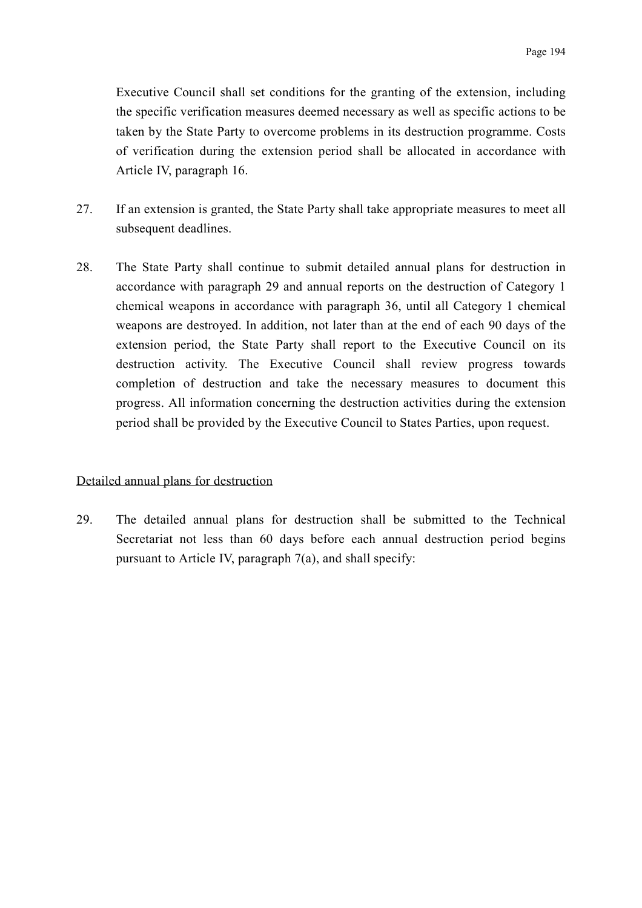Executive Council shall set conditions for the granting of the extension, including the specific verification measures deemed necessary as well as specific actions to be taken by the State Party to overcome problems in its destruction programme. Costs of verification during the extension period shall be allocated in accordance with Article IV, paragraph 16.

27. If an extension is granted, the State Party shall take appropriate measures to meet all subsequent deadlines.

28. The State Party shall continue to submit detailed annual plans for destruction in accordance with paragraph 29 and annual reports on the destruction of Category 1 chemical weapons in accordance with paragraph 36, until all Category 1 chemical weapons are destroyed. In addition, not later than at the end of each 90 days of the extension period, the State Party shall report to the Executive Council on its destruction activity. The Executive Council shall review progress towards completion of destruction and take the necessary measures to document this progress. All information concerning the destruction activities during the extension period shall be provided by the Executive Council to States Parties, upon request.

<u>Detailed annual plans for destruction</u>

29. The detailed annual plans for destruction shall be submitted to the Technical Secretariat not less than 60 days before each annual destruction period begins pursuant to Article IV, paragraph 7(a), and shall specify: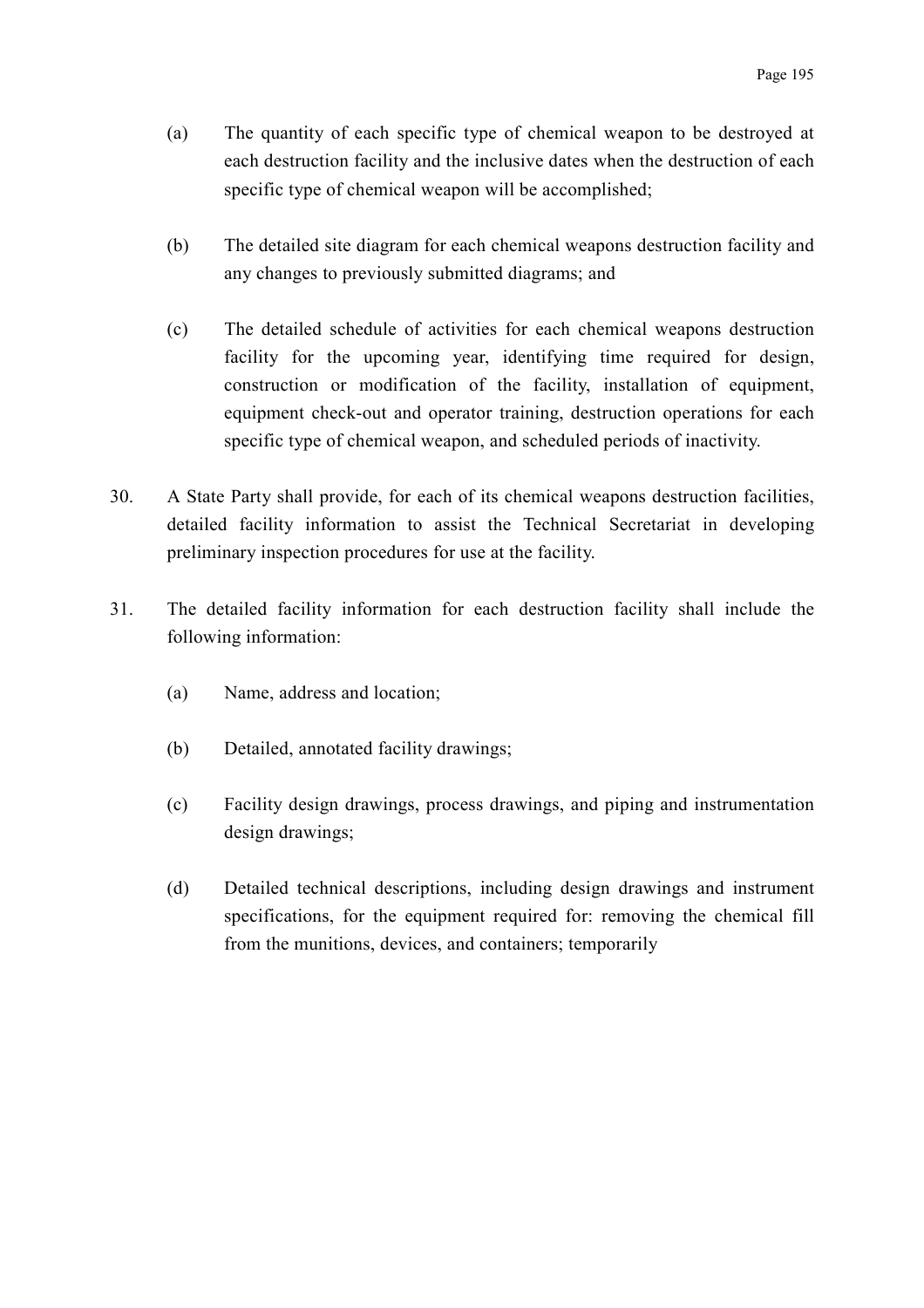(a) The quantity of each specific type of chemical weapon to be destroyed at each destruction facility and the inclusive dates when the destruction of each specific type of chemical weapon will be accomplished;

(b) The detailed site diagram for each chemical weapons destruction facility and any changes to previously submitted diagrams; and

(c) The detailed schedule of activities for each chemical weapons destruction facility for the upcoming year, identifying time required for design, construction or modification of the facility, installation of equipment, equipment check-out and operator training, destruction operations for each specific type of chemical weapon, and scheduled periods of inactivity.

30. A State Party shall provide, for each of its chemical weapons destruction facilities, detailed facility information to assist the Technical Secretariat in developing preliminary inspection procedures for use at the facility.

31. The detailed facility information for each destruction facility shall include the following information:

(a) Name, address and location;

(b) Detailed, annotated facility drawings;

(c) Facility design drawings, process drawings, and piping and instrumentation design drawings;

(d) Detailed technical descriptions, including design drawings and instrument specifications, for the equipment required for: removing the chemical fill from the munitions, devices, and containers; temporarily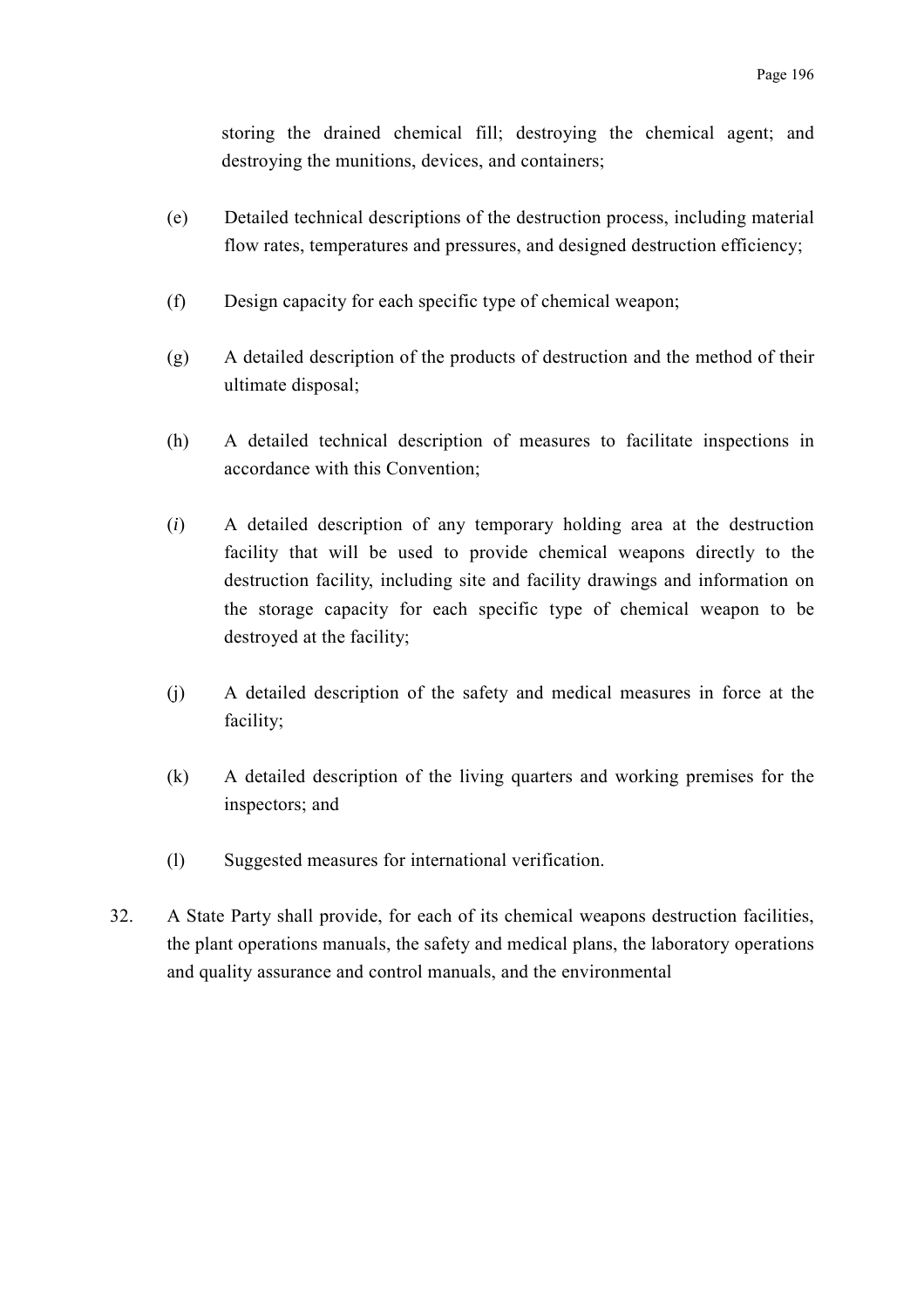storing the drained chemical fill; destroying the chemical agent; and destroying the munitions, devices, and containers;

(e) Detailed technical descriptions of the destruction process, including material flow rates, temperatures and pressures, and designed destruction efficiency;

(f) Design capacity for each specific type of chemical weapon;

(g) A detailed description of the products of destruction and the method of their ultimate disposal;

(h) A detailed technical description of measures to facilitate inspections in accordance with this Convention;

(*i*) A detailed description of any temporary holding area at the destruction facility that will be used to provide chemical weapons directly to the destruction facility, including site and facility drawings and information on the storage capacity for each specific type of chemical weapon to be destroyed at the facility;

(j) A detailed description of the safety and medical measures in force at the facility;

(k) A detailed description of the living quarters and working premises for the inspectors; and

(l) Suggested measures for international verification.

32. A State Party shall provide, for each of its chemical weapons destruction facilities, the plant operations manuals, the safety and medical plans, the laboratory operations and quality assurance and control manuals, and the environmental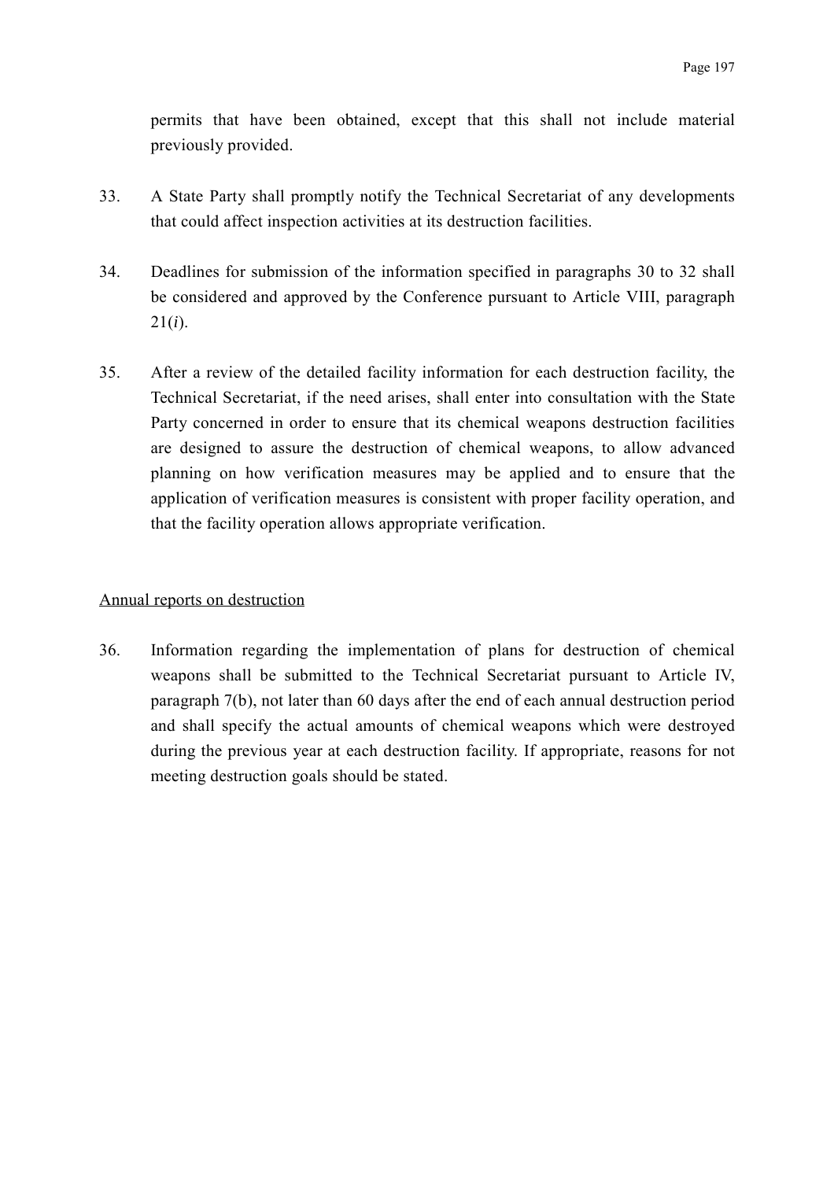permits that have been obtained, except that this shall not include material previously provided.

33. A State Party shall promptly notify the Technical Secretariat of any developments that could affect inspection activities at its destruction facilities.

34. Deadlines for submission of the information specified in paragraphs 30 to 32 shall be considered and approved by the Conference pursuant to Article VIII, paragraph 21(*i*).

35. After a review of the detailed facility information for each destruction facility, the Technical Secretariat, if the need arises, shall enter into consultation with the State Party concerned in order to ensure that its chemical weapons destruction facilities are designed to assure the destruction of chemical weapons, to allow advanced planning on how verification measures may be applied and to ensure that the application of verification measures is consistent with proper facility operation, and that the facility operation allows appropriate verification.

<u>Annual reports on destruction</u>

36. Information regarding the implementation of plans for destruction of chemical weapons shall be submitted to the Technical Secretariat pursuant to Article IV, paragraph 7(b), not later than 60 days after the end of each annual destruction period and shall specify the actual amounts of chemical weapons which were destroyed during the previous year at each destruction facility. If appropriate, reasons for not meeting destruction goals should be stated.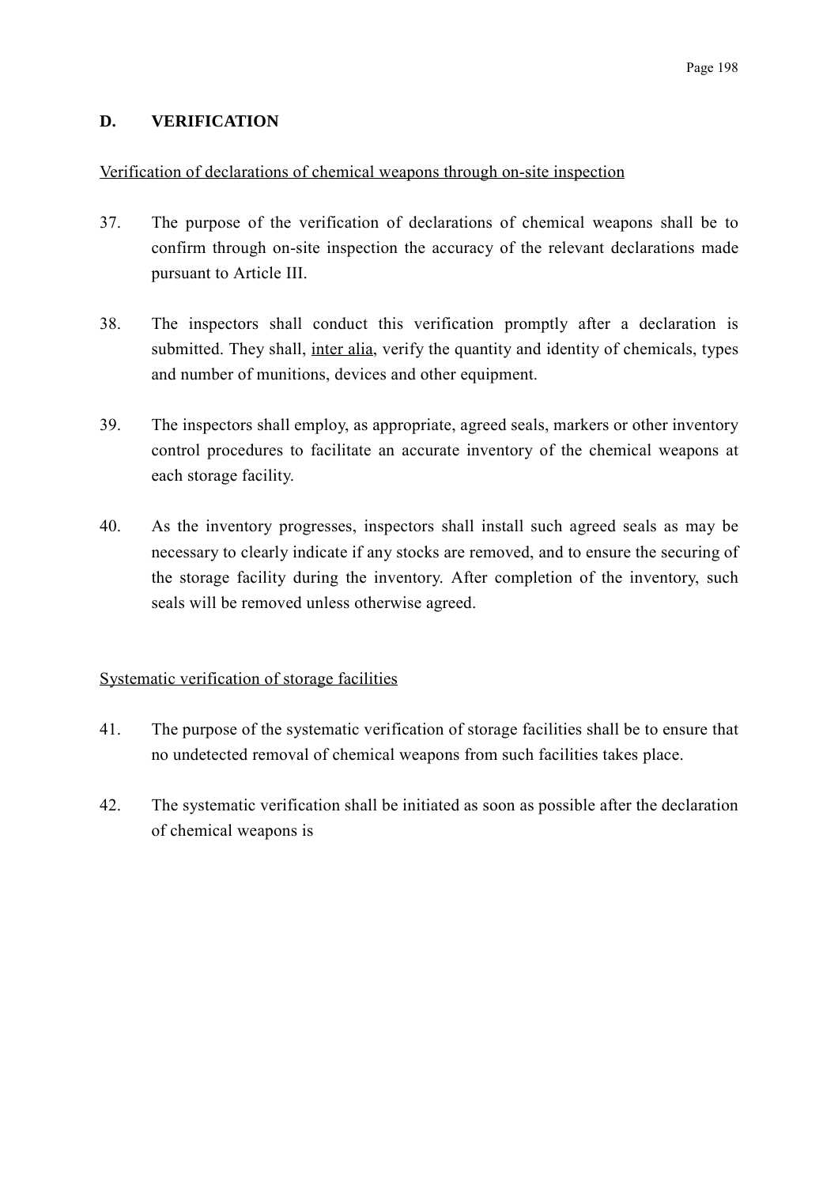## D. VERIFICATION

Verification of declarations of chemical weapons through on-site inspection

37. The purpose of the verification of declarations of chemical weapons shall be to confirm through on-site inspection the accuracy of the relevant declarations made pursuant to Article III.

38. The inspectors shall conduct this verification promptly after a declaration is submitted. They shall, inter alia, verify the quantity and identity of chemicals, types and number of munitions, devices and other equipment.

39. The inspectors shall employ, as appropriate, agreed seals, markers or other inventory control procedures to facilitate an accurate inventory of the chemical weapons at each storage facility.

40. As the inventory progresses, inspectors shall install such agreed seals as may be necessary to clearly indicate if any stocks are removed, and to ensure the securing of the storage facility during the inventory. After completion of the inventory, such seals will be removed unless otherwise agreed.

Systematic verification of storage facilities

41. The purpose of the systematic verification of storage facilities shall be to ensure that no undetected removal of chemical weapons from such facilities takes place.

42. The systematic verification shall be initiated as soon as possible after the declaration of chemical weapons is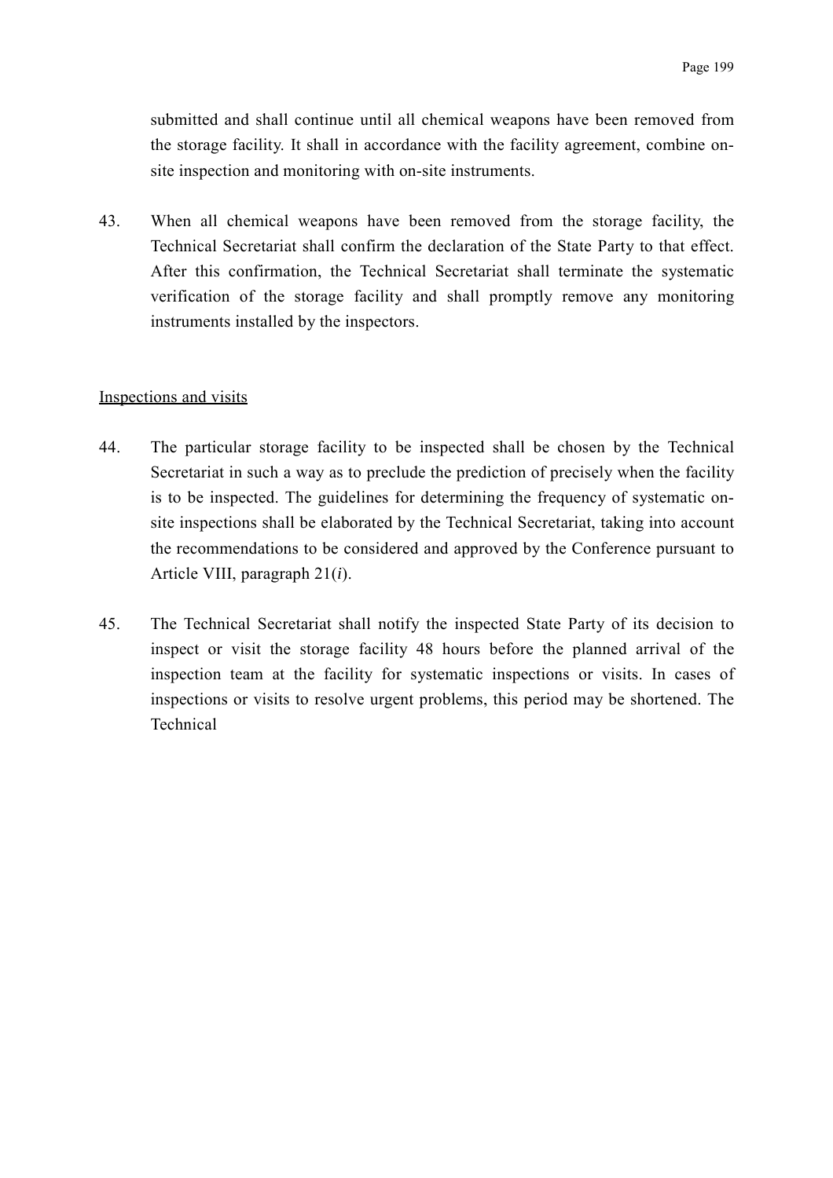submitted and shall continue until all chemical weapons have been removed from the storage facility. It shall in accordance with the facility agreement, combine on-site inspection and monitoring with on-site instruments.

43. When all chemical weapons have been removed from the storage facility, the Technical Secretariat shall confirm the declaration of the State Party to that effect. After this confirmation, the Technical Secretariat shall terminate the systematic verification of the storage facility and shall promptly remove any monitoring instruments installed by the inspectors.

<u>Inspections and visits</u>

44. The particular storage facility to be inspected shall be chosen by the Technical Secretariat in such a way as to preclude the prediction of precisely when the facility is to be inspected. The guidelines for determining the frequency of systematic on-site inspections shall be elaborated by the Technical Secretariat, taking into account the recommendations to be considered and approved by the Conference pursuant to Article VIII, paragraph 21(*i*).

45. The Technical Secretariat shall notify the inspected State Party of its decision to inspect or visit the storage facility 48 hours before the planned arrival of the inspection team at the facility for systematic inspections or visits. In cases of inspections or visits to resolve urgent problems, this period may be shortened. The Technical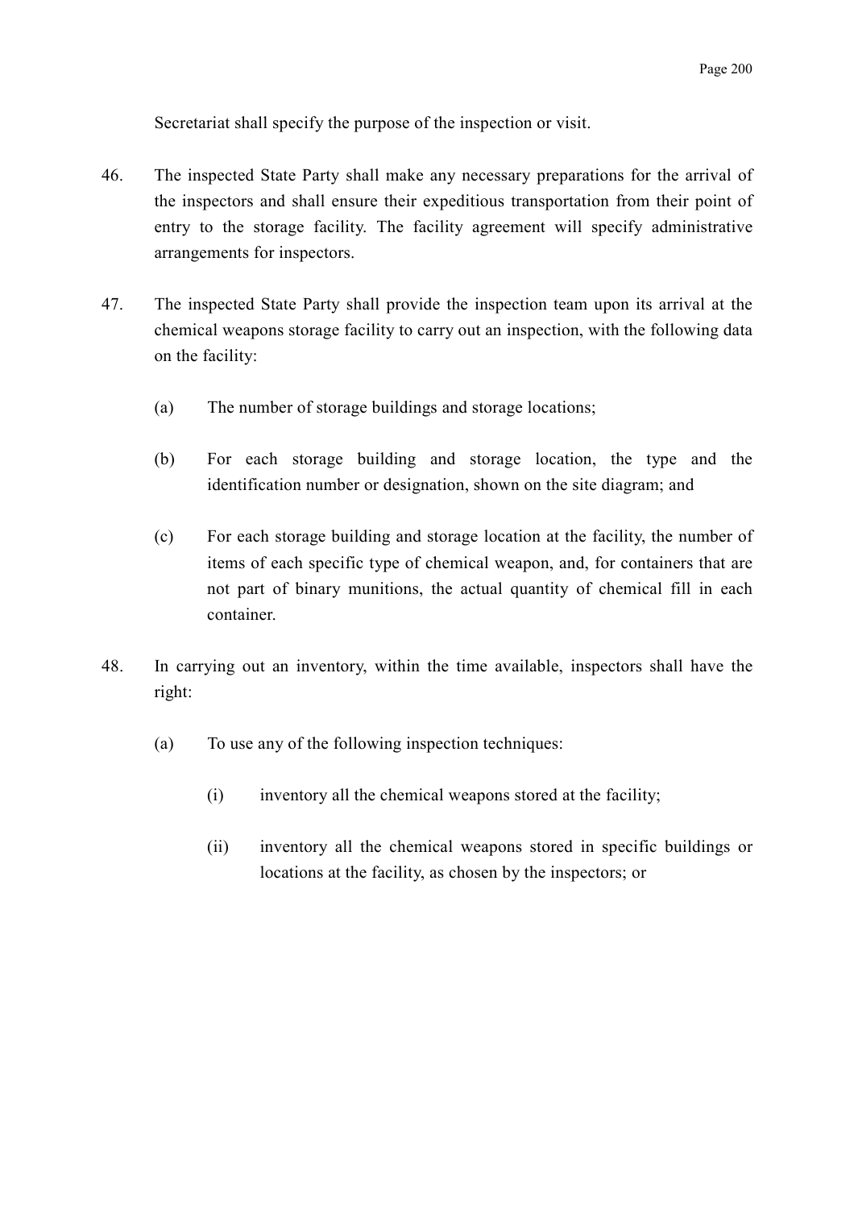Secretariat shall specify the purpose of the inspection or visit.

46. The inspected State Party shall make any necessary preparations for the arrival of the inspectors and shall ensure their expeditious transportation from their point of entry to the storage facility. The facility agreement will specify administrative arrangements for inspectors.

47. The inspected State Party shall provide the inspection team upon its arrival at the chemical weapons storage facility to carry out an inspection, with the following data on the facility:

    (a) The number of storage buildings and storage locations;

    (b) For each storage building and storage location, the type and the identification number or designation, shown on the site diagram; and

    (c) For each storage building and storage location at the facility, the number of items of each specific type of chemical weapon, and, for containers that are not part of binary munitions, the actual quantity of chemical fill in each container.

48. In carrying out an inventory, within the time available, inspectors shall have the right:

    (a) To use any of the following inspection techniques:

        (i) inventory all the chemical weapons stored at the facility;

        (ii) inventory all the chemical weapons stored in specific buildings or locations at the facility, as chosen by the inspectors; or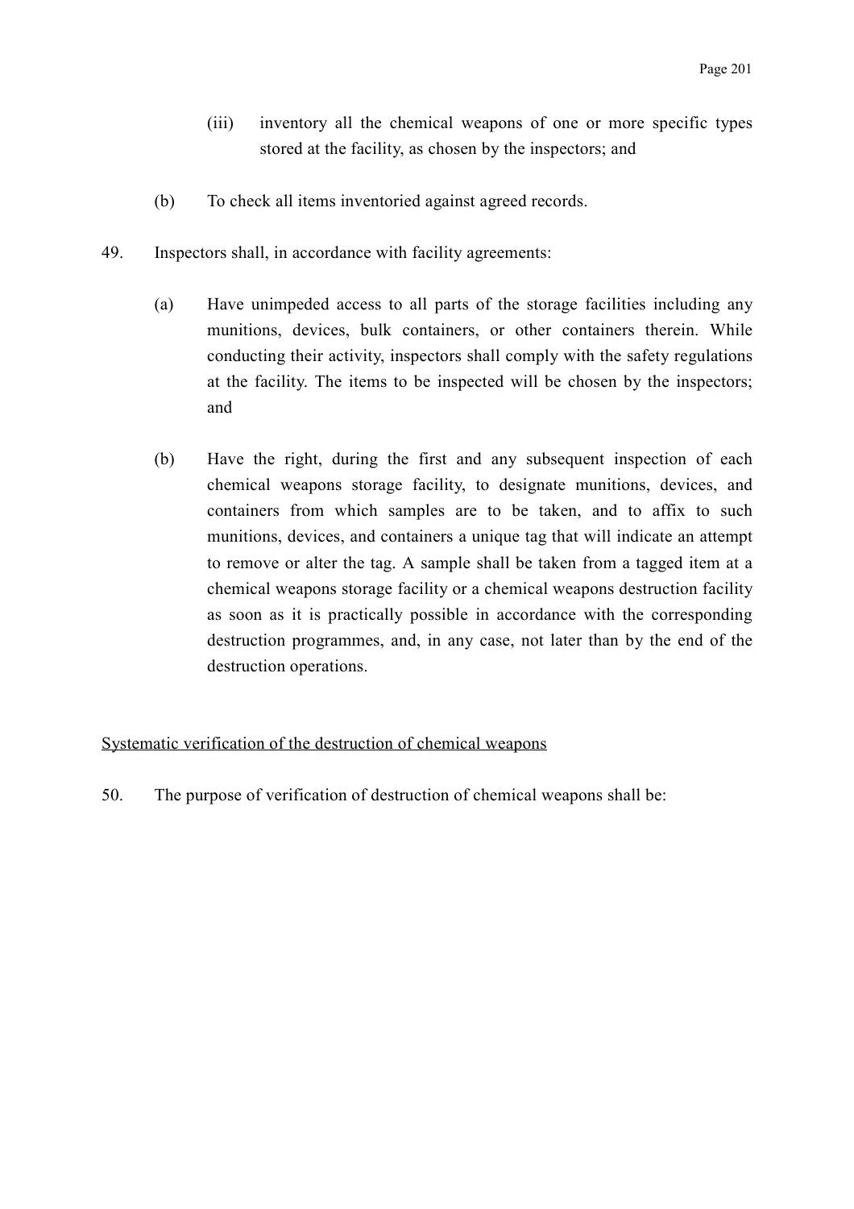(iii) inventory all the chemical weapons of one or more specific types stored at the facility, as chosen by the inspectors; and

(b) To check all items inventoried against agreed records.

49. Inspectors shall, in accordance with facility agreements:

(a) Have unimpeded access to all parts of the storage facilities including any munitions, devices, bulk containers, or other containers therein. While conducting their activity, inspectors shall comply with the safety regulations at the facility. The items to be inspected will be chosen by the inspectors; and

(b) Have the right, during the first and any subsequent inspection of each chemical weapons storage facility, to designate munitions, devices, and containers from which samples are to be taken, and to affix to such munitions, devices, and containers a unique tag that will indicate an attempt to remove or alter the tag. A sample shall be taken from a tagged item at a chemical weapons storage facility or a chemical weapons destruction facility as soon as it is practically possible in accordance with the corresponding destruction programmes, and, in any case, not later than by the end of the destruction operations.

<u>Systematic verification of the destruction of chemical weapons</u>

50. The purpose of verification of destruction of chemical weapons shall be: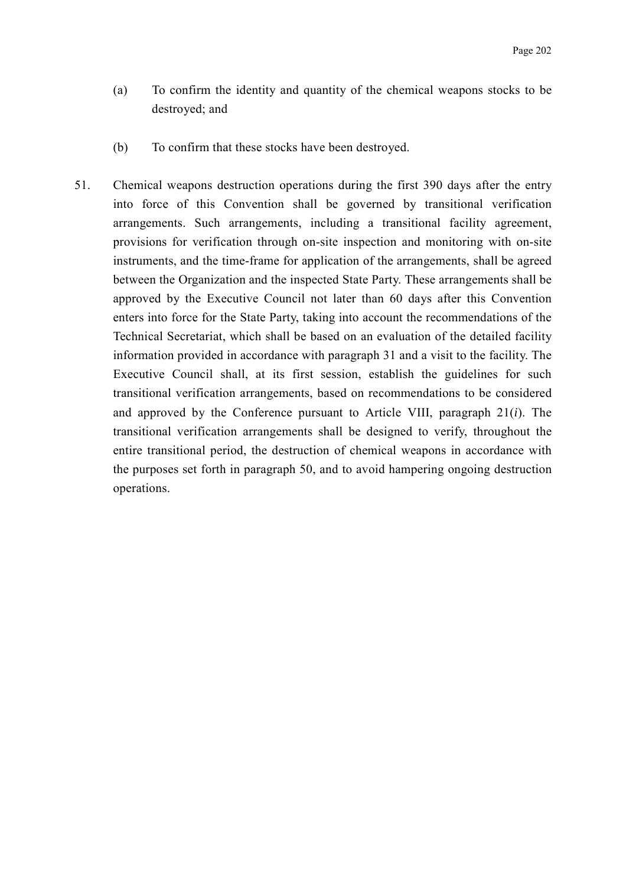(a) To confirm the identity and quantity of the chemical weapons stocks to be destroyed; and

(b) To confirm that these stocks have been destroyed.

51. Chemical weapons destruction operations during the first 390 days after the entry into force of this Convention shall be governed by transitional verification arrangements. Such arrangements, including a transitional facility agreement, provisions for verification through on-site inspection and monitoring with on-site instruments, and the time-frame for application of the arrangements, shall be agreed between the Organization and the inspected State Party. These arrangements shall be approved by the Executive Council not later than 60 days after this Convention enters into force for the State Party, taking into account the recommendations of the Technical Secretariat, which shall be based on an evaluation of the detailed facility information provided in accordance with paragraph 31 and a visit to the facility. The Executive Council shall, at its first session, establish the guidelines for such transitional verification arrangements, based on recommendations to be considered and approved by the Conference pursuant to Article VIII, paragraph 21(*i*). The transitional verification arrangements shall be designed to verify, throughout the entire transitional period, the destruction of chemical weapons in accordance with the purposes set forth in paragraph 50, and to avoid hampering ongoing destruction operations.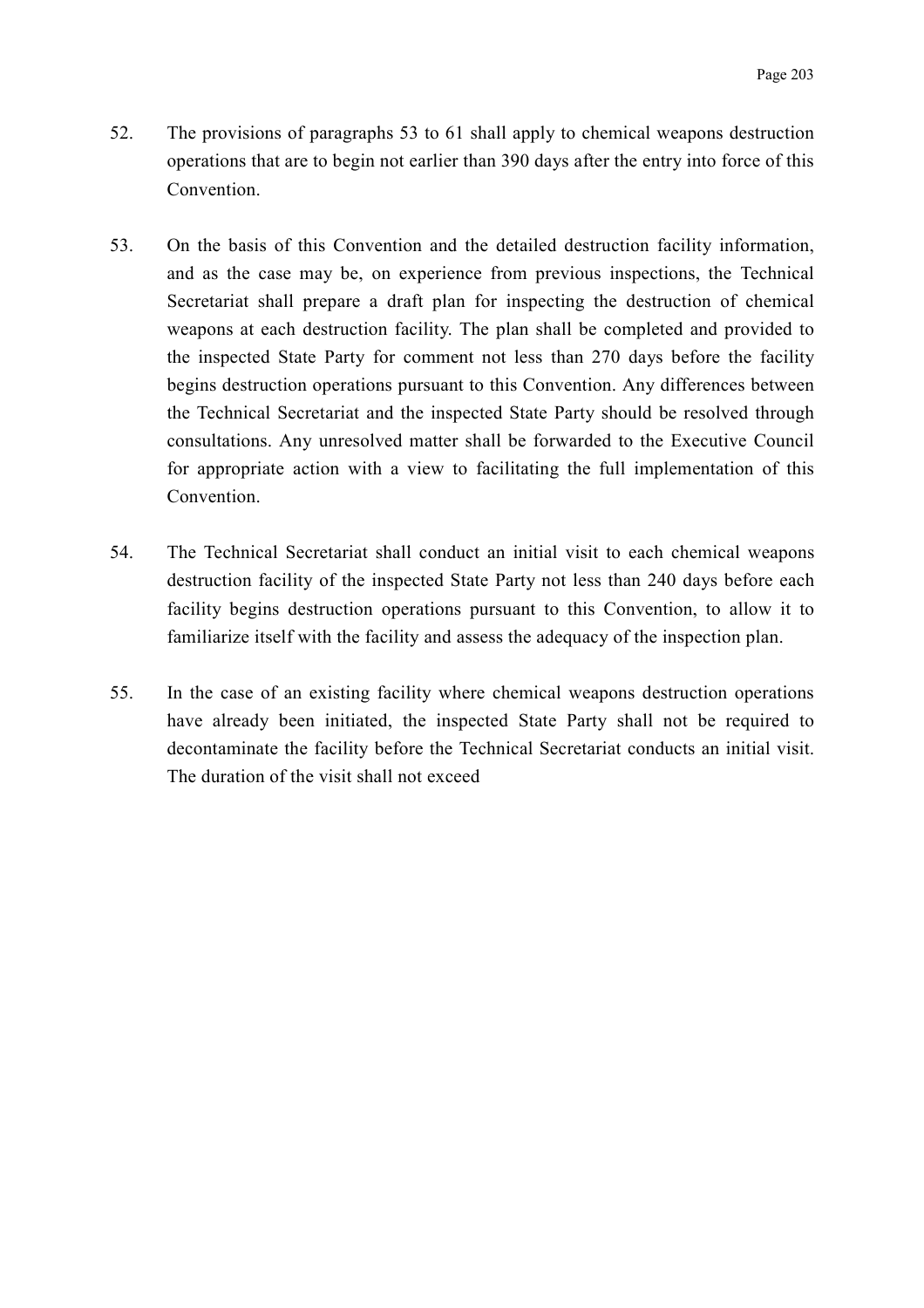52. The provisions of paragraphs 53 to 61 shall apply to chemical weapons destruction operations that are to begin not earlier than 390 days after the entry into force of this Convention.

53. On the basis of this Convention and the detailed destruction facility information, and as the case may be, on experience from previous inspections, the Technical Secretariat shall prepare a draft plan for inspecting the destruction of chemical weapons at each destruction facility. The plan shall be completed and provided to the inspected State Party for comment not less than 270 days before the facility begins destruction operations pursuant to this Convention. Any differences between the Technical Secretariat and the inspected State Party should be resolved through consultations. Any unresolved matter shall be forwarded to the Executive Council for appropriate action with a view to facilitating the full implementation of this Convention.

54. The Technical Secretariat shall conduct an initial visit to each chemical weapons destruction facility of the inspected State Party not less than 240 days before each facility begins destruction operations pursuant to this Convention, to allow it to familiarize itself with the facility and assess the adequacy of the inspection plan.

55. In the case of an existing facility where chemical weapons destruction operations have already been initiated, the inspected State Party shall not be required to decontaminate the facility before the Technical Secretariat conducts an initial visit. The duration of the visit shall not exceed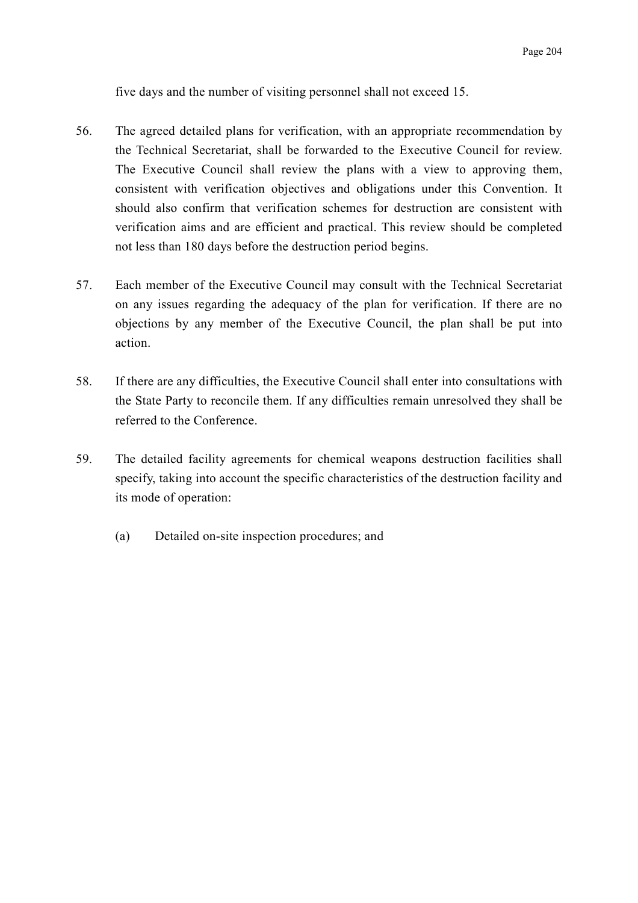five days and the number of visiting personnel shall not exceed 15.

56. The agreed detailed plans for verification, with an appropriate recommendation by the Technical Secretariat, shall be forwarded to the Executive Council for review. The Executive Council shall review the plans with a view to approving them, consistent with verification objectives and obligations under this Convention. It should also confirm that verification schemes for destruction are consistent with verification aims and are efficient and practical. This review should be completed not less than 180 days before the destruction period begins.

57. Each member of the Executive Council may consult with the Technical Secretariat on any issues regarding the adequacy of the plan for verification. If there are no objections by any member of the Executive Council, the plan shall be put into action.

58. If there are any difficulties, the Executive Council shall enter into consultations with the State Party to reconcile them. If any difficulties remain unresolved they shall be referred to the Conference.

59. The detailed facility agreements for chemical weapons destruction facilities shall specify, taking into account the specific characteristics of the destruction facility and its mode of operation:

    (a) Detailed on-site inspection procedures; and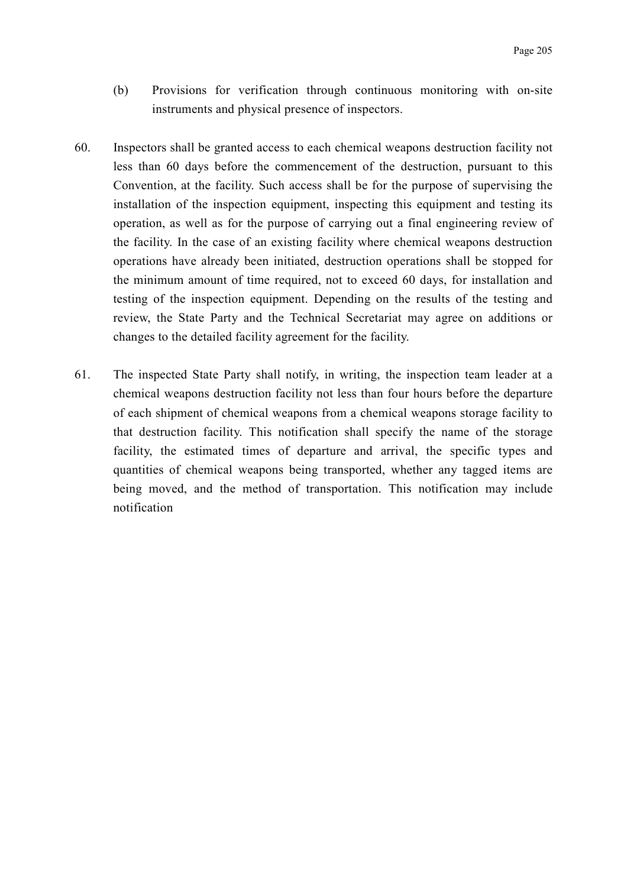(b) Provisions for verification through continuous monitoring with on-site instruments and physical presence of inspectors.

60. Inspectors shall be granted access to each chemical weapons destruction facility not less than 60 days before the commencement of the destruction, pursuant to this Convention, at the facility. Such access shall be for the purpose of supervising the installation of the inspection equipment, inspecting this equipment and testing its operation, as well as for the purpose of carrying out a final engineering review of the facility. In the case of an existing facility where chemical weapons destruction operations have already been initiated, destruction operations shall be stopped for the minimum amount of time required, not to exceed 60 days, for installation and testing of the inspection equipment. Depending on the results of the testing and review, the State Party and the Technical Secretariat may agree on additions or changes to the detailed facility agreement for the facility.

61. The inspected State Party shall notify, in writing, the inspection team leader at a chemical weapons destruction facility not less than four hours before the departure of each shipment of chemical weapons from a chemical weapons storage facility to that destruction facility. This notification shall specify the name of the storage facility, the estimated times of departure and arrival, the specific types and quantities of chemical weapons being transported, whether any tagged items are being moved, and the method of transportation. This notification may include notification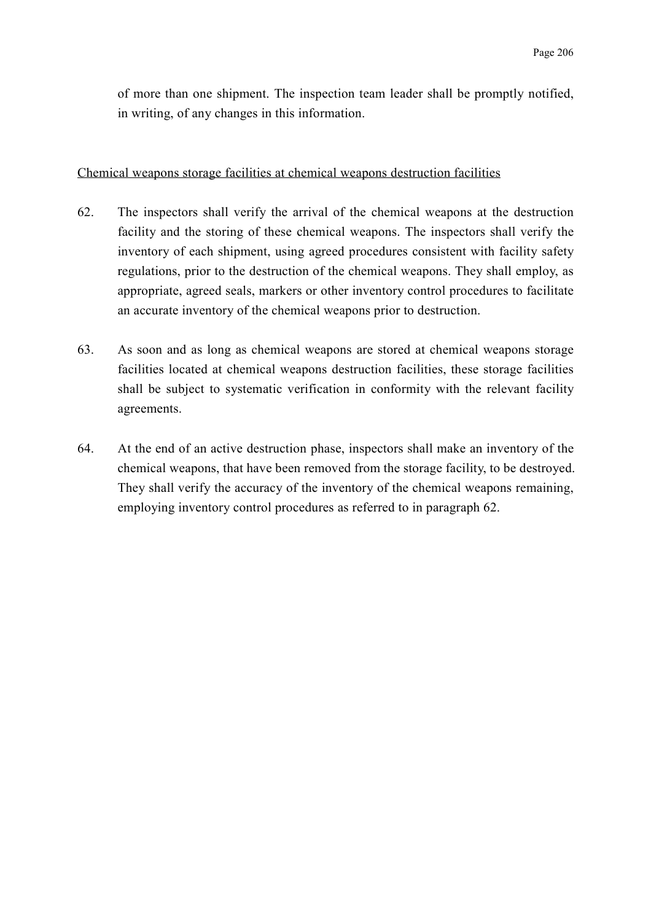of more than one shipment. The inspection team leader shall be promptly notified, in writing, of any changes in this information.

Chemical weapons storage facilities at chemical weapons destruction facilities

62. The inspectors shall verify the arrival of the chemical weapons at the destruction facility and the storing of these chemical weapons. The inspectors shall verify the inventory of each shipment, using agreed procedures consistent with facility safety regulations, prior to the destruction of the chemical weapons. They shall employ, as appropriate, agreed seals, markers or other inventory control procedures to facilitate an accurate inventory of the chemical weapons prior to destruction.

63. As soon and as long as chemical weapons are stored at chemical weapons storage facilities located at chemical weapons destruction facilities, these storage facilities shall be subject to systematic verification in conformity with the relevant facility agreements.

64. At the end of an active destruction phase, inspectors shall make an inventory of the chemical weapons, that have been removed from the storage facility, to be destroyed. They shall verify the accuracy of the inventory of the chemical weapons remaining, employing inventory control procedures as referred to in paragraph 62.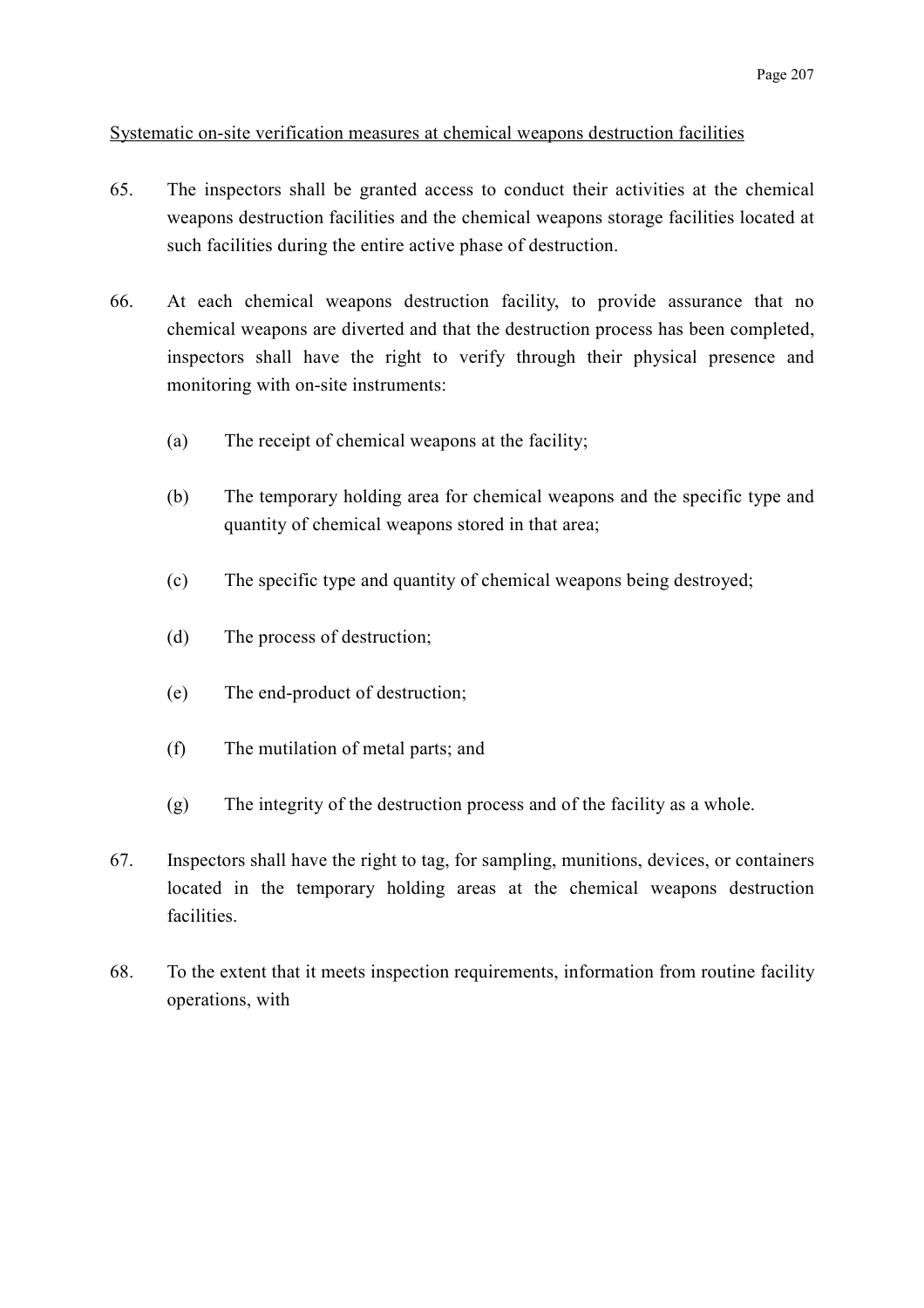Systematic on-site verification measures at chemical weapons destruction facilities

65. The inspectors shall be granted access to conduct their activities at the chemical weapons destruction facilities and the chemical weapons storage facilities located at such facilities during the entire active phase of destruction.

66. At each chemical weapons destruction facility, to provide assurance that no chemical weapons are diverted and that the destruction process has been completed, inspectors shall have the right to verify through their physical presence and monitoring with on-site instruments:

    (a) The receipt of chemical weapons at the facility;

    (b) The temporary holding area for chemical weapons and the specific type and quantity of chemical weapons stored in that area;

    (c) The specific type and quantity of chemical weapons being destroyed;

    (d) The process of destruction;

    (e) The end-product of destruction;

    (f) The mutilation of metal parts; and

    (g) The integrity of the destruction process and of the facility as a whole.

67. Inspectors shall have the right to tag, for sampling, munitions, devices, or containers located in the temporary holding areas at the chemical weapons destruction facilities.

68. To the extent that it meets inspection requirements, information from routine facility operations, with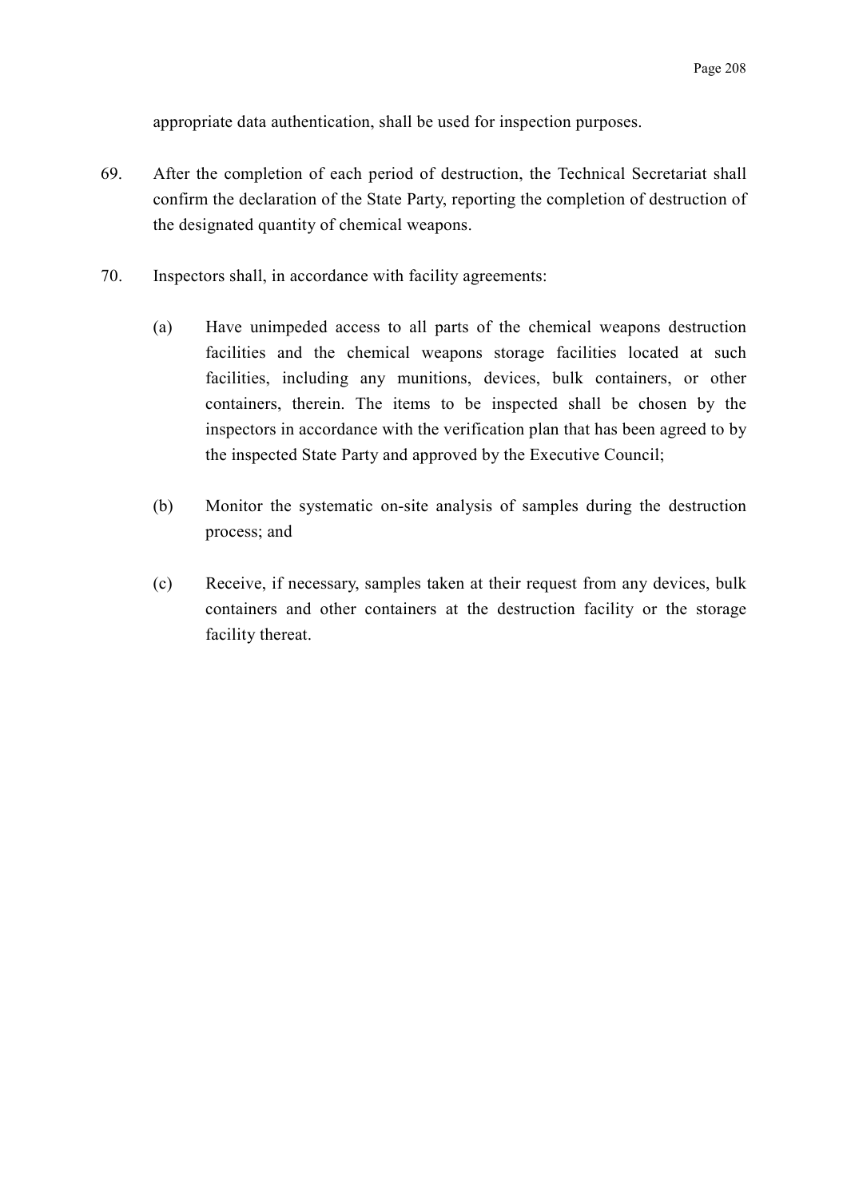appropriate data authentication, shall be used for inspection purposes.

69. After the completion of each period of destruction, the Technical Secretariat shall confirm the declaration of the State Party, reporting the completion of destruction of the designated quantity of chemical weapons.

70. Inspectors shall, in accordance with facility agreements:

    (a) Have unimpeded access to all parts of the chemical weapons destruction facilities and the chemical weapons storage facilities located at such facilities, including any munitions, devices, bulk containers, or other containers, therein. The items to be inspected shall be chosen by the inspectors in accordance with the verification plan that has been agreed to by the inspected State Party and approved by the Executive Council;

    (b) Monitor the systematic on-site analysis of samples during the destruction process; and

    (c) Receive, if necessary, samples taken at their request from any devices, bulk containers and other containers at the destruction facility or the storage facility thereat.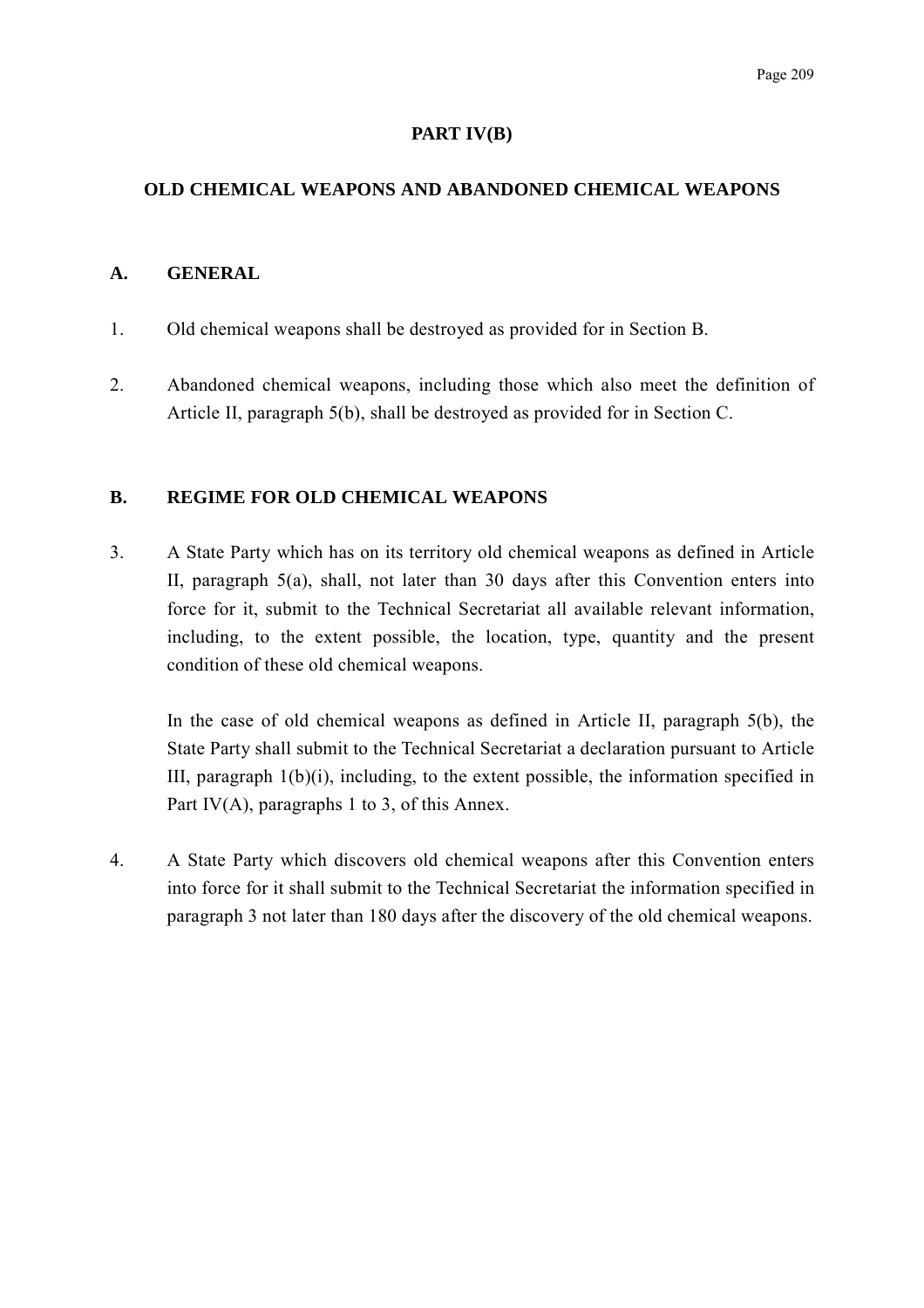## PART IV(B)

## OLD CHEMICAL WEAPONS AND ABANDONED CHEMICAL WEAPONS

### A. GENERAL

1. Old chemical weapons shall be destroyed as provided for in Section B.

2. Abandoned chemical weapons, including those which also meet the definition of Article II, paragraph 5(b), shall be destroyed as provided for in Section C.

### B. REGIME FOR OLD CHEMICAL WEAPONS

3. A State Party which has on its territory old chemical weapons as defined in Article II, paragraph 5(a), shall, not later than 30 days after this Convention enters into force for it, submit to the Technical Secretariat all available relevant information, including, to the extent possible, the location, type, quantity and the present condition of these old chemical weapons.

   In the case of old chemical weapons as defined in Article II, paragraph 5(b), the State Party shall submit to the Technical Secretariat a declaration pursuant to Article III, paragraph 1(b)(i), including, to the extent possible, the information specified in Part IV(A), paragraphs 1 to 3, of this Annex.

4. A State Party which discovers old chemical weapons after this Convention enters into force for it shall submit to the Technical Secretariat the information specified in paragraph 3 not later than 180 days after the discovery of the old chemical weapons.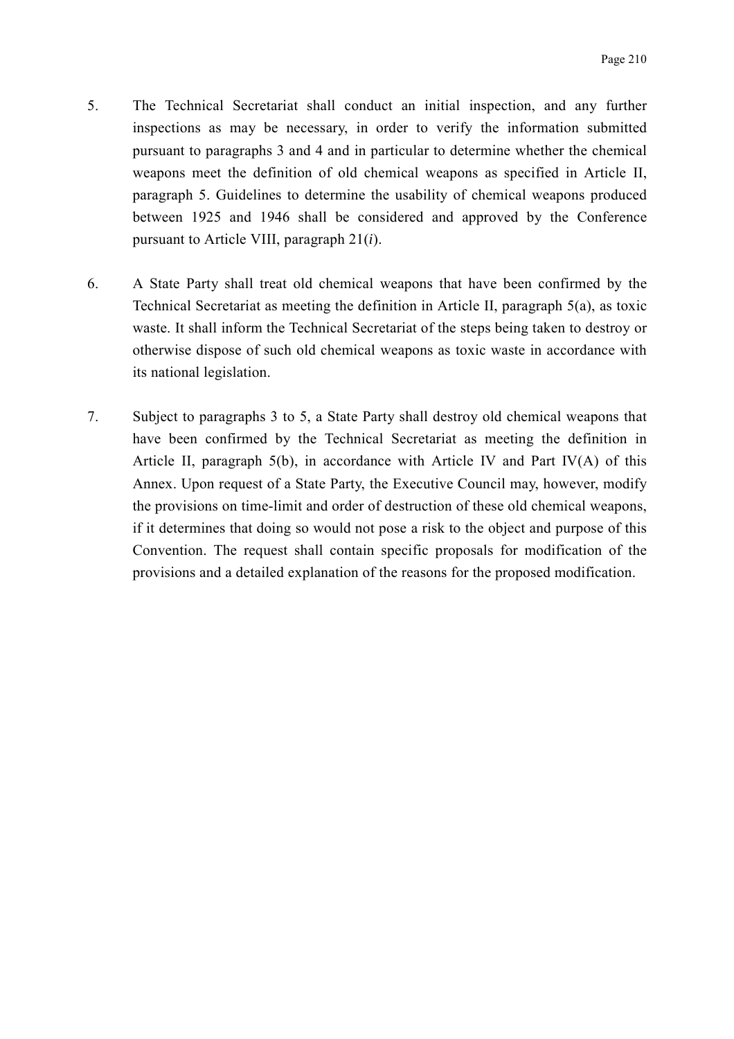5. The Technical Secretariat shall conduct an initial inspection, and any further inspections as may be necessary, in order to verify the information submitted pursuant to paragraphs 3 and 4 and in particular to determine whether the chemical weapons meet the definition of old chemical weapons as specified in Article II, paragraph 5. Guidelines to determine the usability of chemical weapons produced between 1925 and 1946 shall be considered and approved by the Conference pursuant to Article VIII, paragraph 21(*i*).

6. A State Party shall treat old chemical weapons that have been confirmed by the Technical Secretariat as meeting the definition in Article II, paragraph 5(a), as toxic waste. It shall inform the Technical Secretariat of the steps being taken to destroy or otherwise dispose of such old chemical weapons as toxic waste in accordance with its national legislation.

7. Subject to paragraphs 3 to 5, a State Party shall destroy old chemical weapons that have been confirmed by the Technical Secretariat as meeting the definition in Article II, paragraph 5(b), in accordance with Article IV and Part IV(A) of this Annex. Upon request of a State Party, the Executive Council may, however, modify the provisions on time-limit and order of destruction of these old chemical weapons, if it determines that doing so would not pose a risk to the object and purpose of this Convention. The request shall contain specific proposals for modification of the provisions and a detailed explanation of the reasons for the proposed modification.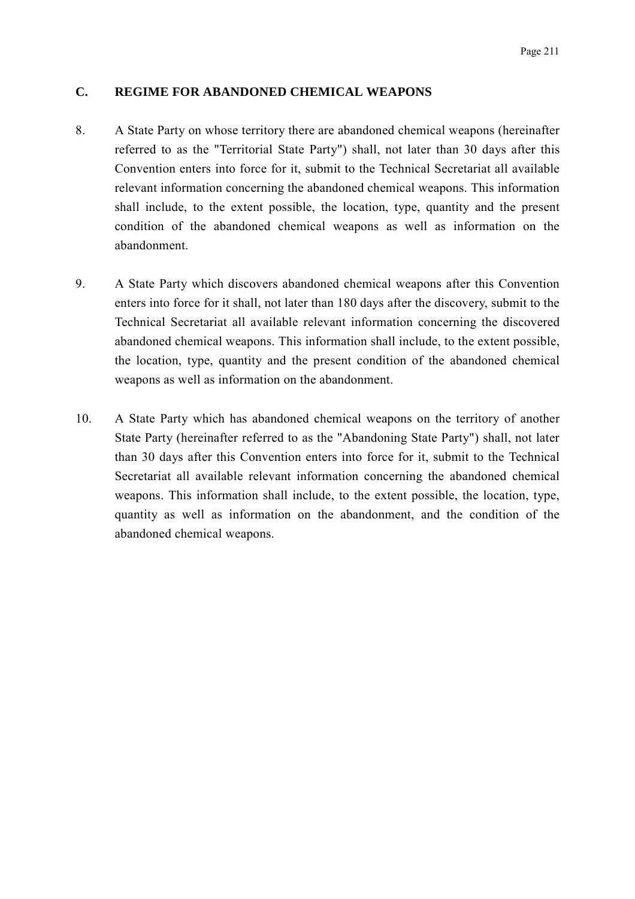## C. REGIME FOR ABANDONED CHEMICAL WEAPONS

8. A State Party on whose territory there are abandoned chemical weapons (hereinafter referred to as the "Territorial State Party") shall, not later than 30 days after this Convention enters into force for it, submit to the Technical Secretariat all available relevant information concerning the abandoned chemical weapons. This information shall include, to the extent possible, the location, type, quantity and the present condition of the abandoned chemical weapons as well as information on the abandonment.

9. A State Party which discovers abandoned chemical weapons after this Convention enters into force for it shall, not later than 180 days after the discovery, submit to the Technical Secretariat all available relevant information concerning the discovered abandoned chemical weapons. This information shall include, to the extent possible, the location, type, quantity and the present condition of the abandoned chemical weapons as well as information on the abandonment.

10. A State Party which has abandoned chemical weapons on the territory of another State Party (hereinafter referred to as the "Abandoning State Party") shall, not later than 30 days after this Convention enters into force for it, submit to the Technical Secretariat all available relevant information concerning the abandoned chemical weapons. This information shall include, to the extent possible, the location, type, quantity as well as information on the abandonment, and the condition of the abandoned chemical weapons.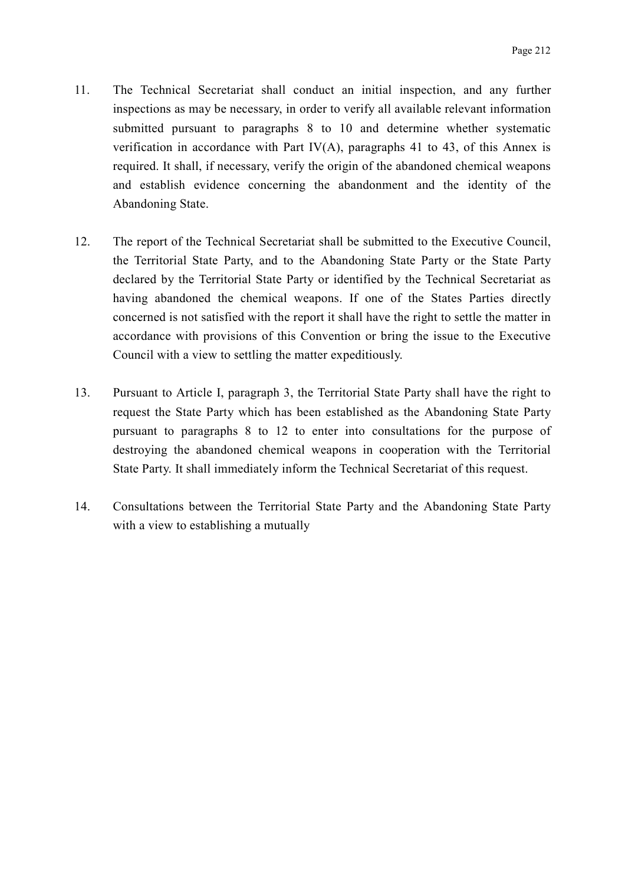11. The Technical Secretariat shall conduct an initial inspection, and any further inspections as may be necessary, in order to verify all available relevant information submitted pursuant to paragraphs 8 to 10 and determine whether systematic verification in accordance with Part IV(A), paragraphs 41 to 43, of this Annex is required. It shall, if necessary, verify the origin of the abandoned chemical weapons and establish evidence concerning the abandonment and the identity of the Abandoning State.

12. The report of the Technical Secretariat shall be submitted to the Executive Council, the Territorial State Party, and to the Abandoning State Party or the State Party declared by the Territorial State Party or identified by the Technical Secretariat as having abandoned the chemical weapons. If one of the States Parties directly concerned is not satisfied with the report it shall have the right to settle the matter in accordance with provisions of this Convention or bring the issue to the Executive Council with a view to settling the matter expeditiously.

13. Pursuant to Article I, paragraph 3, the Territorial State Party shall have the right to request the State Party which has been established as the Abandoning State Party pursuant to paragraphs 8 to 12 to enter into consultations for the purpose of destroying the abandoned chemical weapons in cooperation with the Territorial State Party. It shall immediately inform the Technical Secretariat of this request.

14. Consultations between the Territorial State Party and the Abandoning State Party with a view to establishing a mutually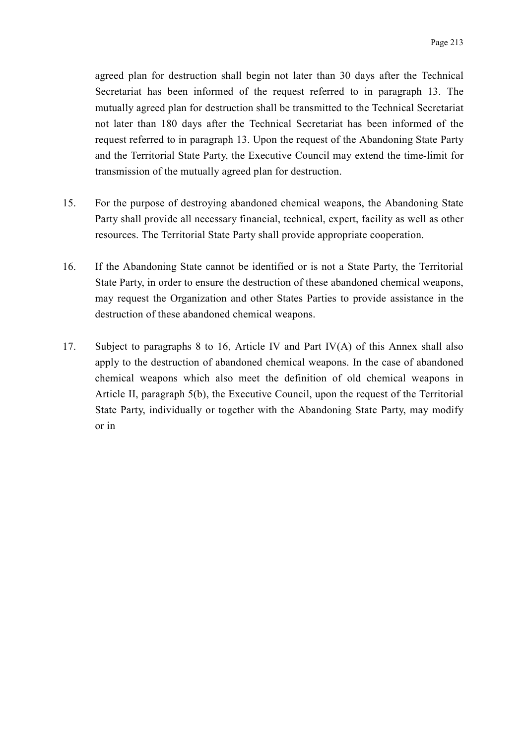agreed plan for destruction shall begin not later than 30 days after the Technical Secretariat has been informed of the request referred to in paragraph 13. The mutually agreed plan for destruction shall be transmitted to the Technical Secretariat not later than 180 days after the Technical Secretariat has been informed of the request referred to in paragraph 13. Upon the request of the Abandoning State Party and the Territorial State Party, the Executive Council may extend the time-limit for transmission of the mutually agreed plan for destruction.

15. For the purpose of destroying abandoned chemical weapons, the Abandoning State Party shall provide all necessary financial, technical, expert, facility as well as other resources. The Territorial State Party shall provide appropriate cooperation.

16. If the Abandoning State cannot be identified or is not a State Party, the Territorial State Party, in order to ensure the destruction of these abandoned chemical weapons, may request the Organization and other States Parties to provide assistance in the destruction of these abandoned chemical weapons.

17. Subject to paragraphs 8 to 16, Article IV and Part IV(A) of this Annex shall also apply to the destruction of abandoned chemical weapons. In the case of abandoned chemical weapons which also meet the definition of old chemical weapons in Article II, paragraph 5(b), the Executive Council, upon the request of the Territorial State Party, individually or together with the Abandoning State Party, may modify or in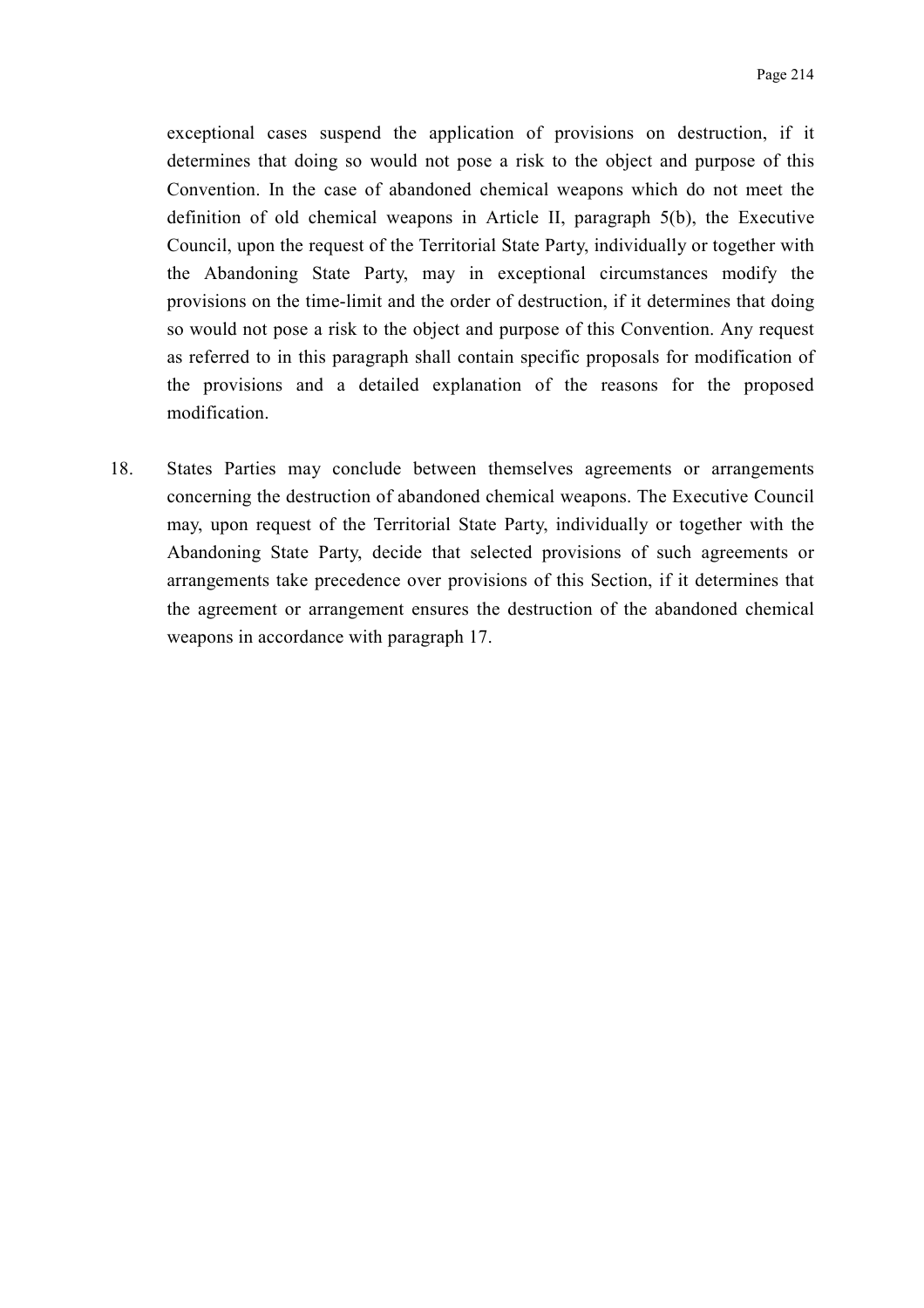exceptional cases suspend the application of provisions on destruction, if it determines that doing so would not pose a risk to the object and purpose of this Convention. In the case of abandoned chemical weapons which do not meet the definition of old chemical weapons in Article II, paragraph 5(b), the Executive Council, upon the request of the Territorial State Party, individually or together with the Abandoning State Party, may in exceptional circumstances modify the provisions on the time-limit and the order of destruction, if it determines that doing so would not pose a risk to the object and purpose of this Convention. Any request as referred to in this paragraph shall contain specific proposals for modification of the provisions and a detailed explanation of the reasons for the proposed modification.

18. States Parties may conclude between themselves agreements or arrangements concerning the destruction of abandoned chemical weapons. The Executive Council may, upon request of the Territorial State Party, individually or together with the Abandoning State Party, decide that selected provisions of such agreements or arrangements take precedence over provisions of this Section, if it determines that the agreement or arrangement ensures the destruction of the abandoned chemical weapons in accordance with paragraph 17.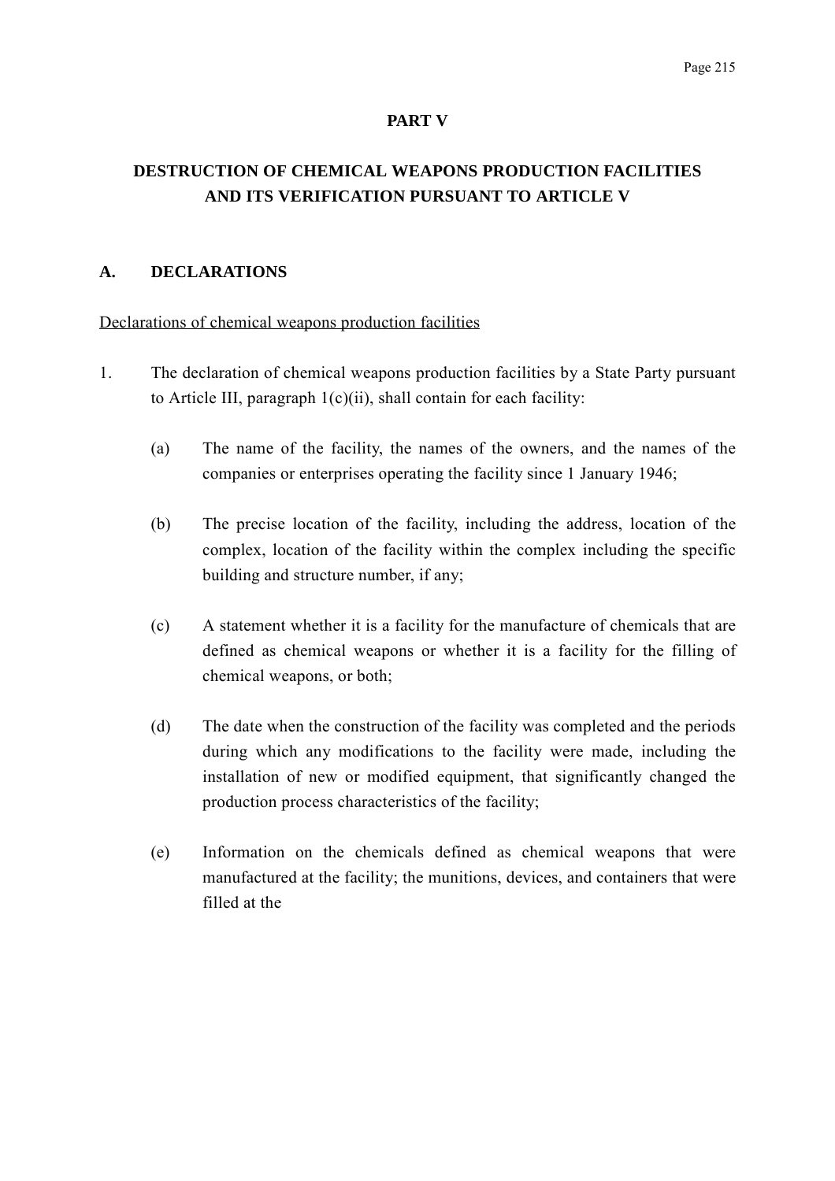# PART V

## DESTRUCTION OF CHEMICAL WEAPONS PRODUCTION FACILITIES AND ITS VERIFICATION PURSUANT TO ARTICLE V

### A. DECLARATIONS

<u>Declarations of chemical weapons production facilities</u>

1. The declaration of chemical weapons production facilities by a State Party pursuant to Article III, paragraph 1(c)(ii), shall contain for each facility:

   (a) The name of the facility, the names of the owners, and the names of the companies or enterprises operating the facility since 1 January 1946;

   (b) The precise location of the facility, including the address, location of the complex, location of the facility within the complex including the specific building and structure number, if any;

   (c) A statement whether it is a facility for the manufacture of chemicals that are defined as chemical weapons or whether it is a facility for the filling of chemical weapons, or both;

   (d) The date when the construction of the facility was completed and the periods during which any modifications to the facility were made, including the installation of new or modified equipment, that significantly changed the production process characteristics of the facility;

   (e) Information on the chemicals defined as chemical weapons that were manufactured at the facility; the munitions, devices, and containers that were filled at the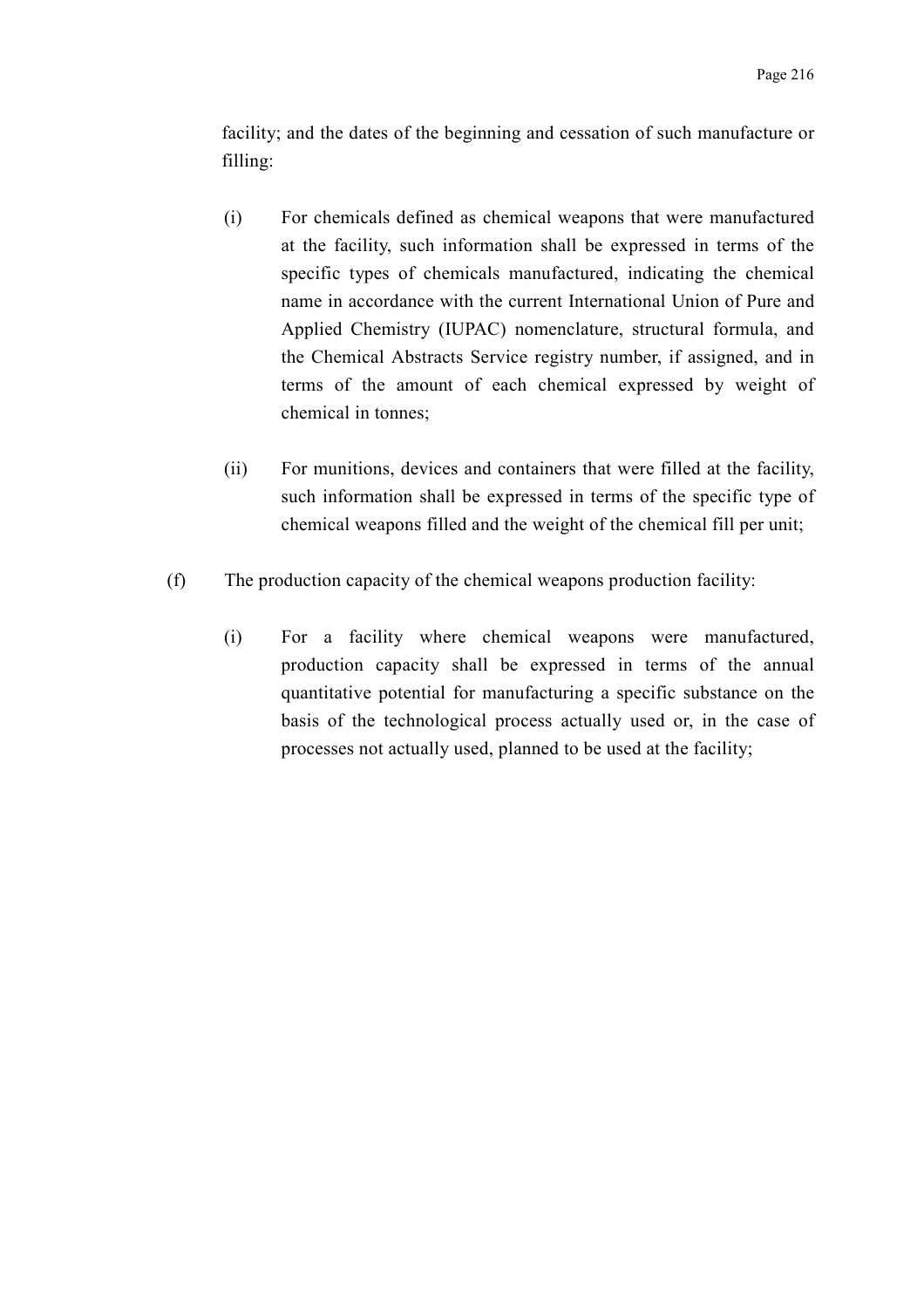facility; and the dates of the beginning and cessation of such manufacture or filling:

(i) For chemicals defined as chemical weapons that were manufactured at the facility, such information shall be expressed in terms of the specific types of chemicals manufactured, indicating the chemical name in accordance with the current International Union of Pure and Applied Chemistry (IUPAC) nomenclature, structural formula, and the Chemical Abstracts Service registry number, if assigned, and in terms of the amount of each chemical expressed by weight of chemical in tonnes;

(ii) For munitions, devices and containers that were filled at the facility, such information shall be expressed in terms of the specific type of chemical weapons filled and the weight of the chemical fill per unit;

(f) The production capacity of the chemical weapons production facility:

(i) For a facility where chemical weapons were manufactured, production capacity shall be expressed in terms of the annual quantitative potential for manufacturing a specific substance on the basis of the technological process actually used or, in the case of processes not actually used, planned to be used at the facility;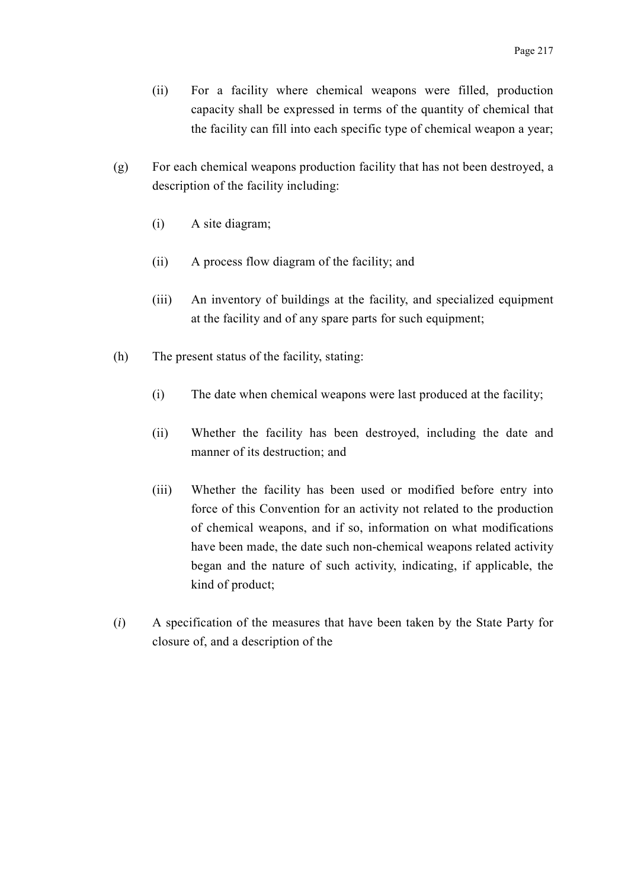(ii) For a facility where chemical weapons were filled, production capacity shall be expressed in terms of the quantity of chemical that the facility can fill into each specific type of chemical weapon a year;

(g) For each chemical weapons production facility that has not been destroyed, a description of the facility including:

(i) A site diagram;

(ii) A process flow diagram of the facility; and

(iii) An inventory of buildings at the facility, and specialized equipment at the facility and of any spare parts for such equipment;

(h) The present status of the facility, stating:

(i) The date when chemical weapons were last produced at the facility;

(ii) Whether the facility has been destroyed, including the date and manner of its destruction; and

(iii) Whether the facility has been used or modified before entry into force of this Convention for an activity not related to the production of chemical weapons, and if so, information on what modifications have been made, the date such non-chemical weapons related activity began and the nature of such activity, indicating, if applicable, the kind of product;

(*i*) A specification of the measures that have been taken by the State Party for closure of, and a description of the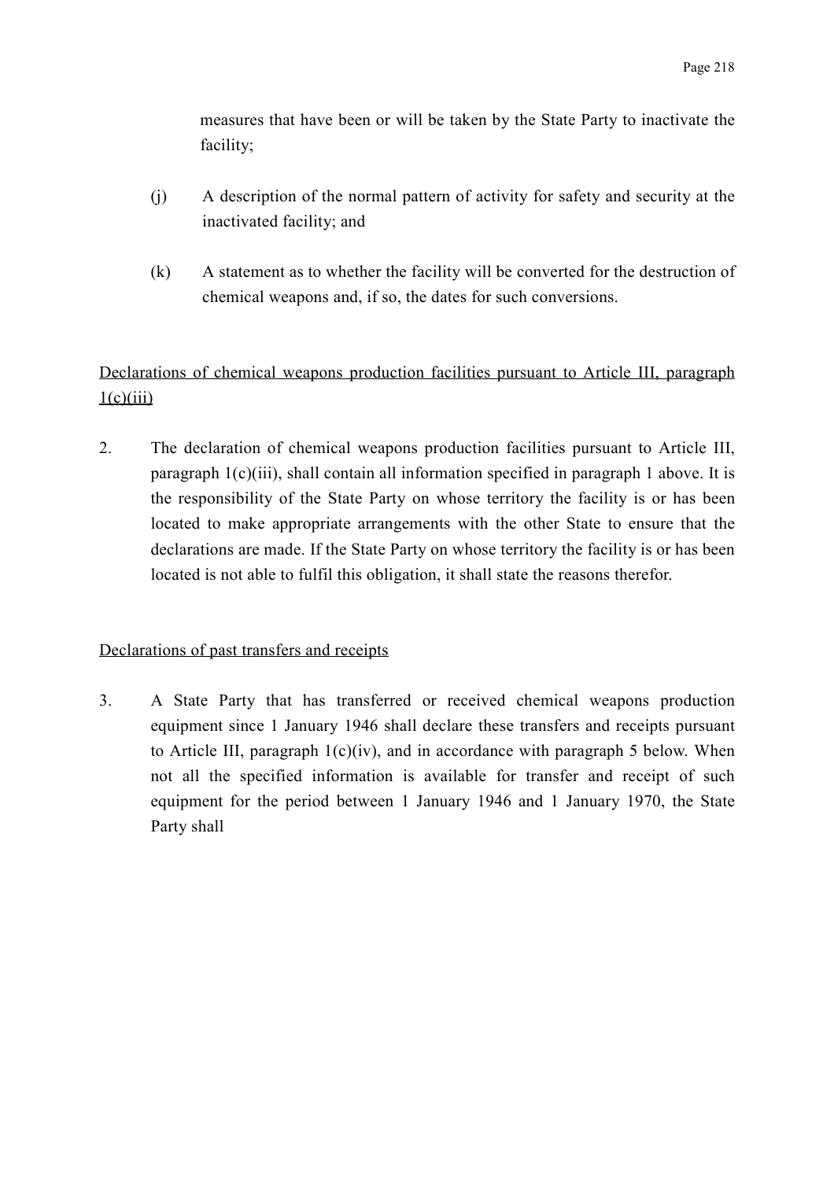measures that have been or will be taken by the State Party to inactivate the facility;

(j) A description of the normal pattern of activity for safety and security at the inactivated facility; and

(k) A statement as to whether the facility will be converted for the destruction of chemical weapons and, if so, the dates for such conversions.

Declarations of chemical weapons production facilities pursuant to Article III, paragraph 1(c)(iii)

2. The declaration of chemical weapons production facilities pursuant to Article III, paragraph 1(c)(iii), shall contain all information specified in paragraph 1 above. It is the responsibility of the State Party on whose territory the facility is or has been located to make appropriate arrangements with the other State to ensure that the declarations are made. If the State Party on whose territory the facility is or has been located is not able to fulfil this obligation, it shall state the reasons therefor.

Declarations of past transfers and receipts

3. A State Party that has transferred or received chemical weapons production equipment since 1 January 1946 shall declare these transfers and receipts pursuant to Article III, paragraph 1(c)(iv), and in accordance with paragraph 5 below. When not all the specified information is available for transfer and receipt of such equipment for the period between 1 January 1946 and 1 January 1970, the State Party shall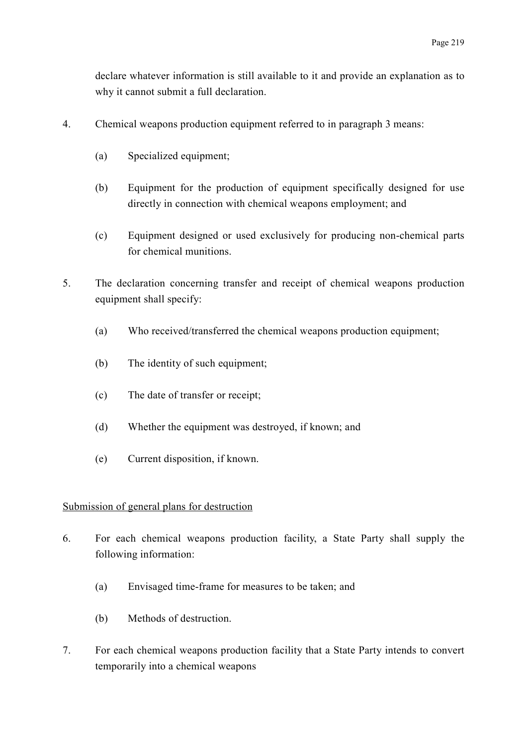declare whatever information is still available to it and provide an explanation as to why it cannot submit a full declaration.

4. Chemical weapons production equipment referred to in paragraph 3 means:

   (a) Specialized equipment;

   (b) Equipment for the production of equipment specifically designed for use directly in connection with chemical weapons employment; and

   (c) Equipment designed or used exclusively for producing non-chemical parts for chemical munitions.

5. The declaration concerning transfer and receipt of chemical weapons production equipment shall specify:

   (a) Who received/transferred the chemical weapons production equipment;

   (b) The identity of such equipment;

   (c) The date of transfer or receipt;

   (d) Whether the equipment was destroyed, if known; and

   (e) Current disposition, if known.

<u>Submission of general plans for destruction</u>

6. For each chemical weapons production facility, a State Party shall supply the following information:

   (a) Envisaged time-frame for measures to be taken; and

   (b) Methods of destruction.

7. For each chemical weapons production facility that a State Party intends to convert temporarily into a chemical weapons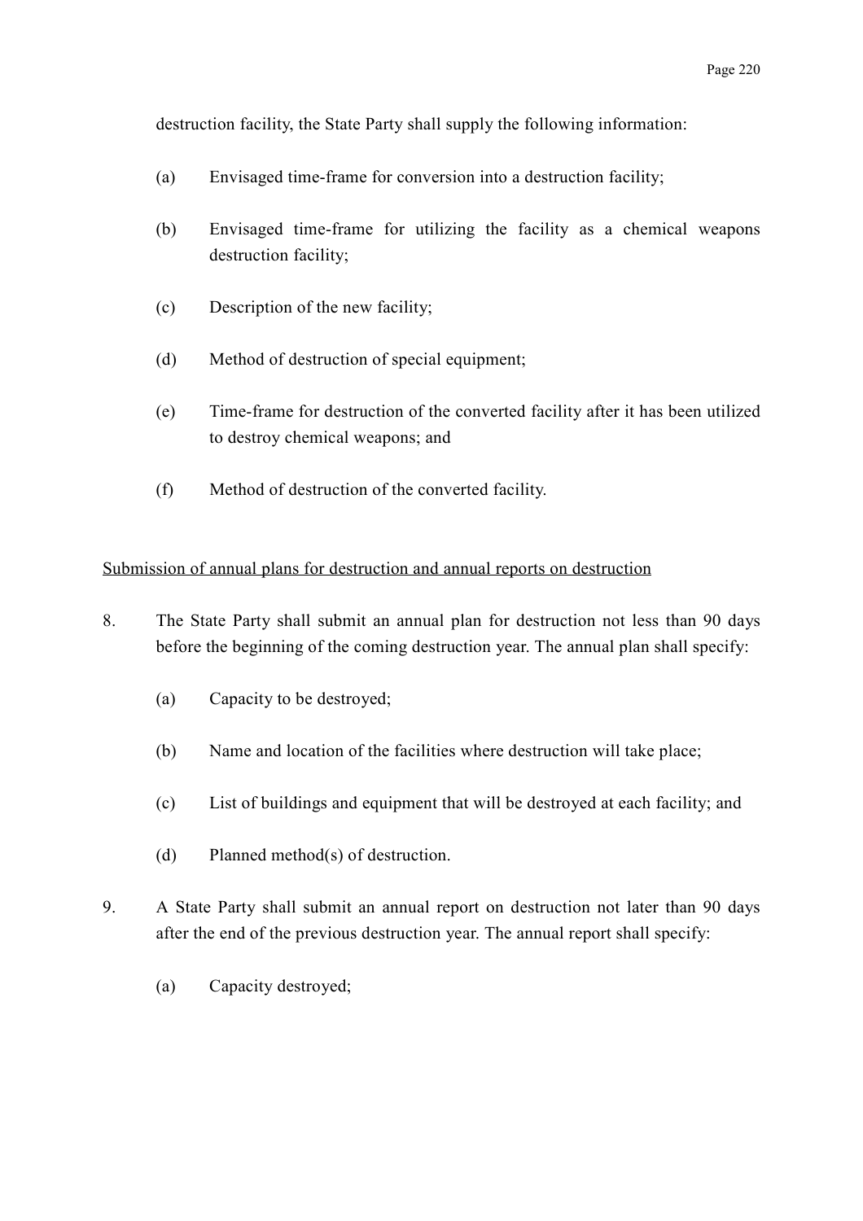destruction facility, the State Party shall supply the following information:

(a) Envisaged time-frame for conversion into a destruction facility;

(b) Envisaged time-frame for utilizing the facility as a chemical weapons destruction facility;

(c) Description of the new facility;

(d) Method of destruction of special equipment;

(e) Time-frame for destruction of the converted facility after it has been utilized to destroy chemical weapons; and

(f) Method of destruction of the converted facility.

<u>Submission of annual plans for destruction and annual reports on destruction</u>

8. The State Party shall submit an annual plan for destruction not less than 90 days before the beginning of the coming destruction year. The annual plan shall specify:

(a) Capacity to be destroyed;

(b) Name and location of the facilities where destruction will take place;

(c) List of buildings and equipment that will be destroyed at each facility; and

(d) Planned method(s) of destruction.

9. A State Party shall submit an annual report on destruction not later than 90 days after the end of the previous destruction year. The annual report shall specify:

(a) Capacity destroyed;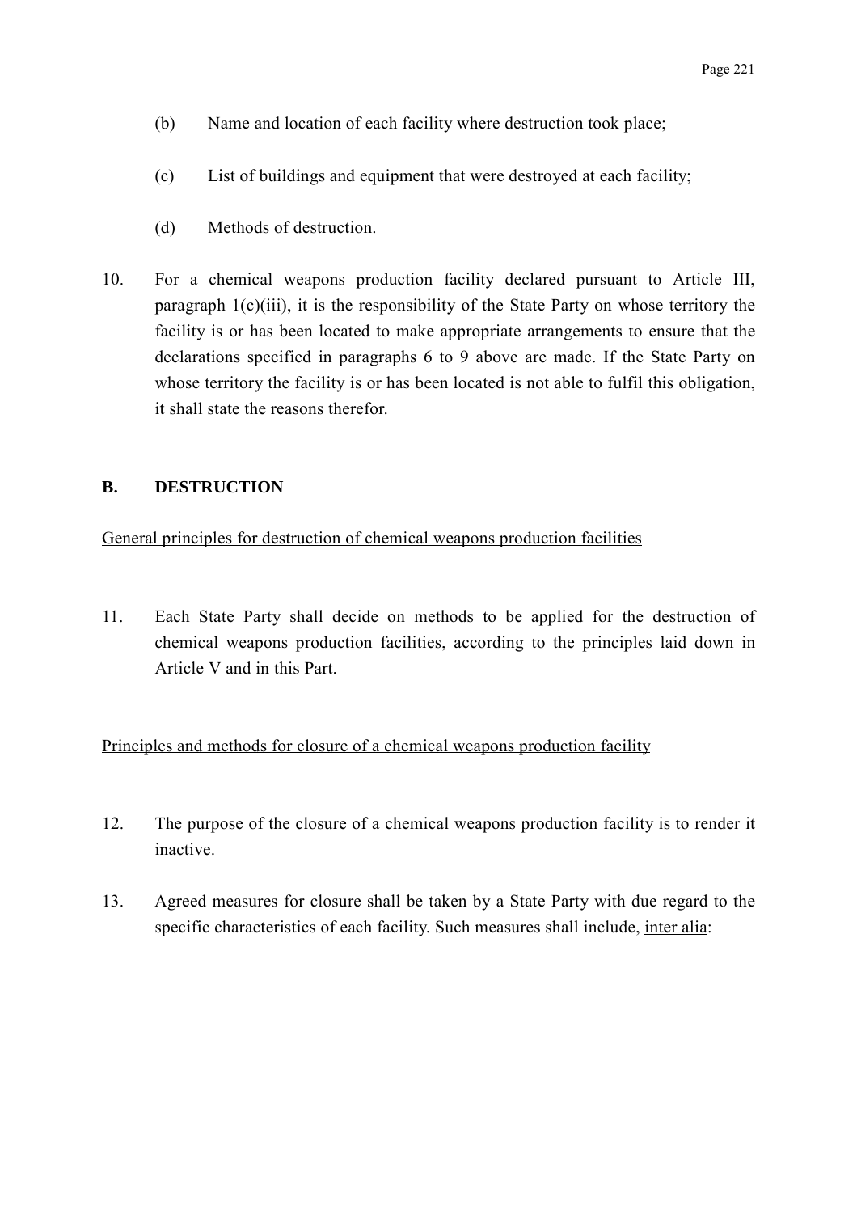(b) Name and location of each facility where destruction took place;

(c) List of buildings and equipment that were destroyed at each facility;

(d) Methods of destruction.

10. For a chemical weapons production facility declared pursuant to Article III, paragraph 1(c)(iii), it is the responsibility of the State Party on whose territory the facility is or has been located to make appropriate arrangements to ensure that the declarations specified in paragraphs 6 to 9 above are made. If the State Party on whose territory the facility is or has been located is not able to fulfil this obligation, it shall state the reasons therefor.

## B. DESTRUCTION

General principles for destruction of chemical weapons production facilities

11. Each State Party shall decide on methods to be applied for the destruction of chemical weapons production facilities, according to the principles laid down in Article V and in this Part.

Principles and methods for closure of a chemical weapons production facility

12. The purpose of the closure of a chemical weapons production facility is to render it inactive.

13. Agreed measures for closure shall be taken by a State Party with due regard to the specific characteristics of each facility. Such measures shall include, inter alia: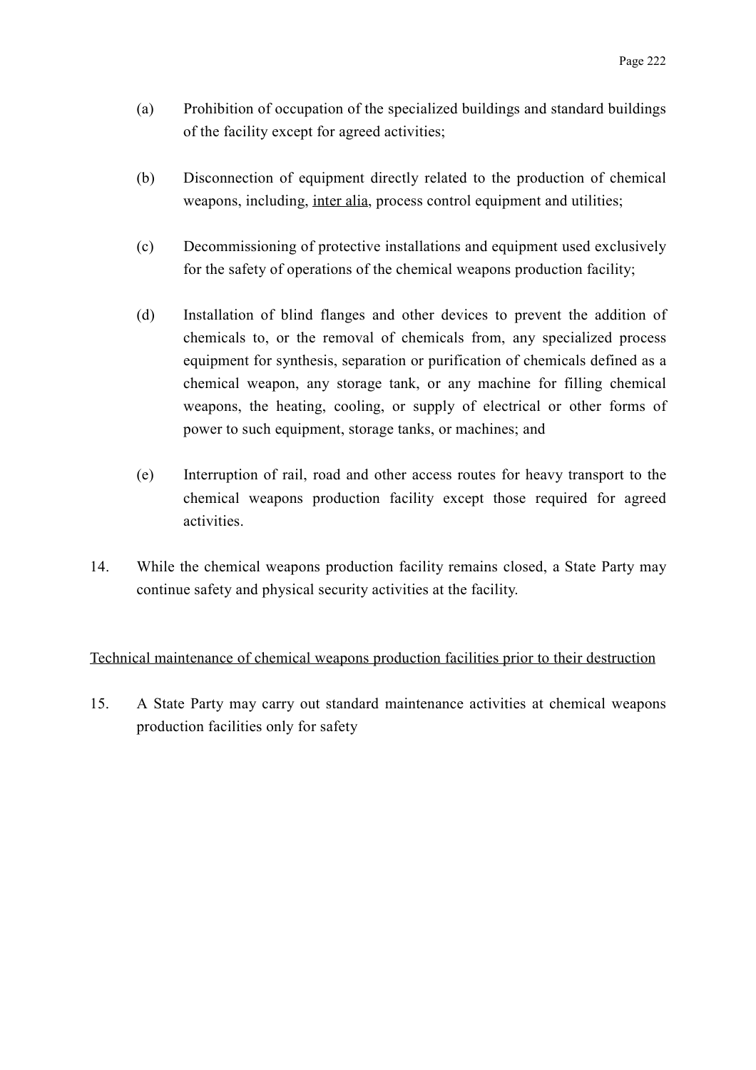(a) Prohibition of occupation of the specialized buildings and standard buildings of the facility except for agreed activities;

(b) Disconnection of equipment directly related to the production of chemical weapons, including, <u>inter alia</u>, process control equipment and utilities;

(c) Decommissioning of protective installations and equipment used exclusively for the safety of operations of the chemical weapons production facility;

(d) Installation of blind flanges and other devices to prevent the addition of chemicals to, or the removal of chemicals from, any specialized process equipment for synthesis, separation or purification of chemicals defined as a chemical weapon, any storage tank, or any machine for filling chemical weapons, the heating, cooling, or supply of electrical or other forms of power to such equipment, storage tanks, or machines; and

(e) Interruption of rail, road and other access routes for heavy transport to the chemical weapons production facility except those required for agreed activities.

14. While the chemical weapons production facility remains closed, a State Party may continue safety and physical security activities at the facility.

<u>Technical maintenance of chemical weapons production facilities prior to their destruction</u>

15. A State Party may carry out standard maintenance activities at chemical weapons production facilities only for safety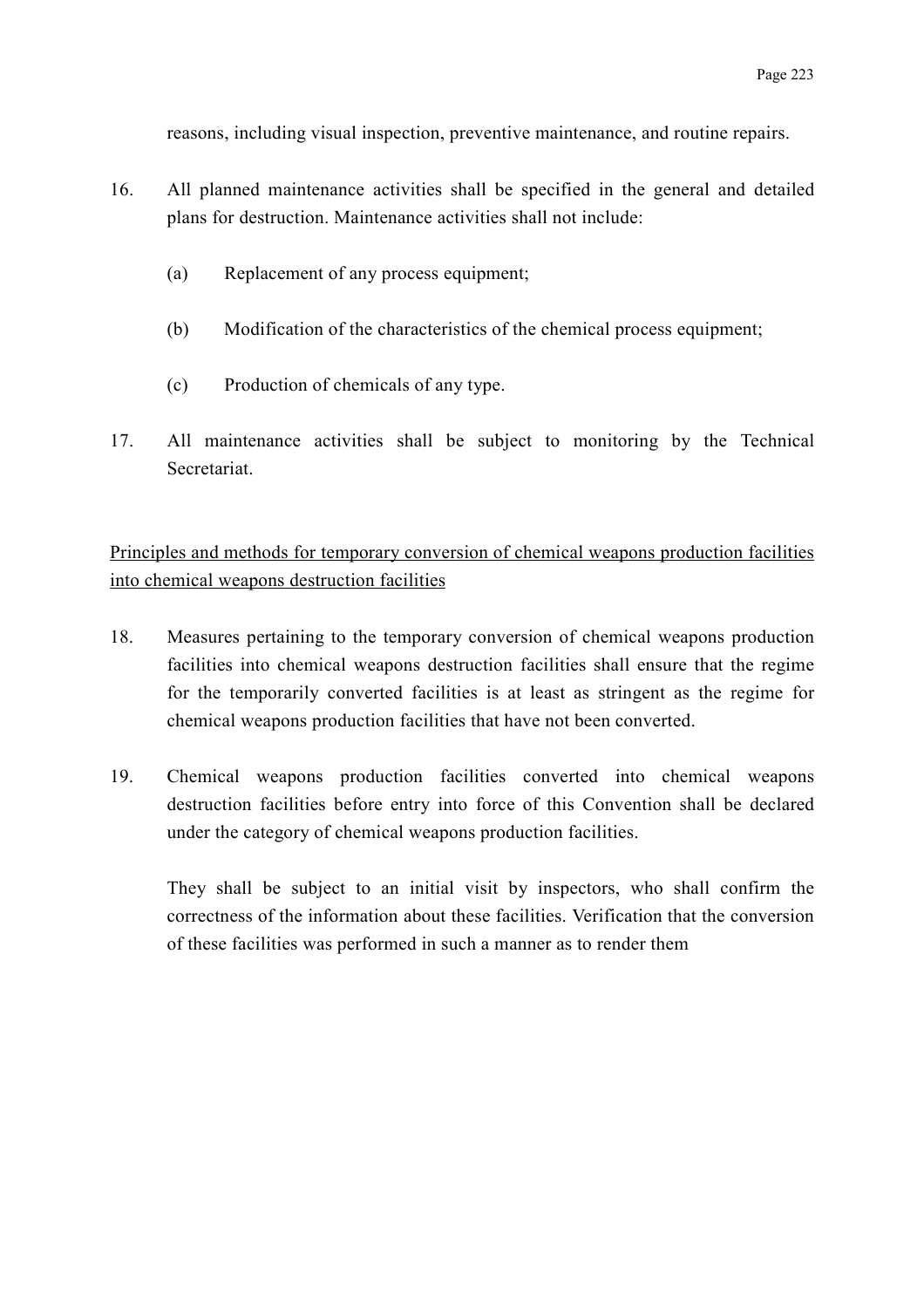reasons, including visual inspection, preventive maintenance, and routine repairs.

16. All planned maintenance activities shall be specified in the general and detailed plans for destruction. Maintenance activities shall not include:

    (a) Replacement of any process equipment;

    (b) Modification of the characteristics of the chemical process equipment;

    (c) Production of chemicals of any type.

17. All maintenance activities shall be subject to monitoring by the Technical Secretariat.

<u>Principles and methods for temporary conversion of chemical weapons production facilities into chemical weapons destruction facilities</u>

18. Measures pertaining to the temporary conversion of chemical weapons production facilities into chemical weapons destruction facilities shall ensure that the regime for the temporarily converted facilities is at least as stringent as the regime for chemical weapons production facilities that have not been converted.

19. Chemical weapons production facilities converted into chemical weapons destruction facilities before entry into force of this Convention shall be declared under the category of chemical weapons production facilities.

    They shall be subject to an initial visit by inspectors, who shall confirm the correctness of the information about these facilities. Verification that the conversion of these facilities was performed in such a manner as to render them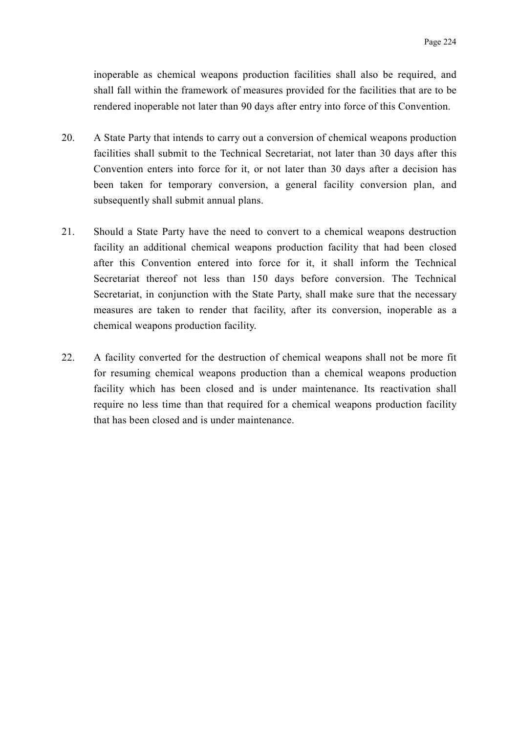inoperable as chemical weapons production facilities shall also be required, and shall fall within the framework of measures provided for the facilities that are to be rendered inoperable not later than 90 days after entry into force of this Convention.

20. A State Party that intends to carry out a conversion of chemical weapons production facilities shall submit to the Technical Secretariat, not later than 30 days after this Convention enters into force for it, or not later than 30 days after a decision has been taken for temporary conversion, a general facility conversion plan, and subsequently shall submit annual plans.

21. Should a State Party have the need to convert to a chemical weapons destruction facility an additional chemical weapons production facility that had been closed after this Convention entered into force for it, it shall inform the Technical Secretariat thereof not less than 150 days before conversion. The Technical Secretariat, in conjunction with the State Party, shall make sure that the necessary measures are taken to render that facility, after its conversion, inoperable as a chemical weapons production facility.

22. A facility converted for the destruction of chemical weapons shall not be more fit for resuming chemical weapons production than a chemical weapons production facility which has been closed and is under maintenance. Its reactivation shall require no less time than that required for a chemical weapons production facility that has been closed and is under maintenance.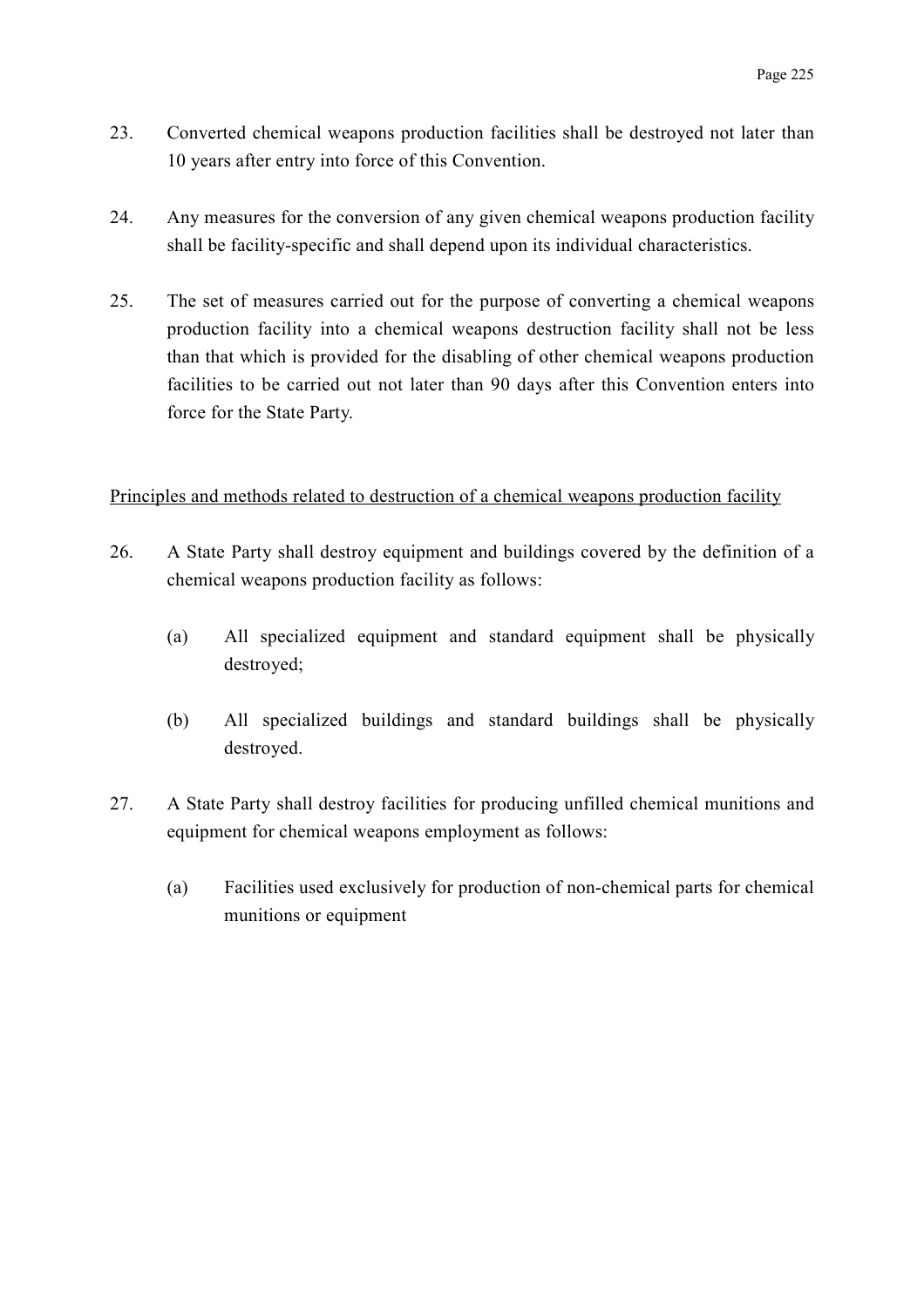23. Converted chemical weapons production facilities shall be destroyed not later than 10 years after entry into force of this Convention.

24. Any measures for the conversion of any given chemical weapons production facility shall be facility-specific and shall depend upon its individual characteristics.

25. The set of measures carried out for the purpose of converting a chemical weapons production facility into a chemical weapons destruction facility shall not be less than that which is provided for the disabling of other chemical weapons production facilities to be carried out not later than 90 days after this Convention enters into force for the State Party.

<u>Principles and methods related to destruction of a chemical weapons production facility</u>

26. A State Party shall destroy equipment and buildings covered by the definition of a chemical weapons production facility as follows:

    (a) All specialized equipment and standard equipment shall be physically destroyed;

    (b) All specialized buildings and standard buildings shall be physically destroyed.

27. A State Party shall destroy facilities for producing unfilled chemical munitions and equipment for chemical weapons employment as follows:

    (a) Facilities used exclusively for production of non-chemical parts for chemical munitions or equipment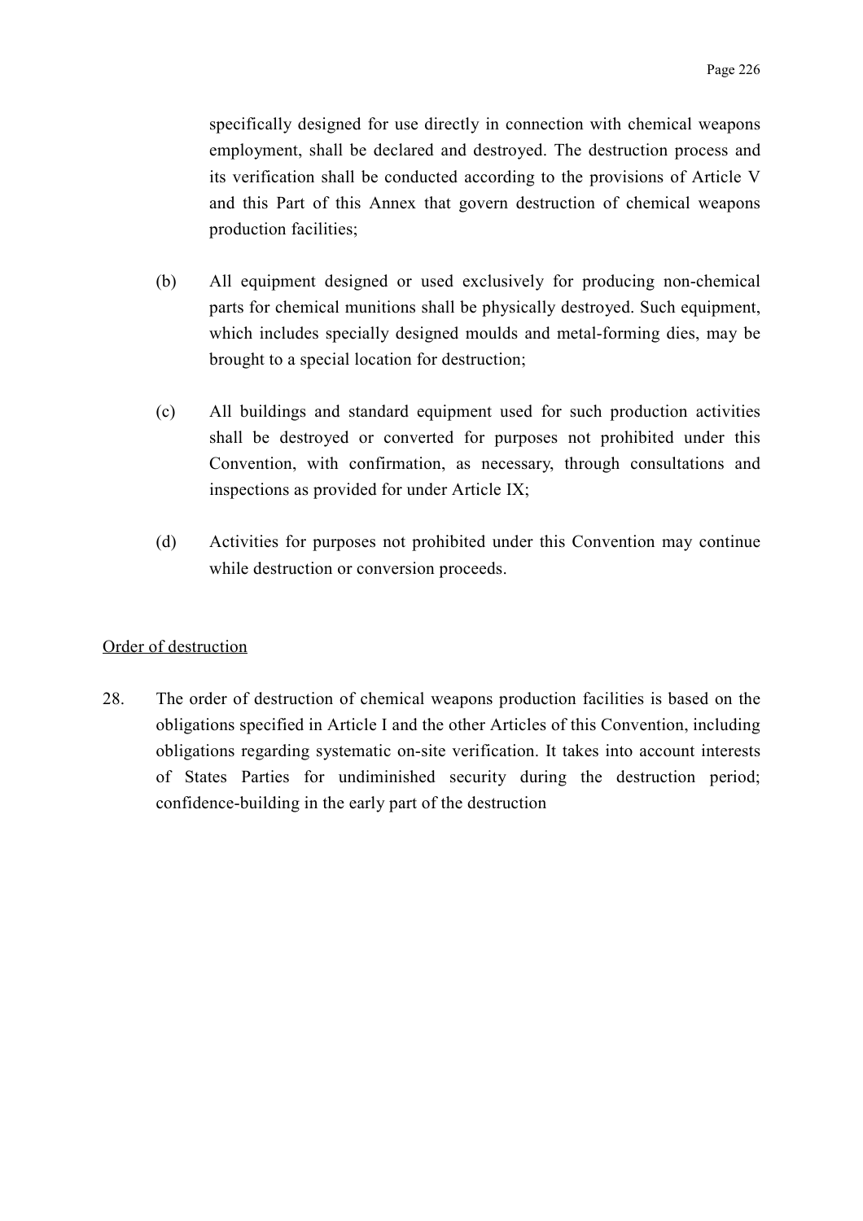specifically designed for use directly in connection with chemical weapons employment, shall be declared and destroyed. The destruction process and its verification shall be conducted according to the provisions of Article V and this Part of this Annex that govern destruction of chemical weapons production facilities;

(b) All equipment designed or used exclusively for producing non-chemical parts for chemical munitions shall be physically destroyed. Such equipment, which includes specially designed moulds and metal-forming dies, may be brought to a special location for destruction;

(c) All buildings and standard equipment used for such production activities shall be destroyed or converted for purposes not prohibited under this Convention, with confirmation, as necessary, through consultations and inspections as provided for under Article IX;

(d) Activities for purposes not prohibited under this Convention may continue while destruction or conversion proceeds.

<u>Order of destruction</u>

28. The order of destruction of chemical weapons production facilities is based on the obligations specified in Article I and the other Articles of this Convention, including obligations regarding systematic on-site verification. It takes into account interests of States Parties for undiminished security during the destruction period; confidence-building in the early part of the destruction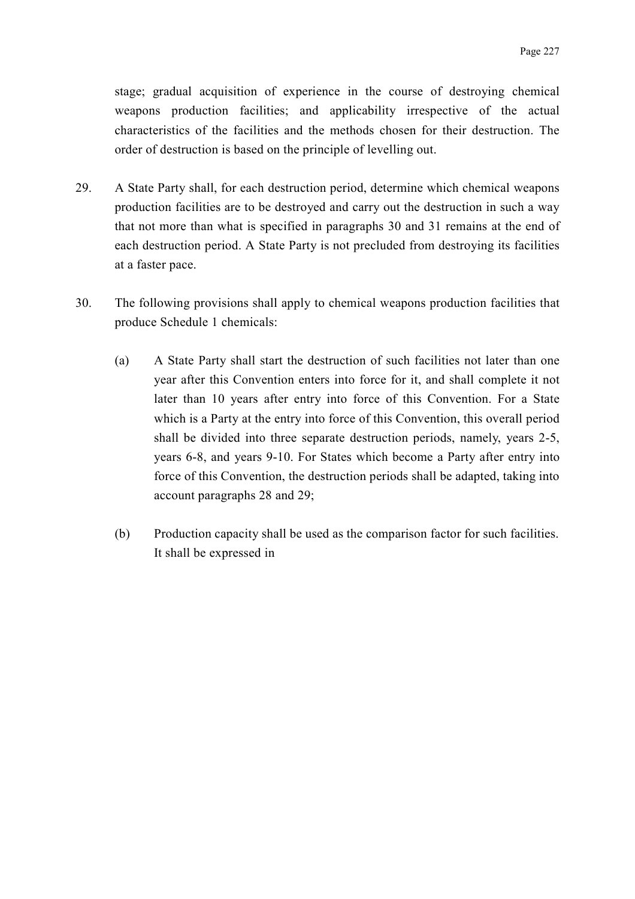stage; gradual acquisition of experience in the course of destroying chemical weapons production facilities; and applicability irrespective of the actual characteristics of the facilities and the methods chosen for their destruction. The order of destruction is based on the principle of levelling out.

29. A State Party shall, for each destruction period, determine which chemical weapons production facilities are to be destroyed and carry out the destruction in such a way that not more than what is specified in paragraphs 30 and 31 remains at the end of each destruction period. A State Party is not precluded from destroying its facilities at a faster pace.

30. The following provisions shall apply to chemical weapons production facilities that produce Schedule 1 chemicals:

   (a) A State Party shall start the destruction of such facilities not later than one year after this Convention enters into force for it, and shall complete it not later than 10 years after entry into force of this Convention. For a State which is a Party at the entry into force of this Convention, this overall period shall be divided into three separate destruction periods, namely, years 2-5, years 6-8, and years 9-10. For States which become a Party after entry into force of this Convention, the destruction periods shall be adapted, taking into account paragraphs 28 and 29;

   (b) Production capacity shall be used as the comparison factor for such facilities. It shall be expressed in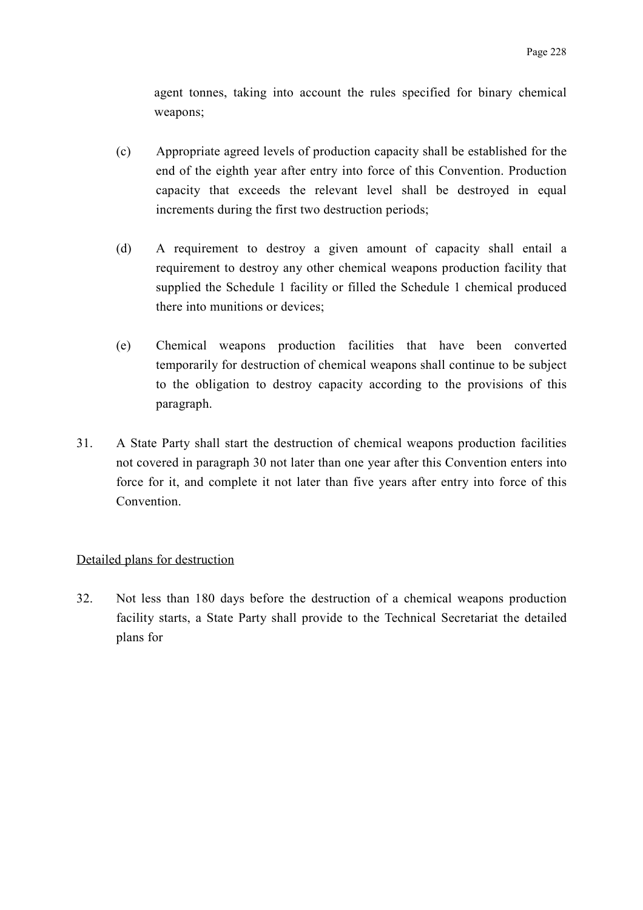agent tonnes, taking into account the rules specified for binary chemical weapons;

(c) Appropriate agreed levels of production capacity shall be established for the end of the eighth year after entry into force of this Convention. Production capacity that exceeds the relevant level shall be destroyed in equal increments during the first two destruction periods;

(d) A requirement to destroy a given amount of capacity shall entail a requirement to destroy any other chemical weapons production facility that supplied the Schedule 1 facility or filled the Schedule 1 chemical produced there into munitions or devices;

(e) Chemical weapons production facilities that have been converted temporarily for destruction of chemical weapons shall continue to be subject to the obligation to destroy capacity according to the provisions of this paragraph.

31. A State Party shall start the destruction of chemical weapons production facilities not covered in paragraph 30 not later than one year after this Convention enters into force for it, and complete it not later than five years after entry into force of this Convention.

<u>Detailed plans for destruction</u>

32. Not less than 180 days before the destruction of a chemical weapons production facility starts, a State Party shall provide to the Technical Secretariat the detailed plans for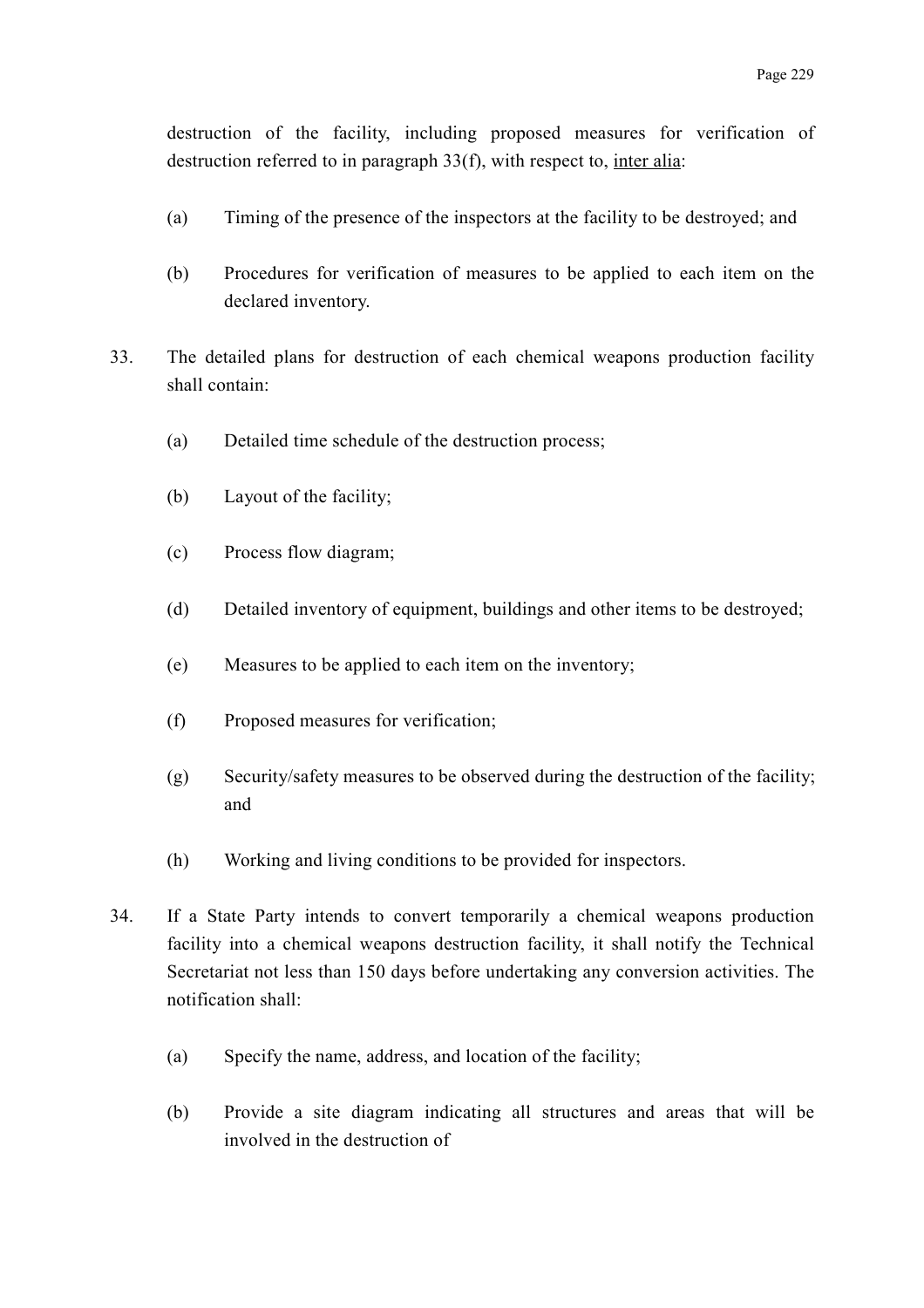destruction of the facility, including proposed measures for verification of destruction referred to in paragraph 33(f), with respect to, inter alia:

(a) Timing of the presence of the inspectors at the facility to be destroyed; and

(b) Procedures for verification of measures to be applied to each item on the declared inventory.

33. The detailed plans for destruction of each chemical weapons production facility shall contain:

(a) Detailed time schedule of the destruction process;

(b) Layout of the facility;

(c) Process flow diagram;

(d) Detailed inventory of equipment, buildings and other items to be destroyed;

(e) Measures to be applied to each item on the inventory;

(f) Proposed measures for verification;

(g) Security/safety measures to be observed during the destruction of the facility; and

(h) Working and living conditions to be provided for inspectors.

34. If a State Party intends to convert temporarily a chemical weapons production facility into a chemical weapons destruction facility, it shall notify the Technical Secretariat not less than 150 days before undertaking any conversion activities. The notification shall:

(a) Specify the name, address, and location of the facility;

(b) Provide a site diagram indicating all structures and areas that will be involved in the destruction of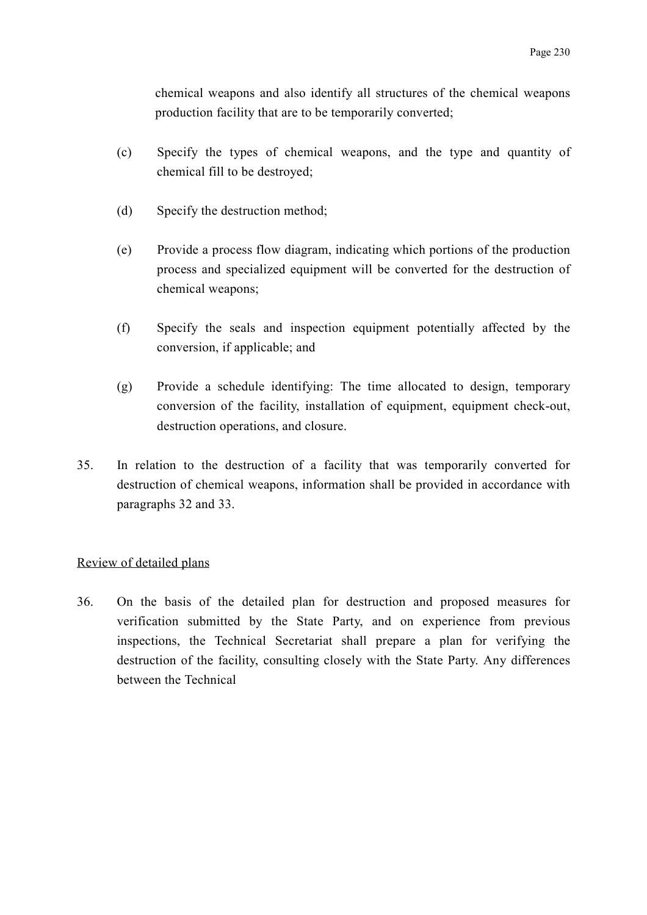chemical weapons and also identify all structures of the chemical weapons production facility that are to be temporarily converted;

(c) Specify the types of chemical weapons, and the type and quantity of chemical fill to be destroyed;

(d) Specify the destruction method;

(e) Provide a process flow diagram, indicating which portions of the production process and specialized equipment will be converted for the destruction of chemical weapons;

(f) Specify the seals and inspection equipment potentially affected by the conversion, if applicable; and

(g) Provide a schedule identifying: The time allocated to design, temporary conversion of the facility, installation of equipment, equipment check-out, destruction operations, and closure.

35. In relation to the destruction of a facility that was temporarily converted for destruction of chemical weapons, information shall be provided in accordance with paragraphs 32 and 33.

<u>Review of detailed plans</u>

36. On the basis of the detailed plan for destruction and proposed measures for verification submitted by the State Party, and on experience from previous inspections, the Technical Secretariat shall prepare a plan for verifying the destruction of the facility, consulting closely with the State Party. Any differences between the Technical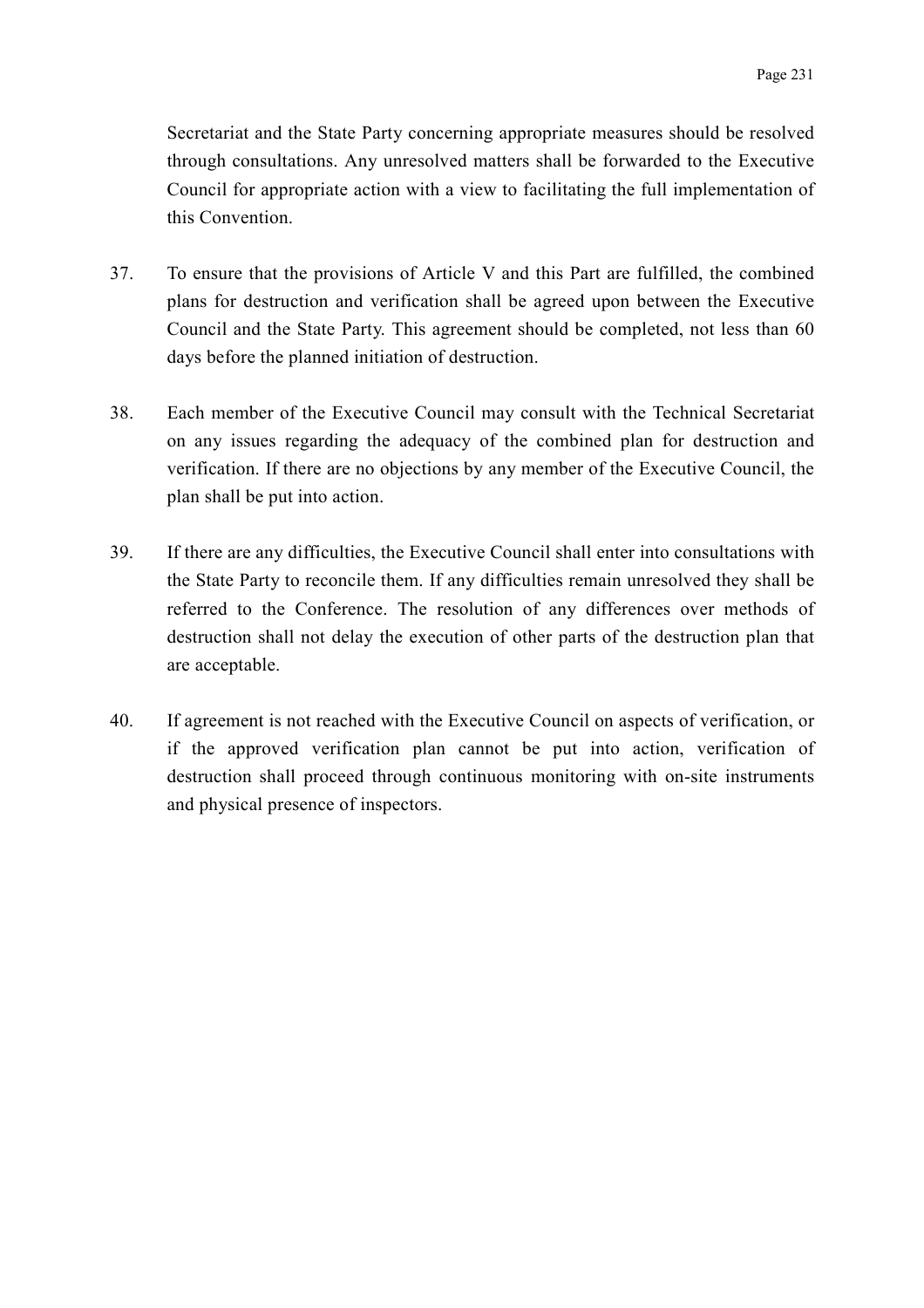Secretariat and the State Party concerning appropriate measures should be resolved through consultations. Any unresolved matters shall be forwarded to the Executive Council for appropriate action with a view to facilitating the full implementation of this Convention.

37. To ensure that the provisions of Article V and this Part are fulfilled, the combined plans for destruction and verification shall be agreed upon between the Executive Council and the State Party. This agreement should be completed, not less than 60 days before the planned initiation of destruction.

38. Each member of the Executive Council may consult with the Technical Secretariat on any issues regarding the adequacy of the combined plan for destruction and verification. If there are no objections by any member of the Executive Council, the plan shall be put into action.

39. If there are any difficulties, the Executive Council shall enter into consultations with the State Party to reconcile them. If any difficulties remain unresolved they shall be referred to the Conference. The resolution of any differences over methods of destruction shall not delay the execution of other parts of the destruction plan that are acceptable.

40. If agreement is not reached with the Executive Council on aspects of verification, or if the approved verification plan cannot be put into action, verification of destruction shall proceed through continuous monitoring with on-site instruments and physical presence of inspectors.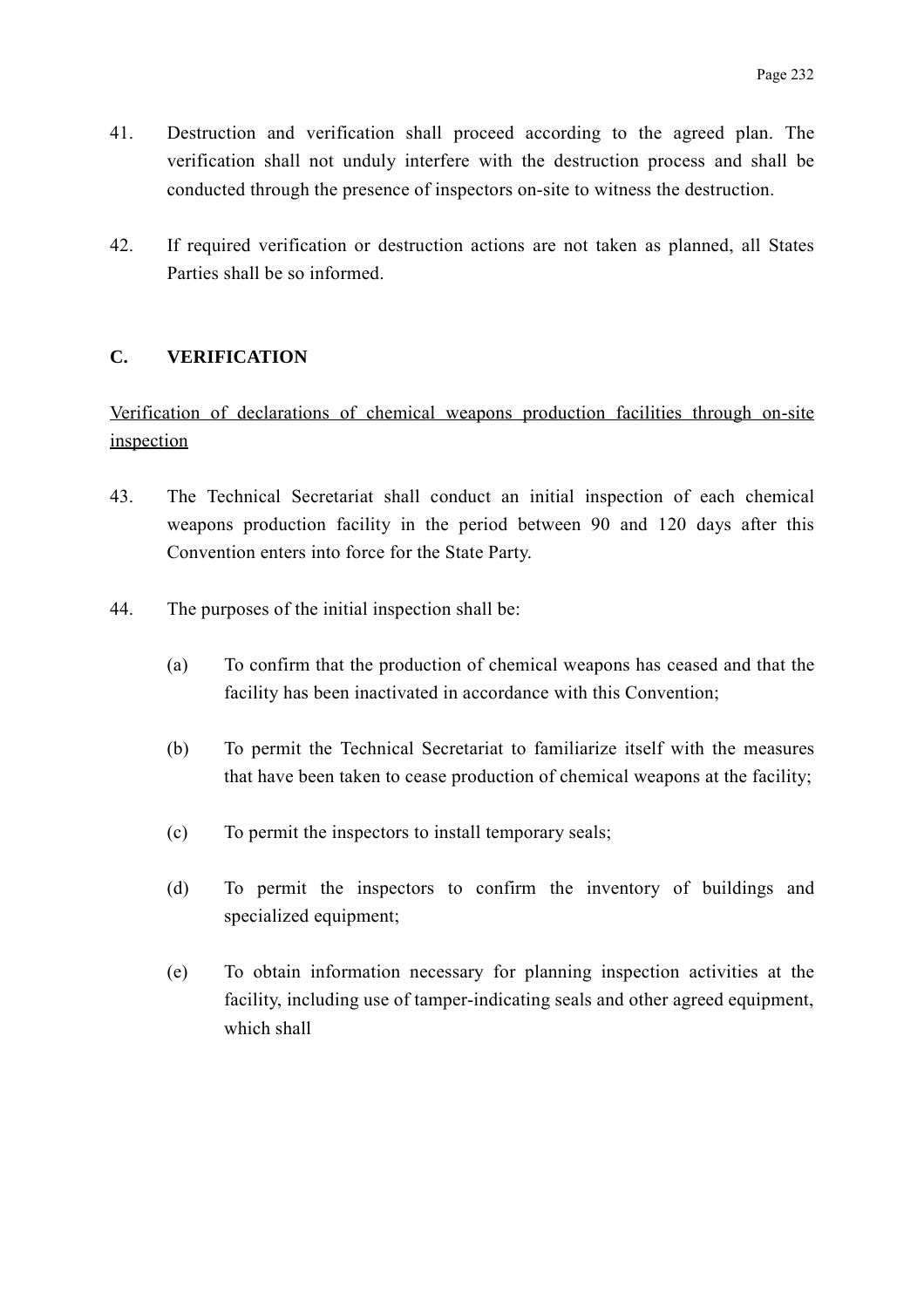41. Destruction and verification shall proceed according to the agreed plan. The verification shall not unduly interfere with the destruction process and shall be conducted through the presence of inspectors on-site to witness the destruction.

42. If required verification or destruction actions are not taken as planned, all States Parties shall be so informed.

## C. VERIFICATION

<u>Verification of declarations of chemical weapons production facilities through on-site inspection</u>

43. The Technical Secretariat shall conduct an initial inspection of each chemical weapons production facility in the period between 90 and 120 days after this Convention enters into force for the State Party.

44. The purposes of the initial inspection shall be:

    (a) To confirm that the production of chemical weapons has ceased and that the facility has been inactivated in accordance with this Convention;

    (b) To permit the Technical Secretariat to familiarize itself with the measures that have been taken to cease production of chemical weapons at the facility;

    (c) To permit the inspectors to install temporary seals;

    (d) To permit the inspectors to confirm the inventory of buildings and specialized equipment;

    (e) To obtain information necessary for planning inspection activities at the facility, including use of tamper-indicating seals and other agreed equipment, which shall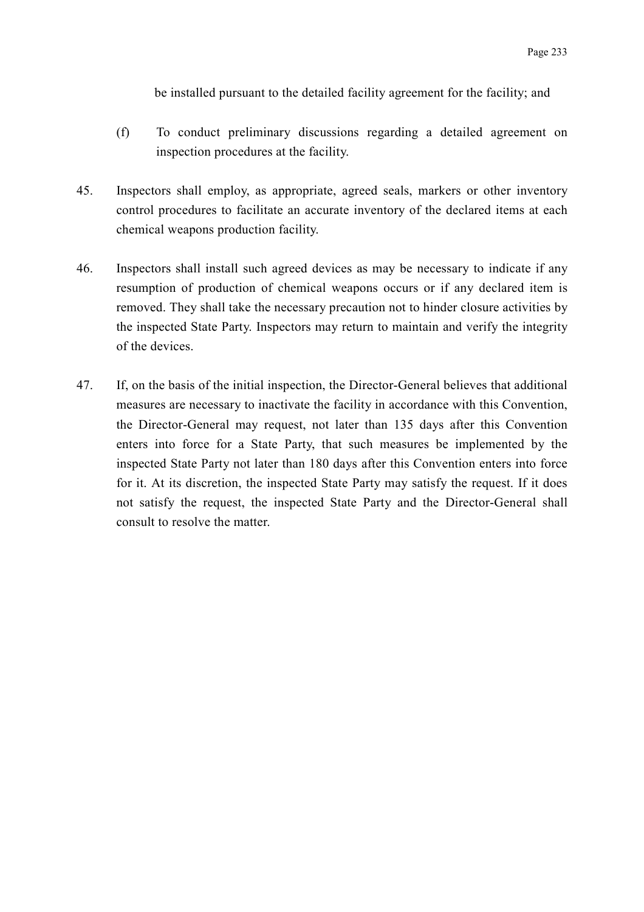be installed pursuant to the detailed facility agreement for the facility; and

(f) To conduct preliminary discussions regarding a detailed agreement on inspection procedures at the facility.

45. Inspectors shall employ, as appropriate, agreed seals, markers or other inventory control procedures to facilitate an accurate inventory of the declared items at each chemical weapons production facility.

46. Inspectors shall install such agreed devices as may be necessary to indicate if any resumption of production of chemical weapons occurs or if any declared item is removed. They shall take the necessary precaution not to hinder closure activities by the inspected State Party. Inspectors may return to maintain and verify the integrity of the devices.

47. If, on the basis of the initial inspection, the Director-General believes that additional measures are necessary to inactivate the facility in accordance with this Convention, the Director-General may request, not later than 135 days after this Convention enters into force for a State Party, that such measures be implemented by the inspected State Party not later than 180 days after this Convention enters into force for it. At its discretion, the inspected State Party may satisfy the request. If it does not satisfy the request, the inspected State Party and the Director-General shall consult to resolve the matter.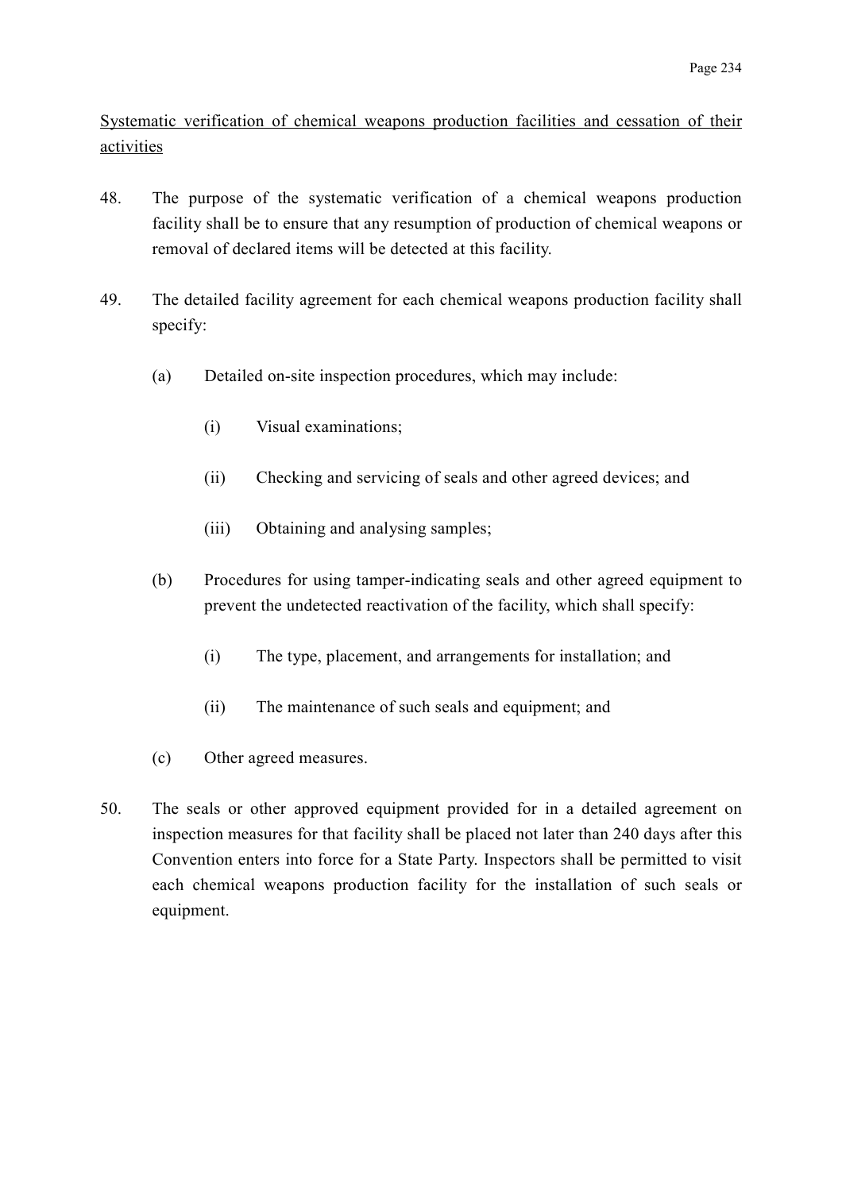<u>Systematic verification of chemical weapons production facilities and cessation of their activities</u>

48. The purpose of the systematic verification of a chemical weapons production facility shall be to ensure that any resumption of production of chemical weapons or removal of declared items will be detected at this facility.

49. The detailed facility agreement for each chemical weapons production facility shall specify:

   (a) Detailed on-site inspection procedures, which may include:

      (i) Visual examinations;

      (ii) Checking and servicing of seals and other agreed devices; and

      (iii) Obtaining and analysing samples;

   (b) Procedures for using tamper-indicating seals and other agreed equipment to prevent the undetected reactivation of the facility, which shall specify:

      (i) The type, placement, and arrangements for installation; and

      (ii) The maintenance of such seals and equipment; and

   (c) Other agreed measures.

50. The seals or other approved equipment provided for in a detailed agreement on inspection measures for that facility shall be placed not later than 240 days after this Convention enters into force for a State Party. Inspectors shall be permitted to visit each chemical weapons production facility for the installation of such seals or equipment.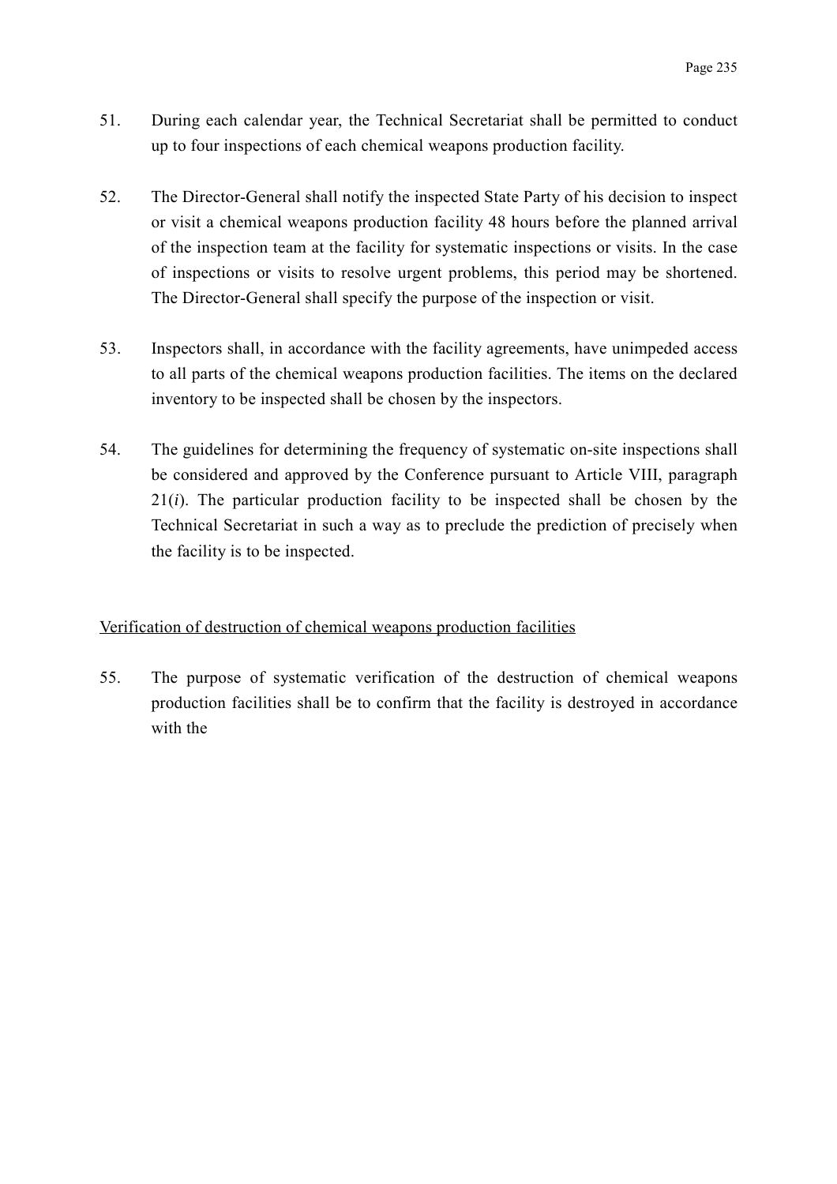51. During each calendar year, the Technical Secretariat shall be permitted to conduct up to four inspections of each chemical weapons production facility.

52. The Director-General shall notify the inspected State Party of his decision to inspect or visit a chemical weapons production facility 48 hours before the planned arrival of the inspection team at the facility for systematic inspections or visits. In the case of inspections or visits to resolve urgent problems, this period may be shortened. The Director-General shall specify the purpose of the inspection or visit.

53. Inspectors shall, in accordance with the facility agreements, have unimpeded access to all parts of the chemical weapons production facilities. The items on the declared inventory to be inspected shall be chosen by the inspectors.

54. The guidelines for determining the frequency of systematic on-site inspections shall be considered and approved by the Conference pursuant to Article VIII, paragraph 21(*i*). The particular production facility to be inspected shall be chosen by the Technical Secretariat in such a way as to preclude the prediction of precisely when the facility is to be inspected.

Verification of destruction of chemical weapons production facilities

55. The purpose of systematic verification of the destruction of chemical weapons production facilities shall be to confirm that the facility is destroyed in accordance with the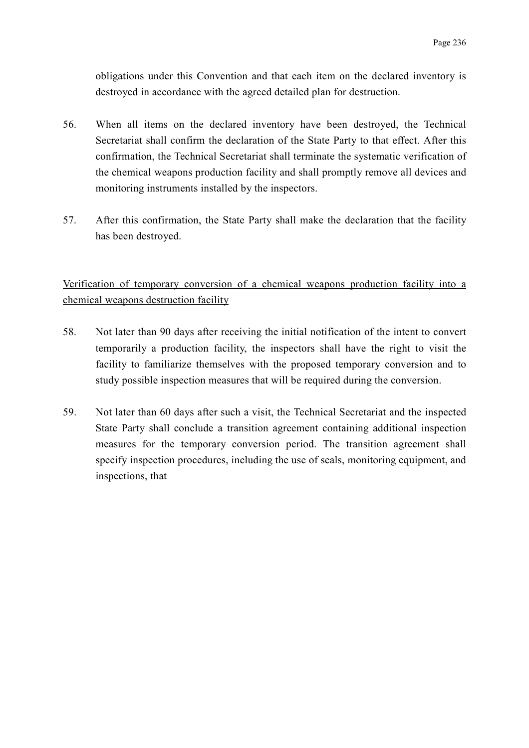obligations under this Convention and that each item on the declared inventory is destroyed in accordance with the agreed detailed plan for destruction.

56. When all items on the declared inventory have been destroyed, the Technical Secretariat shall confirm the declaration of the State Party to that effect. After this confirmation, the Technical Secretariat shall terminate the systematic verification of the chemical weapons production facility and shall promptly remove all devices and monitoring instruments installed by the inspectors.

57. After this confirmation, the State Party shall make the declaration that the facility has been destroyed.

<u>Verification of temporary conversion of a chemical weapons production facility into a chemical weapons destruction facility</u>

58. Not later than 90 days after receiving the initial notification of the intent to convert temporarily a production facility, the inspectors shall have the right to visit the facility to familiarize themselves with the proposed temporary conversion and to study possible inspection measures that will be required during the conversion.

59. Not later than 60 days after such a visit, the Technical Secretariat and the inspected State Party shall conclude a transition agreement containing additional inspection measures for the temporary conversion period. The transition agreement shall specify inspection procedures, including the use of seals, monitoring equipment, and inspections, that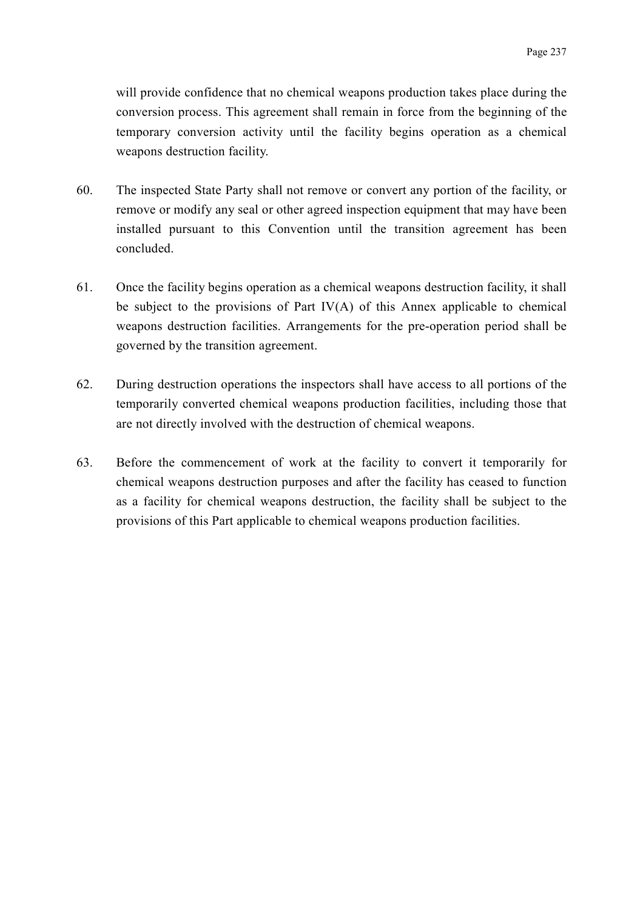will provide confidence that no chemical weapons production takes place during the conversion process. This agreement shall remain in force from the beginning of the temporary conversion activity until the facility begins operation as a chemical weapons destruction facility.

60. The inspected State Party shall not remove or convert any portion of the facility, or remove or modify any seal or other agreed inspection equipment that may have been installed pursuant to this Convention until the transition agreement has been concluded.

61. Once the facility begins operation as a chemical weapons destruction facility, it shall be subject to the provisions of Part IV(A) of this Annex applicable to chemical weapons destruction facilities. Arrangements for the pre-operation period shall be governed by the transition agreement.

62. During destruction operations the inspectors shall have access to all portions of the temporarily converted chemical weapons production facilities, including those that are not directly involved with the destruction of chemical weapons.

63. Before the commencement of work at the facility to convert it temporarily for chemical weapons destruction purposes and after the facility has ceased to function as a facility for chemical weapons destruction, the facility shall be subject to the provisions of this Part applicable to chemical weapons production facilities.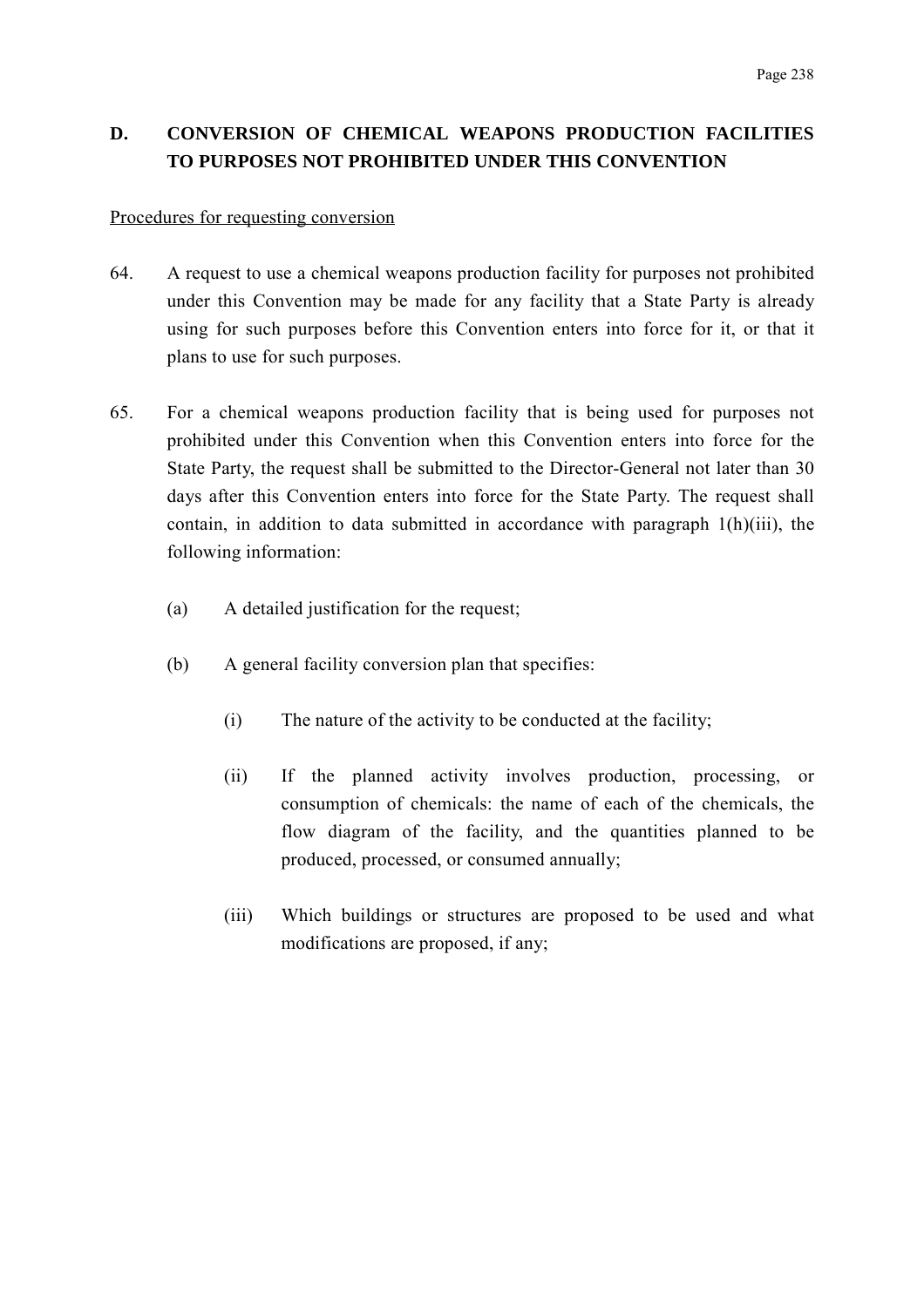## D. CONVERSION OF CHEMICAL WEAPONS PRODUCTION FACILITIES TO PURPOSES NOT PROHIBITED UNDER THIS CONVENTION

Procedures for requesting conversion

64. A request to use a chemical weapons production facility for purposes not prohibited under this Convention may be made for any facility that a State Party is already using for such purposes before this Convention enters into force for it, or that it plans to use for such purposes.

65. For a chemical weapons production facility that is being used for purposes not prohibited under this Convention when this Convention enters into force for the State Party, the request shall be submitted to the Director-General not later than 30 days after this Convention enters into force for the State Party. The request shall contain, in addition to data submitted in accordance with paragraph 1(h)(iii), the following information:

    (a) A detailed justification for the request;

    (b) A general facility conversion plan that specifies:

        (i) The nature of the activity to be conducted at the facility;

        (ii) If the planned activity involves production, processing, or consumption of chemicals: the name of each of the chemicals, the flow diagram of the facility, and the quantities planned to be produced, processed, or consumed annually;

        (iii) Which buildings or structures are proposed to be used and what modifications are proposed, if any;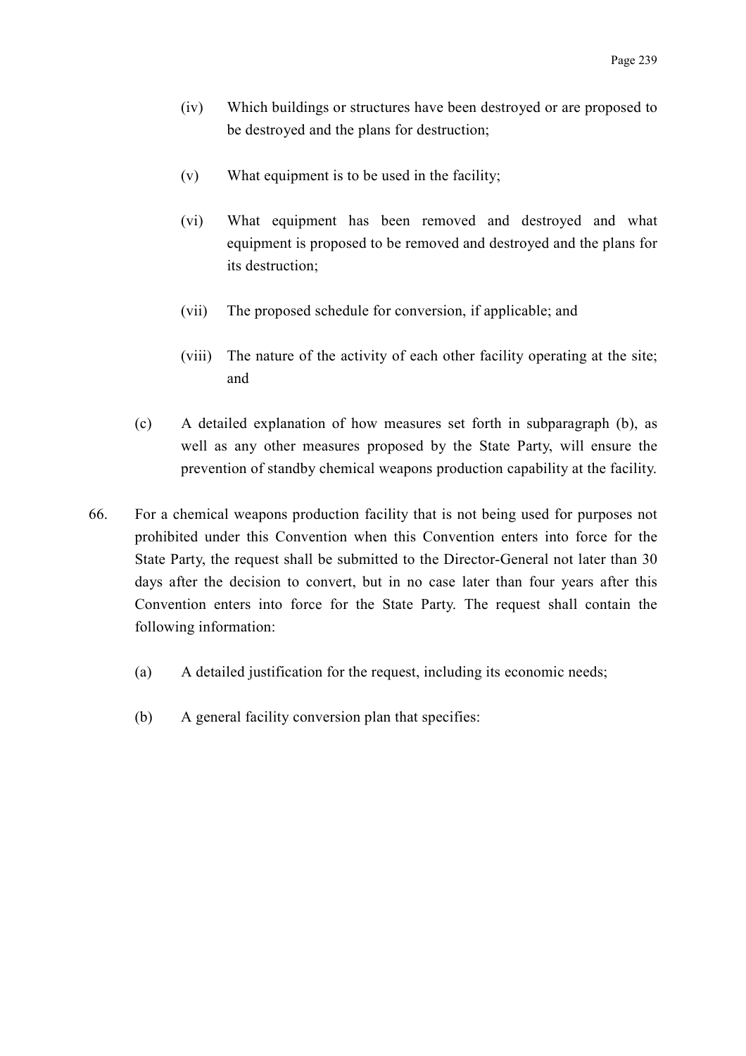(iv) Which buildings or structures have been destroyed or are proposed to be destroyed and the plans for destruction;

(v) What equipment is to be used in the facility;

(vi) What equipment has been removed and destroyed and what equipment is proposed to be removed and destroyed and the plans for its destruction;

(vii) The proposed schedule for conversion, if applicable; and

(viii) The nature of the activity of each other facility operating at the site; and

(c) A detailed explanation of how measures set forth in subparagraph (b), as well as any other measures proposed by the State Party, will ensure the prevention of standby chemical weapons production capability at the facility.

66. For a chemical weapons production facility that is not being used for purposes not prohibited under this Convention when this Convention enters into force for the State Party, the request shall be submitted to the Director-General not later than 30 days after the decision to convert, but in no case later than four years after this Convention enters into force for the State Party. The request shall contain the following information:

(a) A detailed justification for the request, including its economic needs;

(b) A general facility conversion plan that specifies: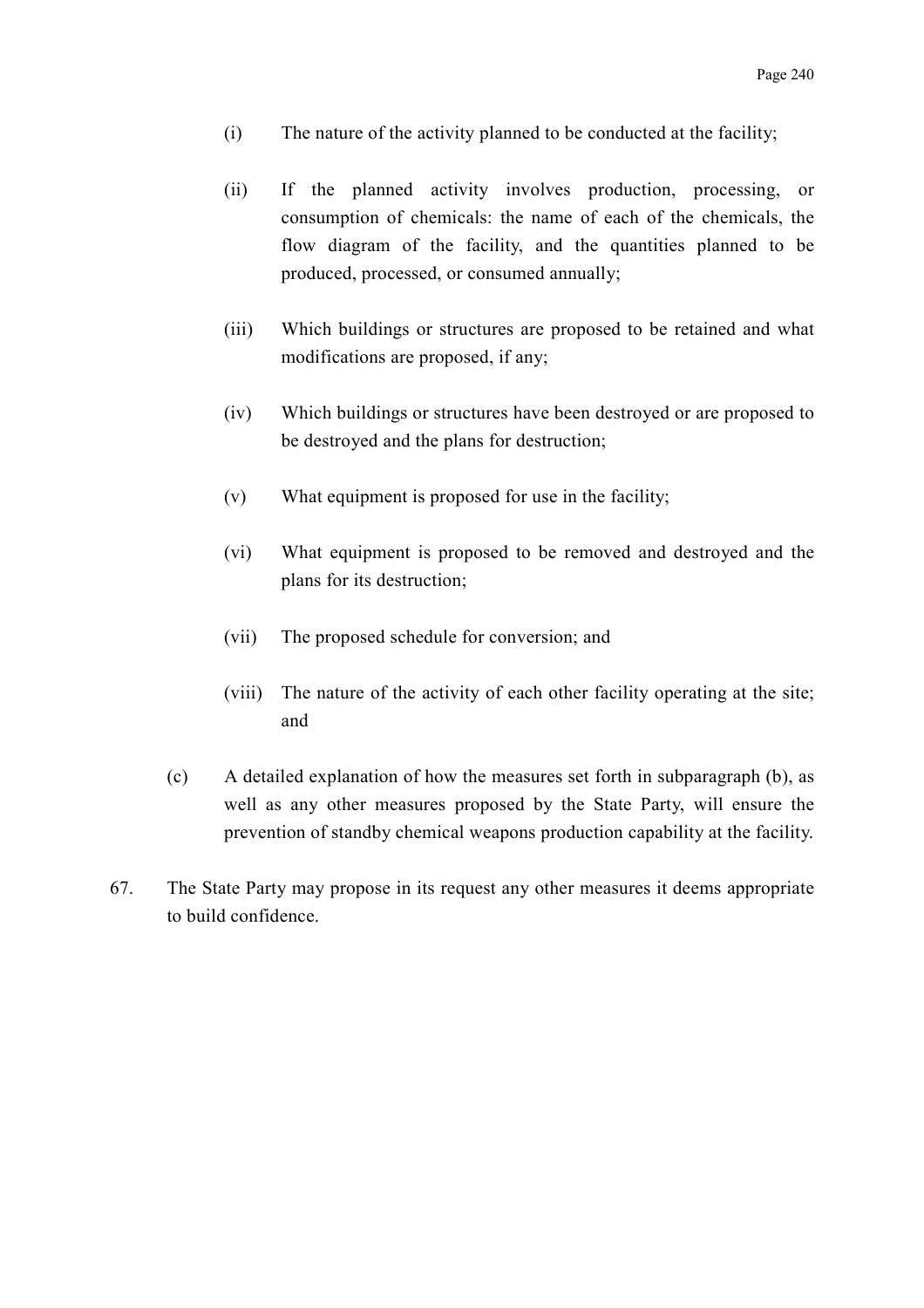(i) The nature of the activity planned to be conducted at the facility;

(ii) If the planned activity involves production, processing, or consumption of chemicals: the name of each of the chemicals, the flow diagram of the facility, and the quantities planned to be produced, processed, or consumed annually;

(iii) Which buildings or structures are proposed to be retained and what modifications are proposed, if any;

(iv) Which buildings or structures have been destroyed or are proposed to be destroyed and the plans for destruction;

(v) What equipment is proposed for use in the facility;

(vi) What equipment is proposed to be removed and destroyed and the plans for its destruction;

(vii) The proposed schedule for conversion; and

(viii) The nature of the activity of each other facility operating at the site; and

(c) A detailed explanation of how the measures set forth in subparagraph (b), as well as any other measures proposed by the State Party, will ensure the prevention of standby chemical weapons production capability at the facility.

67. The State Party may propose in its request any other measures it deems appropriate to build confidence.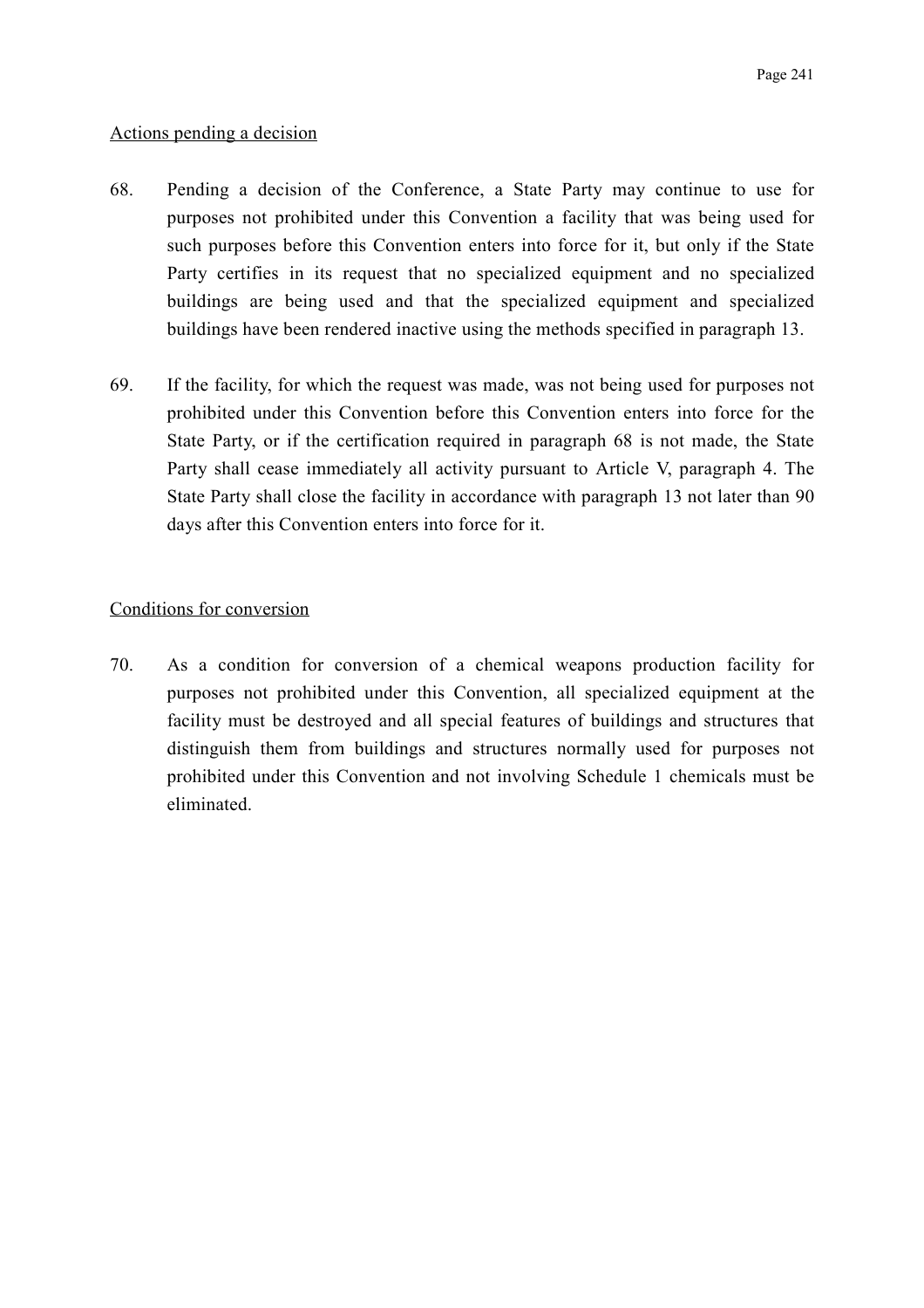Actions pending a decision

68. Pending a decision of the Conference, a State Party may continue to use for purposes not prohibited under this Convention a facility that was being used for such purposes before this Convention enters into force for it, but only if the State Party certifies in its request that no specialized equipment and no specialized buildings are being used and that the specialized equipment and specialized buildings have been rendered inactive using the methods specified in paragraph 13.

69. If the facility, for which the request was made, was not being used for purposes not prohibited under this Convention before this Convention enters into force for the State Party, or if the certification required in paragraph 68 is not made, the State Party shall cease immediately all activity pursuant to Article V, paragraph 4. The State Party shall close the facility in accordance with paragraph 13 not later than 90 days after this Convention enters into force for it.

Conditions for conversion

70. As a condition for conversion of a chemical weapons production facility for purposes not prohibited under this Convention, all specialized equipment at the facility must be destroyed and all special features of buildings and structures that distinguish them from buildings and structures normally used for purposes not prohibited under this Convention and not involving Schedule 1 chemicals must be eliminated.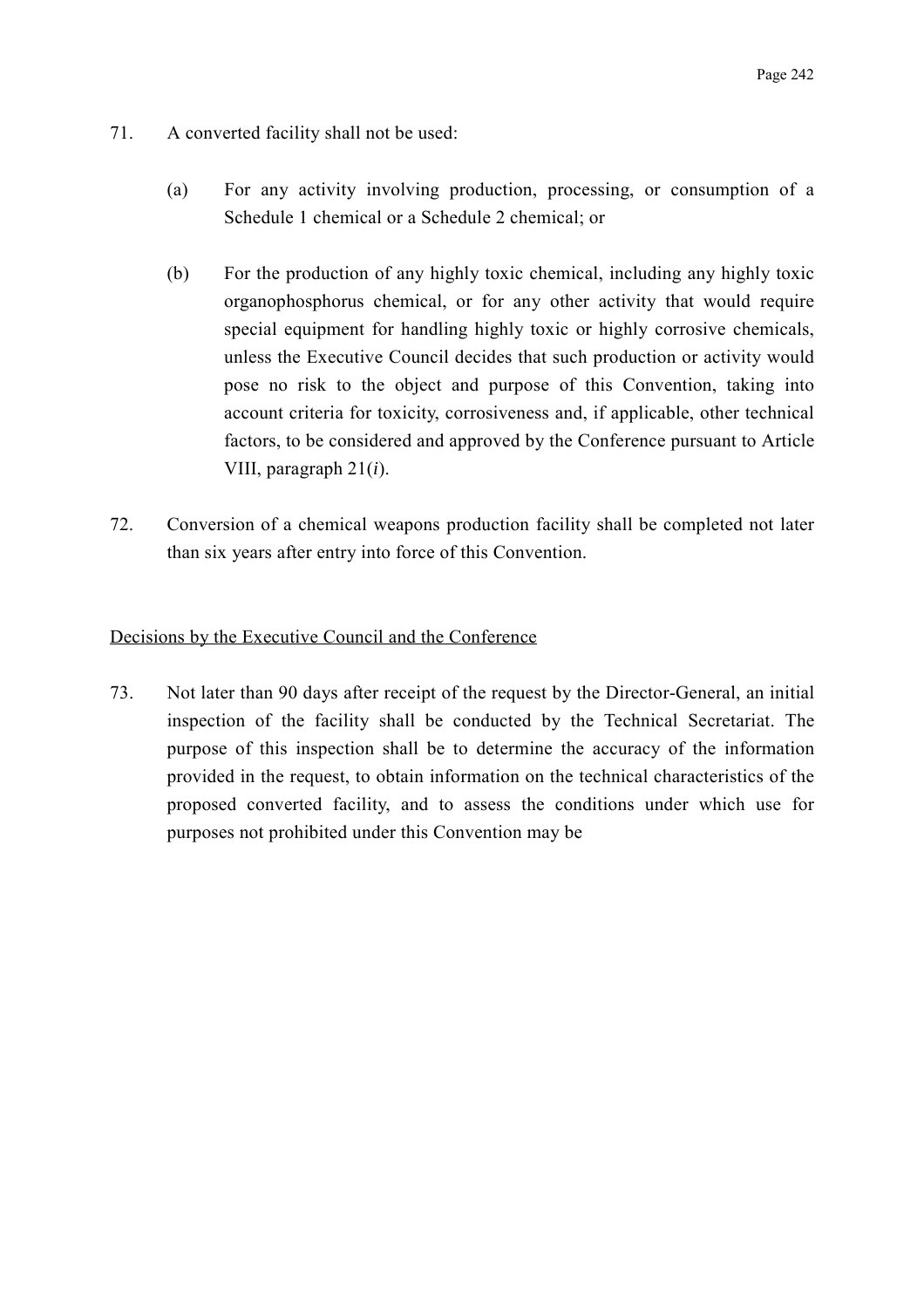71. A converted facility shall not be used:

    (a) For any activity involving production, processing, or consumption of a Schedule 1 chemical or a Schedule 2 chemical; or

    (b) For the production of any highly toxic chemical, including any highly toxic organophosphorus chemical, or for any other activity that would require special equipment for handling highly toxic or highly corrosive chemicals, unless the Executive Council decides that such production or activity would pose no risk to the object and purpose of this Convention, taking into account criteria for toxicity, corrosiveness and, if applicable, other technical factors, to be considered and approved by the Conference pursuant to Article VIII, paragraph 21(*i*).

72. Conversion of a chemical weapons production facility shall be completed not later than six years after entry into force of this Convention.

<u>Decisions by the Executive Council and the Conference</u>

73. Not later than 90 days after receipt of the request by the Director-General, an initial inspection of the facility shall be conducted by the Technical Secretariat. The purpose of this inspection shall be to determine the accuracy of the information provided in the request, to obtain information on the technical characteristics of the proposed converted facility, and to assess the conditions under which use for purposes not prohibited under this Convention may be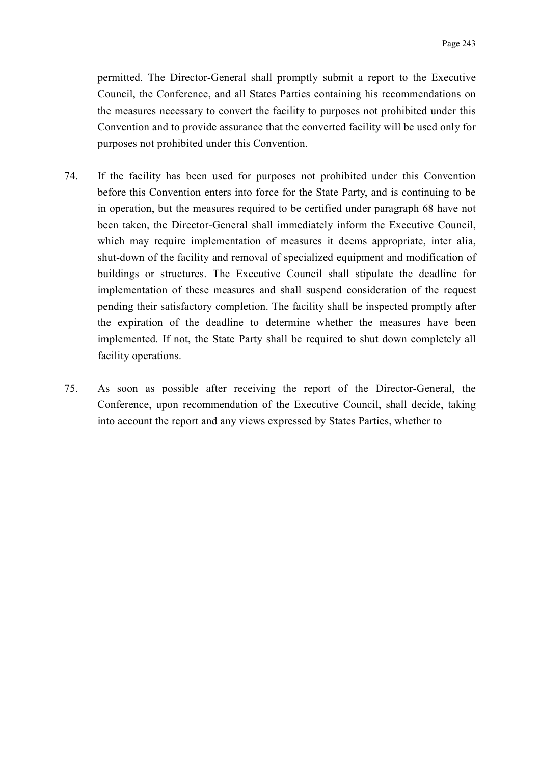permitted. The Director-General shall promptly submit a report to the Executive Council, the Conference, and all States Parties containing his recommendations on the measures necessary to convert the facility to purposes not prohibited under this Convention and to provide assurance that the converted facility will be used only for purposes not prohibited under this Convention.

74. If the facility has been used for purposes not prohibited under this Convention before this Convention enters into force for the State Party, and is continuing to be in operation, but the measures required to be certified under paragraph 68 have not been taken, the Director-General shall immediately inform the Executive Council, which may require implementation of measures it deems appropriate, inter alia, shut-down of the facility and removal of specialized equipment and modification of buildings or structures. The Executive Council shall stipulate the deadline for implementation of these measures and shall suspend consideration of the request pending their satisfactory completion. The facility shall be inspected promptly after the expiration of the deadline to determine whether the measures have been implemented. If not, the State Party shall be required to shut down completely all facility operations.

75. As soon as possible after receiving the report of the Director-General, the Conference, upon recommendation of the Executive Council, shall decide, taking into account the report and any views expressed by States Parties, whether to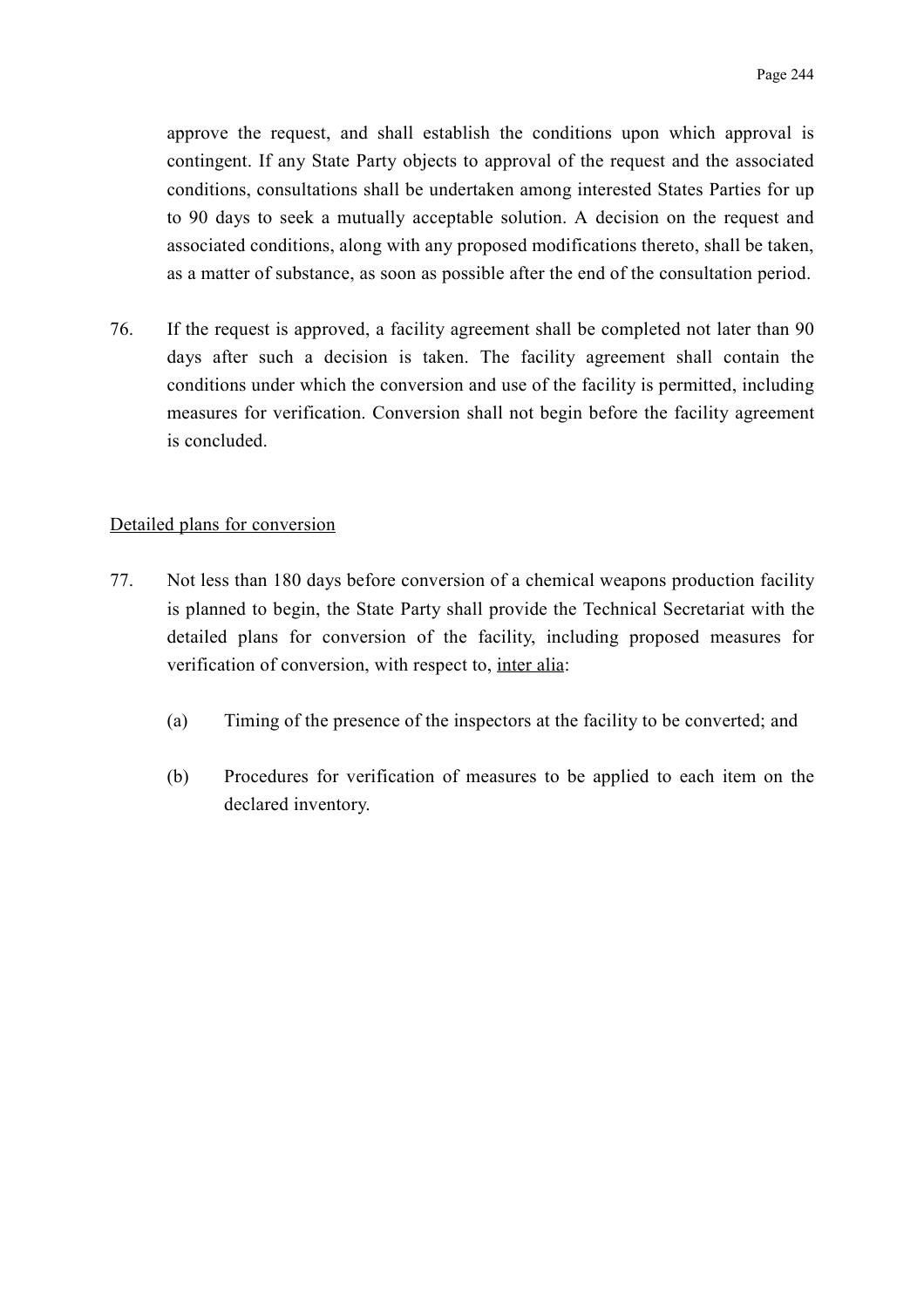approve the request, and shall establish the conditions upon which approval is contingent. If any State Party objects to approval of the request and the associated conditions, consultations shall be undertaken among interested States Parties for up to 90 days to seek a mutually acceptable solution. A decision on the request and associated conditions, along with any proposed modifications thereto, shall be taken, as a matter of substance, as soon as possible after the end of the consultation period.

76. If the request is approved, a facility agreement shall be completed not later than 90 days after such a decision is taken. The facility agreement shall contain the conditions under which the conversion and use of the facility is permitted, including measures for verification. Conversion shall not begin before the facility agreement is concluded.

Detailed plans for conversion

77. Not less than 180 days before conversion of a chemical weapons production facility is planned to begin, the State Party shall provide the Technical Secretariat with the detailed plans for conversion of the facility, including proposed measures for verification of conversion, with respect to, inter alia:

(a) Timing of the presence of the inspectors at the facility to be converted; and

(b) Procedures for verification of measures to be applied to each item on the declared inventory.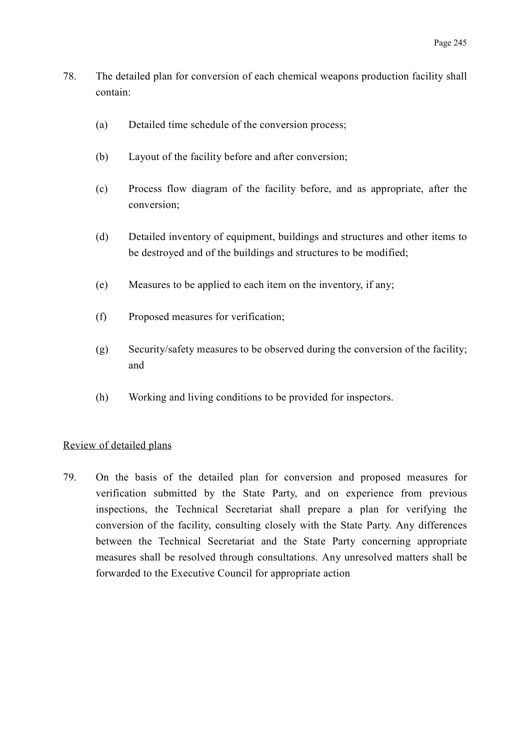78. The detailed plan for conversion of each chemical weapons production facility shall contain:

   (a) Detailed time schedule of the conversion process;

   (b) Layout of the facility before and after conversion;

   (c) Process flow diagram of the facility before, and as appropriate, after the conversion;

   (d) Detailed inventory of equipment, buildings and structures and other items to be destroyed and of the buildings and structures to be modified;

   (e) Measures to be applied to each item on the inventory, if any;

   (f) Proposed measures for verification;

   (g) Security/safety measures to be observed during the conversion of the facility; and

   (h) Working and living conditions to be provided for inspectors.

<u>Review of detailed plans</u>

79. On the basis of the detailed plan for conversion and proposed measures for verification submitted by the State Party, and on experience from previous inspections, the Technical Secretariat shall prepare a plan for verifying the conversion of the facility, consulting closely with the State Party. Any differences between the Technical Secretariat and the State Party concerning appropriate measures shall be resolved through consultations. Any unresolved matters shall be forwarded to the Executive Council for appropriate action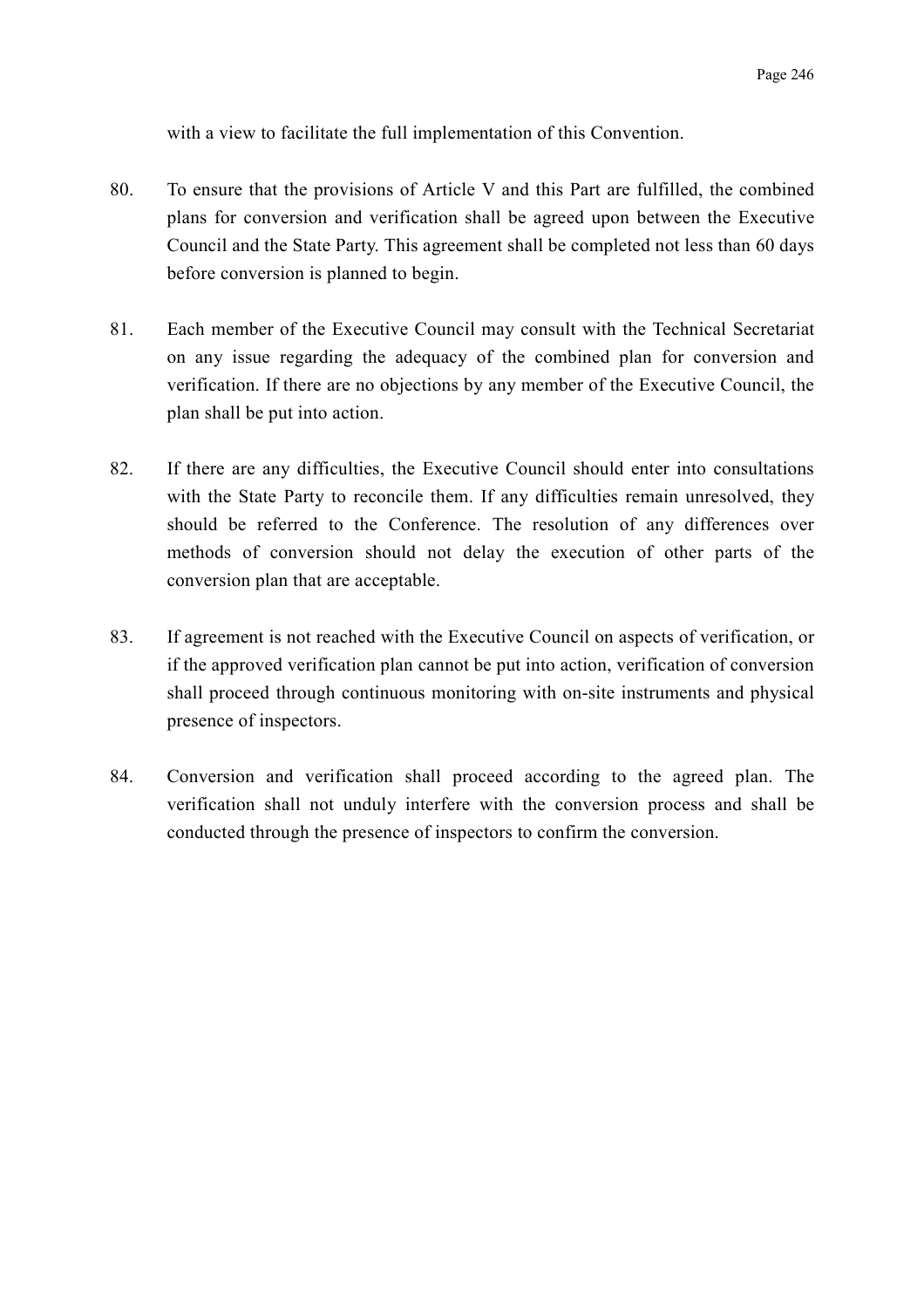with a view to facilitate the full implementation of this Convention.

80. To ensure that the provisions of Article V and this Part are fulfilled, the combined plans for conversion and verification shall be agreed upon between the Executive Council and the State Party. This agreement shall be completed not less than 60 days before conversion is planned to begin.

81. Each member of the Executive Council may consult with the Technical Secretariat on any issue regarding the adequacy of the combined plan for conversion and verification. If there are no objections by any member of the Executive Council, the plan shall be put into action.

82. If there are any difficulties, the Executive Council should enter into consultations with the State Party to reconcile them. If any difficulties remain unresolved, they should be referred to the Conference. The resolution of any differences over methods of conversion should not delay the execution of other parts of the conversion plan that are acceptable.

83. If agreement is not reached with the Executive Council on aspects of verification, or if the approved verification plan cannot be put into action, verification of conversion shall proceed through continuous monitoring with on-site instruments and physical presence of inspectors.

84. Conversion and verification shall proceed according to the agreed plan. The verification shall not unduly interfere with the conversion process and shall be conducted through the presence of inspectors to confirm the conversion.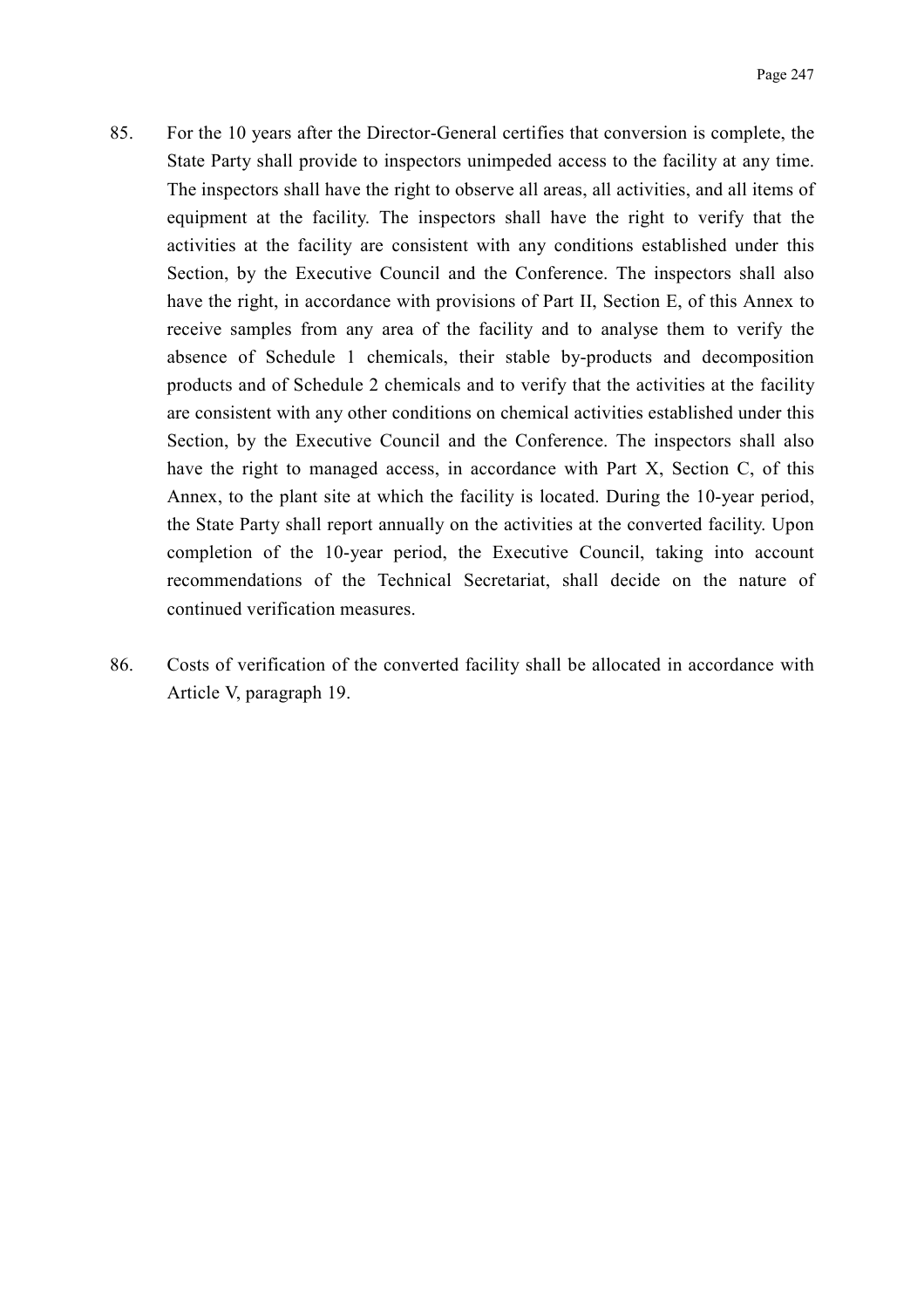85. For the 10 years after the Director-General certifies that conversion is complete, the State Party shall provide to inspectors unimpeded access to the facility at any time. The inspectors shall have the right to observe all areas, all activities, and all items of equipment at the facility. The inspectors shall have the right to verify that the activities at the facility are consistent with any conditions established under this Section, by the Executive Council and the Conference. The inspectors shall also have the right, in accordance with provisions of Part II, Section E, of this Annex to receive samples from any area of the facility and to analyse them to verify the absence of Schedule 1 chemicals, their stable by-products and decomposition products and of Schedule 2 chemicals and to verify that the activities at the facility are consistent with any other conditions on chemical activities established under this Section, by the Executive Council and the Conference. The inspectors shall also have the right to managed access, in accordance with Part X, Section C, of this Annex, to the plant site at which the facility is located. During the 10-year period, the State Party shall report annually on the activities at the converted facility. Upon completion of the 10-year period, the Executive Council, taking into account recommendations of the Technical Secretariat, shall decide on the nature of continued verification measures.

86. Costs of verification of the converted facility shall be allocated in accordance with Article V, paragraph 19.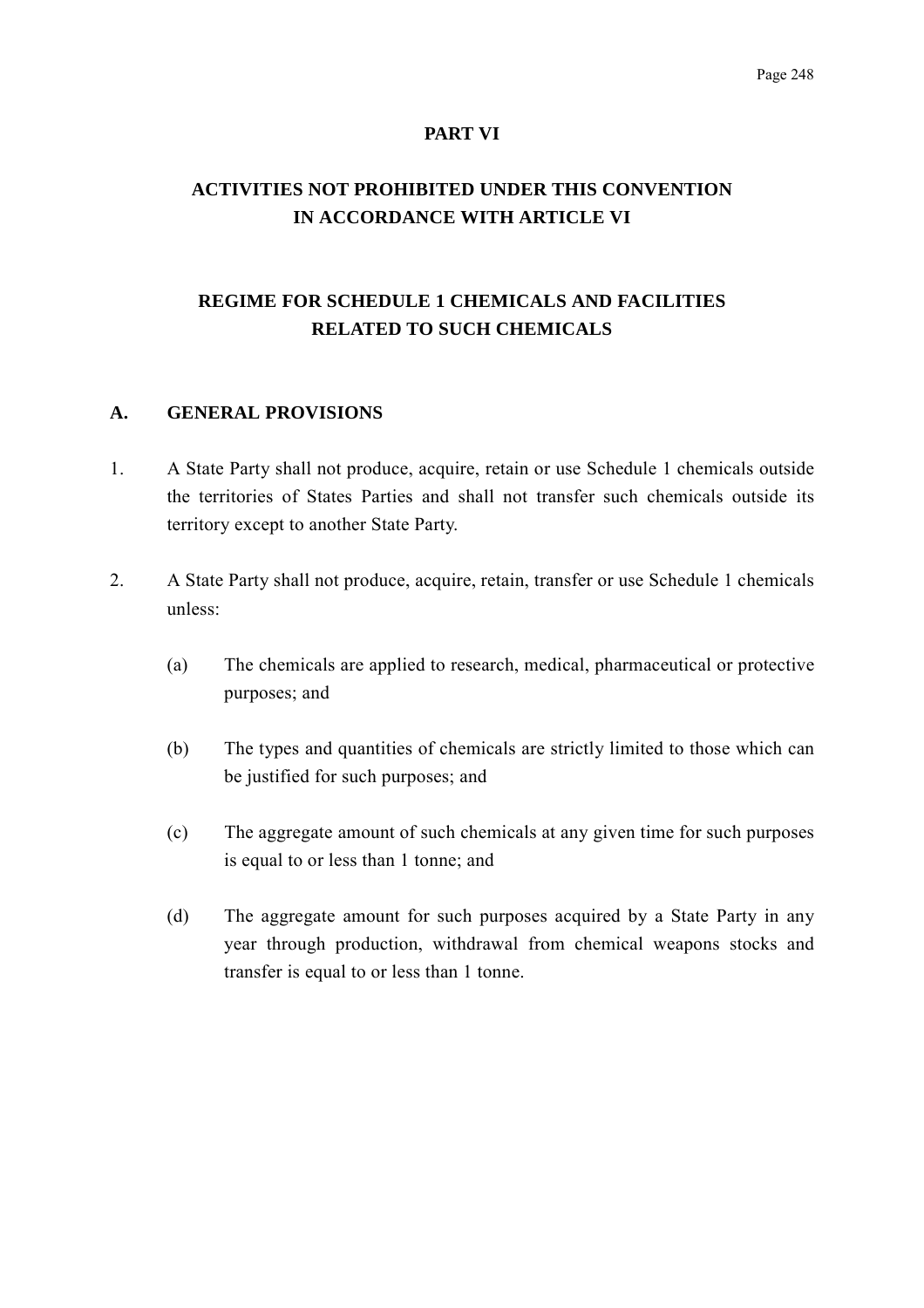# PART VI

## ACTIVITIES NOT PROHIBITED UNDER THIS CONVENTION IN ACCORDANCE WITH ARTICLE VI

## REGIME FOR SCHEDULE 1 CHEMICALS AND FACILITIES RELATED TO SUCH CHEMICALS

### A. GENERAL PROVISIONS

1. A State Party shall not produce, acquire, retain or use Schedule 1 chemicals outside the territories of States Parties and shall not transfer such chemicals outside its territory except to another State Party.

2. A State Party shall not produce, acquire, retain, transfer or use Schedule 1 chemicals unless:

   (a) The chemicals are applied to research, medical, pharmaceutical or protective purposes; and

   (b) The types and quantities of chemicals are strictly limited to those which can be justified for such purposes; and

   (c) The aggregate amount of such chemicals at any given time for such purposes is equal to or less than 1 tonne; and

   (d) The aggregate amount for such purposes acquired by a State Party in any year through production, withdrawal from chemical weapons stocks and transfer is equal to or less than 1 tonne.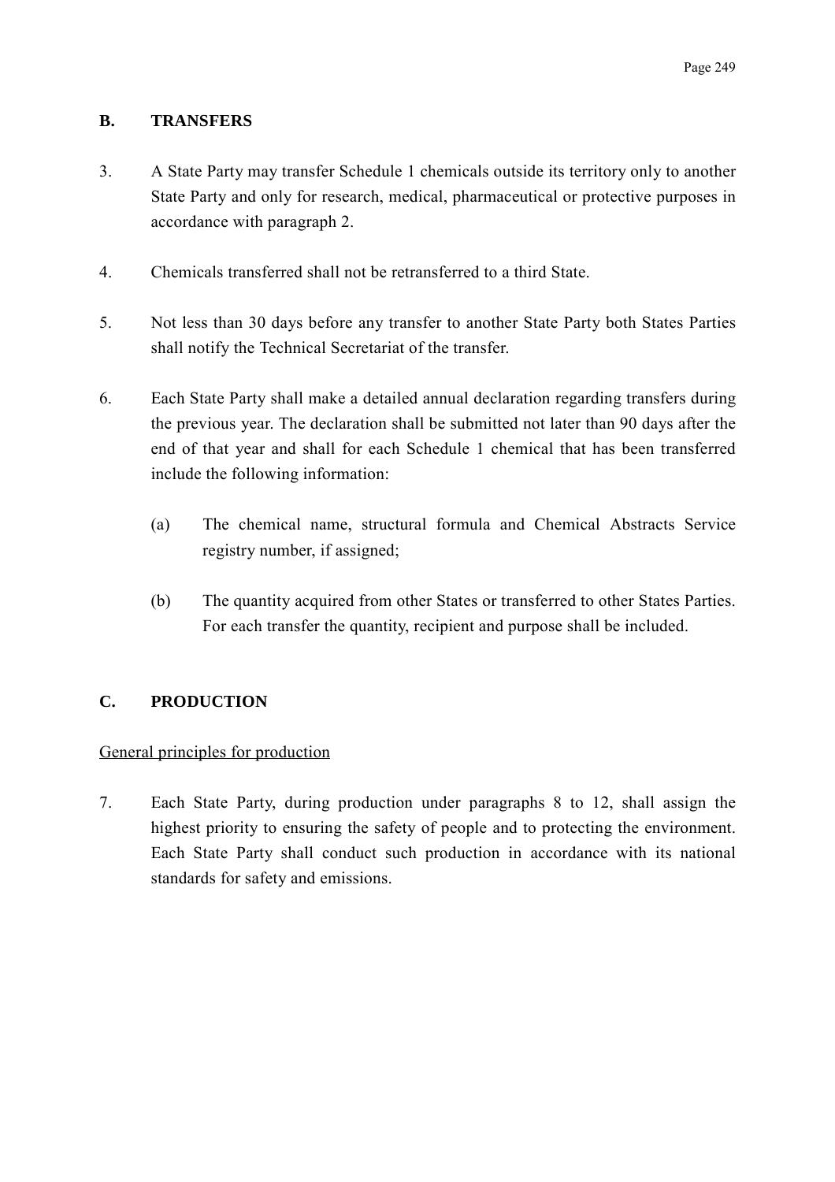## B. TRANSFERS

3. A State Party may transfer Schedule 1 chemicals outside its territory only to another State Party and only for research, medical, pharmaceutical or protective purposes in accordance with paragraph 2.

4. Chemicals transferred shall not be retransferred to a third State.

5. Not less than 30 days before any transfer to another State Party both States Parties shall notify the Technical Secretariat of the transfer.

6. Each State Party shall make a detailed annual declaration regarding transfers during the previous year. The declaration shall be submitted not later than 90 days after the end of that year and shall for each Schedule 1 chemical that has been transferred include the following information:

   (a) The chemical name, structural formula and Chemical Abstracts Service registry number, if assigned;

   (b) The quantity acquired from other States or transferred to other States Parties. For each transfer the quantity, recipient and purpose shall be included.

## C. PRODUCTION

General principles for production

7. Each State Party, during production under paragraphs 8 to 12, shall assign the highest priority to ensuring the safety of people and to protecting the environment. Each State Party shall conduct such production in accordance with its national standards for safety and emissions.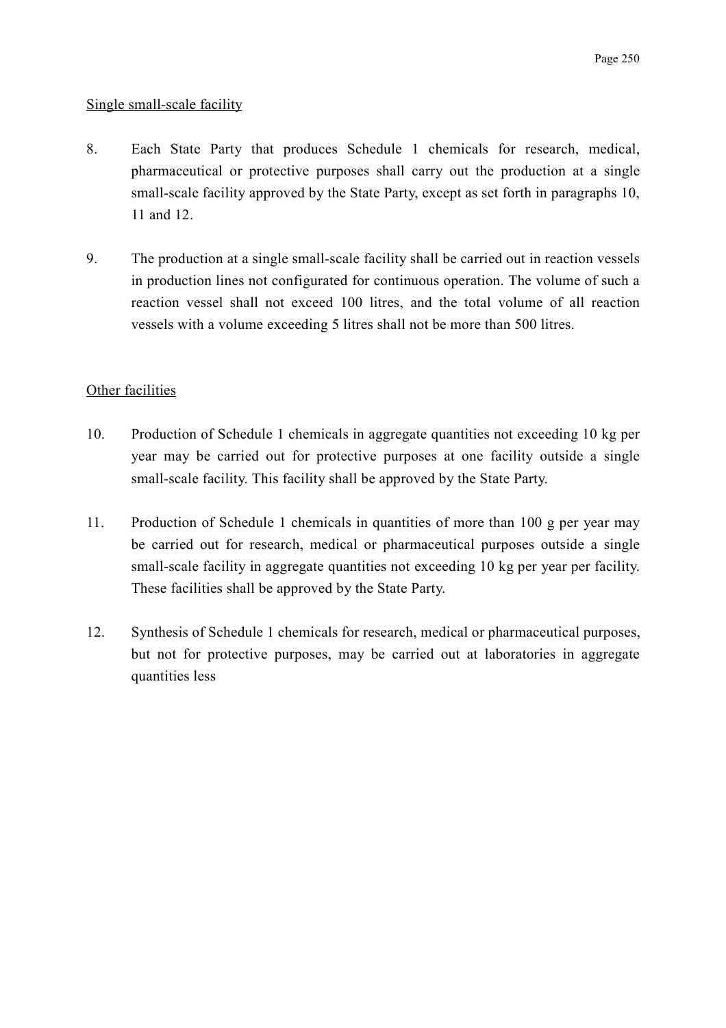Single small-scale facility

8. Each State Party that produces Schedule 1 chemicals for research, medical, pharmaceutical or protective purposes shall carry out the production at a single small-scale facility approved by the State Party, except as set forth in paragraphs 10, 11 and 12.

9. The production at a single small-scale facility shall be carried out in reaction vessels in production lines not configurated for continuous operation. The volume of such a reaction vessel shall not exceed 100 litres, and the total volume of all reaction vessels with a volume exceeding 5 litres shall not be more than 500 litres.

Other facilities

10. Production of Schedule 1 chemicals in aggregate quantities not exceeding 10 kg per year may be carried out for protective purposes at one facility outside a single small-scale facility. This facility shall be approved by the State Party.

11. Production of Schedule 1 chemicals in quantities of more than 100 g per year may be carried out for research, medical or pharmaceutical purposes outside a single small-scale facility in aggregate quantities not exceeding 10 kg per year per facility. These facilities shall be approved by the State Party.

12. Synthesis of Schedule 1 chemicals for research, medical or pharmaceutical purposes, but not for protective purposes, may be carried out at laboratories in aggregate quantities less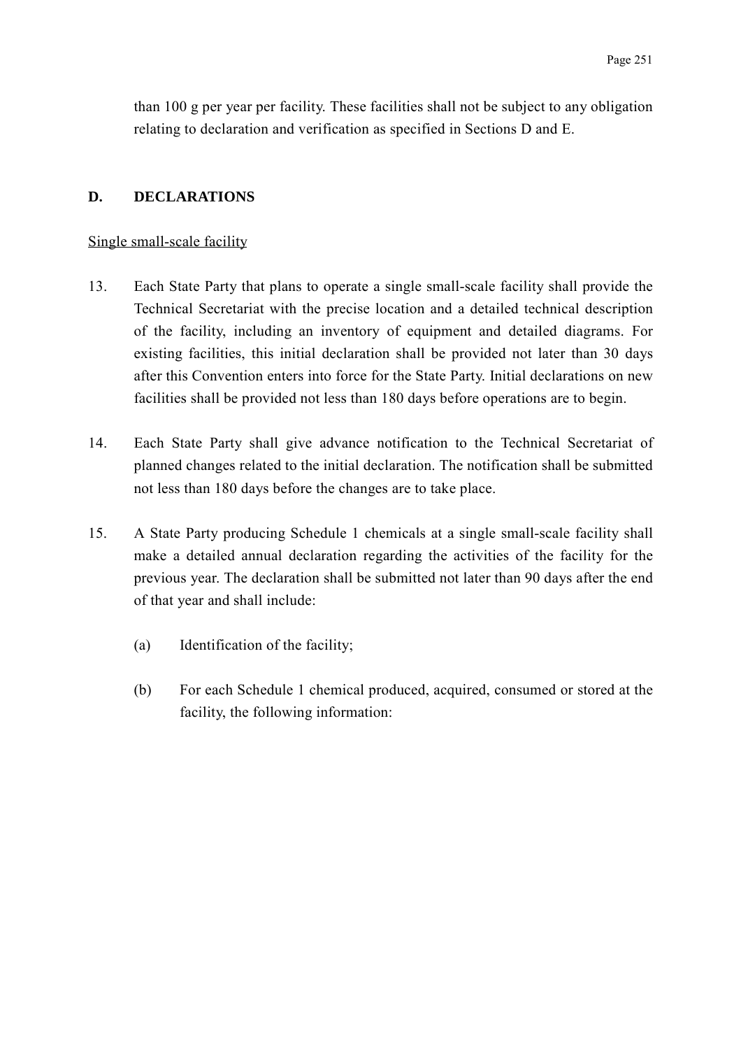than 100 g per year per facility. These facilities shall not be subject to any obligation relating to declaration and verification as specified in Sections D and E.

## D. DECLARATIONS

Single small-scale facility

13. Each State Party that plans to operate a single small-scale facility shall provide the Technical Secretariat with the precise location and a detailed technical description of the facility, including an inventory of equipment and detailed diagrams. For existing facilities, this initial declaration shall be provided not later than 30 days after this Convention enters into force for the State Party. Initial declarations on new facilities shall be provided not less than 180 days before operations are to begin.

14. Each State Party shall give advance notification to the Technical Secretariat of planned changes related to the initial declaration. The notification shall be submitted not less than 180 days before the changes are to take place.

15. A State Party producing Schedule 1 chemicals at a single small-scale facility shall make a detailed annual declaration regarding the activities of the facility for the previous year. The declaration shall be submitted not later than 90 days after the end of that year and shall include:

    (a) Identification of the facility;

    (b) For each Schedule 1 chemical produced, acquired, consumed or stored at the facility, the following information: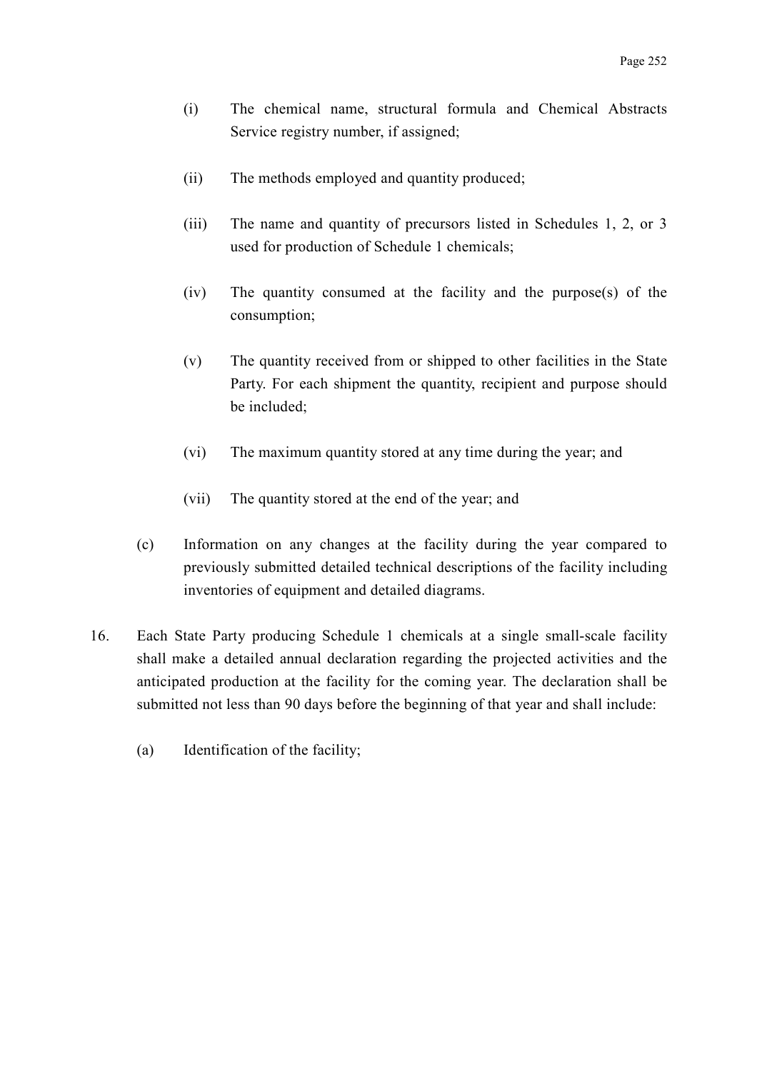(i) The chemical name, structural formula and Chemical Abstracts Service registry number, if assigned;

(ii) The methods employed and quantity produced;

(iii) The name and quantity of precursors listed in Schedules 1, 2, or 3 used for production of Schedule 1 chemicals;

(iv) The quantity consumed at the facility and the purpose(s) of the consumption;

(v) The quantity received from or shipped to other facilities in the State Party. For each shipment the quantity, recipient and purpose should be included;

(vi) The maximum quantity stored at any time during the year; and

(vii) The quantity stored at the end of the year; and

(c) Information on any changes at the facility during the year compared to previously submitted detailed technical descriptions of the facility including inventories of equipment and detailed diagrams.

16. Each State Party producing Schedule 1 chemicals at a single small-scale facility shall make a detailed annual declaration regarding the projected activities and the anticipated production at the facility for the coming year. The declaration shall be submitted not less than 90 days before the beginning of that year and shall include:

(a) Identification of the facility;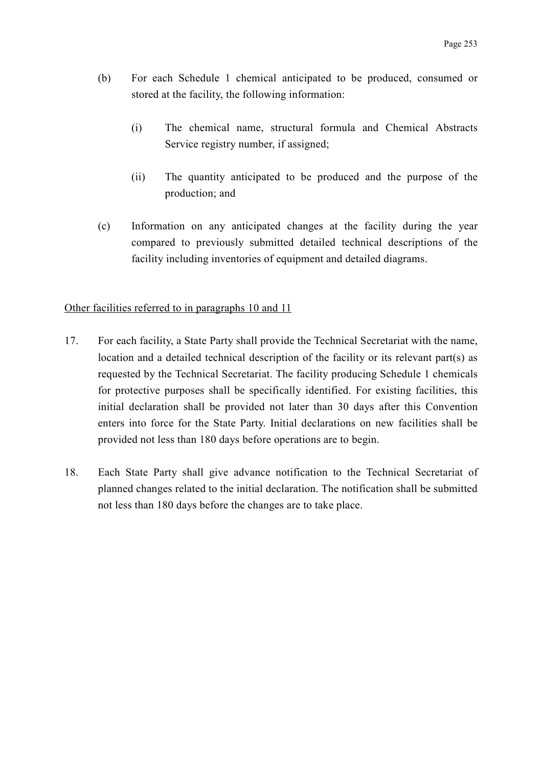(b) For each Schedule 1 chemical anticipated to be produced, consumed or stored at the facility, the following information:

   (i) The chemical name, structural formula and Chemical Abstracts Service registry number, if assigned;

   (ii) The quantity anticipated to be produced and the purpose of the production; and

(c) Information on any anticipated changes at the facility during the year compared to previously submitted detailed technical descriptions of the facility including inventories of equipment and detailed diagrams.

<u>Other facilities referred to in paragraphs 10 and 11</u>

17. For each facility, a State Party shall provide the Technical Secretariat with the name, location and a detailed technical description of the facility or its relevant part(s) as requested by the Technical Secretariat. The facility producing Schedule 1 chemicals for protective purposes shall be specifically identified. For existing facilities, this initial declaration shall be provided not later than 30 days after this Convention enters into force for the State Party. Initial declarations on new facilities shall be provided not less than 180 days before operations are to begin.

18. Each State Party shall give advance notification to the Technical Secretariat of planned changes related to the initial declaration. The notification shall be submitted not less than 180 days before the changes are to take place.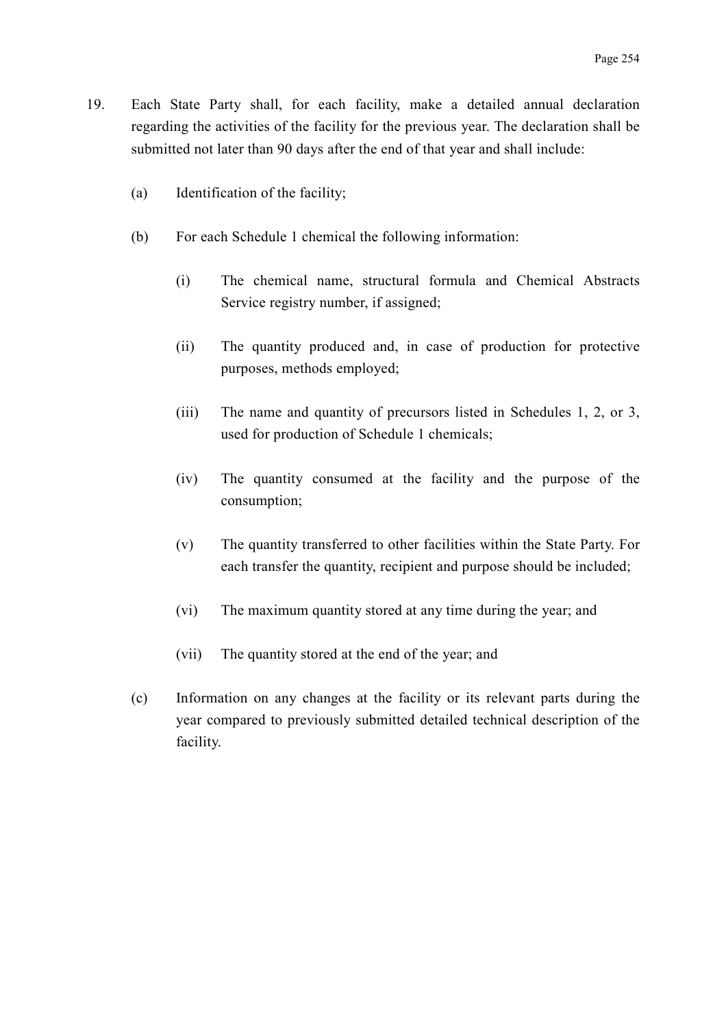19. Each State Party shall, for each facility, make a detailed annual declaration regarding the activities of the facility for the previous year. The declaration shall be submitted not later than 90 days after the end of that year and shall include:

    (a) Identification of the facility;

    (b) For each Schedule 1 chemical the following information:

        (i) The chemical name, structural formula and Chemical Abstracts Service registry number, if assigned;

        (ii) The quantity produced and, in case of production for protective purposes, methods employed;

        (iii) The name and quantity of precursors listed in Schedules 1, 2, or 3, used for production of Schedule 1 chemicals;

        (iv) The quantity consumed at the facility and the purpose of the consumption;

        (v) The quantity transferred to other facilities within the State Party. For each transfer the quantity, recipient and purpose should be included;

        (vi) The maximum quantity stored at any time during the year; and

        (vii) The quantity stored at the end of the year; and

    (c) Information on any changes at the facility or its relevant parts during the year compared to previously submitted detailed technical description of the facility.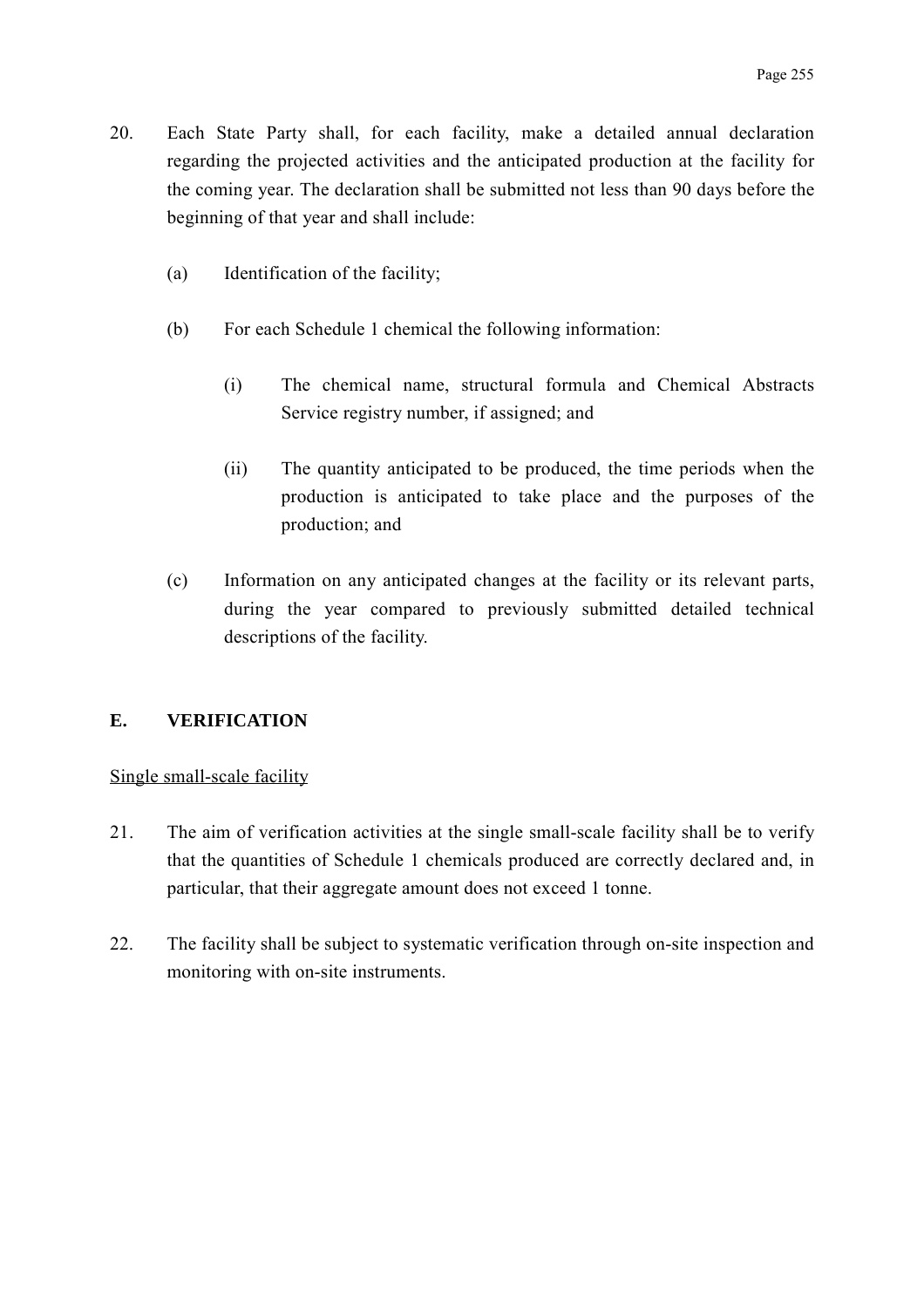20. Each State Party shall, for each facility, make a detailed annual declaration regarding the projected activities and the anticipated production at the facility for the coming year. The declaration shall be submitted not less than 90 days before the beginning of that year and shall include:

    (a) Identification of the facility;

    (b) For each Schedule 1 chemical the following information:

        (i) The chemical name, structural formula and Chemical Abstracts Service registry number, if assigned; and

        (ii) The quantity anticipated to be produced, the time periods when the production is anticipated to take place and the purposes of the production; and

    (c) Information on any anticipated changes at the facility or its relevant parts, during the year compared to previously submitted detailed technical descriptions of the facility.

## E. VERIFICATION

Single small-scale facility

21. The aim of verification activities at the single small-scale facility shall be to verify that the quantities of Schedule 1 chemicals produced are correctly declared and, in particular, that their aggregate amount does not exceed 1 tonne.

22. The facility shall be subject to systematic verification through on-site inspection and monitoring with on-site instruments.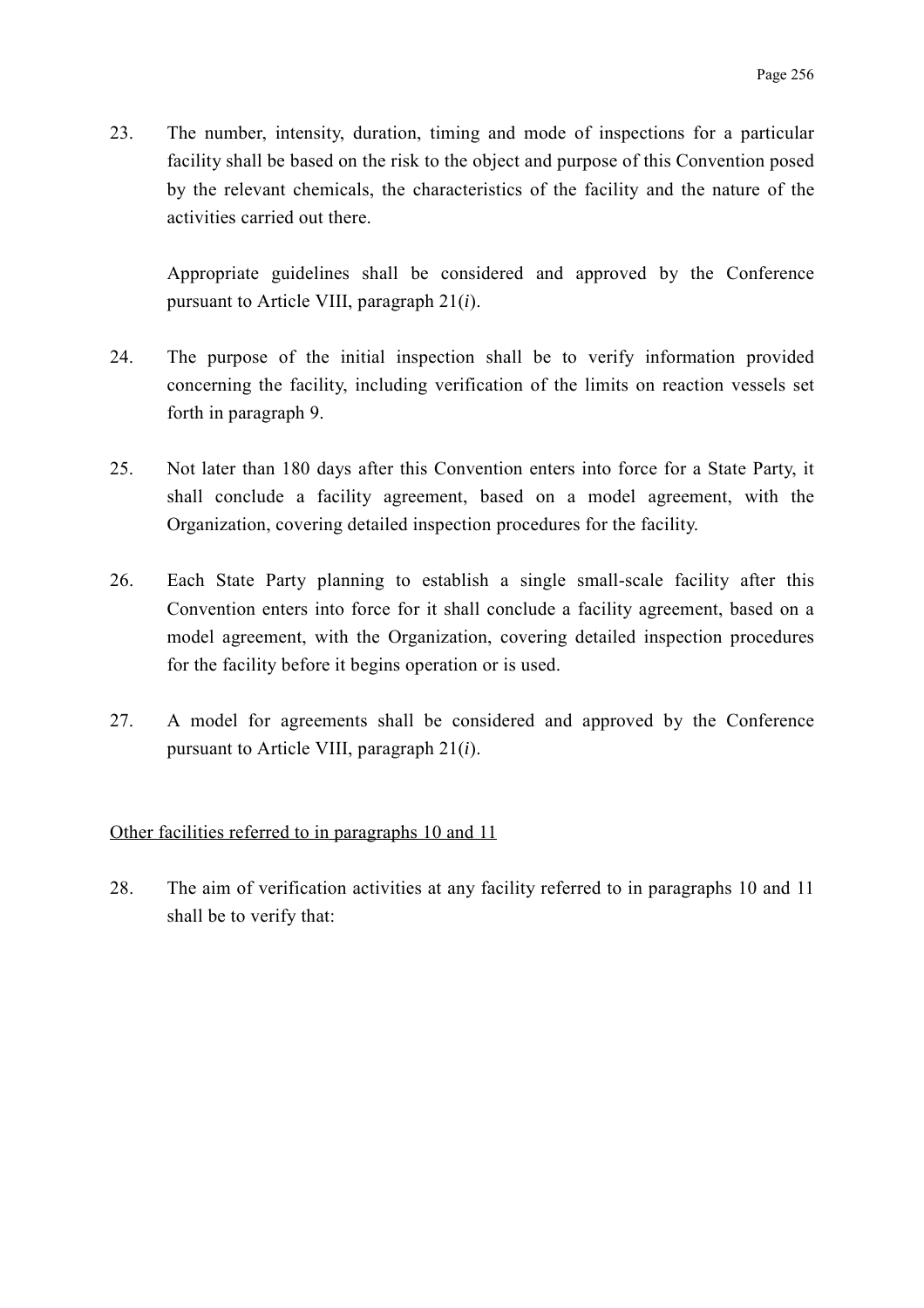23. The number, intensity, duration, timing and mode of inspections for a particular facility shall be based on the risk to the object and purpose of this Convention posed by the relevant chemicals, the characteristics of the facility and the nature of the activities carried out there.

    Appropriate guidelines shall be considered and approved by the Conference pursuant to Article VIII, paragraph 21(*i*).

24. The purpose of the initial inspection shall be to verify information provided concerning the facility, including verification of the limits on reaction vessels set forth in paragraph 9.

25. Not later than 180 days after this Convention enters into force for a State Party, it shall conclude a facility agreement, based on a model agreement, with the Organization, covering detailed inspection procedures for the facility.

26. Each State Party planning to establish a single small-scale facility after this Convention enters into force for it shall conclude a facility agreement, based on a model agreement, with the Organization, covering detailed inspection procedures for the facility before it begins operation or is used.

27. A model for agreements shall be considered and approved by the Conference pursuant to Article VIII, paragraph 21(*i*).

<u>Other facilities referred to in paragraphs 10 and 11</u>

28. The aim of verification activities at any facility referred to in paragraphs 10 and 11 shall be to verify that: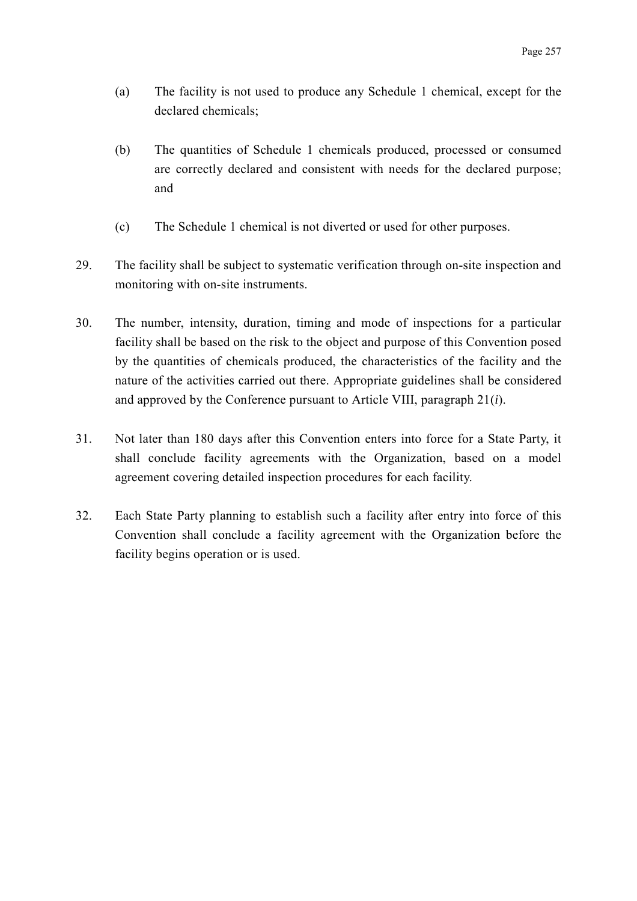(a) The facility is not used to produce any Schedule 1 chemical, except for the declared chemicals;

(b) The quantities of Schedule 1 chemicals produced, processed or consumed are correctly declared and consistent with needs for the declared purpose; and

(c) The Schedule 1 chemical is not diverted or used for other purposes.

29. The facility shall be subject to systematic verification through on-site inspection and monitoring with on-site instruments.

30. The number, intensity, duration, timing and mode of inspections for a particular facility shall be based on the risk to the object and purpose of this Convention posed by the quantities of chemicals produced, the characteristics of the facility and the nature of the activities carried out there. Appropriate guidelines shall be considered and approved by the Conference pursuant to Article VIII, paragraph 21(*i*).

31. Not later than 180 days after this Convention enters into force for a State Party, it shall conclude facility agreements with the Organization, based on a model agreement covering detailed inspection procedures for each facility.

32. Each State Party planning to establish such a facility after entry into force of this Convention shall conclude a facility agreement with the Organization before the facility begins operation or is used.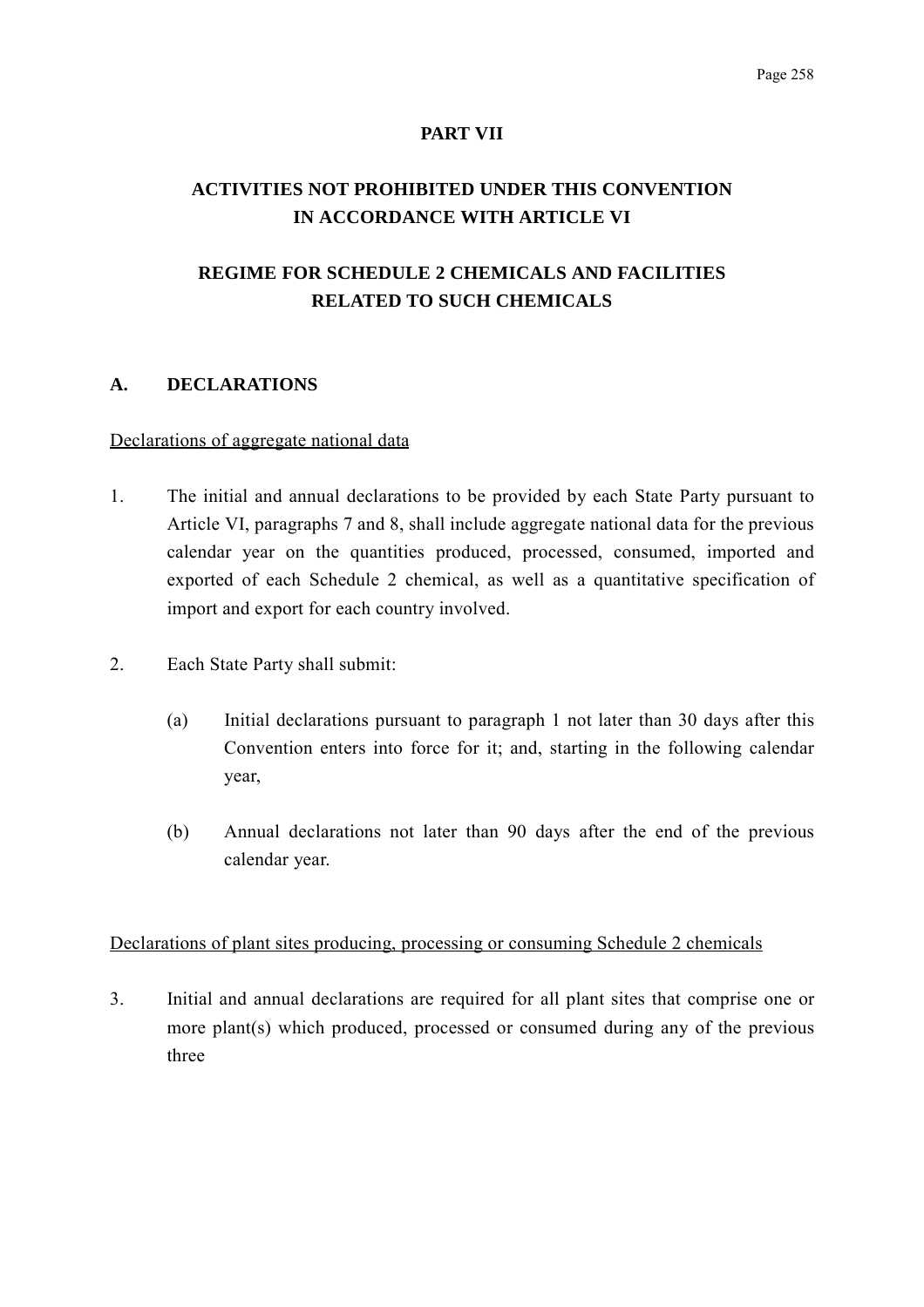# PART VII

## ACTIVITIES NOT PROHIBITED UNDER THIS CONVENTION IN ACCORDANCE WITH ARTICLE VI

## REGIME FOR SCHEDULE 2 CHEMICALS AND FACILITIES RELATED TO SUCH CHEMICALS

### A. DECLARATIONS

Declarations of aggregate national data

1. The initial and annual declarations to be provided by each State Party pursuant to Article VI, paragraphs 7 and 8, shall include aggregate national data for the previous calendar year on the quantities produced, processed, consumed, imported and exported of each Schedule 2 chemical, as well as a quantitative specification of import and export for each country involved.

2. Each State Party shall submit:

   (a) Initial declarations pursuant to paragraph 1 not later than 30 days after this Convention enters into force for it; and, starting in the following calendar year,

   (b) Annual declarations not later than 90 days after the end of the previous calendar year.

Declarations of plant sites producing, processing or consuming Schedule 2 chemicals

3. Initial and annual declarations are required for all plant sites that comprise one or more plant(s) which produced, processed or consumed during any of the previous three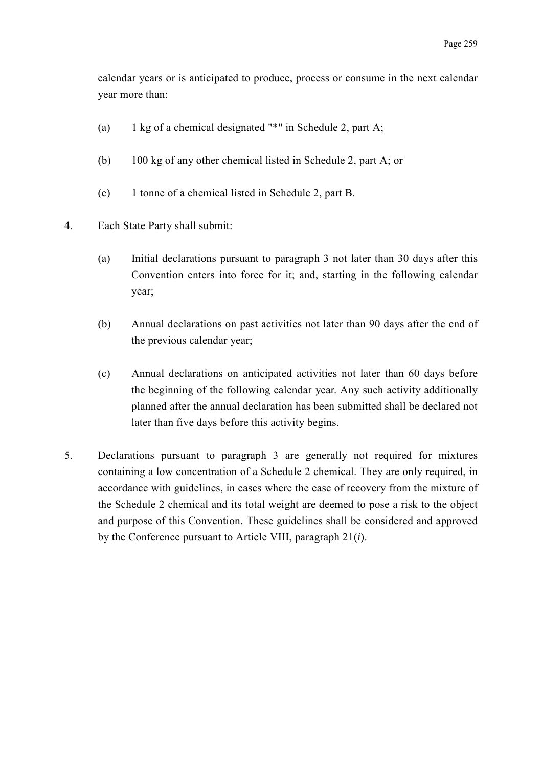calendar years or is anticipated to produce, process or consume in the next calendar year more than:

(a) 1 kg of a chemical designated "*" in Schedule 2, part A;

(b) 100 kg of any other chemical listed in Schedule 2, part A; or

(c) 1 tonne of a chemical listed in Schedule 2, part B.

4. Each State Party shall submit:

(a) Initial declarations pursuant to paragraph 3 not later than 30 days after this Convention enters into force for it; and, starting in the following calendar year;

(b) Annual declarations on past activities not later than 90 days after the end of the previous calendar year;

(c) Annual declarations on anticipated activities not later than 60 days before the beginning of the following calendar year. Any such activity additionally planned after the annual declaration has been submitted shall be declared not later than five days before this activity begins.

5. Declarations pursuant to paragraph 3 are generally not required for mixtures containing a low concentration of a Schedule 2 chemical. They are only required, in accordance with guidelines, in cases where the ease of recovery from the mixture of the Schedule 2 chemical and its total weight are deemed to pose a risk to the object and purpose of this Convention. These guidelines shall be considered and approved by the Conference pursuant to Article VIII, paragraph 21(*i*).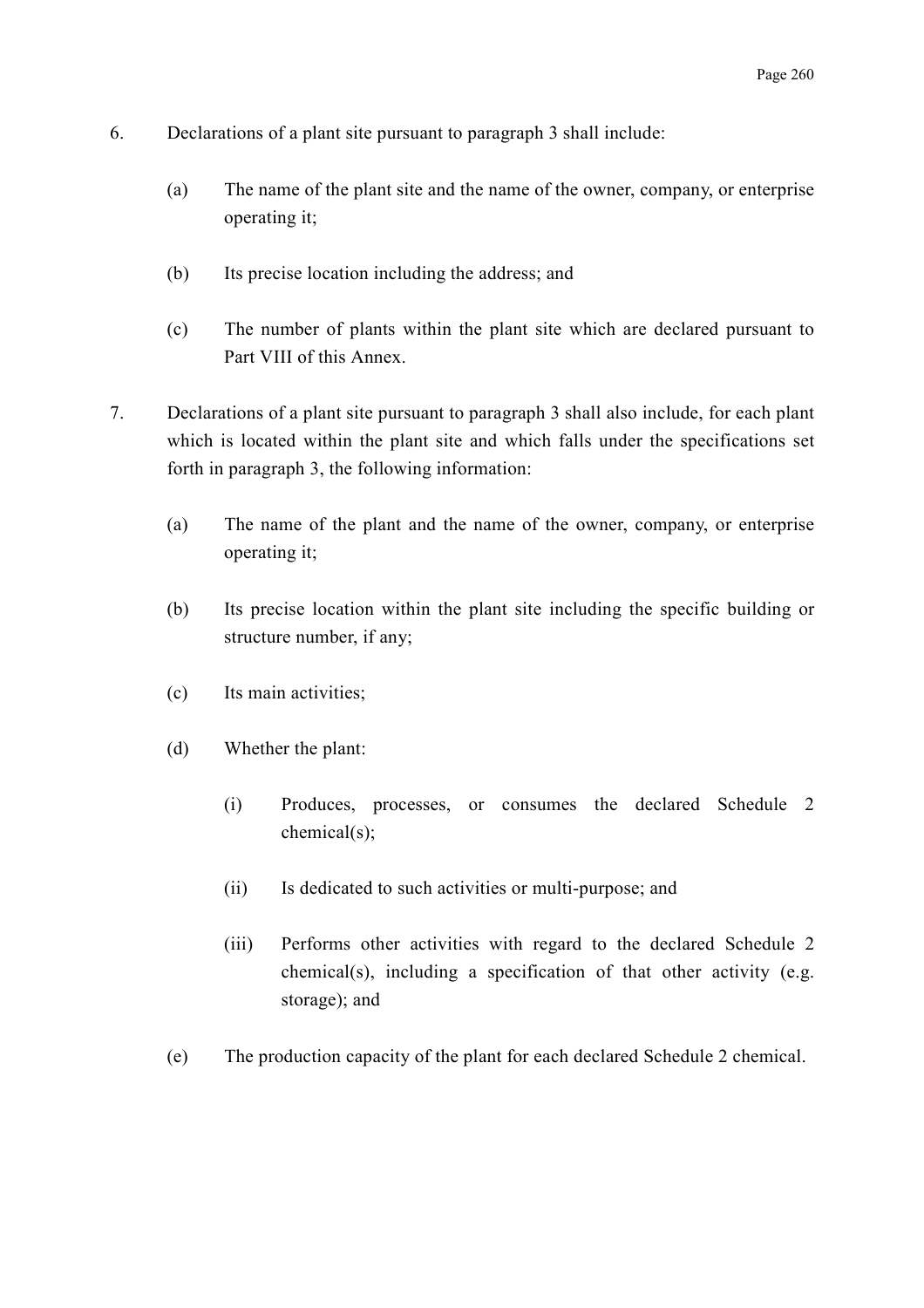6. Declarations of a plant site pursuant to paragraph 3 shall include:

   (a) The name of the plant site and the name of the owner, company, or enterprise operating it;

   (b) Its precise location including the address; and

   (c) The number of plants within the plant site which are declared pursuant to Part VIII of this Annex.

7. Declarations of a plant site pursuant to paragraph 3 shall also include, for each plant which is located within the plant site and which falls under the specifications set forth in paragraph 3, the following information:

   (a) The name of the plant and the name of the owner, company, or enterprise operating it;

   (b) Its precise location within the plant site including the specific building or structure number, if any;

   (c) Its main activities;

   (d) Whether the plant:

      (i) Produces, processes, or consumes the declared Schedule 2 chemical(s);

      (ii) Is dedicated to such activities or multi-purpose; and

      (iii) Performs other activities with regard to the declared Schedule 2 chemical(s), including a specification of that other activity (e.g. storage); and

   (e) The production capacity of the plant for each declared Schedule 2 chemical.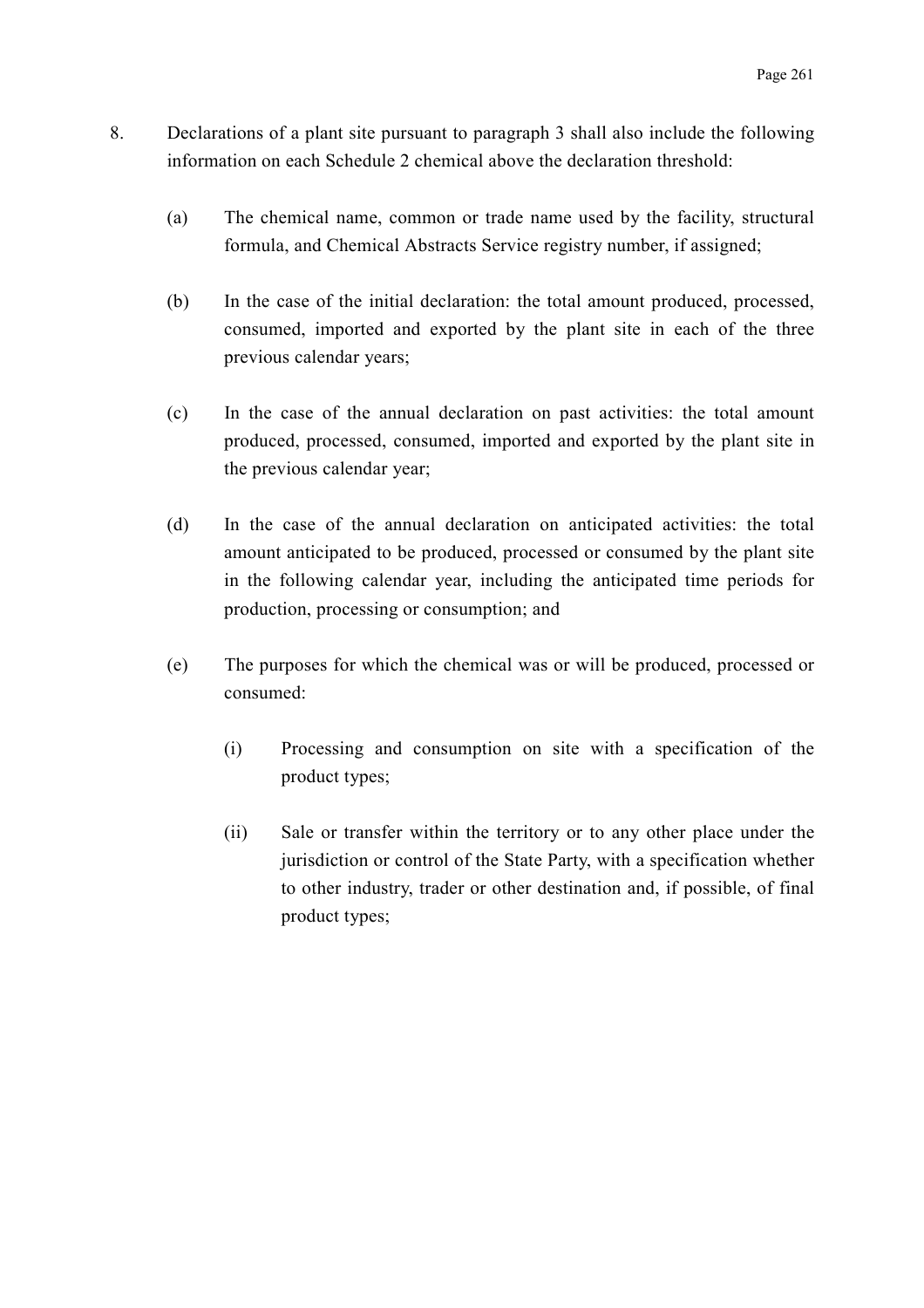8. Declarations of a plant site pursuant to paragraph 3 shall also include the following information on each Schedule 2 chemical above the declaration threshold:

   (a) The chemical name, common or trade name used by the facility, structural formula, and Chemical Abstracts Service registry number, if assigned;

   (b) In the case of the initial declaration: the total amount produced, processed, consumed, imported and exported by the plant site in each of the three previous calendar years;

   (c) In the case of the annual declaration on past activities: the total amount produced, processed, consumed, imported and exported by the plant site in the previous calendar year;

   (d) In the case of the annual declaration on anticipated activities: the total amount anticipated to be produced, processed or consumed by the plant site in the following calendar year, including the anticipated time periods for production, processing or consumption; and

   (e) The purposes for which the chemical was or will be produced, processed or consumed:

      (i) Processing and consumption on site with a specification of the product types;

      (ii) Sale or transfer within the territory or to any other place under the jurisdiction or control of the State Party, with a specification whether to other industry, trader or other destination and, if possible, of final product types;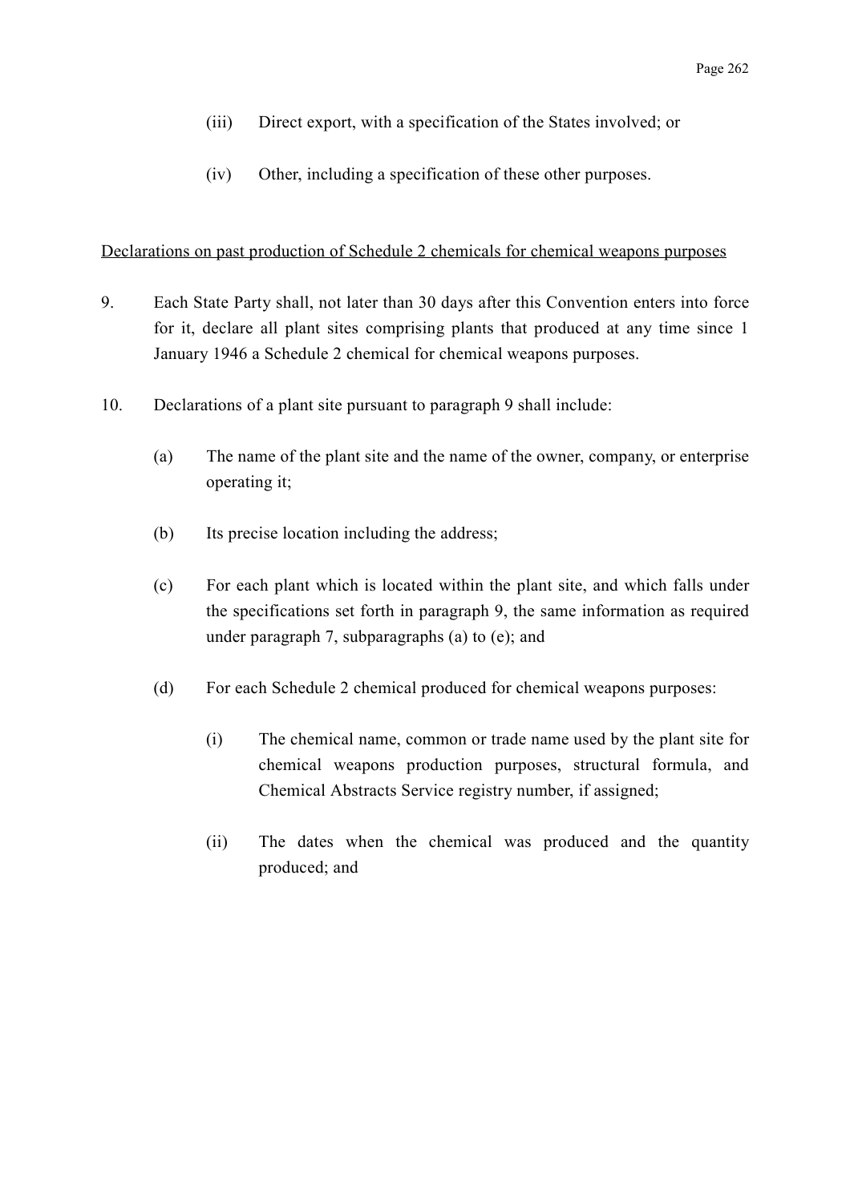(iii) Direct export, with a specification of the States involved; or

(iv) Other, including a specification of these other purposes.

<u>Declarations on past production of Schedule 2 chemicals for chemical weapons purposes</u>

9. Each State Party shall, not later than 30 days after this Convention enters into force for it, declare all plant sites comprising plants that produced at any time since 1 January 1946 a Schedule 2 chemical for chemical weapons purposes.

10. Declarations of a plant site pursuant to paragraph 9 shall include:

(a) The name of the plant site and the name of the owner, company, or enterprise operating it;

(b) Its precise location including the address;

(c) For each plant which is located within the plant site, and which falls under the specifications set forth in paragraph 9, the same information as required under paragraph 7, subparagraphs (a) to (e); and

(d) For each Schedule 2 chemical produced for chemical weapons purposes:

(i) The chemical name, common or trade name used by the plant site for chemical weapons production purposes, structural formula, and Chemical Abstracts Service registry number, if assigned;

(ii) The dates when the chemical was produced and the quantity produced; and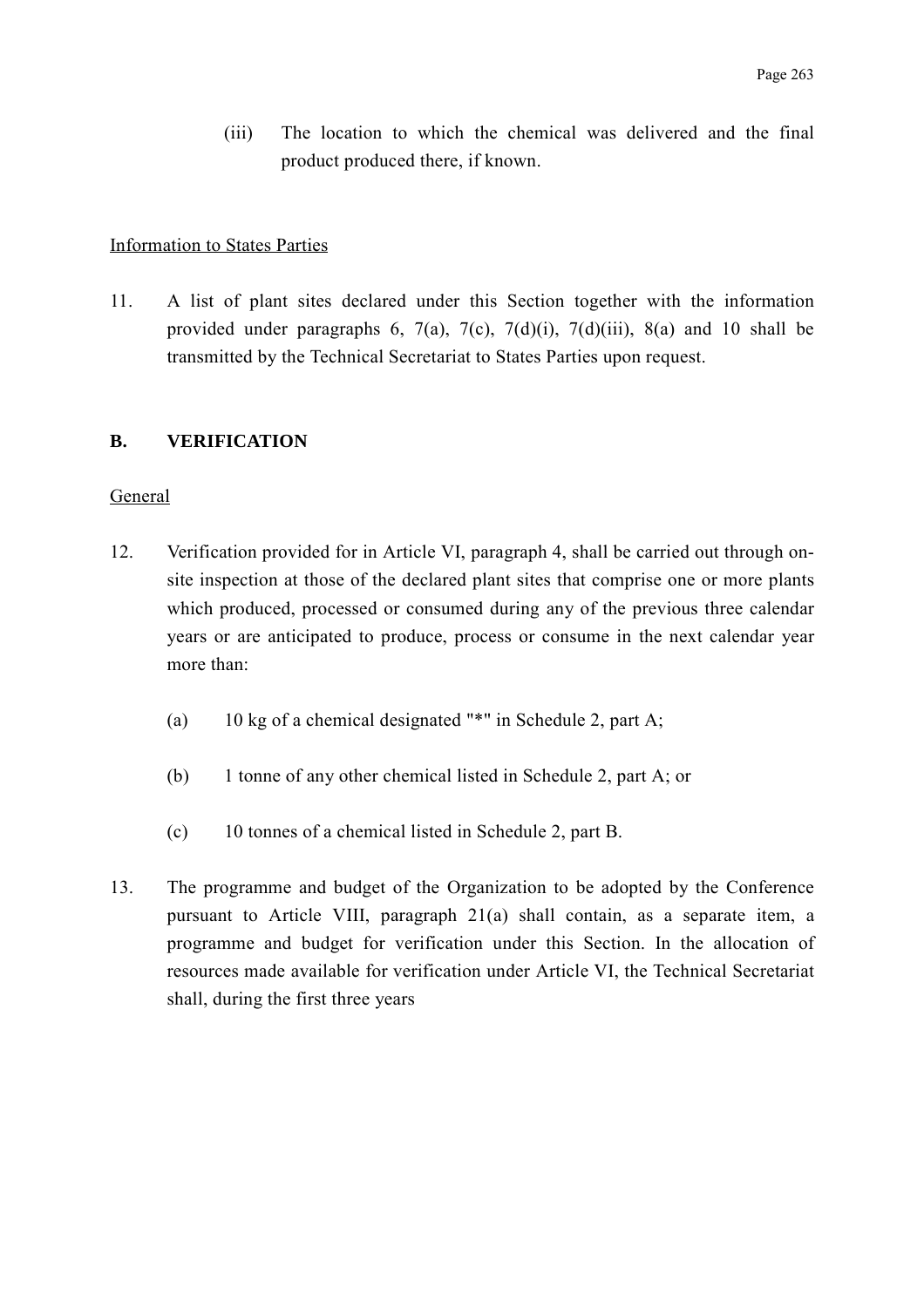(iii) The location to which the chemical was delivered and the final product produced there, if known.

Information to States Parties

11. A list of plant sites declared under this Section together with the information provided under paragraphs 6, 7(a), 7(c), 7(d)(i), 7(d)(iii), 8(a) and 10 shall be transmitted by the Technical Secretariat to States Parties upon request.

## B. VERIFICATION

General

12. Verification provided for in Article VI, paragraph 4, shall be carried out through on-site inspection at those of the declared plant sites that comprise one or more plants which produced, processed or consumed during any of the previous three calendar years or are anticipated to produce, process or consume in the next calendar year more than:

   (a) 10 kg of a chemical designated "*" in Schedule 2, part A;

   (b) 1 tonne of any other chemical listed in Schedule 2, part A; or

   (c) 10 tonnes of a chemical listed in Schedule 2, part B.

13. The programme and budget of the Organization to be adopted by the Conference pursuant to Article VIII, paragraph 21(a) shall contain, as a separate item, a programme and budget for verification under this Section. In the allocation of resources made available for verification under Article VI, the Technical Secretariat shall, during the first three years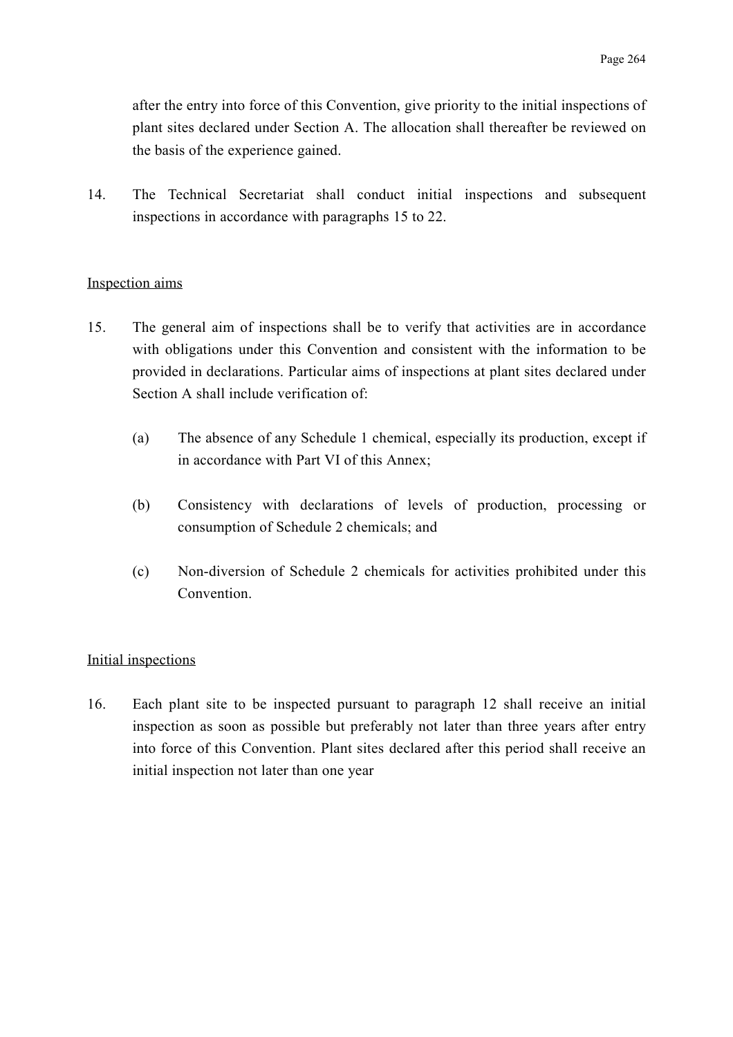after the entry into force of this Convention, give priority to the initial inspections of plant sites declared under Section A. The allocation shall thereafter be reviewed on the basis of the experience gained.

14. The Technical Secretariat shall conduct initial inspections and subsequent inspections in accordance with paragraphs 15 to 22.

<u>Inspection aims</u>

15. The general aim of inspections shall be to verify that activities are in accordance with obligations under this Convention and consistent with the information to be provided in declarations. Particular aims of inspections at plant sites declared under Section A shall include verification of:

    (a) The absence of any Schedule 1 chemical, especially its production, except if in accordance with Part VI of this Annex;

    (b) Consistency with declarations of levels of production, processing or consumption of Schedule 2 chemicals; and

    (c) Non-diversion of Schedule 2 chemicals for activities prohibited under this Convention.

<u>Initial inspections</u>

16. Each plant site to be inspected pursuant to paragraph 12 shall receive an initial inspection as soon as possible but preferably not later than three years after entry into force of this Convention. Plant sites declared after this period shall receive an initial inspection not later than one year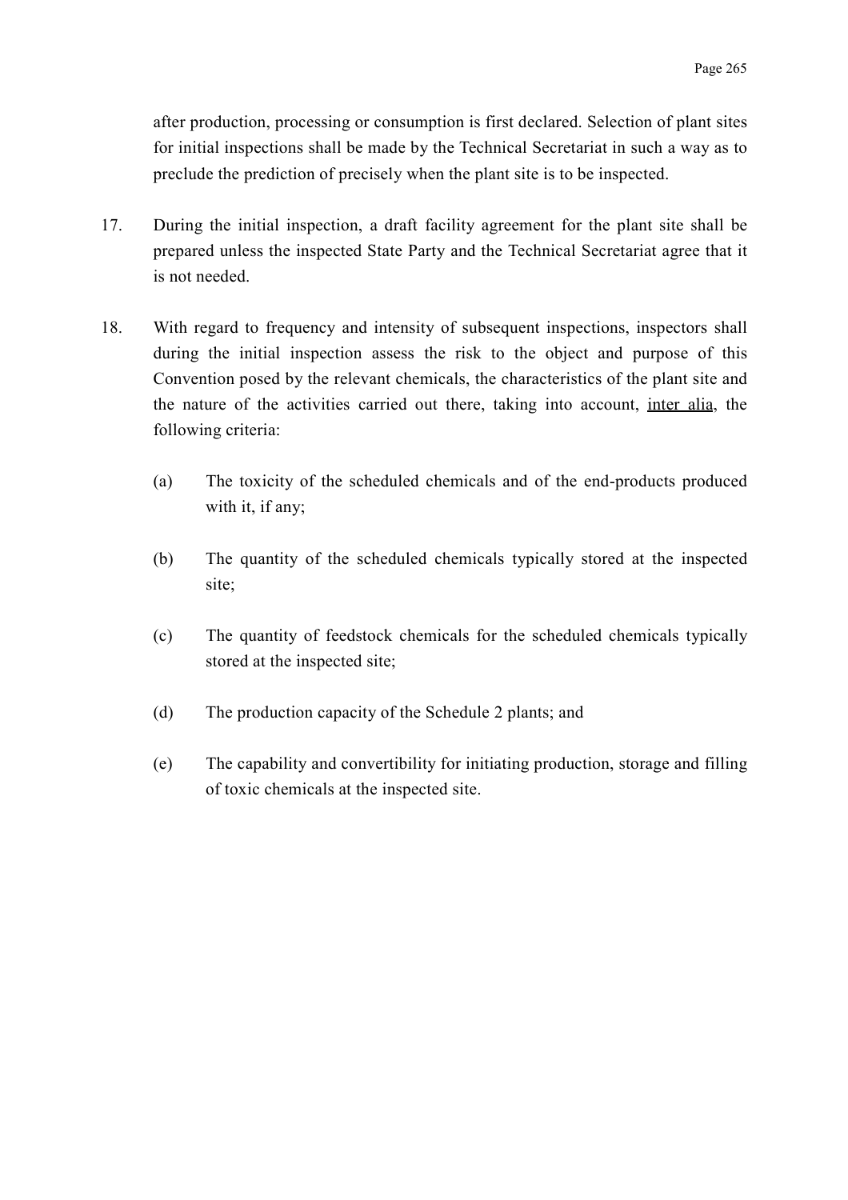after production, processing or consumption is first declared. Selection of plant sites for initial inspections shall be made by the Technical Secretariat in such a way as to preclude the prediction of precisely when the plant site is to be inspected.

17. During the initial inspection, a draft facility agreement for the plant site shall be prepared unless the inspected State Party and the Technical Secretariat agree that it is not needed.

18. With regard to frequency and intensity of subsequent inspections, inspectors shall during the initial inspection assess the risk to the object and purpose of this Convention posed by the relevant chemicals, the characteristics of the plant site and the nature of the activities carried out there, taking into account, inter alia, the following criteria:

    (a) The toxicity of the scheduled chemicals and of the end-products produced with it, if any;

    (b) The quantity of the scheduled chemicals typically stored at the inspected site;

    (c) The quantity of feedstock chemicals for the scheduled chemicals typically stored at the inspected site;

    (d) The production capacity of the Schedule 2 plants; and

    (e) The capability and convertibility for initiating production, storage and filling of toxic chemicals at the inspected site.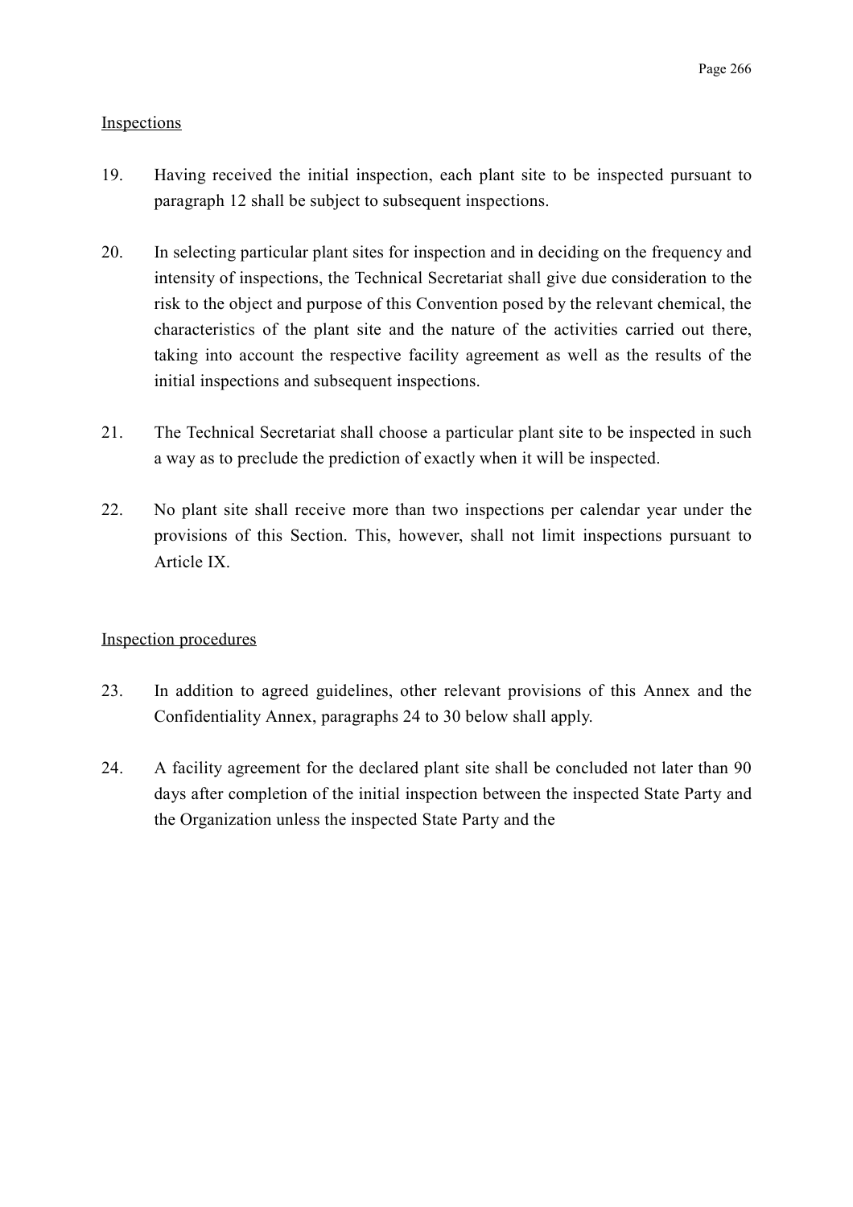Inspections

19. Having received the initial inspection, each plant site to be inspected pursuant to paragraph 12 shall be subject to subsequent inspections.

20. In selecting particular plant sites for inspection and in deciding on the frequency and intensity of inspections, the Technical Secretariat shall give due consideration to the risk to the object and purpose of this Convention posed by the relevant chemical, the characteristics of the plant site and the nature of the activities carried out there, taking into account the respective facility agreement as well as the results of the initial inspections and subsequent inspections.

21. The Technical Secretariat shall choose a particular plant site to be inspected in such a way as to preclude the prediction of exactly when it will be inspected.

22. No plant site shall receive more than two inspections per calendar year under the provisions of this Section. This, however, shall not limit inspections pursuant to Article IX.

Inspection procedures

23. In addition to agreed guidelines, other relevant provisions of this Annex and the Confidentiality Annex, paragraphs 24 to 30 below shall apply.

24. A facility agreement for the declared plant site shall be concluded not later than 90 days after completion of the initial inspection between the inspected State Party and the Organization unless the inspected State Party and the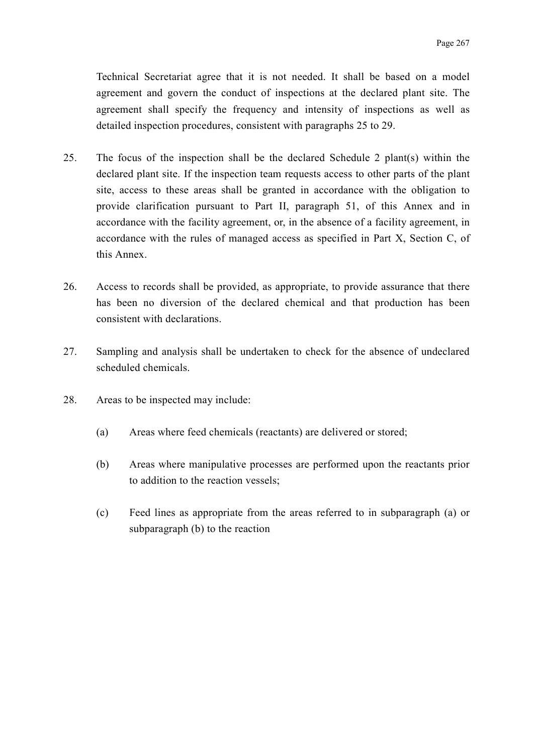Technical Secretariat agree that it is not needed. It shall be based on a model agreement and govern the conduct of inspections at the declared plant site. The agreement shall specify the frequency and intensity of inspections as well as detailed inspection procedures, consistent with paragraphs 25 to 29.

25. The focus of the inspection shall be the declared Schedule 2 plant(s) within the declared plant site. If the inspection team requests access to other parts of the plant site, access to these areas shall be granted in accordance with the obligation to provide clarification pursuant to Part II, paragraph 51, of this Annex and in accordance with the facility agreement, or, in the absence of a facility agreement, in accordance with the rules of managed access as specified in Part X, Section C, of this Annex.

26. Access to records shall be provided, as appropriate, to provide assurance that there has been no diversion of the declared chemical and that production has been consistent with declarations.

27. Sampling and analysis shall be undertaken to check for the absence of undeclared scheduled chemicals.

28. Areas to be inspected may include:

    (a) Areas where feed chemicals (reactants) are delivered or stored;

    (b) Areas where manipulative processes are performed upon the reactants prior to addition to the reaction vessels;

    (c) Feed lines as appropriate from the areas referred to in subparagraph (a) or subparagraph (b) to the reaction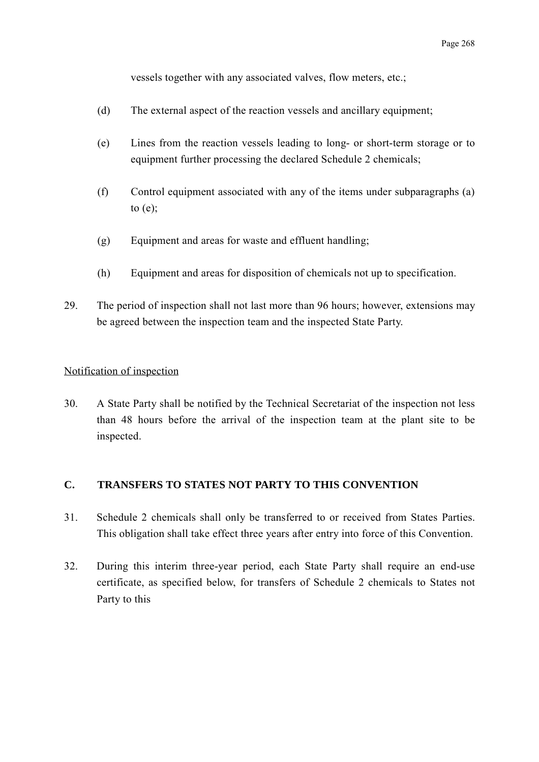vessels together with any associated valves, flow meters, etc.;

(d) The external aspect of the reaction vessels and ancillary equipment;

(e) Lines from the reaction vessels leading to long- or short-term storage or to equipment further processing the declared Schedule 2 chemicals;

(f) Control equipment associated with any of the items under subparagraphs (a) to (e);

(g) Equipment and areas for waste and effluent handling;

(h) Equipment and areas for disposition of chemicals not up to specification.

29. The period of inspection shall not last more than 96 hours; however, extensions may be agreed between the inspection team and the inspected State Party.

Notification of inspection

30. A State Party shall be notified by the Technical Secretariat of the inspection not less than 48 hours before the arrival of the inspection team at the plant site to be inspected.

## C. TRANSFERS TO STATES NOT PARTY TO THIS CONVENTION

31. Schedule 2 chemicals shall only be transferred to or received from States Parties. This obligation shall take effect three years after entry into force of this Convention.

32. During this interim three-year period, each State Party shall require an end-use certificate, as specified below, for transfers of Schedule 2 chemicals to States not Party to this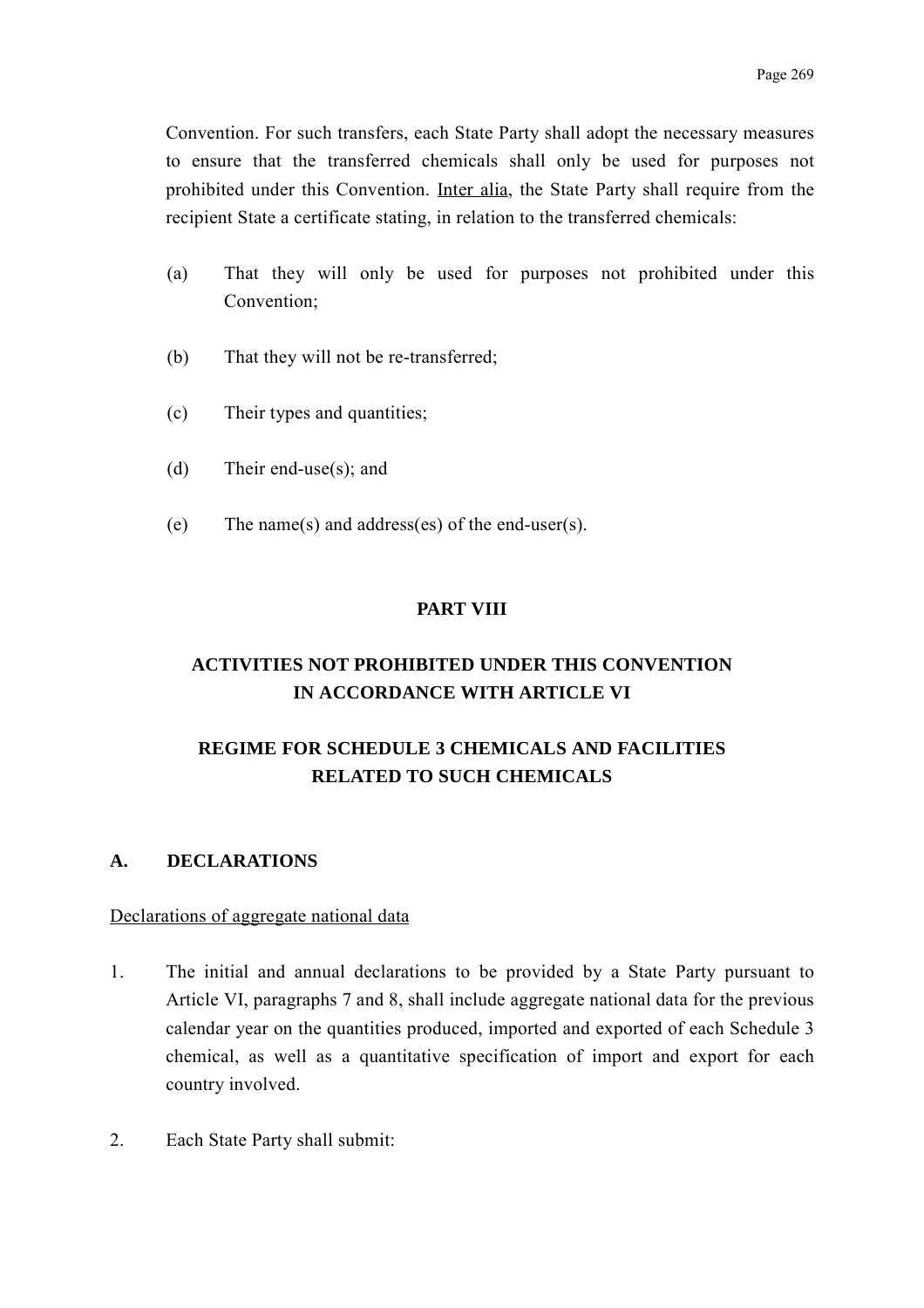Convention. For such transfers, each State Party shall adopt the necessary measures to ensure that the transferred chemicals shall only be used for purposes not prohibited under this Convention. Inter alia, the State Party shall require from the recipient State a certificate stating, in relation to the transferred chemicals:

(a) That they will only be used for purposes not prohibited under this Convention;

(b) That they will not be re-transferred;

(c) Their types and quantities;

(d) Their end-use(s); and

(e) The name(s) and address(es) of the end-user(s).

## PART VIII

## ACTIVITIES NOT PROHIBITED UNDER THIS CONVENTION IN ACCORDANCE WITH ARTICLE VI

## REGIME FOR SCHEDULE 3 CHEMICALS AND FACILITIES RELATED TO SUCH CHEMICALS

### A. DECLARATIONS

Declarations of aggregate national data

1. The initial and annual declarations to be provided by a State Party pursuant to Article VI, paragraphs 7 and 8, shall include aggregate national data for the previous calendar year on the quantities produced, imported and exported of each Schedule 3 chemical, as well as a quantitative specification of import and export for each country involved.

2. Each State Party shall submit: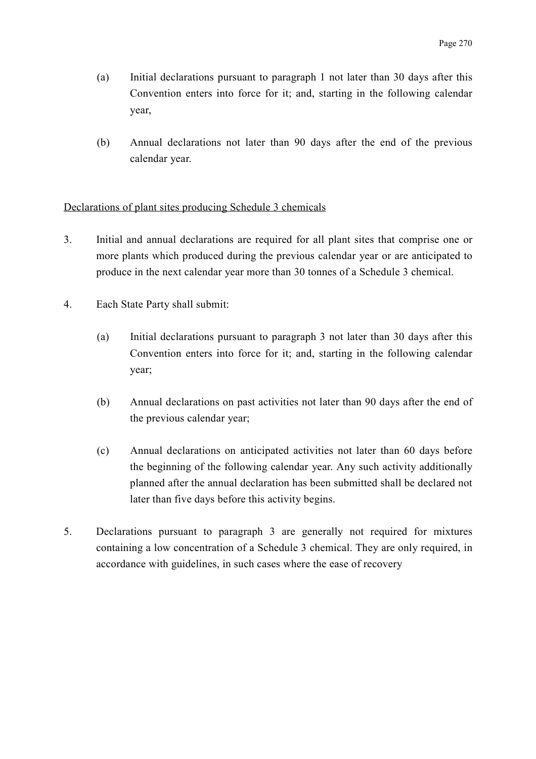(a) Initial declarations pursuant to paragraph 1 not later than 30 days after this Convention enters into force for it; and, starting in the following calendar year,

(b) Annual declarations not later than 90 days after the end of the previous calendar year.

Declarations of plant sites producing Schedule 3 chemicals

3. Initial and annual declarations are required for all plant sites that comprise one or more plants which produced during the previous calendar year or are anticipated to produce in the next calendar year more than 30 tonnes of a Schedule 3 chemical.

4. Each State Party shall submit:

   (a) Initial declarations pursuant to paragraph 3 not later than 30 days after this Convention enters into force for it; and, starting in the following calendar year;

   (b) Annual declarations on past activities not later than 90 days after the end of the previous calendar year;

   (c) Annual declarations on anticipated activities not later than 60 days before the beginning of the following calendar year. Any such activity additionally planned after the annual declaration has been submitted shall be declared not later than five days before this activity begins.

5. Declarations pursuant to paragraph 3 are generally not required for mixtures containing a low concentration of a Schedule 3 chemical. They are only required, in accordance with guidelines, in such cases where the ease of recovery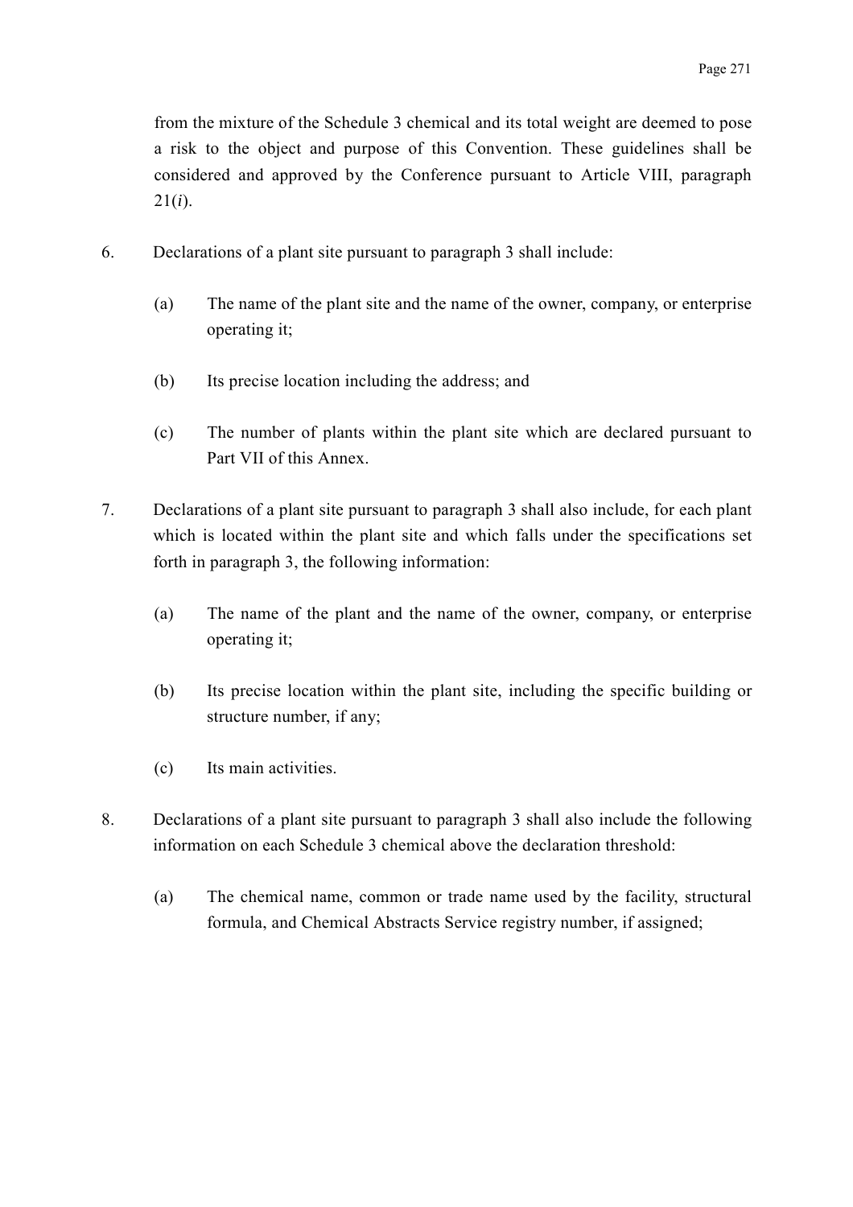from the mixture of the Schedule 3 chemical and its total weight are deemed to pose a risk to the object and purpose of this Convention. These guidelines shall be considered and approved by the Conference pursuant to Article VIII, paragraph 21(*i*).

6. Declarations of a plant site pursuant to paragraph 3 shall include:

   (a) The name of the plant site and the name of the owner, company, or enterprise operating it;

   (b) Its precise location including the address; and

   (c) The number of plants within the plant site which are declared pursuant to Part VII of this Annex.

7. Declarations of a plant site pursuant to paragraph 3 shall also include, for each plant which is located within the plant site and which falls under the specifications set forth in paragraph 3, the following information:

   (a) The name of the plant and the name of the owner, company, or enterprise operating it;

   (b) Its precise location within the plant site, including the specific building or structure number, if any;

   (c) Its main activities.

8. Declarations of a plant site pursuant to paragraph 3 shall also include the following information on each Schedule 3 chemical above the declaration threshold:

   (a) The chemical name, common or trade name used by the facility, structural formula, and Chemical Abstracts Service registry number, if assigned;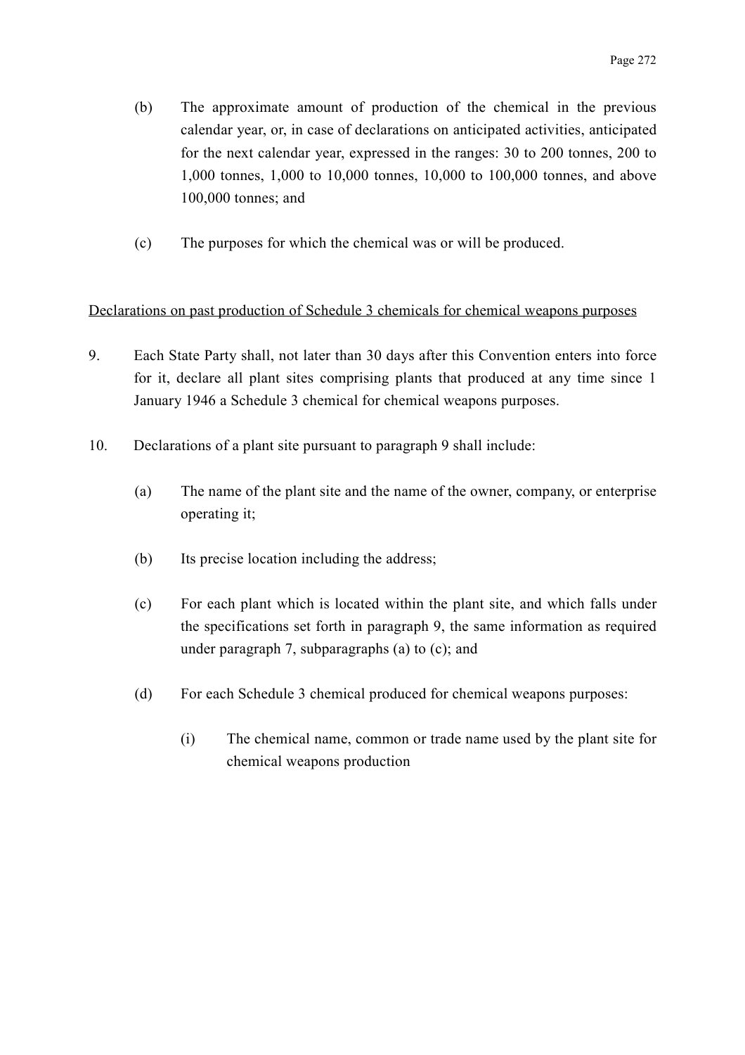(b) The approximate amount of production of the chemical in the previous calendar year, or, in case of declarations on anticipated activities, anticipated for the next calendar year, expressed in the ranges: 30 to 200 tonnes, 200 to 1,000 tonnes, 1,000 to 10,000 tonnes, 10,000 to 100,000 tonnes, and above 100,000 tonnes; and

(c) The purposes for which the chemical was or will be produced.

<u>Declarations on past production of Schedule 3 chemicals for chemical weapons purposes</u>

9. Each State Party shall, not later than 30 days after this Convention enters into force for it, declare all plant sites comprising plants that produced at any time since 1 January 1946 a Schedule 3 chemical for chemical weapons purposes.

10. Declarations of a plant site pursuant to paragraph 9 shall include:

(a) The name of the plant site and the name of the owner, company, or enterprise operating it;

(b) Its precise location including the address;

(c) For each plant which is located within the plant site, and which falls under the specifications set forth in paragraph 9, the same information as required under paragraph 7, subparagraphs (a) to (c); and

(d) For each Schedule 3 chemical produced for chemical weapons purposes:

(i) The chemical name, common or trade name used by the plant site for chemical weapons production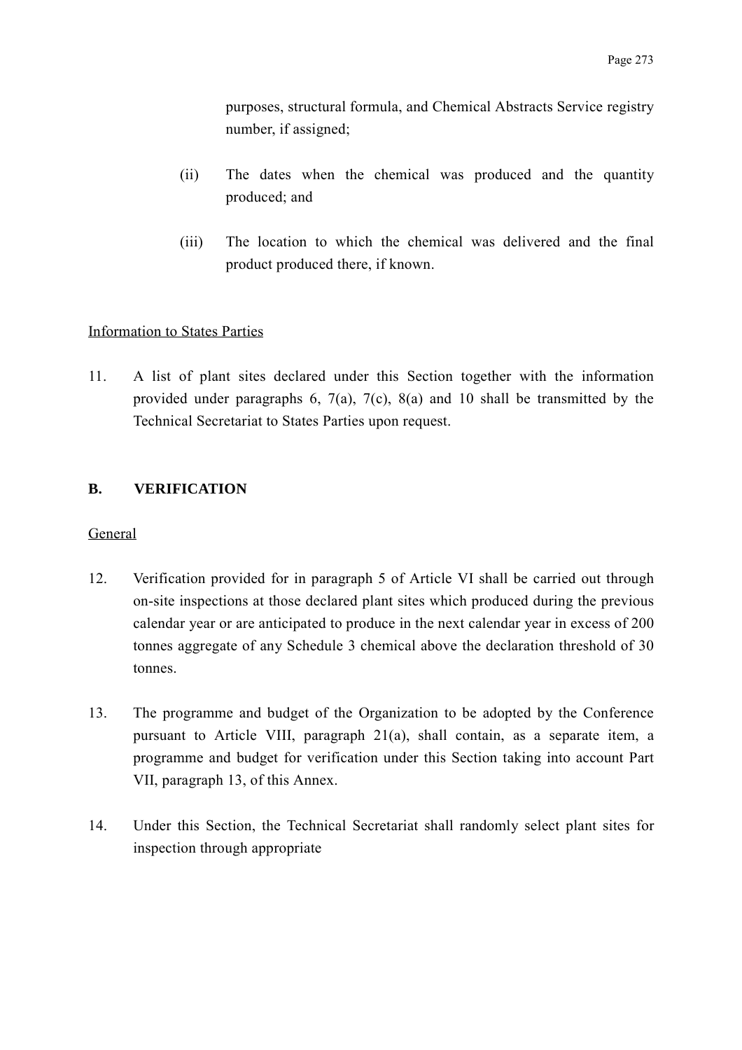purposes, structural formula, and Chemical Abstracts Service registry number, if assigned;

(ii) The dates when the chemical was produced and the quantity produced; and

(iii) The location to which the chemical was delivered and the final product produced there, if known.

Information to States Parties

11. A list of plant sites declared under this Section together with the information provided under paragraphs 6, 7(a), 7(c), 8(a) and 10 shall be transmitted by the Technical Secretariat to States Parties upon request.

## B. VERIFICATION

General

12. Verification provided for in paragraph 5 of Article VI shall be carried out through on-site inspections at those declared plant sites which produced during the previous calendar year or are anticipated to produce in the next calendar year in excess of 200 tonnes aggregate of any Schedule 3 chemical above the declaration threshold of 30 tonnes.

13. The programme and budget of the Organization to be adopted by the Conference pursuant to Article VIII, paragraph 21(a), shall contain, as a separate item, a programme and budget for verification under this Section taking into account Part VII, paragraph 13, of this Annex.

14. Under this Section, the Technical Secretariat shall randomly select plant sites for inspection through appropriate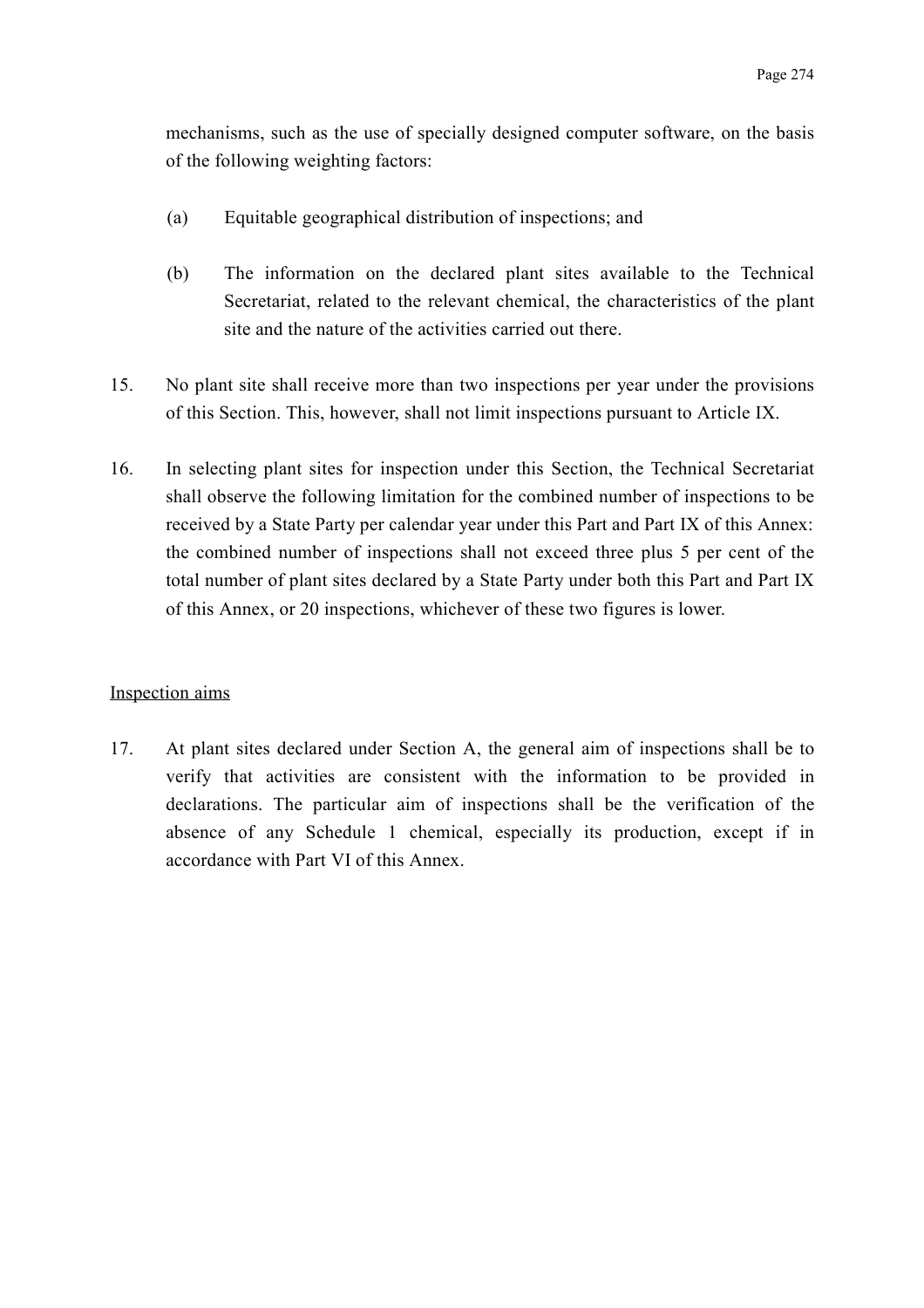mechanisms, such as the use of specially designed computer software, on the basis of the following weighting factors:

(a) Equitable geographical distribution of inspections; and

(b) The information on the declared plant sites available to the Technical Secretariat, related to the relevant chemical, the characteristics of the plant site and the nature of the activities carried out there.

15. No plant site shall receive more than two inspections per year under the provisions of this Section. This, however, shall not limit inspections pursuant to Article IX.

16. In selecting plant sites for inspection under this Section, the Technical Secretariat shall observe the following limitation for the combined number of inspections to be received by a State Party per calendar year under this Part and Part IX of this Annex: the combined number of inspections shall not exceed three plus 5 per cent of the total number of plant sites declared by a State Party under both this Part and Part IX of this Annex, or 20 inspections, whichever of these two figures is lower.

Inspection aims

17. At plant sites declared under Section A, the general aim of inspections shall be to verify that activities are consistent with the information to be provided in declarations. The particular aim of inspections shall be the verification of the absence of any Schedule 1 chemical, especially its production, except if in accordance with Part VI of this Annex.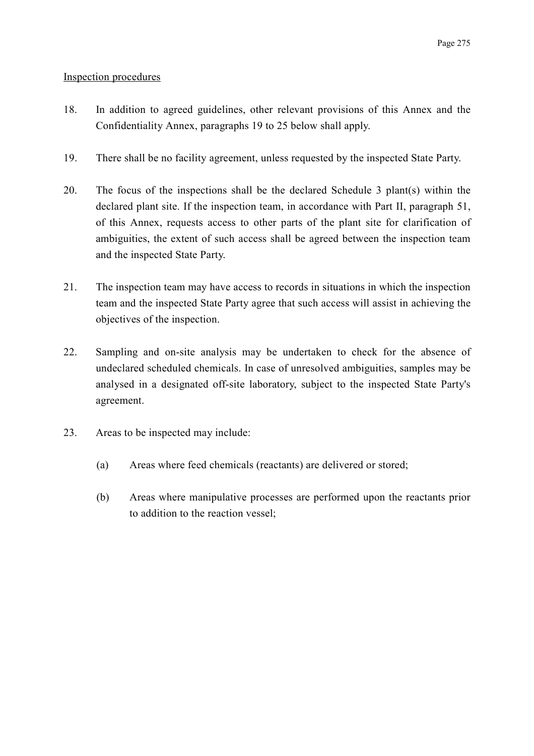Inspection procedures

18. In addition to agreed guidelines, other relevant provisions of this Annex and the Confidentiality Annex, paragraphs 19 to 25 below shall apply.

19. There shall be no facility agreement, unless requested by the inspected State Party.

20. The focus of the inspections shall be the declared Schedule 3 plant(s) within the declared plant site. If the inspection team, in accordance with Part II, paragraph 51, of this Annex, requests access to other parts of the plant site for clarification of ambiguities, the extent of such access shall be agreed between the inspection team and the inspected State Party.

21. The inspection team may have access to records in situations in which the inspection team and the inspected State Party agree that such access will assist in achieving the objectives of the inspection.

22. Sampling and on-site analysis may be undertaken to check for the absence of undeclared scheduled chemicals. In case of unresolved ambiguities, samples may be analysed in a designated off-site laboratory, subject to the inspected State Party's agreement.

23. Areas to be inspected may include:

    (a) Areas where feed chemicals (reactants) are delivered or stored;

    (b) Areas where manipulative processes are performed upon the reactants prior to addition to the reaction vessel;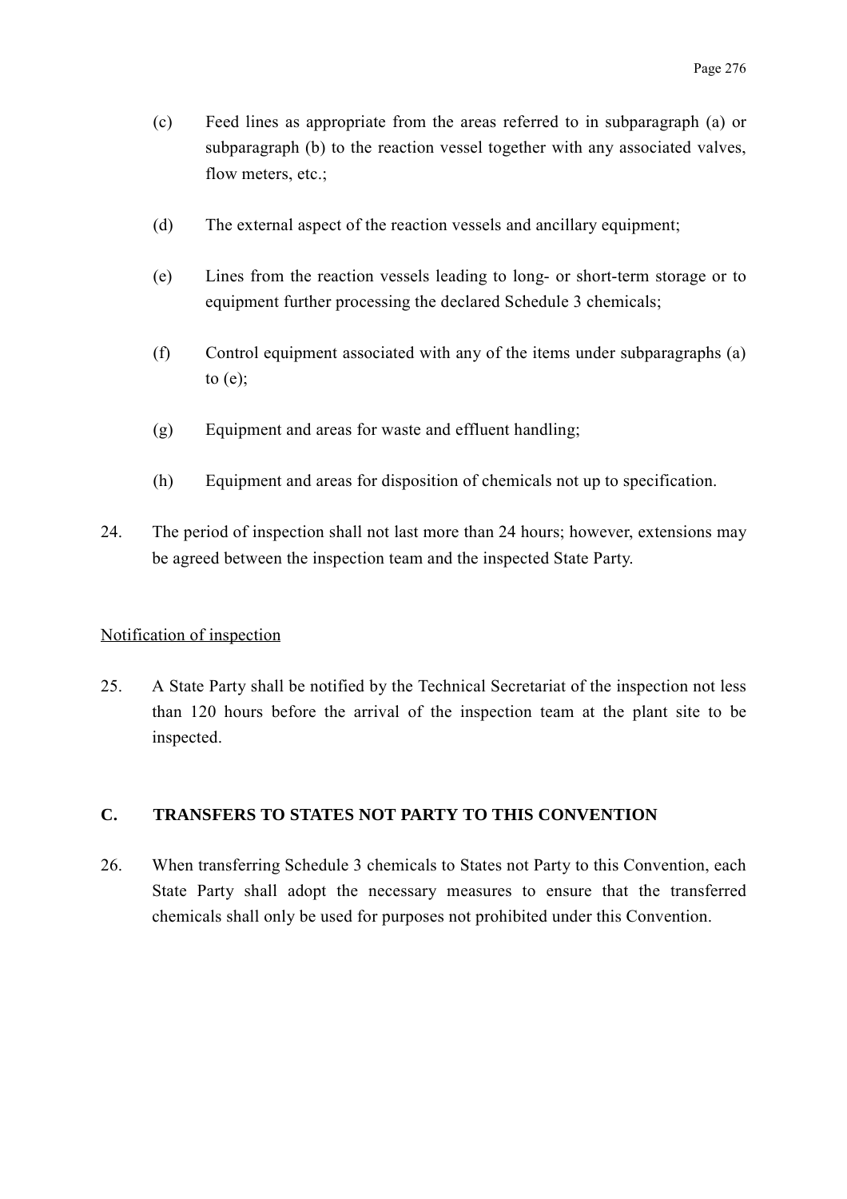(c) Feed lines as appropriate from the areas referred to in subparagraph (a) or subparagraph (b) to the reaction vessel together with any associated valves, flow meters, etc.;

(d) The external aspect of the reaction vessels and ancillary equipment;

(e) Lines from the reaction vessels leading to long- or short-term storage or to equipment further processing the declared Schedule 3 chemicals;

(f) Control equipment associated with any of the items under subparagraphs (a) to (e);

(g) Equipment and areas for waste and effluent handling;

(h) Equipment and areas for disposition of chemicals not up to specification.

24. The period of inspection shall not last more than 24 hours; however, extensions may be agreed between the inspection team and the inspected State Party.

<u>Notification of inspection</u>

25. A State Party shall be notified by the Technical Secretariat of the inspection not less than 120 hours before the arrival of the inspection team at the plant site to be inspected.

## C. TRANSFERS TO STATES NOT PARTY TO THIS CONVENTION

26. When transferring Schedule 3 chemicals to States not Party to this Convention, each State Party shall adopt the necessary measures to ensure that the transferred chemicals shall only be used for purposes not prohibited under this Convention.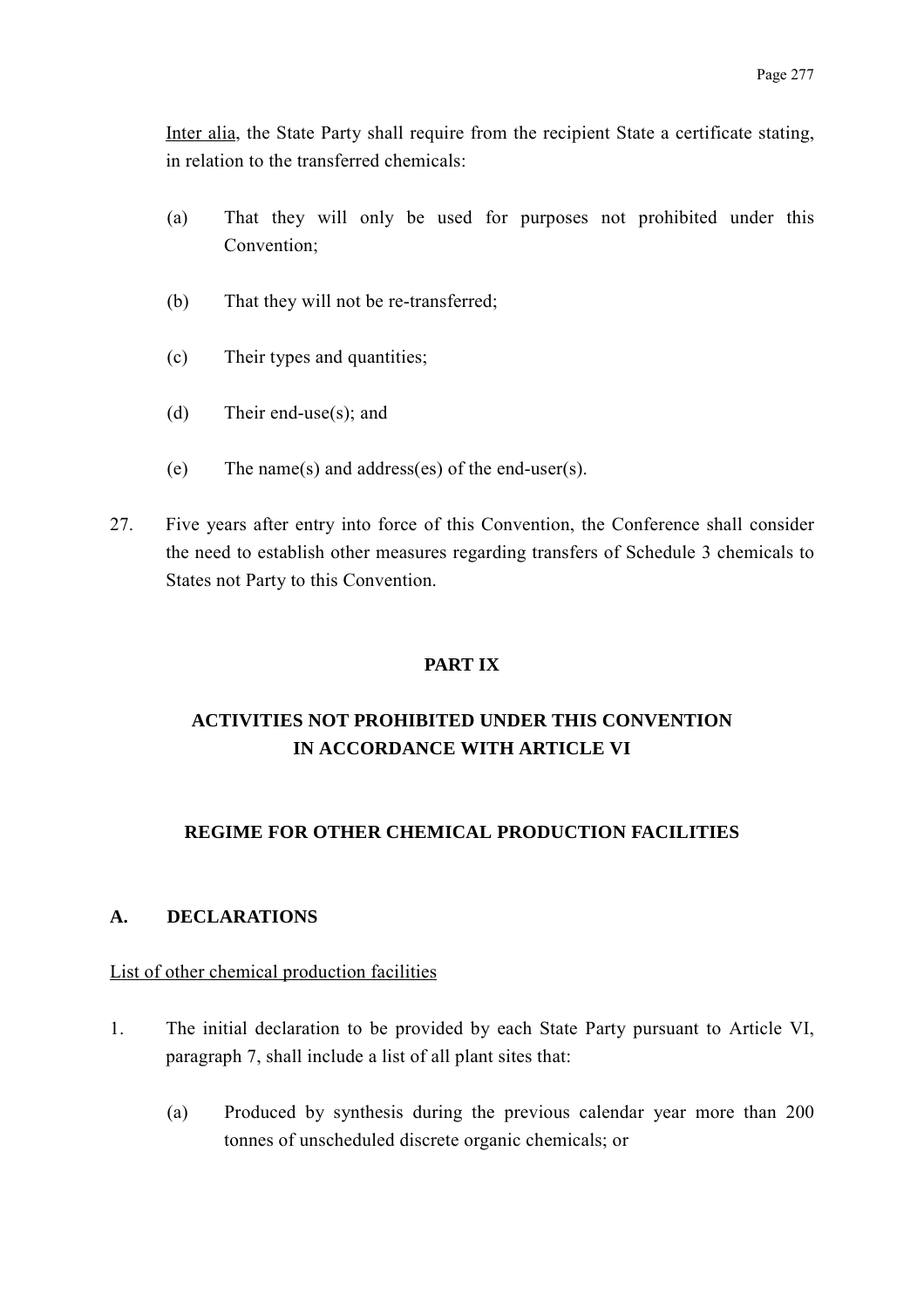Inter alia, the State Party shall require from the recipient State a certificate stating, in relation to the transferred chemicals:

(a) That they will only be used for purposes not prohibited under this Convention;

(b) That they will not be re-transferred;

(c) Their types and quantities;

(d) Their end-use(s); and

(e) The name(s) and address(es) of the end-user(s).

27. Five years after entry into force of this Convention, the Conference shall consider the need to establish other measures regarding transfers of Schedule 3 chemicals to States not Party to this Convention.

# PART IX

# ACTIVITIES NOT PROHIBITED UNDER THIS CONVENTION IN ACCORDANCE WITH ARTICLE VI

## REGIME FOR OTHER CHEMICAL PRODUCTION FACILITIES

### A. DECLARATIONS

List of other chemical production facilities

1. The initial declaration to be provided by each State Party pursuant to Article VI, paragraph 7, shall include a list of all plant sites that:

   (a) Produced by synthesis during the previous calendar year more than 200 tonnes of unscheduled discrete organic chemicals; or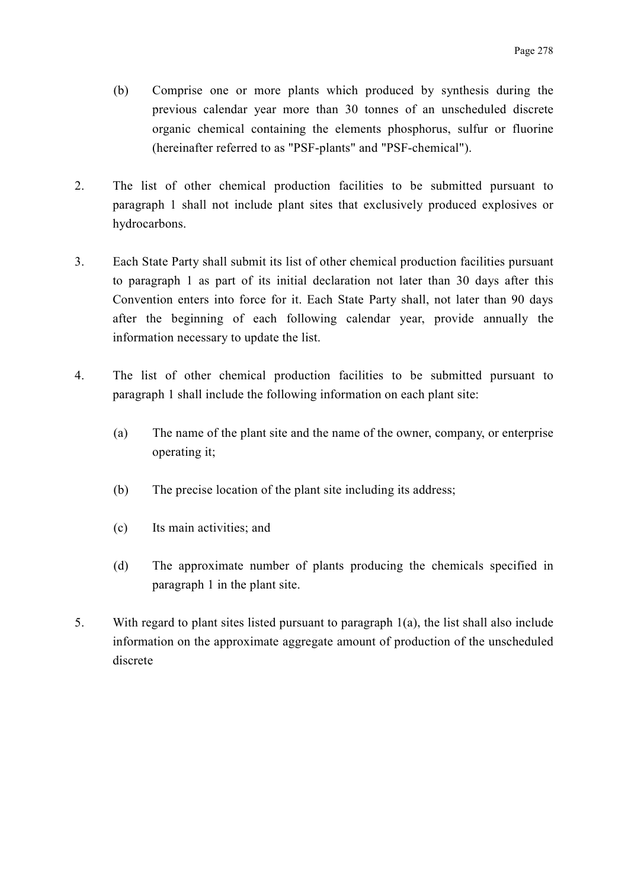(b) Comprise one or more plants which produced by synthesis during the previous calendar year more than 30 tonnes of an unscheduled discrete organic chemical containing the elements phosphorus, sulfur or fluorine (hereinafter referred to as "PSF-plants" and "PSF-chemical").

2. The list of other chemical production facilities to be submitted pursuant to paragraph 1 shall not include plant sites that exclusively produced explosives or hydrocarbons.

3. Each State Party shall submit its list of other chemical production facilities pursuant to paragraph 1 as part of its initial declaration not later than 30 days after this Convention enters into force for it. Each State Party shall, not later than 90 days after the beginning of each following calendar year, provide annually the information necessary to update the list.

4. The list of other chemical production facilities to be submitted pursuant to paragraph 1 shall include the following information on each plant site:

   (a) The name of the plant site and the name of the owner, company, or enterprise operating it;

   (b) The precise location of the plant site including its address;

   (c) Its main activities; and

   (d) The approximate number of plants producing the chemicals specified in paragraph 1 in the plant site.

5. With regard to plant sites listed pursuant to paragraph 1(a), the list shall also include information on the approximate aggregate amount of production of the unscheduled discrete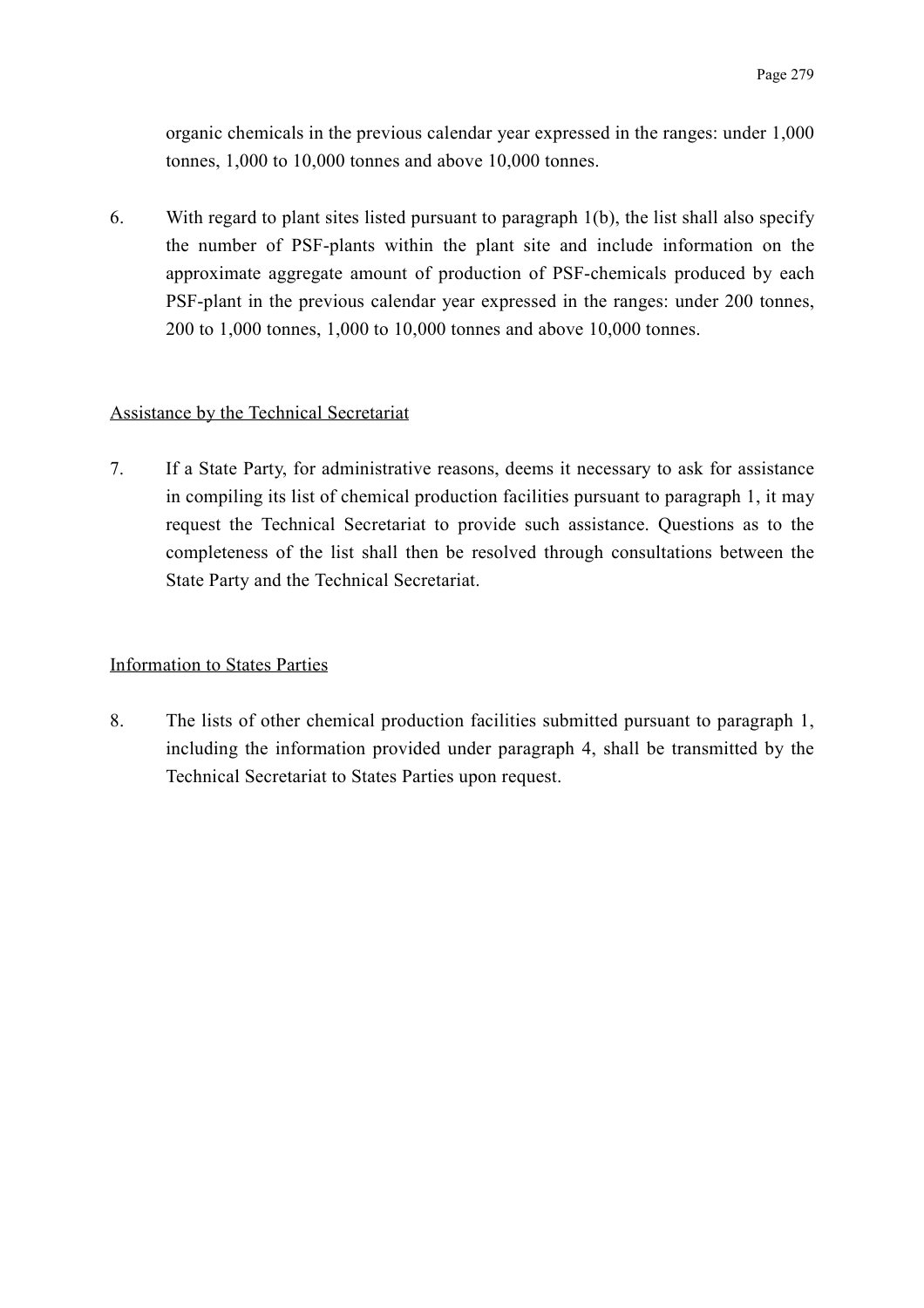organic chemicals in the previous calendar year expressed in the ranges: under 1,000 tonnes, 1,000 to 10,000 tonnes and above 10,000 tonnes.

6. With regard to plant sites listed pursuant to paragraph 1(b), the list shall also specify the number of PSF-plants within the plant site and include information on the approximate aggregate amount of production of PSF-chemicals produced by each PSF-plant in the previous calendar year expressed in the ranges: under 200 tonnes, 200 to 1,000 tonnes, 1,000 to 10,000 tonnes and above 10,000 tonnes.

Assistance by the Technical Secretariat

7. If a State Party, for administrative reasons, deems it necessary to ask for assistance in compiling its list of chemical production facilities pursuant to paragraph 1, it may request the Technical Secretariat to provide such assistance. Questions as to the completeness of the list shall then be resolved through consultations between the State Party and the Technical Secretariat.

Information to States Parties

8. The lists of other chemical production facilities submitted pursuant to paragraph 1, including the information provided under paragraph 4, shall be transmitted by the Technical Secretariat to States Parties upon request.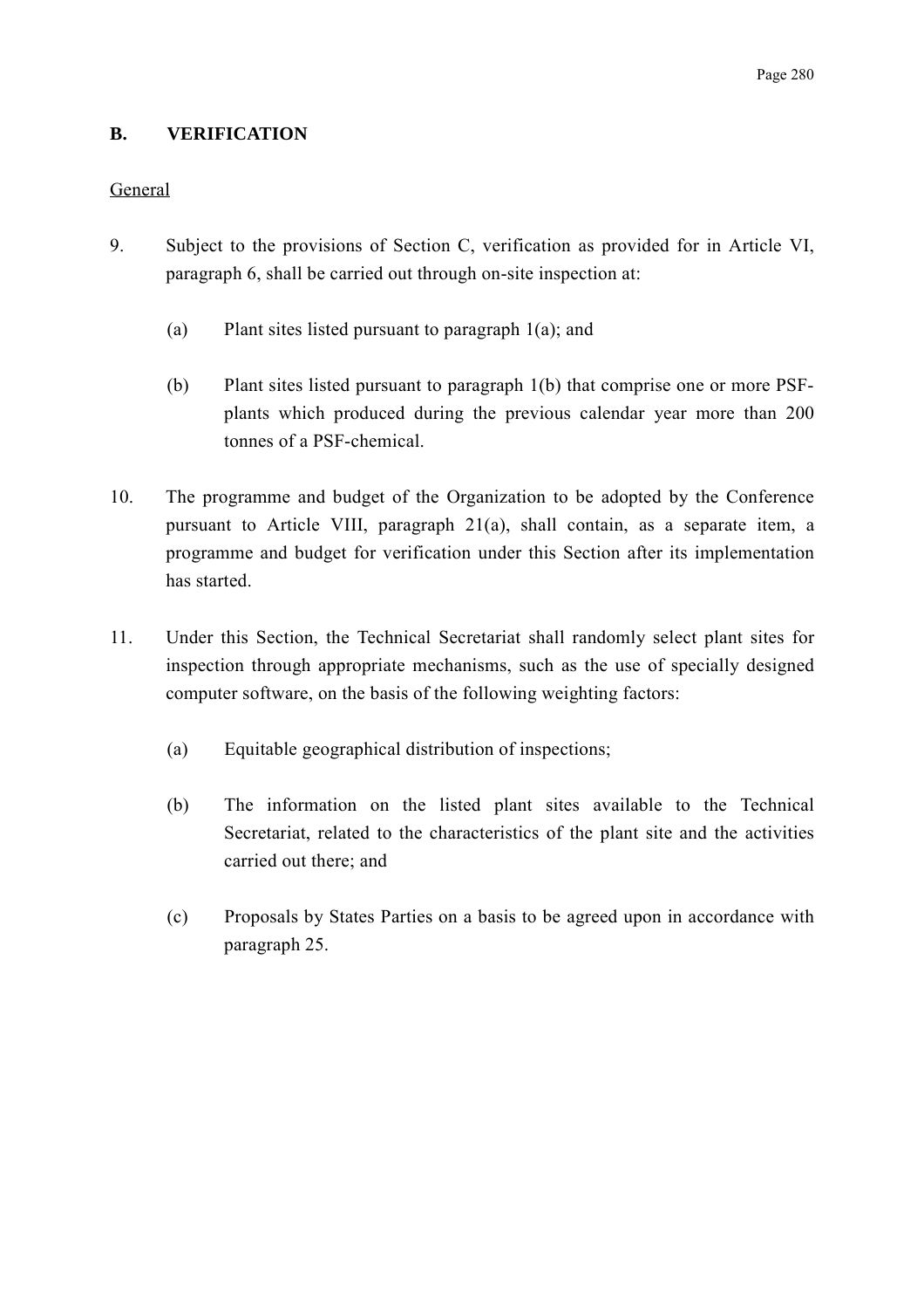## B. VERIFICATION

General

9. Subject to the provisions of Section C, verification as provided for in Article VI, paragraph 6, shall be carried out through on-site inspection at:

   (a) Plant sites listed pursuant to paragraph 1(a); and

   (b) Plant sites listed pursuant to paragraph 1(b) that comprise one or more PSF-plants which produced during the previous calendar year more than 200 tonnes of a PSF-chemical.

10. The programme and budget of the Organization to be adopted by the Conference pursuant to Article VIII, paragraph 21(a), shall contain, as a separate item, a programme and budget for verification under this Section after its implementation has started.

11. Under this Section, the Technical Secretariat shall randomly select plant sites for inspection through appropriate mechanisms, such as the use of specially designed computer software, on the basis of the following weighting factors:

   (a) Equitable geographical distribution of inspections;

   (b) The information on the listed plant sites available to the Technical Secretariat, related to the characteristics of the plant site and the activities carried out there; and

   (c) Proposals by States Parties on a basis to be agreed upon in accordance with paragraph 25.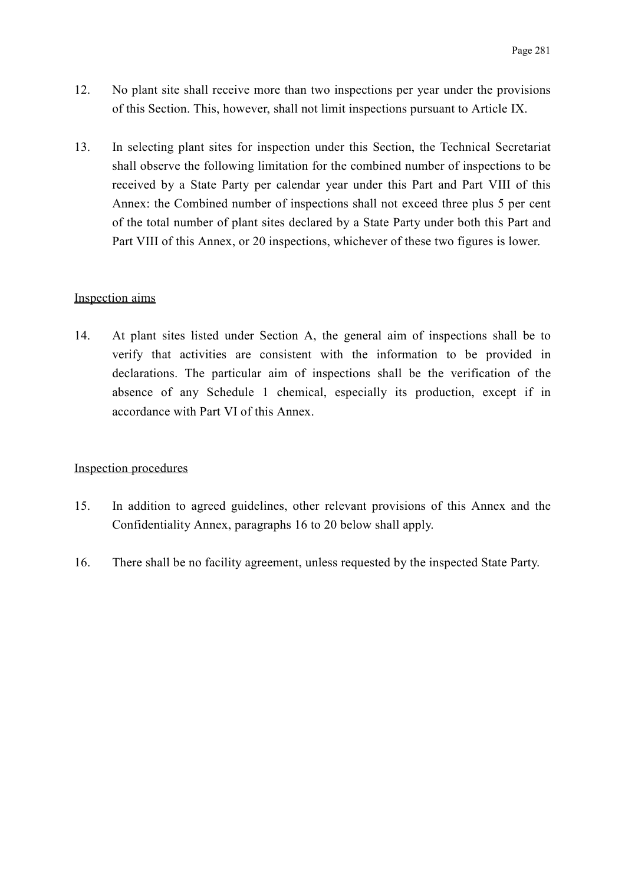12. No plant site shall receive more than two inspections per year under the provisions of this Section. This, however, shall not limit inspections pursuant to Article IX.

13. In selecting plant sites for inspection under this Section, the Technical Secretariat shall observe the following limitation for the combined number of inspections to be received by a State Party per calendar year under this Part and Part VIII of this Annex: the Combined number of inspections shall not exceed three plus 5 per cent of the total number of plant sites declared by a State Party under both this Part and Part VIII of this Annex, or 20 inspections, whichever of these two figures is lower.

<u>Inspection aims</u>

14. At plant sites listed under Section A, the general aim of inspections shall be to verify that activities are consistent with the information to be provided in declarations. The particular aim of inspections shall be the verification of the absence of any Schedule 1 chemical, especially its production, except if in accordance with Part VI of this Annex.

<u>Inspection procedures</u>

15. In addition to agreed guidelines, other relevant provisions of this Annex and the Confidentiality Annex, paragraphs 16 to 20 below shall apply.

16. There shall be no facility agreement, unless requested by the inspected State Party.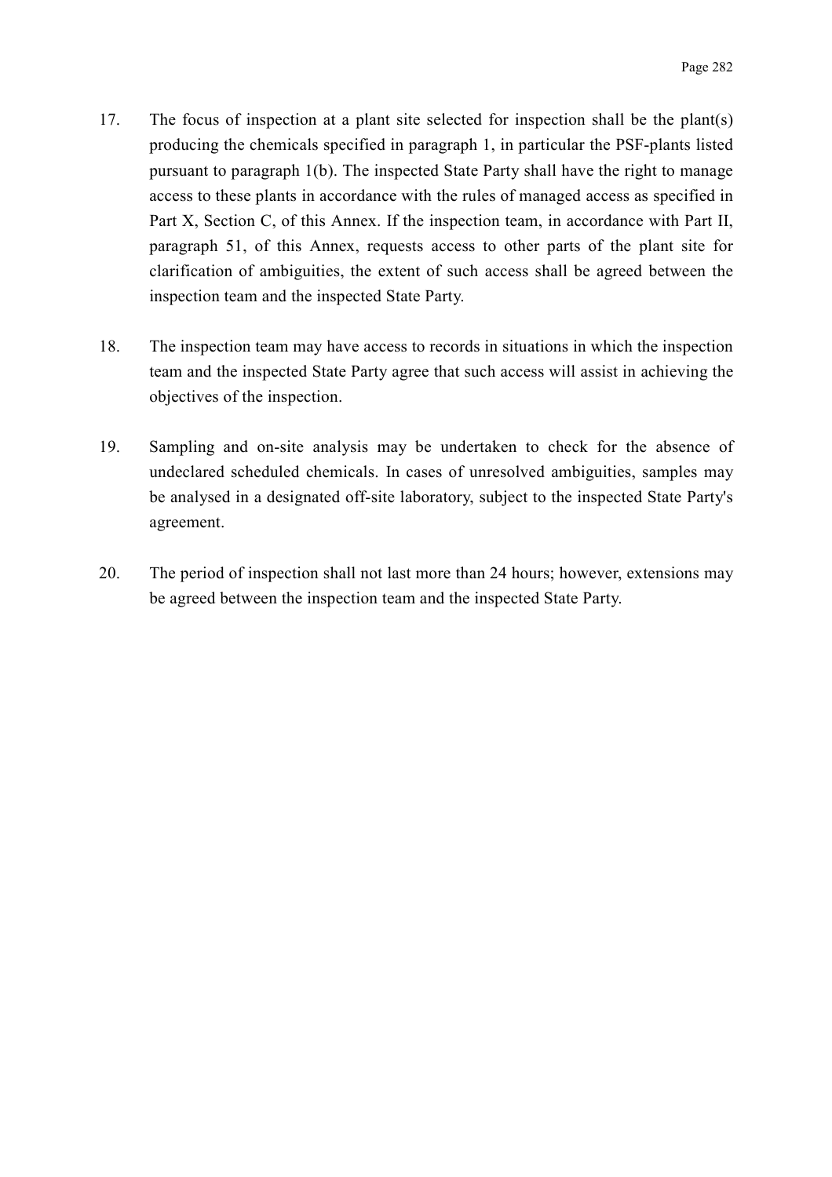17. The focus of inspection at a plant site selected for inspection shall be the plant(s) producing the chemicals specified in paragraph 1, in particular the PSF-plants listed pursuant to paragraph 1(b). The inspected State Party shall have the right to manage access to these plants in accordance with the rules of managed access as specified in Part X, Section C, of this Annex. If the inspection team, in accordance with Part II, paragraph 51, of this Annex, requests access to other parts of the plant site for clarification of ambiguities, the extent of such access shall be agreed between the inspection team and the inspected State Party.

18. The inspection team may have access to records in situations in which the inspection team and the inspected State Party agree that such access will assist in achieving the objectives of the inspection.

19. Sampling and on-site analysis may be undertaken to check for the absence of undeclared scheduled chemicals. In cases of unresolved ambiguities, samples may be analysed in a designated off-site laboratory, subject to the inspected State Party's agreement.

20. The period of inspection shall not last more than 24 hours; however, extensions may be agreed between the inspection team and the inspected State Party.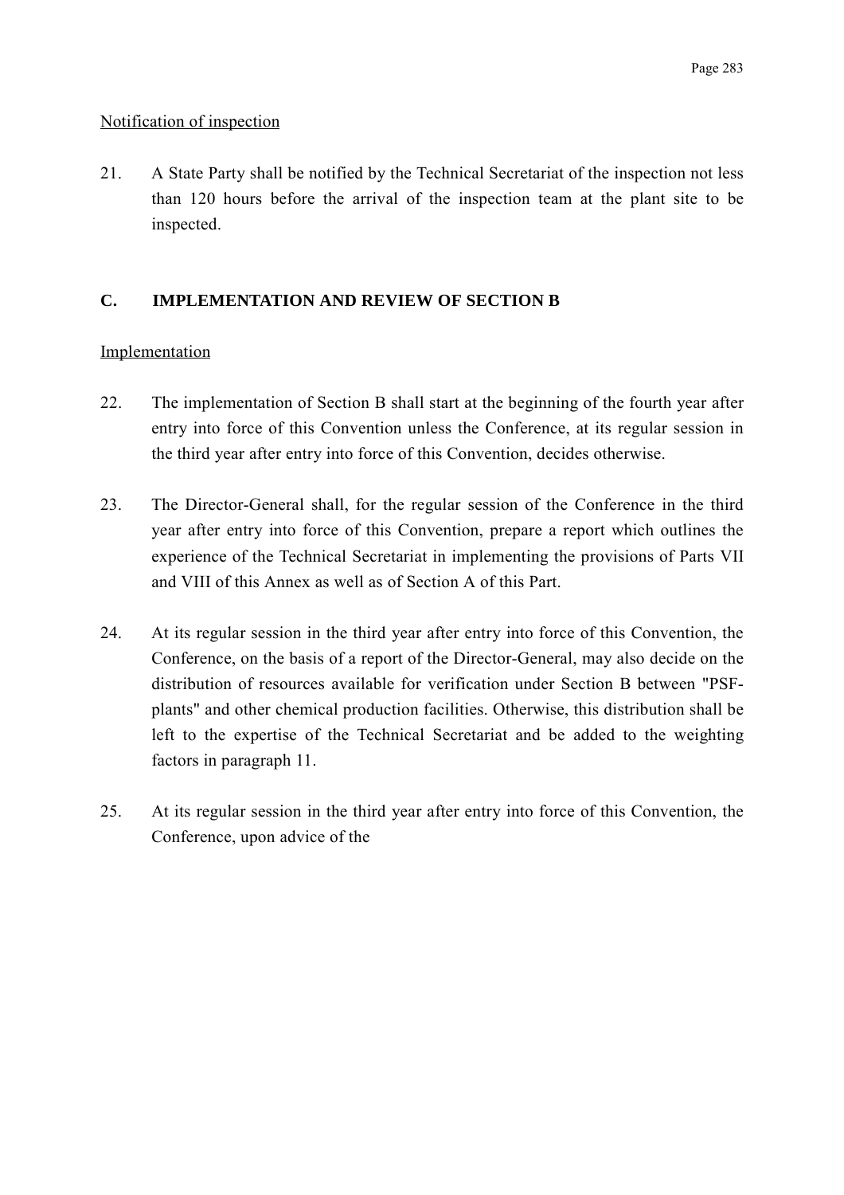Notification of inspection

21. A State Party shall be notified by the Technical Secretariat of the inspection not less than 120 hours before the arrival of the inspection team at the plant site to be inspected.

## C. IMPLEMENTATION AND REVIEW OF SECTION B

Implementation

22. The implementation of Section B shall start at the beginning of the fourth year after entry into force of this Convention unless the Conference, at its regular session in the third year after entry into force of this Convention, decides otherwise.

23. The Director-General shall, for the regular session of the Conference in the third year after entry into force of this Convention, prepare a report which outlines the experience of the Technical Secretariat in implementing the provisions of Parts VII and VIII of this Annex as well as of Section A of this Part.

24. At its regular session in the third year after entry into force of this Convention, the Conference, on the basis of a report of the Director-General, may also decide on the distribution of resources available for verification under Section B between "PSF-plants" and other chemical production facilities. Otherwise, this distribution shall be left to the expertise of the Technical Secretariat and be added to the weighting factors in paragraph 11.

25. At its regular session in the third year after entry into force of this Convention, the Conference, upon advice of the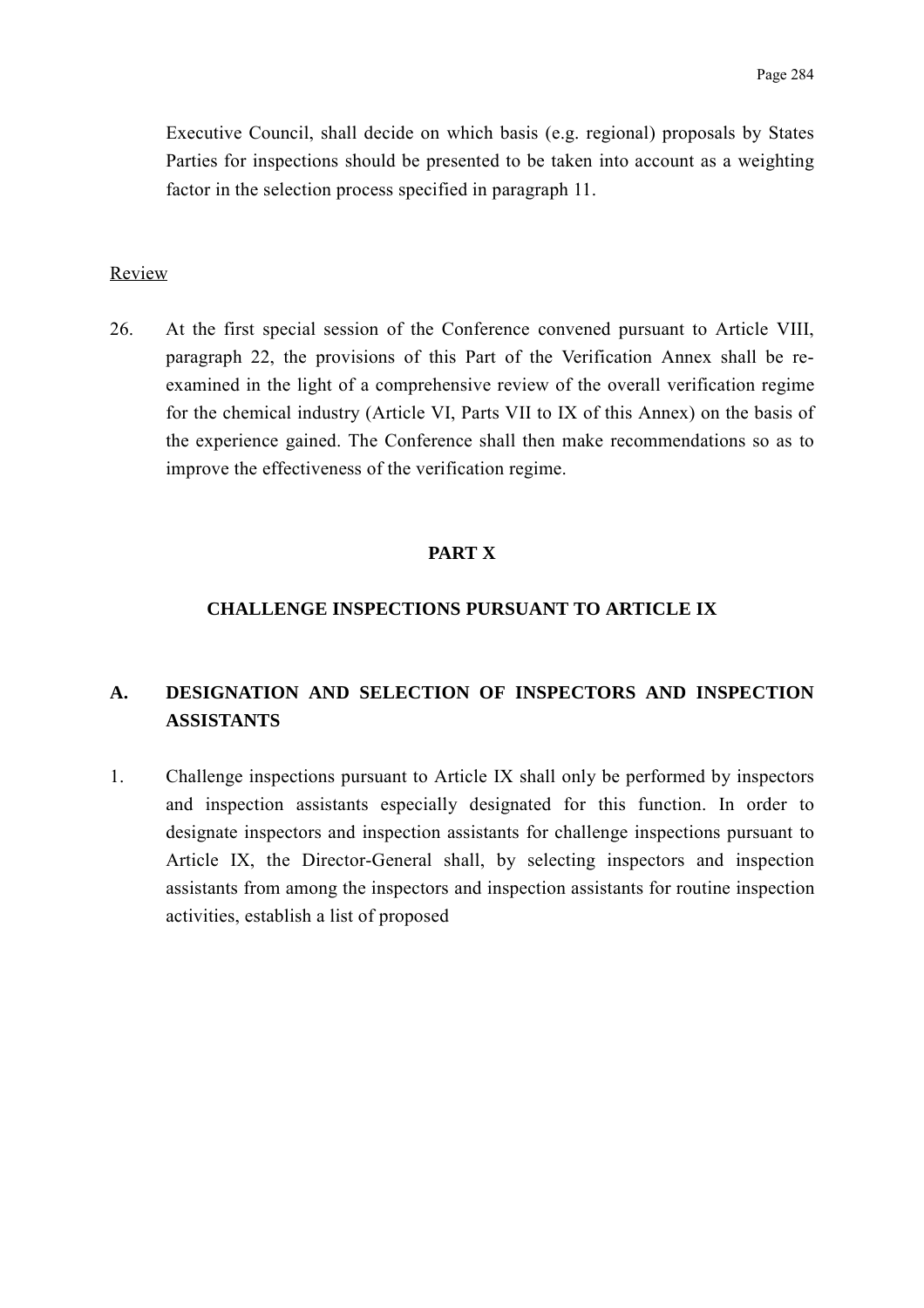Executive Council, shall decide on which basis (e.g. regional) proposals by States Parties for inspections should be presented to be taken into account as a weighting factor in the selection process specified in paragraph 11.

Review

26. At the first special session of the Conference convened pursuant to Article VIII, paragraph 22, the provisions of this Part of the Verification Annex shall be re-examined in the light of a comprehensive review of the overall verification regime for the chemical industry (Article VI, Parts VII to IX of this Annex) on the basis of the experience gained. The Conference shall then make recommendations so as to improve the effectiveness of the verification regime.

## PART X

## CHALLENGE INSPECTIONS PURSUANT TO ARTICLE IX

### A. DESIGNATION AND SELECTION OF INSPECTORS AND INSPECTION ASSISTANTS

1. Challenge inspections pursuant to Article IX shall only be performed by inspectors and inspection assistants especially designated for this function. In order to designate inspectors and inspection assistants for challenge inspections pursuant to Article IX, the Director-General shall, by selecting inspectors and inspection assistants from among the inspectors and inspection assistants for routine inspection activities, establish a list of proposed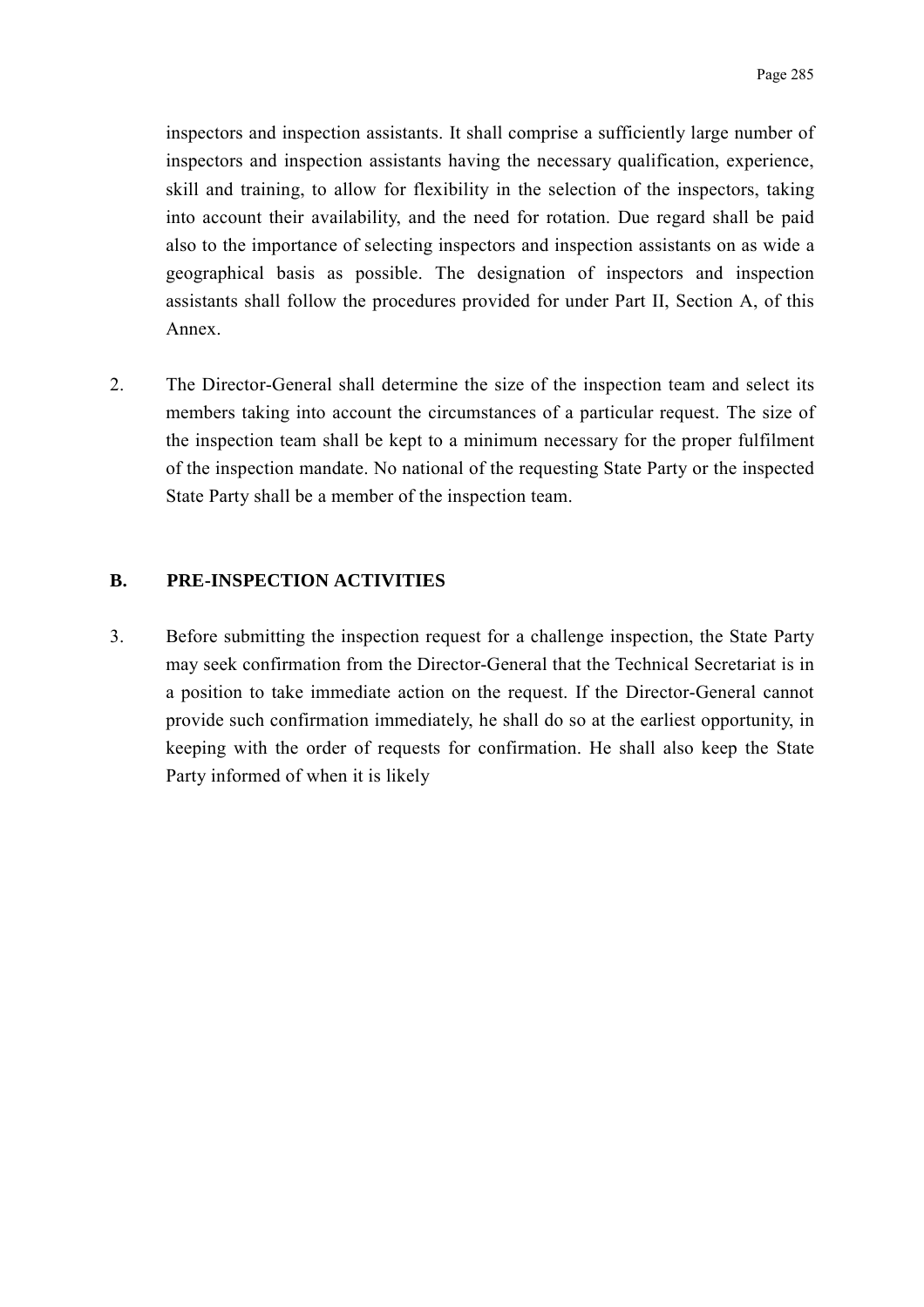inspectors and inspection assistants. It shall comprise a sufficiently large number of inspectors and inspection assistants having the necessary qualification, experience, skill and training, to allow for flexibility in the selection of the inspectors, taking into account their availability, and the need for rotation. Due regard shall be paid also to the importance of selecting inspectors and inspection assistants on as wide a geographical basis as possible. The designation of inspectors and inspection assistants shall follow the procedures provided for under Part II, Section A, of this Annex.

2. The Director-General shall determine the size of the inspection team and select its members taking into account the circumstances of a particular request. The size of the inspection team shall be kept to a minimum necessary for the proper fulfilment of the inspection mandate. No national of the requesting State Party or the inspected State Party shall be a member of the inspection team.

## B. PRE-INSPECTION ACTIVITIES

3. Before submitting the inspection request for a challenge inspection, the State Party may seek confirmation from the Director-General that the Technical Secretariat is in a position to take immediate action on the request. If the Director-General cannot provide such confirmation immediately, he shall do so at the earliest opportunity, in keeping with the order of requests for confirmation. He shall also keep the State Party informed of when it is likely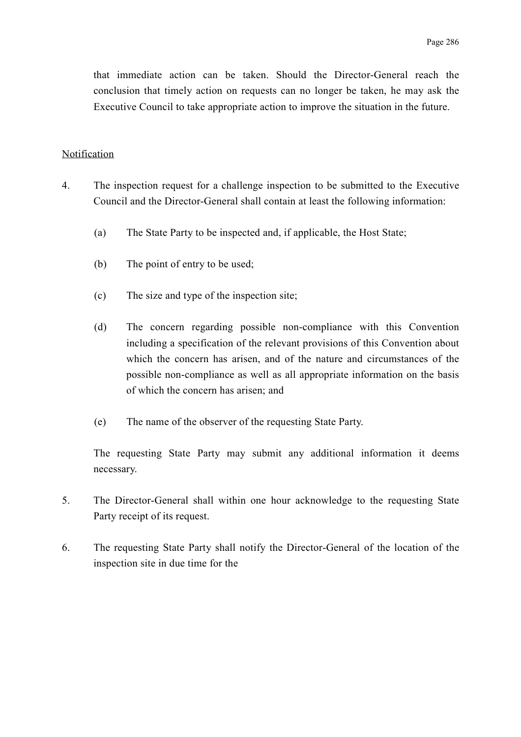that immediate action can be taken. Should the Director-General reach the conclusion that timely action on requests can no longer be taken, he may ask the Executive Council to take appropriate action to improve the situation in the future.

Notification

4. The inspection request for a challenge inspection to be submitted to the Executive Council and the Director-General shall contain at least the following information:

   (a) The State Party to be inspected and, if applicable, the Host State;

   (b) The point of entry to be used;

   (c) The size and type of the inspection site;

   (d) The concern regarding possible non-compliance with this Convention including a specification of the relevant provisions of this Convention about which the concern has arisen, and of the nature and circumstances of the possible non-compliance as well as all appropriate information on the basis of which the concern has arisen; and

   (e) The name of the observer of the requesting State Party.

   The requesting State Party may submit any additional information it deems necessary.

5. The Director-General shall within one hour acknowledge to the requesting State Party receipt of its request.

6. The requesting State Party shall notify the Director-General of the location of the inspection site in due time for the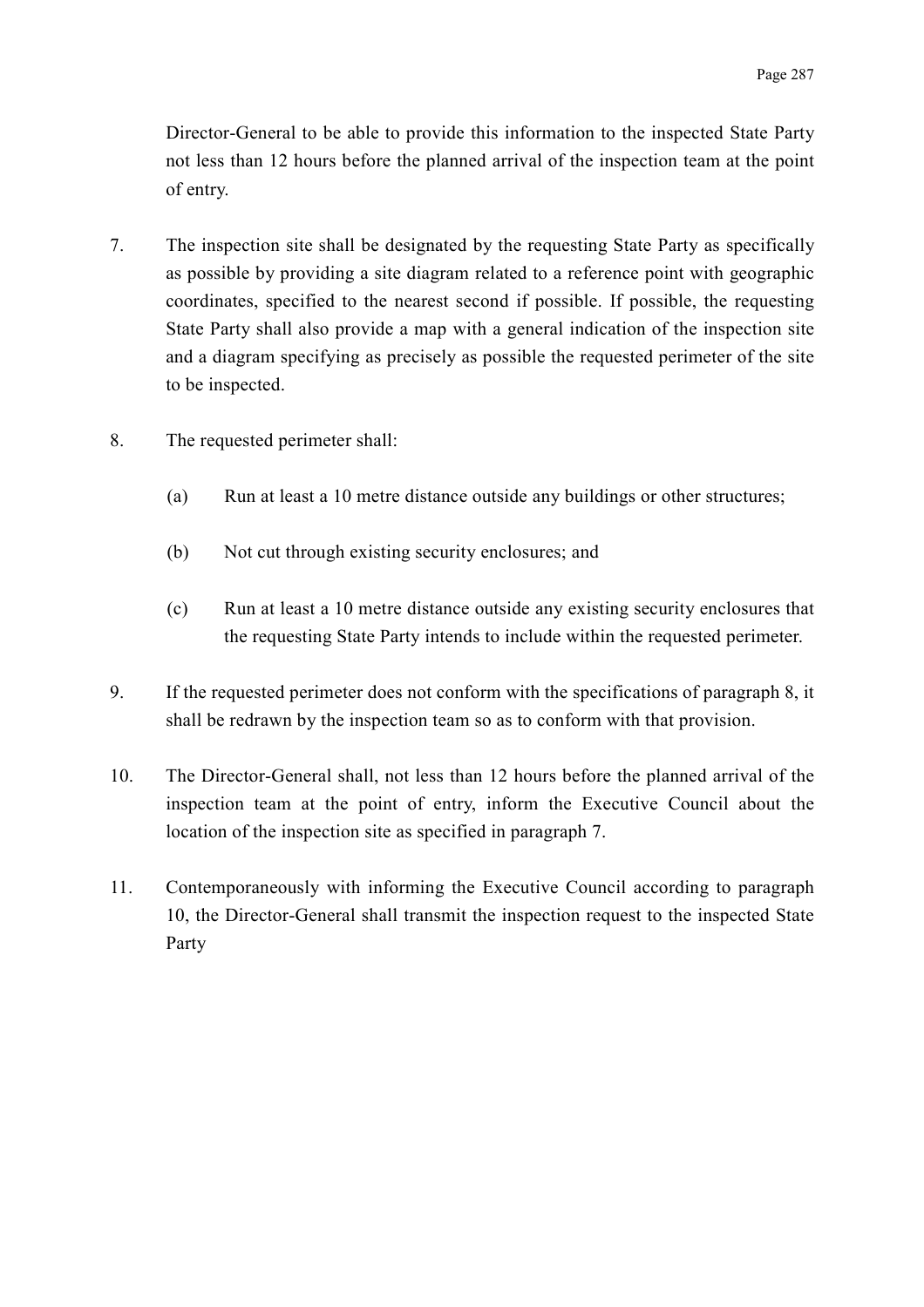Director-General to be able to provide this information to the inspected State Party not less than 12 hours before the planned arrival of the inspection team at the point of entry.

7. The inspection site shall be designated by the requesting State Party as specifically as possible by providing a site diagram related to a reference point with geographic coordinates, specified to the nearest second if possible. If possible, the requesting State Party shall also provide a map with a general indication of the inspection site and a diagram specifying as precisely as possible the requested perimeter of the site to be inspected.

8. The requested perimeter shall:

   (a) Run at least a 10 metre distance outside any buildings or other structures;

   (b) Not cut through existing security enclosures; and

   (c) Run at least a 10 metre distance outside any existing security enclosures that the requesting State Party intends to include within the requested perimeter.

9. If the requested perimeter does not conform with the specifications of paragraph 8, it shall be redrawn by the inspection team so as to conform with that provision.

10. The Director-General shall, not less than 12 hours before the planned arrival of the inspection team at the point of entry, inform the Executive Council about the location of the inspection site as specified in paragraph 7.

11. Contemporaneously with informing the Executive Council according to paragraph 10, the Director-General shall transmit the inspection request to the inspected State Party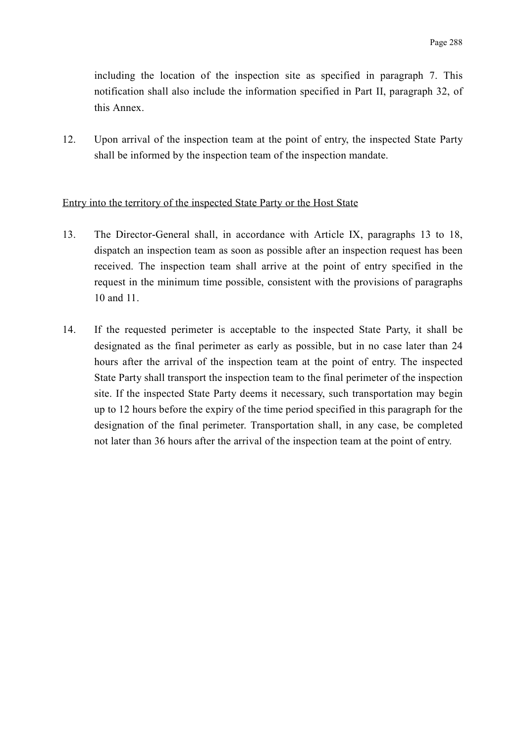including the location of the inspection site as specified in paragraph 7. This notification shall also include the information specified in Part II, paragraph 32, of this Annex.

12. Upon arrival of the inspection team at the point of entry, the inspected State Party shall be informed by the inspection team of the inspection mandate.

<u>Entry into the territory of the inspected State Party or the Host State</u>

13. The Director-General shall, in accordance with Article IX, paragraphs 13 to 18, dispatch an inspection team as soon as possible after an inspection request has been received. The inspection team shall arrive at the point of entry specified in the request in the minimum time possible, consistent with the provisions of paragraphs 10 and 11.

14. If the requested perimeter is acceptable to the inspected State Party, it shall be designated as the final perimeter as early as possible, but in no case later than 24 hours after the arrival of the inspection team at the point of entry. The inspected State Party shall transport the inspection team to the final perimeter of the inspection site. If the inspected State Party deems it necessary, such transportation may begin up to 12 hours before the expiry of the time period specified in this paragraph for the designation of the final perimeter. Transportation shall, in any case, be completed not later than 36 hours after the arrival of the inspection team at the point of entry.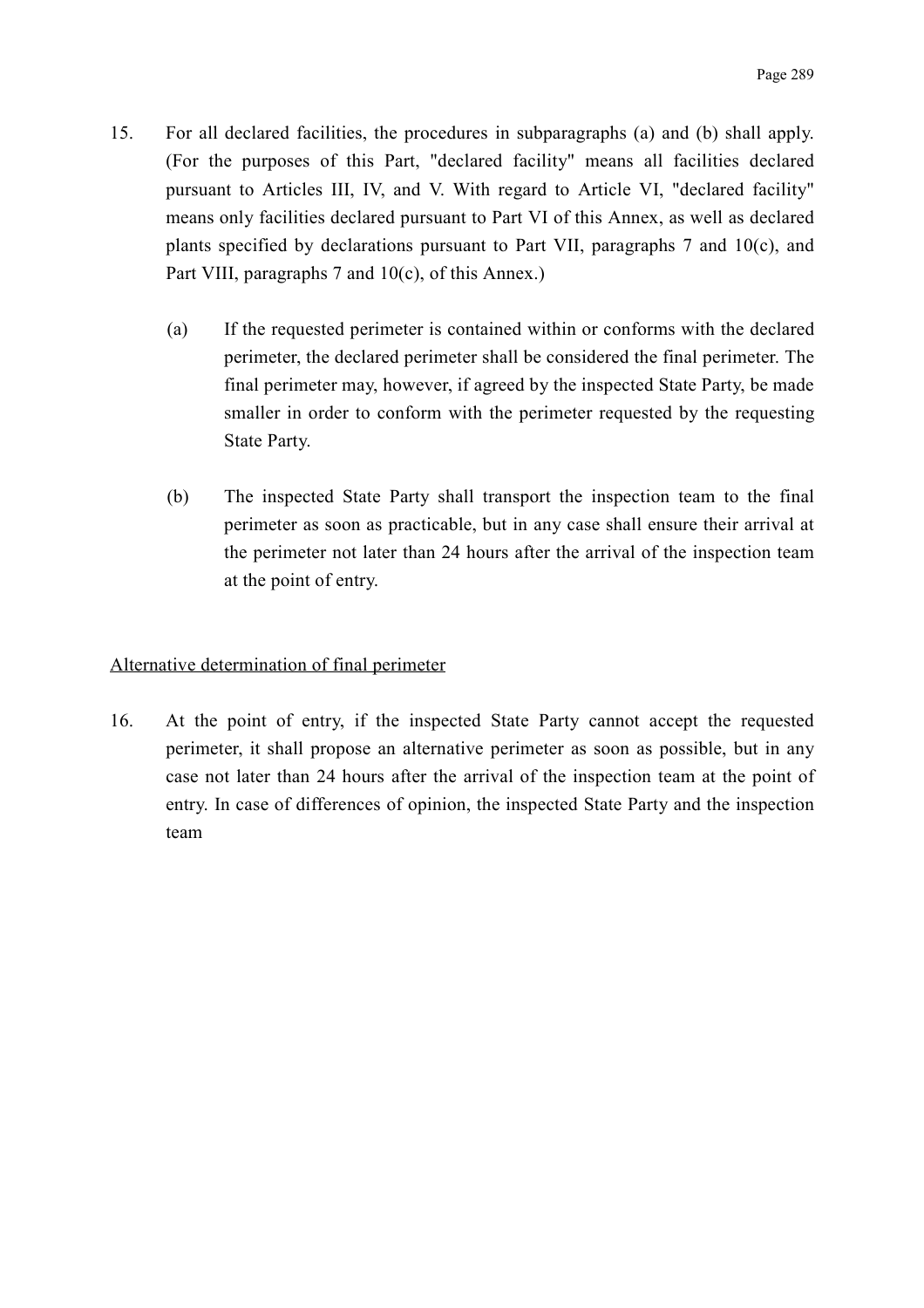15. For all declared facilities, the procedures in subparagraphs (a) and (b) shall apply. (For the purposes of this Part, "declared facility" means all facilities declared pursuant to Articles III, IV, and V. With regard to Article VI, "declared facility" means only facilities declared pursuant to Part VI of this Annex, as well as declared plants specified by declarations pursuant to Part VII, paragraphs 7 and 10(c), and Part VIII, paragraphs 7 and 10(c), of this Annex.)

    (a) If the requested perimeter is contained within or conforms with the declared perimeter, the declared perimeter shall be considered the final perimeter. The final perimeter may, however, if agreed by the inspected State Party, be made smaller in order to conform with the perimeter requested by the requesting State Party.

    (b) The inspected State Party shall transport the inspection team to the final perimeter as soon as practicable, but in any case shall ensure their arrival at the perimeter not later than 24 hours after the arrival of the inspection team at the point of entry.

<u>Alternative determination of final perimeter</u>

16. At the point of entry, if the inspected State Party cannot accept the requested perimeter, it shall propose an alternative perimeter as soon as possible, but in any case not later than 24 hours after the arrival of the inspection team at the point of entry. In case of differences of opinion, the inspected State Party and the inspection team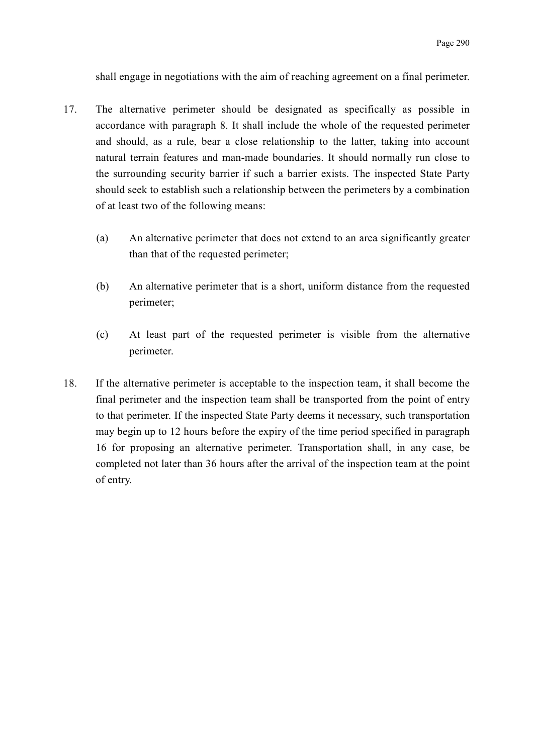shall engage in negotiations with the aim of reaching agreement on a final perimeter.

17. The alternative perimeter should be designated as specifically as possible in accordance with paragraph 8. It shall include the whole of the requested perimeter and should, as a rule, bear a close relationship to the latter, taking into account natural terrain features and man-made boundaries. It should normally run close to the surrounding security barrier if such a barrier exists. The inspected State Party should seek to establish such a relationship between the perimeters by a combination of at least two of the following means:

    (a) An alternative perimeter that does not extend to an area significantly greater than that of the requested perimeter;

    (b) An alternative perimeter that is a short, uniform distance from the requested perimeter;

    (c) At least part of the requested perimeter is visible from the alternative perimeter.

18. If the alternative perimeter is acceptable to the inspection team, it shall become the final perimeter and the inspection team shall be transported from the point of entry to that perimeter. If the inspected State Party deems it necessary, such transportation may begin up to 12 hours before the expiry of the time period specified in paragraph 16 for proposing an alternative perimeter. Transportation shall, in any case, be completed not later than 36 hours after the arrival of the inspection team at the point of entry.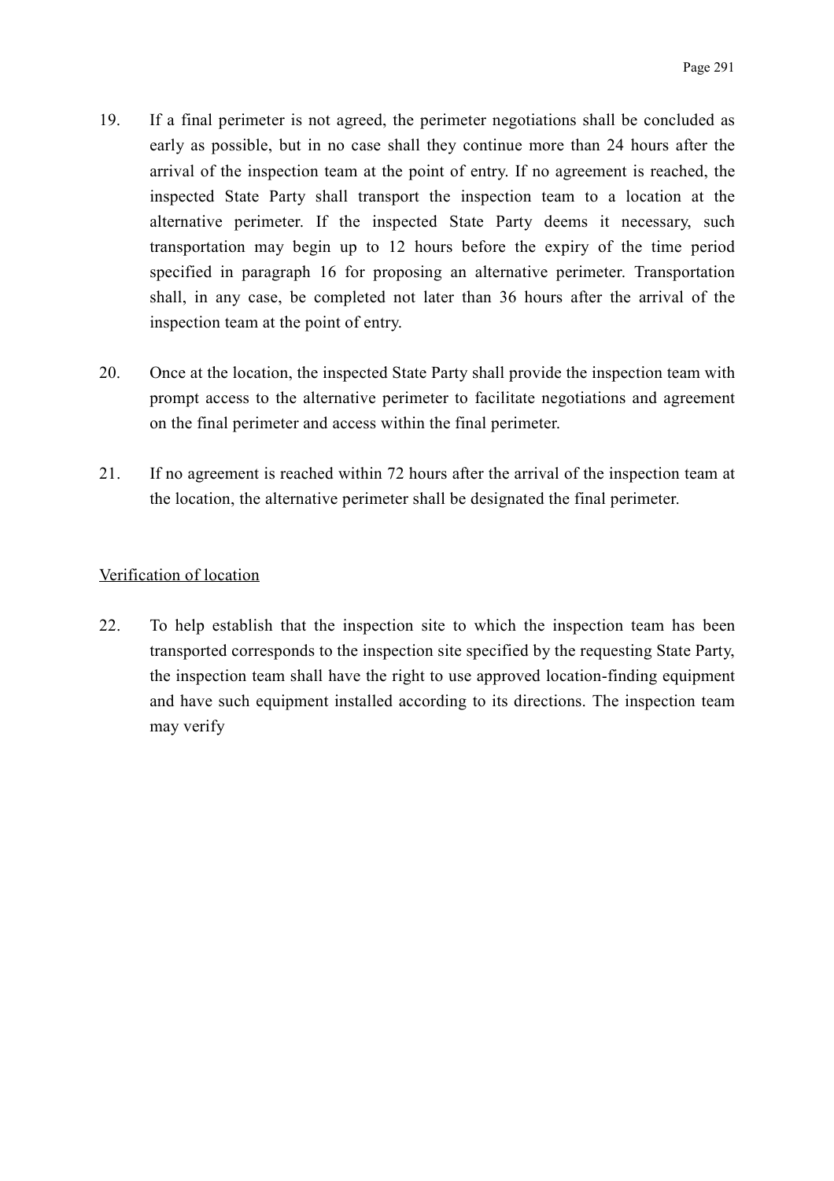19. If a final perimeter is not agreed, the perimeter negotiations shall be concluded as early as possible, but in no case shall they continue more than 24 hours after the arrival of the inspection team at the point of entry. If no agreement is reached, the inspected State Party shall transport the inspection team to a location at the alternative perimeter. If the inspected State Party deems it necessary, such transportation may begin up to 12 hours before the expiry of the time period specified in paragraph 16 for proposing an alternative perimeter. Transportation shall, in any case, be completed not later than 36 hours after the arrival of the inspection team at the point of entry.

20. Once at the location, the inspected State Party shall provide the inspection team with prompt access to the alternative perimeter to facilitate negotiations and agreement on the final perimeter and access within the final perimeter.

21. If no agreement is reached within 72 hours after the arrival of the inspection team at the location, the alternative perimeter shall be designated the final perimeter.

<u>Verification of location</u>

22. To help establish that the inspection site to which the inspection team has been transported corresponds to the inspection site specified by the requesting State Party, the inspection team shall have the right to use approved location-finding equipment and have such equipment installed according to its directions. The inspection team may verify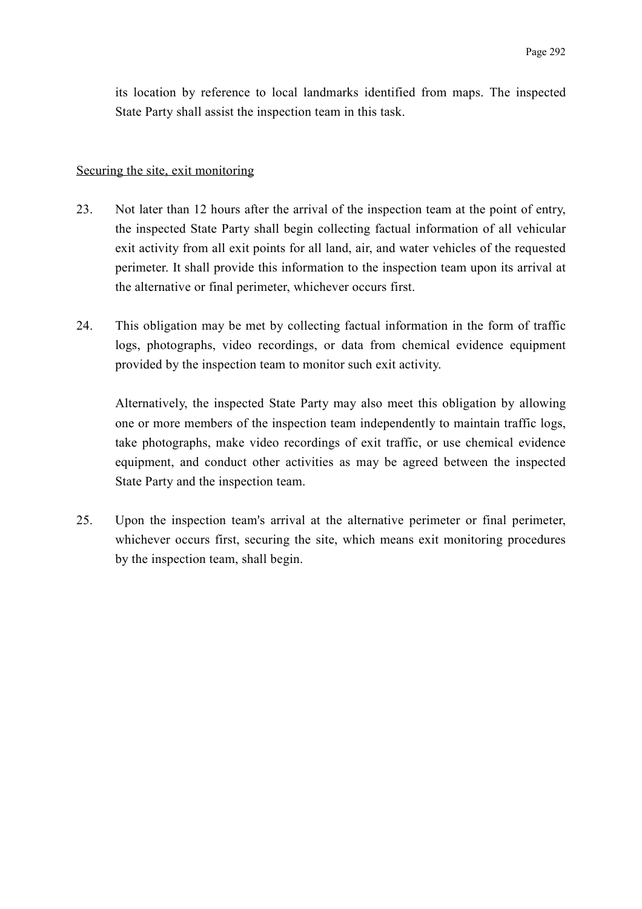its location by reference to local landmarks identified from maps. The inspected State Party shall assist the inspection team in this task.

Securing the site, exit monitoring

23. Not later than 12 hours after the arrival of the inspection team at the point of entry, the inspected State Party shall begin collecting factual information of all vehicular exit activity from all exit points for all land, air, and water vehicles of the requested perimeter. It shall provide this information to the inspection team upon its arrival at the alternative or final perimeter, whichever occurs first.

24. This obligation may be met by collecting factual information in the form of traffic logs, photographs, video recordings, or data from chemical evidence equipment provided by the inspection team to monitor such exit activity.

    Alternatively, the inspected State Party may also meet this obligation by allowing one or more members of the inspection team independently to maintain traffic logs, take photographs, make video recordings of exit traffic, or use chemical evidence equipment, and conduct other activities as may be agreed between the inspected State Party and the inspection team.

25. Upon the inspection team's arrival at the alternative perimeter or final perimeter, whichever occurs first, securing the site, which means exit monitoring procedures by the inspection team, shall begin.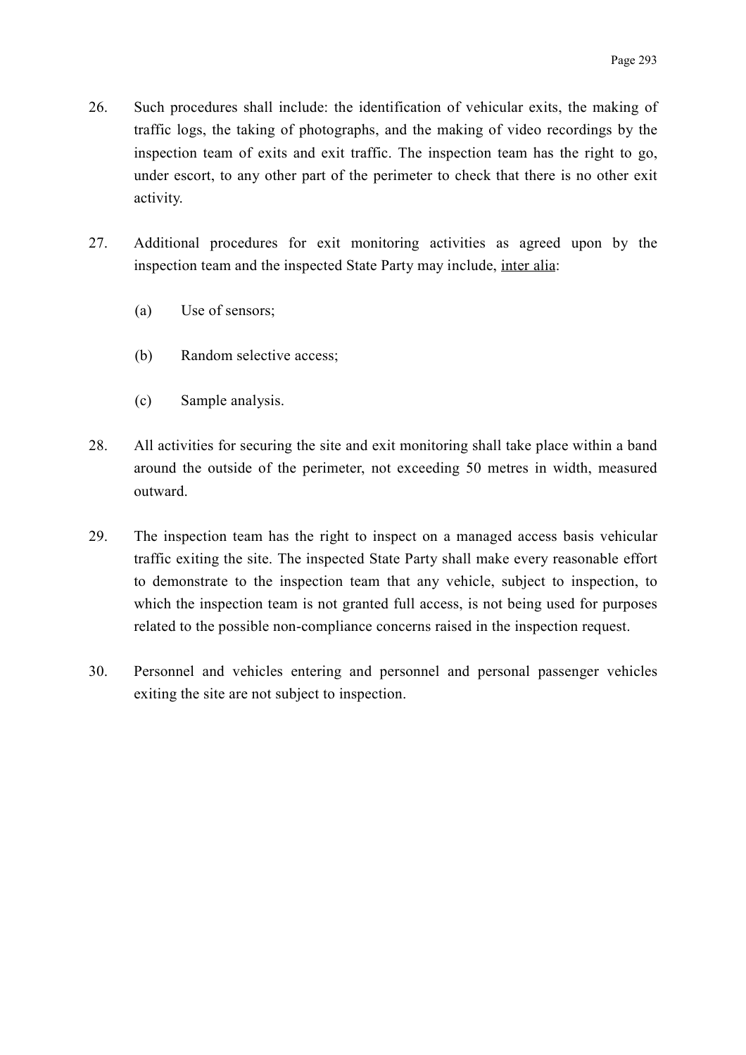26. Such procedures shall include: the identification of vehicular exits, the making of traffic logs, the taking of photographs, and the making of video recordings by the inspection team of exits and exit traffic. The inspection team has the right to go, under escort, to any other part of the perimeter to check that there is no other exit activity.

27. Additional procedures for exit monitoring activities as agreed upon by the inspection team and the inspected State Party may include, <u>inter alia</u>:

    (a) Use of sensors;

    (b) Random selective access;

    (c) Sample analysis.

28. All activities for securing the site and exit monitoring shall take place within a band around the outside of the perimeter, not exceeding 50 metres in width, measured outward.

29. The inspection team has the right to inspect on a managed access basis vehicular traffic exiting the site. The inspected State Party shall make every reasonable effort to demonstrate to the inspection team that any vehicle, subject to inspection, to which the inspection team is not granted full access, is not being used for purposes related to the possible non-compliance concerns raised in the inspection request.

30. Personnel and vehicles entering and personnel and personal passenger vehicles exiting the site are not subject to inspection.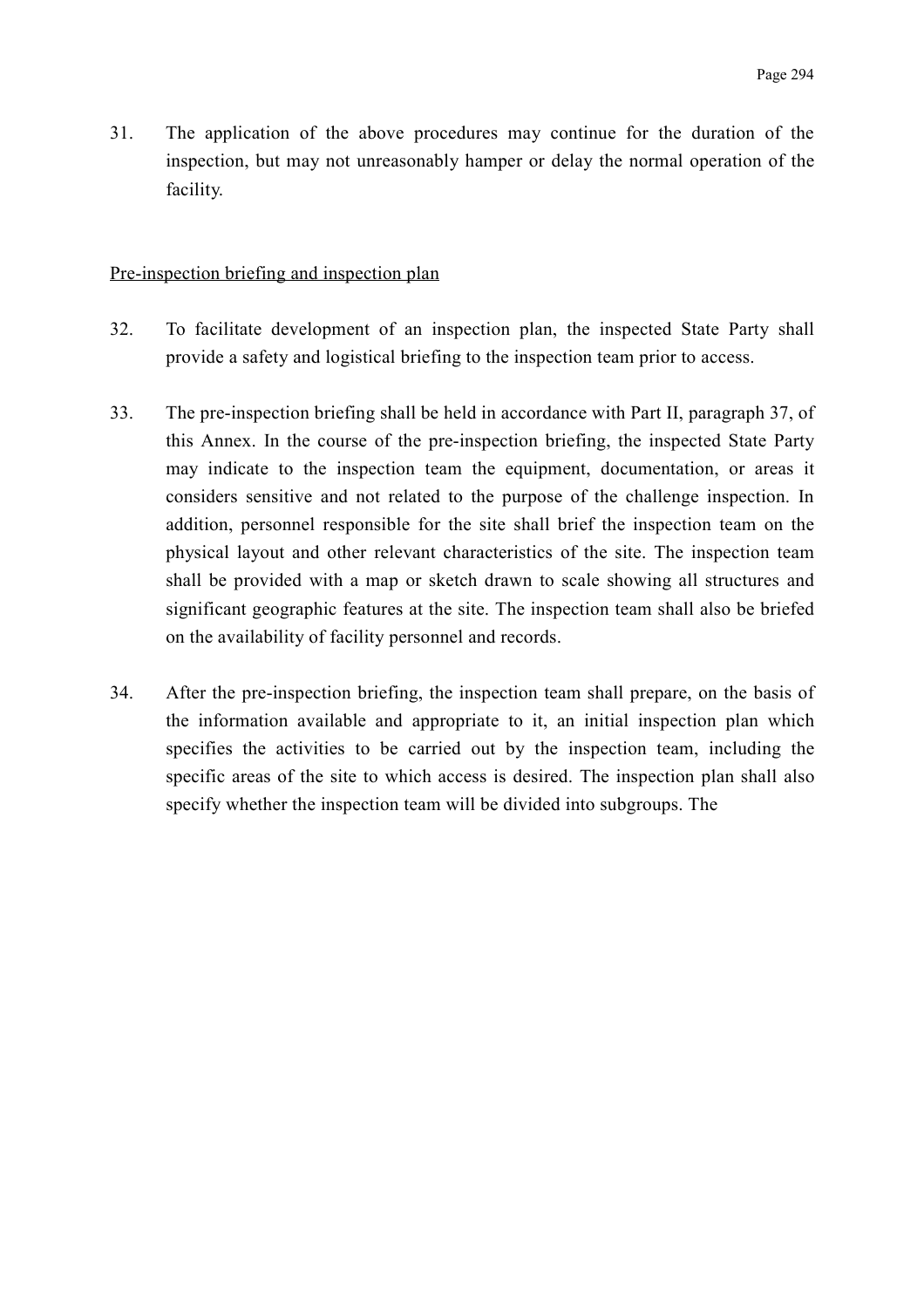31. The application of the above procedures may continue for the duration of the inspection, but may not unreasonably hamper or delay the normal operation of the facility.

Pre-inspection briefing and inspection plan

32. To facilitate development of an inspection plan, the inspected State Party shall provide a safety and logistical briefing to the inspection team prior to access.

33. The pre-inspection briefing shall be held in accordance with Part II, paragraph 37, of this Annex. In the course of the pre-inspection briefing, the inspected State Party may indicate to the inspection team the equipment, documentation, or areas it considers sensitive and not related to the purpose of the challenge inspection. In addition, personnel responsible for the site shall brief the inspection team on the physical layout and other relevant characteristics of the site. The inspection team shall be provided with a map or sketch drawn to scale showing all structures and significant geographic features at the site. The inspection team shall also be briefed on the availability of facility personnel and records.

34. After the pre-inspection briefing, the inspection team shall prepare, on the basis of the information available and appropriate to it, an initial inspection plan which specifies the activities to be carried out by the inspection team, including the specific areas of the site to which access is desired. The inspection plan shall also specify whether the inspection team will be divided into subgroups. The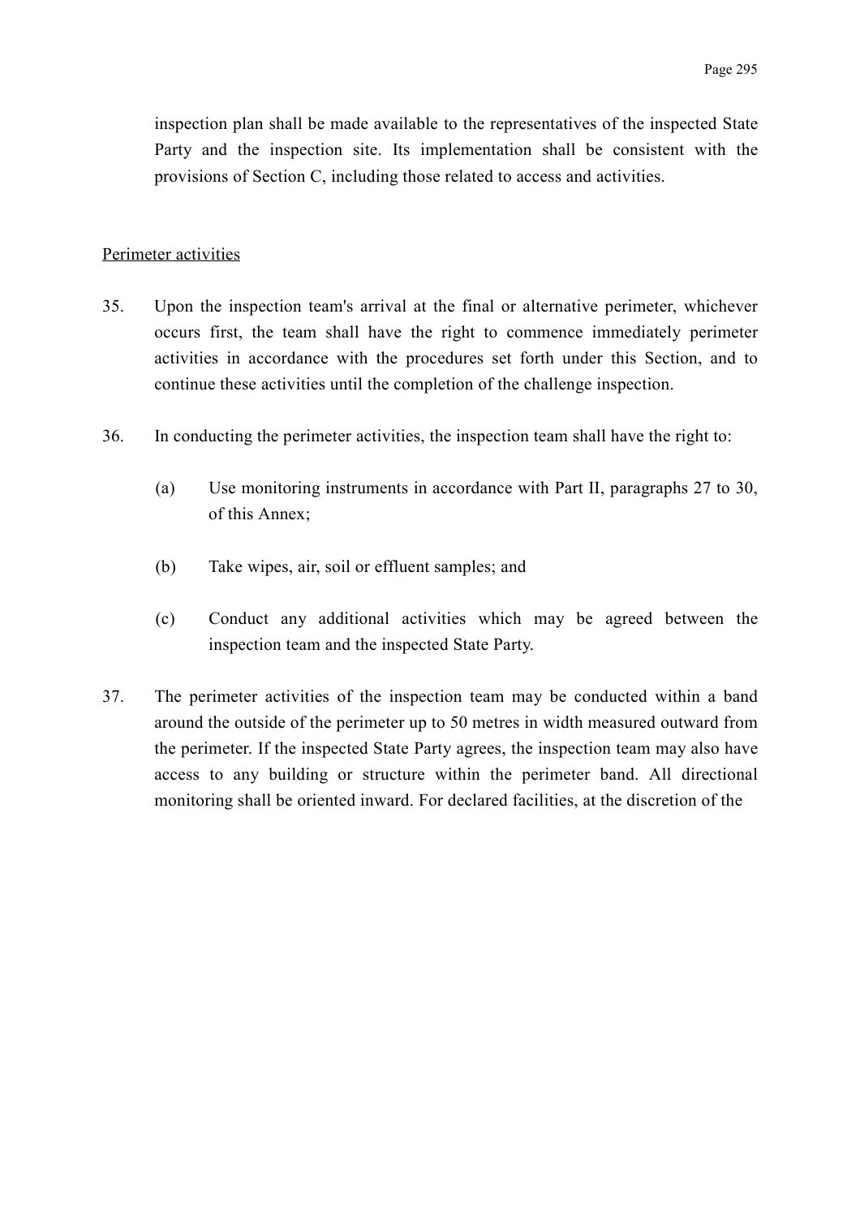inspection plan shall be made available to the representatives of the inspected State Party and the inspection site. Its implementation shall be consistent with the provisions of Section C, including those related to access and activities.

Perimeter activities

35. Upon the inspection team's arrival at the final or alternative perimeter, whichever occurs first, the team shall have the right to commence immediately perimeter activities in accordance with the procedures set forth under this Section, and to continue these activities until the completion of the challenge inspection.

36. In conducting the perimeter activities, the inspection team shall have the right to:

    (a) Use monitoring instruments in accordance with Part II, paragraphs 27 to 30, of this Annex;

    (b) Take wipes, air, soil or effluent samples; and

    (c) Conduct any additional activities which may be agreed between the inspection team and the inspected State Party.

37. The perimeter activities of the inspection team may be conducted within a band around the outside of the perimeter up to 50 metres in width measured outward from the perimeter. If the inspected State Party agrees, the inspection team may also have access to any building or structure within the perimeter band. All directional monitoring shall be oriented inward. For declared facilities, at the discretion of the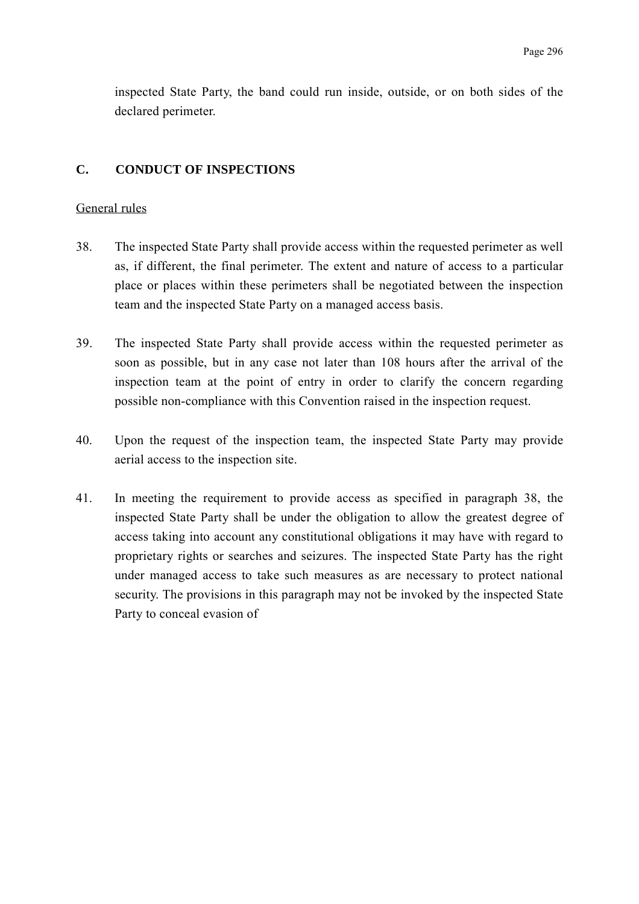inspected State Party, the band could run inside, outside, or on both sides of the declared perimeter.

## C. CONDUCT OF INSPECTIONS

General rules

38. The inspected State Party shall provide access within the requested perimeter as well as, if different, the final perimeter. The extent and nature of access to a particular place or places within these perimeters shall be negotiated between the inspection team and the inspected State Party on a managed access basis.

39. The inspected State Party shall provide access within the requested perimeter as soon as possible, but in any case not later than 108 hours after the arrival of the inspection team at the point of entry in order to clarify the concern regarding possible non-compliance with this Convention raised in the inspection request.

40. Upon the request of the inspection team, the inspected State Party may provide aerial access to the inspection site.

41. In meeting the requirement to provide access as specified in paragraph 38, the inspected State Party shall be under the obligation to allow the greatest degree of access taking into account any constitutional obligations it may have with regard to proprietary rights or searches and seizures. The inspected State Party has the right under managed access to take such measures as are necessary to protect national security. The provisions in this paragraph may not be invoked by the inspected State Party to conceal evasion of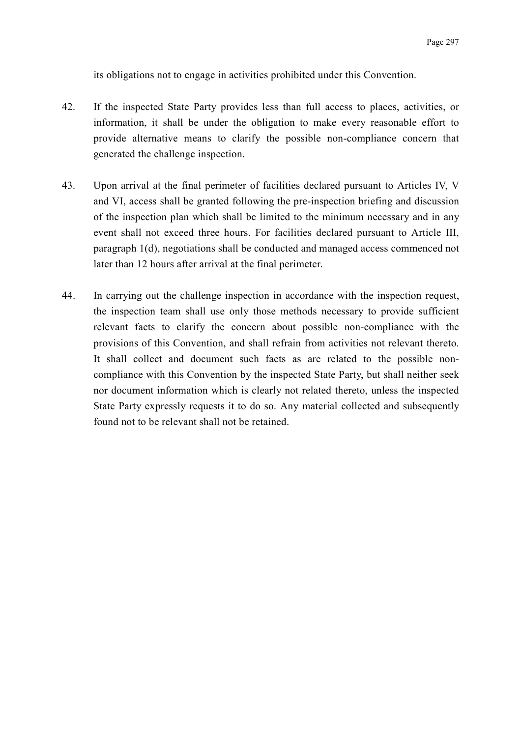its obligations not to engage in activities prohibited under this Convention.

42. If the inspected State Party provides less than full access to places, activities, or information, it shall be under the obligation to make every reasonable effort to provide alternative means to clarify the possible non-compliance concern that generated the challenge inspection.

43. Upon arrival at the final perimeter of facilities declared pursuant to Articles IV, V and VI, access shall be granted following the pre-inspection briefing and discussion of the inspection plan which shall be limited to the minimum necessary and in any event shall not exceed three hours. For facilities declared pursuant to Article III, paragraph 1(d), negotiations shall be conducted and managed access commenced not later than 12 hours after arrival at the final perimeter.

44. In carrying out the challenge inspection in accordance with the inspection request, the inspection team shall use only those methods necessary to provide sufficient relevant facts to clarify the concern about possible non-compliance with the provisions of this Convention, and shall refrain from activities not relevant thereto. It shall collect and document such facts as are related to the possible non-compliance with this Convention by the inspected State Party, but shall neither seek nor document information which is clearly not related thereto, unless the inspected State Party expressly requests it to do so. Any material collected and subsequently found not to be relevant shall not be retained.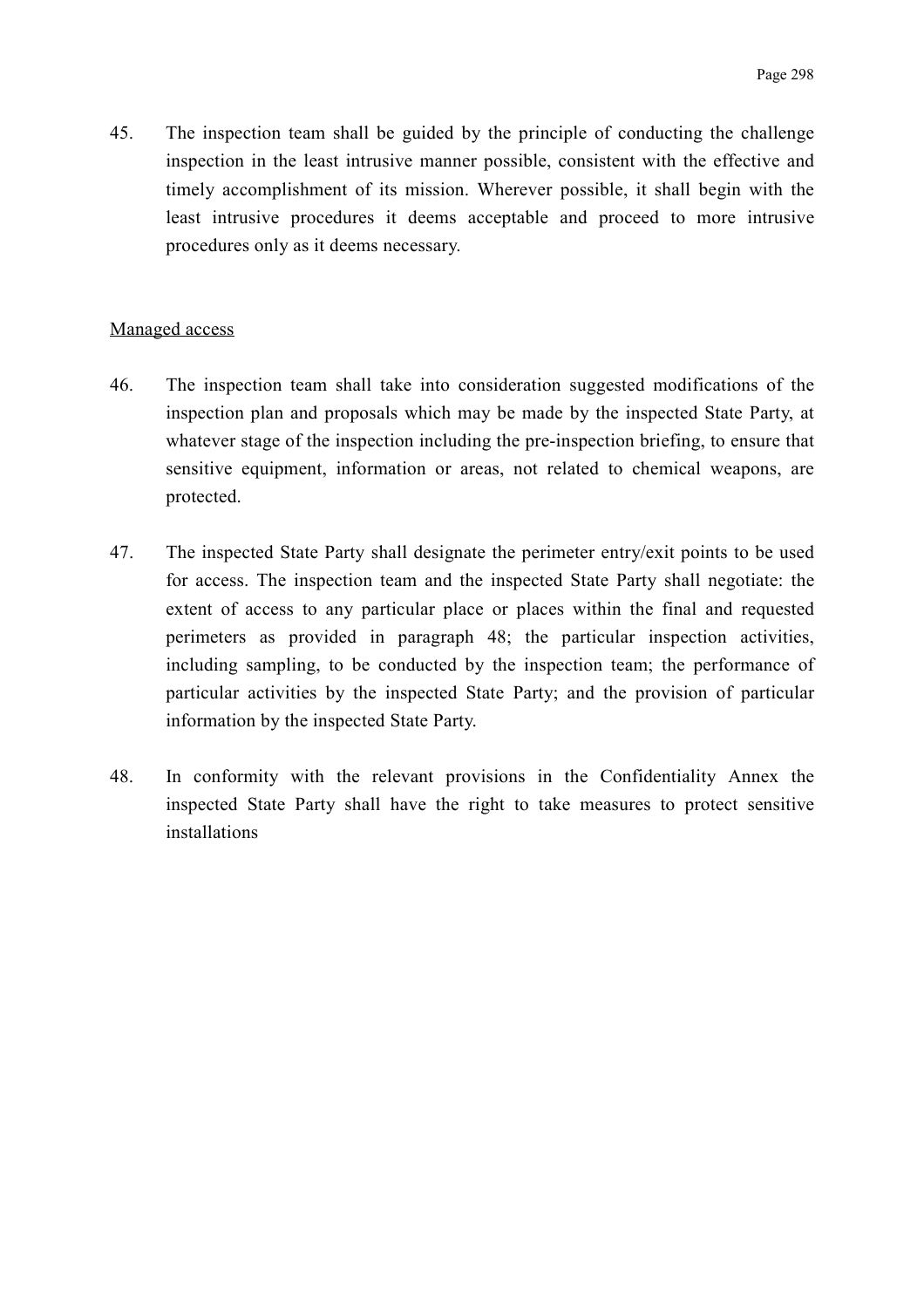45. The inspection team shall be guided by the principle of conducting the challenge inspection in the least intrusive manner possible, consistent with the effective and timely accomplishment of its mission. Wherever possible, it shall begin with the least intrusive procedures it deems acceptable and proceed to more intrusive procedures only as it deems necessary.

Managed access

46. The inspection team shall take into consideration suggested modifications of the inspection plan and proposals which may be made by the inspected State Party, at whatever stage of the inspection including the pre-inspection briefing, to ensure that sensitive equipment, information or areas, not related to chemical weapons, are protected.

47. The inspected State Party shall designate the perimeter entry/exit points to be used for access. The inspection team and the inspected State Party shall negotiate: the extent of access to any particular place or places within the final and requested perimeters as provided in paragraph 48; the particular inspection activities, including sampling, to be conducted by the inspection team; the performance of particular activities by the inspected State Party; and the provision of particular information by the inspected State Party.

48. In conformity with the relevant provisions in the Confidentiality Annex the inspected State Party shall have the right to take measures to protect sensitive installations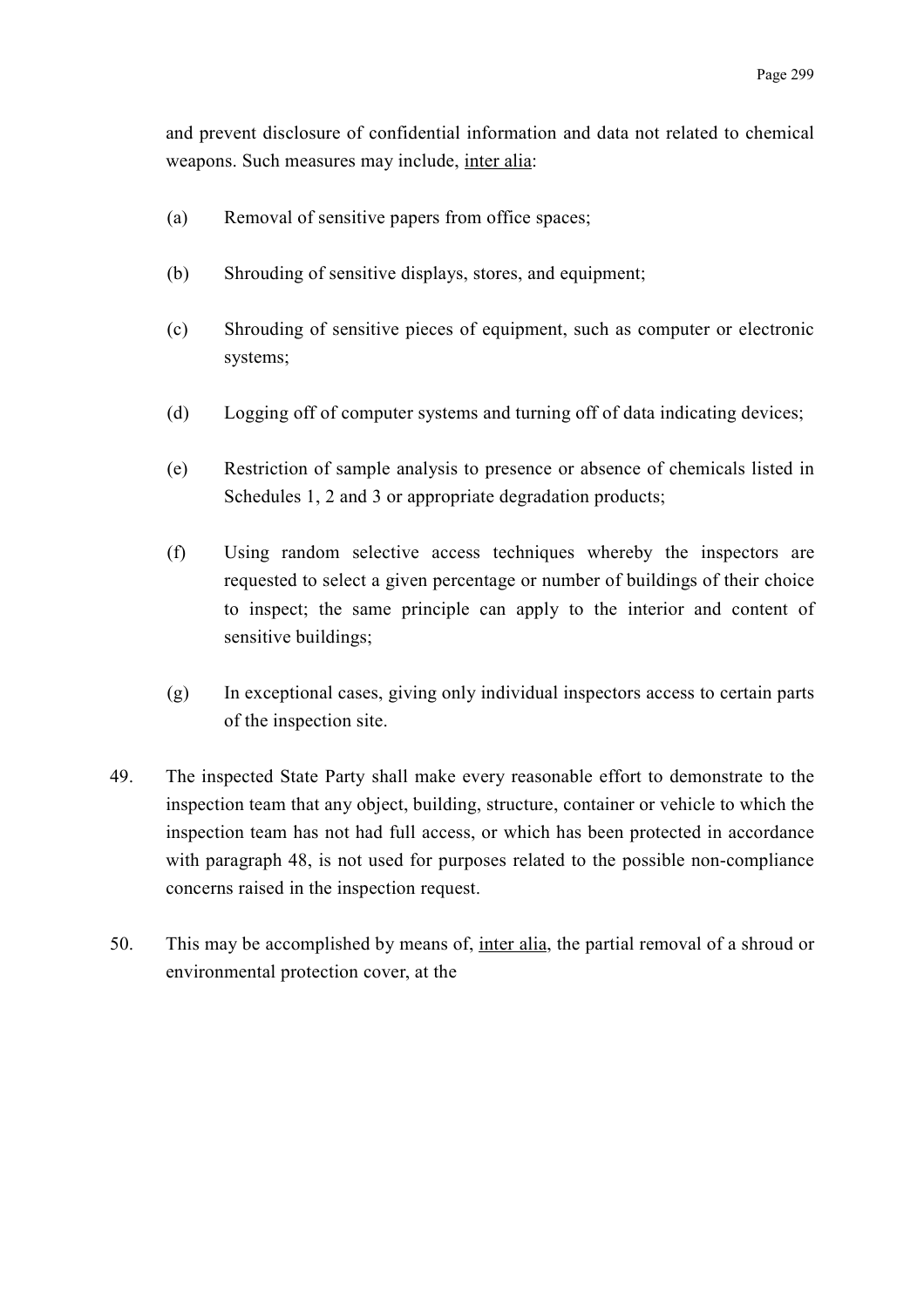and prevent disclosure of confidential information and data not related to chemical weapons. Such measures may include, inter alia:

(a) Removal of sensitive papers from office spaces;

(b) Shrouding of sensitive displays, stores, and equipment;

(c) Shrouding of sensitive pieces of equipment, such as computer or electronic systems;

(d) Logging off of computer systems and turning off of data indicating devices;

(e) Restriction of sample analysis to presence or absence of chemicals listed in Schedules 1, 2 and 3 or appropriate degradation products;

(f) Using random selective access techniques whereby the inspectors are requested to select a given percentage or number of buildings of their choice to inspect; the same principle can apply to the interior and content of sensitive buildings;

(g) In exceptional cases, giving only individual inspectors access to certain parts of the inspection site.

49. The inspected State Party shall make every reasonable effort to demonstrate to the inspection team that any object, building, structure, container or vehicle to which the inspection team has not had full access, or which has been protected in accordance with paragraph 48, is not used for purposes related to the possible non-compliance concerns raised in the inspection request.

50. This may be accomplished by means of, inter alia, the partial removal of a shroud or environmental protection cover, at the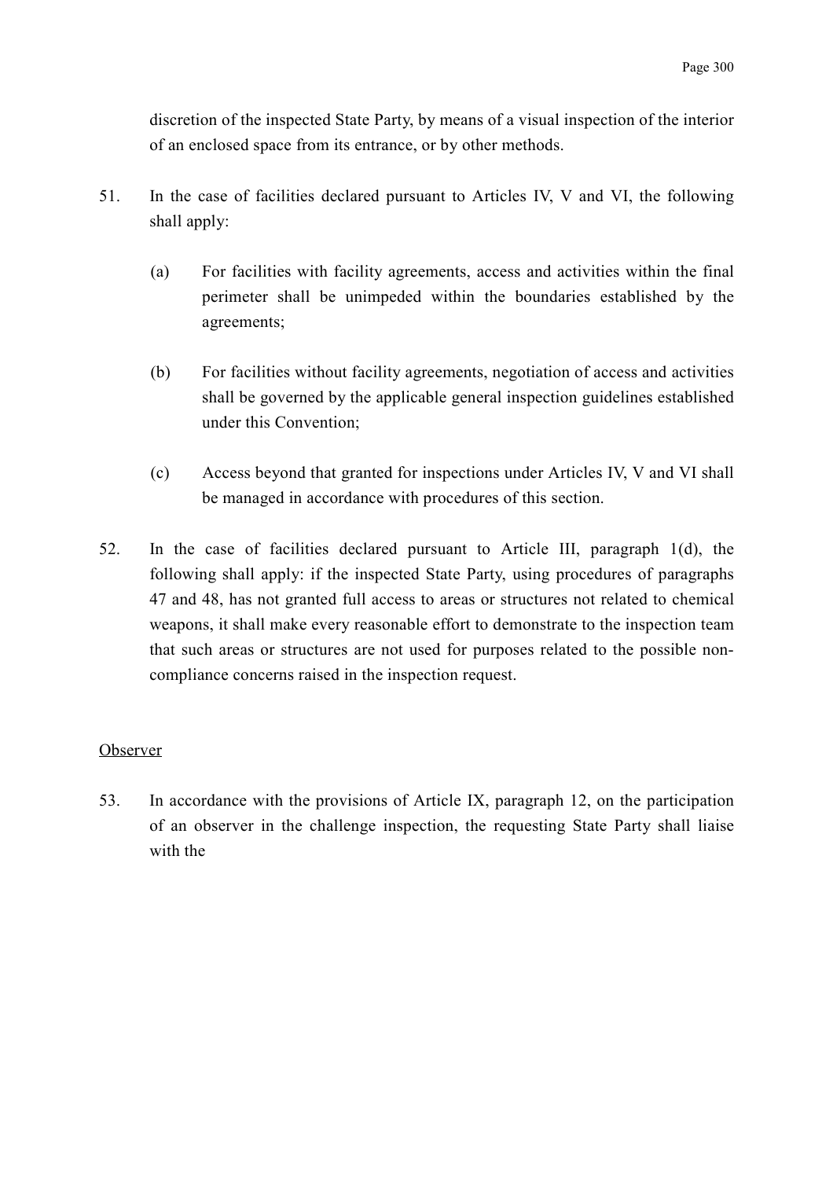discretion of the inspected State Party, by means of a visual inspection of the interior of an enclosed space from its entrance, or by other methods.

51. In the case of facilities declared pursuant to Articles IV, V and VI, the following shall apply:

    (a) For facilities with facility agreements, access and activities within the final perimeter shall be unimpeded within the boundaries established by the agreements;

    (b) For facilities without facility agreements, negotiation of access and activities shall be governed by the applicable general inspection guidelines established under this Convention;

    (c) Access beyond that granted for inspections under Articles IV, V and VI shall be managed in accordance with procedures of this section.

52. In the case of facilities declared pursuant to Article III, paragraph 1(d), the following shall apply: if the inspected State Party, using procedures of paragraphs 47 and 48, has not granted full access to areas or structures not related to chemical weapons, it shall make every reasonable effort to demonstrate to the inspection team that such areas or structures are not used for purposes related to the possible non-compliance concerns raised in the inspection request.

<u>Observer</u>

53. In accordance with the provisions of Article IX, paragraph 12, on the participation of an observer in the challenge inspection, the requesting State Party shall liaise with the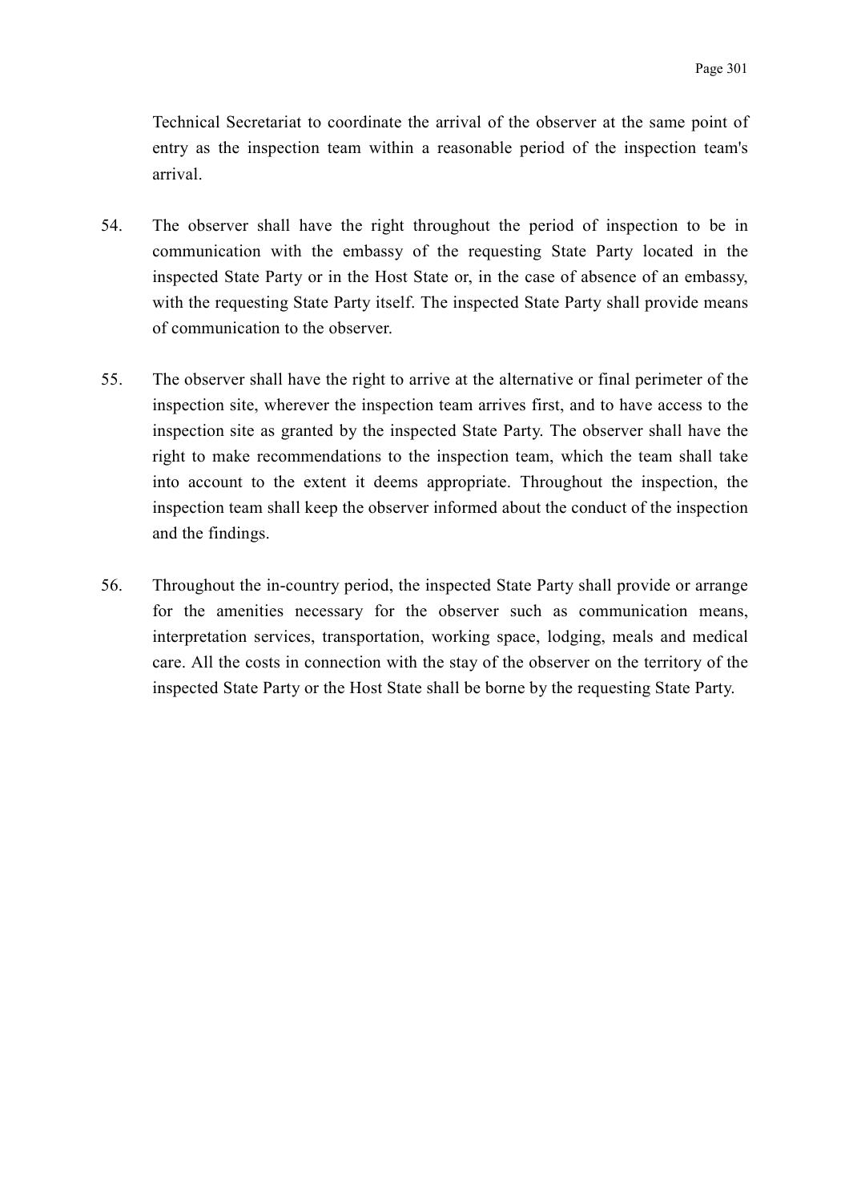Technical Secretariat to coordinate the arrival of the observer at the same point of entry as the inspection team within a reasonable period of the inspection team's arrival.

54. The observer shall have the right throughout the period of inspection to be in communication with the embassy of the requesting State Party located in the inspected State Party or in the Host State or, in the case of absence of an embassy, with the requesting State Party itself. The inspected State Party shall provide means of communication to the observer.

55. The observer shall have the right to arrive at the alternative or final perimeter of the inspection site, wherever the inspection team arrives first, and to have access to the inspection site as granted by the inspected State Party. The observer shall have the right to make recommendations to the inspection team, which the team shall take into account to the extent it deems appropriate. Throughout the inspection, the inspection team shall keep the observer informed about the conduct of the inspection and the findings.

56. Throughout the in-country period, the inspected State Party shall provide or arrange for the amenities necessary for the observer such as communication means, interpretation services, transportation, working space, lodging, meals and medical care. All the costs in connection with the stay of the observer on the territory of the inspected State Party or the Host State shall be borne by the requesting State Party.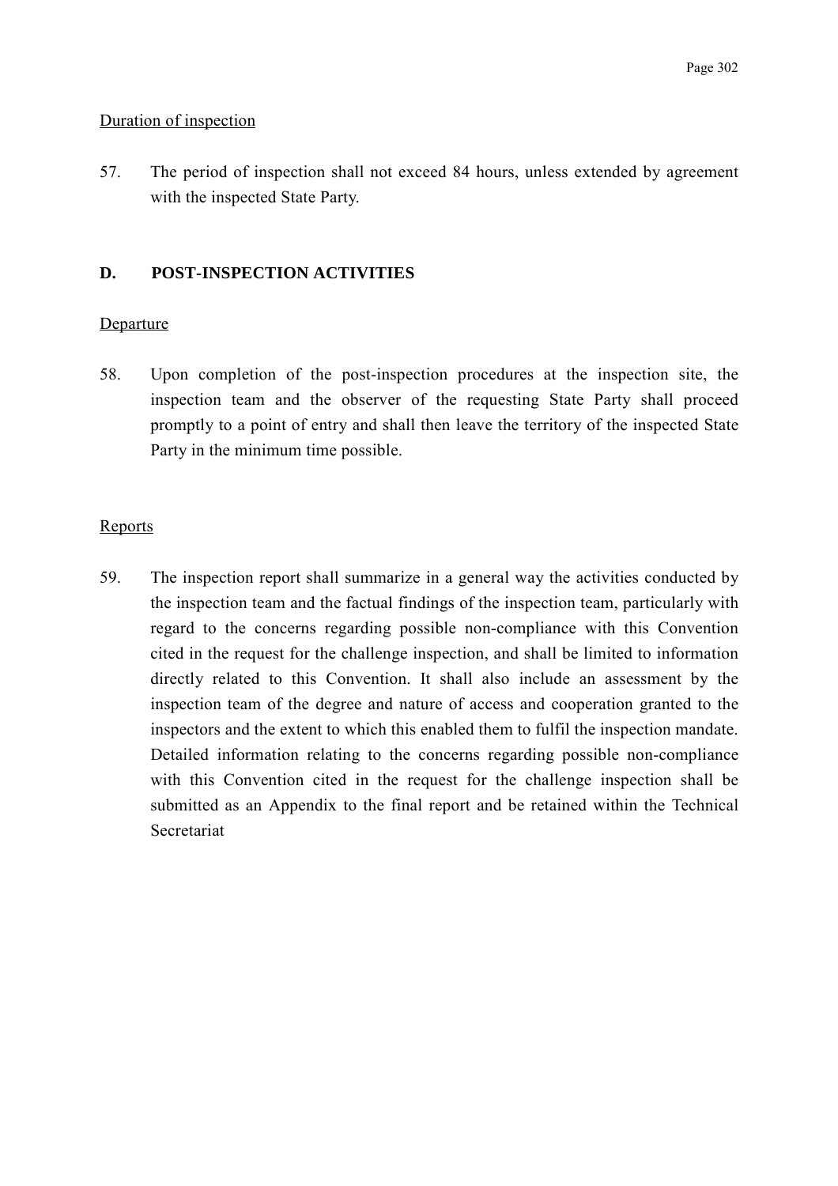<u>Duration of inspection</u>

57. The period of inspection shall not exceed 84 hours, unless extended by agreement with the inspected State Party.

## D. POST-INSPECTION ACTIVITIES

<u>Departure</u>

58. Upon completion of the post-inspection procedures at the inspection site, the inspection team and the observer of the requesting State Party shall proceed promptly to a point of entry and shall then leave the territory of the inspected State Party in the minimum time possible.

<u>Reports</u>

59. The inspection report shall summarize in a general way the activities conducted by the inspection team and the factual findings of the inspection team, particularly with regard to the concerns regarding possible non-compliance with this Convention cited in the request for the challenge inspection, and shall be limited to information directly related to this Convention. It shall also include an assessment by the inspection team of the degree and nature of access and cooperation granted to the inspectors and the extent to which this enabled them to fulfil the inspection mandate. Detailed information relating to the concerns regarding possible non-compliance with this Convention cited in the request for the challenge inspection shall be submitted as an Appendix to the final report and be retained within the Technical Secretariat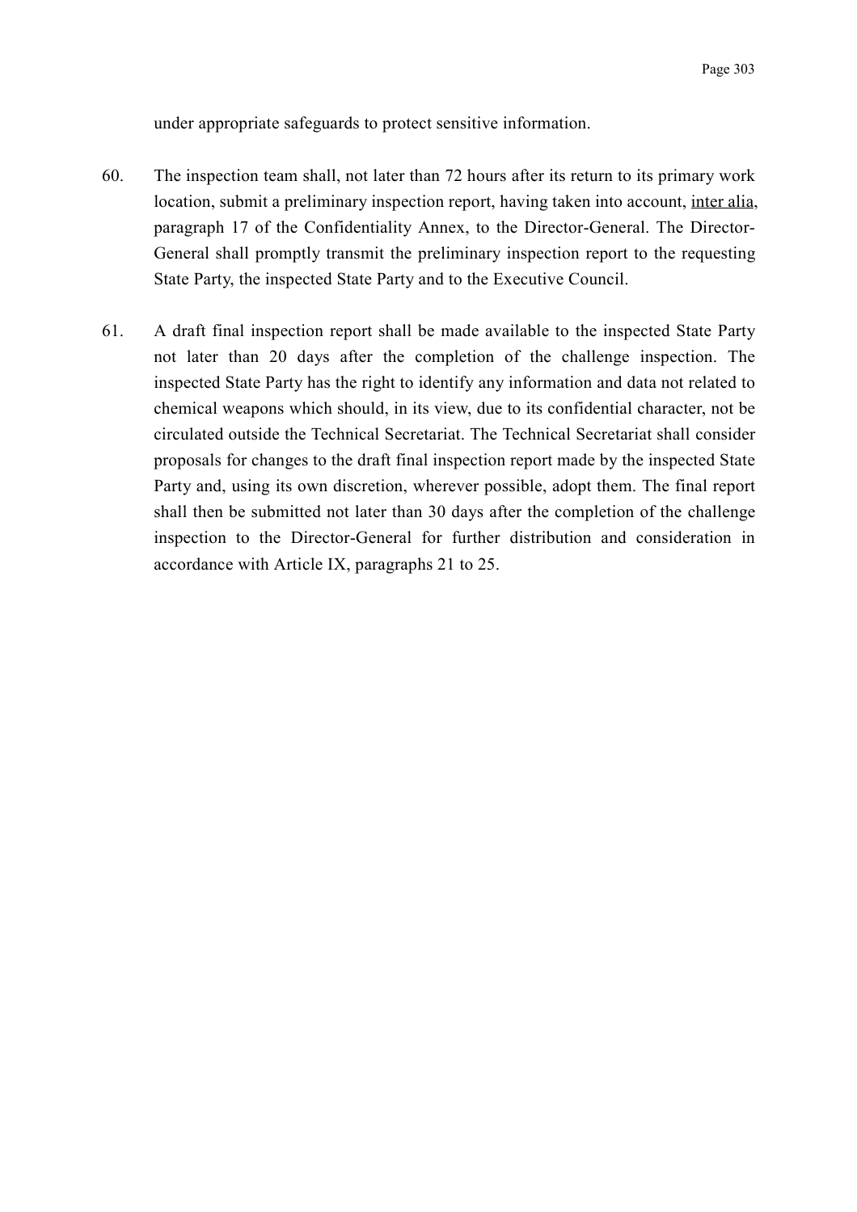under appropriate safeguards to protect sensitive information.

60. The inspection team shall, not later than 72 hours after its return to its primary work location, submit a preliminary inspection report, having taken into account, inter alia, paragraph 17 of the Confidentiality Annex, to the Director-General. The Director-General shall promptly transmit the preliminary inspection report to the requesting State Party, the inspected State Party and to the Executive Council.

61. A draft final inspection report shall be made available to the inspected State Party not later than 20 days after the completion of the challenge inspection. The inspected State Party has the right to identify any information and data not related to chemical weapons which should, in its view, due to its confidential character, not be circulated outside the Technical Secretariat. The Technical Secretariat shall consider proposals for changes to the draft final inspection report made by the inspected State Party and, using its own discretion, wherever possible, adopt them. The final report shall then be submitted not later than 30 days after the completion of the challenge inspection to the Director-General for further distribution and consideration in accordance with Article IX, paragraphs 21 to 25.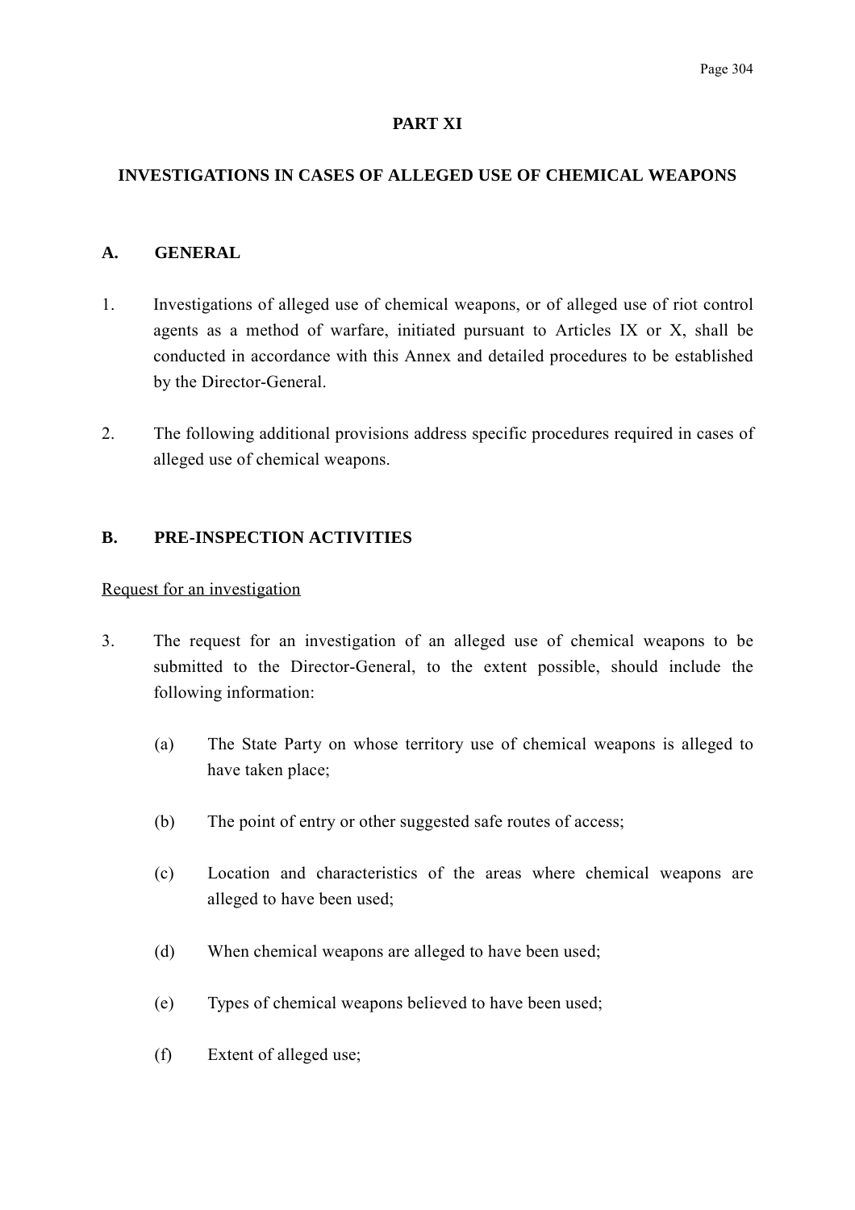## PART XI

## INVESTIGATIONS IN CASES OF ALLEGED USE OF CHEMICAL WEAPONS

### A. GENERAL

1. Investigations of alleged use of chemical weapons, or of alleged use of riot control agents as a method of warfare, initiated pursuant to Articles IX or X, shall be conducted in accordance with this Annex and detailed procedures to be established by the Director-General.

2. The following additional provisions address specific procedures required in cases of alleged use of chemical weapons.

### B. PRE-INSPECTION ACTIVITIES

<u>Request for an investigation</u>

3. The request for an investigation of an alleged use of chemical weapons to be submitted to the Director-General, to the extent possible, should include the following information:

   (a) The State Party on whose territory use of chemical weapons is alleged to have taken place;

   (b) The point of entry or other suggested safe routes of access;

   (c) Location and characteristics of the areas where chemical weapons are alleged to have been used;

   (d) When chemical weapons are alleged to have been used;

   (e) Types of chemical weapons believed to have been used;

   (f) Extent of alleged use;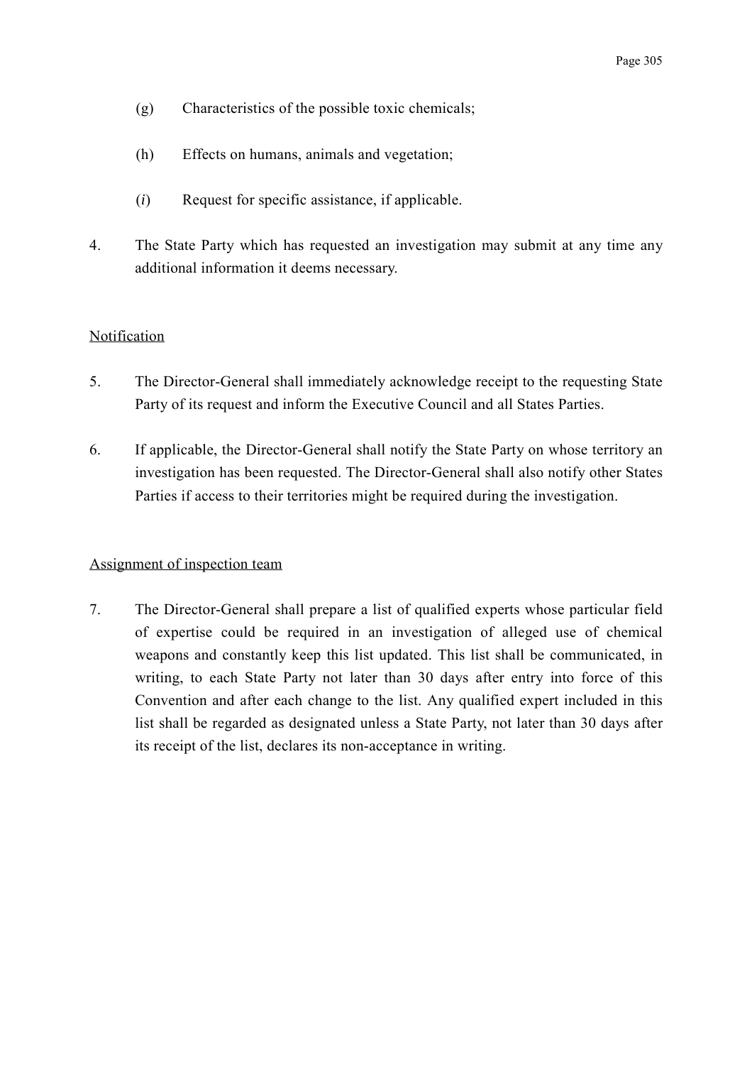(g) Characteristics of the possible toxic chemicals;

(h) Effects on humans, animals and vegetation;

(*i*) Request for specific assistance, if applicable.

4. The State Party which has requested an investigation may submit at any time any additional information it deems necessary.

Notification

5. The Director-General shall immediately acknowledge receipt to the requesting State Party of its request and inform the Executive Council and all States Parties.

6. If applicable, the Director-General shall notify the State Party on whose territory an investigation has been requested. The Director-General shall also notify other States Parties if access to their territories might be required during the investigation.

Assignment of inspection team

7. The Director-General shall prepare a list of qualified experts whose particular field of expertise could be required in an investigation of alleged use of chemical weapons and constantly keep this list updated. This list shall be communicated, in writing, to each State Party not later than 30 days after entry into force of this Convention and after each change to the list. Any qualified expert included in this list shall be regarded as designated unless a State Party, not later than 30 days after its receipt of the list, declares its non-acceptance in writing.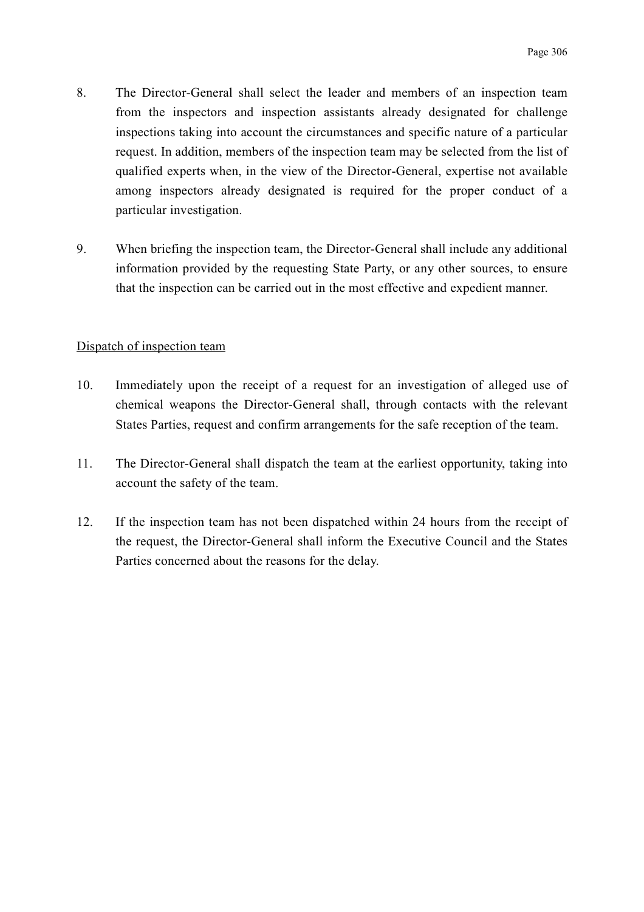8. The Director-General shall select the leader and members of an inspection team from the inspectors and inspection assistants already designated for challenge inspections taking into account the circumstances and specific nature of a particular request. In addition, members of the inspection team may be selected from the list of qualified experts when, in the view of the Director-General, expertise not available among inspectors already designated is required for the proper conduct of a particular investigation.

9. When briefing the inspection team, the Director-General shall include any additional information provided by the requesting State Party, or any other sources, to ensure that the inspection can be carried out in the most effective and expedient manner.

<u>Dispatch of inspection team</u>

10. Immediately upon the receipt of a request for an investigation of alleged use of chemical weapons the Director-General shall, through contacts with the relevant States Parties, request and confirm arrangements for the safe reception of the team.

11. The Director-General shall dispatch the team at the earliest opportunity, taking into account the safety of the team.

12. If the inspection team has not been dispatched within 24 hours from the receipt of the request, the Director-General shall inform the Executive Council and the States Parties concerned about the reasons for the delay.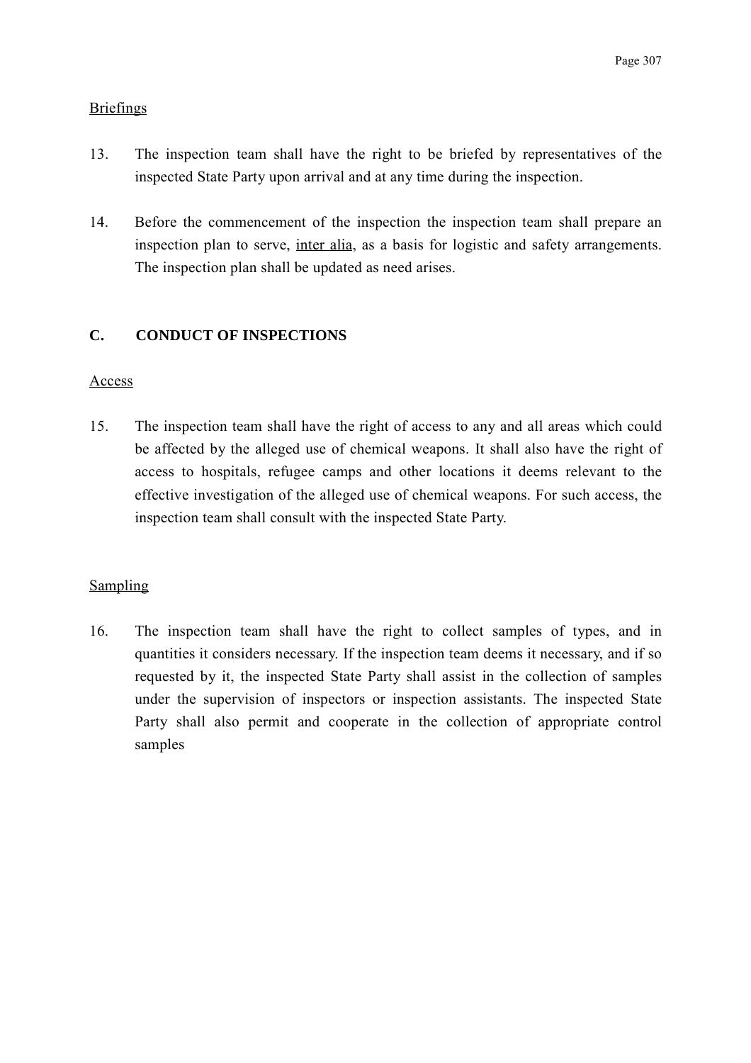Briefings

13. The inspection team shall have the right to be briefed by representatives of the inspected State Party upon arrival and at any time during the inspection.

14. Before the commencement of the inspection the inspection team shall prepare an inspection plan to serve, inter alia, as a basis for logistic and safety arrangements. The inspection plan shall be updated as need arises.

## C. CONDUCT OF INSPECTIONS

Access

15. The inspection team shall have the right of access to any and all areas which could be affected by the alleged use of chemical weapons. It shall also have the right of access to hospitals, refugee camps and other locations it deems relevant to the effective investigation of the alleged use of chemical weapons. For such access, the inspection team shall consult with the inspected State Party.

Sampling

16. The inspection team shall have the right to collect samples of types, and in quantities it considers necessary. If the inspection team deems it necessary, and if so requested by it, the inspected State Party shall assist in the collection of samples under the supervision of inspectors or inspection assistants. The inspected State Party shall also permit and cooperate in the collection of appropriate control samples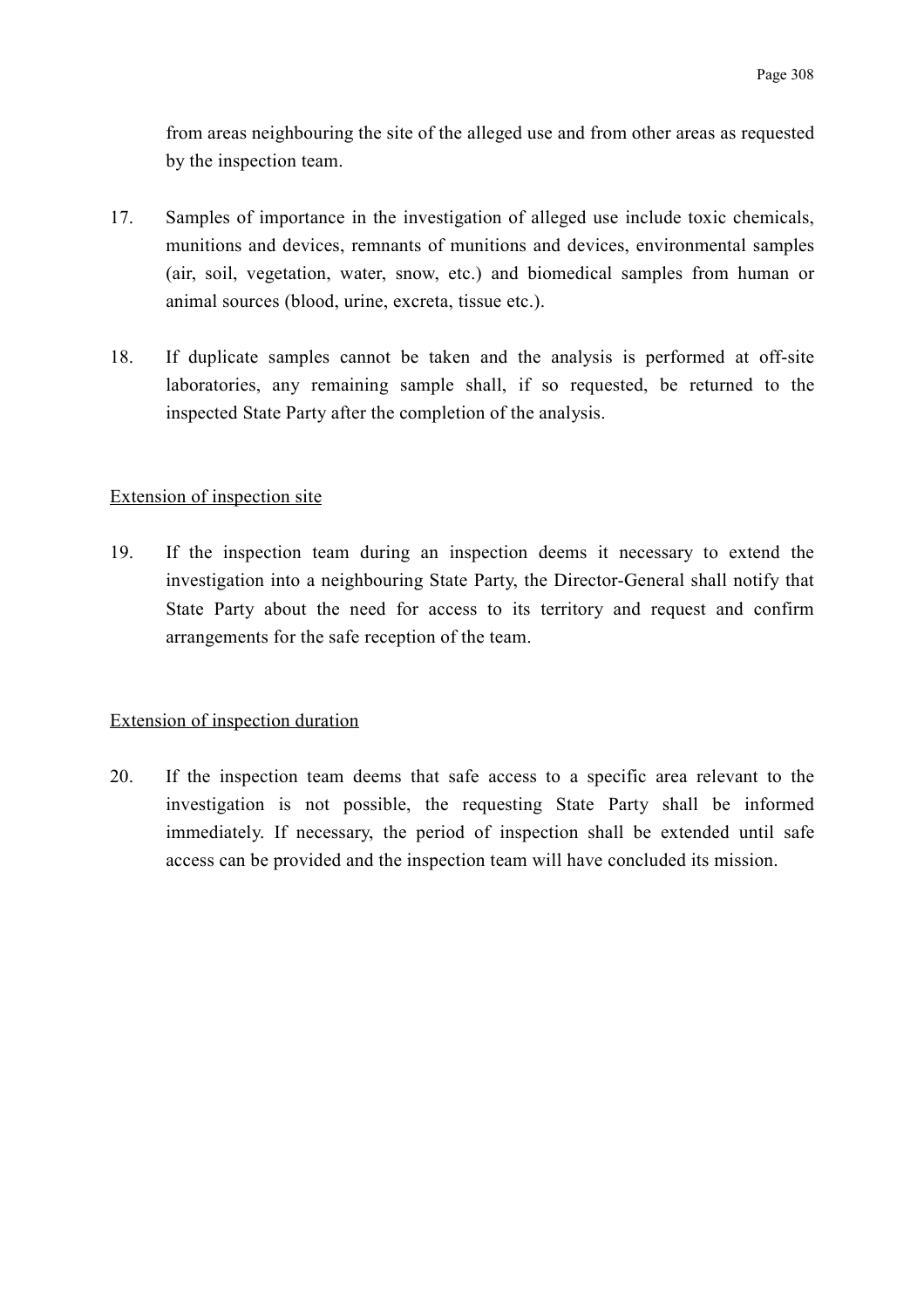from areas neighbouring the site of the alleged use and from other areas as requested by the inspection team.

17. Samples of importance in the investigation of alleged use include toxic chemicals, munitions and devices, remnants of munitions and devices, environmental samples (air, soil, vegetation, water, snow, etc.) and biomedical samples from human or animal sources (blood, urine, excreta, tissue etc.).

18. If duplicate samples cannot be taken and the analysis is performed at off-site laboratories, any remaining sample shall, if so requested, be returned to the inspected State Party after the completion of the analysis.

Extension of inspection site

19. If the inspection team during an inspection deems it necessary to extend the investigation into a neighbouring State Party, the Director-General shall notify that State Party about the need for access to its territory and request and confirm arrangements for the safe reception of the team.

Extension of inspection duration

20. If the inspection team deems that safe access to a specific area relevant to the investigation is not possible, the requesting State Party shall be informed immediately. If necessary, the period of inspection shall be extended until safe access can be provided and the inspection team will have concluded its mission.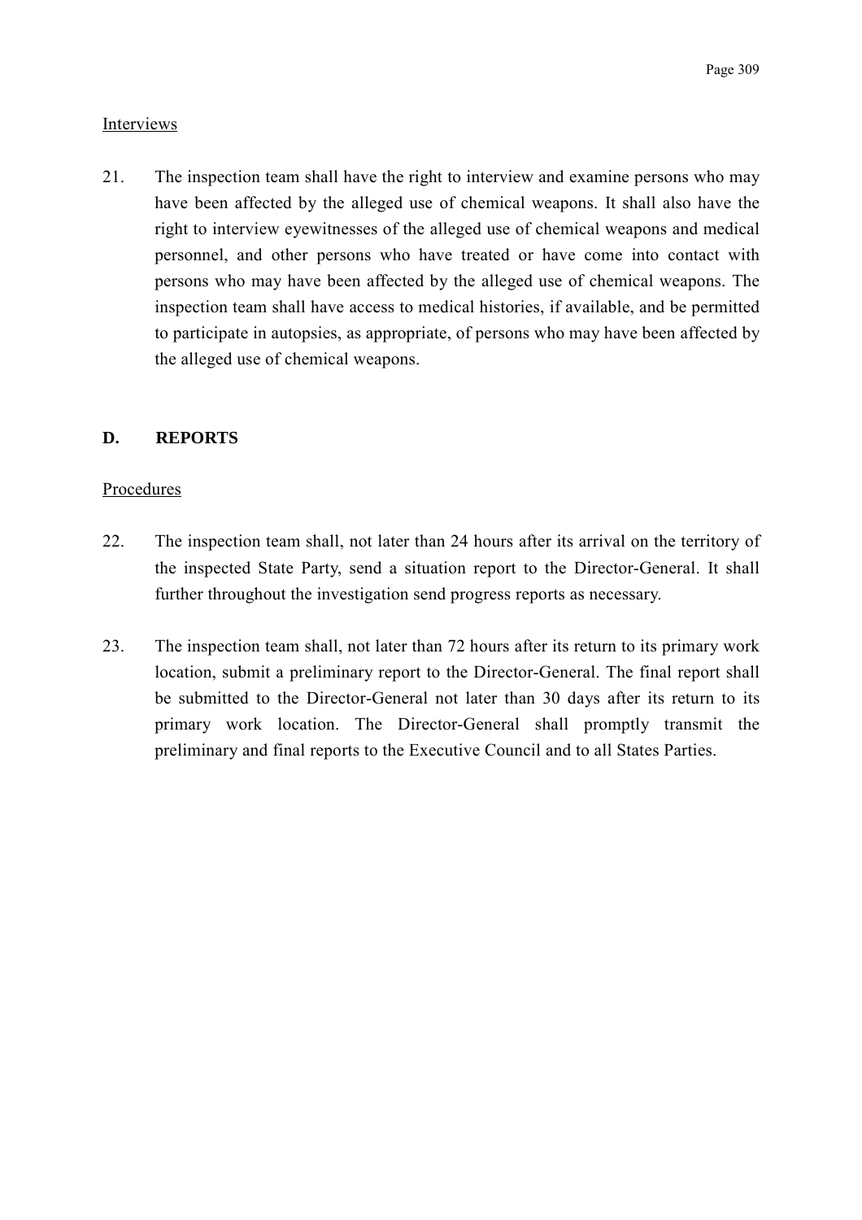Interviews

21. The inspection team shall have the right to interview and examine persons who may have been affected by the alleged use of chemical weapons. It shall also have the right to interview eyewitnesses of the alleged use of chemical weapons and medical personnel, and other persons who have treated or have come into contact with persons who may have been affected by the alleged use of chemical weapons. The inspection team shall have access to medical histories, if available, and be permitted to participate in autopsies, as appropriate, of persons who may have been affected by the alleged use of chemical weapons.

## D. REPORTS

Procedures

22. The inspection team shall, not later than 24 hours after its arrival on the territory of the inspected State Party, send a situation report to the Director-General. It shall further throughout the investigation send progress reports as necessary.

23. The inspection team shall, not later than 72 hours after its return to its primary work location, submit a preliminary report to the Director-General. The final report shall be submitted to the Director-General not later than 30 days after its return to its primary work location. The Director-General shall promptly transmit the preliminary and final reports to the Executive Council and to all States Parties.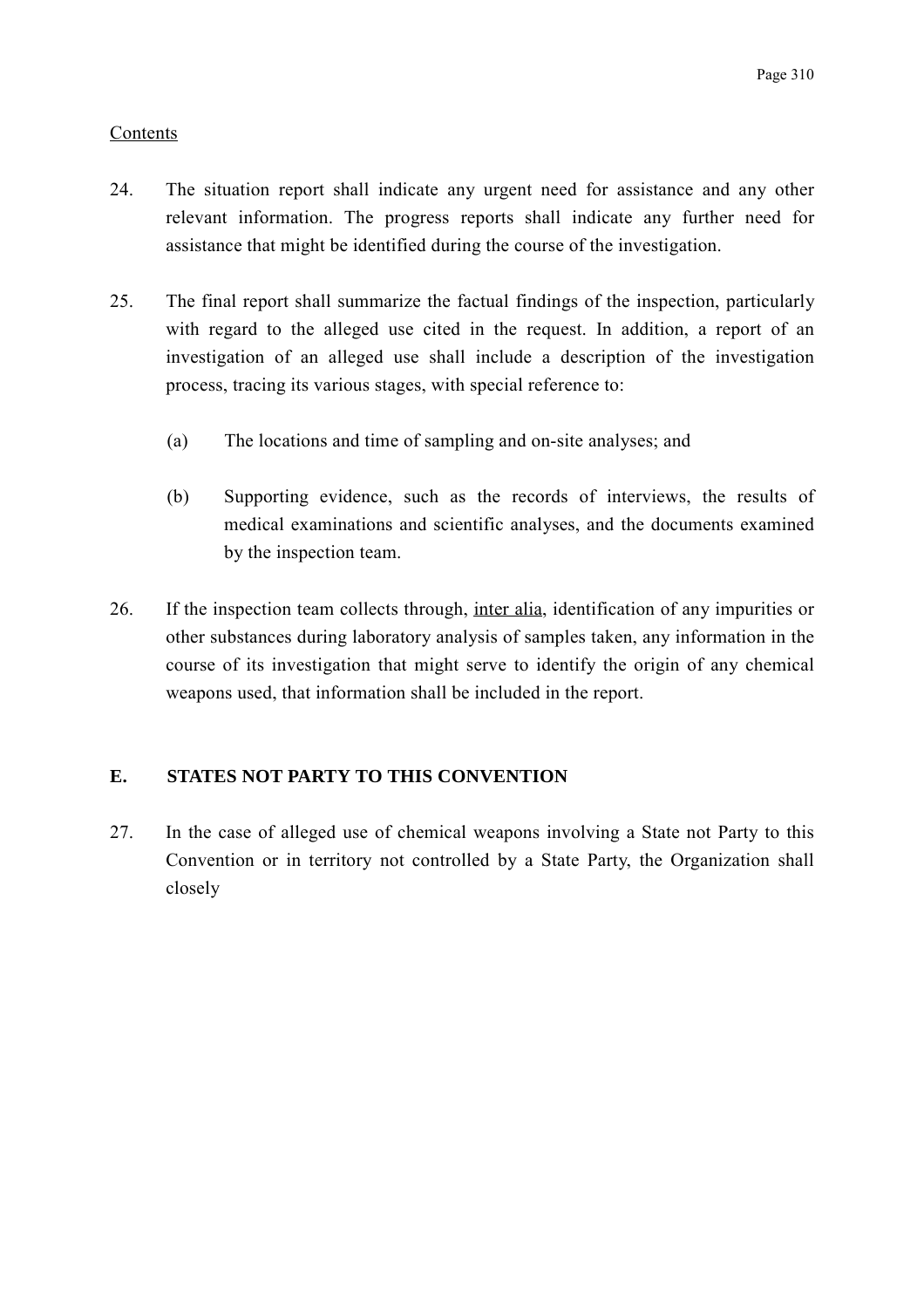Contents

24. The situation report shall indicate any urgent need for assistance and any other relevant information. The progress reports shall indicate any further need for assistance that might be identified during the course of the investigation.

25. The final report shall summarize the factual findings of the inspection, particularly with regard to the alleged use cited in the request. In addition, a report of an investigation of an alleged use shall include a description of the investigation process, tracing its various stages, with special reference to:

    (a) The locations and time of sampling and on-site analyses; and

    (b) Supporting evidence, such as the records of interviews, the results of medical examinations and scientific analyses, and the documents examined by the inspection team.

26. If the inspection team collects through, inter alia, identification of any impurities or other substances during laboratory analysis of samples taken, any information in the course of its investigation that might serve to identify the origin of any chemical weapons used, that information shall be included in the report.

## E. STATES NOT PARTY TO THIS CONVENTION

27. In the case of alleged use of chemical weapons involving a State not Party to this Convention or in territory not controlled by a State Party, the Organization shall closely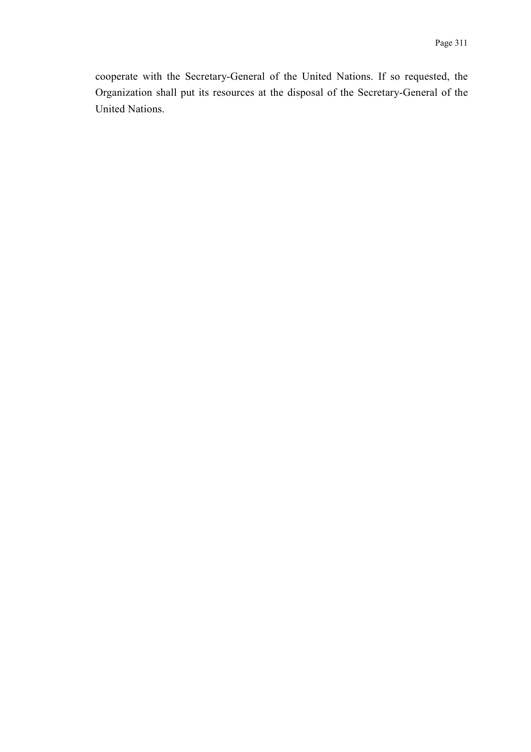cooperate with the Secretary-General of the United Nations. If so requested, the Organization shall put its resources at the disposal of the Secretary-General of the United Nations.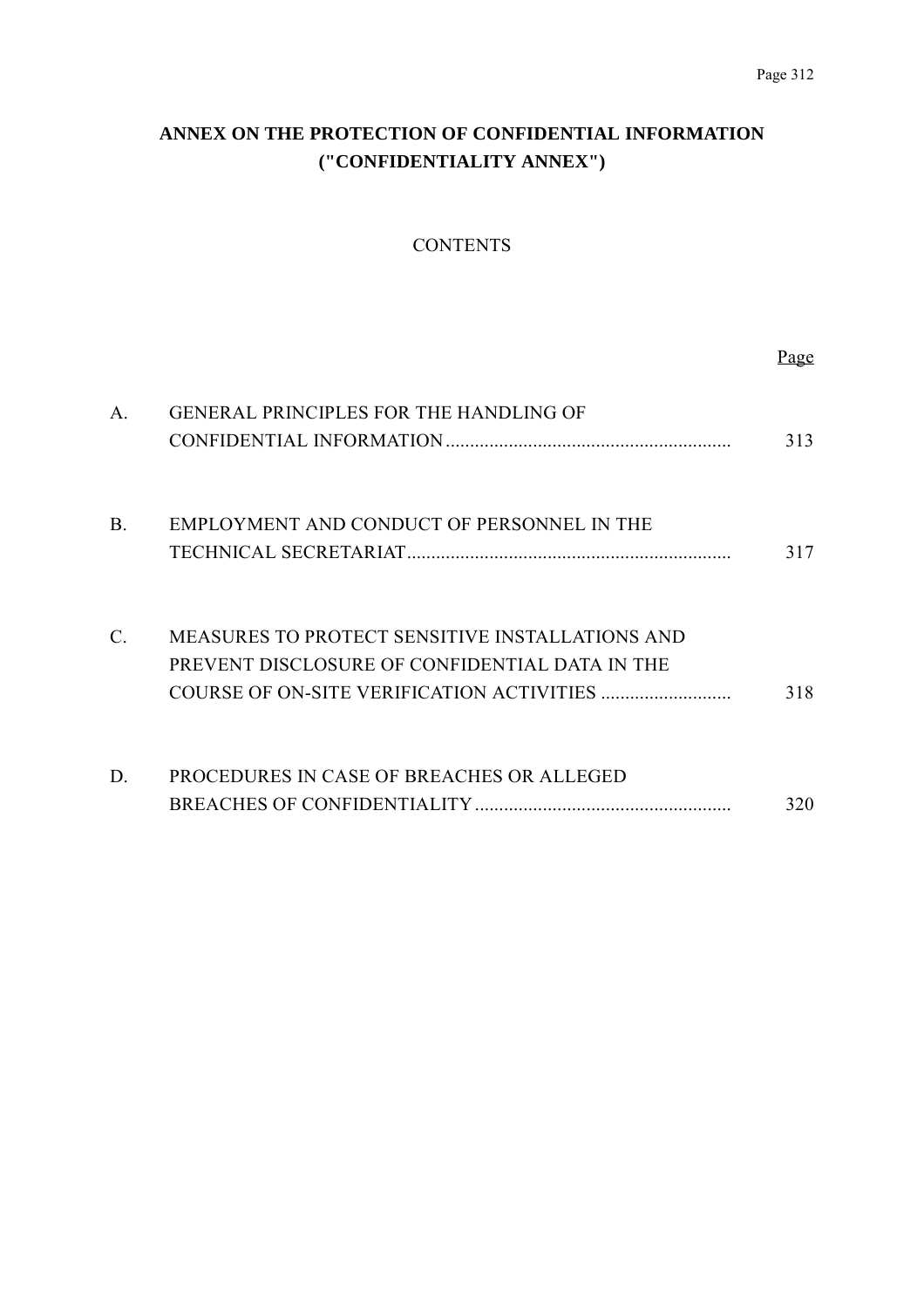# ANNEX ON THE PROTECTION OF CONFIDENTIAL INFORMATION ("CONFIDENTIALITY ANNEX")

## CONTENTS

| | | Page |
|---|---|---|
| A. | GENERAL PRINCIPLES FOR THE HANDLING OF CONFIDENTIAL INFORMATION | 313 |
| B. | EMPLOYMENT AND CONDUCT OF PERSONNEL IN THE TECHNICAL SECRETARIAT | 317 |
| C. | MEASURES TO PROTECT SENSITIVE INSTALLATIONS AND PREVENT DISCLOSURE OF CONFIDENTIAL DATA IN THE COURSE OF ON-SITE VERIFICATION ACTIVITIES | 318 |
| D. | PROCEDURES IN CASE OF BREACHES OR ALLEGED BREACHES OF CONFIDENTIALITY | 320 |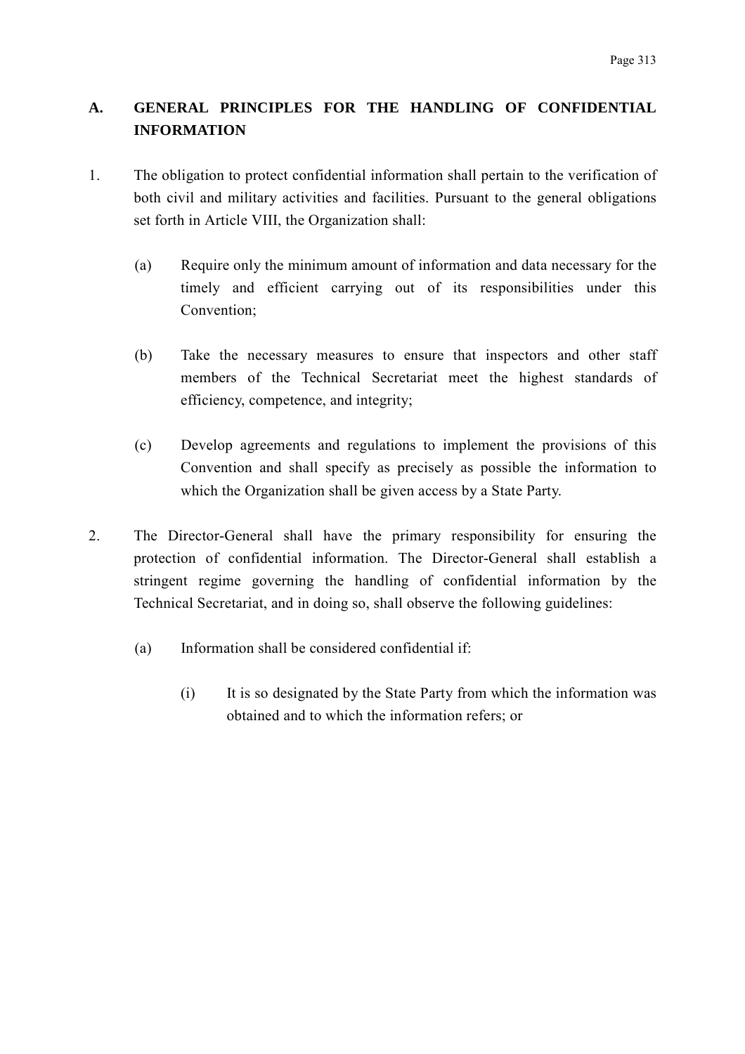## A. GENERAL PRINCIPLES FOR THE HANDLING OF CONFIDENTIAL INFORMATION

1. The obligation to protect confidential information shall pertain to the verification of both civil and military activities and facilities. Pursuant to the general obligations set forth in Article VIII, the Organization shall:

   (a) Require only the minimum amount of information and data necessary for the timely and efficient carrying out of its responsibilities under this Convention;

   (b) Take the necessary measures to ensure that inspectors and other staff members of the Technical Secretariat meet the highest standards of efficiency, competence, and integrity;

   (c) Develop agreements and regulations to implement the provisions of this Convention and shall specify as precisely as possible the information to which the Organization shall be given access by a State Party.

2. The Director-General shall have the primary responsibility for ensuring the protection of confidential information. The Director-General shall establish a stringent regime governing the handling of confidential information by the Technical Secretariat, and in doing so, shall observe the following guidelines:

   (a) Information shall be considered confidential if:

      (i) It is so designated by the State Party from which the information was obtained and to which the information refers; or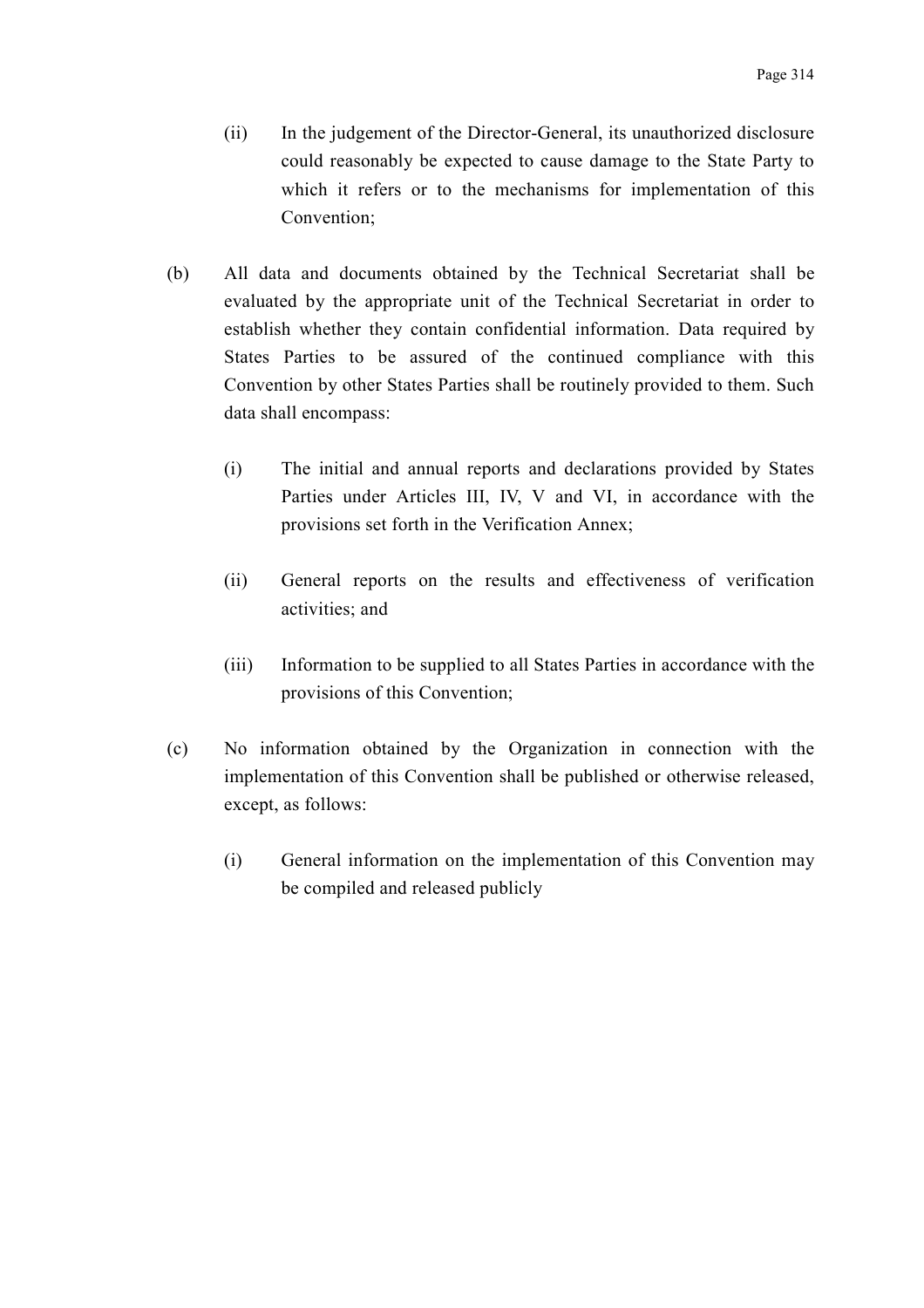(ii) In the judgement of the Director-General, its unauthorized disclosure could reasonably be expected to cause damage to the State Party to which it refers or to the mechanisms for implementation of this Convention;

(b) All data and documents obtained by the Technical Secretariat shall be evaluated by the appropriate unit of the Technical Secretariat in order to establish whether they contain confidential information. Data required by States Parties to be assured of the continued compliance with this Convention by other States Parties shall be routinely provided to them. Such data shall encompass:

(i) The initial and annual reports and declarations provided by States Parties under Articles III, IV, V and VI, in accordance with the provisions set forth in the Verification Annex;

(ii) General reports on the results and effectiveness of verification activities; and

(iii) Information to be supplied to all States Parties in accordance with the provisions of this Convention;

(c) No information obtained by the Organization in connection with the implementation of this Convention shall be published or otherwise released, except, as follows:

(i) General information on the implementation of this Convention may be compiled and released publicly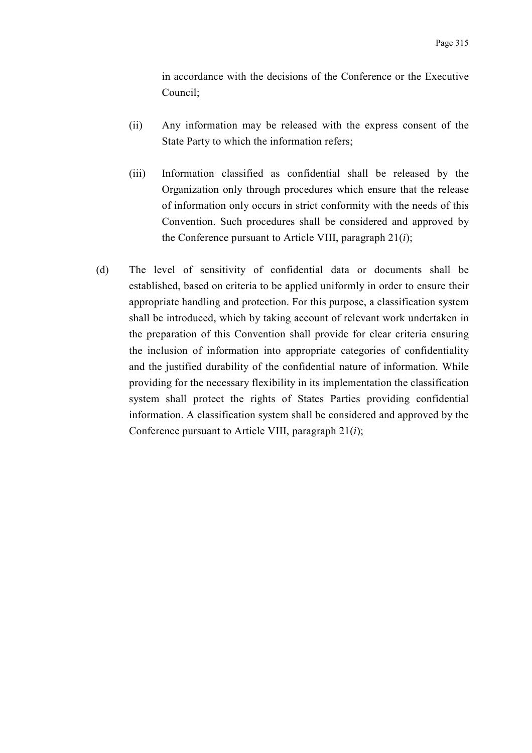in accordance with the decisions of the Conference or the Executive Council;

(ii) Any information may be released with the express consent of the State Party to which the information refers;

(iii) Information classified as confidential shall be released by the Organization only through procedures which ensure that the release of information only occurs in strict conformity with the needs of this Convention. Such procedures shall be considered and approved by the Conference pursuant to Article VIII, paragraph 21(*i*);

(d) The level of sensitivity of confidential data or documents shall be established, based on criteria to be applied uniformly in order to ensure their appropriate handling and protection. For this purpose, a classification system shall be introduced, which by taking account of relevant work undertaken in the preparation of this Convention shall provide for clear criteria ensuring the inclusion of information into appropriate categories of confidentiality and the justified durability of the confidential nature of information. While providing for the necessary flexibility in its implementation the classification system shall protect the rights of States Parties providing confidential information. A classification system shall be considered and approved by the Conference pursuant to Article VIII, paragraph 21(*i*);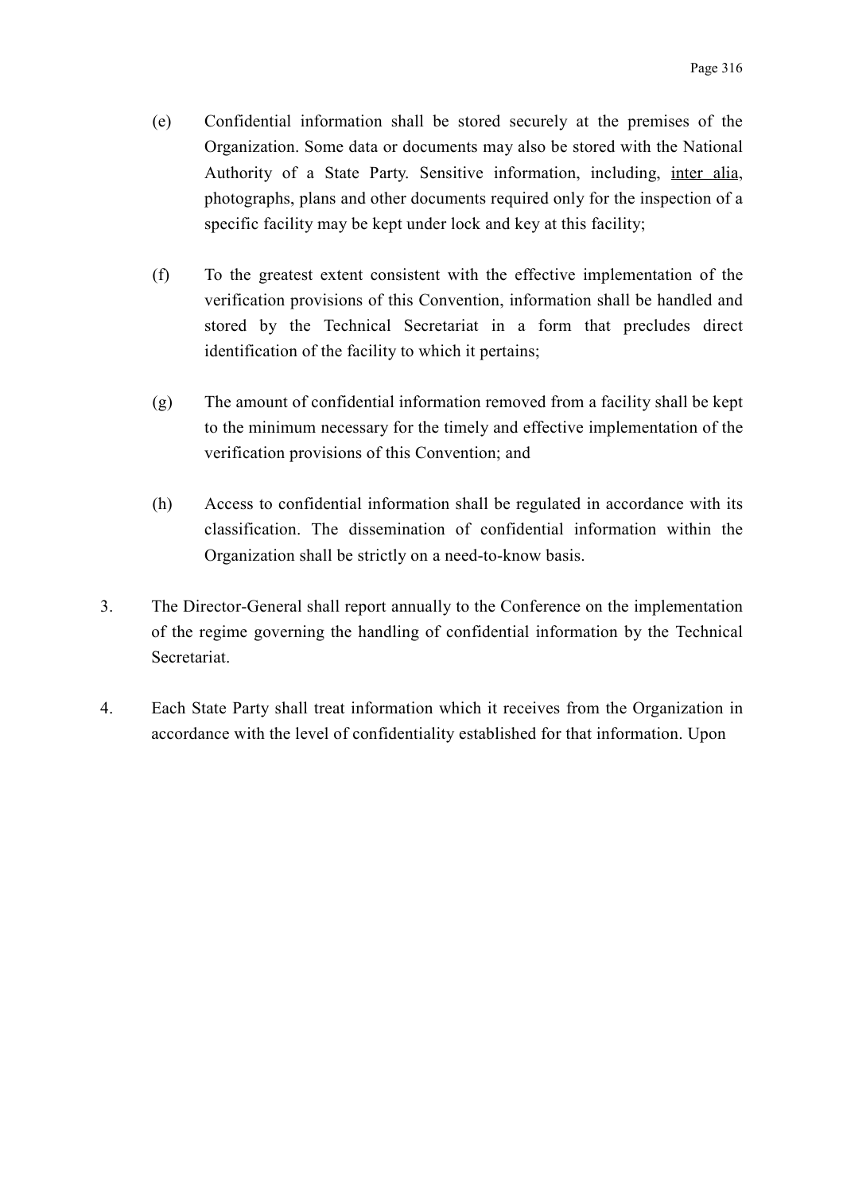(e) Confidential information shall be stored securely at the premises of the Organization. Some data or documents may also be stored with the National Authority of a State Party. Sensitive information, including, inter alia, photographs, plans and other documents required only for the inspection of a specific facility may be kept under lock and key at this facility;

(f) To the greatest extent consistent with the effective implementation of the verification provisions of this Convention, information shall be handled and stored by the Technical Secretariat in a form that precludes direct identification of the facility to which it pertains;

(g) The amount of confidential information removed from a facility shall be kept to the minimum necessary for the timely and effective implementation of the verification provisions of this Convention; and

(h) Access to confidential information shall be regulated in accordance with its classification. The dissemination of confidential information within the Organization shall be strictly on a need-to-know basis.

3. The Director-General shall report annually to the Conference on the implementation of the regime governing the handling of confidential information by the Technical Secretariat.

4. Each State Party shall treat information which it receives from the Organization in accordance with the level of confidentiality established for that information. Upon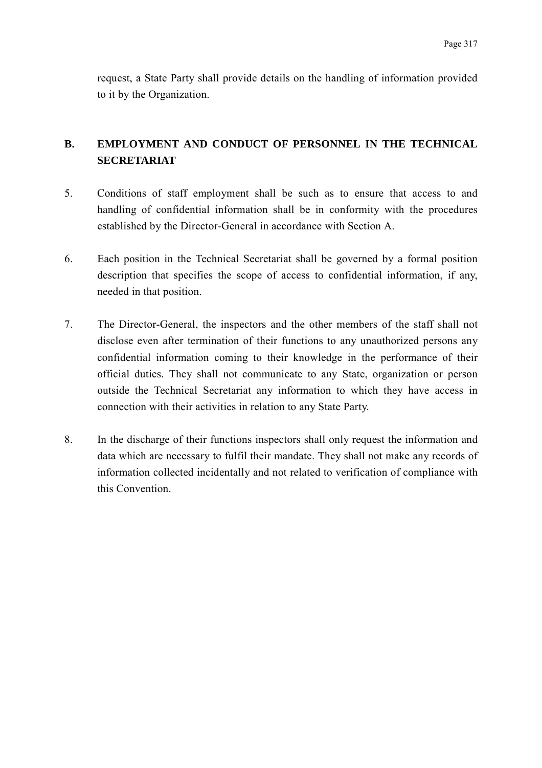request, a State Party shall provide details on the handling of information provided to it by the Organization.

## B. EMPLOYMENT AND CONDUCT OF PERSONNEL IN THE TECHNICAL SECRETARIAT

5. Conditions of staff employment shall be such as to ensure that access to and handling of confidential information shall be in conformity with the procedures established by the Director-General in accordance with Section A.

6. Each position in the Technical Secretariat shall be governed by a formal position description that specifies the scope of access to confidential information, if any, needed in that position.

7. The Director-General, the inspectors and the other members of the staff shall not disclose even after termination of their functions to any unauthorized persons any confidential information coming to their knowledge in the performance of their official duties. They shall not communicate to any State, organization or person outside the Technical Secretariat any information to which they have access in connection with their activities in relation to any State Party.

8. In the discharge of their functions inspectors shall only request the information and data which are necessary to fulfil their mandate. They shall not make any records of information collected incidentally and not related to verification of compliance with this Convention.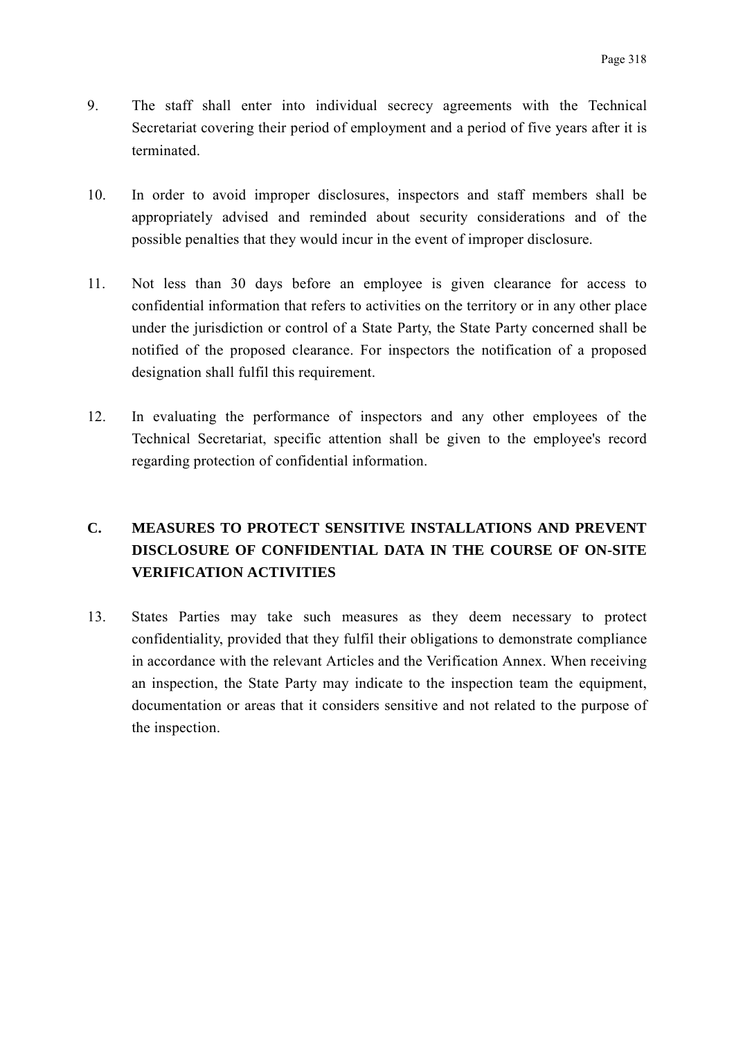9. The staff shall enter into individual secrecy agreements with the Technical Secretariat covering their period of employment and a period of five years after it is terminated.

10. In order to avoid improper disclosures, inspectors and staff members shall be appropriately advised and reminded about security considerations and of the possible penalties that they would incur in the event of improper disclosure.

11. Not less than 30 days before an employee is given clearance for access to confidential information that refers to activities on the territory or in any other place under the jurisdiction or control of a State Party, the State Party concerned shall be notified of the proposed clearance. For inspectors the notification of a proposed designation shall fulfil this requirement.

12. In evaluating the performance of inspectors and any other employees of the Technical Secretariat, specific attention shall be given to the employee's record regarding protection of confidential information.

## C. MEASURES TO PROTECT SENSITIVE INSTALLATIONS AND PREVENT DISCLOSURE OF CONFIDENTIAL DATA IN THE COURSE OF ON-SITE VERIFICATION ACTIVITIES

13. States Parties may take such measures as they deem necessary to protect confidentiality, provided that they fulfil their obligations to demonstrate compliance in accordance with the relevant Articles and the Verification Annex. When receiving an inspection, the State Party may indicate to the inspection team the equipment, documentation or areas that it considers sensitive and not related to the purpose of the inspection.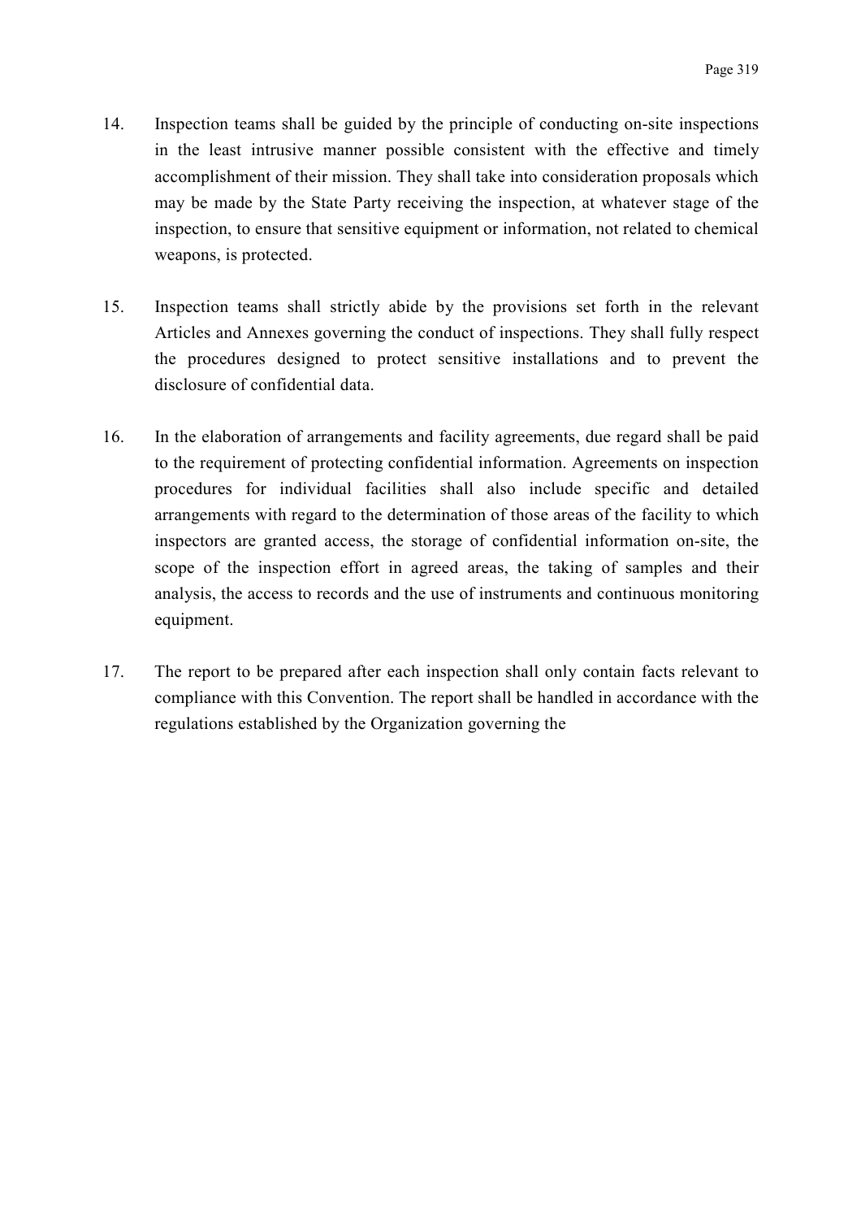14. Inspection teams shall be guided by the principle of conducting on-site inspections in the least intrusive manner possible consistent with the effective and timely accomplishment of their mission. They shall take into consideration proposals which may be made by the State Party receiving the inspection, at whatever stage of the inspection, to ensure that sensitive equipment or information, not related to chemical weapons, is protected.

15. Inspection teams shall strictly abide by the provisions set forth in the relevant Articles and Annexes governing the conduct of inspections. They shall fully respect the procedures designed to protect sensitive installations and to prevent the disclosure of confidential data.

16. In the elaboration of arrangements and facility agreements, due regard shall be paid to the requirement of protecting confidential information. Agreements on inspection procedures for individual facilities shall also include specific and detailed arrangements with regard to the determination of those areas of the facility to which inspectors are granted access, the storage of confidential information on-site, the scope of the inspection effort in agreed areas, the taking of samples and their analysis, the access to records and the use of instruments and continuous monitoring equipment.

17. The report to be prepared after each inspection shall only contain facts relevant to compliance with this Convention. The report shall be handled in accordance with the regulations established by the Organization governing the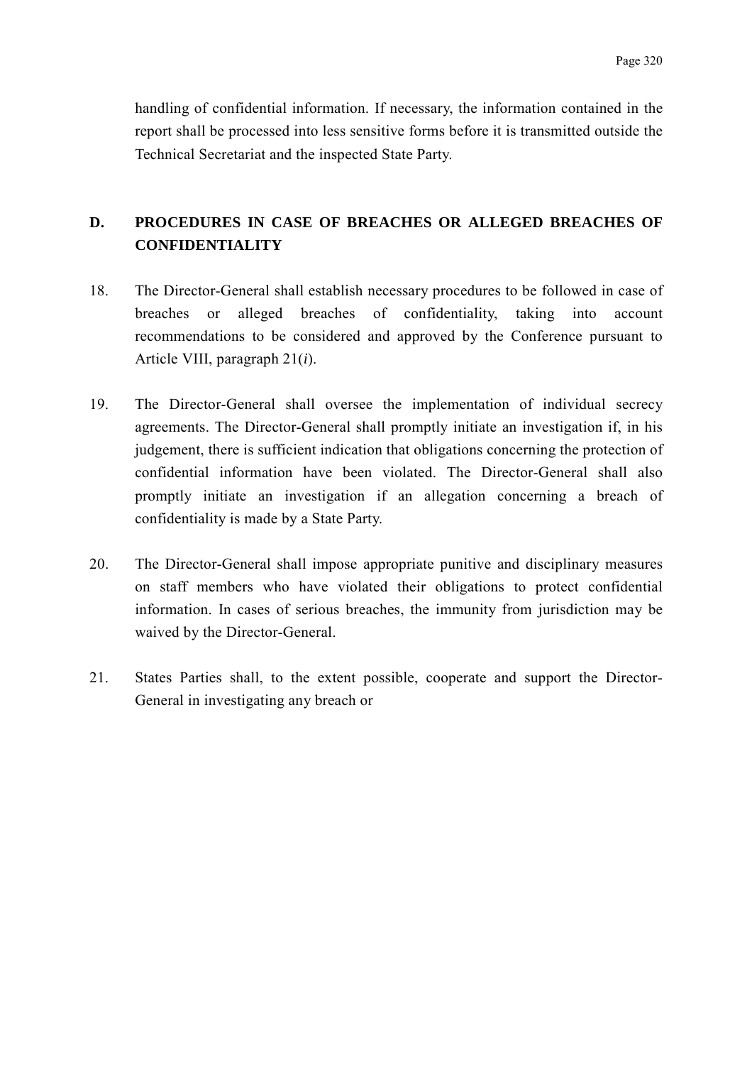handling of confidential information. If necessary, the information contained in the report shall be processed into less sensitive forms before it is transmitted outside the Technical Secretariat and the inspected State Party.

## D. PROCEDURES IN CASE OF BREACHES OR ALLEGED BREACHES OF CONFIDENTIALITY

18. The Director-General shall establish necessary procedures to be followed in case of breaches or alleged breaches of confidentiality, taking into account recommendations to be considered and approved by the Conference pursuant to Article VIII, paragraph 21(*i*).

19. The Director-General shall oversee the implementation of individual secrecy agreements. The Director-General shall promptly initiate an investigation if, in his judgement, there is sufficient indication that obligations concerning the protection of confidential information have been violated. The Director-General shall also promptly initiate an investigation if an allegation concerning a breach of confidentiality is made by a State Party.

20. The Director-General shall impose appropriate punitive and disciplinary measures on staff members who have violated their obligations to protect confidential information. In cases of serious breaches, the immunity from jurisdiction may be waived by the Director-General.

21. States Parties shall, to the extent possible, cooperate and support the Director-General in investigating any breach or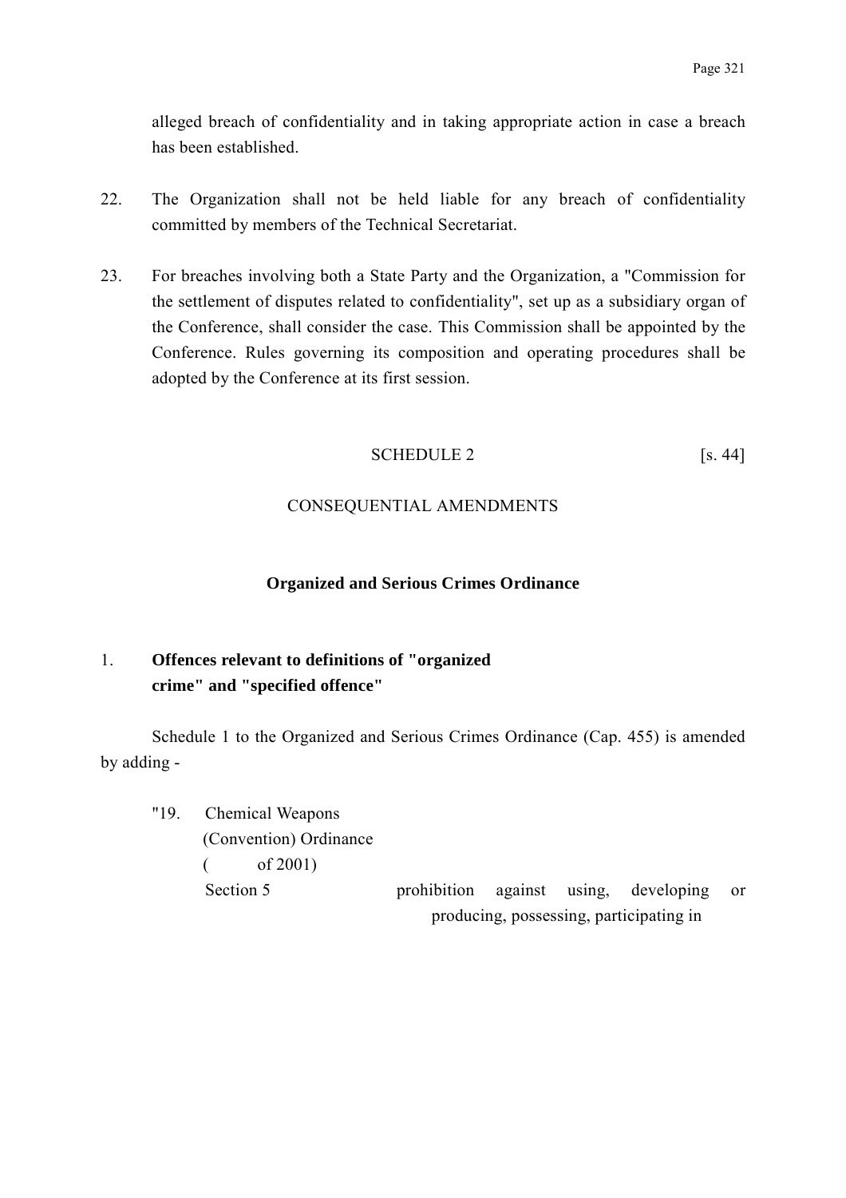alleged breach of confidentiality and in taking appropriate action in case a breach has been established.

22. The Organization shall not be held liable for any breach of confidentiality committed by members of the Technical Secretariat.

23. For breaches involving both a State Party and the Organization, a "Commission for the settlement of disputes related to confidentiality", set up as a subsidiary organ of the Conference, shall consider the case. This Commission shall be appointed by the Conference. Rules governing its composition and operating procedures shall be adopted by the Conference at its first session.

## SCHEDULE 2 [s. 44]

## CONSEQUENTIAL AMENDMENTS

### Organized and Serious Crimes Ordinance

**1. Offences relevant to definitions of "organized crime" and "specified offence"**

Schedule 1 to the Organized and Serious Crimes Ordinance (Cap. 455) is amended by adding -

"19. Chemical Weapons (Convention) Ordinance ( of 2001)

Section 5 prohibition against using, developing or producing, possessing, participating in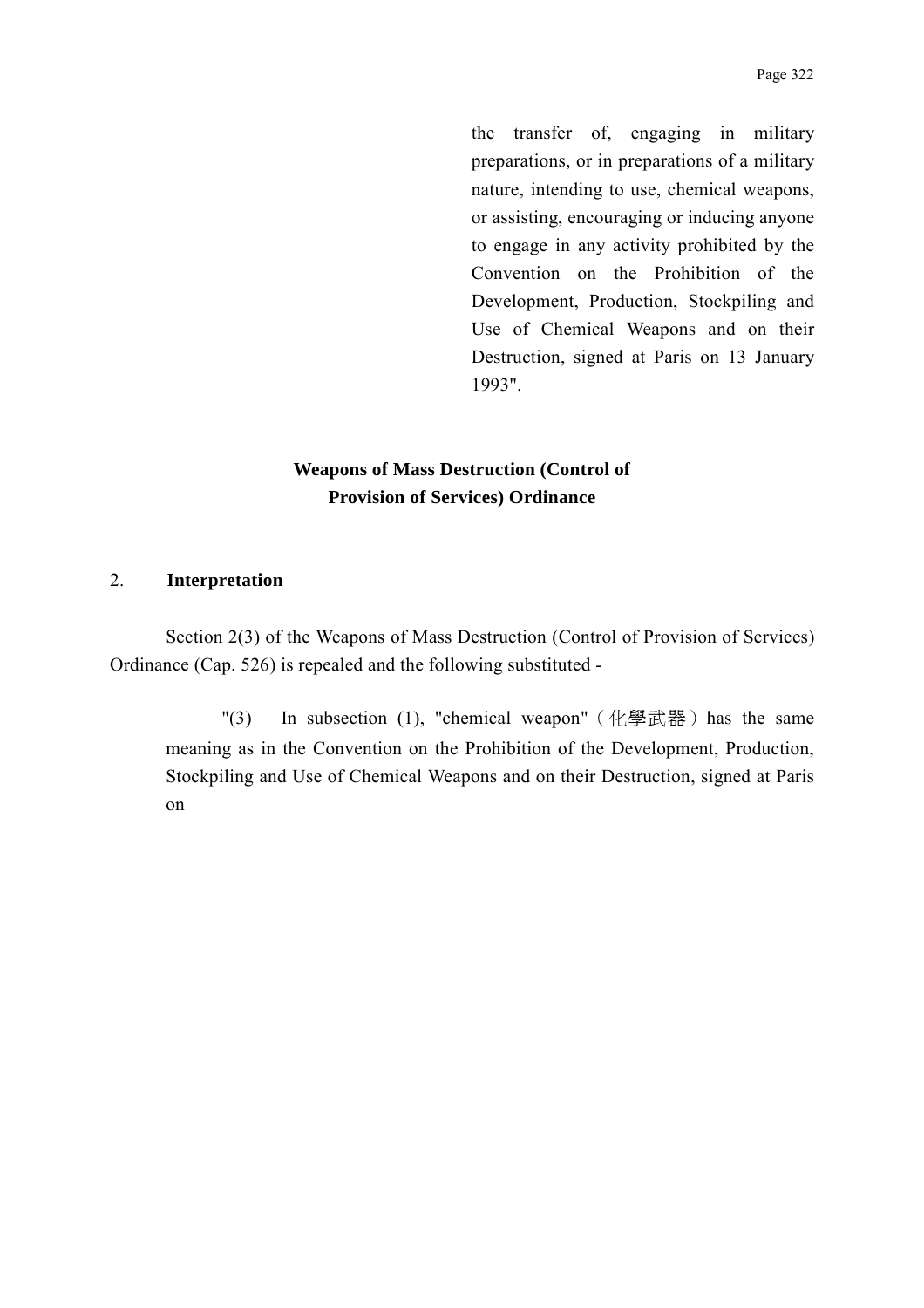the transfer of, engaging in military preparations, or in preparations of a military nature, intending to use, chemical weapons, or assisting, encouraging or inducing anyone to engage in any activity prohibited by the Convention on the Prohibition of the Development, Production, Stockpiling and Use of Chemical Weapons and on their Destruction, signed at Paris on 13 January 1993".

**Weapons of Mass Destruction (Control of Provision of Services) Ordinance**

2. **Interpretation**

Section 2(3) of the Weapons of Mass Destruction (Control of Provision of Services) Ordinance (Cap. 526) is repealed and the following substituted -

"(3) In subsection (1), "chemical weapon" (化學武器) has the same meaning as in the Convention on the Prohibition of the Development, Production, Stockpiling and Use of Chemical Weapons and on their Destruction, signed at Paris on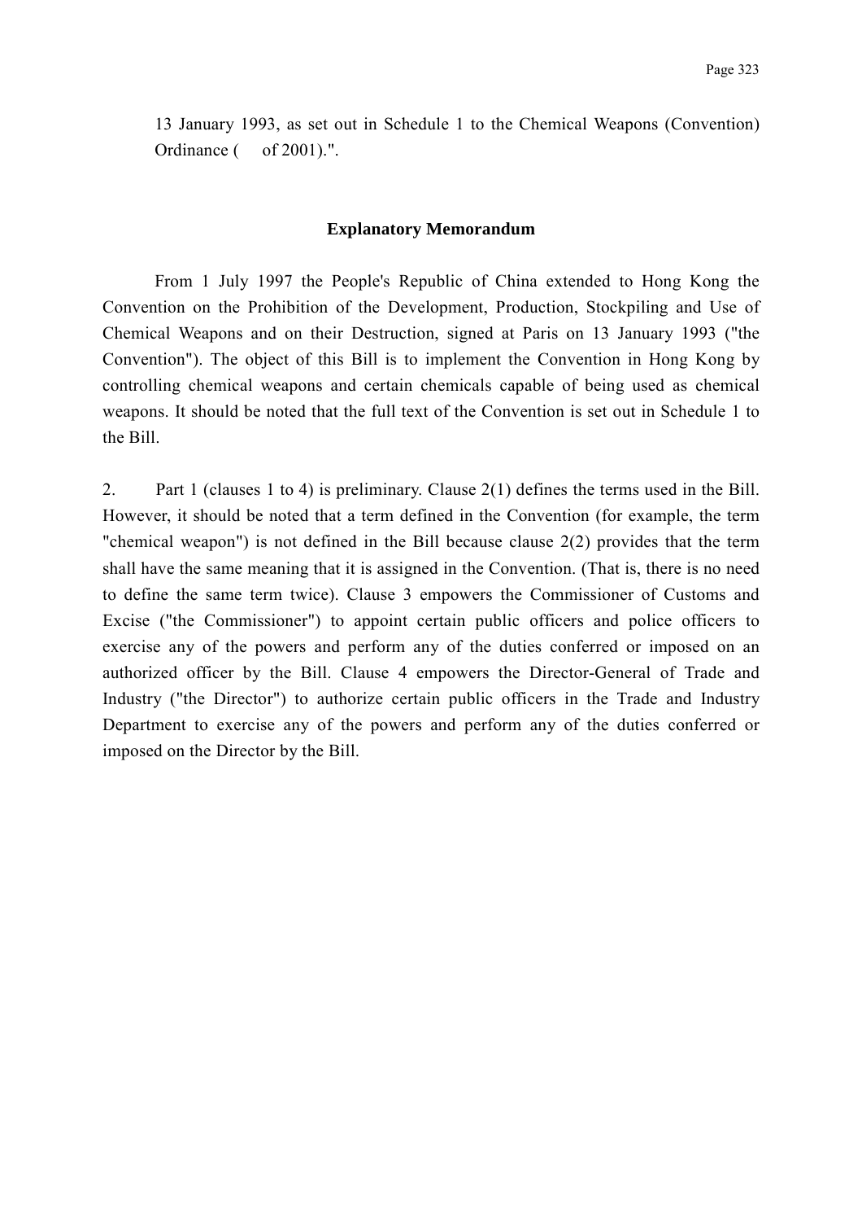13 January 1993, as set out in Schedule 1 to the Chemical Weapons (Convention) Ordinance (     of 2001).".

## Explanatory Memorandum

From 1 July 1997 the People's Republic of China extended to Hong Kong the Convention on the Prohibition of the Development, Production, Stockpiling and Use of Chemical Weapons and on their Destruction, signed at Paris on 13 January 1993 ("the Convention"). The object of this Bill is to implement the Convention in Hong Kong by controlling chemical weapons and certain chemicals capable of being used as chemical weapons. It should be noted that the full text of the Convention is set out in Schedule 1 to the Bill.

2. Part 1 (clauses 1 to 4) is preliminary. Clause 2(1) defines the terms used in the Bill. However, it should be noted that a term defined in the Convention (for example, the term "chemical weapon") is not defined in the Bill because clause 2(2) provides that the term shall have the same meaning that it is assigned in the Convention. (That is, there is no need to define the same term twice). Clause 3 empowers the Commissioner of Customs and Excise ("the Commissioner") to appoint certain public officers and police officers to exercise any of the powers and perform any of the duties conferred or imposed on an authorized officer by the Bill. Clause 4 empowers the Director-General of Trade and Industry ("the Director") to authorize certain public officers in the Trade and Industry Department to exercise any of the powers and perform any of the duties conferred or imposed on the Director by the Bill.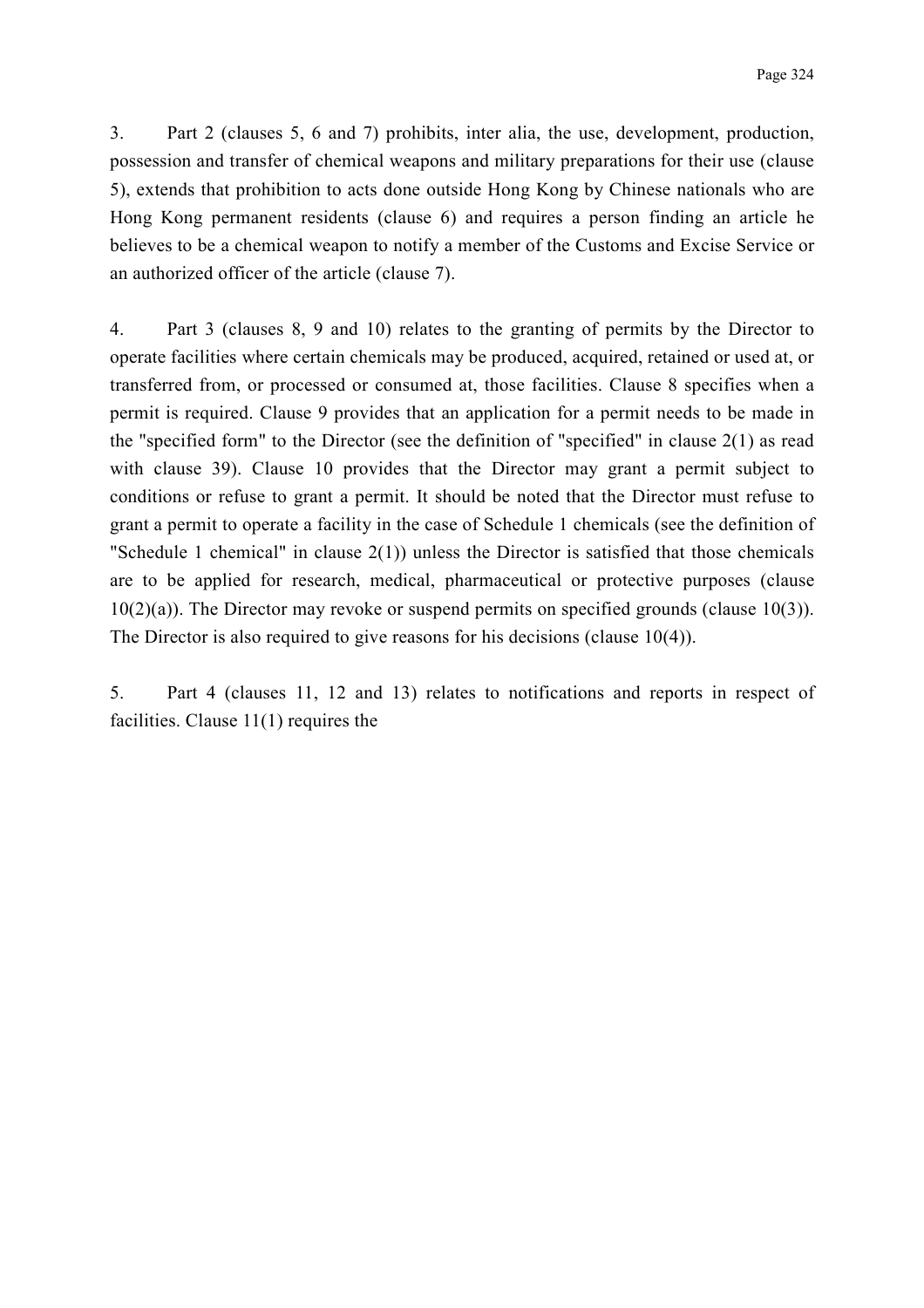3. Part 2 (clauses 5, 6 and 7) prohibits, inter alia, the use, development, production, possession and transfer of chemical weapons and military preparations for their use (clause 5), extends that prohibition to acts done outside Hong Kong by Chinese nationals who are Hong Kong permanent residents (clause 6) and requires a person finding an article he believes to be a chemical weapon to notify a member of the Customs and Excise Service or an authorized officer of the article (clause 7).

4. Part 3 (clauses 8, 9 and 10) relates to the granting of permits by the Director to operate facilities where certain chemicals may be produced, acquired, retained or used at, or transferred from, or processed or consumed at, those facilities. Clause 8 specifies when a permit is required. Clause 9 provides that an application for a permit needs to be made in the "specified form" to the Director (see the definition of "specified" in clause 2(1) as read with clause 39). Clause 10 provides that the Director may grant a permit subject to conditions or refuse to grant a permit. It should be noted that the Director must refuse to grant a permit to operate a facility in the case of Schedule 1 chemicals (see the definition of "Schedule 1 chemical" in clause 2(1)) unless the Director is satisfied that those chemicals are to be applied for research, medical, pharmaceutical or protective purposes (clause 10(2)(a)). The Director may revoke or suspend permits on specified grounds (clause 10(3)). The Director is also required to give reasons for his decisions (clause 10(4)).

5. Part 4 (clauses 11, 12 and 13) relates to notifications and reports in respect of facilities. Clause 11(1) requires the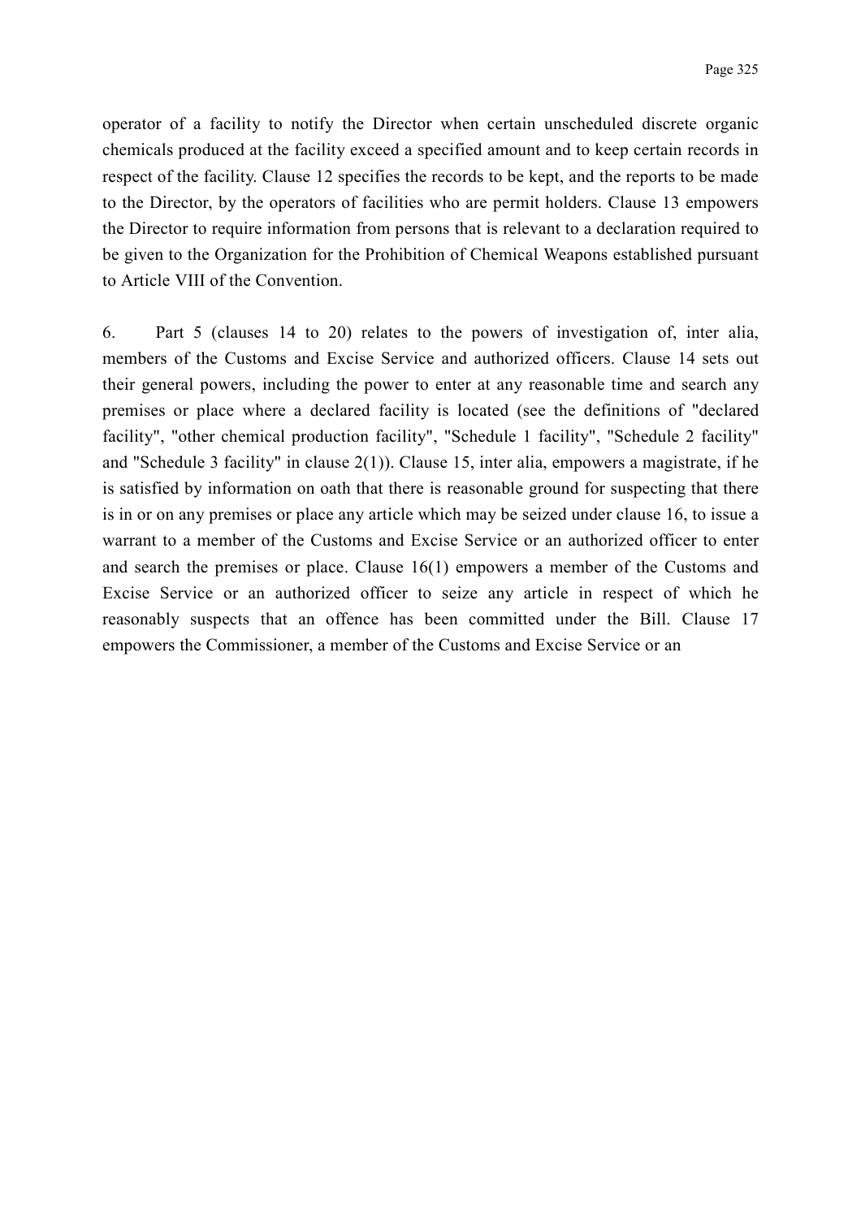operator of a facility to notify the Director when certain unscheduled discrete organic chemicals produced at the facility exceed a specified amount and to keep certain records in respect of the facility. Clause 12 specifies the records to be kept, and the reports to be made to the Director, by the operators of facilities who are permit holders. Clause 13 empowers the Director to require information from persons that is relevant to a declaration required to be given to the Organization for the Prohibition of Chemical Weapons established pursuant to Article VIII of the Convention.

6. Part 5 (clauses 14 to 20) relates to the powers of investigation of, inter alia, members of the Customs and Excise Service and authorized officers. Clause 14 sets out their general powers, including the power to enter at any reasonable time and search any premises or place where a declared facility is located (see the definitions of "declared facility", "other chemical production facility", "Schedule 1 facility", "Schedule 2 facility" and "Schedule 3 facility" in clause 2(1)). Clause 15, inter alia, empowers a magistrate, if he is satisfied by information on oath that there is reasonable ground for suspecting that there is in or on any premises or place any article which may be seized under clause 16, to issue a warrant to a member of the Customs and Excise Service or an authorized officer to enter and search the premises or place. Clause 16(1) empowers a member of the Customs and Excise Service or an authorized officer to seize any article in respect of which he reasonably suspects that an offence has been committed under the Bill. Clause 17 empowers the Commissioner, a member of the Customs and Excise Service or an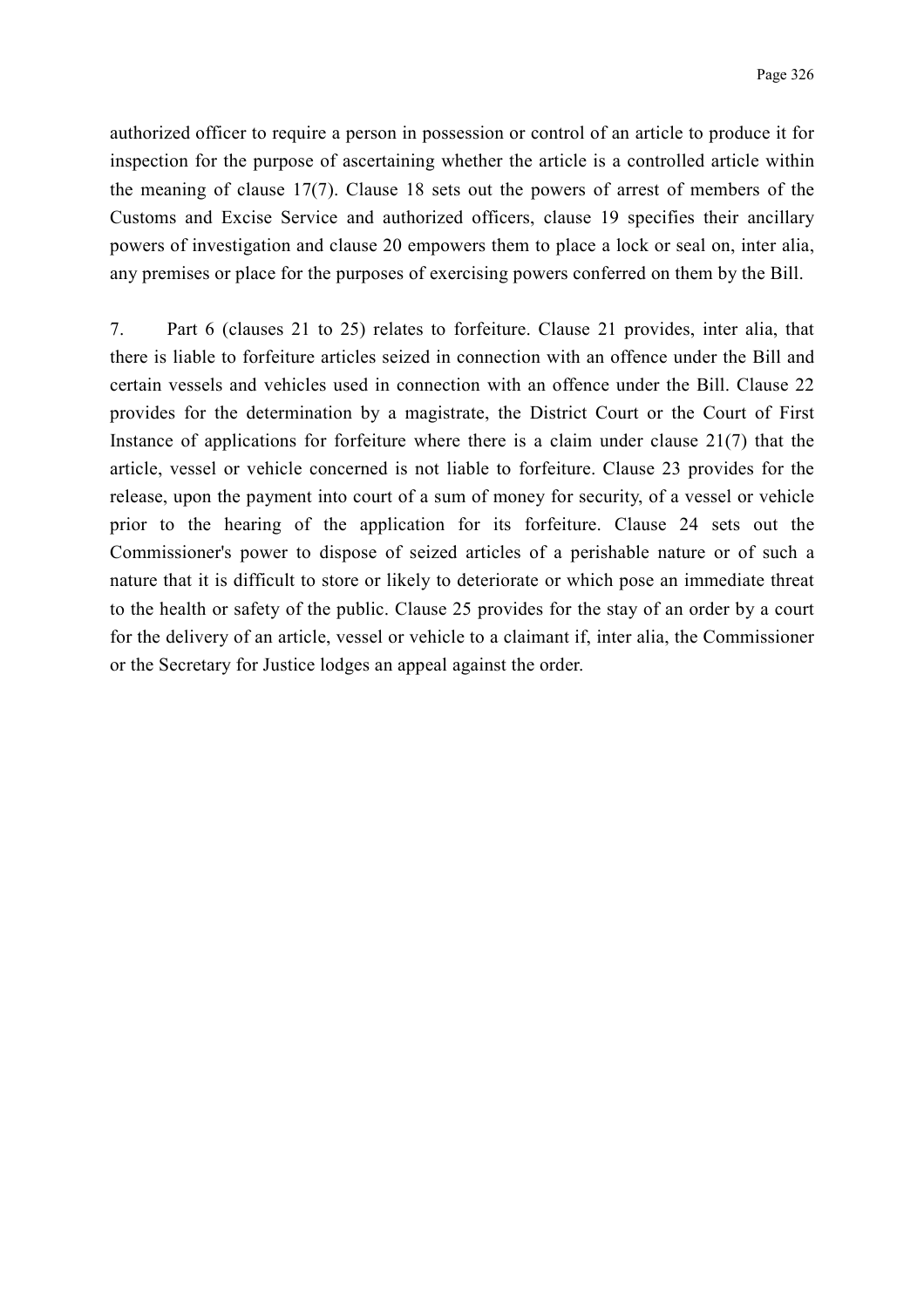authorized officer to require a person in possession or control of an article to produce it for inspection for the purpose of ascertaining whether the article is a controlled article within the meaning of clause 17(7). Clause 18 sets out the powers of arrest of members of the Customs and Excise Service and authorized officers, clause 19 specifies their ancillary powers of investigation and clause 20 empowers them to place a lock or seal on, inter alia, any premises or place for the purposes of exercising powers conferred on them by the Bill.

7. Part 6 (clauses 21 to 25) relates to forfeiture. Clause 21 provides, inter alia, that there is liable to forfeiture articles seized in connection with an offence under the Bill and certain vessels and vehicles used in connection with an offence under the Bill. Clause 22 provides for the determination by a magistrate, the District Court or the Court of First Instance of applications for forfeiture where there is a claim under clause 21(7) that the article, vessel or vehicle concerned is not liable to forfeiture. Clause 23 provides for the release, upon the payment into court of a sum of money for security, of a vessel or vehicle prior to the hearing of the application for its forfeiture. Clause 24 sets out the Commissioner's power to dispose of seized articles of a perishable nature or of such a nature that it is difficult to store or likely to deteriorate or which pose an immediate threat to the health or safety of the public. Clause 25 provides for the stay of an order by a court for the delivery of an article, vessel or vehicle to a claimant if, inter alia, the Commissioner or the Secretary for Justice lodges an appeal against the order.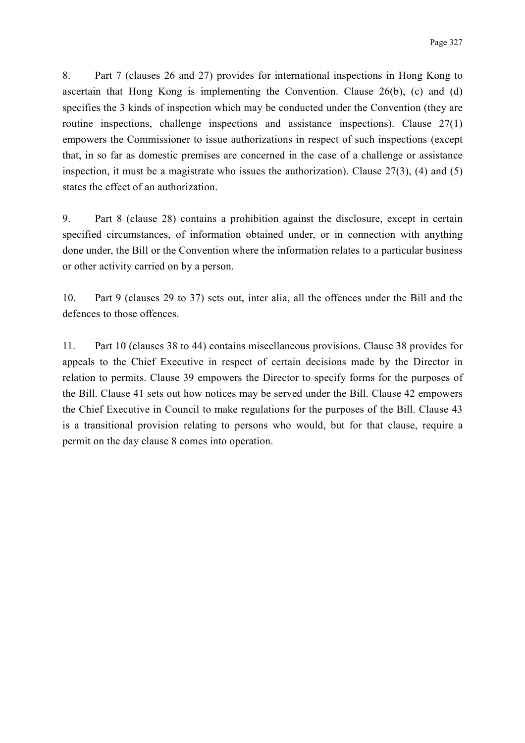8. Part 7 (clauses 26 and 27) provides for international inspections in Hong Kong to ascertain that Hong Kong is implementing the Convention. Clause 26(b), (c) and (d) specifies the 3 kinds of inspection which may be conducted under the Convention (they are routine inspections, challenge inspections and assistance inspections). Clause 27(1) empowers the Commissioner to issue authorizations in respect of such inspections (except that, in so far as domestic premises are concerned in the case of a challenge or assistance inspection, it must be a magistrate who issues the authorization). Clause 27(3), (4) and (5) states the effect of an authorization.

9. Part 8 (clause 28) contains a prohibition against the disclosure, except in certain specified circumstances, of information obtained under, or in connection with anything done under, the Bill or the Convention where the information relates to a particular business or other activity carried on by a person.

10. Part 9 (clauses 29 to 37) sets out, inter alia, all the offences under the Bill and the defences to those offences.

11. Part 10 (clauses 38 to 44) contains miscellaneous provisions. Clause 38 provides for appeals to the Chief Executive in respect of certain decisions made by the Director in relation to permits. Clause 39 empowers the Director to specify forms for the purposes of the Bill. Clause 41 sets out how notices may be served under the Bill. Clause 42 empowers the Chief Executive in Council to make regulations for the purposes of the Bill. Clause 43 is a transitional provision relating to persons who would, but for that clause, require a permit on the day clause 8 comes into operation.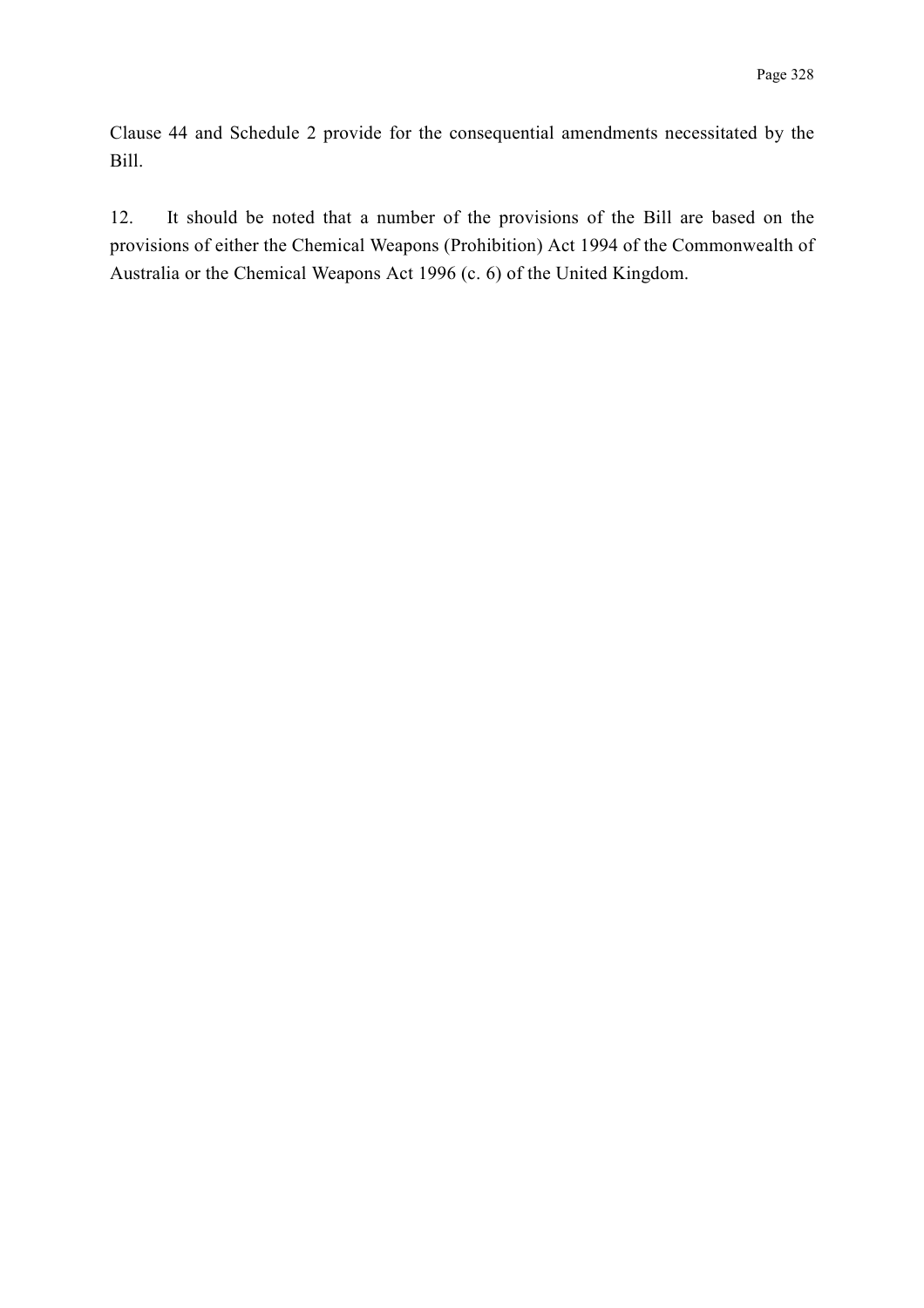Clause 44 and Schedule 2 provide for the consequential amendments necessitated by the Bill.

12. It should be noted that a number of the provisions of the Bill are based on the provisions of either the Chemical Weapons (Prohibition) Act 1994 of the Commonwealth of Australia or the Chemical Weapons Act 1996 (c. 6) of the United Kingdom.